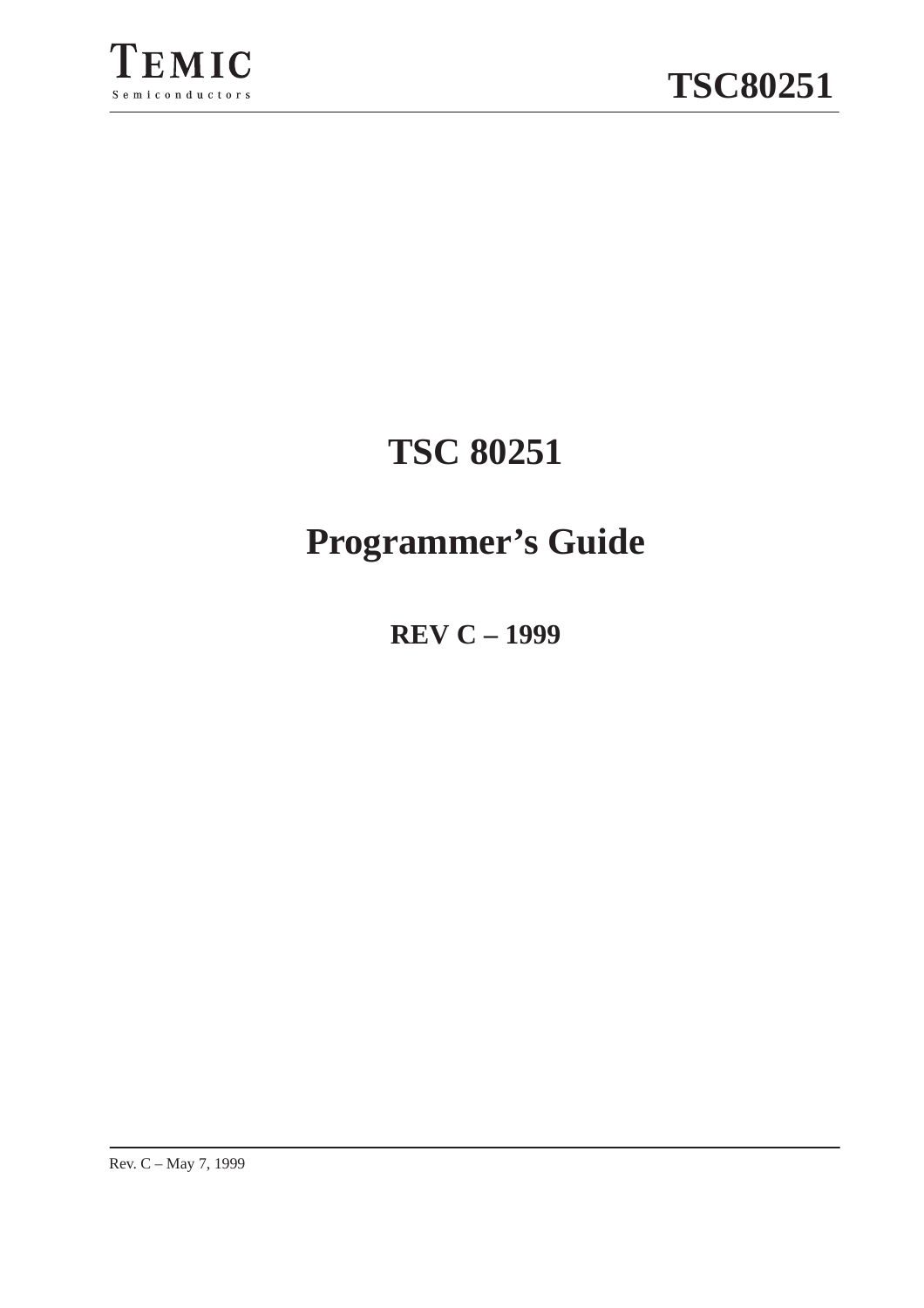# TSC 80251

# Programmer's Guide

**REV C – 1999**

Rev. C – May 7, 1999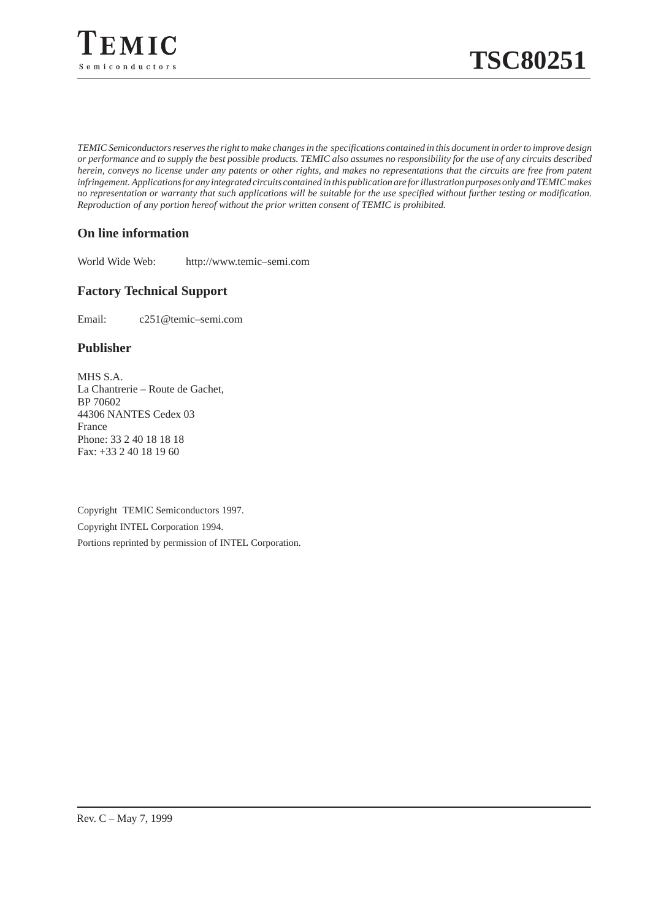*TEMIC Semiconductors reserves the right to make changes in the specifications contained in this document in order to improve design or performance and to supply the best possible products. TEMIC also assumes no responsibility for the use of any circuits described herein, conveys no license under any patents or other rights, and makes no representations that the circuits are free from patent infringement. Applications for any integrated circuits contained in this publication are for illustration purposes only and TEMIC makes no representation or warranty that such applications will be suitable for the use specified without further testing or modification. Reproduction of any portion hereof without the prior written consent of TEMIC is prohibited.*

## On line information

World Wide Web: http://www.temic–semi.com

## Factory Technical Support

Email: c251@temic–semi.com

## Publisher

MHS S.A.
La Chantrerie – Route de Gachet,
BP 70602
44306 NANTES Cedex 03
France
Phone: 33 2 40 18 18 18
Fax: +33 2 40 18 19 60

Copyright TEMIC Semiconductors 1997.

Copyright INTEL Corporation 1994.

Portions reprinted by permission of INTEL Corporation.

Rev. C – May 7, 1999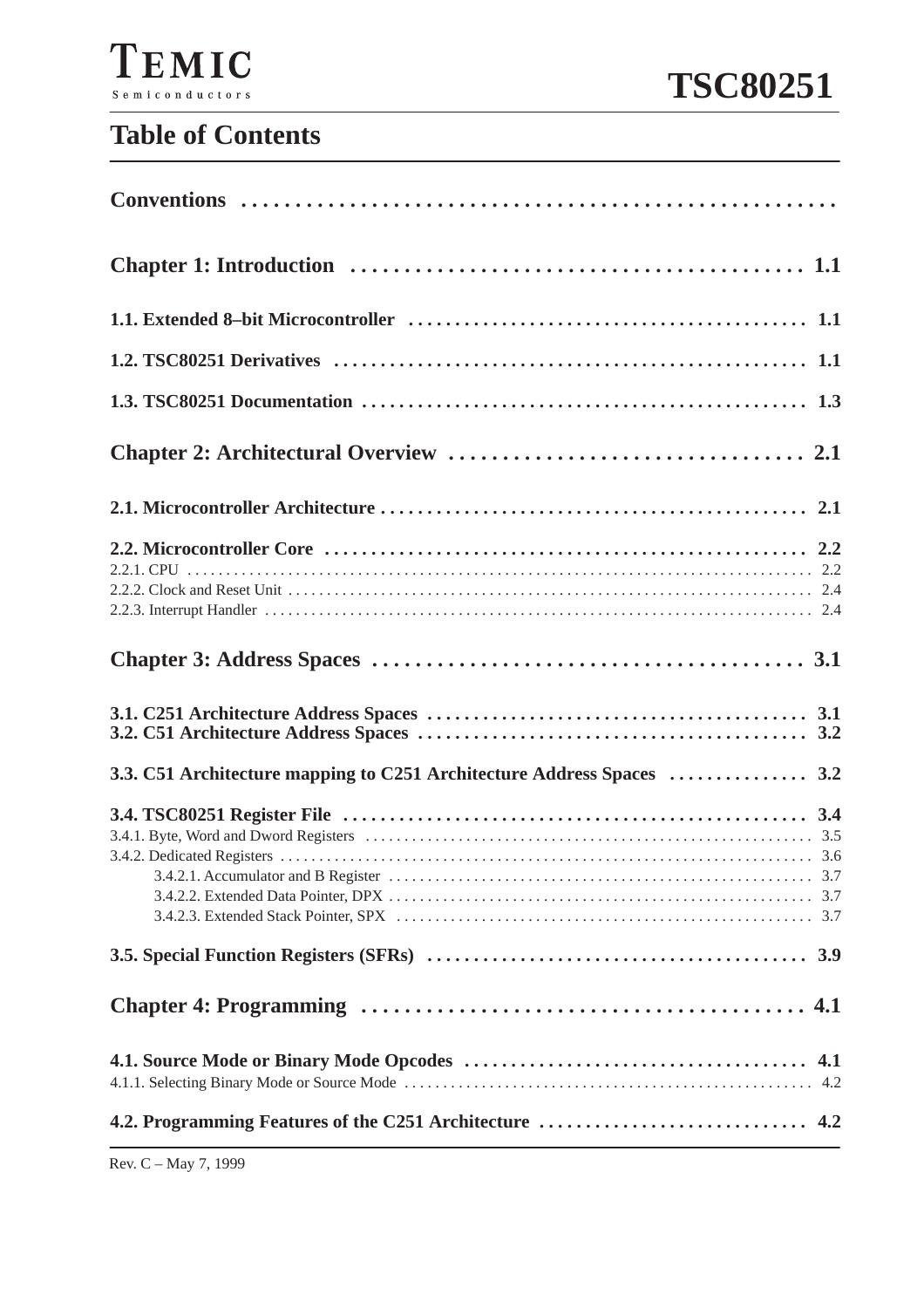# Table of Contents

**Conventions** . . . . . . . . . . . . . . . . . . . . . . . . . . . . . . . . . . . . . . . . . . . . . . . . . . . .

**Chapter 1: Introduction** . . . . . . . . . . . . . . . . . . . . . . . . . . . . . . . . . . . . . . . . 1.1

**1.1. Extended 8–bit Microcontroller** . . . . . . . . . . . . . . . . . . . . . . . . . . . . . . . . . . . . 1.1

**1.2. TSC80251 Derivatives** . . . . . . . . . . . . . . . . . . . . . . . . . . . . . . . . . . . . . . . . . . . 1.1

**1.3. TSC80251 Documentation** . . . . . . . . . . . . . . . . . . . . . . . . . . . . . . . . . . . . . . . . 1.3

**Chapter 2: Architectural Overview** . . . . . . . . . . . . . . . . . . . . . . . . . . . . . . . 2.1

**2.1. Microcontroller Architecture** . . . . . . . . . . . . . . . . . . . . . . . . . . . . . . . . . . . . . . 2.1

**2.2. Microcontroller Core** . . . . . . . . . . . . . . . . . . . . . . . . . . . . . . . . . . . . . . . . . . . . 2.2
2.2.1. CPU . . . . . . . . . . . . . . . . . . . . . . . . . . . . . . . . . . . . . . . . . . . . . . . . . . . . . . . . . . . . 2.2
2.2.2. Clock and Reset Unit . . . . . . . . . . . . . . . . . . . . . . . . . . . . . . . . . . . . . . . . . . . . . . . . . 2.4
2.2.3. Interrupt Handler . . . . . . . . . . . . . . . . . . . . . . . . . . . . . . . . . . . . . . . . . . . . . . . . . . . 2.4

**Chapter 3: Address Spaces** . . . . . . . . . . . . . . . . . . . . . . . . . . . . . . . . . . . . . . 3.1

**3.1. C251 Architecture Address Spaces** . . . . . . . . . . . . . . . . . . . . . . . . . . . . . . . . . 3.1
**3.2. C51 Architecture Address Spaces** . . . . . . . . . . . . . . . . . . . . . . . . . . . . . . . . . . 3.2

**3.3. C51 Architecture mapping to C251 Architecture Address Spaces** . . . . . . . . . . . . . . 3.2

**3.4. TSC80251 Register File** . . . . . . . . . . . . . . . . . . . . . . . . . . . . . . . . . . . . . . . . . . 3.4
3.4.1. Byte, Word and Dword Registers . . . . . . . . . . . . . . . . . . . . . . . . . . . . . . . . . . . . . . . 3.5
3.4.2. Dedicated Registers . . . . . . . . . . . . . . . . . . . . . . . . . . . . . . . . . . . . . . . . . . . . . . . . . 3.6
3.4.2.1. Accumulator and B Register . . . . . . . . . . . . . . . . . . . . . . . . . . . . . . . . . . . . . . . . 3.7
3.4.2.2. Extended Data Pointer, DPX . . . . . . . . . . . . . . . . . . . . . . . . . . . . . . . . . . . . . . . . 3.7
3.4.2.3. Extended Stack Pointer, SPX . . . . . . . . . . . . . . . . . . . . . . . . . . . . . . . . . . . . . . . . 3.7

**3.5. Special Function Registers (SFRs)** . . . . . . . . . . . . . . . . . . . . . . . . . . . . . . . . . . 3.9

**Chapter 4: Programming** . . . . . . . . . . . . . . . . . . . . . . . . . . . . . . . . . . . . . . . . 4.1

**4.1. Source Mode or Binary Mode Opcodes** . . . . . . . . . . . . . . . . . . . . . . . . . . . . . . . 4.1
4.1.1. Selecting Binary Mode or Source Mode . . . . . . . . . . . . . . . . . . . . . . . . . . . . . . . . . . . 4.2

**4.2. Programming Features of the C251 Architecture** . . . . . . . . . . . . . . . . . . . . . . . . 4.2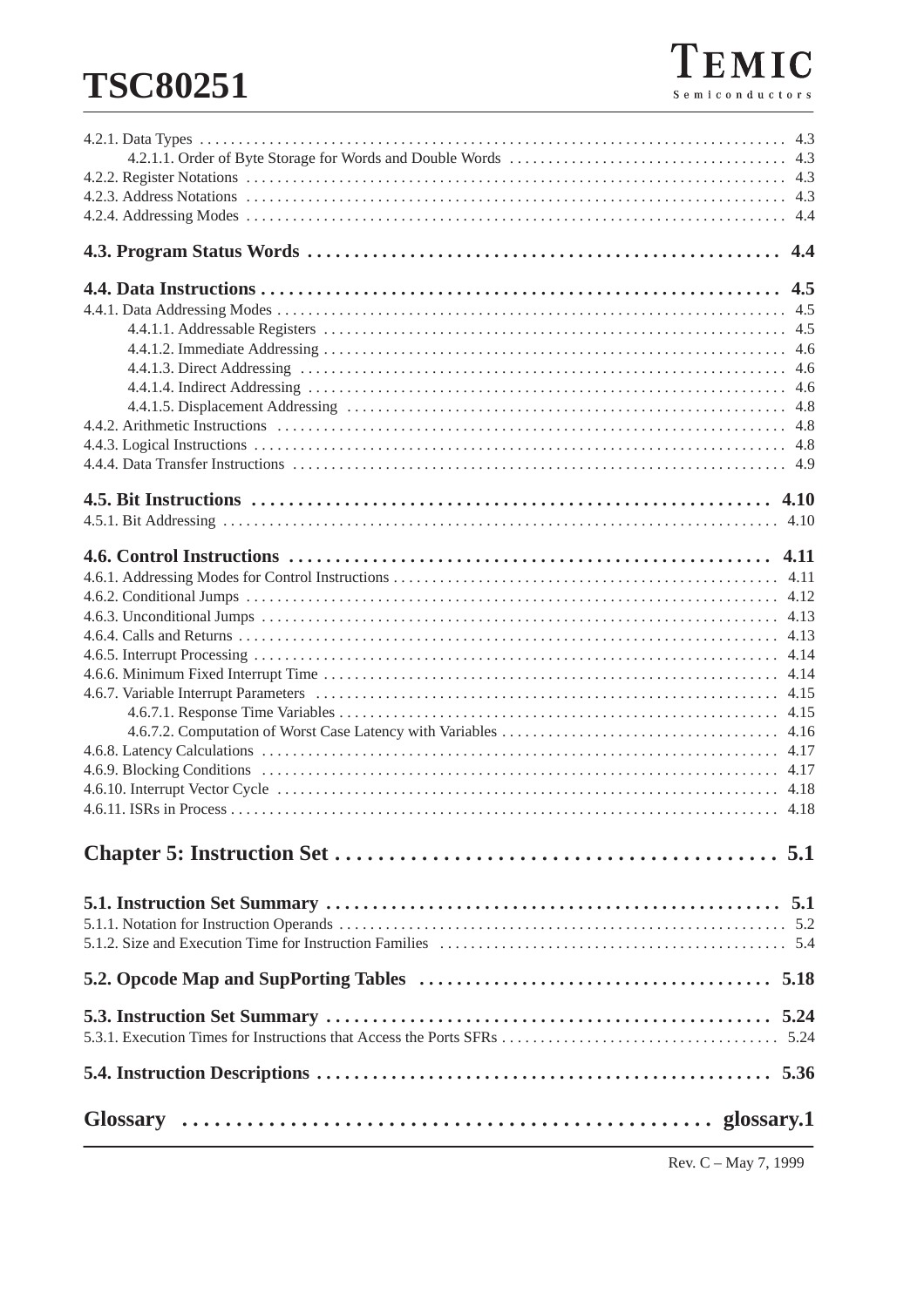4.2.1. Data Types . . . . . . . . . . . . . . . . . . . . . . . . . . . . . . . . . . . . . . . . . . . . . . . . . . . . . . . . . . . . . . . . . . . . . . . . . . . . 4.3
4.2.1.1. Order of Byte Storage for Words and Double Words . . . . . . . . . . . . . . . . . . . . . . . . . . . . . . . . . . . . 4.3
4.2.2. Register Notations . . . . . . . . . . . . . . . . . . . . . . . . . . . . . . . . . . . . . . . . . . . . . . . . . . . . . . . . . . . . . . . . . . . . . . . 4.3
4.2.3. Address Notations . . . . . . . . . . . . . . . . . . . . . . . . . . . . . . . . . . . . . . . . . . . . . . . . . . . . . . . . . . . . . . . . . . . . . . . 4.3
4.2.4. Addressing Modes . . . . . . . . . . . . . . . . . . . . . . . . . . . . . . . . . . . . . . . . . . . . . . . . . . . . . . . . . . . . . . . . . . . . . . . 4.4

**4.3. Program Status Words . . . . . . . . . . . . . . . . . . . . . . . . . . . . . . . . . . . . . . . . . . . . . . . . . . . 4.4**

**4.4. Data Instructions . . . . . . . . . . . . . . . . . . . . . . . . . . . . . . . . . . . . . . . . . . . . . . . . . . . . . . . . 4.5**
4.4.1. Data Addressing Modes . . . . . . . . . . . . . . . . . . . . . . . . . . . . . . . . . . . . . . . . . . . . . . . . . . . . . . . . . . . . . . . . . . . 4.5
4.4.1.1. Addressable Registers . . . . . . . . . . . . . . . . . . . . . . . . . . . . . . . . . . . . . . . . . . . . . . . . . . . . . . . . . . . 4.5
4.4.1.2. Immediate Addressing . . . . . . . . . . . . . . . . . . . . . . . . . . . . . . . . . . . . . . . . . . . . . . . . . . . . . . . . . . . 4.6
4.4.1.3. Direct Addressing . . . . . . . . . . . . . . . . . . . . . . . . . . . . . . . . . . . . . . . . . . . . . . . . . . . . . . . . . . . . . . 4.6
4.4.1.4. Indirect Addressing . . . . . . . . . . . . . . . . . . . . . . . . . . . . . . . . . . . . . . . . . . . . . . . . . . . . . . . . . . . . . 4.6
4.4.1.5. Displacement Addressing . . . . . . . . . . . . . . . . . . . . . . . . . . . . . . . . . . . . . . . . . . . . . . . . . . . . . . . . 4.8
4.4.2. Arithmetic Instructions . . . . . . . . . . . . . . . . . . . . . . . . . . . . . . . . . . . . . . . . . . . . . . . . . . . . . . . . . . . . . . . . . . . 4.8
4.4.3. Logical Instructions . . . . . . . . . . . . . . . . . . . . . . . . . . . . . . . . . . . . . . . . . . . . . . . . . . . . . . . . . . . . . . . . . . . . . 4.8
4.4.4. Data Transfer Instructions . . . . . . . . . . . . . . . . . . . . . . . . . . . . . . . . . . . . . . . . . . . . . . . . . . . . . . . . . . . . . . . . 4.9

**4.5. Bit Instructions . . . . . . . . . . . . . . . . . . . . . . . . . . . . . . . . . . . . . . . . . . . . . . . . . . . . . . . . . 4.10**
4.5.1. Bit Addressing . . . . . . . . . . . . . . . . . . . . . . . . . . . . . . . . . . . . . . . . . . . . . . . . . . . . . . . . . . . . . . . . . . . . . . . . . 4.10

**4.6. Control Instructions . . . . . . . . . . . . . . . . . . . . . . . . . . . . . . . . . . . . . . . . . . . . . . . . . . . . . 4.11**
4.6.1. Addressing Modes for Control Instructions . . . . . . . . . . . . . . . . . . . . . . . . . . . . . . . . . . . . . . . . . . . . . . . . . . 4.11
4.6.2. Conditional Jumps . . . . . . . . . . . . . . . . . . . . . . . . . . . . . . . . . . . . . . . . . . . . . . . . . . . . . . . . . . . . . . . . . . . . . 4.12
4.6.3. Unconditional Jumps . . . . . . . . . . . . . . . . . . . . . . . . . . . . . . . . . . . . . . . . . . . . . . . . . . . . . . . . . . . . . . . . . . . . 4.13
4.6.4. Calls and Returns . . . . . . . . . . . . . . . . . . . . . . . . . . . . . . . . . . . . . . . . . . . . . . . . . . . . . . . . . . . . . . . . . . . . . . . 4.13
4.6.5. Interrupt Processing . . . . . . . . . . . . . . . . . . . . . . . . . . . . . . . . . . . . . . . . . . . . . . . . . . . . . . . . . . . . . . . . . . . . . 4.14
4.6.6. Minimum Fixed Interrupt Time . . . . . . . . . . . . . . . . . . . . . . . . . . . . . . . . . . . . . . . . . . . . . . . . . . . . . . . . . . . . 4.14
4.6.7. Variable Interrupt Parameters . . . . . . . . . . . . . . . . . . . . . . . . . . . . . . . . . . . . . . . . . . . . . . . . . . . . . . . . . . . . . 4.15
4.6.7.1. Response Time Variables . . . . . . . . . . . . . . . . . . . . . . . . . . . . . . . . . . . . . . . . . . . . . . . . . . . . . . . . . 4.15
4.6.7.2. Computation of Worst Case Latency with Variables . . . . . . . . . . . . . . . . . . . . . . . . . . . . . . . . . . . . 4.16
4.6.8. Latency Calculations . . . . . . . . . . . . . . . . . . . . . . . . . . . . . . . . . . . . . . . . . . . . . . . . . . . . . . . . . . . . . . . . . . . . 4.17
4.6.9. Blocking Conditions . . . . . . . . . . . . . . . . . . . . . . . . . . . . . . . . . . . . . . . . . . . . . . . . . . . . . . . . . . . . . . . . . . . . . 4.17
4.6.10. Interrupt Vector Cycle . . . . . . . . . . . . . . . . . . . . . . . . . . . . . . . . . . . . . . . . . . . . . . . . . . . . . . . . . . . . . . . . . . . 4.18
4.6.11. ISRs in Process . . . . . . . . . . . . . . . . . . . . . . . . . . . . . . . . . . . . . . . . . . . . . . . . . . . . . . . . . . . . . . . . . . . . . . . . 4.18

# Chapter 5: Instruction Set . . . . . . . . . . . . . . . . . . . . . . . . . . . . . . . . . . . . . . . . 5.1

**5.1. Instruction Set Summary . . . . . . . . . . . . . . . . . . . . . . . . . . . . . . . . . . . . . . . . . . . . . . . . 5.1**
5.1.1. Notation for Instruction Operands . . . . . . . . . . . . . . . . . . . . . . . . . . . . . . . . . . . . . . . . . . . . . . . . . . . . . . . . . . 5.2
5.1.2. Size and Execution Time for Instruction Families . . . . . . . . . . . . . . . . . . . . . . . . . . . . . . . . . . . . . . . . . . . . . 5.4

**5.2. Opcode Map and SupPorting Tables . . . . . . . . . . . . . . . . . . . . . . . . . . . . . . . . . . . . . 5.18**

**5.3. Instruction Set Summary . . . . . . . . . . . . . . . . . . . . . . . . . . . . . . . . . . . . . . . . . . . . . . . . 5.24**
5.3.1. Execution Times for Instructions that Access the Ports SFRs . . . . . . . . . . . . . . . . . . . . . . . . . . . . . . . . . . . . 5.24

**5.4. Instruction Descriptions . . . . . . . . . . . . . . . . . . . . . . . . . . . . . . . . . . . . . . . . . . . . . . . . . 5.36**

# Glossary . . . . . . . . . . . . . . . . . . . . . . . . . . . . . . . . . . . . . . . . . . . . . . . . . glossary.1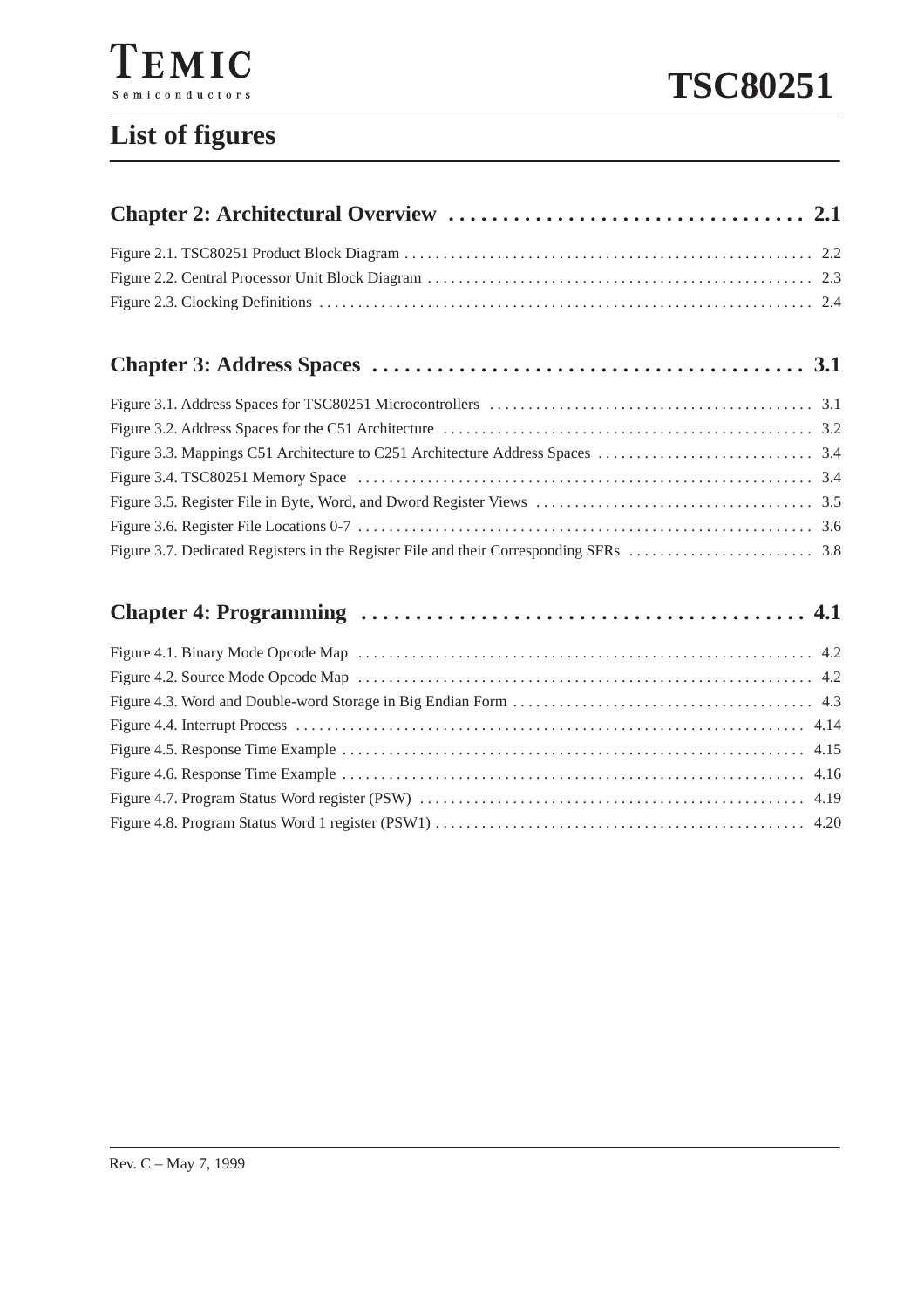# List of figures

## Chapter 2: Architectural Overview . . . . . . . . . . . . . . . . . . . . . . . . . . . . . . . . 2.1

Figure 2.1. TSC80251 Product Block Diagram . . . . . . . . . . . . . . . . . . . . . . . . . . . . . . . . . . . . . . . . . . . . . . . . . . . . 2.2
Figure 2.2. Central Processor Unit Block Diagram . . . . . . . . . . . . . . . . . . . . . . . . . . . . . . . . . . . . . . . . . . . . . . . . . 2.3
Figure 2.3. Clocking Definitions . . . . . . . . . . . . . . . . . . . . . . . . . . . . . . . . . . . . . . . . . . . . . . . . . . . . . . . . . . . . . . . 2.4

## Chapter 3: Address Spaces . . . . . . . . . . . . . . . . . . . . . . . . . . . . . . . . . . . . . . . 3.1

Figure 3.1. Address Spaces for TSC80251 Microcontrollers . . . . . . . . . . . . . . . . . . . . . . . . . . . . . . . . . . . . . . . . . 3.1
Figure 3.2. Address Spaces for the C51 Architecture . . . . . . . . . . . . . . . . . . . . . . . . . . . . . . . . . . . . . . . . . . . . . . . 3.2
Figure 3.3. Mappings C51 Architecture to C251 Architecture Address Spaces . . . . . . . . . . . . . . . . . . . . . . . . . . . 3.4
Figure 3.4. TSC80251 Memory Space . . . . . . . . . . . . . . . . . . . . . . . . . . . . . . . . . . . . . . . . . . . . . . . . . . . . . . . . . . 3.4
Figure 3.5. Register File in Byte, Word, and Dword Register Views . . . . . . . . . . . . . . . . . . . . . . . . . . . . . . . . . . . 3.5
Figure 3.6. Register File Locations 0-7 . . . . . . . . . . . . . . . . . . . . . . . . . . . . . . . . . . . . . . . . . . . . . . . . . . . . . . . . . 3.6
Figure 3.7. Dedicated Registers in the Register File and their Corresponding SFRs . . . . . . . . . . . . . . . . . . . . . . . 3.8

## Chapter 4: Programming . . . . . . . . . . . . . . . . . . . . . . . . . . . . . . . . . . . . . . . . 4.1

Figure 4.1. Binary Mode Opcode Map . . . . . . . . . . . . . . . . . . . . . . . . . . . . . . . . . . . . . . . . . . . . . . . . . . . . . . . . . . 4.2
Figure 4.2. Source Mode Opcode Map . . . . . . . . . . . . . . . . . . . . . . . . . . . . . . . . . . . . . . . . . . . . . . . . . . . . . . . . . . 4.2
Figure 4.3. Word and Double-word Storage in Big Endian Form . . . . . . . . . . . . . . . . . . . . . . . . . . . . . . . . . . . . . . 4.3
Figure 4.4. Interrupt Process . . . . . . . . . . . . . . . . . . . . . . . . . . . . . . . . . . . . . . . . . . . . . . . . . . . . . . . . . . . . . . . . . . 4.14
Figure 4.5. Response Time Example . . . . . . . . . . . . . . . . . . . . . . . . . . . . . . . . . . . . . . . . . . . . . . . . . . . . . . . . . . . . 4.15
Figure 4.6. Response Time Example . . . . . . . . . . . . . . . . . . . . . . . . . . . . . . . . . . . . . . . . . . . . . . . . . . . . . . . . . . . . 4.16
Figure 4.7. Program Status Word register (PSW) . . . . . . . . . . . . . . . . . . . . . . . . . . . . . . . . . . . . . . . . . . . . . . . . . . 4.19
Figure 4.8. Program Status Word 1 register (PSW1) . . . . . . . . . . . . . . . . . . . . . . . . . . . . . . . . . . . . . . . . . . . . . . . . 4.20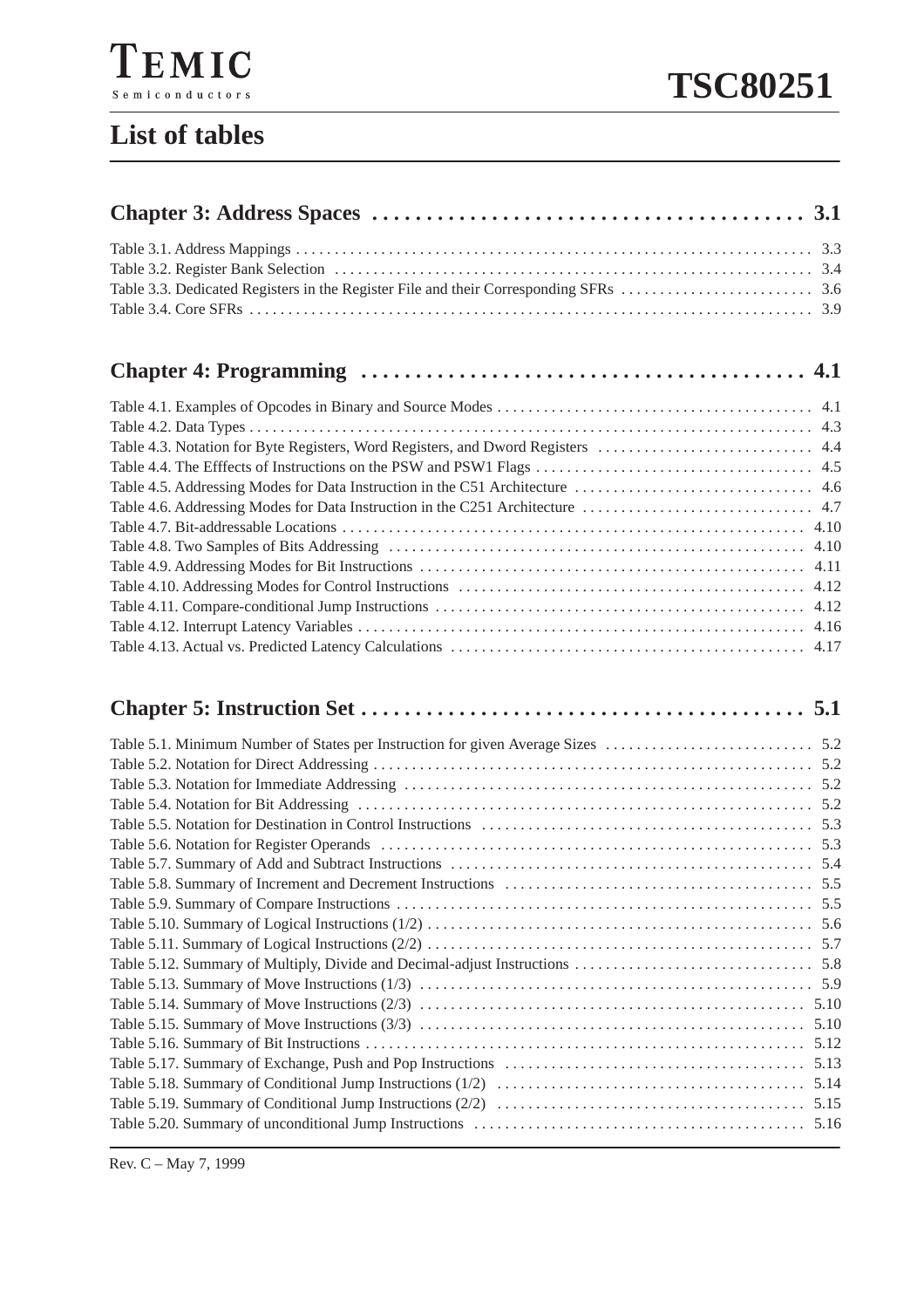# List of tables

## Chapter 3: Address Spaces . . . . . . . . . . . . . . . . . . . . . . . . . . . . . . . . . . . . . . . 3.1

Table 3.1. Address Mappings . . . . . . . . . . . . . . . . . . . . . . . . . . . . . . . . . . . . . . . . . . . . . . . . . . . . . . . . . . . . . . . . 3.3
Table 3.2. Register Bank Selection . . . . . . . . . . . . . . . . . . . . . . . . . . . . . . . . . . . . . . . . . . . . . . . . . . . . . . . . . . . . 3.4
Table 3.3. Dedicated Registers in the Register File and their Corresponding SFRs . . . . . . . . . . . . . . . . . . . . . . . . 3.6
Table 3.4. Core SFRs . . . . . . . . . . . . . . . . . . . . . . . . . . . . . . . . . . . . . . . . . . . . . . . . . . . . . . . . . . . . . . . . . . . . . . . . . 3.9

## Chapter 4: Programming . . . . . . . . . . . . . . . . . . . . . . . . . . . . . . . . . . . . . . . . 4.1

Table 4.1. Examples of Opcodes in Binary and Source Modes . . . . . . . . . . . . . . . . . . . . . . . . . . . . . . . . . . . . . . . . 4.1
Table 4.2. Data Types . . . . . . . . . . . . . . . . . . . . . . . . . . . . . . . . . . . . . . . . . . . . . . . . . . . . . . . . . . . . . . . . . . . . . . . . 4.3
Table 4.3. Notation for Byte Registers, Word Registers, and Dword Registers . . . . . . . . . . . . . . . . . . . . . . . . . . . 4.4
Table 4.4. The Efffects of Instructions on the PSW and PSW1 Flags . . . . . . . . . . . . . . . . . . . . . . . . . . . . . . . . . . . 4.5
Table 4.5. Addressing Modes for Data Instruction in the C51 Architecture . . . . . . . . . . . . . . . . . . . . . . . . . . . . . . . 4.6
Table 4.6. Addressing Modes for Data Instruction in the C251 Architecture . . . . . . . . . . . . . . . . . . . . . . . . . . . . . 4.7
Table 4.7. Bit-addressable Locations . . . . . . . . . . . . . . . . . . . . . . . . . . . . . . . . . . . . . . . . . . . . . . . . . . . . . . . . . . . 4.10
Table 4.8. Two Samples of Bits Addressing . . . . . . . . . . . . . . . . . . . . . . . . . . . . . . . . . . . . . . . . . . . . . . . . . . . . . 4.10
Table 4.9. Addressing Modes for Bit Instructions . . . . . . . . . . . . . . . . . . . . . . . . . . . . . . . . . . . . . . . . . . . . . . . . . . 4.11
Table 4.10. Addressing Modes for Control Instructions . . . . . . . . . . . . . . . . . . . . . . . . . . . . . . . . . . . . . . . . . . . . 4.12
Table 4.11. Compare-conditional Jump Instructions . . . . . . . . . . . . . . . . . . . . . . . . . . . . . . . . . . . . . . . . . . . . . . . 4.12
Table 4.12. Interrupt Latency Variables . . . . . . . . . . . . . . . . . . . . . . . . . . . . . . . . . . . . . . . . . . . . . . . . . . . . . . . . . 4.16
Table 4.13. Actual vs. Predicted Latency Calculations . . . . . . . . . . . . . . . . . . . . . . . . . . . . . . . . . . . . . . . . . . . . . 4.17

## Chapter 5: Instruction Set . . . . . . . . . . . . . . . . . . . . . . . . . . . . . . . . . . . . . . . . 5.1

Table 5.1. Minimum Number of States per Instruction for given Average Sizes . . . . . . . . . . . . . . . . . . . . . . . . . . 5.2
Table 5.2. Notation for Direct Addressing . . . . . . . . . . . . . . . . . . . . . . . . . . . . . . . . . . . . . . . . . . . . . . . . . . . . . . . . 5.2
Table 5.3. Notation for Immediate Addressing . . . . . . . . . . . . . . . . . . . . . . . . . . . . . . . . . . . . . . . . . . . . . . . . . . . . 5.2
Table 5.4. Notation for Bit Addressing . . . . . . . . . . . . . . . . . . . . . . . . . . . . . . . . . . . . . . . . . . . . . . . . . . . . . . . . . . 5.2
Table 5.5. Notation for Destination in Control Instructions . . . . . . . . . . . . . . . . . . . . . . . . . . . . . . . . . . . . . . . . . . 5.3
Table 5.6. Notation for Register Operands . . . . . . . . . . . . . . . . . . . . . . . . . . . . . . . . . . . . . . . . . . . . . . . . . . . . . . . 5.3
Table 5.7. Summary of Add and Subtract Instructions . . . . . . . . . . . . . . . . . . . . . . . . . . . . . . . . . . . . . . . . . . . . . . 5.4
Table 5.8. Summary of Increment and Decrement Instructions . . . . . . . . . . . . . . . . . . . . . . . . . . . . . . . . . . . . . . . 5.5
Table 5.9. Summary of Compare Instructions . . . . . . . . . . . . . . . . . . . . . . . . . . . . . . . . . . . . . . . . . . . . . . . . . . . . . 5.5
Table 5.10. Summary of Logical Instructions (1/2) . . . . . . . . . . . . . . . . . . . . . . . . . . . . . . . . . . . . . . . . . . . . . . . . . 5.6
Table 5.11. Summary of Logical Instructions (2/2) . . . . . . . . . . . . . . . . . . . . . . . . . . . . . . . . . . . . . . . . . . . . . . . . . 5.7
Table 5.12. Summary of Multiply, Divide and Decimal-adjust Instructions . . . . . . . . . . . . . . . . . . . . . . . . . . . . . . 5.8
Table 5.13. Summary of Move Instructions (1/3) . . . . . . . . . . . . . . . . . . . . . . . . . . . . . . . . . . . . . . . . . . . . . . . . . . 5.9
Table 5.14. Summary of Move Instructions (2/3) . . . . . . . . . . . . . . . . . . . . . . . . . . . . . . . . . . . . . . . . . . . . . . . . . . 5.10
Table 5.15. Summary of Move Instructions (3/3) . . . . . . . . . . . . . . . . . . . . . . . . . . . . . . . . . . . . . . . . . . . . . . . . . . 5.10
Table 5.16. Summary of Bit Instructions . . . . . . . . . . . . . . . . . . . . . . . . . . . . . . . . . . . . . . . . . . . . . . . . . . . . . . . . . 5.12
Table 5.17. Summary of Exchange, Push and Pop Instructions . . . . . . . . . . . . . . . . . . . . . . . . . . . . . . . . . . . . . . . 5.13
Table 5.18. Summary of Conditional Jump Instructions (1/2) . . . . . . . . . . . . . . . . . . . . . . . . . . . . . . . . . . . . . . . . 5.14
Table 5.19. Summary of Conditional Jump Instructions (2/2) . . . . . . . . . . . . . . . . . . . . . . . . . . . . . . . . . . . . . . . . 5.15
Table 5.20. Summary of unconditional Jump Instructions . . . . . . . . . . . . . . . . . . . . . . . . . . . . . . . . . . . . . . . . . . . 5.16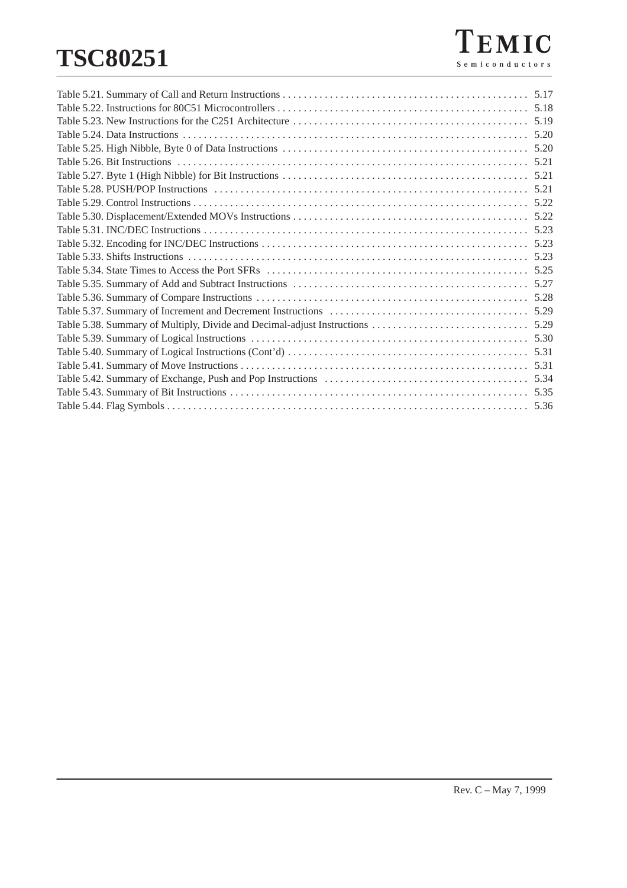Table 5.21. Summary of Call and Return Instructions . . . . . . . . . . . . . . . . . . . . . . . . . . . . . . . . . . . . . . . . . . . . . . 5.17
Table 5.22. Instructions for 80C51 Microcontrollers . . . . . . . . . . . . . . . . . . . . . . . . . . . . . . . . . . . . . . . . . . . . . . . . 5.18
Table 5.23. New Instructions for the C251 Architecture . . . . . . . . . . . . . . . . . . . . . . . . . . . . . . . . . . . . . . . . . . . . 5.19
Table 5.24. Data Instructions . . . . . . . . . . . . . . . . . . . . . . . . . . . . . . . . . . . . . . . . . . . . . . . . . . . . . . . . . . . . . . . . . 5.20
Table 5.25. High Nibble, Byte 0 of Data Instructions . . . . . . . . . . . . . . . . . . . . . . . . . . . . . . . . . . . . . . . . . . . . . . 5.20
Table 5.26. Bit Instructions . . . . . . . . . . . . . . . . . . . . . . . . . . . . . . . . . . . . . . . . . . . . . . . . . . . . . . . . . . . . . . . . . . 5.21
Table 5.27. Byte 1 (High Nibble) for Bit Instructions . . . . . . . . . . . . . . . . . . . . . . . . . . . . . . . . . . . . . . . . . . . . . . 5.21
Table 5.28. PUSH/POP Instructions . . . . . . . . . . . . . . . . . . . . . . . . . . . . . . . . . . . . . . . . . . . . . . . . . . . . . . . . . . . 5.21
Table 5.29. Control Instructions . . . . . . . . . . . . . . . . . . . . . . . . . . . . . . . . . . . . . . . . . . . . . . . . . . . . . . . . . . . . . . . 5.22
Table 5.30. Displacement/Extended MOVs Instructions . . . . . . . . . . . . . . . . . . . . . . . . . . . . . . . . . . . . . . . . . . . . 5.22
Table 5.31. INC/DEC Instructions . . . . . . . . . . . . . . . . . . . . . . . . . . . . . . . . . . . . . . . . . . . . . . . . . . . . . . . . . . . . . 5.23
Table 5.32. Encoding for INC/DEC Instructions . . . . . . . . . . . . . . . . . . . . . . . . . . . . . . . . . . . . . . . . . . . . . . . . . . 5.23
Table 5.33. Shifts Instructions . . . . . . . . . . . . . . . . . . . . . . . . . . . . . . . . . . . . . . . . . . . . . . . . . . . . . . . . . . . . . . . . 5.23
Table 5.34. State Times to Access the Port SFRs . . . . . . . . . . . . . . . . . . . . . . . . . . . . . . . . . . . . . . . . . . . . . . . . . 5.25
Table 5.35. Summary of Add and Subtract Instructions . . . . . . . . . . . . . . . . . . . . . . . . . . . . . . . . . . . . . . . . . . . . 5.27
Table 5.36. Summary of Compare Instructions . . . . . . . . . . . . . . . . . . . . . . . . . . . . . . . . . . . . . . . . . . . . . . . . . . . 5.28
Table 5.37. Summary of Increment and Decrement Instructions . . . . . . . . . . . . . . . . . . . . . . . . . . . . . . . . . . . . . 5.29
Table 5.38. Summary of Multiply, Divide and Decimal-adjust Instructions . . . . . . . . . . . . . . . . . . . . . . . . . . . . . 5.29
Table 5.39. Summary of Logical Instructions . . . . . . . . . . . . . . . . . . . . . . . . . . . . . . . . . . . . . . . . . . . . . . . . . . . . 5.30
Table 5.40. Summary of Logical Instructions (Cont'd) . . . . . . . . . . . . . . . . . . . . . . . . . . . . . . . . . . . . . . . . . . . . . 5.31
Table 5.41. Summary of Move Instructions . . . . . . . . . . . . . . . . . . . . . . . . . . . . . . . . . . . . . . . . . . . . . . . . . . . . . . 5.31
Table 5.42. Summary of Exchange, Push and Pop Instructions . . . . . . . . . . . . . . . . . . . . . . . . . . . . . . . . . . . . . . 5.34
Table 5.43. Summary of Bit Instructions . . . . . . . . . . . . . . . . . . . . . . . . . . . . . . . . . . . . . . . . . . . . . . . . . . . . . . . . 5.35
Table 5.44. Flag Symbols . . . . . . . . . . . . . . . . . . . . . . . . . . . . . . . . . . . . . . . . . . . . . . . . . . . . . . . . . . . . . . . . . . . . 5.36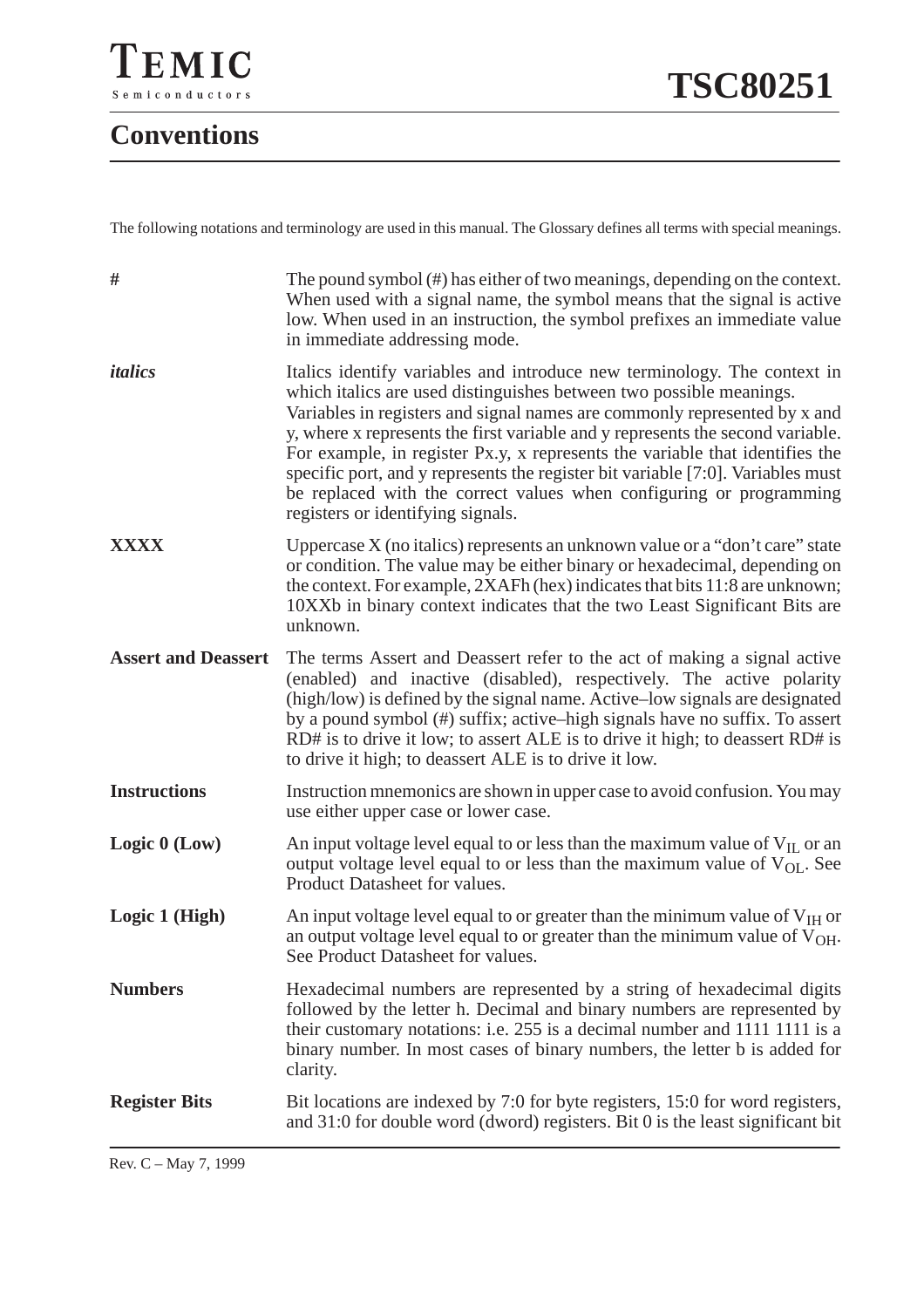# Conventions

The following notations and terminology are used in this manual. The Glossary defines all terms with special meanings.

**#** The pound symbol (#) has either of two meanings, depending on the context. When used with a signal name, the symbol means that the signal is active low. When used in an instruction, the symbol prefixes an immediate value in immediate addressing mode.

***italics*** Italics identify variables and introduce new terminology. The context in which italics are used distinguishes between two possible meanings. Variables in registers and signal names are commonly represented by x and y, where x represents the first variable and y represents the second variable. For example, in register Px.y, x represents the variable that identifies the specific port, and y represents the register bit variable [7:0]. Variables must be replaced with the correct values when configuring or programming registers or identifying signals.

**XXXX** Uppercase X (no italics) represents an unknown value or a "don't care" state or condition. The value may be either binary or hexadecimal, depending on the context. For example, 2XAFh (hex) indicates that bits 11:8 are unknown; 10XXb in binary context indicates that the two Least Significant Bits are unknown.

**Assert and Deassert** The terms Assert and Deassert refer to the act of making a signal active (enabled) and inactive (disabled), respectively. The active polarity (high/low) is defined by the signal name. Active–low signals are designated by a pound symbol (#) suffix; active–high signals have no suffix. To assert RD# is to drive it low; to assert ALE is to drive it high; to deassert RD# is to drive it high; to deassert ALE is to drive it low.

**Instructions** Instruction mnemonics are shown in upper case to avoid confusion. You may use either upper case or lower case.

**Logic 0 (Low)** An input voltage level equal to or less than the maximum value of $V_{IL}$ or an output voltage level equal to or less than the maximum value of $V_{OL}$. See Product Datasheet for values.

**Logic 1 (High)** An input voltage level equal to or greater than the minimum value of $V_{IH}$ or an output voltage level equal to or greater than the minimum value of $V_{OH}$. See Product Datasheet for values.

**Numbers** Hexadecimal numbers are represented by a string of hexadecimal digits followed by the letter h. Decimal and binary numbers are represented by their customary notations: i.e. 255 is a decimal number and 1111 1111 is a binary number. In most cases of binary numbers, the letter b is added for clarity.

**Register Bits** Bit locations are indexed by 7:0 for byte registers, 15:0 for word registers, and 31:0 for double word (dword) registers. Bit 0 is the least significant bit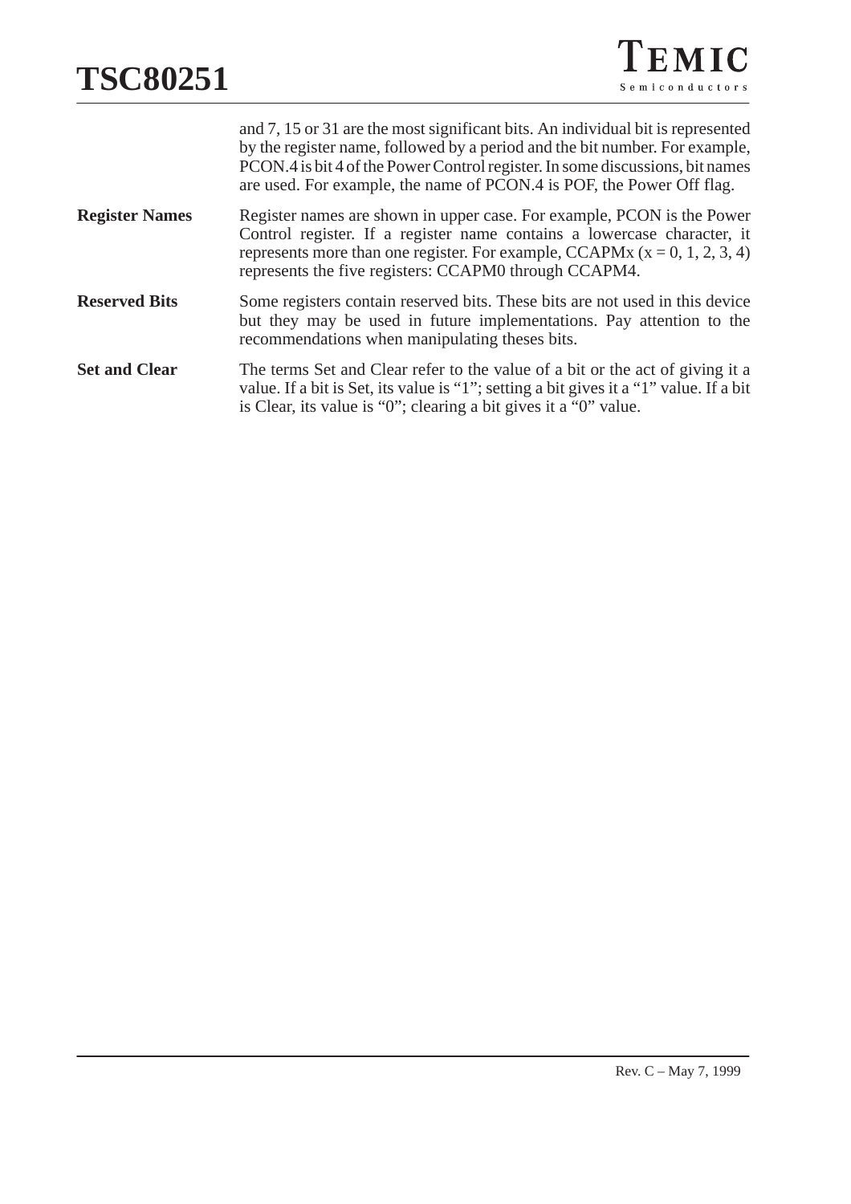and 7, 15 or 31 are the most significant bits. An individual bit is represented by the register name, followed by a period and the bit number. For example, PCON.4 is bit 4 of the Power Control register. In some discussions, bit names are used. For example, the name of PCON.4 is POF, the Power Off flag.

**Register Names**

Register names are shown in upper case. For example, PCON is the Power Control register. If a register name contains a lowercase character, it represents more than one register. For example, CCAPMx (x = 0, 1, 2, 3, 4) represents the five registers: CCAPM0 through CCAPM4.

**Reserved Bits**

Some registers contain reserved bits. These bits are not used in this device but they may be used in future implementations. Pay attention to the recommendations when manipulating theses bits.

**Set and Clear**

The terms Set and Clear refer to the value of a bit or the act of giving it a value. If a bit is Set, its value is “1”; setting a bit gives it a “1” value. If a bit is Clear, its value is “0”; clearing a bit gives it a “0” value.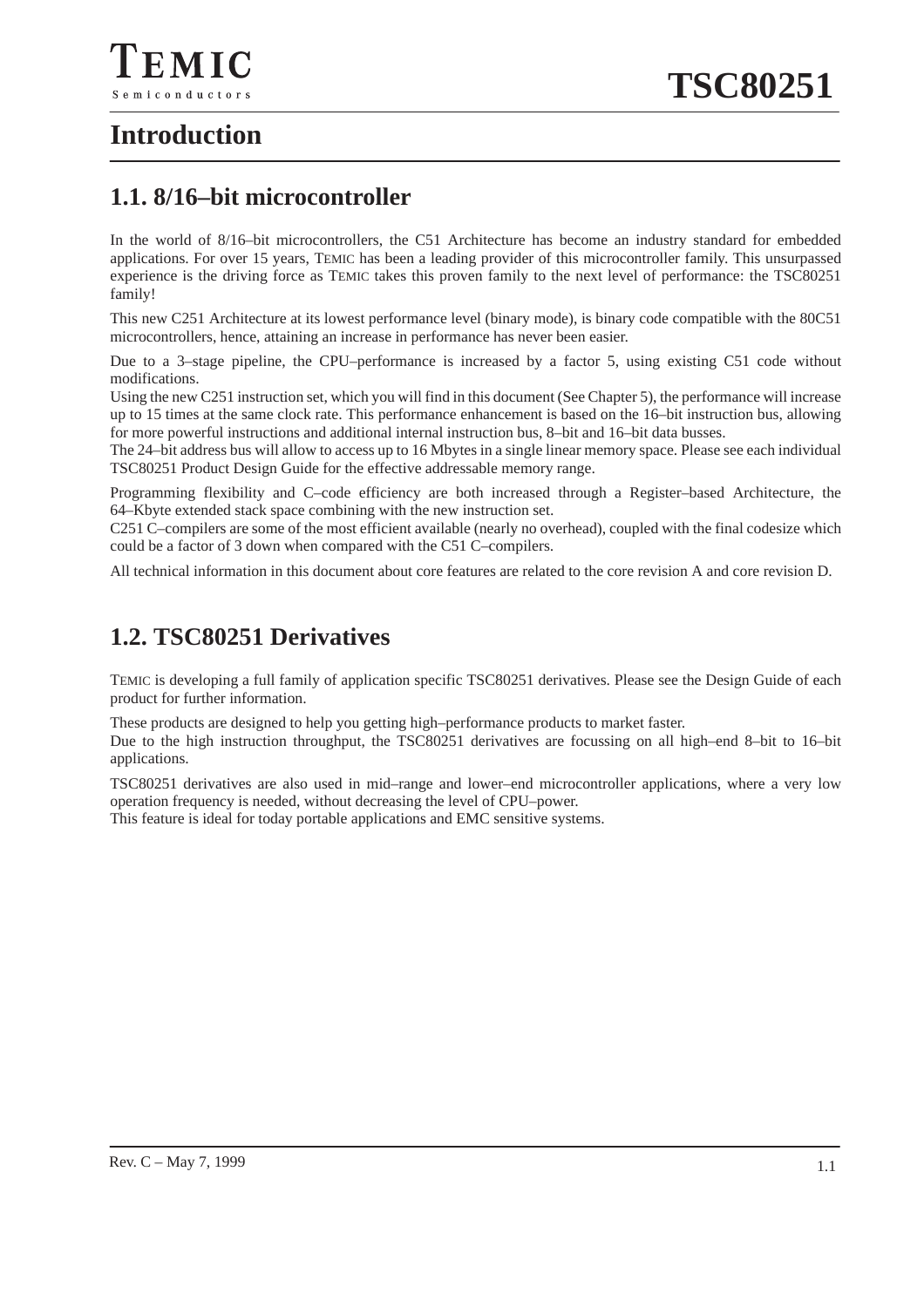# Introduction

## 1.1. 8/16–bit microcontroller

In the world of 8/16–bit microcontrollers, the C51 Architecture has become an industry standard for embedded applications. For over 15 years, TEMIC has been a leading provider of this microcontroller family. This unsurpassed experience is the driving force as TEMIC takes this proven family to the next level of performance: the TSC80251 family!

This new C251 Architecture at its lowest performance level (binary mode), is binary code compatible with the 80C51 microcontrollers, hence, attaining an increase in performance has never been easier.

Due to a 3–stage pipeline, the CPU–performance is increased by a factor 5, using existing C51 code without modifications.

Using the new C251 instruction set, which you will find in this document (See Chapter 5), the performance will increase up to 15 times at the same clock rate. This performance enhancement is based on the 16–bit instruction bus, allowing for more powerful instructions and additional internal instruction bus, 8–bit and 16–bit data busses.

The 24–bit address bus will allow to access up to 16 Mbytes in a single linear memory space. Please see each individual TSC80251 Product Design Guide for the effective addressable memory range.

Programming flexibility and C–code efficiency are both increased through a Register–based Architecture, the 64–Kbyte extended stack space combining with the new instruction set.

C251 C–compilers are some of the most efficient available (nearly no overhead), coupled with the final codesize which could be a factor of 3 down when compared with the C51 C–compilers.

All technical information in this document about core features are related to the core revision A and core revision D.

## 1.2. TSC80251 Derivatives

TEMIC is developing a full family of application specific TSC80251 derivatives. Please see the Design Guide of each product for further information.

These products are designed to help you getting high–performance products to market faster.

Due to the high instruction throughput, the TSC80251 derivatives are focussing on all high–end 8–bit to 16–bit applications.

TSC80251 derivatives are also used in mid–range and lower–end microcontroller applications, where a very low operation frequency is needed, without decreasing the level of CPU–power.

This feature is ideal for today portable applications and EMC sensitive systems.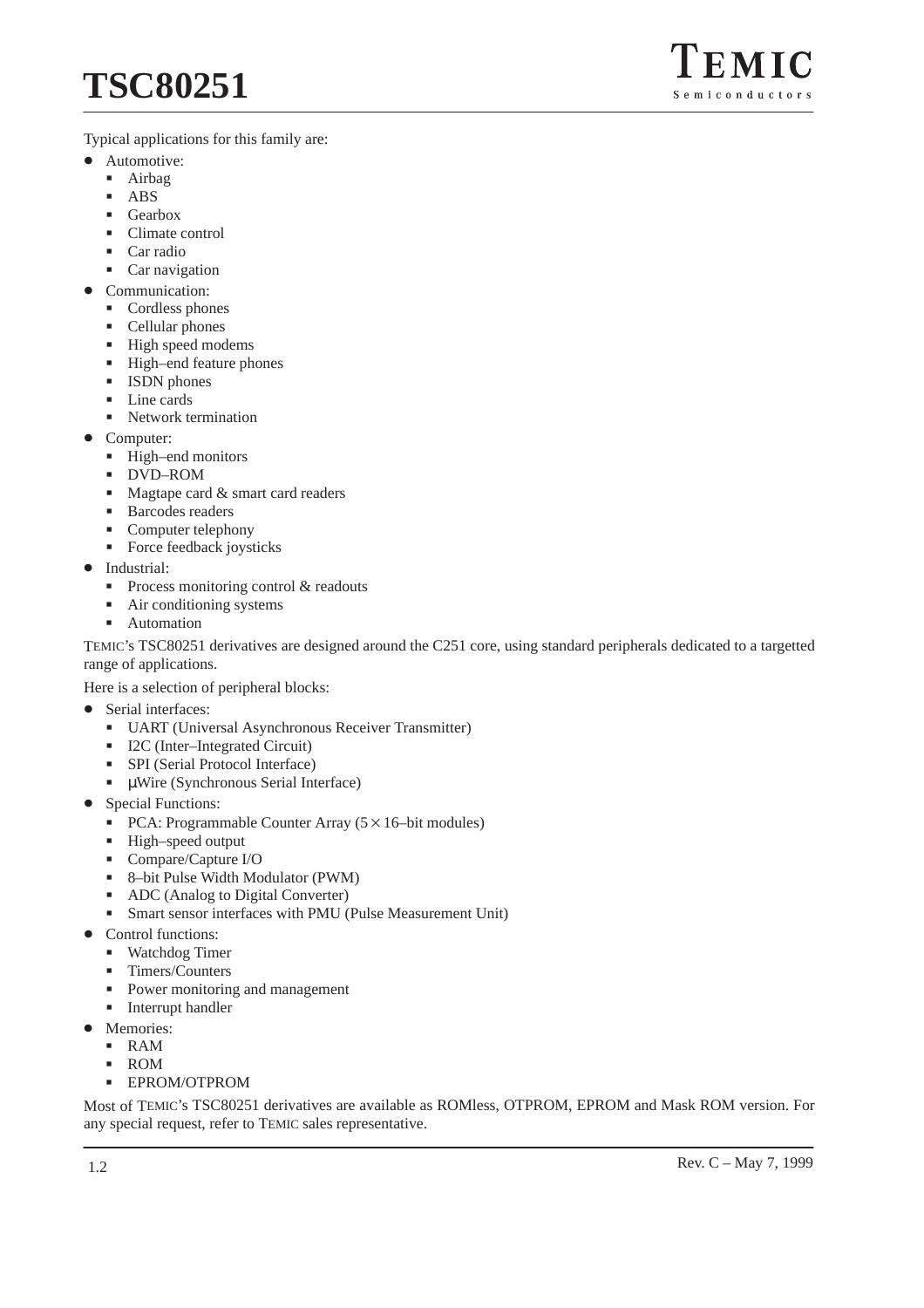Typical applications for this family are:

- Automotive:
  - Airbag
  - ABS
  - Gearbox
  - Climate control
  - Car radio
  - Car navigation
- Communication:
  - Cordless phones
  - Cellular phones
  - High speed modems
  - High–end feature phones
  - ISDN phones
  - Line cards
  - Network termination
- Computer:
  - High–end monitors
  - DVD–ROM
  - Magtape card & smart card readers
  - Barcodes readers
  - Computer telephony
  - Force feedback joysticks
- Industrial:
  - Process monitoring control & readouts
  - Air conditioning systems
  - Automation

TEMIC's TSC80251 derivatives are designed around the C251 core, using standard peripherals dedicated to a targetted range of applications.

Here is a selection of peripheral blocks:

- Serial interfaces:
  - UART (Universal Asynchronous Receiver Transmitter)
  - I2C (Inter–Integrated Circuit)
  - SPI (Serial Protocol Interface)
  - μWire (Synchronous Serial Interface)
- Special Functions:
  - PCA: Programmable Counter Array ($5 \times 16$–bit modules)
  - High–speed output
  - Compare/Capture I/O
  - 8–bit Pulse Width Modulator (PWM)
  - ADC (Analog to Digital Converter)
  - Smart sensor interfaces with PMU (Pulse Measurement Unit)
- Control functions:
  - Watchdog Timer
  - Timers/Counters
  - Power monitoring and management
  - Interrupt handler
- Memories:
  - RAM
  - ROM
  - EPROM/OTPROM

Most of TEMIC's TSC80251 derivatives are available as ROMless, OTPROM, EPROM and Mask ROM version. For any special request, refer to TEMIC sales representative.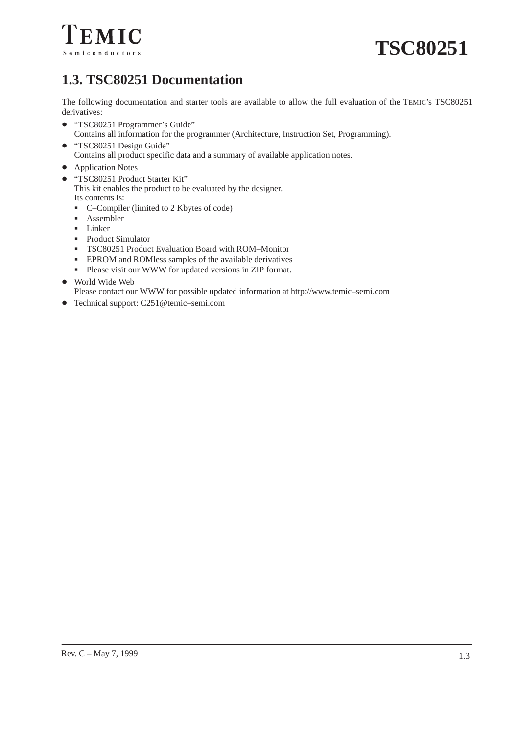## 1.3. TSC80251 Documentation

The following documentation and starter tools are available to allow the full evaluation of the TEMIC's TSC80251 derivatives:

- "TSC80251 Programmer's Guide"
  Contains all information for the programmer (Architecture, Instruction Set, Programming).
- "TSC80251 Design Guide"
  Contains all product specific data and a summary of available application notes.
- Application Notes
- "TSC80251 Product Starter Kit"
  This kit enables the product to be evaluated by the designer.
  Its contents is:
  - C–Compiler (limited to 2 Kbytes of code)
  - Assembler
  - Linker
  - Product Simulator
  - TSC80251 Product Evaluation Board with ROM–Monitor
  - EPROM and ROMless samples of the available derivatives
  - Please visit our WWW for updated versions in ZIP format.
- World Wide Web
  Please contact our WWW for possible updated information at http://www.temic–semi.com
- Technical support: C251@temic–semi.com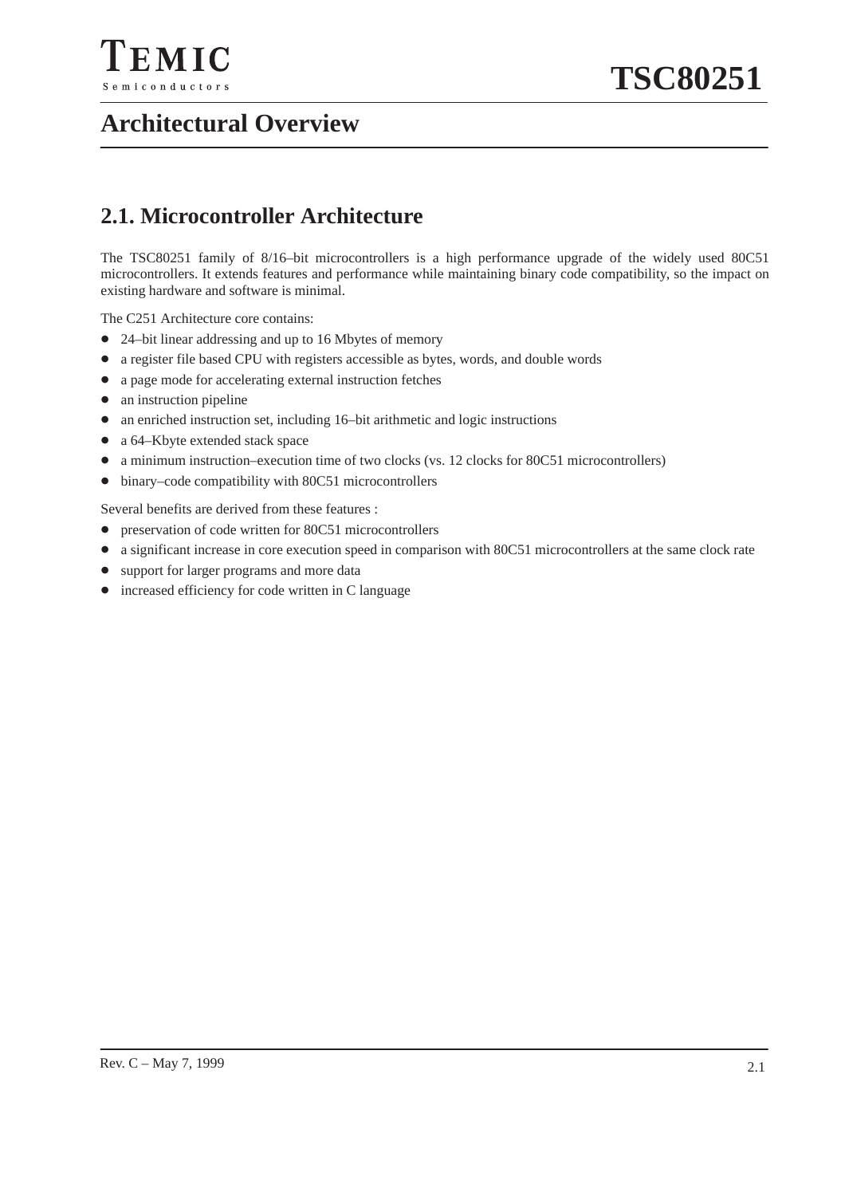# Architectural Overview

## 2.1. Microcontroller Architecture

The TSC80251 family of 8/16–bit microcontrollers is a high performance upgrade of the widely used 80C51 microcontrollers. It extends features and performance while maintaining binary code compatibility, so the impact on existing hardware and software is minimal.

The C251 Architecture core contains:

- 24–bit linear addressing and up to 16 Mbytes of memory
- a register file based CPU with registers accessible as bytes, words, and double words
- a page mode for accelerating external instruction fetches
- an instruction pipeline
- an enriched instruction set, including 16–bit arithmetic and logic instructions
- a 64–Kbyte extended stack space
- a minimum instruction–execution time of two clocks (vs. 12 clocks for 80C51 microcontrollers)
- binary–code compatibility with 80C51 microcontrollers

Several benefits are derived from these features :

- preservation of code written for 80C51 microcontrollers
- a significant increase in core execution speed in comparison with 80C51 microcontrollers at the same clock rate
- support for larger programs and more data
- increased efficiency for code written in C language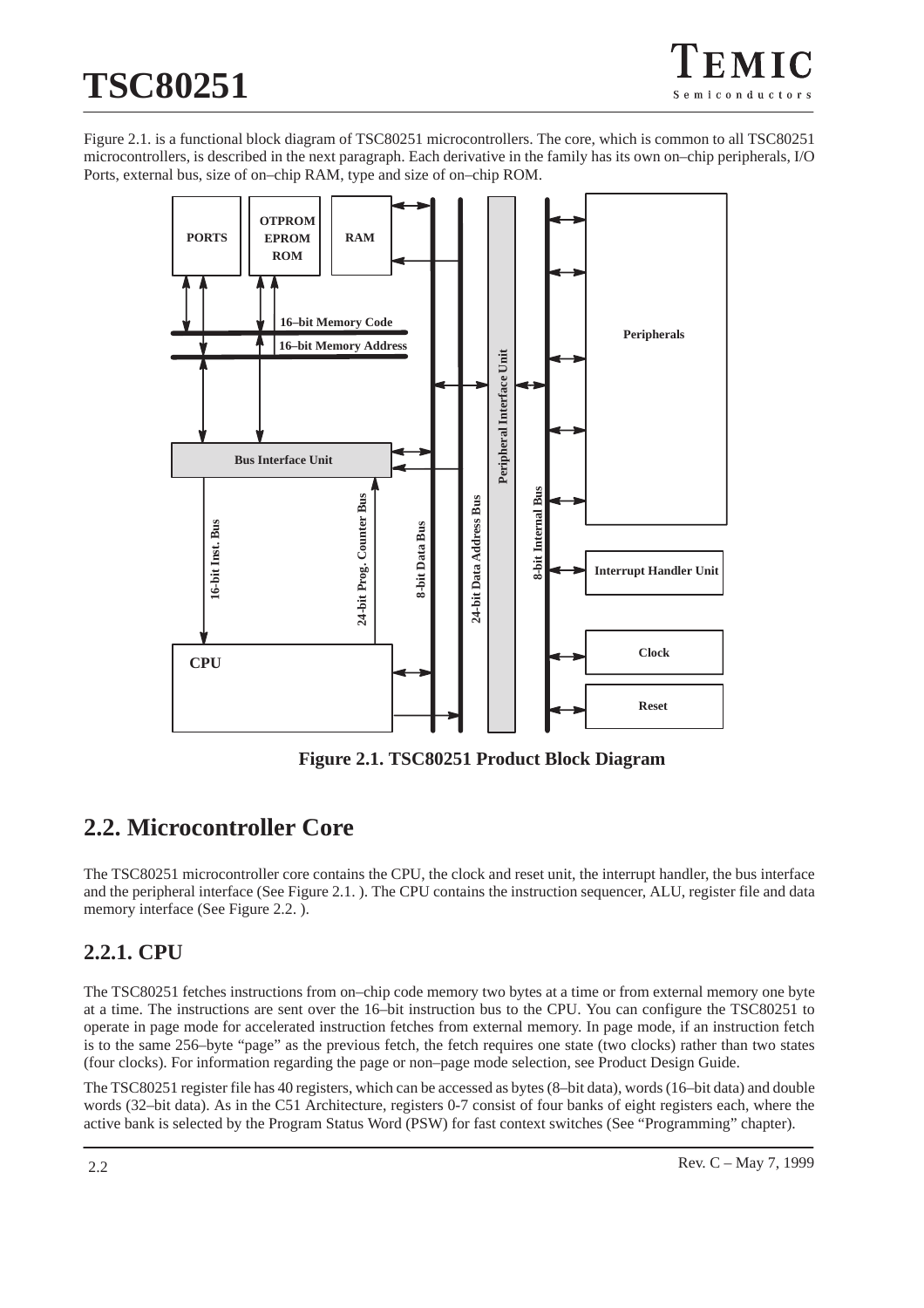Figure 2.1. is a functional block diagram of TSC80251 microcontrollers. The core, which is common to all TSC80251 microcontrollers, is described in the next paragraph. Each derivative in the family has its own on–chip peripherals, I/O Ports, external bus, size of on–chip RAM, type and size of on–chip ROM.

**Figure 2.1. TSC80251 Product Block Diagram**

## 2.2. Microcontroller Core

The TSC80251 microcontroller core contains the CPU, the clock and reset unit, the interrupt handler, the bus interface and the peripheral interface (See Figure 2.1. ). The CPU contains the instruction sequencer, ALU, register file and data memory interface (See Figure 2.2. ).

### 2.2.1. CPU

The TSC80251 fetches instructions from on–chip code memory two bytes at a time or from external memory one byte at a time. The instructions are sent over the 16–bit instruction bus to the CPU. You can configure the TSC80251 to operate in page mode for accelerated instruction fetches from external memory. In page mode, if an instruction fetch is to the same 256–byte "page" as the previous fetch, the fetch requires one state (two clocks) rather than two states (four clocks). For information regarding the page or non–page mode selection, see Product Design Guide.

The TSC80251 register file has 40 registers, which can be accessed as bytes (8–bit data), words (16–bit data) and double words (32–bit data). As in the C51 Architecture, registers 0-7 consist of four banks of eight registers each, where the active bank is selected by the Program Status Word (PSW) for fast context switches (See "Programming" chapter).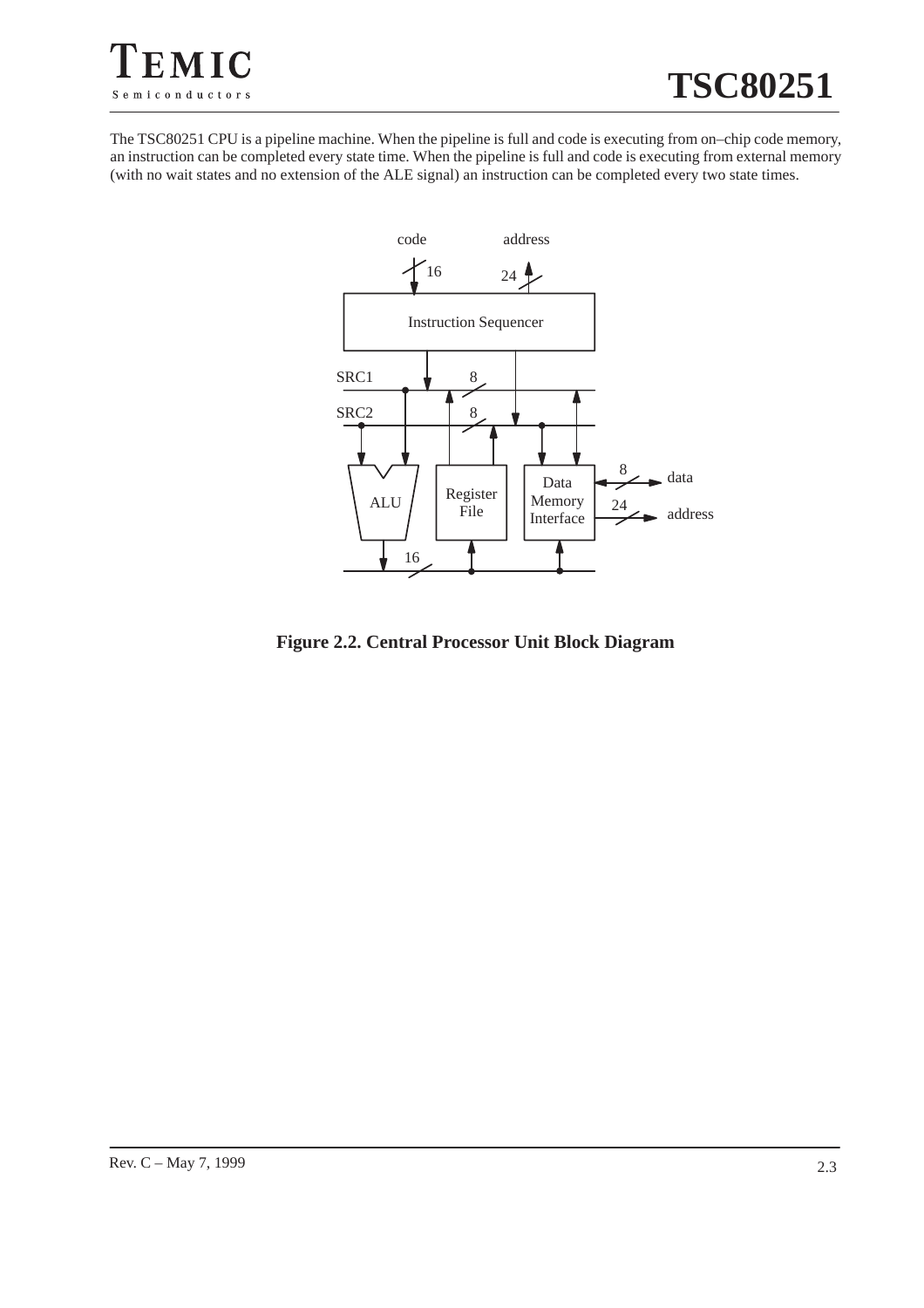The TSC80251 CPU is a pipeline machine. When the pipeline is full and code is executing from on–chip code memory, an instruction can be completed every state time. When the pipeline is full and code is executing from external memory (with no wait states and no extension of the ALE signal) an instruction can be completed every two state times.

**Figure 2.2. Central Processor Unit Block Diagram**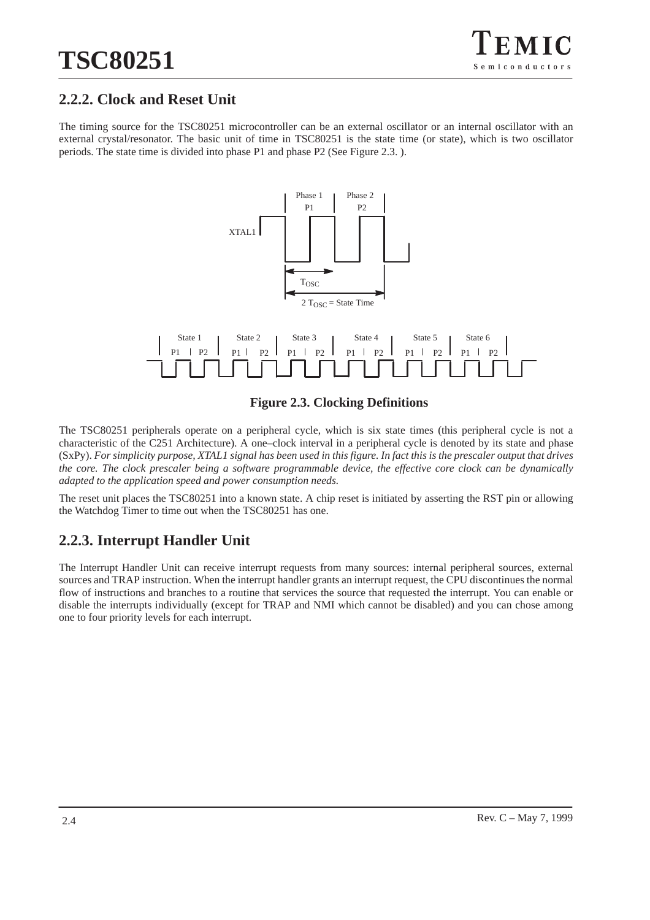## 2.2.2. Clock and Reset Unit

The timing source for the TSC80251 microcontroller can be an external oscillator or an internal oscillator with an external crystal/resonator. The basic unit of time in TSC80251 is the state time (or state), which is two oscillator periods. The state time is divided into phase P1 and phase P2 (See Figure 2.3. ).

**Figure 2.3. Clocking Definitions**

The TSC80251 peripherals operate on a peripheral cycle, which is six state times (this peripheral cycle is not a characteristic of the C251 Architecture). A one–clock interval in a peripheral cycle is denoted by its state and phase (SxPy). *For simplicity purpose, XTAL1 signal has been used in this figure. In fact this is the prescaler output that drives the core. The clock prescaler being a software programmable device, the effective core clock can be dynamically adapted to the application speed and power consumption needs.*

The reset unit places the TSC80251 into a known state. A chip reset is initiated by asserting the RST pin or allowing the Watchdog Timer to time out when the TSC80251 has one.

## 2.2.3. Interrupt Handler Unit

The Interrupt Handler Unit can receive interrupt requests from many sources: internal peripheral sources, external sources and TRAP instruction. When the interrupt handler grants an interrupt request, the CPU discontinues the normal flow of instructions and branches to a routine that services the source that requested the interrupt. You can enable or disable the interrupts individually (except for TRAP and NMI which cannot be disabled) and you can chose among one to four priority levels for each interrupt.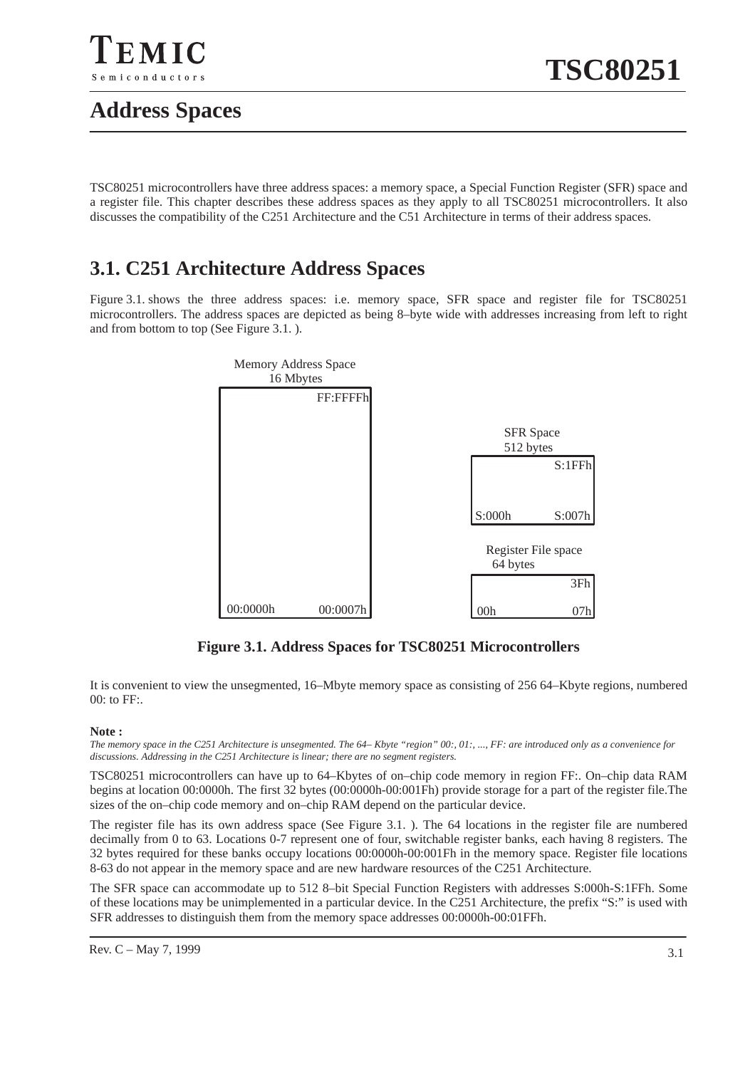# Address Spaces

TSC80251 microcontrollers have three address spaces: a memory space, a Special Function Register (SFR) space and a register file. This chapter describes these address spaces as they apply to all TSC80251 microcontrollers. It also discusses the compatibility of the C251 Architecture and the C51 Architecture in terms of their address spaces.

## 3.1. C251 Architecture Address Spaces

Figure 3.1. shows the three address spaces: i.e. memory space, SFR space and register file for TSC80251 microcontrollers. The address spaces are depicted as being 8–byte wide with addresses increasing from left to right and from bottom to top (See Figure 3.1. ).

Memory Address Space
16 Mbytes
FF:FFFFh
00:0000h 00:0007h

SFR Space
512 bytes
S:1FFh
S:000h S:007h

Register File space
64 bytes
3Fh
00h 07h

**Figure 3.1. Address Spaces for TSC80251 Microcontrollers**

It is convenient to view the unsegmented, 16–Mbyte memory space as consisting of 256 64–Kbyte regions, numbered 00: to FF:.

**Note :**

*The memory space in the C251 Architecture is unsegmented. The 64– Kbyte "region" 00:, 01:, ..., FF: are introduced only as a convenience for discussions. Addressing in the C251 Architecture is linear; there are no segment registers.*

TSC80251 microcontrollers can have up to 64–Kbytes of on–chip code memory in region FF:. On–chip data RAM begins at location 00:0000h. The first 32 bytes (00:0000h-00:001Fh) provide storage for a part of the register file.The sizes of the on–chip code memory and on–chip RAM depend on the particular device.

The register file has its own address space (See Figure 3.1. ). The 64 locations in the register file are numbered decimally from 0 to 63. Locations 0-7 represent one of four, switchable register banks, each having 8 registers. The 32 bytes required for these banks occupy locations 00:0000h-00:001Fh in the memory space. Register file locations 8-63 do not appear in the memory space and are new hardware resources of the C251 Architecture.

The SFR space can accommodate up to 512 8–bit Special Function Registers with addresses S:000h-S:1FFh. Some of these locations may be unimplemented in a particular device. In the C251 Architecture, the prefix "S:" is used with SFR addresses to distinguish them from the memory space addresses 00:0000h-00:01FFh.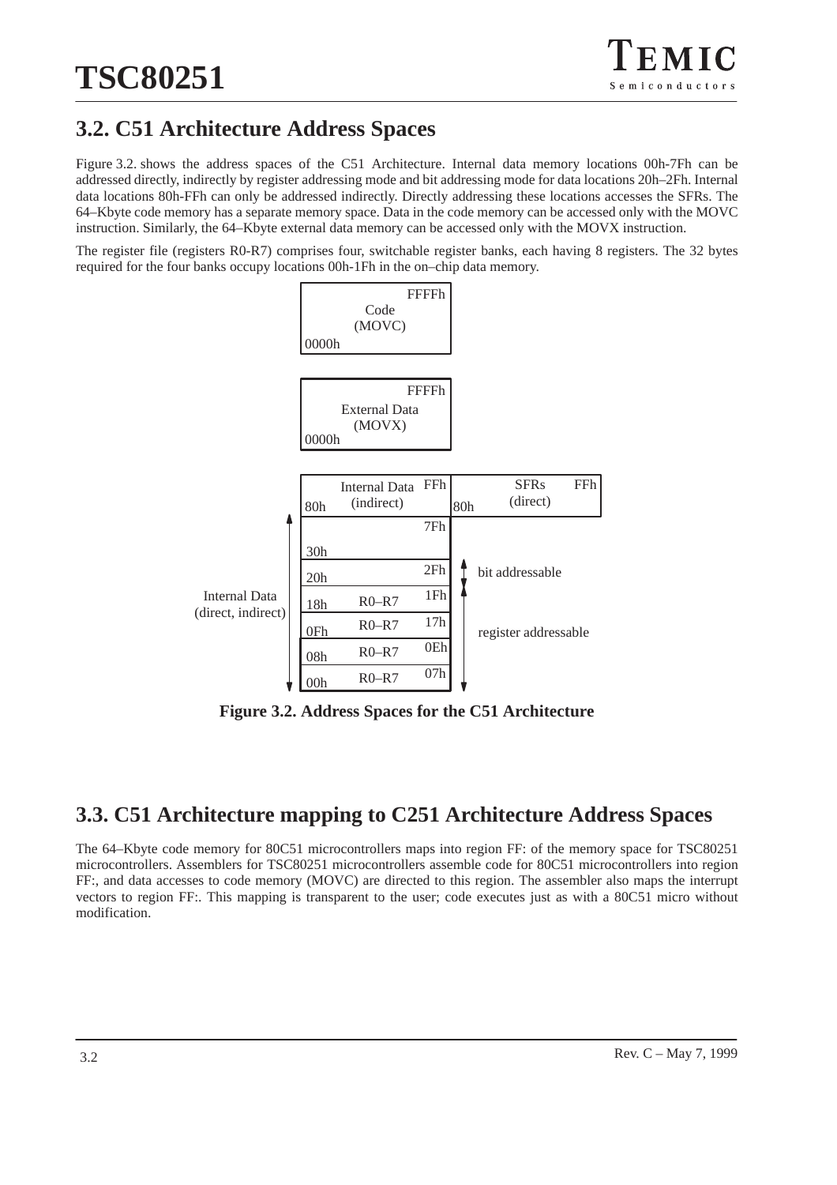## 3.2. C51 Architecture Address Spaces

Figure 3.2. shows the address spaces of the C51 Architecture. Internal data memory locations 00h-7Fh can be addressed directly, indirectly by register addressing mode and bit addressing mode for data locations 20h–2Fh. Internal data locations 80h-FFh can only be addressed indirectly. Directly addressing these locations accesses the SFRs. The 64–Kbyte code memory has a separate memory space. Data in the code memory can be accessed only with the MOVC instruction. Similarly, the 64–Kbyte external data memory can be accessed only with the MOVX instruction.

The register file (registers R0-R7) comprises four, switchable register banks, each having 8 registers. The 32 bytes required for the four banks occupy locations 00h-1Fh in the on–chip data memory.

Code (MOVC): 0000h – FFFFh

External Data (MOVX): 0000h – FFFFh

Internal Data (indirect): 80h – FFh

SFRs (direct): 80h – FFh

Internal Data (direct, indirect):

| Start | Content | End | |
|---|---|---|---|
| 30h | | 7Fh | |
| 20h | | 2Fh | bit addressable |
| 18h | R0–R7 | 1Fh | register addressable |
| 0Fh | R0–R7 | 17h | register addressable |
| 08h | R0–R7 | 0Eh | register addressable |
| 00h | R0–R7 | 07h | register addressable |

**Figure 3.2. Address Spaces for the C51 Architecture**

## 3.3. C51 Architecture mapping to C251 Architecture Address Spaces

The 64–Kbyte code memory for 80C51 microcontrollers maps into region FF: of the memory space for TSC80251 microcontrollers. Assemblers for TSC80251 microcontrollers assemble code for 80C51 microcontrollers into region FF:, and data accesses to code memory (MOVC) are directed to this region. The assembler also maps the interrupt vectors to region FF:. This mapping is transparent to the user; code executes just as with a 80C51 micro without modification.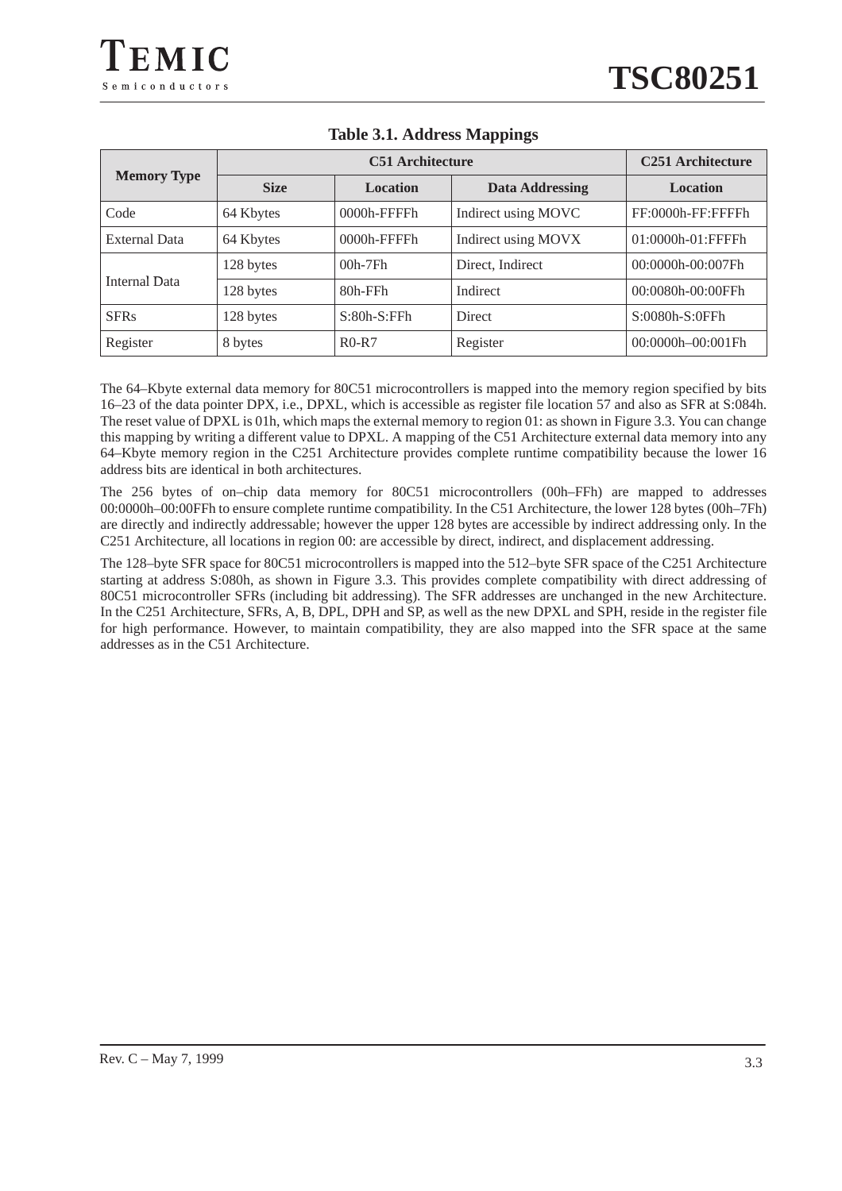**Table 3.1. Address Mappings**

| Memory Type | C51 Architecture | | | C251 Architecture |
|---|---|---|---|---|
| | Size | Location | Data Addressing | Location |
| Code | 64 Kbytes | 0000h-FFFFh | Indirect using MOVC | FF:0000h-FF:FFFFh |
| External Data | 64 Kbytes | 0000h-FFFFh | Indirect using MOVX | 01:0000h-01:FFFFh |
| Internal Data | 128 bytes | 00h-7Fh | Direct, Indirect | 00:0000h-00:007Fh |
| | 128 bytes | 80h-FFh | Indirect | 00:0080h-00:00FFh |
| SFRs | 128 bytes | S:80h-S:FFh | Direct | S:0080h-S:0FFh |
| Register | 8 bytes | R0-R7 | Register | 00:0000h–00:001Fh |

The 64–Kbyte external data memory for 80C51 microcontrollers is mapped into the memory region specified by bits 16–23 of the data pointer DPX, i.e., DPXL, which is accessible as register file location 57 and also as SFR at S:084h. The reset value of DPXL is 01h, which maps the external memory to region 01: as shown in Figure 3.3. You can change this mapping by writing a different value to DPXL. A mapping of the C51 Architecture external data memory into any 64–Kbyte memory region in the C251 Architecture provides complete runtime compatibility because the lower 16 address bits are identical in both architectures.

The 256 bytes of on–chip data memory for 80C51 microcontrollers (00h–FFh) are mapped to addresses 00:0000h–00:00FFh to ensure complete runtime compatibility. In the C51 Architecture, the lower 128 bytes (00h–7Fh) are directly and indirectly addressable; however the upper 128 bytes are accessible by indirect addressing only. In the C251 Architecture, all locations in region 00: are accessible by direct, indirect, and displacement addressing.

The 128–byte SFR space for 80C51 microcontrollers is mapped into the 512–byte SFR space of the C251 Architecture starting at address S:080h, as shown in Figure 3.3. This provides complete compatibility with direct addressing of 80C51 microcontroller SFRs (including bit addressing). The SFR addresses are unchanged in the new Architecture. In the C251 Architecture, SFRs, A, B, DPL, DPH and SP, as well as the new DPXL and SPH, reside in the register file for high performance. However, to maintain compatibility, they are also mapped into the SFR space at the same addresses as in the C51 Architecture.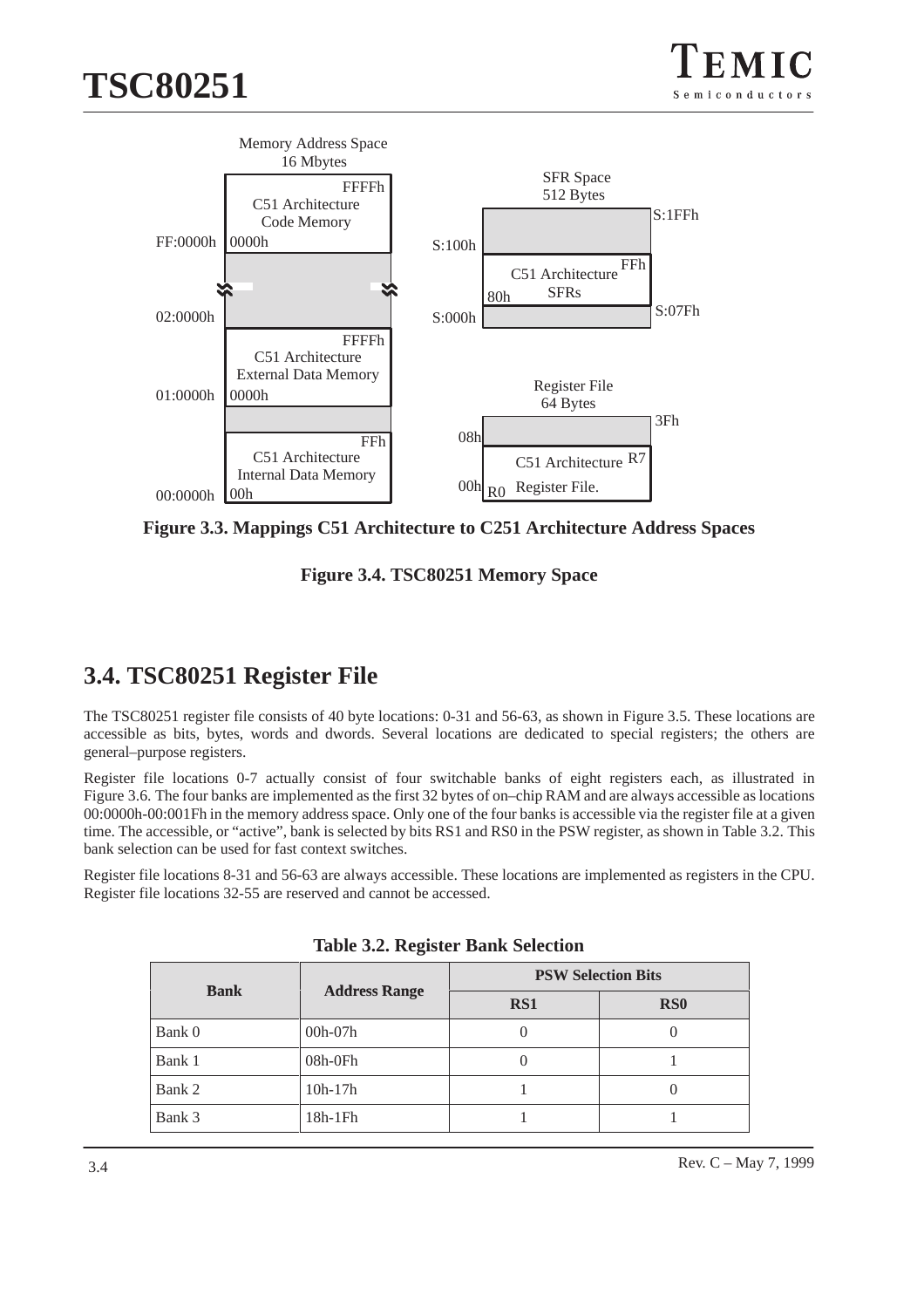Memory Address Space
16 Mbytes

| Address | Content |
|---|---|
| FF:0000h | C51 Architecture Code Memory (0000h–FFFFh) |
| 02:0000h | |
| 01:0000h | C51 Architecture External Data Memory (0000h–FFFFh) |
| 00:0000h | C51 Architecture Internal Data Memory (00h–FFh) |

SFR Space
512 Bytes

| Address | Content |
|---|---|
| S:100h – S:1FFh | |
| S:000h – S:07Fh | |
| 80h – FFh | C51 Architecture SFRs |

Register File
64 Bytes

| Address | Content |
|---|---|
| 08h – 3Fh | |
| 00h | C51 Architecture Register File (R0–R7) |

**Figure 3.3. Mappings C51 Architecture to C251 Architecture Address Spaces**

**Figure 3.4. TSC80251 Memory Space**

## 3.4. TSC80251 Register File

The TSC80251 register file consists of 40 byte locations: 0-31 and 56-63, as shown in Figure 3.5. These locations are accessible as bits, bytes, words and dwords. Several locations are dedicated to special registers; the others are general–purpose registers.

Register file locations 0-7 actually consist of four switchable banks of eight registers each, as illustrated in Figure 3.6. The four banks are implemented as the first 32 bytes of on–chip RAM and are always accessible as locations 00:0000h-00:001Fh in the memory address space. Only one of the four banks is accessible via the register file at a given time. The accessible, or "active", bank is selected by bits RS1 and RS0 in the PSW register, as shown in Table 3.2. This bank selection can be used for fast context switches.

Register file locations 8-31 and 56-63 are always accessible. These locations are implemented as registers in the CPU. Register file locations 32-55 are reserved and cannot be accessed.

**Table 3.2. Register Bank Selection**

| Bank | Address Range | PSW Selection Bits | |
|---|---|---|---|
| | | RS1 | RS0 |
| Bank 0 | 00h-07h | 0 | 0 |
| Bank 1 | 08h-0Fh | 0 | 1 |
| Bank 2 | 10h-17h | 1 | 0 |
| Bank 3 | 18h-1Fh | 1 | 1 |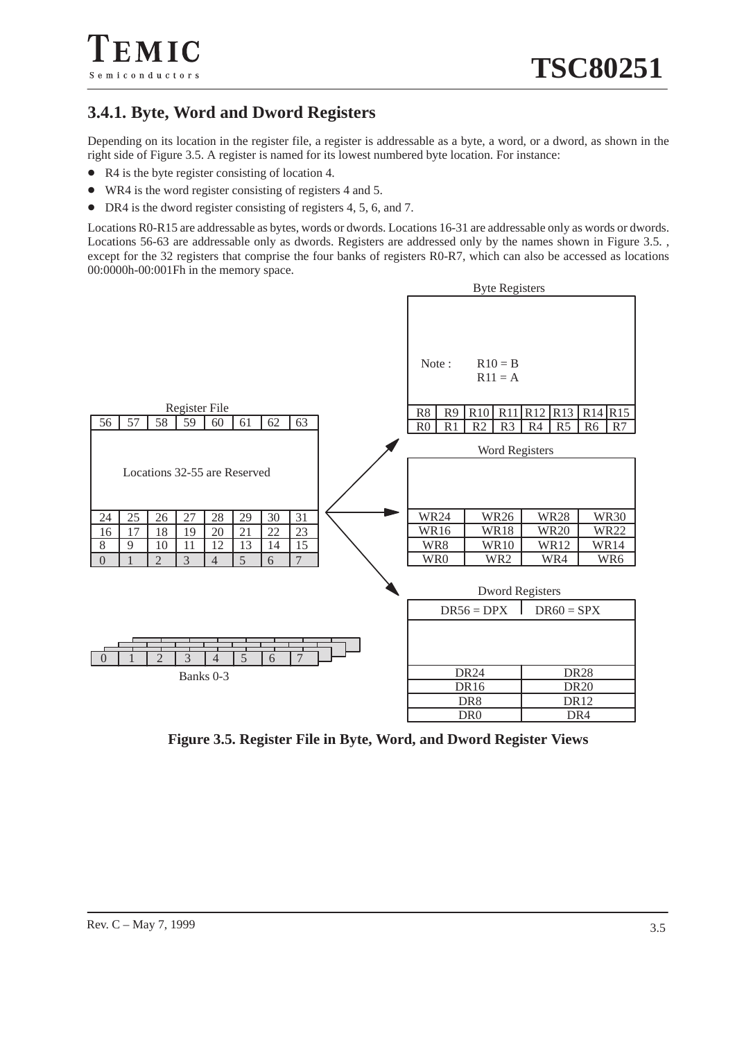## 3.4.1. Byte, Word and Dword Registers

Depending on its location in the register file, a register is addressable as a byte, a word, or a dword, as shown in the right side of Figure 3.5. A register is named for its lowest numbered byte location. For instance:

- R4 is the byte register consisting of location 4.
- WR4 is the word register consisting of registers 4 and 5.
- DR4 is the dword register consisting of registers 4, 5, 6, and 7.

Locations R0-R15 are addressable as bytes, words or dwords. Locations 16-31 are addressable only as words or dwords. Locations 56-63 are addressable only as dwords. Registers are addressed only by the names shown in Figure 3.5. , except for the 32 registers that comprise the four banks of registers R0-R7, which can also be accessed as locations 00:0000h-00:001Fh in the memory space.

Register File

| 56 | 57 | 58 | 59 | 60 | 61 | 62 | 63 |
|---|---|---|---|---|---|---|---|
| Locations 32-55 are Reserved | | | | | | | |
| 24 | 25 | 26 | 27 | 28 | 29 | 30 | 31 |
| 16 | 17 | 18 | 19 | 20 | 21 | 22 | 23 |
| 8 | 9 | 10 | 11 | 12 | 13 | 14 | 15 |
| 0 | 1 | 2 | 3 | 4 | 5 | 6 | 7 |

Banks 0-3

| 0 | 1 | 2 | 3 | 4 | 5 | 6 | 7 |
|---|---|---|---|---|---|---|---|

Byte Registers

Note : R10 = B
R11 = A

| R8 | R9 | R10 | R11 | R12 | R13 | R14 | R15 |
|---|---|---|---|---|---|---|---|
| R0 | R1 | R2 | R3 | R4 | R5 | R6 | R7 |

Word Registers

| WR24 | WR26 | WR28 | WR30 |
|---|---|---|---|
| WR16 | WR18 | WR20 | WR22 |
| WR8 | WR10 | WR12 | WR14 |
| WR0 | WR2 | WR4 | WR6 |

Dword Registers

| DR56 = DPX | DR60 = SPX |
|---|---|
| DR24 | DR28 |
| DR16 | DR20 |
| DR8 | DR12 |
| DR0 | DR4 |

**Figure 3.5. Register File in Byte, Word, and Dword Register Views**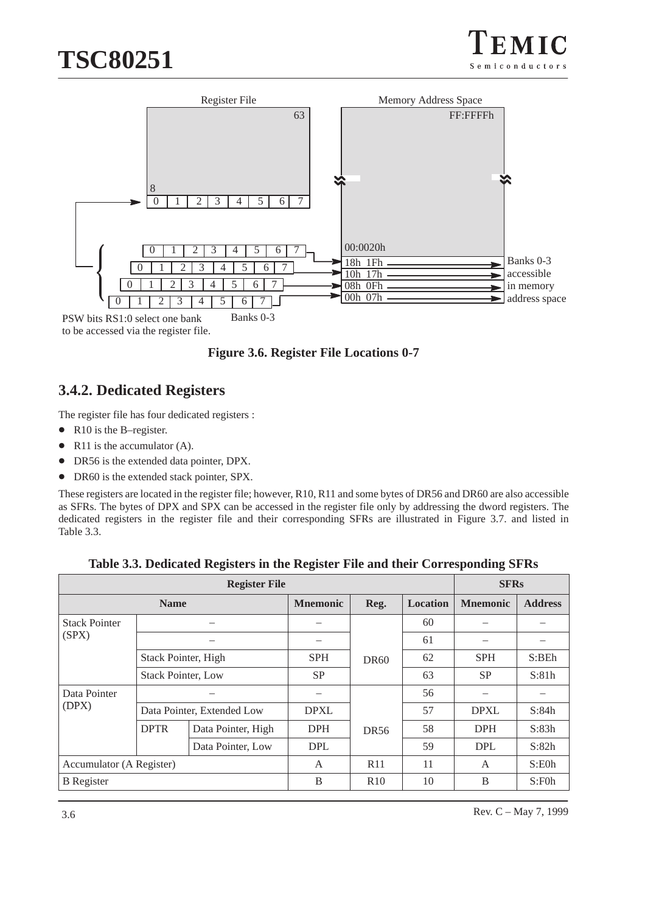Figure 3.6. Register File Locations 0-7

## 3.4.2. Dedicated Registers

The register file has four dedicated registers :

- R10 is the B–register.
- R11 is the accumulator (A).
- DR56 is the extended data pointer, DPX.
- DR60 is the extended stack pointer, SPX.

These registers are located in the register file; however, R10, R11 and some bytes of DR56 and DR60 are also accessible as SFRs. The bytes of DPX and SPX can be accessed in the register file only by addressing the dword registers. The dedicated registers in the register file and their corresponding SFRs are illustrated in Figure 3.7. and listed in Table 3.3.

**Table 3.3. Dedicated Registers in the Register File and their Corresponding SFRs**

| Register File | | | | | | SFRs | |
|---|---|---|---|---|---|---|---|
| Name | | | Mnemonic | Reg. | Location | Mnemonic | Address |
| Stack Pointer (SPX) | – | | – | DR60 | 60 | – | – |
| | – | | – | | 61 | – | – |
| | Stack Pointer, High | | SPH | | 62 | SPH | S:BEh |
| | Stack Pointer, Low | | SP | | 63 | SP | S:81h |
| Data Pointer (DPX) | – | | – | DR56 | 56 | – | – |
| | Data Pointer, Extended Low | | DPXL | | 57 | DPXL | S:84h |
| | DPTR | Data Pointer, High | DPH | | 58 | DPH | S:83h |
| | | Data Pointer, Low | DPL | | 59 | DPL | S:82h |
| Accumulator (A Register) | | | A | R11 | 11 | A | S:E0h |
| B Register | | | B | R10 | 10 | B | S:F0h |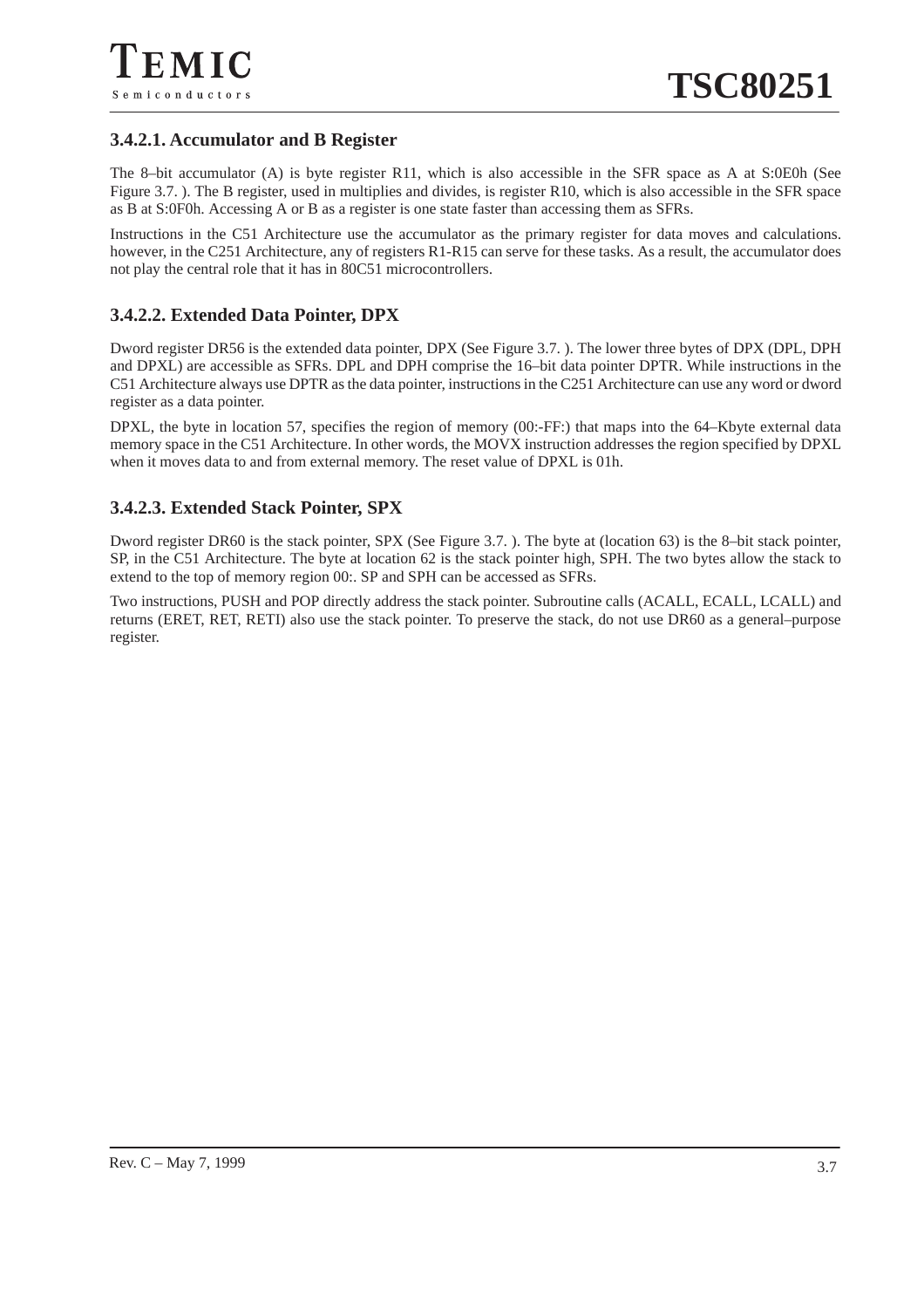### 3.4.2.1. Accumulator and B Register

The 8–bit accumulator (A) is byte register R11, which is also accessible in the SFR space as A at S:0E0h (See Figure 3.7. ). The B register, used in multiplies and divides, is register R10, which is also accessible in the SFR space as B at S:0F0h. Accessing A or B as a register is one state faster than accessing them as SFRs.

Instructions in the C51 Architecture use the accumulator as the primary register for data moves and calculations. however, in the C251 Architecture, any of registers R1-R15 can serve for these tasks. As a result, the accumulator does not play the central role that it has in 80C51 microcontrollers.

### 3.4.2.2. Extended Data Pointer, DPX

Dword register DR56 is the extended data pointer, DPX (See Figure 3.7. ). The lower three bytes of DPX (DPL, DPH and DPXL) are accessible as SFRs. DPL and DPH comprise the 16–bit data pointer DPTR. While instructions in the C51 Architecture always use DPTR as the data pointer, instructions in the C251 Architecture can use any word or dword register as a data pointer.

DPXL, the byte in location 57, specifies the region of memory (00:-FF:) that maps into the 64–Kbyte external data memory space in the C51 Architecture. In other words, the MOVX instruction addresses the region specified by DPXL when it moves data to and from external memory. The reset value of DPXL is 01h.

### 3.4.2.3. Extended Stack Pointer, SPX

Dword register DR60 is the stack pointer, SPX (See Figure 3.7. ). The byte at (location 63) is the 8–bit stack pointer, SP, in the C51 Architecture. The byte at location 62 is the stack pointer high, SPH. The two bytes allow the stack to extend to the top of memory region 00:. SP and SPH can be accessed as SFRs.

Two instructions, PUSH and POP directly address the stack pointer. Subroutine calls (ACALL, ECALL, LCALL) and returns (ERET, RET, RETI) also use the stack pointer. To preserve the stack, do not use DR60 as a general–purpose register.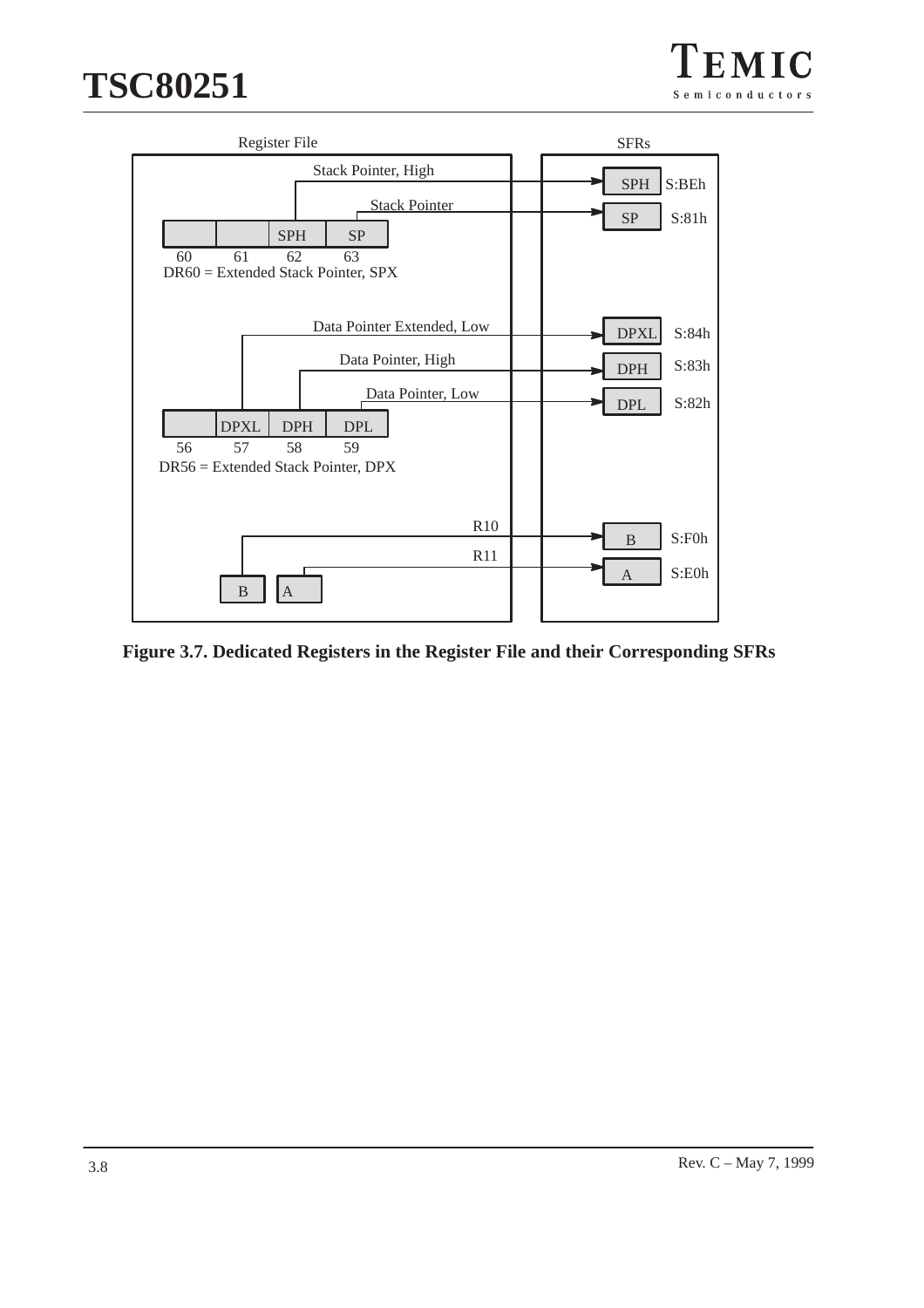Register File

SFRs

Stack Pointer, High → SPH S:BEh

Stack Pointer → SP S:81h

| | | SPH | SP |
|---|---|---|---|
| 60 | 61 | 62 | 63 |

DR60 = Extended Stack Pointer, SPX

Data Pointer Extended, Low → DPXL S:84h

Data Pointer, High → DPH S:83h

Data Pointer, Low → DPL S:82h

| | DPXL | DPH | DPL |
|---|---|---|---|
| 56 | 57 | 58 | 59 |

DR56 = Extended Stack Pointer, DPX

R10 → B S:F0h

R11 → A S:E0h

| B | A |
|---|---|

**Figure 3.7. Dedicated Registers in the Register File and their Corresponding SFRs**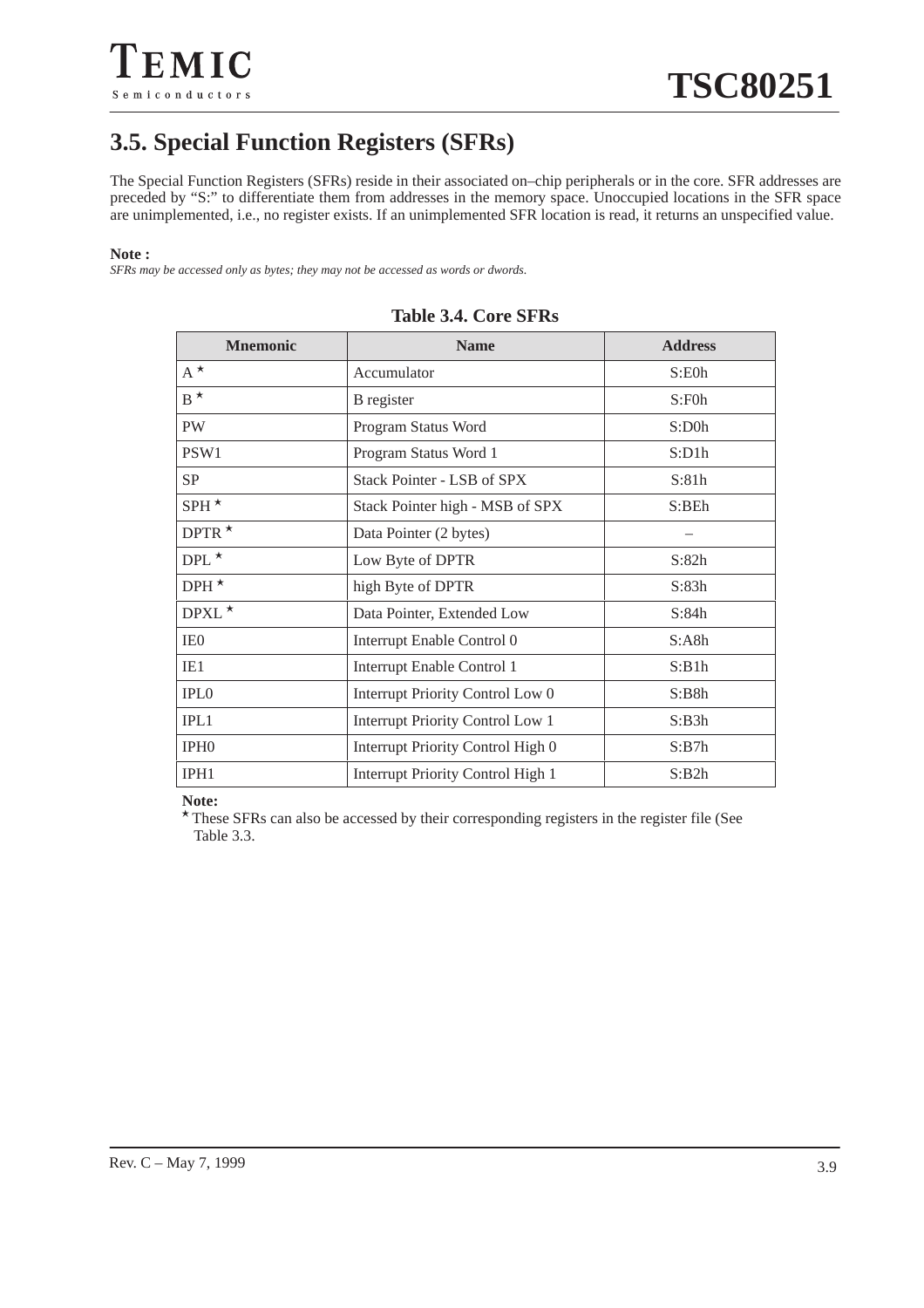## 3.5. Special Function Registers (SFRs)

The Special Function Registers (SFRs) reside in their associated on–chip peripherals or in the core. SFR addresses are preceded by "S:" to differentiate them from addresses in the memory space. Unoccupied locations in the SFR space are unimplemented, i.e., no register exists. If an unimplemented SFR location is read, it returns an unspecified value.

**Note :**
*SFRs may be accessed only as bytes; they may not be accessed as words or dwords.*

**Table 3.4. Core SFRs**

| Mnemonic | Name | Address |
|---|---|---|
| A * | Accumulator | S:E0h |
| B * | B register | S:F0h |
| PW | Program Status Word | S:D0h |
| PSW1 | Program Status Word 1 | S:D1h |
| SP | Stack Pointer - LSB of SPX | S:81h |
| SPH * | Stack Pointer high - MSB of SPX | S:BEh |
| DPTR * | Data Pointer (2 bytes) | – |
| DPL * | Low Byte of DPTR | S:82h |
| DPH * | high Byte of DPTR | S:83h |
| DPXL * | Data Pointer, Extended Low | S:84h |
| IE0 | Interrupt Enable Control 0 | S:A8h |
| IE1 | Interrupt Enable Control 1 | S:B1h |
| IPL0 | Interrupt Priority Control Low 0 | S:B8h |
| IPL1 | Interrupt Priority Control Low 1 | S:B3h |
| IPH0 | Interrupt Priority Control High 0 | S:B7h |
| IPH1 | Interrupt Priority Control High 1 | S:B2h |

**Note:**
* These SFRs can also be accessed by their corresponding registers in the register file (See Table 3.3.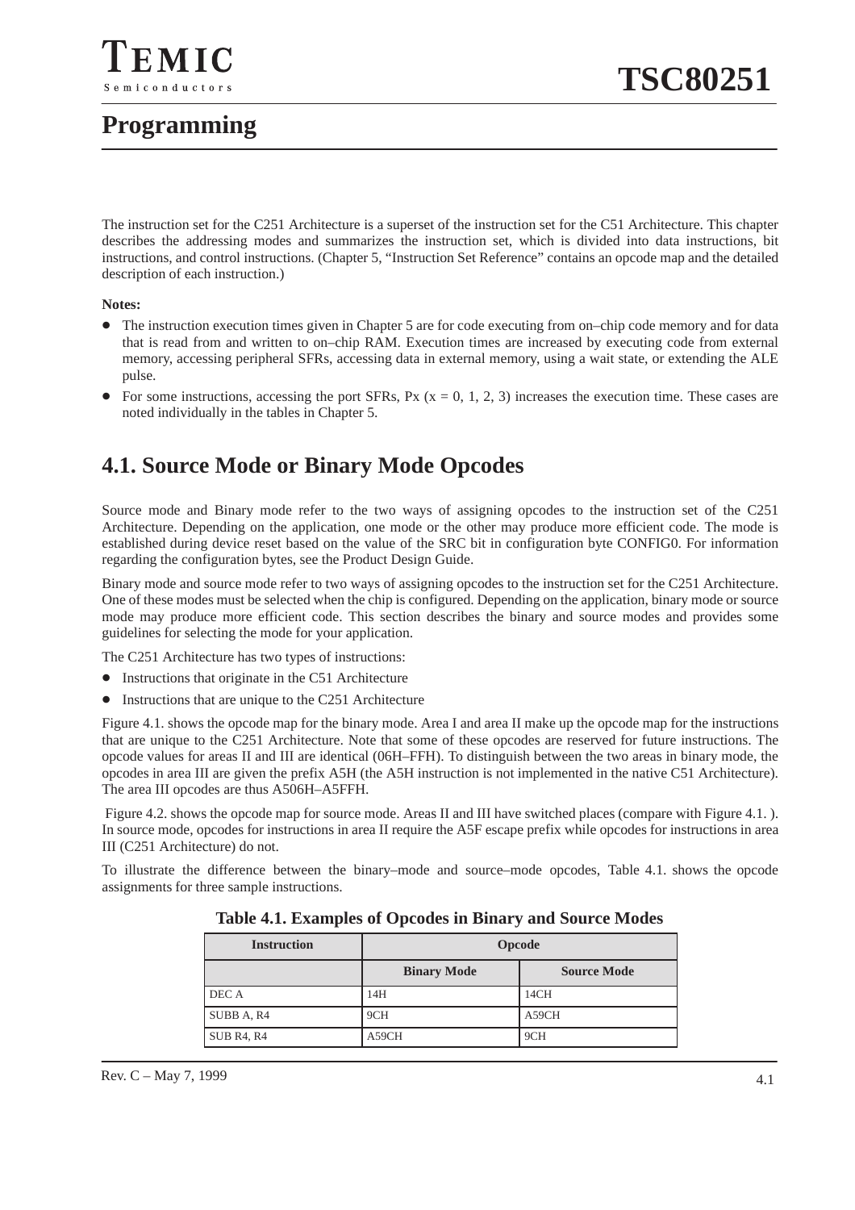# Programming

The instruction set for the C251 Architecture is a superset of the instruction set for the C51 Architecture. This chapter describes the addressing modes and summarizes the instruction set, which is divided into data instructions, bit instructions, and control instructions. (Chapter 5, "Instruction Set Reference" contains an opcode map and the detailed description of each instruction.)

**Notes:**

- The instruction execution times given in Chapter 5 are for code executing from on–chip code memory and for data that is read from and written to on–chip RAM. Execution times are increased by executing code from external memory, accessing peripheral SFRs, accessing data in external memory, using a wait state, or extending the ALE pulse.
- For some instructions, accessing the port SFRs, Px (x = 0, 1, 2, 3) increases the execution time. These cases are noted individually in the tables in Chapter 5.

## 4.1. Source Mode or Binary Mode Opcodes

Source mode and Binary mode refer to the two ways of assigning opcodes to the instruction set of the C251 Architecture. Depending on the application, one mode or the other may produce more efficient code. The mode is established during device reset based on the value of the SRC bit in configuration byte CONFIG0. For information regarding the configuration bytes, see the Product Design Guide.

Binary mode and source mode refer to two ways of assigning opcodes to the instruction set for the C251 Architecture. One of these modes must be selected when the chip is configured. Depending on the application, binary mode or source mode may produce more efficient code. This section describes the binary and source modes and provides some guidelines for selecting the mode for your application.

The C251 Architecture has two types of instructions:

- Instructions that originate in the C51 Architecture
- Instructions that are unique to the C251 Architecture

Figure 4.1. shows the opcode map for the binary mode. Area I and area II make up the opcode map for the instructions that are unique to the C251 Architecture. Note that some of these opcodes are reserved for future instructions. The opcode values for areas II and III are identical (06H–FFH). To distinguish between the two areas in binary mode, the opcodes in area III are given the prefix A5H (the A5H instruction is not implemented in the native C51 Architecture). The area III opcodes are thus A506H–A5FFH.

Figure 4.2. shows the opcode map for source mode. Areas II and III have switched places (compare with Figure 4.1. ). In source mode, opcodes for instructions in area II require the A5F escape prefix while opcodes for instructions in area III (C251 Architecture) do not.

To illustrate the difference between the binary–mode and source–mode opcodes, Table 4.1. shows the opcode assignments for three sample instructions.

**Table 4.1. Examples of Opcodes in Binary and Source Modes**

| Instruction | Opcode | |
|---|---|---|
| | Binary Mode | Source Mode |
| DEC A | 14H | 14CH |
| SUBB A, R4 | 9CH | A59CH |
| SUB R4, R4 | A59CH | 9CH |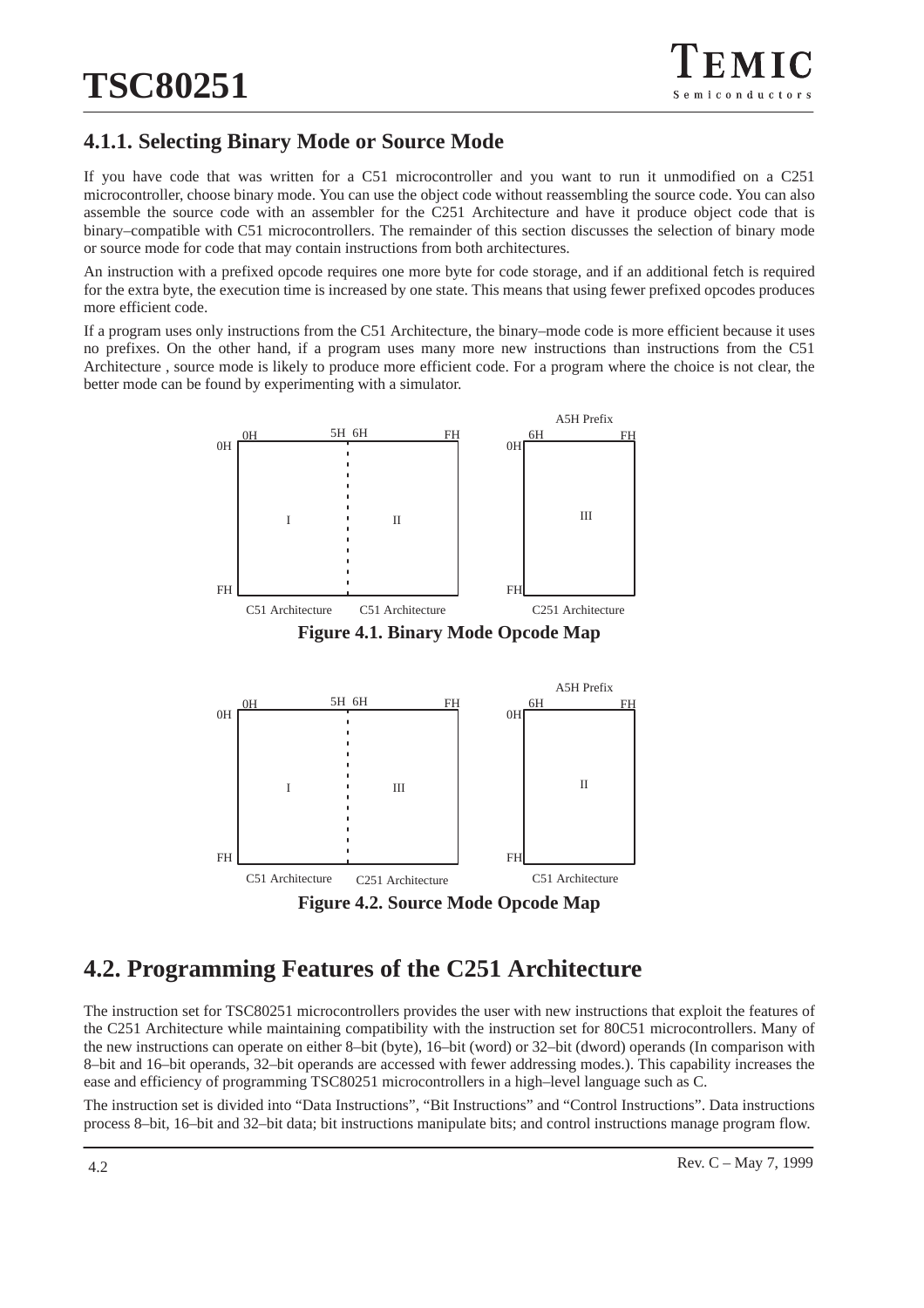### 4.1.1. Selecting Binary Mode or Source Mode

If you have code that was written for a C51 microcontroller and you want to run it unmodified on a C251 microcontroller, choose binary mode. You can use the object code without reassembling the source code. You can also assemble the source code with an assembler for the C251 Architecture and have it produce object code that is binary–compatible with C51 microcontrollers. The remainder of this section discusses the selection of binary mode or source mode for code that may contain instructions from both architectures.

An instruction with a prefixed opcode requires one more byte for code storage, and if an additional fetch is required for the extra byte, the execution time is increased by one state. This means that using fewer prefixed opcodes produces more efficient code.

If a program uses only instructions from the C51 Architecture, the binary–mode code is more efficient because it uses no prefixes. On the other hand, if a program uses many more new instructions than instructions from the C51 Architecture , source mode is likely to produce more efficient code. For a program where the choice is not clear, the better mode can be found by experimenting with a simulator.

| | 0H–5H | 6H–FH | A5H Prefix: 6H–FH |
|---|---|---|---|
| 0H–FH | I | II | III |
| | C51 Architecture | C51 Architecture | C251 Architecture |

**Figure 4.1. Binary Mode Opcode Map**

| | 0H–5H | 6H–FH | A5H Prefix: 6H–FH |
|---|---|---|---|
| 0H–FH | I | III | II |
| | C51 Architecture | C251 Architecture | C51 Architecture |

**Figure 4.2. Source Mode Opcode Map**

## 4.2. Programming Features of the C251 Architecture

The instruction set for TSC80251 microcontrollers provides the user with new instructions that exploit the features of the C251 Architecture while maintaining compatibility with the instruction set for 80C51 microcontrollers. Many of the new instructions can operate on either 8–bit (byte), 16–bit (word) or 32–bit (dword) operands (In comparison with 8–bit and 16–bit operands, 32–bit operands are accessed with fewer addressing modes.). This capability increases the ease and efficiency of programming TSC80251 microcontrollers in a high–level language such as C.

The instruction set is divided into “Data Instructions”, “Bit Instructions” and “Control Instructions”. Data instructions process 8–bit, 16–bit and 32–bit data; bit instructions manipulate bits; and control instructions manage program flow.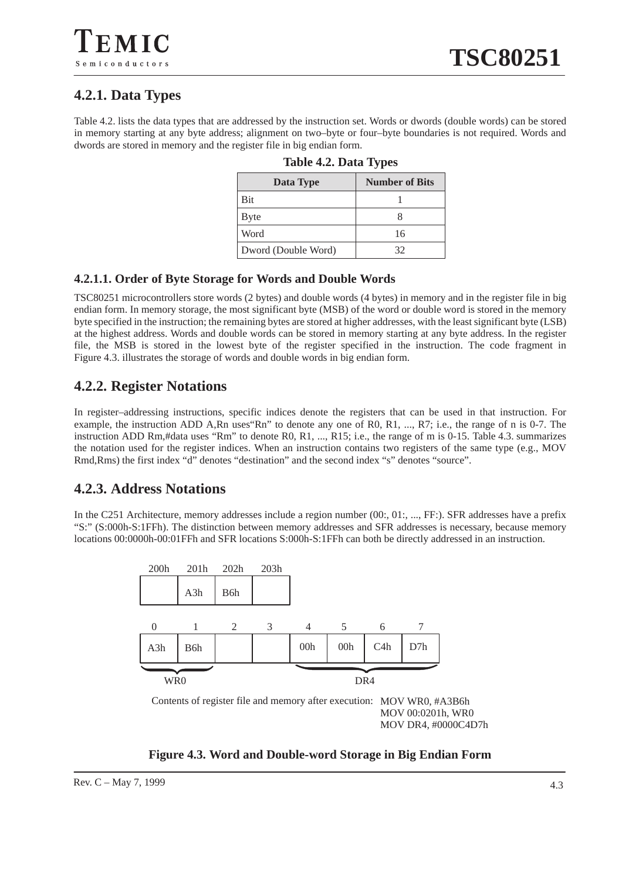## 4.2.1. Data Types

Table 4.2. lists the data types that are addressed by the instruction set. Words or dwords (double words) can be stored in memory starting at any byte address; alignment on two–byte or four–byte boundaries is not required. Words and dwords are stored in memory and the register file in big endian form.

**Table 4.2. Data Types**

| Data Type | Number of Bits |
|---|---|
| Bit | 1 |
| Byte | 8 |
| Word | 16 |
| Dword (Double Word) | 32 |

### 4.2.1.1. Order of Byte Storage for Words and Double Words

TSC80251 microcontrollers store words (2 bytes) and double words (4 bytes) in memory and in the register file in big endian form. In memory storage, the most significant byte (MSB) of the word or double word is stored in the memory byte specified in the instruction; the remaining bytes are stored at higher addresses, with the least significant byte (LSB) at the highest address. Words and double words can be stored in memory starting at any byte address. In the register file, the MSB is stored in the lowest byte of the register specified in the instruction. The code fragment in Figure 4.3. illustrates the storage of words and double words in big endian form.

## 4.2.2. Register Notations

In register–addressing instructions, specific indices denote the registers that can be used in that instruction. For example, the instruction ADD A,Rn uses“Rn” to denote any one of R0, R1, ..., R7; i.e., the range of n is 0-7. The instruction ADD Rm,#data uses “Rm” to denote R0, R1, ..., R15; i.e., the range of m is 0-15. Table 4.3. summarizes the notation used for the register indices. When an instruction contains two registers of the same type (e.g., MOV Rmd,Rms) the first index “d” denotes “destination” and the second index “s” denotes “source”.

## 4.2.3. Address Notations

In the C251 Architecture, memory addresses include a region number (00:, 01:, ..., FF:). SFR addresses have a prefix “S:” (S:000h-S:1FFh). The distinction between memory addresses and SFR addresses is necessary, because memory locations 00:0000h-00:01FFh and SFR locations S:000h-S:1FFh can both be directly addressed in an instruction.

| 200h | 201h | 202h | 203h |
|---|---|---|---|
| | A3h | B6h | |

| 0 | 1 | 2 | 3 | 4 | 5 | 6 | 7 |
|---|---|---|---|---|---|---|---|
| A3h | B6h | | | 00h | 00h | C4h | D7h |
| WR0 | | | | DR4 | | | |

Contents of register file and memory after execution:

```
MOV WR0, #A3B6h
MOV 00:0201h, WR0
MOV DR4, #0000C4D7h
```

**Figure 4.3. Word and Double-word Storage in Big Endian Form**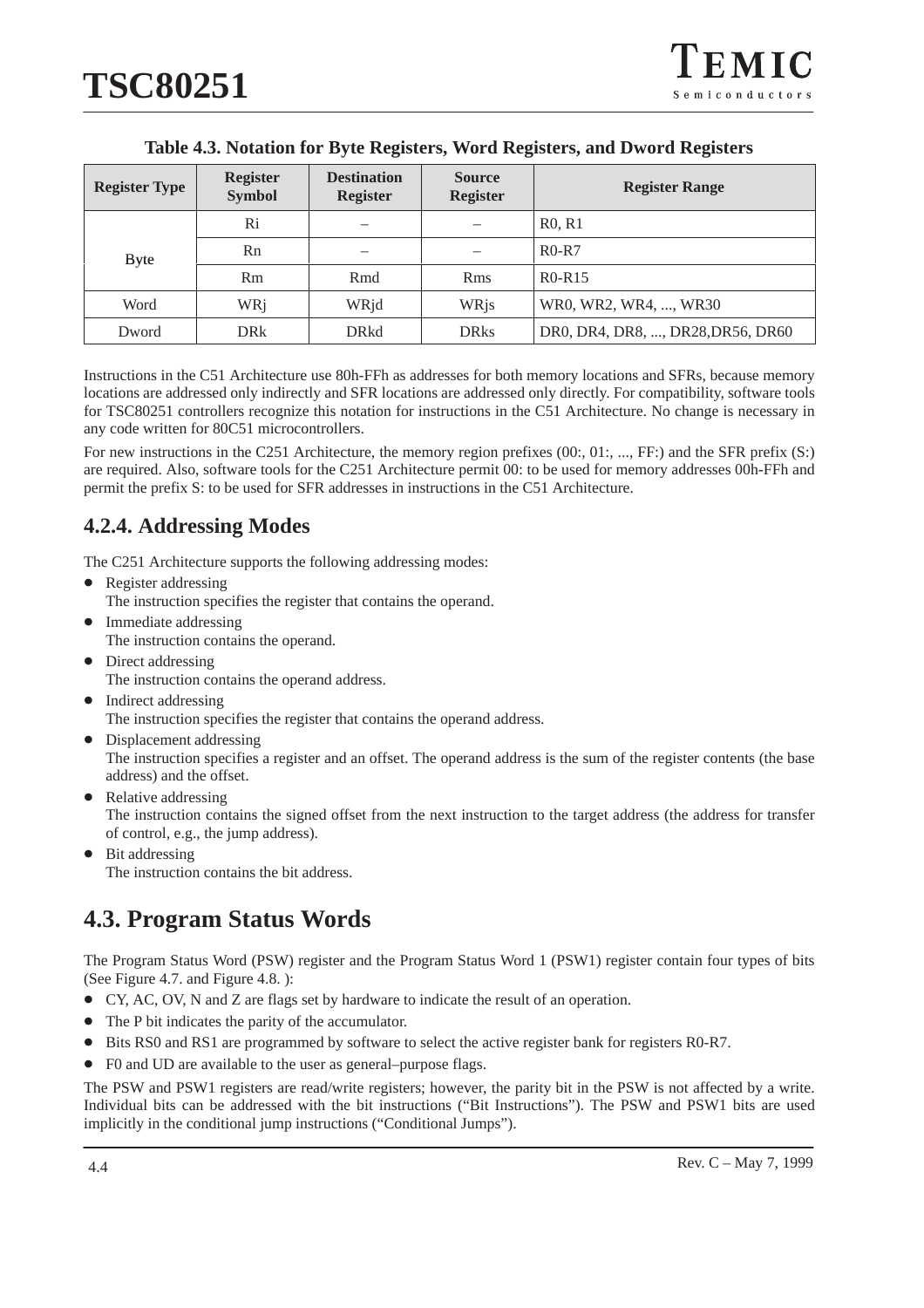**Table 4.3. Notation for Byte Registers, Word Registers, and Dword Registers**

| Register Type | Register Symbol | Destination Register | Source Register | Register Range |
|---|---|---|---|---|
| Byte | Ri | – | – | R0, R1 |
| | Rn | – | – | R0-R7 |
| | Rm | Rmd | Rms | R0-R15 |
| Word | WRj | WRjd | WRjs | WR0, WR2, WR4, ..., WR30 |
| Dword | DRk | DRkd | DRks | DR0, DR4, DR8, ..., DR28,DR56, DR60 |

Instructions in the C51 Architecture use 80h-FFh as addresses for both memory locations and SFRs, because memory locations are addressed only indirectly and SFR locations are addressed only directly. For compatibility, software tools for TSC80251 controllers recognize this notation for instructions in the C51 Architecture. No change is necessary in any code written for 80C51 microcontrollers.

For new instructions in the C251 Architecture, the memory region prefixes (00:, 01:, ..., FF:) and the SFR prefix (S:) are required. Also, software tools for the C251 Architecture permit 00: to be used for memory addresses 00h-FFh and permit the prefix S: to be used for SFR addresses in instructions in the C51 Architecture.

### 4.2.4. Addressing Modes

The C251 Architecture supports the following addressing modes:

- Register addressing
  The instruction specifies the register that contains the operand.
- Immediate addressing
  The instruction contains the operand.
- Direct addressing
  The instruction contains the operand address.
- Indirect addressing
  The instruction specifies the register that contains the operand address.
- Displacement addressing
  The instruction specifies a register and an offset. The operand address is the sum of the register contents (the base address) and the offset.
- Relative addressing
  The instruction contains the signed offset from the next instruction to the target address (the address for transfer of control, e.g., the jump address).
- Bit addressing
  The instruction contains the bit address.

## 4.3. Program Status Words

The Program Status Word (PSW) register and the Program Status Word 1 (PSW1) register contain four types of bits (See Figure 4.7. and Figure 4.8. ):

- CY, AC, OV, N and Z are flags set by hardware to indicate the result of an operation.
- The P bit indicates the parity of the accumulator.
- Bits RS0 and RS1 are programmed by software to select the active register bank for registers R0-R7.
- F0 and UD are available to the user as general–purpose flags.

The PSW and PSW1 registers are read/write registers; however, the parity bit in the PSW is not affected by a write. Individual bits can be addressed with the bit instructions ("Bit Instructions"). The PSW and PSW1 bits are used implicitly in the conditional jump instructions ("Conditional Jumps").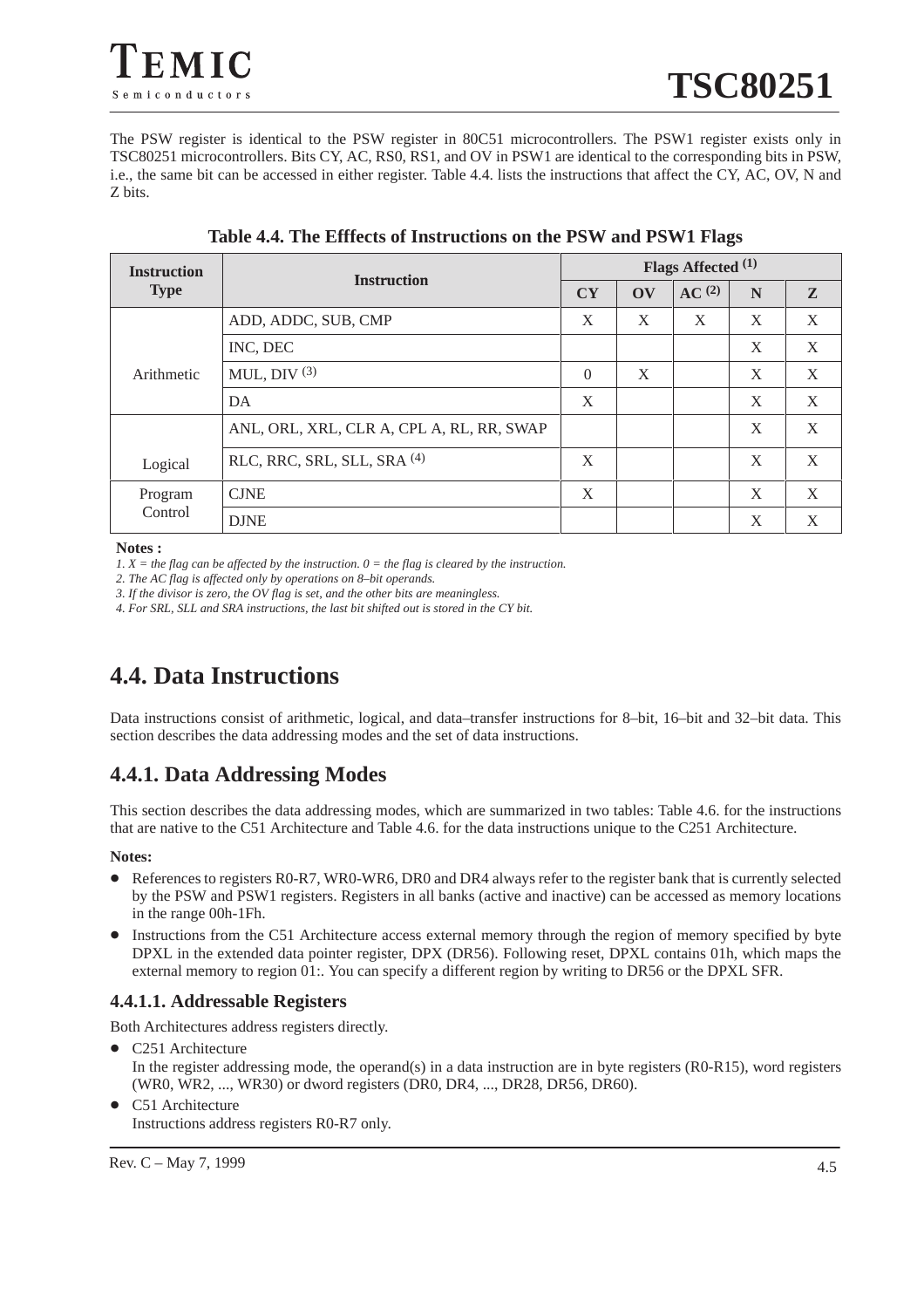The PSW register is identical to the PSW register in 80C51 microcontrollers. The PSW1 register exists only in TSC80251 microcontrollers. Bits CY, AC, RS0, RS1, and OV in PSW1 are identical to the corresponding bits in PSW, i.e., the same bit can be accessed in either register. Table 4.4. lists the instructions that affect the CY, AC, OV, N and Z bits.

**Table 4.4. The Efffects of Instructions on the PSW and PSW1 Flags**

| Instruction Type | Instruction | Flags Affected [(1)] | | | | |
|---|---|---|---|---|---|---|
| | | CY | OV | AC [(2)] | N | Z |
| Arithmetic | ADD, ADDC, SUB, CMP | X | X | X | X | X |
| | INC, DEC | | | | X | X |
| | MUL, DIV [(3)] | 0 | X | | X | X |
| | DA | X | | | X | X |
| Logical | ANL, ORL, XRL, CLR A, CPL A, RL, RR, SWAP | | | | X | X |
| | RLC, RRC, SRL, SLL, SRA [(4)] | X | | | X | X |
| Program Control | CJNE | X | | | X | X |
| | DJNE | | | | X | X |

**Notes :**

*1. X = the flag can be affected by the instruction. 0 = the flag is cleared by the instruction.*
*2. The AC flag is affected only by operations on 8–bit operands.*
*3. If the divisor is zero, the OV flag is set, and the other bits are meaningless.*
*4. For SRL, SLL and SRA instructions, the last bit shifted out is stored in the CY bit.*

# 4.4. Data Instructions

Data instructions consist of arithmetic, logical, and data–transfer instructions for 8–bit, 16–bit and 32–bit data. This section describes the data addressing modes and the set of data instructions.

## 4.4.1. Data Addressing Modes

This section describes the data addressing modes, which are summarized in two tables: Table 4.6. for the instructions that are native to the C51 Architecture and Table 4.6. for the data instructions unique to the C251 Architecture.

**Notes:**

- References to registers R0-R7, WR0-WR6, DR0 and DR4 always refer to the register bank that is currently selected by the PSW and PSW1 registers. Registers in all banks (active and inactive) can be accessed as memory locations in the range 00h-1Fh.
- Instructions from the C51 Architecture access external memory through the region of memory specified by byte DPXL in the extended data pointer register, DPX (DR56). Following reset, DPXL contains 01h, which maps the external memory to region 01:. You can specify a different region by writing to DR56 or the DPXL SFR.

### 4.4.1.1. Addressable Registers

Both Architectures address registers directly.

- C251 Architecture
  In the register addressing mode, the operand(s) in a data instruction are in byte registers (R0-R15), word registers (WR0, WR2, ..., WR30) or dword registers (DR0, DR4, ..., DR28, DR56, DR60).
- C51 Architecture
  Instructions address registers R0-R7 only.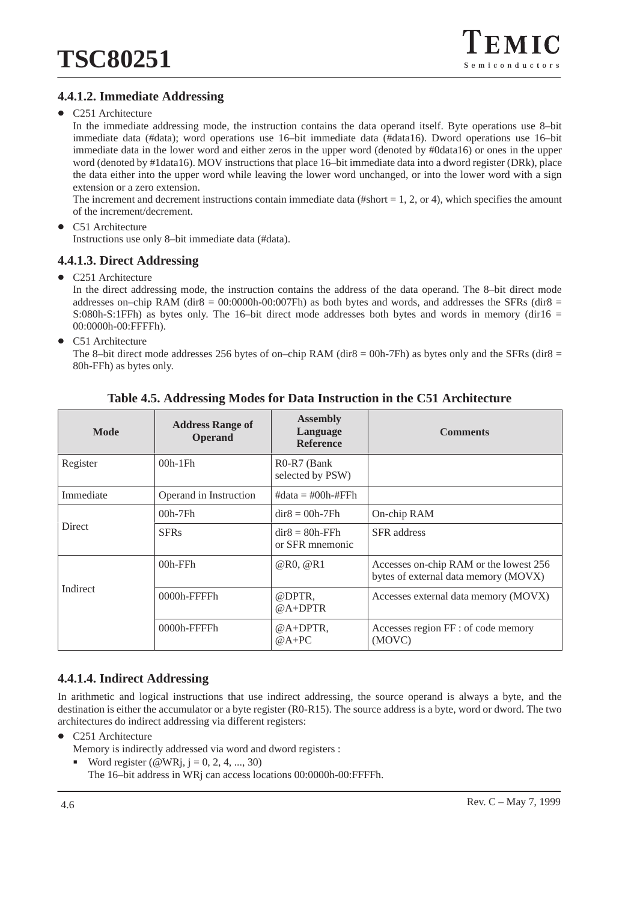#### 4.4.1.2. Immediate Addressing

- C251 Architecture

  In the immediate addressing mode, the instruction contains the data operand itself. Byte operations use 8–bit immediate data (#data); word operations use 16–bit immediate data (#data16). Dword operations use 16–bit immediate data in the lower word and either zeros in the upper word (denoted by #0data16) or ones in the upper word (denoted by #1data16). MOV instructions that place 16–bit immediate data into a dword register (DRk), place the data either into the upper word while leaving the lower word unchanged, or into the lower word with a sign extension or a zero extension.

  The increment and decrement instructions contain immediate data (#short = 1, 2, or 4), which specifies the amount of the increment/decrement.

- C51 Architecture

  Instructions use only 8–bit immediate data (#data).

#### 4.4.1.3. Direct Addressing

- C251 Architecture

  In the direct addressing mode, the instruction contains the address of the data operand. The 8–bit direct mode addresses on–chip RAM (dir8 = 00:0000h-00:007Fh) as both bytes and words, and addresses the SFRs (dir8 = S:080h-S:1FFh) as bytes only. The 16–bit direct mode addresses both bytes and words in memory (dir16 = 00:0000h-00:FFFFh).

- C51 Architecture

  The 8–bit direct mode addresses 256 bytes of on–chip RAM (dir8 = 00h-7Fh) as bytes only and the SFRs (dir8 = 80h-FFh) as bytes only.

**Table 4.5. Addressing Modes for Data Instruction in the C51 Architecture**

| Mode | Address Range of Operand | Assembly Language Reference | Comments |
|---|---|---|---|
| Register | 00h-1Fh | R0-R7 (Bank selected by PSW) | |
| Immediate | Operand in Instruction | #data = #00h-#FFh | |
| Direct | 00h-7Fh | dir8 = 00h-7Fh | On-chip RAM |
| | SFRs | dir8 = 80h-FFh or SFR mnemonic | SFR address |
| Indirect | 00h-FFh | @R0, @R1 | Accesses on-chip RAM or the lowest 256 bytes of external data memory (MOVX) |
| | 0000h-FFFFh | @DPTR, @A+DPTR | Accesses external data memory (MOVX) |
| | 0000h-FFFFh | @A+DPTR, @A+PC | Accesses region FF : of code memory (MOVC) |

#### 4.4.1.4. Indirect Addressing

In arithmetic and logical instructions that use indirect addressing, the source operand is always a byte, and the destination is either the accumulator or a byte register (R0-R15). The source address is a byte, word or dword. The two architectures do indirect addressing via different registers:

- C251 Architecture

  Memory is indirectly addressed via word and dword registers :

  - Word register (@WRj, j = 0, 2, 4, ..., 30)

    The 16–bit address in WRj can access locations 00:0000h-00:FFFFh.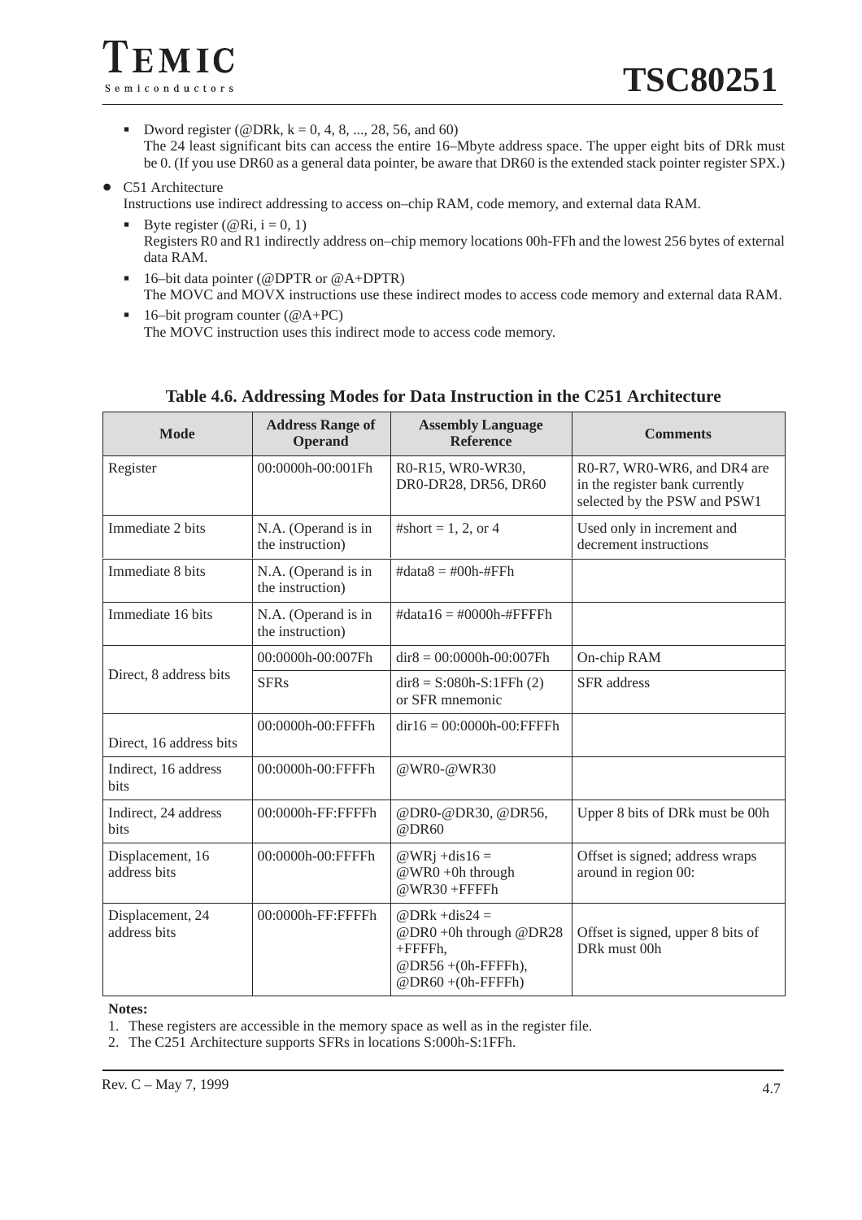- Dword register (@DRk, k = 0, 4, 8, ..., 28, 56, and 60)
  The 24 least significant bits can access the entire 16–Mbyte address space. The upper eight bits of DRk must be 0. (If you use DR60 as a general data pointer, be aware that DR60 is the extended stack pointer register SPX.)

- C51 Architecture
  Instructions use indirect addressing to access on–chip RAM, code memory, and external data RAM.
  - Byte register (@Ri, i = 0, 1)
    Registers R0 and R1 indirectly address on–chip memory locations 00h-FFh and the lowest 256 bytes of external data RAM.
  - 16–bit data pointer (@DPTR or @A+DPTR)
    The MOVC and MOVX instructions use these indirect modes to access code memory and external data RAM.
  - 16–bit program counter (@A+PC)
    The MOVC instruction uses this indirect mode to access code memory.

**Table 4.6. Addressing Modes for Data Instruction in the C251 Architecture**

| Mode | Address Range of Operand | Assembly Language Reference | Comments |
|---|---|---|---|
| Register | 00:0000h-00:001Fh | R0-R15, WR0-WR30, DR0-DR28, DR56, DR60 | R0-R7, WR0-WR6, and DR4 are in the register bank currently selected by the PSW and PSW1 |
| Immediate 2 bits | N.A. (Operand is in the instruction) | #short = 1, 2, or 4 | Used only in increment and decrement instructions |
| Immediate 8 bits | N.A. (Operand is in the instruction) | #data8 = #00h-#FFh | |
| Immediate 16 bits | N.A. (Operand is in the instruction) | #data16 = #0000h-#FFFFh | |
| Direct, 8 address bits | 00:0000h-00:007Fh | dir8 = 00:0000h-00:007Fh | On-chip RAM |
| | SFRs | dir8 = S:080h-S:1FFh (2) or SFR mnemonic | SFR address |
| Direct, 16 address bits | 00:0000h-00:FFFFh | dir16 = 00:0000h-00:FFFFh | |
| Indirect, 16 address bits | 00:0000h-00:FFFFh | @WR0-@WR30 | |
| Indirect, 24 address bits | 00:0000h-FF:FFFFh | @DR0-@DR30, @DR56, @DR60 | Upper 8 bits of DRk must be 00h |
| Displacement, 16 address bits | 00:0000h-00:FFFFh | @WRj +dis16 = @WR0 +0h through @WR30 +FFFFh | Offset is signed; address wraps around in region 00: |
| Displacement, 24 address bits | 00:0000h-FF:FFFFh | @DRk +dis24 = @DR0 +0h through @DR28 +FFFFh, @DR56 +(0h-FFFFh), @DR60 +(0h-FFFFh) | Offset is signed, upper 8 bits of DRk must 00h |

**Notes:**

1. These registers are accessible in the memory space as well as in the register file.
2. The C251 Architecture supports SFRs in locations S:000h-S:1FFh.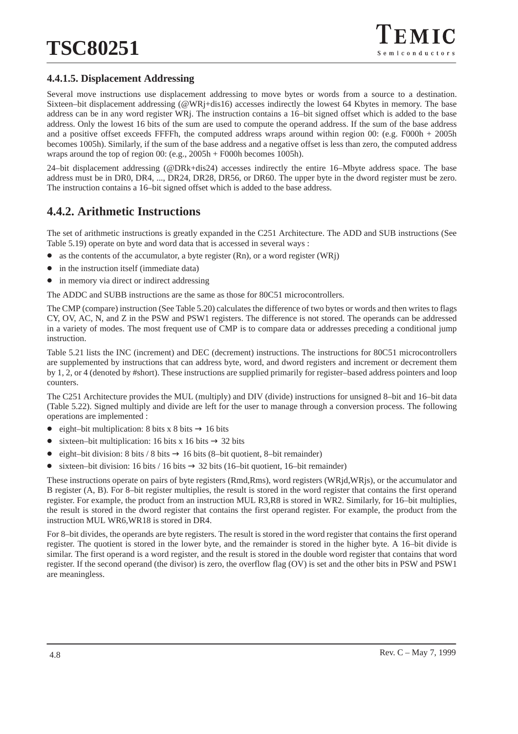#### 4.4.1.5. Displacement Addressing

Several move instructions use displacement addressing to move bytes or words from a source to a destination. Sixteen–bit displacement addressing (@WRj+dis16) accesses indirectly the lowest 64 Kbytes in memory. The base address can be in any word register WRj. The instruction contains a 16–bit signed offset which is added to the base address. Only the lowest 16 bits of the sum are used to compute the operand address. If the sum of the base address and a positive offset exceeds FFFFh, the computed address wraps around within region 00: (e.g. F000h + 2005h becomes 1005h). Similarly, if the sum of the base address and a negative offset is less than zero, the computed address wraps around the top of region 00: (e.g., 2005h + F000h becomes 1005h).

24–bit displacement addressing (@DRk+dis24) accesses indirectly the entire 16–Mbyte address space. The base address must be in DR0, DR4, ..., DR24, DR28, DR56, or DR60. The upper byte in the dword register must be zero. The instruction contains a 16–bit signed offset which is added to the base address.

## 4.4.2. Arithmetic Instructions

The set of arithmetic instructions is greatly expanded in the C251 Architecture. The ADD and SUB instructions (See Table 5.19) operate on byte and word data that is accessed in several ways :

- as the contents of the accumulator, a byte register (Rn), or a word register (WRj)
- in the instruction itself (immediate data)
- in memory via direct or indirect addressing

The ADDC and SUBB instructions are the same as those for 80C51 microcontrollers.

The CMP (compare) instruction (See Table 5.20) calculates the difference of two bytes or words and then writes to flags CY, OV, AC, N, and Z in the PSW and PSW1 registers. The difference is not stored. The operands can be addressed in a variety of modes. The most frequent use of CMP is to compare data or addresses preceding a conditional jump instruction.

Table 5.21 lists the INC (increment) and DEC (decrement) instructions. The instructions for 80C51 microcontrollers are supplemented by instructions that can address byte, word, and dword registers and increment or decrement them by 1, 2, or 4 (denoted by #short). These instructions are supplied primarily for register–based address pointers and loop counters.

The C251 Architecture provides the MUL (multiply) and DIV (divide) instructions for unsigned 8–bit and 16–bit data (Table 5.22). Signed multiply and divide are left for the user to manage through a conversion process. The following operations are implemented :

- eight–bit multiplication: 8 bits x 8 bits → 16 bits
- sixteen–bit multiplication: 16 bits x 16 bits → 32 bits
- eight–bit division: 8 bits / 8 bits → 16 bits (8–bit quotient, 8–bit remainder)
- sixteen–bit division: 16 bits / 16 bits → 32 bits (16–bit quotient, 16–bit remainder)

These instructions operate on pairs of byte registers (Rmd,Rms), word registers (WRjd,WRjs), or the accumulator and B register (A, B). For 8–bit register multiplies, the result is stored in the word register that contains the first operand register. For example, the product from an instruction MUL R3,R8 is stored in WR2. Similarly, for 16–bit multiplies, the result is stored in the dword register that contains the first operand register. For example, the product from the instruction MUL WR6,WR18 is stored in DR4.

For 8–bit divides, the operands are byte registers. The result is stored in the word register that contains the first operand register. The quotient is stored in the lower byte, and the remainder is stored in the higher byte. A 16–bit divide is similar. The first operand is a word register, and the result is stored in the double word register that contains that word register. If the second operand (the divisor) is zero, the overflow flag (OV) is set and the other bits in PSW and PSW1 are meaningless.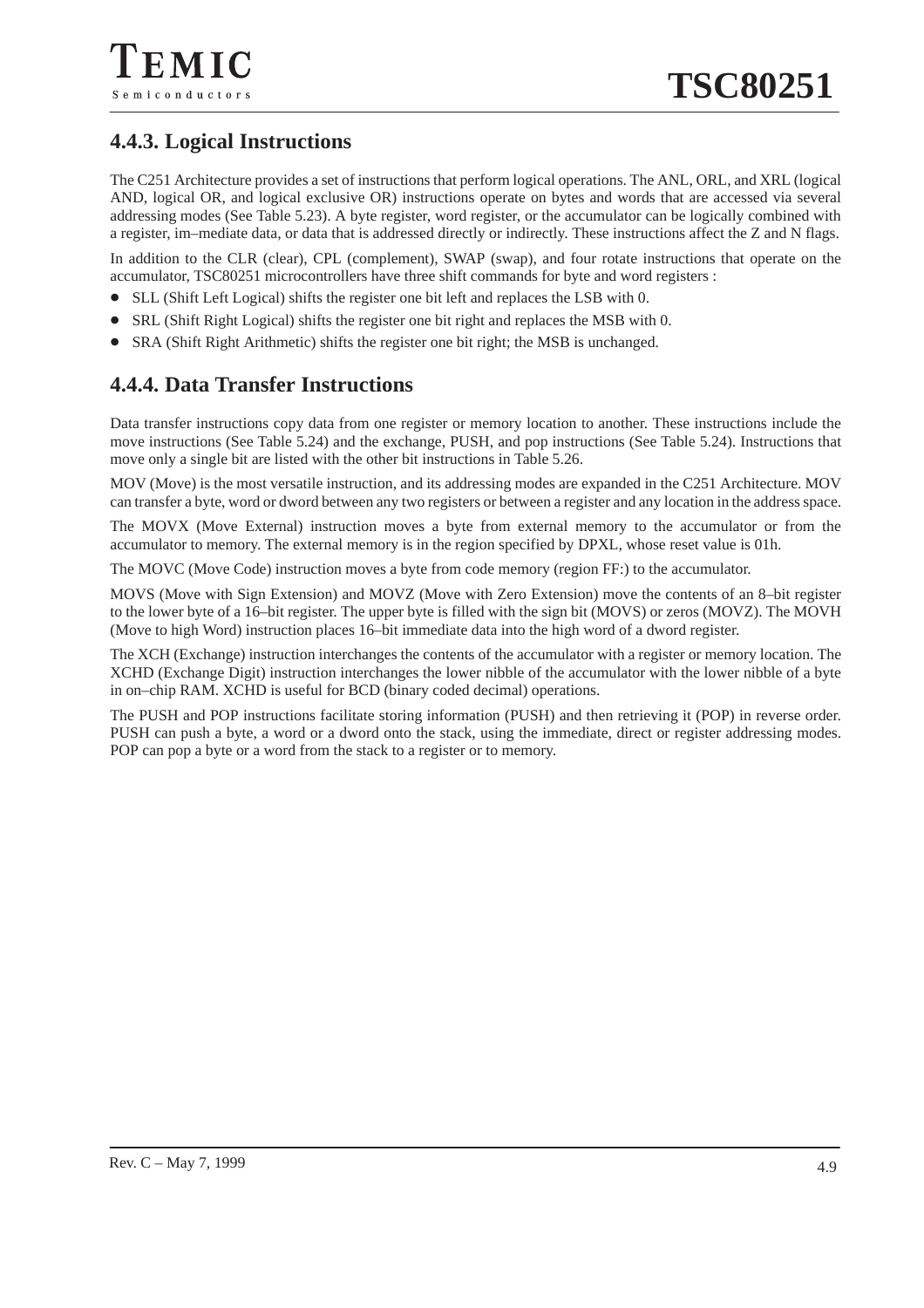### 4.4.3. Logical Instructions

The C251 Architecture provides a set of instructions that perform logical operations. The ANL, ORL, and XRL (logical AND, logical OR, and logical exclusive OR) instructions operate on bytes and words that are accessed via several addressing modes (See Table 5.23). A byte register, word register, or the accumulator can be logically combined with a register, im–mediate data, or data that is addressed directly or indirectly. These instructions affect the Z and N flags.

In addition to the CLR (clear), CPL (complement), SWAP (swap), and four rotate instructions that operate on the accumulator, TSC80251 microcontrollers have three shift commands for byte and word registers :

- SLL (Shift Left Logical) shifts the register one bit left and replaces the LSB with 0.
- SRL (Shift Right Logical) shifts the register one bit right and replaces the MSB with 0.
- SRA (Shift Right Arithmetic) shifts the register one bit right; the MSB is unchanged.

### 4.4.4. Data Transfer Instructions

Data transfer instructions copy data from one register or memory location to another. These instructions include the move instructions (See Table 5.24) and the exchange, PUSH, and pop instructions (See Table 5.24). Instructions that move only a single bit are listed with the other bit instructions in Table 5.26.

MOV (Move) is the most versatile instruction, and its addressing modes are expanded in the C251 Architecture. MOV can transfer a byte, word or dword between any two registers or between a register and any location in the address space.

The MOVX (Move External) instruction moves a byte from external memory to the accumulator or from the accumulator to memory. The external memory is in the region specified by DPXL, whose reset value is 01h.

The MOVC (Move Code) instruction moves a byte from code memory (region FF:) to the accumulator.

MOVS (Move with Sign Extension) and MOVZ (Move with Zero Extension) move the contents of an 8–bit register to the lower byte of a 16–bit register. The upper byte is filled with the sign bit (MOVS) or zeros (MOVZ). The MOVH (Move to high Word) instruction places 16–bit immediate data into the high word of a dword register.

The XCH (Exchange) instruction interchanges the contents of the accumulator with a register or memory location. The XCHD (Exchange Digit) instruction interchanges the lower nibble of the accumulator with the lower nibble of a byte in on–chip RAM. XCHD is useful for BCD (binary coded decimal) operations.

The PUSH and POP instructions facilitate storing information (PUSH) and then retrieving it (POP) in reverse order. PUSH can push a byte, a word or a dword onto the stack, using the immediate, direct or register addressing modes. POP can pop a byte or a word from the stack to a register or to memory.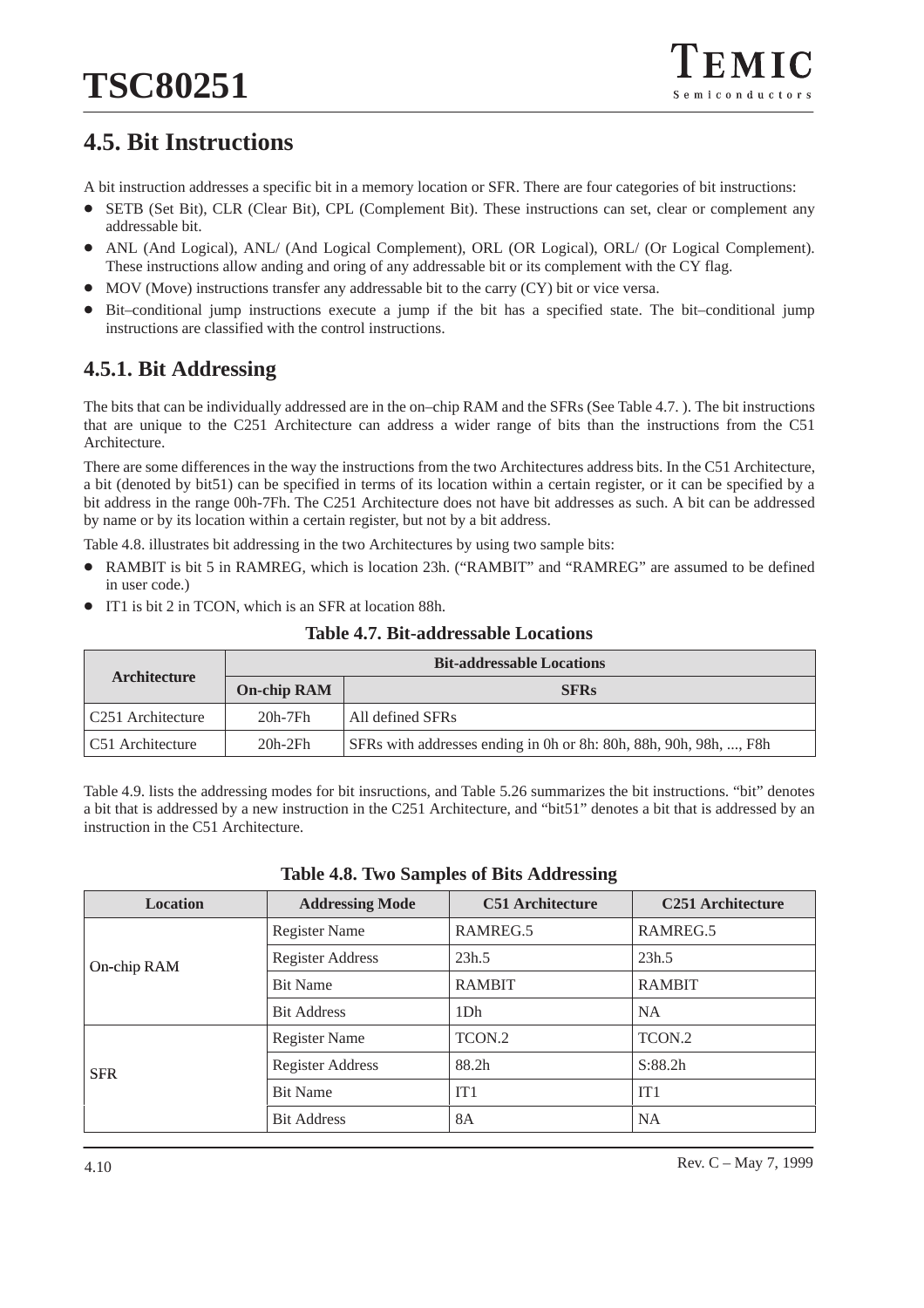## 4.5. Bit Instructions

A bit instruction addresses a specific bit in a memory location or SFR. There are four categories of bit instructions:

- SETB (Set Bit), CLR (Clear Bit), CPL (Complement Bit). These instructions can set, clear or complement any addressable bit.
- ANL (And Logical), ANL/ (And Logical Complement), ORL (OR Logical), ORL/ (Or Logical Complement). These instructions allow anding and oring of any addressable bit or its complement with the CY flag.
- MOV (Move) instructions transfer any addressable bit to the carry (CY) bit or vice versa.
- Bit–conditional jump instructions execute a jump if the bit has a specified state. The bit–conditional jump instructions are classified with the control instructions.

### 4.5.1. Bit Addressing

The bits that can be individually addressed are in the on–chip RAM and the SFRs (See Table 4.7. ). The bit instructions that are unique to the C251 Architecture can address a wider range of bits than the instructions from the C51 Architecture.

There are some differences in the way the instructions from the two Architectures address bits. In the C51 Architecture, a bit (denoted by bit51) can be specified in terms of its location within a certain register, or it can be specified by a bit address in the range 00h-7Fh. The C251 Architecture does not have bit addresses as such. A bit can be addressed by name or by its location within a certain register, but not by a bit address.

Table 4.8. illustrates bit addressing in the two Architectures by using two sample bits:

- RAMBIT is bit 5 in RAMREG, which is location 23h. (“RAMBIT” and “RAMREG” are assumed to be defined in user code.)
- IT1 is bit 2 in TCON, which is an SFR at location 88h.

**Table 4.7. Bit-addressable Locations**

| Architecture | Bit-addressable Locations | |
|---|---|---|
| | On-chip RAM | SFRs |
| C251 Architecture | 20h-7Fh | All defined SFRs |
| C51 Architecture | 20h-2Fh | SFRs with addresses ending in 0h or 8h: 80h, 88h, 90h, 98h, ..., F8h |

Table 4.9. lists the addressing modes for bit insructions, and Table 5.26 summarizes the bit instructions. “bit” denotes a bit that is addressed by a new instruction in the C251 Architecture, and “bit51” denotes a bit that is addressed by an instruction in the C51 Architecture.

**Table 4.8. Two Samples of Bits Addressing**

| Location | Addressing Mode | C51 Architecture | C251 Architecture |
|---|---|---|---|
| On-chip RAM | Register Name | RAMREG.5 | RAMREG.5 |
| | Register Address | 23h.5 | 23h.5 |
| | Bit Name | RAMBIT | RAMBIT |
| | Bit Address | 1Dh | NA |
| SFR | Register Name | TCON.2 | TCON.2 |
| | Register Address | 88.2h | S:88.2h |
| | Bit Name | IT1 | IT1 |
| | Bit Address | 8A | NA |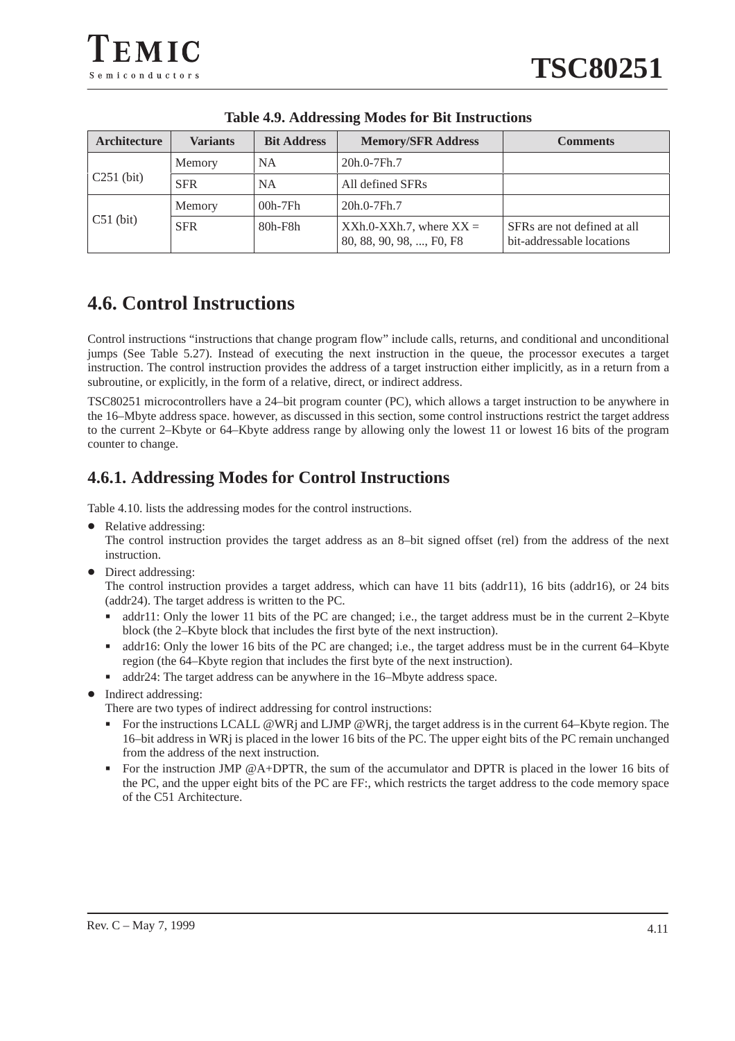**Table 4.9. Addressing Modes for Bit Instructions**

| Architecture | Variants | Bit Address | Memory/SFR Address | Comments |
|---|---|---|---|---|
| C251 (bit) | Memory | NA | 20h.0-7Fh.7 | |
| | SFR | NA | All defined SFRs | |
| C51 (bit) | Memory | 00h-7Fh | 20h.0-7Fh.7 | |
| | SFR | 80h-F8h | XXh.0-XXh.7, where XX = 80, 88, 90, 98, ..., F0, F8 | SFRs are not defined at all bit-addressable locations |

## 4.6. Control Instructions

Control instructions “instructions that change program flow” include calls, returns, and conditional and unconditional jumps (See Table 5.27). Instead of executing the next instruction in the queue, the processor executes a target instruction. The control instruction provides the address of a target instruction either implicitly, as in a return from a subroutine, or explicitly, in the form of a relative, direct, or indirect address.

TSC80251 microcontrollers have a 24–bit program counter (PC), which allows a target instruction to be anywhere in the 16–Mbyte address space. however, as discussed in this section, some control instructions restrict the target address to the current 2–Kbyte or 64–Kbyte address range by allowing only the lowest 11 or lowest 16 bits of the program counter to change.

### 4.6.1. Addressing Modes for Control Instructions

Table 4.10. lists the addressing modes for the control instructions.

- Relative addressing:
  The control instruction provides the target address as an 8–bit signed offset (rel) from the address of the next instruction.
- Direct addressing:
  The control instruction provides a target address, which can have 11 bits (addr11), 16 bits (addr16), or 24 bits (addr24). The target address is written to the PC.
  - addr11: Only the lower 11 bits of the PC are changed; i.e., the target address must be in the current 2–Kbyte block (the 2–Kbyte block that includes the first byte of the next instruction).
  - addr16: Only the lower 16 bits of the PC are changed; i.e., the target address must be in the current 64–Kbyte region (the 64–Kbyte region that includes the first byte of the next instruction).
  - addr24: The target address can be anywhere in the 16–Mbyte address space.
- Indirect addressing:
  There are two types of indirect addressing for control instructions:
  - For the instructions LCALL @WRj and LJMP @WRj, the target address is in the current 64–Kbyte region. The 16–bit address in WRj is placed in the lower 16 bits of the PC. The upper eight bits of the PC remain unchanged from the address of the next instruction.
  - For the instruction JMP @A+DPTR, the sum of the accumulator and DPTR is placed in the lower 16 bits of the PC, and the upper eight bits of the PC are FF:, which restricts the target address to the code memory space of the C51 Architecture.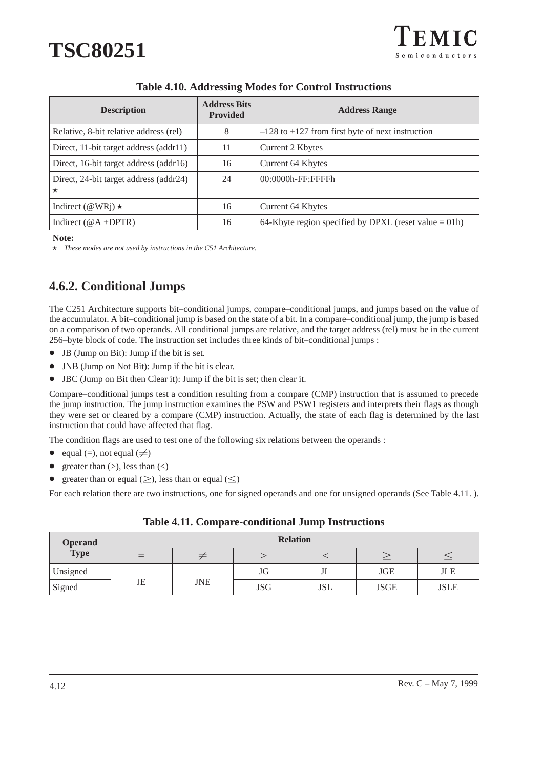**Table 4.10. Addressing Modes for Control Instructions**

| Description | Address Bits Provided | Address Range |
|---|---|---|
| Relative, 8-bit relative address (rel) | 8 | –128 to +127 from first byte of next instruction |
| Direct, 11-bit target address (addr11) | 11 | Current 2 Kbytes |
| Direct, 16-bit target address (addr16) | 16 | Current 64 Kbytes |
| Direct, 24-bit target address (addr24) ⋆ | 24 | 00:0000h-FF:FFFFh |
| Indirect (@WRj) ⋆ | 16 | Current 64 Kbytes |
| Indirect (@A +DPTR) | 16 | 64-Kbyte region specified by DPXL (reset value = 01h) |

**Note:**

⋆ *These modes are not used by instructions in the C51 Architecture.*

## 4.6.2. Conditional Jumps

The C251 Architecture supports bit–conditional jumps, compare–conditional jumps, and jumps based on the value of the accumulator. A bit–conditional jump is based on the state of a bit. In a compare–conditional jump, the jump is based on a comparison of two operands. All conditional jumps are relative, and the target address (rel) must be in the current 256–byte block of code. The instruction set includes three kinds of bit–conditional jumps :

- JB (Jump on Bit): Jump if the bit is set.
- JNB (Jump on Not Bit): Jump if the bit is clear.
- JBC (Jump on Bit then Clear it): Jump if the bit is set; then clear it.

Compare–conditional jumps test a condition resulting from a compare (CMP) instruction that is assumed to precede the jump instruction. The jump instruction examines the PSW and PSW1 registers and interprets their flags as though they were set or cleared by a compare (CMP) instruction. Actually, the state of each flag is determined by the last instruction that could have affected that flag.

The condition flags are used to test one of the following six relations between the operands :

- equal (=), not equal ($\neq$)
- greater than (>), less than (<)
- greater than or equal ($\geq$), less than or equal ($\leq$)

For each relation there are two instructions, one for signed operands and one for unsigned operands (See Table 4.11. ).

**Table 4.11. Compare-conditional Jump Instructions**

| Operand Type | Relation | | | | | |
|---|---|---|---|---|---|---|
| | $=$ | $\neq$ | $>$ | $<$ | $\geq$ | $\leq$ |
| Unsigned | JE | JNE | JG | JL | JGE | JLE |
| Signed | | | JSG | JSL | JSGE | JSLE |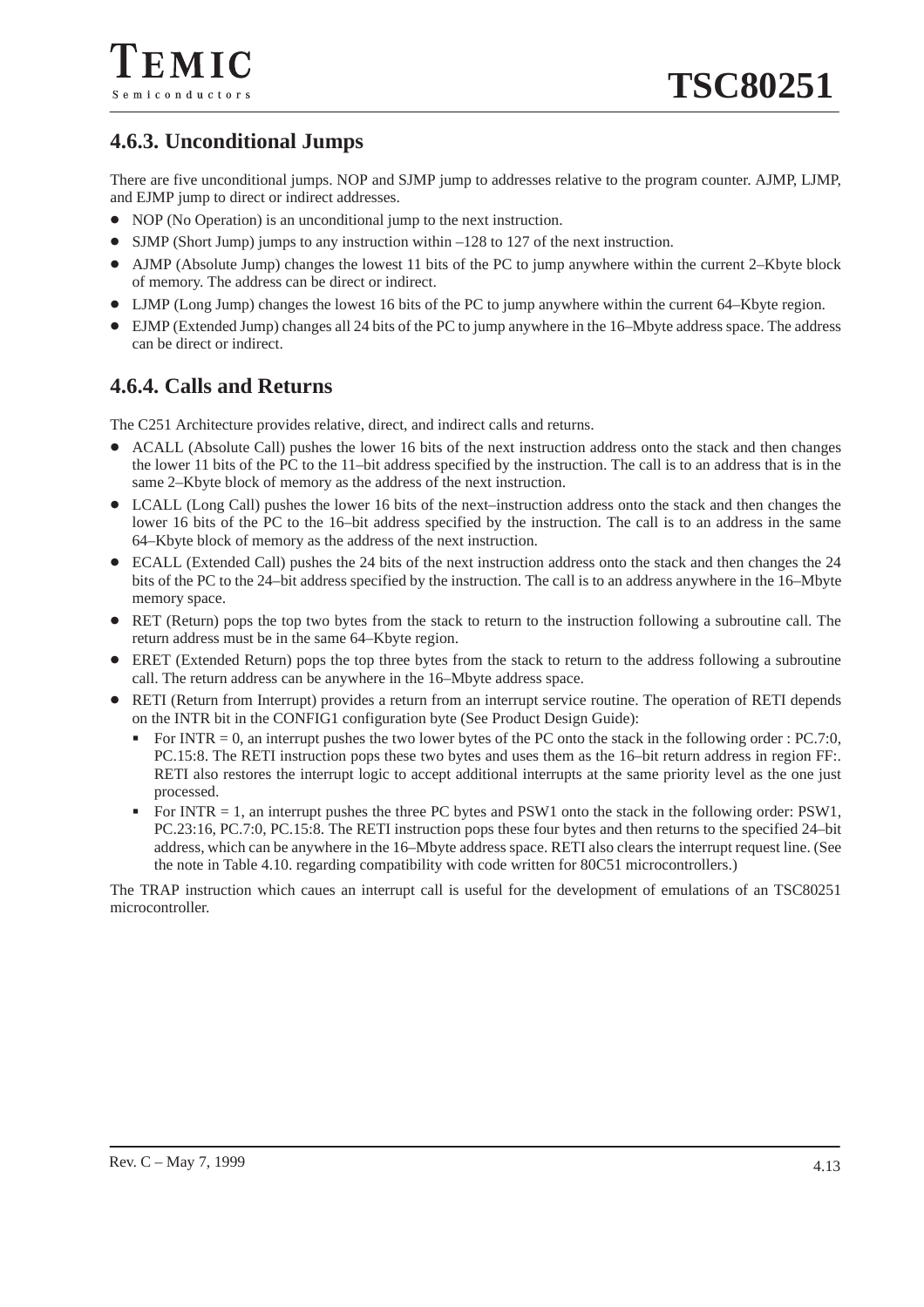## 4.6.3. Unconditional Jumps

There are five unconditional jumps. NOP and SJMP jump to addresses relative to the program counter. AJMP, LJMP, and EJMP jump to direct or indirect addresses.

- NOP (No Operation) is an unconditional jump to the next instruction.
- SJMP (Short Jump) jumps to any instruction within –128 to 127 of the next instruction.
- AJMP (Absolute Jump) changes the lowest 11 bits of the PC to jump anywhere within the current 2–Kbyte block of memory. The address can be direct or indirect.
- LJMP (Long Jump) changes the lowest 16 bits of the PC to jump anywhere within the current 64–Kbyte region.
- EJMP (Extended Jump) changes all 24 bits of the PC to jump anywhere in the 16–Mbyte address space. The address can be direct or indirect.

## 4.6.4. Calls and Returns

The C251 Architecture provides relative, direct, and indirect calls and returns.

- ACALL (Absolute Call) pushes the lower 16 bits of the next instruction address onto the stack and then changes the lower 11 bits of the PC to the 11–bit address specified by the instruction. The call is to an address that is in the same 2–Kbyte block of memory as the address of the next instruction.
- LCALL (Long Call) pushes the lower 16 bits of the next–instruction address onto the stack and then changes the lower 16 bits of the PC to the 16–bit address specified by the instruction. The call is to an address in the same 64–Kbyte block of memory as the address of the next instruction.
- ECALL (Extended Call) pushes the 24 bits of the next instruction address onto the stack and then changes the 24 bits of the PC to the 24–bit address specified by the instruction. The call is to an address anywhere in the 16–Mbyte memory space.
- RET (Return) pops the top two bytes from the stack to return to the instruction following a subroutine call. The return address must be in the same 64–Kbyte region.
- ERET (Extended Return) pops the top three bytes from the stack to return to the address following a subroutine call. The return address can be anywhere in the 16–Mbyte address space.
- RETI (Return from Interrupt) provides a return from an interrupt service routine. The operation of RETI depends on the INTR bit in the CONFIG1 configuration byte (See Product Design Guide):
  - For INTR = 0, an interrupt pushes the two lower bytes of the PC onto the stack in the following order : PC.7:0, PC.15:8. The RETI instruction pops these two bytes and uses them as the 16–bit return address in region FF:. RETI also restores the interrupt logic to accept additional interrupts at the same priority level as the one just processed.
  - For INTR = 1, an interrupt pushes the three PC bytes and PSW1 onto the stack in the following order: PSW1, PC.23:16, PC.7:0, PC.15:8. The RETI instruction pops these four bytes and then returns to the specified 24–bit address, which can be anywhere in the 16–Mbyte address space. RETI also clears the interrupt request line. (See the note in Table 4.10. regarding compatibility with code written for 80C51 microcontrollers.)

The TRAP instruction which caues an interrupt call is useful for the development of emulations of an TSC80251 microcontroller.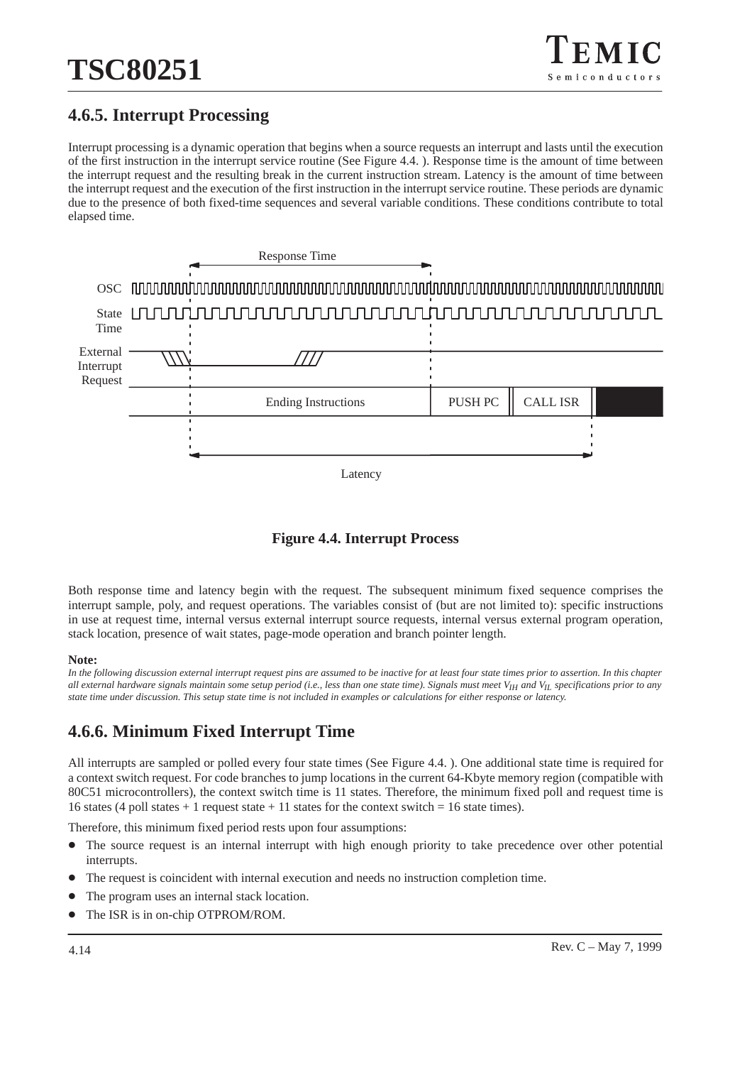## 4.6.5. Interrupt Processing

Interrupt processing is a dynamic operation that begins when a source requests an interrupt and lasts until the execution of the first instruction in the interrupt service routine (See Figure 4.4. ). Response time is the amount of time between the interrupt request and the resulting break in the current instruction stream. Latency is the amount of time between the interrupt request and the execution of the first instruction in the interrupt service routine. These periods are dynamic due to the presence of both fixed-time sequences and several variable conditions. These conditions contribute to total elapsed time.

**Figure 4.4. Interrupt Process**

Both response time and latency begin with the request. The subsequent minimum fixed sequence comprises the interrupt sample, poly, and request operations. The variables consist of (but are not limited to): specific instructions in use at request time, internal versus external interrupt source requests, internal versus external program operation, stack location, presence of wait states, page-mode operation and branch pointer length.

**Note:**

*In the following discussion external interrupt request pins are assumed to be inactive for at least four state times prior to assertion. In this chapter all external hardware signals maintain some setup period (i.e., less than one state time). Signals must meet $V_{IH}$ and $V_{IL}$ specifications prior to any state time under discussion. This setup state time is not included in examples or calculations for either response or latency.*

## 4.6.6. Minimum Fixed Interrupt Time

All interrupts are sampled or polled every four state times (See Figure 4.4. ). One additional state time is required for a context switch request. For code branches to jump locations in the current 64-Kbyte memory region (compatible with 80C51 microcontrollers), the context switch time is 11 states. Therefore, the minimum fixed poll and request time is 16 states (4 poll states + 1 request state + 11 states for the context switch = 16 state times).

Therefore, this minimum fixed period rests upon four assumptions:

- The source request is an internal interrupt with high enough priority to take precedence over other potential interrupts.
- The request is coincident with internal execution and needs no instruction completion time.
- The program uses an internal stack location.
- The ISR is in on-chip OTPROM/ROM.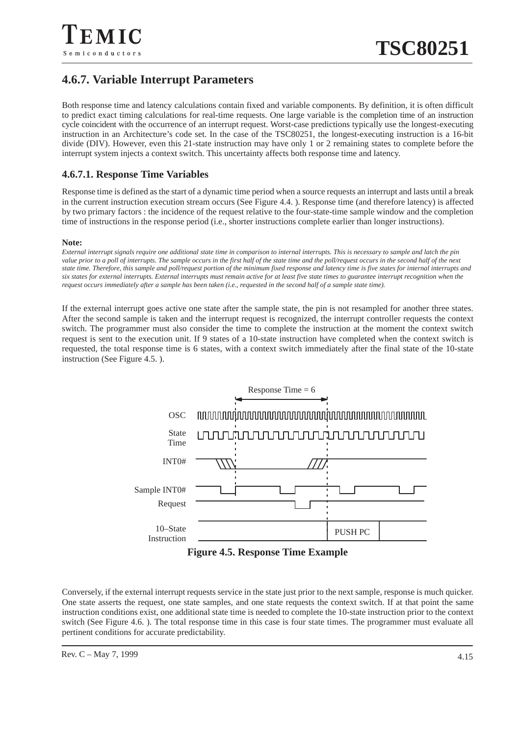## 4.6.7. Variable Interrupt Parameters

Both response time and latency calculations contain fixed and variable components. By definition, it is often difficult to predict exact timing calculations for real-time requests. One large variable is the completion time of an instruction cycle coincident with the occurrence of an interrupt request. Worst-case predictions typically use the longest-executing instruction in an Architecture's code set. In the case of the TSC80251, the longest-executing instruction is a 16-bit divide (DIV). However, even this 21-state instruction may have only 1 or 2 remaining states to complete before the interrupt system injects a context switch. This uncertainty affects both response time and latency.

### 4.6.7.1. Response Time Variables

Response time is defined as the start of a dynamic time period when a source requests an interrupt and lasts until a break in the current instruction execution stream occurs (See Figure 4.4. ). Response time (and therefore latency) is affected by two primary factors : the incidence of the request relative to the four-state-time sample window and the completion time of instructions in the response period (i.e., shorter instructions complete earlier than longer instructions).

**Note:**

*External interrupt signals require one additional state time in comparison to internal interrupts. This is necessary to sample and latch the pin value prior to a poll of interrupts. The sample occurs in the first half of the state time and the poll/request occurs in the second half of the next state time. Therefore, this sample and poll/request portion of the minimum fixed response and latency time is five states for internal interrupts and six states for external interrupts. External interrupts must remain active for at least five state times to guarantee interrupt recognition when the request occurs immediately after a sample has been taken (i.e., requested in the second half of a sample state time).*

If the external interrupt goes active one state after the sample state, the pin is not resampled for another three states. After the second sample is taken and the interrupt request is recognized, the interrupt controller requests the context switch. The programmer must also consider the time to complete the instruction at the moment the context switch request is sent to the execution unit. If 9 states of a 10-state instruction have completed when the context switch is requested, the total response time is 6 states, with a context switch immediately after the final state of the 10-state instruction (See Figure 4.5. ).

**Figure 4.5. Response Time Example**

Conversely, if the external interrupt requests service in the state just prior to the next sample, response is much quicker. One state asserts the request, one state samples, and one state requests the context switch. If at that point the same instruction conditions exist, one additional state time is needed to complete the 10-state instruction prior to the context switch (See Figure 4.6. ). The total response time in this case is four state times. The programmer must evaluate all pertinent conditions for accurate predictability.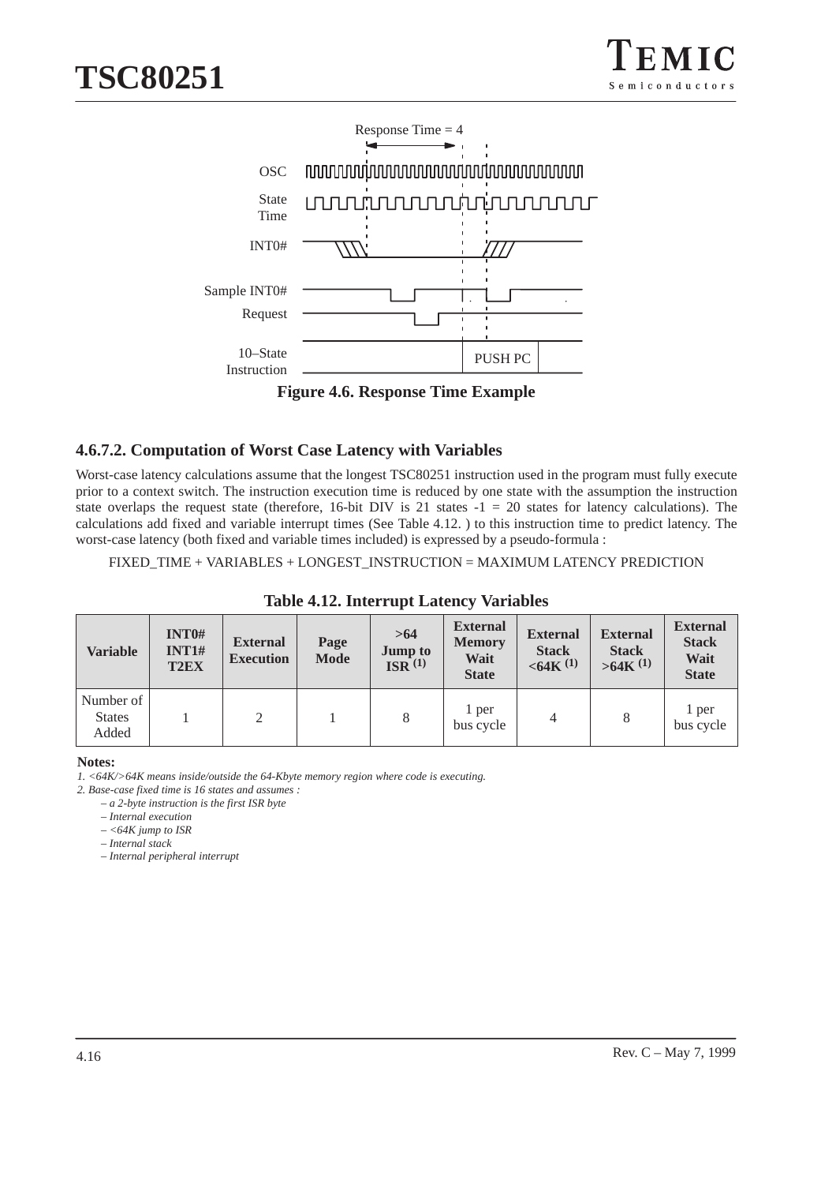Figure 4.6. Response Time Example

### 4.6.7.2. Computation of Worst Case Latency with Variables

Worst-case latency calculations assume that the longest TSC80251 instruction used in the program must fully execute prior to a context switch. The instruction execution time is reduced by one state with the assumption the instruction state overlaps the request state (therefore, 16-bit DIV is 21 states -1 = 20 states for latency calculations). The calculations add fixed and variable interrupt times (See Table 4.12. ) to this instruction time to predict latency. The worst-case latency (both fixed and variable times included) is expressed by a pseudo-formula :

FIXED_TIME + VARIABLES + LONGEST_INSTRUCTION = MAXIMUM LATENCY PREDICTION

**Table 4.12. Interrupt Latency Variables**

| Variable | INT0# INT1# T2EX | External Execution | Page Mode | >64 Jump to ISR (1) | External Memory Wait State | External Stack <64K (1) | External Stack >64K (1) | External Stack Wait State |
|---|---|---|---|---|---|---|---|---|
| Number of States Added | 1 | 2 | 1 | 8 | 1 per bus cycle | 4 | 8 | 1 per bus cycle |

**Notes:**

*1. <64K/>64K means inside/outside the 64-Kbyte memory region where code is executing.*

*2. Base-case fixed time is 16 states and assumes :*

- *a 2-byte instruction is the first ISR byte*
- *Internal execution*
- *<64K jump to ISR*
- *Internal stack*
- *Internal peripheral interrupt*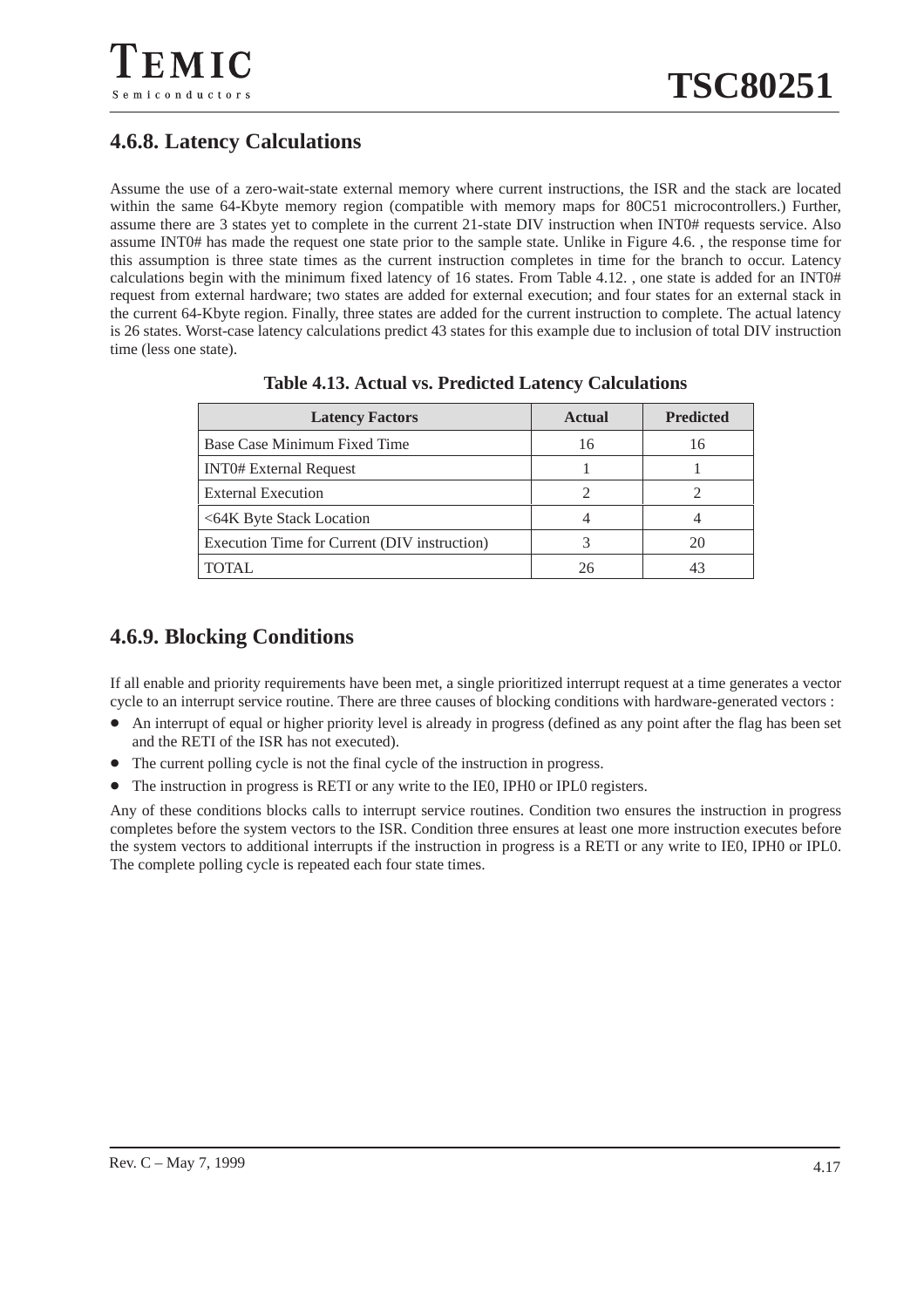### 4.6.8. Latency Calculations

Assume the use of a zero-wait-state external memory where current instructions, the ISR and the stack are located within the same 64-Kbyte memory region (compatible with memory maps for 80C51 microcontrollers.) Further, assume there are 3 states yet to complete in the current 21-state DIV instruction when INT0# requests service. Also assume INT0# has made the request one state prior to the sample state. Unlike in Figure 4.6. , the response time for this assumption is three state times as the current instruction completes in time for the branch to occur. Latency calculations begin with the minimum fixed latency of 16 states. From Table 4.12. , one state is added for an INT0# request from external hardware; two states are added for external execution; and four states for an external stack in the current 64-Kbyte region. Finally, three states are added for the current instruction to complete. The actual latency is 26 states. Worst-case latency calculations predict 43 states for this example due to inclusion of total DIV instruction time (less one state).

**Table 4.13. Actual vs. Predicted Latency Calculations**

| Latency Factors | Actual | Predicted |
|---|---|---|
| Base Case Minimum Fixed Time | 16 | 16 |
| INT0# External Request | 1 | 1 |
| External Execution | 2 | 2 |
| <64K Byte Stack Location | 4 | 4 |
| Execution Time for Current (DIV instruction) | 3 | 20 |
| TOTAL | 26 | 43 |

### 4.6.9. Blocking Conditions

If all enable and priority requirements have been met, a single prioritized interrupt request at a time generates a vector cycle to an interrupt service routine. There are three causes of blocking conditions with hardware-generated vectors :

- An interrupt of equal or higher priority level is already in progress (defined as any point after the flag has been set and the RETI of the ISR has not executed).
- The current polling cycle is not the final cycle of the instruction in progress.
- The instruction in progress is RETI or any write to the IE0, IPH0 or IPL0 registers.

Any of these conditions blocks calls to interrupt service routines. Condition two ensures the instruction in progress completes before the system vectors to the ISR. Condition three ensures at least one more instruction executes before the system vectors to additional interrupts if the instruction in progress is a RETI or any write to IE0, IPH0 or IPL0. The complete polling cycle is repeated each four state times.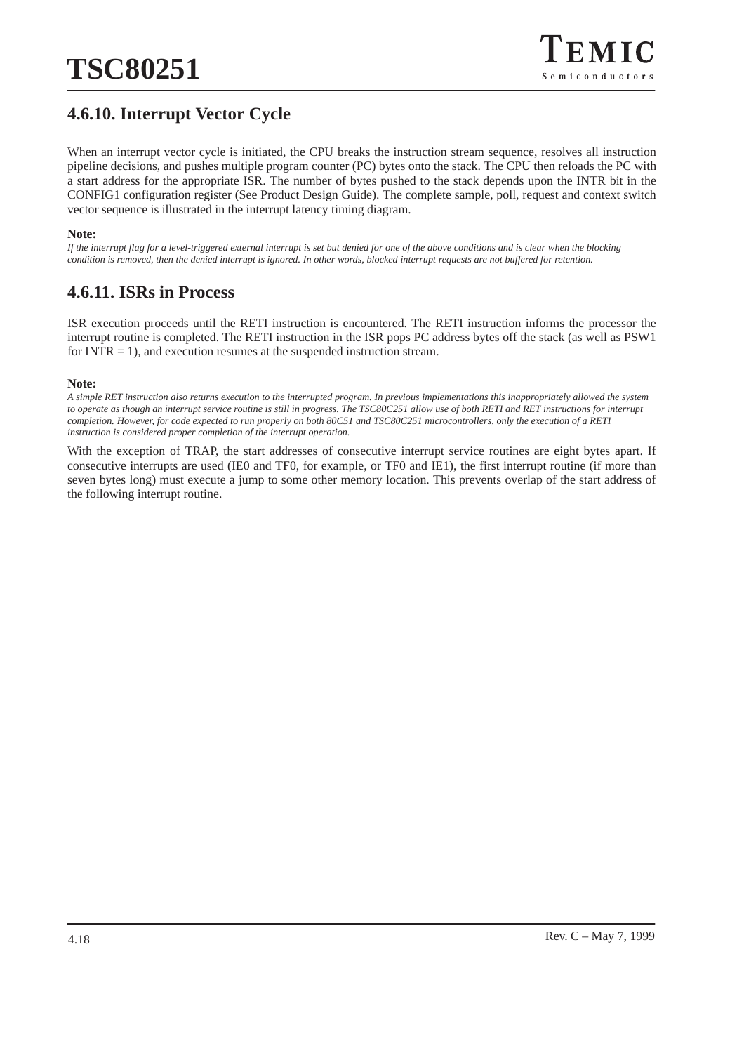### 4.6.10. Interrupt Vector Cycle

When an interrupt vector cycle is initiated, the CPU breaks the instruction stream sequence, resolves all instruction pipeline decisions, and pushes multiple program counter (PC) bytes onto the stack. The CPU then reloads the PC with a start address for the appropriate ISR. The number of bytes pushed to the stack depends upon the INTR bit in the CONFIG1 configuration register (See Product Design Guide). The complete sample, poll, request and context switch vector sequence is illustrated in the interrupt latency timing diagram.

**Note:**

*If the interrupt flag for a level-triggered external interrupt is set but denied for one of the above conditions and is clear when the blocking condition is removed, then the denied interrupt is ignored. In other words, blocked interrupt requests are not buffered for retention.*

### 4.6.11. ISRs in Process

ISR execution proceeds until the RETI instruction is encountered. The RETI instruction informs the processor the interrupt routine is completed. The RETI instruction in the ISR pops PC address bytes off the stack (as well as PSW1 for INTR = 1), and execution resumes at the suspended instruction stream.

**Note:**

*A simple RET instruction also returns execution to the interrupted program. In previous implementations this inappropriately allowed the system to operate as though an interrupt service routine is still in progress. The TSC80C251 allow use of both RETI and RET instructions for interrupt completion. However, for code expected to run properly on both 80C51 and TSC80C251 microcontrollers, only the execution of a RETI instruction is considered proper completion of the interrupt operation.*

With the exception of TRAP, the start addresses of consecutive interrupt service routines are eight bytes apart. If consecutive interrupts are used (IE0 and TF0, for example, or TF0 and IE1), the first interrupt routine (if more than seven bytes long) must execute a jump to some other memory location. This prevents overlap of the start address of the following interrupt routine.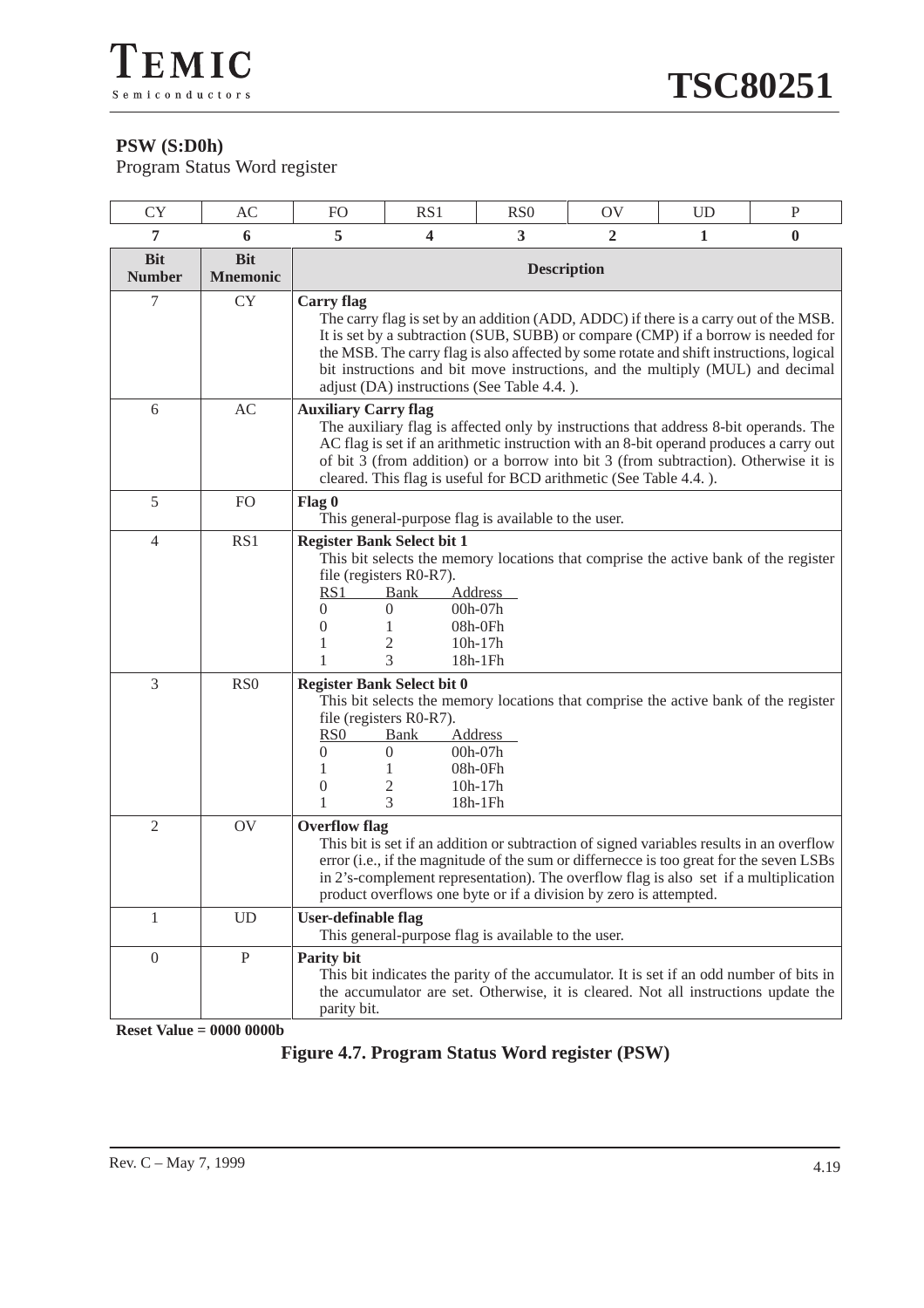**PSW (S:D0h)**

Program Status Word register

| CY | AC | FO | RS1 | RS0 | OV | UD | P |
|---|---|---|---|---|---|---|---|
| **7** | **6** | **5** | **4** | **3** | **2** | **1** | **0** |

| Bit Number | Bit Mnemonic | Description |
|---|---|---|
| 7 | CY | **Carry flag**<br>The carry flag is set by an addition (ADD, ADDC) if there is a carry out of the MSB. It is set by a subtraction (SUB, SUBB) or compare (CMP) if a borrow is needed for the MSB. The carry flag is also affected by some rotate and shift instructions, logical bit instructions and bit move instructions, and the multiply (MUL) and decimal adjust (DA) instructions (See Table 4.4. ). |
| 6 | AC | **Auxiliary Carry flag**<br>The auxiliary flag is affected only by instructions that address 8-bit operands. The AC flag is set if an arithmetic instruction with an 8-bit operand produces a carry out of bit 3 (from addition) or a borrow into bit 3 (from subtraction). Otherwise it is cleared. This flag is useful for BCD arithmetic (See Table 4.4. ). |
| 5 | FO | **Flag 0**<br>This general-purpose flag is available to the user. |
| 4 | RS1 | **Register Bank Select bit 1**<br>This bit selects the memory locations that comprise the active bank of the register file (registers R0-R7).<br>RS1 Bank Address<br>0 0 00h-07h<br>0 1 08h-0Fh<br>1 2 10h-17h<br>1 3 18h-1Fh |
| 3 | RS0 | **Register Bank Select bit 0**<br>This bit selects the memory locations that comprise the active bank of the register file (registers R0-R7).<br>RS0 Bank Address<br>0 0 00h-07h<br>1 1 08h-0Fh<br>0 2 10h-17h<br>1 3 18h-1Fh |
| 2 | OV | **Overflow flag**<br>This bit is set if an addition or subtraction of signed variables results in an overflow error (i.e., if the magnitude of the sum or differnecce is too great for the seven LSBs in 2's-complement representation). The overflow flag is also set if a multiplication product overflows one byte or if a division by zero is attempted. |
| 1 | UD | **User-definable flag**<br>This general-purpose flag is available to the user. |
| 0 | P | **Parity bit**<br>This bit indicates the parity of the accumulator. It is set if an odd number of bits in the accumulator are set. Otherwise, it is cleared. Not all instructions update the parity bit. |

**Reset Value = 0000 0000b**

**Figure 4.7. Program Status Word register (PSW)**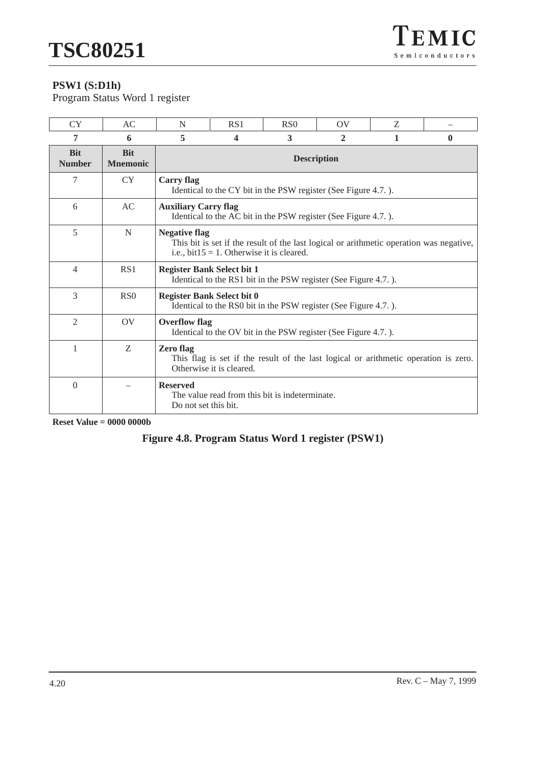**PSW1 (S:D1h)**
Program Status Word 1 register

| CY | AC | N | RS1 | RS0 | OV | Z | – |
|---|---|---|---|---|---|---|---|
| **7** | **6** | **5** | **4** | **3** | **2** | **1** | **0** |

| Bit Number | Bit Mnemonic | Description |
|---|---|---|
| 7 | CY | **Carry flag**<br>Identical to the CY bit in the PSW register (See Figure 4.7. ). |
| 6 | AC | **Auxiliary Carry flag**<br>Identical to the AC bit in the PSW register (See Figure 4.7. ). |
| 5 | N | **Negative flag**<br>This bit is set if the result of the last logical or arithmetic operation was negative, i.e., bit15 = 1. Otherwise it is cleared. |
| 4 | RS1 | **Register Bank Select bit 1**<br>Identical to the RS1 bit in the PSW register (See Figure 4.7. ). |
| 3 | RS0 | **Register Bank Select bit 0**<br>Identical to the RS0 bit in the PSW register (See Figure 4.7. ). |
| 2 | OV | **Overflow flag**<br>Identical to the OV bit in the PSW register (See Figure 4.7. ). |
| 1 | Z | **Zero flag**<br>This flag is set if the result of the last logical or arithmetic operation is zero. Otherwise it is cleared. |
| 0 | – | **Reserved**<br>The value read from this bit is indeterminate.<br>Do not set this bit. |

**Reset Value = 0000 0000b**

**Figure 4.8. Program Status Word 1 register (PSW1)**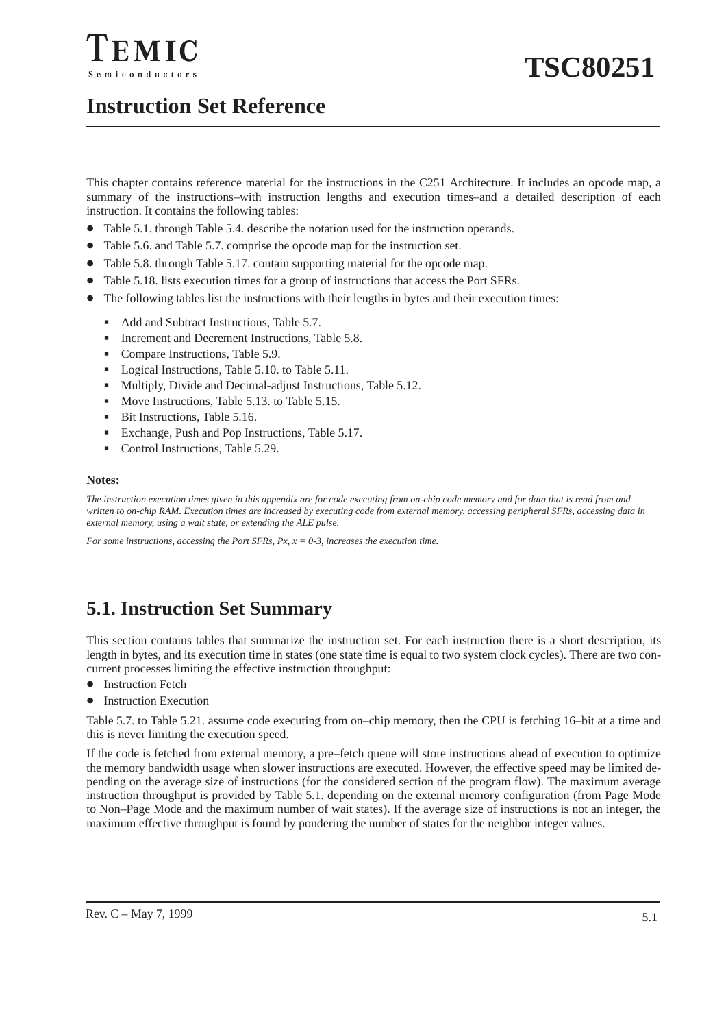# Instruction Set Reference

This chapter contains reference material for the instructions in the C251 Architecture. It includes an opcode map, a summary of the instructions–with instruction lengths and execution times–and a detailed description of each instruction. It contains the following tables:

- Table 5.1. through Table 5.4. describe the notation used for the instruction operands.
- Table 5.6. and Table 5.7. comprise the opcode map for the instruction set.
- Table 5.8. through Table 5.17. contain supporting material for the opcode map.
- Table 5.18. lists execution times for a group of instructions that access the Port SFRs.
- The following tables list the instructions with their lengths in bytes and their execution times:
  - Add and Subtract Instructions, Table 5.7.
  - Increment and Decrement Instructions, Table 5.8.
  - Compare Instructions, Table 5.9.
  - Logical Instructions, Table 5.10. to Table 5.11.
  - Multiply, Divide and Decimal-adjust Instructions, Table 5.12.
  - Move Instructions, Table 5.13. to Table 5.15.
  - Bit Instructions, Table 5.16.
  - Exchange, Push and Pop Instructions, Table 5.17.
  - Control Instructions, Table 5.29.

**Notes:**

*The instruction execution times given in this appendix are for code executing from on-chip code memory and for data that is read from and written to on-chip RAM. Execution times are increased by executing code from external memory, accessing peripheral SFRs, accessing data in external memory, using a wait state, or extending the ALE pulse.*

*For some instructions, accessing the Port SFRs, Px, x = 0-3, increases the execution time.*

## 5.1. Instruction Set Summary

This section contains tables that summarize the instruction set. For each instruction there is a short description, its length in bytes, and its execution time in states (one state time is equal to two system clock cycles). There are two concurrent processes limiting the effective instruction throughput:

- Instruction Fetch
- Instruction Execution

Table 5.7. to Table 5.21. assume code executing from on–chip memory, then the CPU is fetching 16–bit at a time and this is never limiting the execution speed.

If the code is fetched from external memory, a pre–fetch queue will store instructions ahead of execution to optimize the memory bandwidth usage when slower instructions are executed. However, the effective speed may be limited depending on the average size of instructions (for the considered section of the program flow). The maximum average instruction throughput is provided by Table 5.1. depending on the external memory configuration (from Page Mode to Non–Page Mode and the maximum number of wait states). If the average size of instructions is not an integer, the maximum effective throughput is found by pondering the number of states for the neighbor integer values.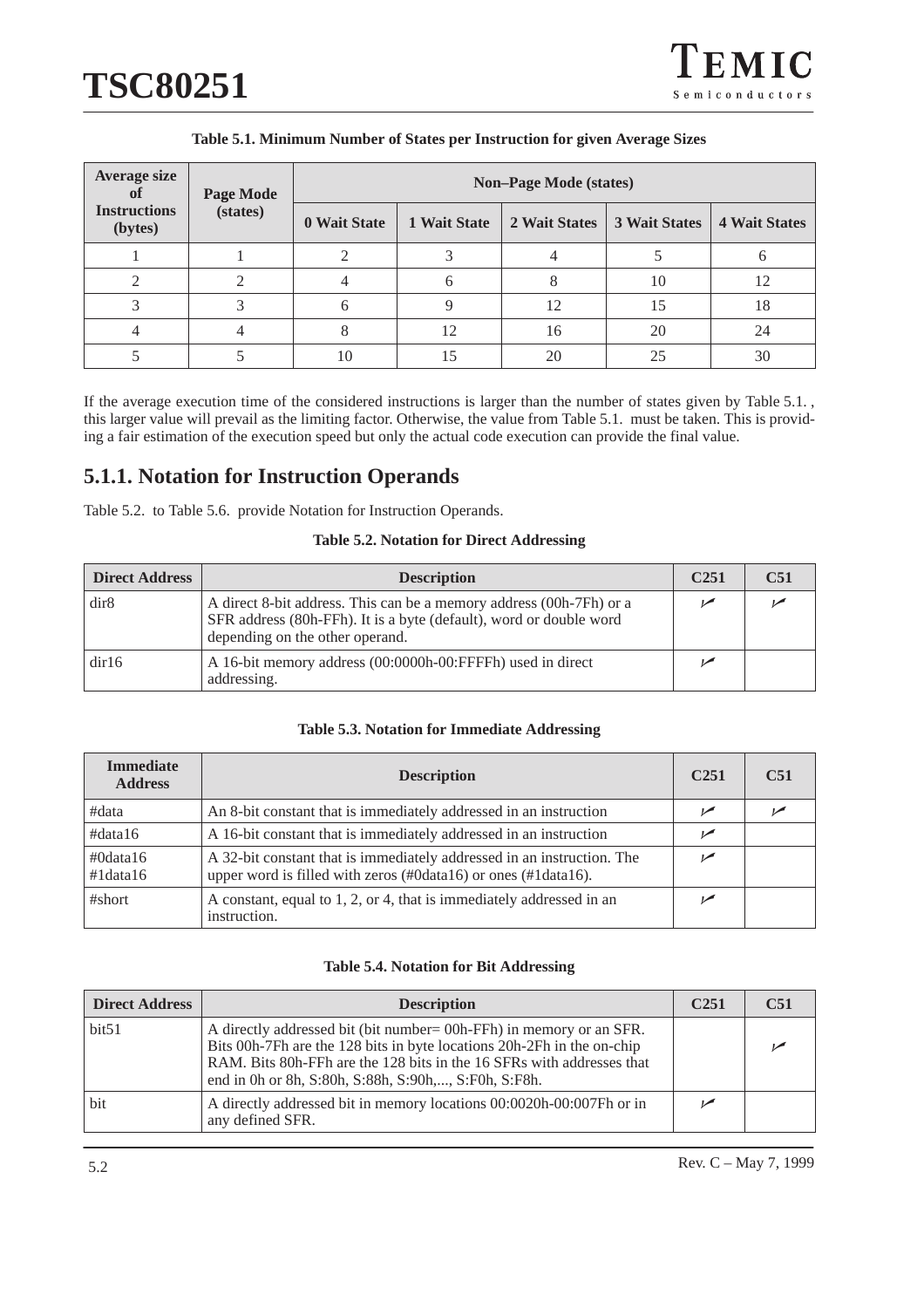**Table 5.1. Minimum Number of States per Instruction for given Average Sizes**

| Average size of Instructions (bytes) | Page Mode (states) | Non–Page Mode (states) | | | | |
|---|---|---|---|---|---|---|
| | | 0 Wait State | 1 Wait State | 2 Wait States | 3 Wait States | 4 Wait States |
| 1 | 1 | 2 | 3 | 4 | 5 | 6 |
| 2 | 2 | 4 | 6 | 8 | 10 | 12 |
| 3 | 3 | 6 | 9 | 12 | 15 | 18 |
| 4 | 4 | 8 | 12 | 16 | 20 | 24 |
| 5 | 5 | 10 | 15 | 20 | 25 | 30 |

If the average execution time of the considered instructions is larger than the number of states given by Table 5.1. , this larger value will prevail as the limiting factor. Otherwise, the value from Table 5.1. must be taken. This is providing a fair estimation of the execution speed but only the actual code execution can provide the final value.

## 5.1.1. Notation for Instruction Operands

Table 5.2. to Table 5.6. provide Notation for Instruction Operands.

**Table 5.2. Notation for Direct Addressing**

| Direct Address | Description | C251 | C51 |
|---|---|---|---|
| dir8 | A direct 8-bit address. This can be a memory address (00h-7Fh) or a SFR address (80h-FFh). It is a byte (default), word or double word depending on the other operand. | ✓ | ✓ |
| dir16 | A 16-bit memory address (00:0000h-00:FFFFh) used in direct addressing. | ✓ | |

**Table 5.3. Notation for Immediate Addressing**

| Immediate Address | Description | C251 | C51 |
|---|---|---|---|
| #data | An 8-bit constant that is immediately addressed in an instruction | ✓ | ✓ |
| #data16 | A 16-bit constant that is immediately addressed in an instruction | ✓ | |
| #0data16 #1data16 | A 32-bit constant that is immediately addressed in an instruction. The upper word is filled with zeros (#0data16) or ones (#1data16). | ✓ | |
| #short | A constant, equal to 1, 2, or 4, that is immediately addressed in an instruction. | ✓ | |

**Table 5.4. Notation for Bit Addressing**

| Direct Address | Description | C251 | C51 |
|---|---|---|---|
| bit51 | A directly addressed bit (bit number= 00h-FFh) in memory or an SFR. Bits 00h-7Fh are the 128 bits in byte locations 20h-2Fh in the on-chip RAM. Bits 80h-FFh are the 128 bits in the 16 SFRs with addresses that end in 0h or 8h, S:80h, S:88h, S:90h,..., S:F0h, S:F8h. | | ✓ |
| bit | A directly addressed bit in memory locations 00:0020h-00:007Fh or in any defined SFR. | ✓ | |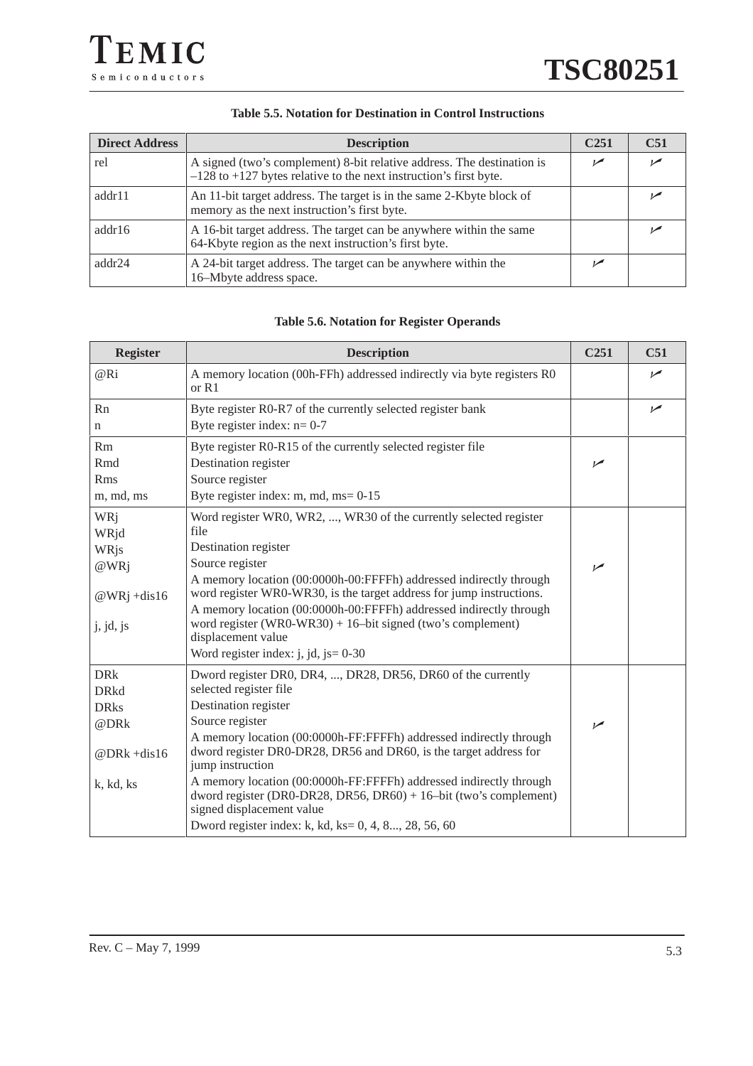**Table 5.5. Notation for Destination in Control Instructions**

| Direct Address | Description | C251 | C51 |
|---|---|---|---|
| rel | A signed (two's complement) 8-bit relative address. The destination is –128 to +127 bytes relative to the next instruction's first byte. | ✓ | ✓ |
| addr11 | An 11-bit target address. The target is in the same 2-Kbyte block of memory as the next instruction's first byte. | | ✓ |
| addr16 | A 16-bit target address. The target can be anywhere within the same 64-Kbyte region as the next instruction's first byte. | | ✓ |
| addr24 | A 24-bit target address. The target can be anywhere within the 16–Mbyte address space. | ✓ | |

**Table 5.6. Notation for Register Operands**

| Register | Description | C251 | C51 |
|---|---|---|---|
| @Ri | A memory location (00h-FFh) addressed indirectly via byte registers R0 or R1 | | ✓ |
| Rn<br>n | Byte register R0-R7 of the currently selected register bank<br>Byte register index: n= 0-7 | | ✓ |
| Rm<br>Rmd<br>Rms<br>m, md, ms | Byte register R0-R15 of the currently selected register file<br>Destination register<br>Source register<br>Byte register index: m, md, ms= 0-15 | ✓ | |
| WRj<br>WRjd<br>WRjs<br>@WRj<br>@WRj +dis16<br>j, jd, js | Word register WR0, WR2, ..., WR30 of the currently selected register file<br>Destination register<br>Source register<br>A memory location (00:0000h-00:FFFFh) addressed indirectly through word register WR0-WR30, is the target address for jump instructions.<br>A memory location (00:0000h-00:FFFFh) addressed indirectly through word register (WR0-WR30) + 16–bit signed (two's complement) displacement value<br>Word register index: j, jd, js= 0-30 | ✓ | |
| DRk<br>DRkd<br>DRks<br>@DRk<br>@DRk +dis16<br>k, kd, ks | Dword register DR0, DR4, ..., DR28, DR56, DR60 of the currently selected register file<br>Destination register<br>Source register<br>A memory location (00:0000h-FF:FFFFh) addressed indirectly through dword register DR0-DR28, DR56 and DR60, is the target address for jump instruction<br>A memory location (00:0000h-FF:FFFFh) addressed indirectly through dword register (DR0-DR28, DR56, DR60) + 16–bit (two's complement) signed displacement value<br>Dword register index: k, kd, ks= 0, 4, 8..., 28, 56, 60 | ✓ | |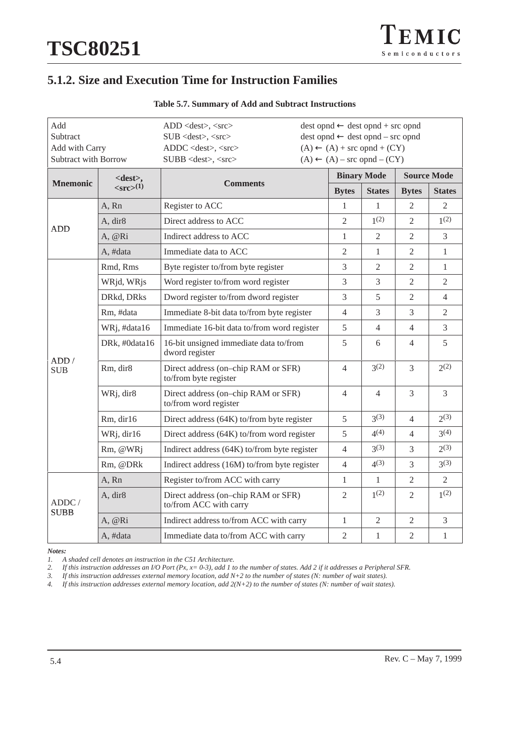## 5.1.2. Size and Execution Time for Instruction Families

**Table 5.7. Summary of Add and Subtract Instructions**

| | | |
|---|---|---|
| Add | ADD <dest>, <src> | dest opnd ← dest opnd + src opnd |
| Subtract | SUB <dest>, <src> | dest opnd ← dest opnd – src opnd |
| Add with Carry | ADDC <dest>, <src> | (A) ← (A) + src opnd + (CY) |
| Subtract with Borrow | SUBB <dest>, <src> | (A) ← (A) – src opnd – (CY) |

| Mnemonic | <dest>, <src>[(1)] | Comments | Binary Mode | | Source Mode | |
|---|---|---|---|---|---|---|
| | | | Bytes | States | Bytes | States |
| ADD | A, Rn | Register to ACC | 1 | 1 | 2 | 2 |
| | A, dir8 | Direct address to ACC | 2 | 1[(2)] | 2 | 1[(2)] |
| | A, @Ri | Indirect address to ACC | 1 | 2 | 2 | 3 |
| | A, #data | Immediate data to ACC | 2 | 1 | 2 | 1 |
| ADD / SUB | Rmd, Rms | Byte register to/from byte register | 3 | 2 | 2 | 1 |
| | WRjd, WRjs | Word register to/from word register | 3 | 3 | 2 | 2 |
| | DRkd, DRks | Dword register to/from dword register | 3 | 5 | 2 | 4 |
| | Rm, #data | Immediate 8-bit data to/from byte register | 4 | 3 | 3 | 2 |
| | WRj, #data16 | Immediate 16-bit data to/from word register | 5 | 4 | 4 | 3 |
| | DRk, #0data16 | 16-bit unsigned immediate data to/from dword register | 5 | 6 | 4 | 5 |
| | Rm, dir8 | Direct address (on–chip RAM or SFR) to/from byte register | 4 | 3[(2)] | 3 | 2[(2)] |
| | WRj, dir8 | Direct address (on–chip RAM or SFR) to/from word register | 4 | 4 | 3 | 3 |
| | Rm, dir16 | Direct address (64K) to/from byte register | 5 | 3[(3)] | 4 | 2[(3)] |
| | WRj, dir16 | Direct address (64K) to/from word register | 5 | 4[(4)] | 4 | 3[(4)] |
| | Rm, @WRj | Indirect address (64K) to/from byte register | 4 | 3[(3)] | 3 | 2[(3)] |
| | Rm, @DRk | Indirect address (16M) to/from byte register | 4 | 4[(3)] | 3 | 3[(3)] |
| ADDC / SUBB | A, Rn | Register to/from ACC with carry | 1 | 1 | 2 | 2 |
| | A, dir8 | Direct address (on–chip RAM or SFR) to/from ACC with carry | 2 | 1[(2)] | 2 | 1[(2)] |
| | A, @Ri | Indirect address to/from ACC with carry | 1 | 2 | 2 | 3 |
| | A, #data | Immediate data to/from ACC with carry | 2 | 1 | 2 | 1 |

***Notes:***

1. *A shaded cell denotes an instruction in the C51 Architecture.*
2. *If this instruction addresses an I/O Port (Px, x= 0-3), add 1 to the number of states. Add 2 if it addresses a Peripheral SFR.*
3. *If this instruction addresses external memory location, add N+2 to the number of states (N: number of wait states).*
4. *If this instruction addresses external memory location, add 2(N+2) to the number of states (N: number of wait states).*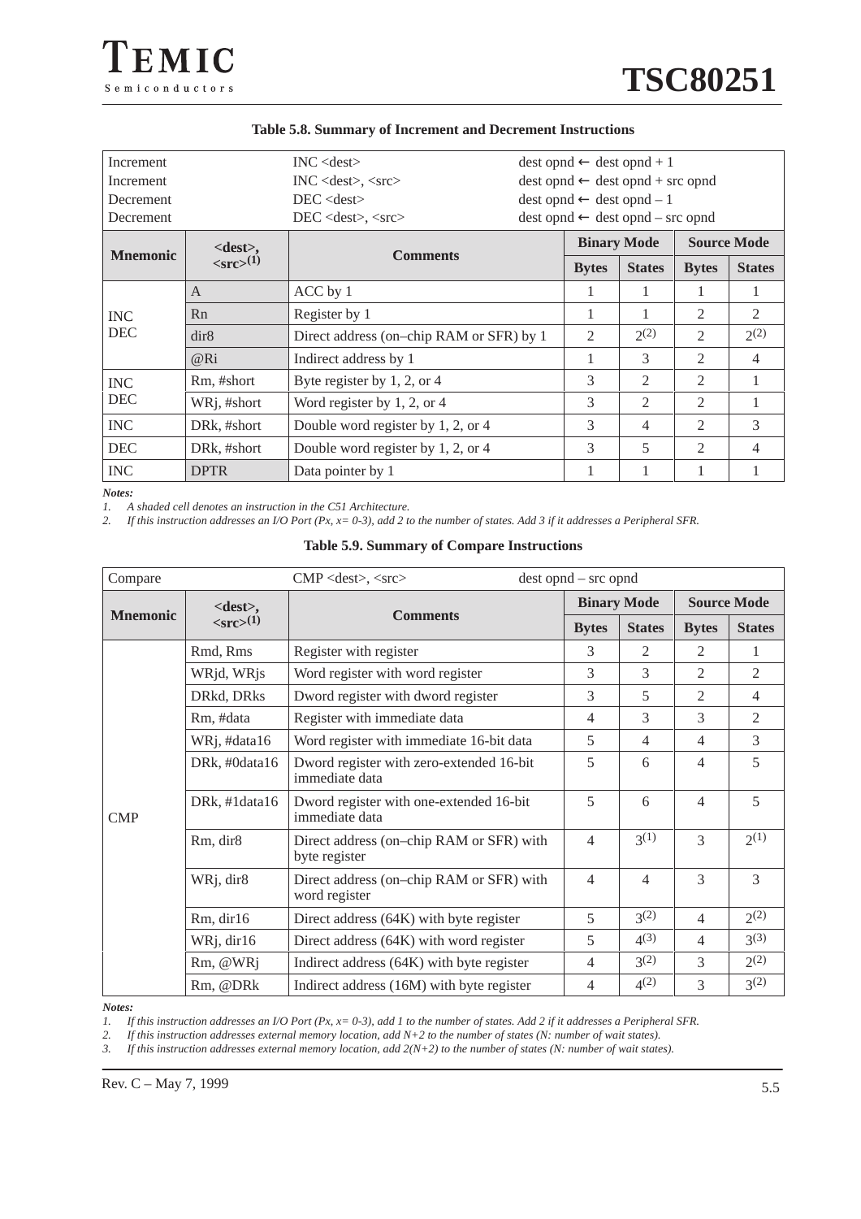**Table 5.8. Summary of Increment and Decrement Instructions**

| | | | | | | |
|---|---|---|---|---|---|---|
| Increment | | INC <dest> | dest opnd ← dest opnd + 1 | | | |
| Increment | | INC <dest>, <src> | dest opnd ← dest opnd + src opnd | | | |
| Decrement | | DEC <dest> | dest opnd ← dest opnd – 1 | | | |
| Decrement | | DEC <dest>, <src> | dest opnd ← dest opnd – src opnd | | | |
| **Mnemonic** | **<dest>, <src>(1)** | **Comments** | **Binary Mode** | | **Source Mode** | |
| | | | **Bytes** | **States** | **Bytes** | **States** |
| INC DEC | A | ACC by 1 | 1 | 1 | 1 | 1 |
| | Rn | Register by 1 | 1 | 1 | 2 | 2 |
| | dir8 | Direct address (on–chip RAM or SFR) by 1 | 2 | 2(2) | 2 | 2(2) |
| | @Ri | Indirect address by 1 | 1 | 3 | 2 | 4 |
| INC DEC | Rm, #short | Byte register by 1, 2, or 4 | 3 | 2 | 2 | 1 |
| | WRj, #short | Word register by 1, 2, or 4 | 3 | 2 | 2 | 1 |
| INC | DRk, #short | Double word register by 1, 2, or 4 | 3 | 4 | 2 | 3 |
| DEC | DRk, #short | Double word register by 1, 2, or 4 | 3 | 5 | 2 | 4 |
| INC | DPTR | Data pointer by 1 | 1 | 1 | 1 | 1 |

***Notes:***

*1. A shaded cell denotes an instruction in the C51 Architecture.*

*2. If this instruction addresses an I/O Port (Px, x= 0-3), add 2 to the number of states. Add 3 if it addresses a Peripheral SFR.*

**Table 5.9. Summary of Compare Instructions**

| | | | | | | |
|---|---|---|---|---|---|---|
| Compare | | CMP <dest>, <src> | dest opnd – src opnd | | | |
| **Mnemonic** | **<dest>, <src>(1)** | **Comments** | **Binary Mode** | | **Source Mode** | |
| | | | **Bytes** | **States** | **Bytes** | **States** |
| CMP | Rmd, Rms | Register with register | 3 | 2 | 2 | 1 |
| | WRjd, WRjs | Word register with word register | 3 | 3 | 2 | 2 |
| | DRkd, DRks | Dword register with dword register | 3 | 5 | 2 | 4 |
| | Rm, #data | Register with immediate data | 4 | 3 | 3 | 2 |
| | WRj, #data16 | Word register with immediate 16-bit data | 5 | 4 | 4 | 3 |
| | DRk, #0data16 | Dword register with zero-extended 16-bit immediate data | 5 | 6 | 4 | 5 |
| | DRk, #1data16 | Dword register with one-extended 16-bit immediate data | 5 | 6 | 4 | 5 |
| | Rm, dir8 | Direct address (on–chip RAM or SFR) with byte register | 4 | 3(1) | 3 | 2(1) |
| | WRj, dir8 | Direct address (on–chip RAM or SFR) with word register | 4 | 4 | 3 | 3 |
| | Rm, dir16 | Direct address (64K) with byte register | 5 | 3(2) | 4 | 2(2) |
| | WRj, dir16 | Direct address (64K) with word register | 5 | 4(3) | 4 | 3(3) |
| | Rm, @WRj | Indirect address (64K) with byte register | 4 | 3(2) | 3 | 2(2) |
| | Rm, @DRk | Indirect address (16M) with byte register | 4 | 4(2) | 3 | 3(2) |

***Notes:***

*1. If this instruction addresses an I/O Port (Px, x= 0-3), add 1 to the number of states. Add 2 if it addresses a Peripheral SFR.*

*2. If this instruction addresses external memory location, add N+2 to the number of states (N: number of wait states).*

*3. If this instruction addresses external memory location, add 2(N+2) to the number of states (N: number of wait states).*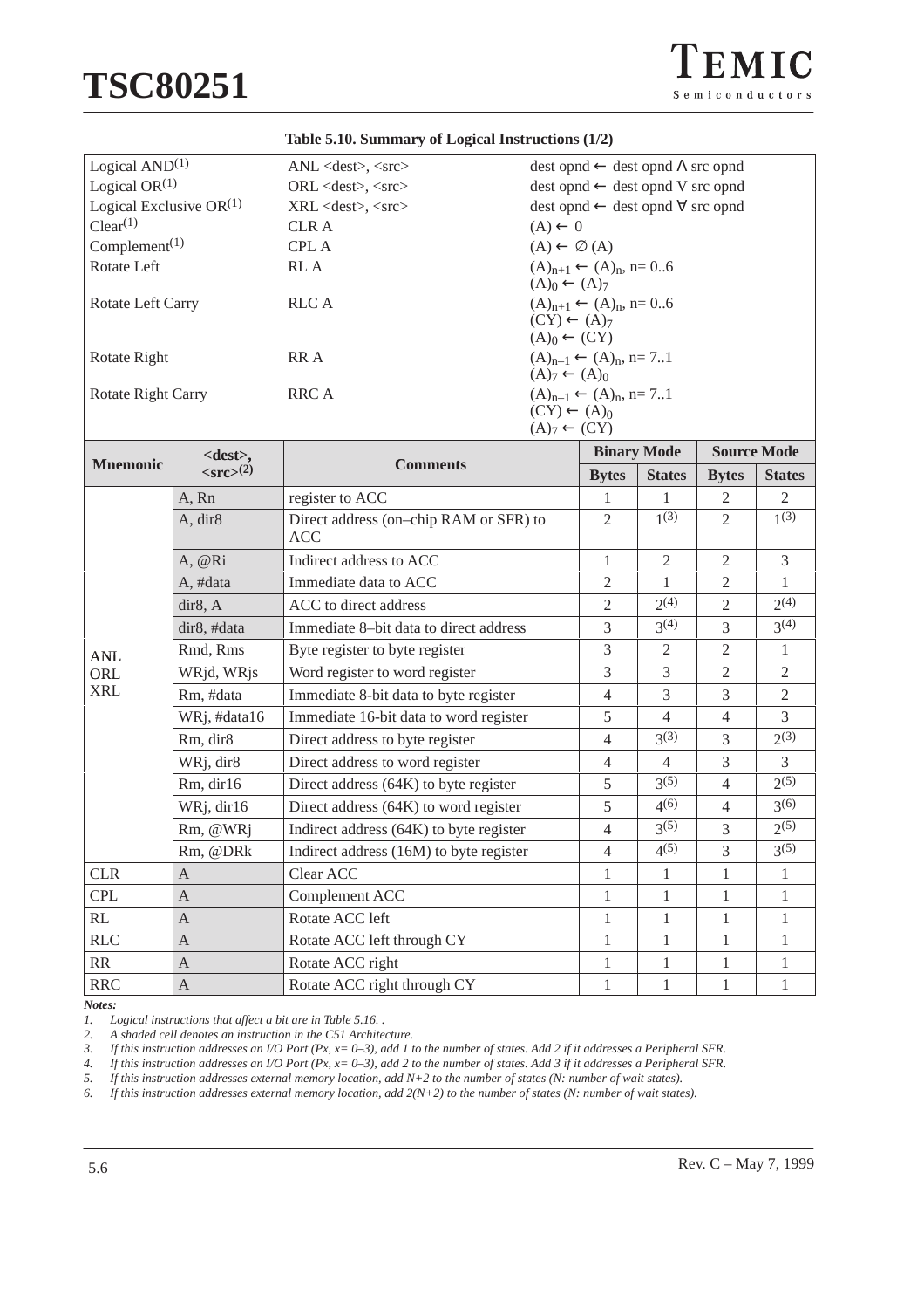**Table 5.10. Summary of Logical Instructions (1/2)**

| | | |
|---|---|---|
| Logical AND[1] | ANL <dest>, <src> | dest opnd ← dest opnd Λ src opnd |
| Logical OR[1] | ORL <dest>, <src> | dest opnd ← dest opnd V src opnd |
| Logical Exclusive OR[1] | XRL <dest>, <src> | dest opnd ← dest opnd ∀ src opnd |
| Clear[1] | CLR A | $(A) \leftarrow 0$ |
| Complement[1] | CPL A | $(A) \leftarrow \varnothing (A)$ |
| Rotate Left | RL A | $(A)_{n+1} \leftarrow (A)_n$, n= 0..6<br>$(A)_0 \leftarrow (A)_7$ |
| Rotate Left Carry | RLC A | $(A)_{n+1} \leftarrow (A)_n$, n= 0..6<br>$(CY) \leftarrow (A)_7$<br>$(A)_0 \leftarrow (CY)$ |
| Rotate Right | RR A | $(A)_{n-1} \leftarrow (A)_n$, n= 7..1<br>$(A)_7 \leftarrow (A)_0$ |
| Rotate Right Carry | RRC A | $(A)_{n-1} \leftarrow (A)_n$, n= 7..1<br>$(CY) \leftarrow (A)_0$<br>$(A)_7 \leftarrow (CY)$ |

| Mnemonic | <dest>, <src>[2] | Comments | Binary Mode | | Source Mode | |
|---|---|---|---|---|---|---|
| | | | Bytes | States | Bytes | States |
| ANL<br>ORL<br>XRL | A, Rn | register to ACC | 1 | 1 | 2 | 2 |
| | A, dir8 | Direct address (on–chip RAM or SFR) to ACC | 2 | 1[3] | 2 | 1[3] |
| | A, @Ri | Indirect address to ACC | 1 | 2 | 2 | 3 |
| | A, #data | Immediate data to ACC | 2 | 1 | 2 | 1 |
| | dir8, A | ACC to direct address | 2 | 2[4] | 2 | 2[4] |
| | dir8, #data | Immediate 8–bit data to direct address | 3 | 3[4] | 3 | 3[4] |
| | Rmd, Rms | Byte register to byte register | 3 | 2 | 2 | 1 |
| | WRjd, WRjs | Word register to word register | 3 | 3 | 2 | 2 |
| | Rm, #data | Immediate 8-bit data to byte register | 4 | 3 | 3 | 2 |
| | WRj, #data16 | Immediate 16-bit data to word register | 5 | 4 | 4 | 3 |
| | Rm, dir8 | Direct address to byte register | 4 | 3[3] | 3 | 2[3] |
| | WRj, dir8 | Direct address to word register | 4 | 4 | 3 | 3 |
| | Rm, dir16 | Direct address (64K) to byte register | 5 | 3[5] | 4 | 2[5] |
| | WRj, dir16 | Direct address (64K) to word register | 5 | 4[6] | 4 | 3[6] |
| | Rm, @WRj | Indirect address (64K) to byte register | 4 | 3[5] | 3 | 2[5] |
| | Rm, @DRk | Indirect address (16M) to byte register | 4 | 4[5] | 3 | 3[5] |
| CLR | A | Clear ACC | 1 | 1 | 1 | 1 |
| CPL | A | Complement ACC | 1 | 1 | 1 | 1 |
| RL | A | Rotate ACC left | 1 | 1 | 1 | 1 |
| RLC | A | Rotate ACC left through CY | 1 | 1 | 1 | 1 |
| RR | A | Rotate ACC right | 1 | 1 | 1 | 1 |
| RRC | A | Rotate ACC right through CY | 1 | 1 | 1 | 1 |

***Notes:***

1. *Logical instructions that affect a bit are in Table 5.16. .*
2. *A shaded cell denotes an instruction in the C51 Architecture.*
3. *If this instruction addresses an I/O Port (Px, x= 0–3), add 1 to the number of states. Add 2 if it addresses a Peripheral SFR.*
4. *If this instruction addresses an I/O Port (Px, x= 0–3), add 2 to the number of states. Add 3 if it addresses a Peripheral SFR.*
5. *If this instruction addresses external memory location, add N+2 to the number of states (N: number of wait states).*
6. *If this instruction addresses external memory location, add 2(N+2) to the number of states (N: number of wait states).*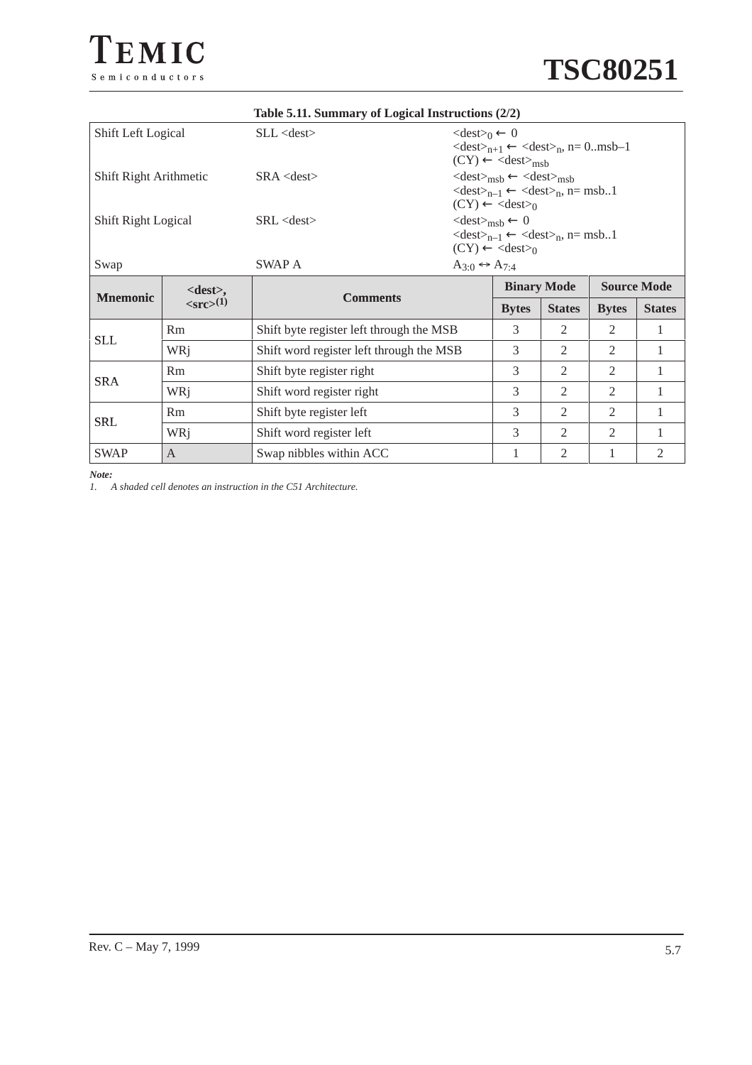**Table 5.11. Summary of Logical Instructions (2/2)**

| | | |
|---|---|---|
| Shift Left Logical | SLL <dest> | $<dest>_0 \leftarrow 0$<br>$<dest>_{n+1} \leftarrow <dest>_n$, n= 0..msb–1<br>$(CY) \leftarrow <dest>_{msb}$ |
| Shift Right Arithmetic | SRA <dest> | $<dest>_{msb} \leftarrow <dest>_{msb}$<br>$<dest>_{n-1} \leftarrow <dest>_n$, n= msb..1<br>$(CY) \leftarrow <dest>_0$ |
| Shift Right Logical | SRL <dest> | $<dest>_{msb} \leftarrow 0$<br>$<dest>_{n-1} \leftarrow <dest>_n$, n= msb..1<br>$(CY) \leftarrow <dest>_0$ |
| Swap | SWAP A | $A_{3:0} \leftrightarrow A_{7:4}$ |

| Mnemonic | <dest>, <src>(1) | Comments | Binary Mode | | Source Mode | |
|---|---|---|---|---|---|---|
| | | | Bytes | States | Bytes | States |
| SLL | Rm | Shift byte register left through the MSB | 3 | 2 | 2 | 1 |
| | WRj | Shift word register left through the MSB | 3 | 2 | 2 | 1 |
| SRA | Rm | Shift byte register right | 3 | 2 | 2 | 1 |
| | WRj | Shift word register right | 3 | 2 | 2 | 1 |
| SRL | Rm | Shift byte register left | 3 | 2 | 2 | 1 |
| | WRj | Shift word register left | 3 | 2 | 2 | 1 |
| SWAP | A | Swap nibbles within ACC | 1 | 2 | 1 | 2 |

***Note:***
1. *A shaded cell denotes an instruction in the C51 Architecture.*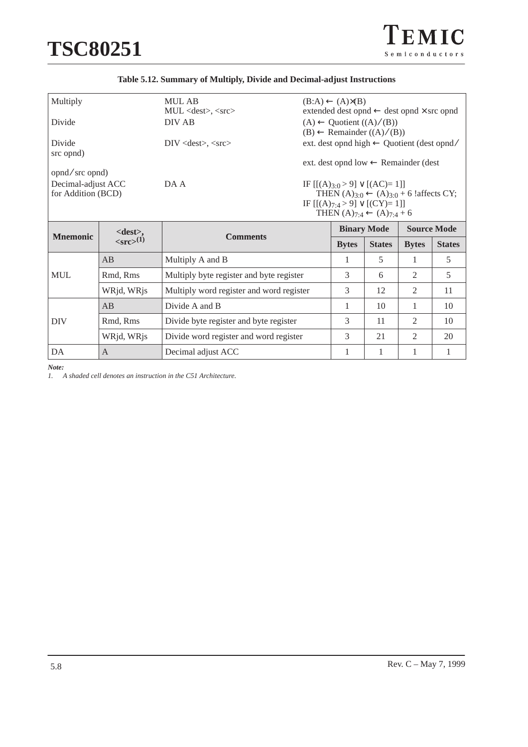**Table 5.12. Summary of Multiply, Divide and Decimal-adjust Instructions**

| | | |
|---|---|---|
| Multiply | MUL AB<br>MUL <dest>, <src> | (B:A) ← (A)×(B)<br>extended dest opnd ← dest opnd × src opnd |
| Divide | DIV AB | (A) ← Quotient ((A)/(B))<br>(B) ← Remainder ((A)/(B)) |
| Divide | DIV <dest>, <src> | ext. dest opnd high ← Quotient (dest opnd/src opnd)<br>ext. dest opnd low ← Remainder (dest opnd/src opnd) |
| Decimal-adjust ACC for Addition (BCD) | DA A | IF $[[(A)_{3:0} > 9] \vee [(AC)= 1]]$<br>THEN $(A)_{3:0} \leftarrow (A)_{3:0} + 6$ !affects CY;<br>IF $[[(A)_{7:4} > 9] \vee [(CY)= 1]]$<br>THEN $(A)_{7:4} \leftarrow (A)_{7:4} + 6$ |

| Mnemonic | <dest>, <src>(1) | Comments | Binary Mode | | Source Mode | |
|---|---|---|---|---|---|---|
| | | | Bytes | States | Bytes | States |
| MUL | AB | Multiply A and B | 1 | 5 | 1 | 5 |
| | Rmd, Rms | Multiply byte register and byte register | 3 | 6 | 2 | 5 |
| | WRjd, WRjs | Multiply word register and word register | 3 | 12 | 2 | 11 |
| DIV | AB | Divide A and B | 1 | 10 | 1 | 10 |
| | Rmd, Rms | Divide byte register and byte register | 3 | 11 | 2 | 10 |
| | WRjd, WRjs | Divide word register and word register | 3 | 21 | 2 | 20 |
| DA | A | Decimal adjust ACC | 1 | 1 | 1 | 1 |

***Note:***
1. *A shaded cell denotes an instruction in the C51 Architecture.*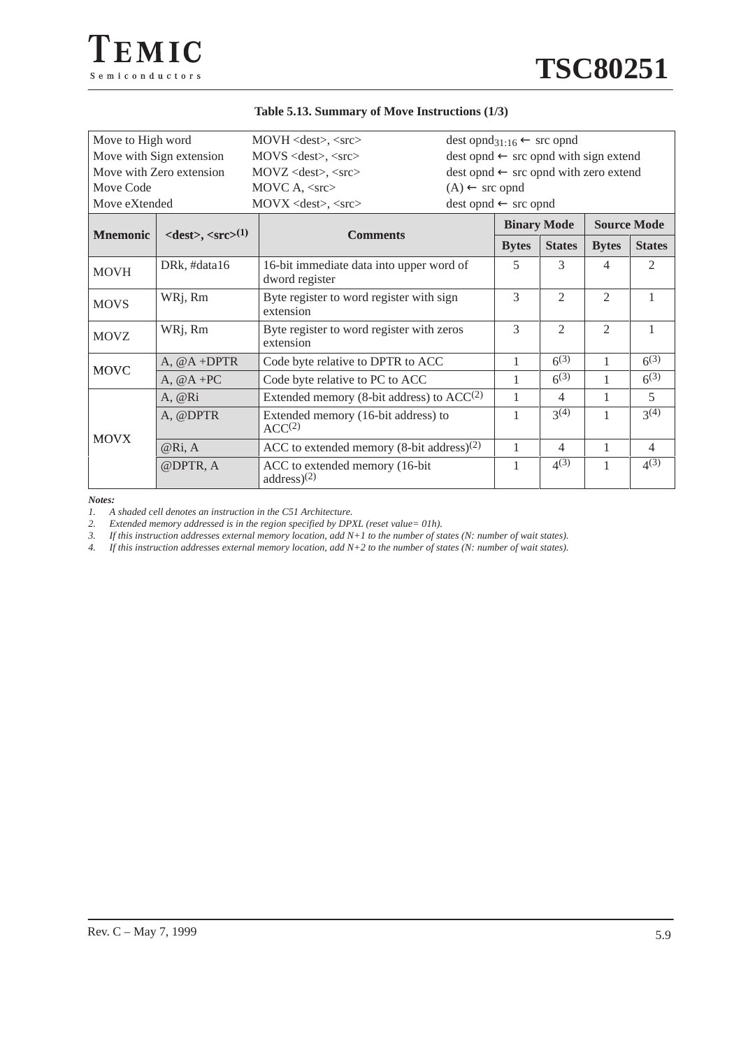**Table 5.13. Summary of Move Instructions (1/3)**

| Move to High word | MOVH <dest>, <src> | dest $opnd_{31:16}$ ← src opnd |
|---|---|---|
| Move with Sign extension | MOVS <dest>, <src> | dest opnd ← src opnd with sign extend |
| Move with Zero extension | MOVZ <dest>, <src> | dest opnd ← src opnd with zero extend |
| Move Code | MOVC A, <src> | (A) ← src opnd |
| Move eXtended | MOVX <dest>, <src> | dest opnd ← src opnd |

| Mnemonic | <dest>, <src>(1) | Comments | Binary Mode | | Source Mode | |
|---|---|---|---|---|---|---|
| | | | Bytes | States | Bytes | States |
| MOVH | DRk, #data16 | 16-bit immediate data into upper word of dword register | 5 | 3 | 4 | 2 |
| MOVS | WRj, Rm | Byte register to word register with sign extension | 3 | 2 | 2 | 1 |
| MOVZ | WRj, Rm | Byte register to word register with zeros extension | 3 | 2 | 2 | 1 |
| MOVC | A, @A +DPTR | Code byte relative to DPTR to ACC | 1 | 6(3) | 1 | 6(3) |
| | A, @A +PC | Code byte relative to PC to ACC | 1 | 6(3) | 1 | 6(3) |
| MOVX | A, @Ri | Extended memory (8-bit address) to ACC(2) | 1 | 4 | 1 | 5 |
| | A, @DPTR | Extended memory (16-bit address) to ACC(2) | 1 | 3(4) | 1 | 3(4) |
| | @Ri, A | ACC to extended memory (8-bit address)(2) | 1 | 4 | 1 | 4 |
| | @DPTR, A | ACC to extended memory (16-bit address)(2) | 1 | 4(3) | 1 | 4(3) |

***Notes:***

1. *A shaded cell denotes an instruction in the C51 Architecture.*
2. *Extended memory addressed is in the region specified by DPXL (reset value= 01h).*
3. *If this instruction addresses external memory location, add N+1 to the number of states (N: number of wait states).*
4. *If this instruction addresses external memory location, add N+2 to the number of states (N: number of wait states).*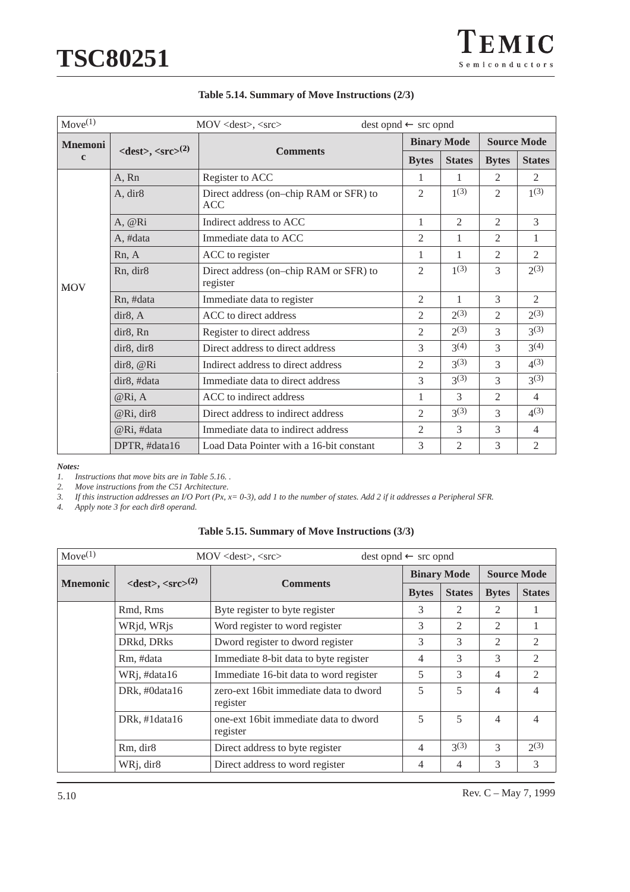**Table 5.14. Summary of Move Instructions (2/3)**

| Move(1) | MOV <dest>, <src> | dest opnd ← src opnd | | | | |
|---|---|---|---|---|---|---|
| **Mnemonic** | **<dest>, <src>(2)** | **Comments** | **Binary Mode** | | **Source Mode** | |
| | | | **Bytes** | **States** | **Bytes** | **States** |
| MOV | A, Rn | Register to ACC | 1 | 1 | 2 | 2 |
| | A, dir8 | Direct address (on–chip RAM or SFR) to ACC | 2 | 1(3) | 2 | 1(3) |
| | A, @Ri | Indirect address to ACC | 1 | 2 | 2 | 3 |
| | A, #data | Immediate data to ACC | 2 | 1 | 2 | 1 |
| | Rn, A | ACC to register | 1 | 1 | 2 | 2 |
| | Rn, dir8 | Direct address (on–chip RAM or SFR) to register | 2 | 1(3) | 3 | 2(3) |
| | Rn, #data | Immediate data to register | 2 | 1 | 3 | 2 |
| | dir8, A | ACC to direct address | 2 | 2(3) | 2 | 2(3) |
| | dir8, Rn | Register to direct address | 2 | 2(3) | 3 | 3(3) |
| | dir8, dir8 | Direct address to direct address | 3 | 3(4) | 3 | 3(4) |
| | dir8, @Ri | Indirect address to direct address | 2 | 3(3) | 3 | 4(3) |
| | dir8, #data | Immediate data to direct address | 3 | 3(3) | 3 | 3(3) |
| | @Ri, A | ACC to indirect address | 1 | 3 | 2 | 4 |
| | @Ri, dir8 | Direct address to indirect address | 2 | 3(3) | 3 | 4(3) |
| | @Ri, #data | Immediate data to indirect address | 2 | 3 | 3 | 4 |
| | DPTR, #data16 | Load Data Pointer with a 16-bit constant | 3 | 2 | 3 | 2 |

***Notes:***

1. *Instructions that move bits are in Table 5.16. .*
2. *Move instructions from the C51 Architecture.*
3. *If this instruction addresses an I/O Port (Px, x= 0-3), add 1 to the number of states. Add 2 if it addresses a Peripheral SFR.*
4. *Apply note 3 for each dir8 operand.*

**Table 5.15. Summary of Move Instructions (3/3)**

| Move(1) | MOV <dest>, <src> | dest opnd ← src opnd | | | | |
|---|---|---|---|---|---|---|
| **Mnemonic** | **<dest>, <src>(2)** | **Comments** | **Binary Mode** | | **Source Mode** | |
| | | | **Bytes** | **States** | **Bytes** | **States** |
| | Rmd, Rms | Byte register to byte register | 3 | 2 | 2 | 1 |
| | WRjd, WRjs | Word register to word register | 3 | 2 | 2 | 1 |
| | DRkd, DRks | Dword register to dword register | 3 | 3 | 2 | 2 |
| | Rm, #data | Immediate 8-bit data to byte register | 4 | 3 | 3 | 2 |
| | WRj, #data16 | Immediate 16-bit data to word register | 5 | 3 | 4 | 2 |
| | DRk, #0data16 | zero-ext 16bit immediate data to dword register | 5 | 5 | 4 | 4 |
| | DRk, #1data16 | one-ext 16bit immediate data to dword register | 5 | 5 | 4 | 4 |
| | Rm, dir8 | Direct address to byte register | 4 | 3(3) | 3 | 2(3) |
| | WRj, dir8 | Direct address to word register | 4 | 4 | 3 | 3 |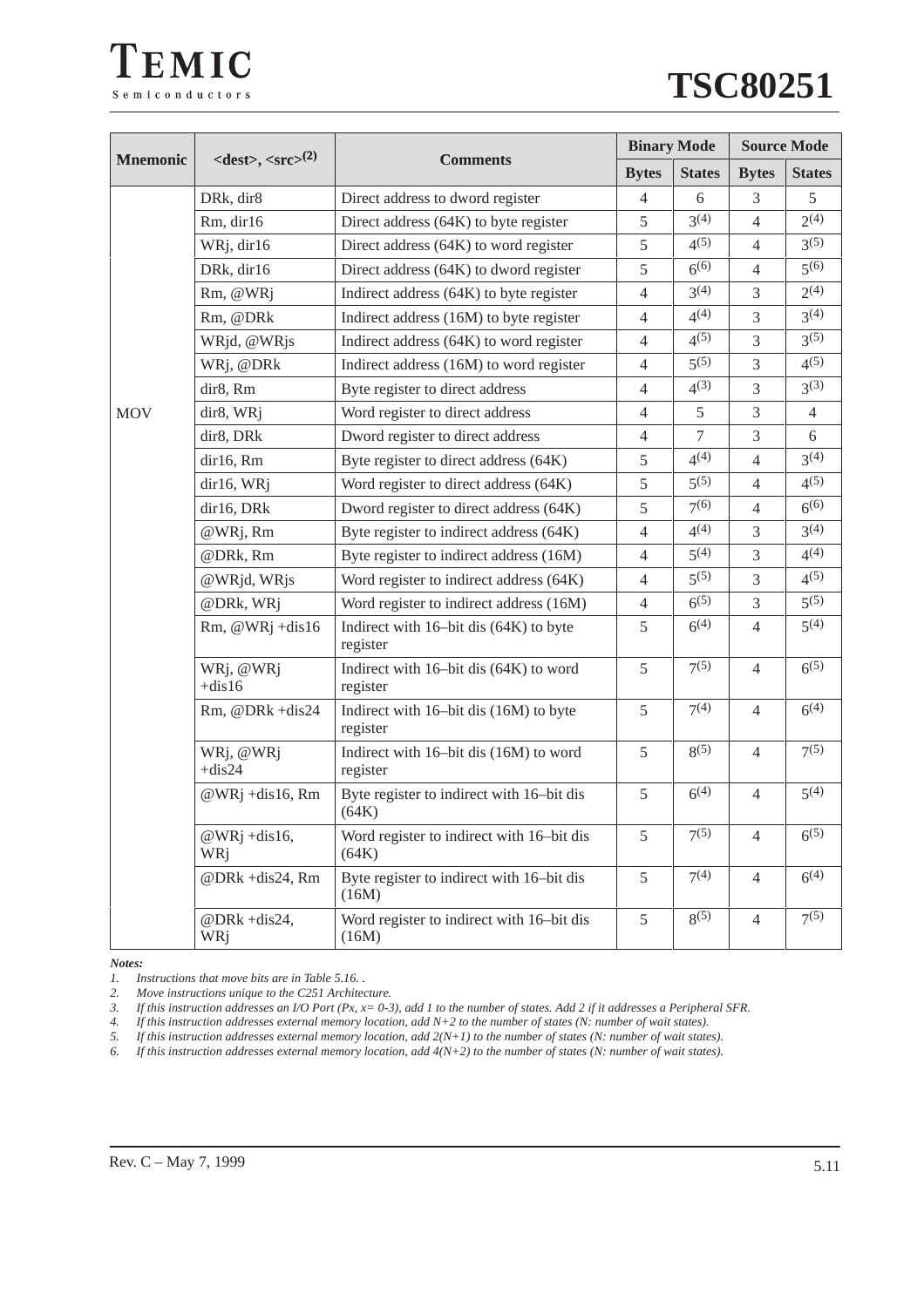| Mnemonic | <dest>, <src>(2) | Comments | Binary Mode | | Source Mode | |
|---|---|---|---|---|---|---|
| | | | Bytes | States | Bytes | States |
| MOV | DRk, dir8 | Direct address to dword register | 4 | 6 | 3 | 5 |
| | Rm, dir16 | Direct address (64K) to byte register | 5 | 3(4) | 4 | 2(4) |
| | WRj, dir16 | Direct address (64K) to word register | 5 | 4(5) | 4 | 3(5) |
| | DRk, dir16 | Direct address (64K) to dword register | 5 | 6(6) | 4 | 5(6) |
| | Rm, @WRj | Indirect address (64K) to byte register | 4 | 3(4) | 3 | 2(4) |
| | Rm, @DRk | Indirect address (16M) to byte register | 4 | 4(4) | 3 | 3(4) |
| | WRjd, @WRjs | Indirect address (64K) to word register | 4 | 4(5) | 3 | 3(5) |
| | WRj, @DRk | Indirect address (16M) to word register | 4 | 5(5) | 3 | 4(5) |
| | dir8, Rm | Byte register to direct address | 4 | 4(3) | 3 | 3(3) |
| | dir8, WRj | Word register to direct address | 4 | 5 | 3 | 4 |
| | dir8, DRk | Dword register to direct address | 4 | 7 | 3 | 6 |
| | dir16, Rm | Byte register to direct address (64K) | 5 | 4(4) | 4 | 3(4) |
| | dir16, WRj | Word register to direct address (64K) | 5 | 5(5) | 4 | 4(5) |
| | dir16, DRk | Dword register to direct address (64K) | 5 | 7(6) | 4 | 6(6) |
| | @WRj, Rm | Byte register to indirect address (64K) | 4 | 4(4) | 3 | 3(4) |
| | @DRk, Rm | Byte register to indirect address (16M) | 4 | 5(4) | 3 | 4(4) |
| | @WRjd, WRjs | Word register to indirect address (64K) | 4 | 5(5) | 3 | 4(5) |
| | @DRk, WRj | Word register to indirect address (16M) | 4 | 6(5) | 3 | 5(5) |
| | Rm, @WRj +dis16 | Indirect with 16–bit dis (64K) to byte register | 5 | 6(4) | 4 | 5(4) |
| | WRj, @WRj +dis16 | Indirect with 16–bit dis (64K) to word register | 5 | 7(5) | 4 | 6(5) |
| | Rm, @DRk +dis24 | Indirect with 16–bit dis (16M) to byte register | 5 | 7(4) | 4 | 6(4) |
| | WRj, @WRj +dis24 | Indirect with 16–bit dis (16M) to word register | 5 | 8(5) | 4 | 7(5) |
| | @WRj +dis16, Rm | Byte register to indirect with 16–bit dis (64K) | 5 | 6(4) | 4 | 5(4) |
| | @WRj +dis16, WRj | Word register to indirect with 16–bit dis (64K) | 5 | 7(5) | 4 | 6(5) |
| | @DRk +dis24, Rm | Byte register to indirect with 16–bit dis (16M) | 5 | 7(4) | 4 | 6(4) |
| | @DRk +dis24, WRj | Word register to indirect with 16–bit dis (16M) | 5 | 8(5) | 4 | 7(5) |

***Notes:***

1. *Instructions that move bits are in Table 5.16. .*
2. *Move instructions unique to the C251 Architecture.*
3. *If this instruction addresses an I/O Port (Px, x= 0-3), add 1 to the number of states. Add 2 if it addresses a Peripheral SFR.*
4. *If this instruction addresses external memory location, add N+2 to the number of states (N: number of wait states).*
5. *If this instruction addresses external memory location, add 2(N+1) to the number of states (N: number of wait states).*
6. *If this instruction addresses external memory location, add 4(N+2) to the number of states (N: number of wait states).*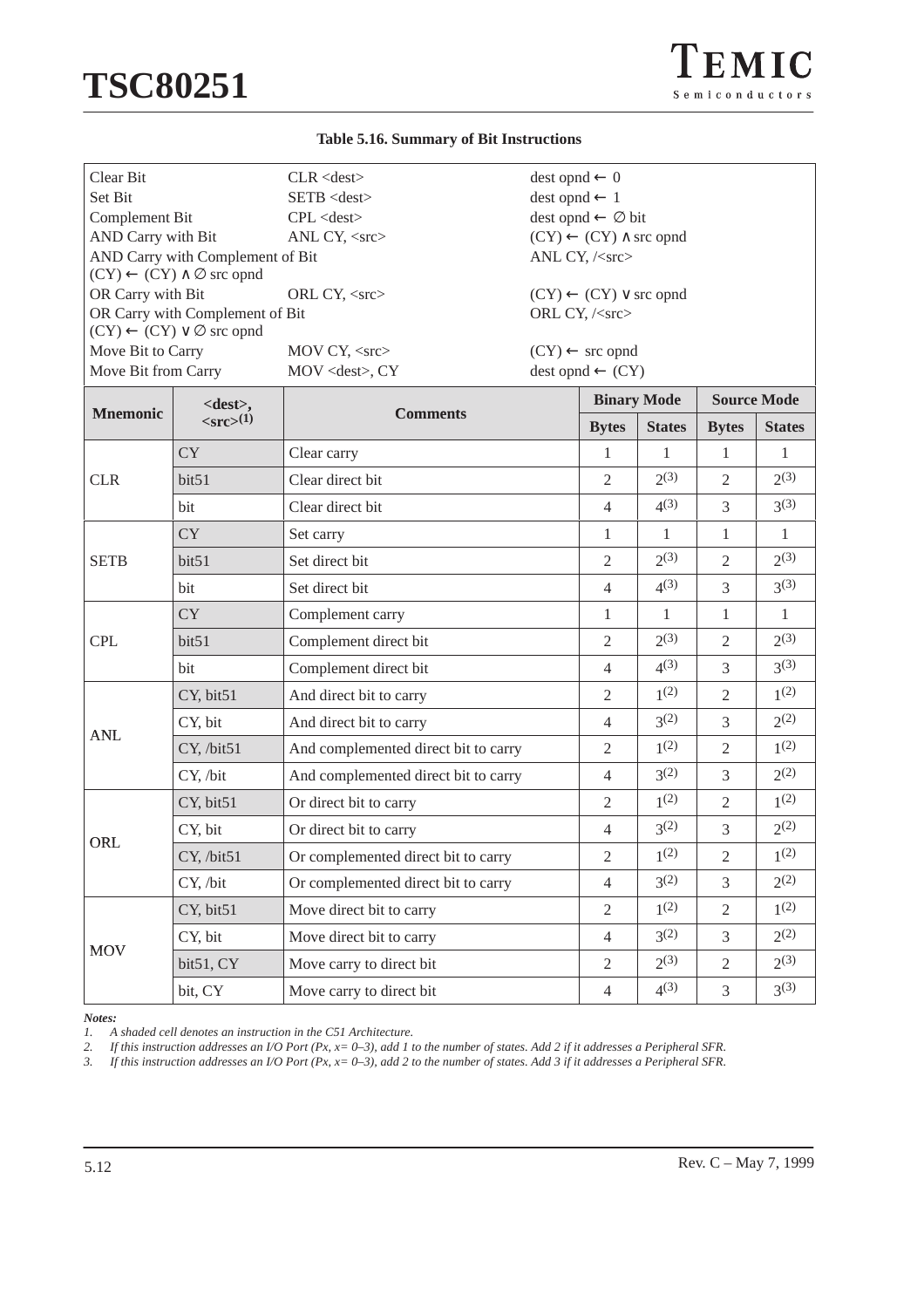**Table 5.16. Summary of Bit Instructions**

| | | |
|---|---|---|
| Clear Bit | CLR <dest> | dest opnd ← 0 |
| Set Bit | SETB <dest> | dest opnd ← 1 |
| Complement Bit | CPL <dest> | dest opnd ← ∅ bit |
| AND Carry with Bit | ANL CY, <src> | (CY) ← (CY) ∧ src opnd |
| AND Carry with Complement of Bit | ANL CY, /<src> | (CY) ← (CY) ∧ ∅ src opnd |
| OR Carry with Bit | ORL CY, <src> | (CY) ← (CY) ∨ src opnd |
| OR Carry with Complement of Bit | ORL CY, /<src> | (CY) ← (CY) ∨ ∅ src opnd |
| Move Bit to Carry | MOV CY, <src> | (CY) ← src opnd |
| Move Bit from Carry | MOV <dest>, CY | dest opnd ← (CY) |

| Mnemonic | <dest>, <src>(1) | Comments | Binary Mode | | Source Mode | |
|---|---|---|---|---|---|---|
| | | | Bytes | States | Bytes | States |
| CLR | CY | Clear carry | 1 | 1 | 1 | 1 |
| | bit51 | Clear direct bit | 2 | 2(3) | 2 | 2(3) |
| | bit | Clear direct bit | 4 | 4(3) | 3 | 3(3) |
| SETB | CY | Set carry | 1 | 1 | 1 | 1 |
| | bit51 | Set direct bit | 2 | 2(3) | 2 | 2(3) |
| | bit | Set direct bit | 4 | 4(3) | 3 | 3(3) |
| CPL | CY | Complement carry | 1 | 1 | 1 | 1 |
| | bit51 | Complement direct bit | 2 | 2(3) | 2 | 2(3) |
| | bit | Complement direct bit | 4 | 4(3) | 3 | 3(3) |
| ANL | CY, bit51 | And direct bit to carry | 2 | 1(2) | 2 | 1(2) |
| | CY, bit | And direct bit to carry | 4 | 3(2) | 3 | 2(2) |
| | CY, /bit51 | And complemented direct bit to carry | 2 | 1(2) | 2 | 1(2) |
| | CY, /bit | And complemented direct bit to carry | 4 | 3(2) | 3 | 2(2) |
| ORL | CY, bit51 | Or direct bit to carry | 2 | 1(2) | 2 | 1(2) |
| | CY, bit | Or direct bit to carry | 4 | 3(2) | 3 | 2(2) |
| | CY, /bit51 | Or complemented direct bit to carry | 2 | 1(2) | 2 | 1(2) |
| | CY, /bit | Or complemented direct bit to carry | 4 | 3(2) | 3 | 2(2) |
| MOV | CY, bit51 | Move direct bit to carry | 2 | 1(2) | 2 | 1(2) |
| | CY, bit | Move direct bit to carry | 4 | 3(2) | 3 | 2(2) |
| | bit51, CY | Move carry to direct bit | 2 | 2(3) | 2 | 2(3) |
| | bit, CY | Move carry to direct bit | 4 | 4(3) | 3 | 3(3) |

*Notes:*

1. *A shaded cell denotes an instruction in the C51 Architecture.*
2. *If this instruction addresses an I/O Port (Px, x= 0–3), add 1 to the number of states. Add 2 if it addresses a Peripheral SFR.*
3. *If this instruction addresses an I/O Port (Px, x= 0–3), add 2 to the number of states. Add 3 if it addresses a Peripheral SFR.*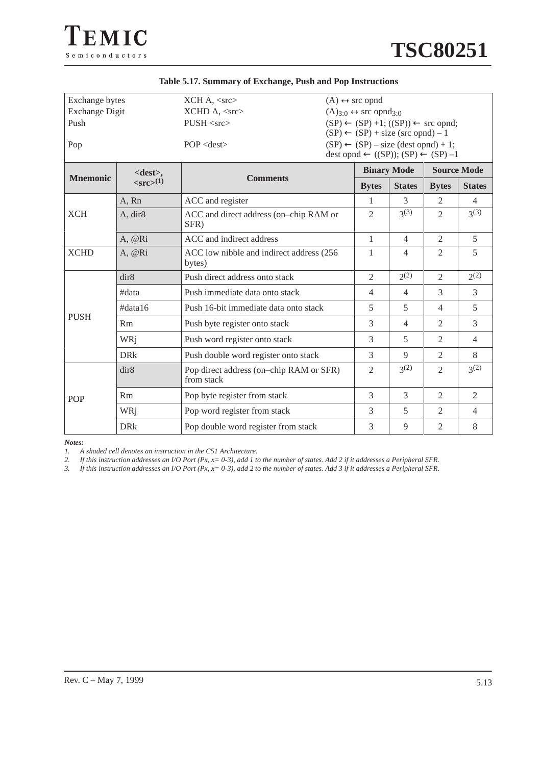**Table 5.17. Summary of Exchange, Push and Pop Instructions**

| | | |
|---|---|---|
| Exchange bytes | XCH A, <src> | $(A) \leftrightarrow$ src opnd |
| Exchange Digit | XCHD A, <src> | $(A)_{3:0} \leftrightarrow$ src $opnd_{3:0}$ |
| Push | PUSH <src> | $(SP) \leftarrow (SP) + 1$; $((SP)) \leftarrow$ src opnd; $(SP) \leftarrow (SP)$ + size (src opnd) – 1 |
| Pop | POP <dest> | $(SP) \leftarrow (SP)$ – size (dest opnd) + 1; dest opnd $\leftarrow ((SP))$; $(SP) \leftarrow (SP) - 1$ |

| Mnemonic | <dest>, <src>(1) | Comments | Binary Mode | | Source Mode | |
|---|---|---|---|---|---|---|
| | | | Bytes | States | Bytes | States |
| XCH | A, Rn | ACC and register | 1 | 3 | 2 | 4 |
| | A, dir8 | ACC and direct address (on–chip RAM or SFR) | 2 | 3(3) | 2 | 3(3) |
| | A, @Ri | ACC and indirect address | 1 | 4 | 2 | 5 |
| XCHD | A, @Ri | ACC low nibble and indirect address (256 bytes) | 1 | 4 | 2 | 5 |
| PUSH | dir8 | Push direct address onto stack | 2 | 2(2) | 2 | 2(2) |
| | #data | Push immediate data onto stack | 4 | 4 | 3 | 3 |
| | #data16 | Push 16-bit immediate data onto stack | 5 | 5 | 4 | 5 |
| | Rm | Push byte register onto stack | 3 | 4 | 2 | 3 |
| | WRj | Push word register onto stack | 3 | 5 | 2 | 4 |
| | DRk | Push double word register onto stack | 3 | 9 | 2 | 8 |
| POP | dir8 | Pop direct address (on–chip RAM or SFR) from stack | 2 | 3(2) | 2 | 3(2) |
| | Rm | Pop byte register from stack | 3 | 3 | 2 | 2 |
| | WRj | Pop word register from stack | 3 | 5 | 2 | 4 |
| | DRk | Pop double word register from stack | 3 | 9 | 2 | 8 |

***Notes:***

1. *A shaded cell denotes an instruction in the C51 Architecture.*
2. *If this instruction addresses an I/O Port (Px, x= 0-3), add 1 to the number of states. Add 2 if it addresses a Peripheral SFR.*
3. *If this instruction addresses an I/O Port (Px, x= 0-3), add 2 to the number of states. Add 3 if it addresses a Peripheral SFR.*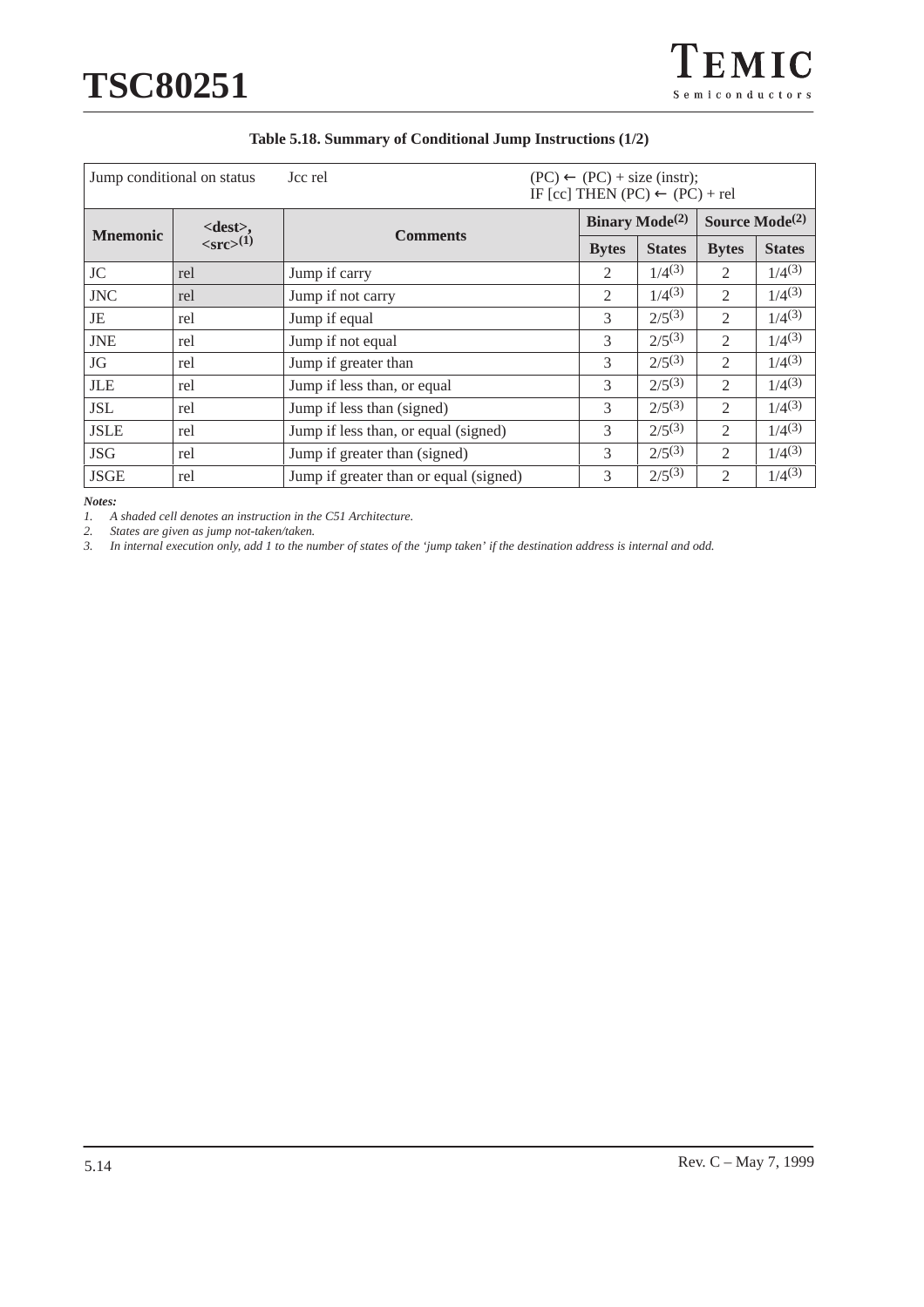**Table 5.18. Summary of Conditional Jump Instructions (1/2)**

| Jump conditional on status | | Jcc rel | (PC) ← (PC) + size (instr); IF [cc] THEN (PC) ← (PC) + rel | | | |
|---|---|---|---|---|---|---|
| **Mnemonic** | **<dest>, <src>(1)** | **Comments** | **Binary Mode(2)** | | **Source Mode(2)** | |
| | | | **Bytes** | **States** | **Bytes** | **States** |
| JC | rel | Jump if carry | 2 | 1/4(3) | 2 | 1/4(3) |
| JNC | rel | Jump if not carry | 2 | 1/4(3) | 2 | 1/4(3) |
| JE | rel | Jump if equal | 3 | 2/5(3) | 2 | 1/4(3) |
| JNE | rel | Jump if not equal | 3 | 2/5(3) | 2 | 1/4(3) |
| JG | rel | Jump if greater than | 3 | 2/5(3) | 2 | 1/4(3) |
| JLE | rel | Jump if less than, or equal | 3 | 2/5(3) | 2 | 1/4(3) |
| JSL | rel | Jump if less than (signed) | 3 | 2/5(3) | 2 | 1/4(3) |
| JSLE | rel | Jump if less than, or equal (signed) | 3 | 2/5(3) | 2 | 1/4(3) |
| JSG | rel | Jump if greater than (signed) | 3 | 2/5(3) | 2 | 1/4(3) |
| JSGE | rel | Jump if greater than or equal (signed) | 3 | 2/5(3) | 2 | 1/4(3) |

***Notes:***

1. *A shaded cell denotes an instruction in the C51 Architecture.*
2. *States are given as jump not-taken/taken.*
3. *In internal execution only, add 1 to the number of states of the 'jump taken' if the destination address is internal and odd.*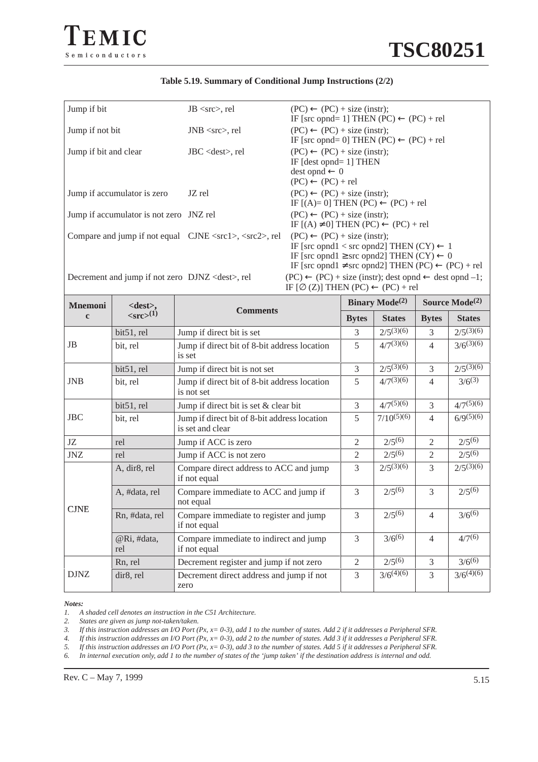**Table 5.19. Summary of Conditional Jump Instructions (2/2)**

| | | |
|---|---|---|
| Jump if bit | JB <src>, rel | $(PC) \leftarrow (PC) + size (instr)$; IF [src opnd= 1] THEN $(PC) \leftarrow (PC) + rel$ |
| Jump if not bit | JNB <src>, rel | $(PC) \leftarrow (PC) + size (instr)$; IF [src opnd= 0] THEN $(PC) \leftarrow (PC) + rel$ |
| Jump if bit and clear | JBC <dest>, rel | $(PC) \leftarrow (PC) + size (instr)$; IF [dest opnd= 1] THEN dest opnd $\leftarrow 0$ $(PC) \leftarrow (PC) + rel$ |
| Jump if accumulator is zero | JZ rel | $(PC) \leftarrow (PC) + size (instr)$; IF [(A)= 0] THEN $(PC) \leftarrow (PC) + rel$ |
| Jump if accumulator is not zero | JNZ rel | $(PC) \leftarrow (PC) + size (instr)$; IF [(A) $\neq$0] THEN $(PC) \leftarrow (PC) + rel$ |
| Compare and jump if not equal | CJNE <src1>, <src2>, rel | $(PC) \leftarrow (PC) + size (instr)$; IF [src opnd1 < src opnd2] THEN $(CY) \leftarrow 1$ IF [src opnd1 $\geq$ src opnd2] THEN $(CY) \leftarrow 0$ IF [src opnd1 $\neq$ src opnd2] THEN $(PC) \leftarrow (PC) + rel$ |
| Decrement and jump if not zero | DJNZ <dest>, rel | $(PC) \leftarrow (PC) + size (instr)$; dest opnd $\leftarrow$ dest opnd –1; IF [$\varnothing$ (Z)] THEN $(PC) \leftarrow (PC) + rel$ |

| Mnemonic | <dest>, <src>(1) | Comments | Binary Mode(2) | | Source Mode(2) | |
|---|---|---|---|---|---|---|
| | | | Bytes | States | Bytes | States |
| JB | bit51, rel | Jump if direct bit is set | 3 | 2/5(3)(6) | 3 | 2/5(3)(6) |
| | bit, rel | Jump if direct bit of 8-bit address location is set | 5 | 4/7(3)(6) | 4 | 3/6(3)(6) |
| JNB | bit51, rel | Jump if direct bit is not set | 3 | 2/5(3)(6) | 3 | 2/5(3)(6) |
| | bit, rel | Jump if direct bit of 8-bit address location is not set | 5 | 4/7(3)(6) | 4 | 3/6(3) |
| JBC | bit51, rel | Jump if direct bit is set & clear bit | 3 | 4/7(5)(6) | 3 | 4/7(5)(6) |
| | bit, rel | Jump if direct bit of 8-bit address location is set and clear | 5 | 7/10(5)(6) | 4 | 6/9(5)(6) |
| JZ | rel | Jump if ACC is zero | 2 | 2/5(6) | 2 | 2/5(6) |
| JNZ | rel | Jump if ACC is not zero | 2 | 2/5(6) | 2 | 2/5(6) |
| CJNE | A, dir8, rel | Compare direct address to ACC and jump if not equal | 3 | 2/5(3)(6) | 3 | 2/5(3)(6) |
| | A, #data, rel | Compare immediate to ACC and jump if not equal | 3 | 2/5(6) | 3 | 2/5(6) |
| | Rn, #data, rel | Compare immediate to register and jump if not equal | 3 | 2/5(6) | 4 | 3/6(6) |
| | @Ri, #data, rel | Compare immediate to indirect and jump if not equal | 3 | 3/6(6) | 4 | 4/7(6) |
| DJNZ | Rn, rel | Decrement register and jump if not zero | 2 | 2/5(6) | 3 | 3/6(6) |
| | dir8, rel | Decrement direct address and jump if not zero | 3 | 3/6(4)(6) | 3 | 3/6(4)(6) |

***Notes:***

1. *A shaded cell denotes an instruction in the C51 Architecture.*
2. *States are given as jump not-taken/taken.*
3. *If this instruction addresses an I/O Port (Px, x= 0-3), add 1 to the number of states. Add 2 if it addresses a Peripheral SFR.*
4. *If this instruction addresses an I/O Port (Px, x= 0-3), add 2 to the number of states. Add 3 if it addresses a Peripheral SFR.*
5. *If this instruction addresses an I/O Port (Px, x= 0-3), add 3 to the number of states. Add 5 if it addresses a Peripheral SFR.*
6. *In internal execution only, add 1 to the number of states of the 'jump taken' if the destination address is internal and odd.*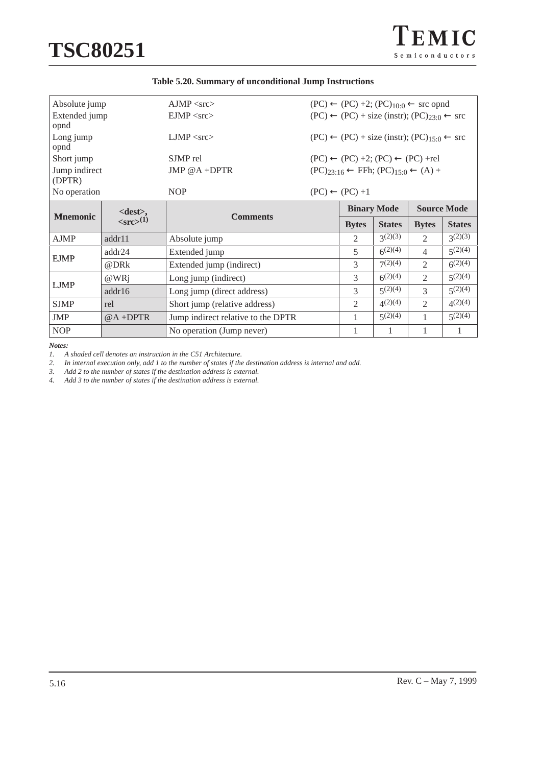**Table 5.20. Summary of unconditional Jump Instructions**

| | | |
|---|---|---|
| Absolute jump | AJMP <src> | (PC) ← (PC) +2; $(PC)_{10:0}$ ← src opnd |
| Extended jump opnd | EJMP <src> | (PC) ← (PC) + size (instr); $(PC)_{23:0}$ ← src |
| Long jump opnd | LJMP <src> | (PC) ← (PC) + size (instr); $(PC)_{15:0}$ ← src |
| Short jump | SJMP rel | (PC) ← (PC) +2; (PC) ← (PC) +rel |
| Jump indirect (DPTR) | JMP @A +DPTR | $(PC)_{23:16}$ ← FFh; $(PC)_{15:0}$ ← (A) + |
| No operation | NOP | (PC) ← (PC) +1 |

| Mnemonic | <dest>, <src>[1] | Comments | Binary Mode | | Source Mode | |
|---|---|---|---|---|---|---|
| | | | Bytes | States | Bytes | States |
| AJMP | addr11 | Absolute jump | 2 | 3[2][3] | 2 | 3[2][3] |
| EJMP | addr24 | Extended jump | 5 | 6[2][4] | 4 | 5[2][4] |
| | @DRk | Extended jump (indirect) | 3 | 7[2][4] | 2 | 6[2][4] |
| LJMP | @WRj | Long jump (indirect) | 3 | 6[2][4] | 2 | 5[2][4] |
| | addr16 | Long jump (direct address) | 3 | 5[2][4] | 3 | 5[2][4] |
| SJMP | rel | Short jump (relative address) | 2 | 4[2][4] | 2 | 4[2][4] |
| JMP | @A +DPTR | Jump indirect relative to the DPTR | 1 | 5[2][4] | 1 | 5[2][4] |
| NOP | | No operation (Jump never) | 1 | 1 | 1 | 1 |

***Notes:***

1. *A shaded cell denotes an instruction in the C51 Architecture.*
2. *In internal execution only, add 1 to the number of states if the destination address is internal and odd.*
3. *Add 2 to the number of states if the destination address is external.*
4. *Add 3 to the number of states if the destination address is external.*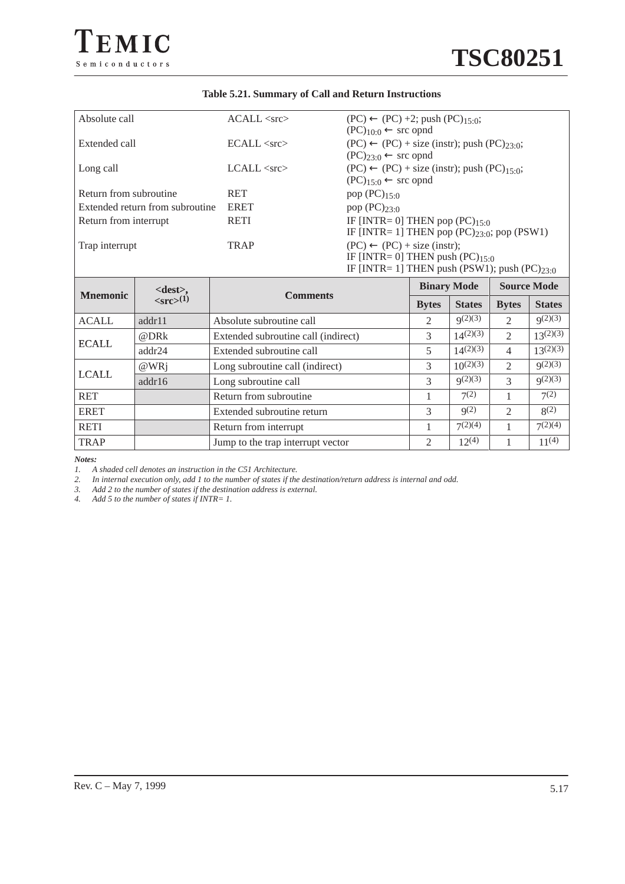**Table 5.21. Summary of Call and Return Instructions**

| | | |
|---|---|---|
| Absolute call | ACALL <src> | (PC) ← (PC) +2; push $(PC)_{15:0}$; $(PC)_{10:0}$ ← src opnd |
| Extended call | ECALL <src> | (PC) ← (PC) + size (instr); push $(PC)_{23:0}$; $(PC)_{23:0}$ ← src opnd |
| Long call | LCALL <src> | (PC) ← (PC) + size (instr); push $(PC)_{15:0}$; $(PC)_{15:0}$ ← src opnd |
| Return from subroutine | RET | pop $(PC)_{15:0}$ |
| Extended return from subroutine | ERET | pop $(PC)_{23:0}$ |
| Return from interrupt | RETI | IF [INTR= 0] THEN pop $(PC)_{15:0}$ IF [INTR= 1] THEN pop $(PC)_{23:0}$; pop (PSW1) |
| Trap interrupt | TRAP | (PC) ← (PC) + size (instr); IF [INTR= 0] THEN push $(PC)_{15:0}$ IF [INTR= 1] THEN push (PSW1); push $(PC)_{23:0}$ |

| Mnemonic | <dest>, <src>(1) | Comments | Binary Mode | | Source Mode | |
|---|---|---|---|---|---|---|
| | | | Bytes | States | Bytes | States |
| ACALL | addr11 | Absolute subroutine call | 2 | 9(2)(3) | 2 | 9(2)(3) |
| ECALL | @DRk | Extended subroutine call (indirect) | 3 | 14(2)(3) | 2 | 13(2)(3) |
| | addr24 | Extended subroutine call | 5 | 14(2)(3) | 4 | 13(2)(3) |
| LCALL | @WRj | Long subroutine call (indirect) | 3 | 10(2)(3) | 2 | 9(2)(3) |
| | addr16 | Long subroutine call | 3 | 9(2)(3) | 3 | 9(2)(3) |
| RET | | Return from subroutine | 1 | 7(2) | 1 | 7(2) |
| ERET | | Extended subroutine return | 3 | 9(2) | 2 | 8(2) |
| RETI | | Return from interrupt | 1 | 7(2)(4) | 1 | 7(2)(4) |
| TRAP | | Jump to the trap interrupt vector | 2 | 12(4) | 1 | 11(4) |

***Notes:***

1. *A shaded cell denotes an instruction in the C51 Architecture.*
2. *In internal execution only, add 1 to the number of states if the destination/return address is internal and odd.*
3. *Add 2 to the number of states if the destination address is external.*
4. *Add 5 to the number of states if INTR= 1.*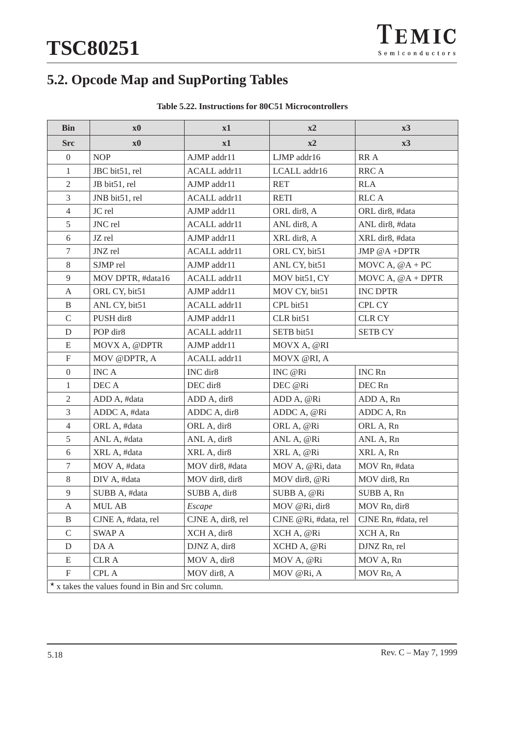## 5.2. Opcode Map and SupPorting Tables

**Table 5.22. Instructions for 80C51 Microcontrollers**

| Bin | x0 | x1 | x2 | x3 |
|---|---|---|---|---|
| **Src** | **x0** | **x1** | **x2** | **x3** |
| 0 | NOP | AJMP addr11 | LJMP addr16 | RR A |
| 1 | JBC bit51, rel | ACALL addr11 | LCALL addr16 | RRC A |
| 2 | JB bit51, rel | AJMP addr11 | RET | RLA |
| 3 | JNB bit51, rel | ACALL addr11 | RETI | RLC A |
| 4 | JC rel | AJMP addr11 | ORL dir8, A | ORL dir8, #data |
| 5 | JNC rel | ACALL addr11 | ANL dir8, A | ANL dir8, #data |
| 6 | JZ rel | AJMP addr11 | XRL dir8, A | XRL dir8, #data |
| 7 | JNZ rel | ACALL addr11 | ORL CY, bit51 | JMP @A +DPTR |
| 8 | SJMP rel | AJMP addr11 | ANL CY, bit51 | MOVC A, @A + PC |
| 9 | MOV DPTR, #data16 | ACALL addr11 | MOV bit51, CY | MOVC A, @A + DPTR |
| A | ORL CY, bit51 | AJMP addr11 | MOV CY, bit51 | INC DPTR |
| B | ANL CY, bit51 | ACALL addr11 | CPL bit51 | CPL CY |
| C | PUSH dir8 | AJMP addr11 | CLR bit51 | CLR CY |
| D | POP dir8 | ACALL addr11 | SETB bit51 | SETB CY |
| E | MOVX A, @DPTR | AJMP addr11 | MOVX A, @RI | |
| F | MOV @DPTR, A | ACALL addr11 | MOVX @RI, A | |
| 0 | INC A | INC dir8 | INC @Ri | INC Rn |
| 1 | DEC A | DEC dir8 | DEC @Ri | DEC Rn |
| 2 | ADD A, #data | ADD A, dir8 | ADD A, @Ri | ADD A, Rn |
| 3 | ADDC A, #data | ADDC A, dir8 | ADDC A, @Ri | ADDC A, Rn |
| 4 | ORL A, #data | ORL A, dir8 | ORL A, @Ri | ORL A, Rn |
| 5 | ANL A, #data | ANL A, dir8 | ANL A, @Ri | ANL A, Rn |
| 6 | XRL A, #data | XRL A, dir8 | XRL A, @Ri | XRL A, Rn |
| 7 | MOV A, #data | MOV dir8, #data | MOV A, @Ri, data | MOV Rn, #data |
| 8 | DIV A, #data | MOV dir8, dir8 | MOV dir8, @Ri | MOV dir8, Rn |
| 9 | SUBB A, #data | SUBB A, dir8 | SUBB A, @Ri | SUBB A, Rn |
| A | MUL AB | *Escape* | MOV @Ri, dir8 | MOV Rn, dir8 |
| B | CJNE A, #data, rel | CJNE A, dir8, rel | CJNE @Ri, #data, rel | CJNE Rn, #data, rel |
| C | SWAP A | XCH A, dir8 | XCH A, @Ri | XCH A, Rn |
| D | DA A | DJNZ A, dir8 | XCHD A, @Ri | DJNZ Rn, rel |
| E | CLR A | MOV A, dir8 | MOV A, @Ri | MOV A, Rn |
| F | CPL A | MOV dir8, A | MOV @Ri, A | MOV Rn, A |

* x takes the values found in Bin and Src column.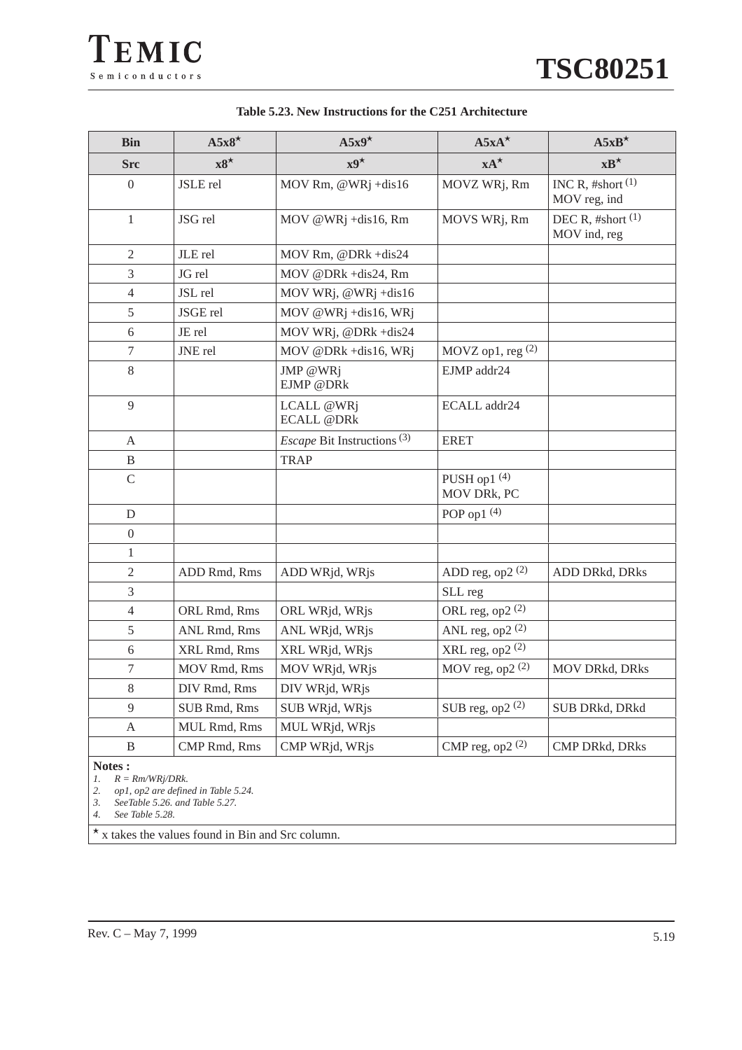**Table 5.23. New Instructions for the C251 Architecture**

| Bin | A5x8* | A5x9* | A5xA* | A5xB* |
|---|---|---|---|---|
| **Src** | **x8*** | **x9*** | **xA*** | **xB*** |
| 0 | JSLE rel | MOV Rm, @WRj +dis16 | MOVZ WRj, Rm | INC R, #short (1)<br>MOV reg, ind |
| 1 | JSG rel | MOV @WRj +dis16, Rm | MOVS WRj, Rm | DEC R, #short (1)<br>MOV ind, reg |
| 2 | JLE rel | MOV Rm, @DRk +dis24 | | |
| 3 | JG rel | MOV @DRk +dis24, Rm | | |
| 4 | JSL rel | MOV WRj, @WRj +dis16 | | |
| 5 | JSGE rel | MOV @WRj +dis16, WRj | | |
| 6 | JE rel | MOV WRj, @DRk +dis24 | | |
| 7 | JNE rel | MOV @DRk +dis16, WRj | MOVZ op1, reg (2) | |
| 8 | | JMP @WRj<br>EJMP @DRk | EJMP addr24 | |
| 9 | | LCALL @WRj<br>ECALL @DRk | ECALL addr24 | |
| A | | *Escape* Bit Instructions (3) | ERET | |
| B | | TRAP | | |
| C | | | PUSH op1 (4)<br>MOV DRk, PC | |
| D | | | POP op1 (4) | |
| 0 | | | | |
| 1 | | | | |
| 2 | ADD Rmd, Rms | ADD WRjd, WRjs | ADD reg, op2 (2) | ADD DRkd, DRks |
| 3 | | | SLL reg | |
| 4 | ORL Rmd, Rms | ORL WRjd, WRjs | ORL reg, op2 (2) | |
| 5 | ANL Rmd, Rms | ANL WRjd, WRjs | ANL reg, op2 (2) | |
| 6 | XRL Rmd, Rms | XRL WRjd, WRjs | XRL reg, op2 (2) | |
| 7 | MOV Rmd, Rms | MOV WRjd, WRjs | MOV reg, op2 (2) | MOV DRkd, DRks |
| 8 | DIV Rmd, Rms | DIV WRjd, WRjs | | |
| 9 | SUB Rmd, Rms | SUB WRjd, WRjs | SUB reg, op2 (2) | SUB DRkd, DRkd |
| A | MUL Rmd, Rms | MUL WRjd, WRjs | | |
| B | CMP Rmd, Rms | CMP WRjd, WRjs | CMP reg, op2 (2) | CMP DRkd, DRks |

**Notes :**

1. *R = Rm/WRj/DRk.*
2. *op1, op2 are defined in Table 5.24.*
3. *SeeTable 5.26. and Table 5.27.*
4. *See Table 5.28.*

* x takes the values found in Bin and Src column.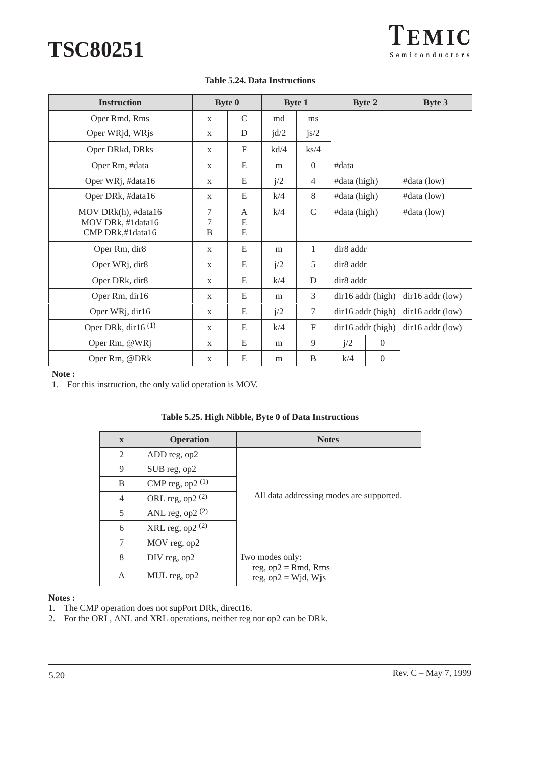**Table 5.24. Data Instructions**

| Instruction | Byte 0 | | Byte 1 | | Byte 2 | | Byte 3 |
|---|---|---|---|---|---|---|---|
| Oper Rmd, Rms | x | C | md | ms | | | |
| Oper WRjd, WRjs | x | D | jd/2 | js/2 | | | |
| Oper DRkd, DRks | x | F | kd/4 | ks/4 | | | |
| Oper Rm, #data | x | E | m | 0 | #data | | |
| Oper WRj, #data16 | x | E | j/2 | 4 | #data (high) | | #data (low) |
| Oper DRk, #data16 | x | E | k/4 | 8 | #data (high) | | #data (low) |
| MOV DRk(h), #data16<br>MOV DRk, #1data16<br>CMP DRk,#1data16 | 7<br>7<br>B | A<br>E<br>E | k/4 | C | #data (high) | | #data (low) |
| Oper Rm, dir8 | x | E | m | 1 | dir8 addr | | |
| Oper WRj, dir8 | x | E | j/2 | 5 | dir8 addr | | |
| Oper DRk, dir8 | x | E | k/4 | D | dir8 addr | | |
| Oper Rm, dir16 | x | E | m | 3 | dir16 addr (high) | | dir16 addr (low) |
| Oper WRj, dir16 | x | E | j/2 | 7 | dir16 addr (high) | | dir16 addr (low) |
| Oper DRk, dir16 (1) | x | E | k/4 | F | dir16 addr (high) | | dir16 addr (low) |
| Oper Rm, @WRj | x | E | m | 9 | j/2 | 0 | |
| Oper Rm, @DRk | x | E | m | B | k/4 | 0 | |

**Note :**

1. For this instruction, the only valid operation is MOV.

**Table 5.25. High Nibble, Byte 0 of Data Instructions**

| x | Operation | Notes |
|---|---|---|
| 2 | ADD reg, op2 | All data addressing modes are supported. |
| 9 | SUB reg, op2 | |
| B | CMP reg, op2 (1) | |
| 4 | ORL reg, op2 (2) | |
| 5 | ANL reg, op2 (2) | |
| 6 | XRL reg, op2 (2) | |
| 7 | MOV reg, op2 | |
| 8 | DIV reg, op2 | Two modes only:<br>reg, op2 = Rmd, Rms<br>reg, op2 = Wjd, Wjs |
| A | MUL reg, op2 | |

**Notes :**

1. The CMP operation does not supPort DRk, direct16.
2. For the ORL, ANL and XRL operations, neither reg nor op2 can be DRk.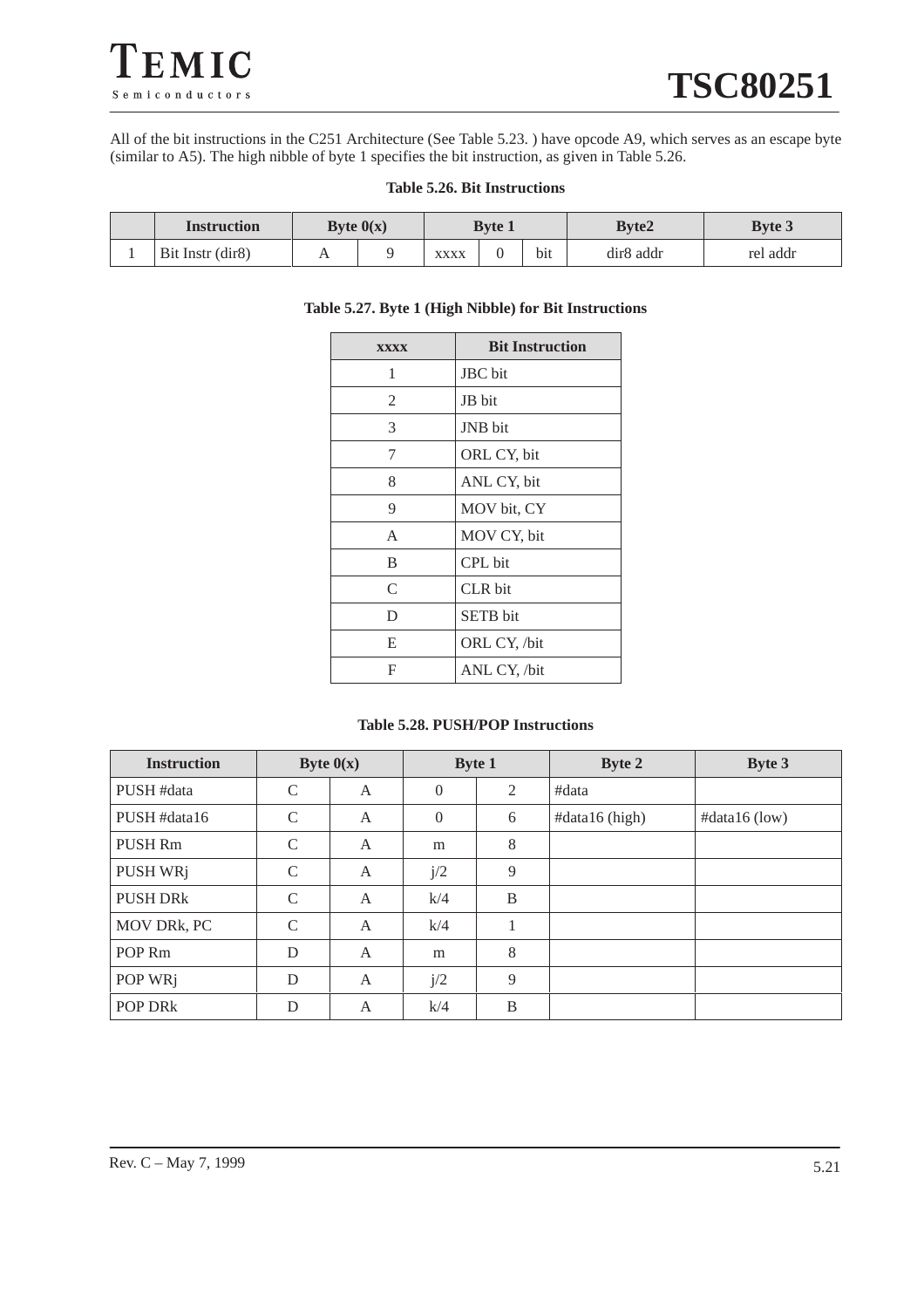All of the bit instructions in the C251 Architecture (See Table 5.23. ) have opcode A9, which serves as an escape byte (similar to A5). The high nibble of byte 1 specifies the bit instruction, as given in Table 5.26.

**Table 5.26. Bit Instructions**

| | Instruction | Byte 0(x) | | Byte 1 | | | Byte2 | Byte 3 |
|---|---|---|---|---|---|---|---|---|
| 1 | Bit Instr (dir8) | A | 9 | xxxx | 0 | bit | dir8 addr | rel addr |

**Table 5.27. Byte 1 (High Nibble) for Bit Instructions**

| xxxx | Bit Instruction |
|---|---|
| 1 | JBC bit |
| 2 | JB bit |
| 3 | JNB bit |
| 7 | ORL CY, bit |
| 8 | ANL CY, bit |
| 9 | MOV bit, CY |
| A | MOV CY, bit |
| B | CPL bit |
| C | CLR bit |
| D | SETB bit |
| E | ORL CY, /bit |
| F | ANL CY, /bit |

**Table 5.28. PUSH/POP Instructions**

| Instruction | Byte 0(x) | | Byte 1 | | Byte 2 | Byte 3 |
|---|---|---|---|---|---|---|
| PUSH #data | C | A | 0 | 2 | #data | |
| PUSH #data16 | C | A | 0 | 6 | #data16 (high) | #data16 (low) |
| PUSH Rm | C | A | m | 8 | | |
| PUSH WRj | C | A | j/2 | 9 | | |
| PUSH DRk | C | A | k/4 | B | | |
| MOV DRk, PC | C | A | k/4 | 1 | | |
| POP Rm | D | A | m | 8 | | |
| POP WRj | D | A | j/2 | 9 | | |
| POP DRk | D | A | k/4 | B | | |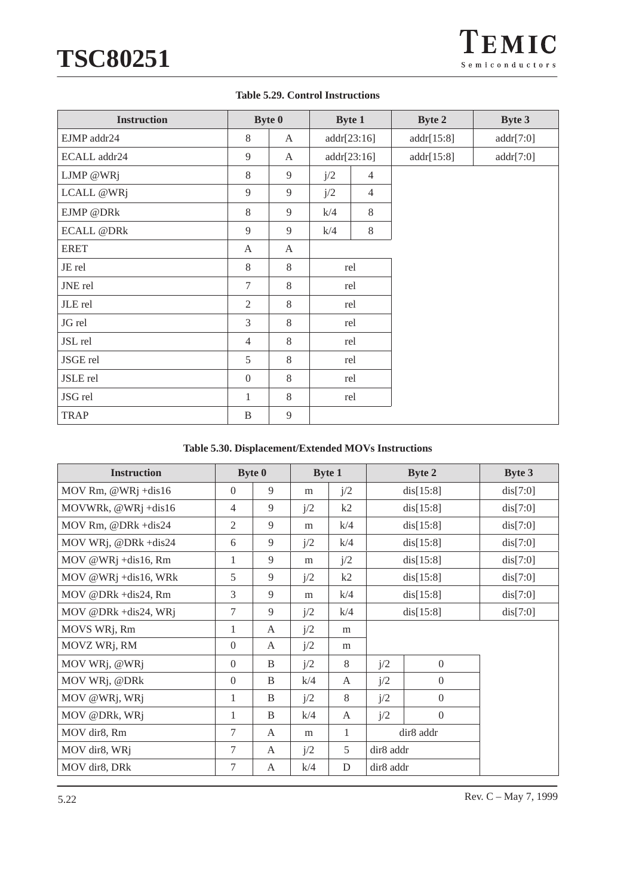**Table 5.29. Control Instructions**

| Instruction | Byte 0 | | Byte 1 | | Byte 2 | Byte 3 |
|---|---|---|---|---|---|---|
| EJMP addr24 | 8 | A | addr[23:16] | | addr[15:8] | addr[7:0] |
| ECALL addr24 | 9 | A | addr[23:16] | | addr[15:8] | addr[7:0] |
| LJMP @WRj | 8 | 9 | j/2 | 4 | | |
| LCALL @WRj | 9 | 9 | j/2 | 4 | | |
| EJMP @DRk | 8 | 9 | k/4 | 8 | | |
| ECALL @DRk | 9 | 9 | k/4 | 8 | | |
| ERET | A | A | | | | |
| JE rel | 8 | 8 | rel | | | |
| JNE rel | 7 | 8 | rel | | | |
| JLE rel | 2 | 8 | rel | | | |
| JG rel | 3 | 8 | rel | | | |
| JSL rel | 4 | 8 | rel | | | |
| JSGE rel | 5 | 8 | rel | | | |
| JSLE rel | 0 | 8 | rel | | | |
| JSG rel | 1 | 8 | rel | | | |
| TRAP | B | 9 | | | | |

**Table 5.30. Displacement/Extended MOVs Instructions**

| Instruction | Byte 0 | | Byte 1 | | Byte 2 | | Byte 3 |
|---|---|---|---|---|---|---|---|
| MOV Rm, @WRj +dis16 | 0 | 9 | m | j/2 | dis[15:8] | | dis[7:0] |
| MOVWRk, @WRj +dis16 | 4 | 9 | j/2 | k2 | dis[15:8] | | dis[7:0] |
| MOV Rm, @DRk +dis24 | 2 | 9 | m | k/4 | dis[15:8] | | dis[7:0] |
| MOV WRj, @DRk +dis24 | 6 | 9 | j/2 | k/4 | dis[15:8] | | dis[7:0] |
| MOV @WRj +dis16, Rm | 1 | 9 | m | j/2 | dis[15:8] | | dis[7:0] |
| MOV @WRj +dis16, WRk | 5 | 9 | j/2 | k2 | dis[15:8] | | dis[7:0] |
| MOV @DRk +dis24, Rm | 3 | 9 | m | k/4 | dis[15:8] | | dis[7:0] |
| MOV @DRk +dis24, WRj | 7 | 9 | j/2 | k/4 | dis[15:8] | | dis[7:0] |
| MOVS WRj, Rm | 1 | A | j/2 | m | | | |
| MOVZ WRj, RM | 0 | A | j/2 | m | | | |
| MOV WRj, @WRj | 0 | B | j/2 | 8 | j/2 | 0 | |
| MOV WRj, @DRk | 0 | B | k/4 | A | j/2 | 0 | |
| MOV @WRj, WRj | 1 | B | j/2 | 8 | j/2 | 0 | |
| MOV @DRk, WRj | 1 | B | k/4 | A | j/2 | 0 | |
| MOV dir8, Rm | 7 | A | m | 1 | dir8 addr | | |
| MOV dir8, WRj | 7 | A | j/2 | 5 | dir8 addr | | |
| MOV dir8, DRk | 7 | A | k/4 | D | dir8 addr | | |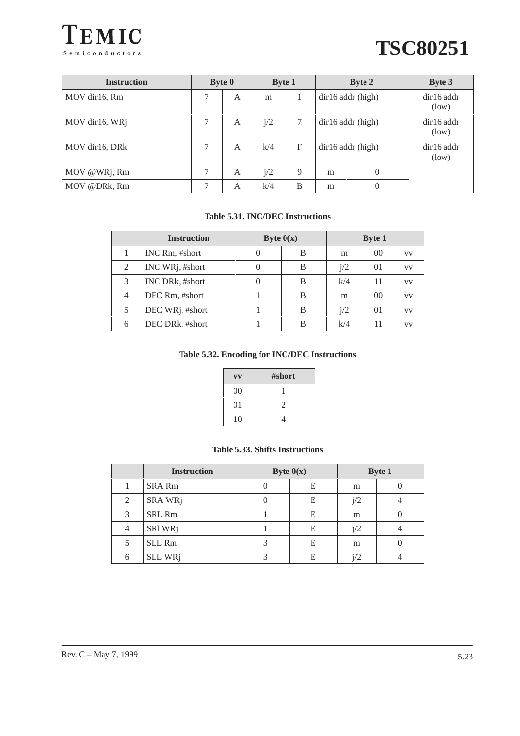| Instruction | Byte 0 | | Byte 1 | | Byte 2 | | Byte 3 |
|---|---|---|---|---|---|---|---|
| MOV dir16, Rm | 7 | A | m | 1 | dir16 addr (high) | | dir16 addr (low) |
| MOV dir16, WRj | 7 | A | j/2 | 7 | dir16 addr (high) | | dir16 addr (low) |
| MOV dir16, DRk | 7 | A | k/4 | F | dir16 addr (high) | | dir16 addr (low) |
| MOV @WRj, Rm | 7 | A | j/2 | 9 | m | 0 | |
| MOV @DRk, Rm | 7 | A | k/4 | B | m | 0 | |

**Table 5.31. INC/DEC Instructions**

| | Instruction | Byte 0(x) | | Byte 1 | | |
|---|---|---|---|---|---|---|
| 1 | INC Rm, #short | 0 | B | m | 00 | vv |
| 2 | INC WRj, #short | 0 | B | j/2 | 01 | vv |
| 3 | INC DRk, #short | 0 | B | k/4 | 11 | vv |
| 4 | DEC Rm, #short | 1 | B | m | 00 | vv |
| 5 | DEC WRj, #short | 1 | B | j/2 | 01 | vv |
| 6 | DEC DRk, #short | 1 | B | k/4 | 11 | vv |

**Table 5.32. Encoding for INC/DEC Instructions**

| vv | #short |
|---|---|
| 00 | 1 |
| 01 | 2 |
| 10 | 4 |

**Table 5.33. Shifts Instructions**

| | Instruction | Byte 0(x) | | Byte 1 | |
|---|---|---|---|---|---|
| 1 | SRA Rm | 0 | E | m | 0 |
| 2 | SRA WRj | 0 | E | j/2 | 4 |
| 3 | SRL Rm | 1 | E | m | 0 |
| 4 | SRl WRj | 1 | E | j/2 | 4 |
| 5 | SLL Rm | 3 | E | m | 0 |
| 6 | SLL WRj | 3 | E | j/2 | 4 |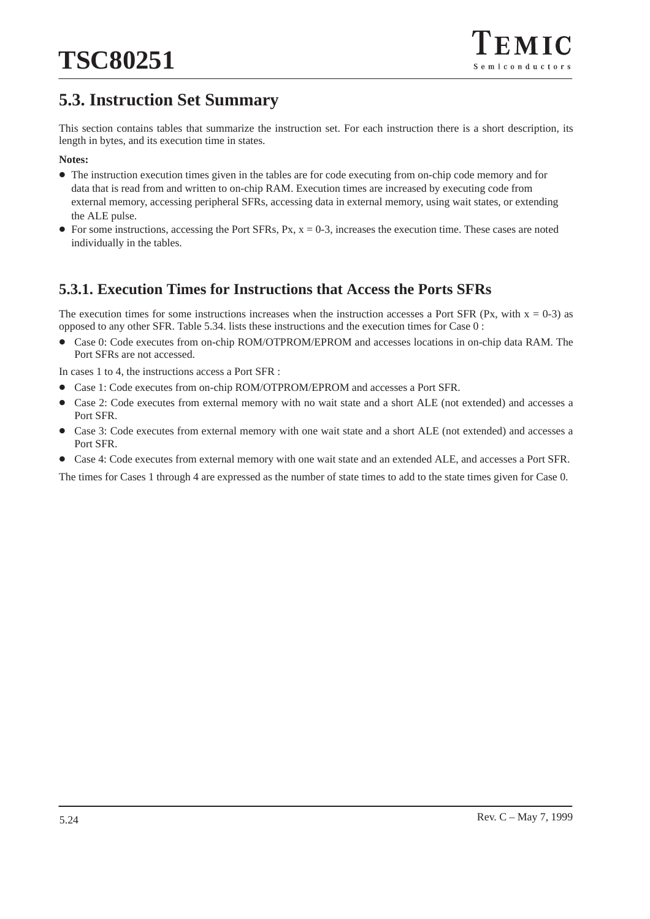## 5.3. Instruction Set Summary

This section contains tables that summarize the instruction set. For each instruction there is a short description, its length in bytes, and its execution time in states.

**Notes:**

- The instruction execution times given in the tables are for code executing from on-chip code memory and for data that is read from and written to on-chip RAM. Execution times are increased by executing code from external memory, accessing peripheral SFRs, accessing data in external memory, using wait states, or extending the ALE pulse.
- For some instructions, accessing the Port SFRs, Px, x = 0-3, increases the execution time. These cases are noted individually in the tables.

### 5.3.1. Execution Times for Instructions that Access the Ports SFRs

The execution times for some instructions increases when the instruction accesses a Port SFR (Px, with x = 0-3) as opposed to any other SFR. Table 5.34. lists these instructions and the execution times for Case 0 :

- Case 0: Code executes from on-chip ROM/OTPROM/EPROM and accesses locations in on-chip data RAM. The Port SFRs are not accessed.

In cases 1 to 4, the instructions access a Port SFR :

- Case 1: Code executes from on-chip ROM/OTPROM/EPROM and accesses a Port SFR.
- Case 2: Code executes from external memory with no wait state and a short ALE (not extended) and accesses a Port SFR.
- Case 3: Code executes from external memory with one wait state and a short ALE (not extended) and accesses a Port SFR.
- Case 4: Code executes from external memory with one wait state and an extended ALE, and accesses a Port SFR.

The times for Cases 1 through 4 are expressed as the number of state times to add to the state times given for Case 0.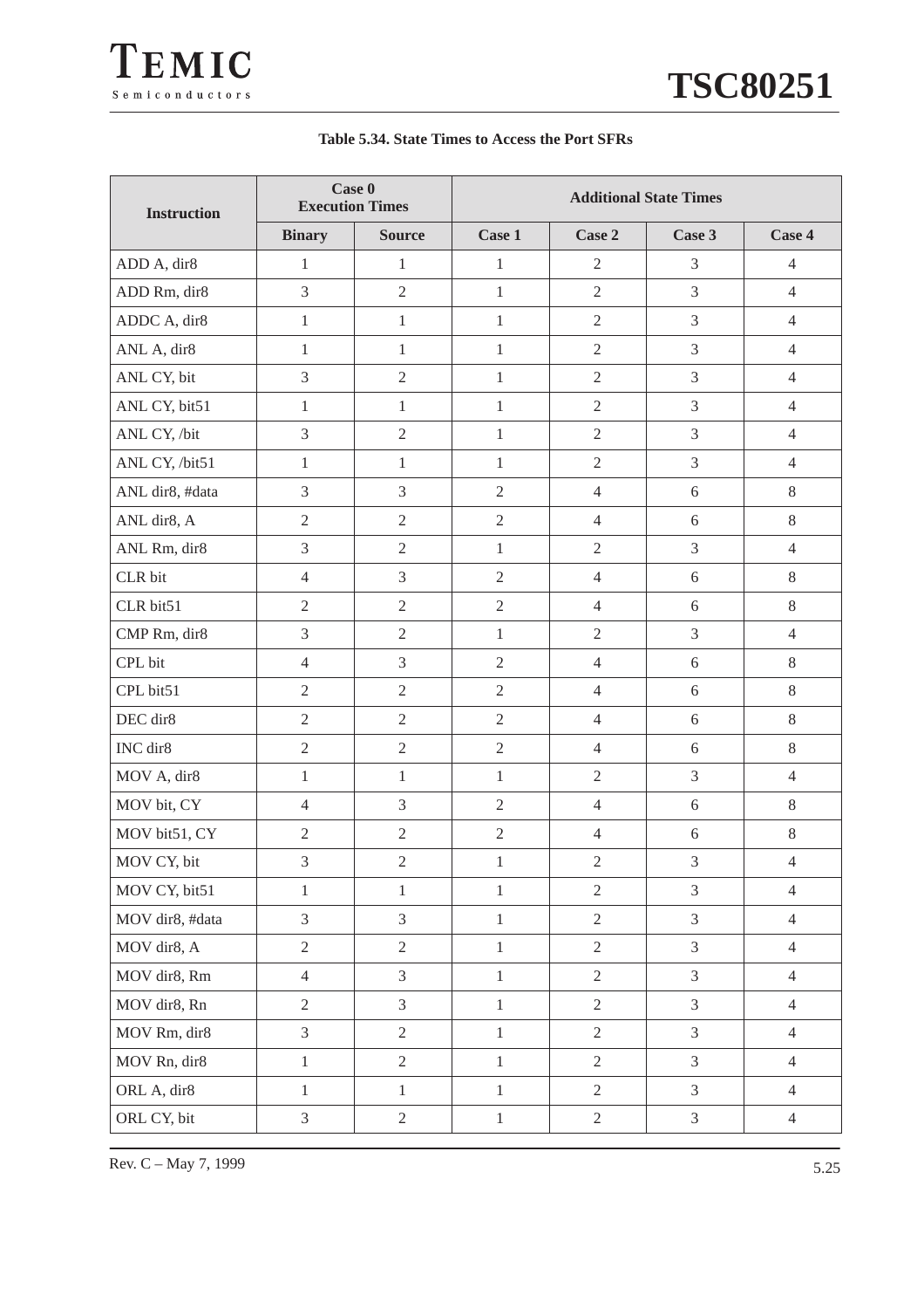**Table 5.34. State Times to Access the Port SFRs**

| Instruction | Case 0 Execution Times | | Additional State Times | | | |
|---|---|---|---|---|---|---|
| | Binary | Source | Case 1 | Case 2 | Case 3 | Case 4 |
| ADD A, dir8 | 1 | 1 | 1 | 2 | 3 | 4 |
| ADD Rm, dir8 | 3 | 2 | 1 | 2 | 3 | 4 |
| ADDC A, dir8 | 1 | 1 | 1 | 2 | 3 | 4 |
| ANL A, dir8 | 1 | 1 | 1 | 2 | 3 | 4 |
| ANL CY, bit | 3 | 2 | 1 | 2 | 3 | 4 |
| ANL CY, bit51 | 1 | 1 | 1 | 2 | 3 | 4 |
| ANL CY, /bit | 3 | 2 | 1 | 2 | 3 | 4 |
| ANL CY, /bit51 | 1 | 1 | 1 | 2 | 3 | 4 |
| ANL dir8, #data | 3 | 3 | 2 | 4 | 6 | 8 |
| ANL dir8, A | 2 | 2 | 2 | 4 | 6 | 8 |
| ANL Rm, dir8 | 3 | 2 | 1 | 2 | 3 | 4 |
| CLR bit | 4 | 3 | 2 | 4 | 6 | 8 |
| CLR bit51 | 2 | 2 | 2 | 4 | 6 | 8 |
| CMP Rm, dir8 | 3 | 2 | 1 | 2 | 3 | 4 |
| CPL bit | 4 | 3 | 2 | 4 | 6 | 8 |
| CPL bit51 | 2 | 2 | 2 | 4 | 6 | 8 |
| DEC dir8 | 2 | 2 | 2 | 4 | 6 | 8 |
| INC dir8 | 2 | 2 | 2 | 4 | 6 | 8 |
| MOV A, dir8 | 1 | 1 | 1 | 2 | 3 | 4 |
| MOV bit, CY | 4 | 3 | 2 | 4 | 6 | 8 |
| MOV bit51, CY | 2 | 2 | 2 | 4 | 6 | 8 |
| MOV CY, bit | 3 | 2 | 1 | 2 | 3 | 4 |
| MOV CY, bit51 | 1 | 1 | 1 | 2 | 3 | 4 |
| MOV dir8, #data | 3 | 3 | 1 | 2 | 3 | 4 |
| MOV dir8, A | 2 | 2 | 1 | 2 | 3 | 4 |
| MOV dir8, Rm | 4 | 3 | 1 | 2 | 3 | 4 |
| MOV dir8, Rn | 2 | 3 | 1 | 2 | 3 | 4 |
| MOV Rm, dir8 | 3 | 2 | 1 | 2 | 3 | 4 |
| MOV Rn, dir8 | 1 | 2 | 1 | 2 | 3 | 4 |
| ORL A, dir8 | 1 | 1 | 1 | 2 | 3 | 4 |
| ORL CY, bit | 3 | 2 | 1 | 2 | 3 | 4 |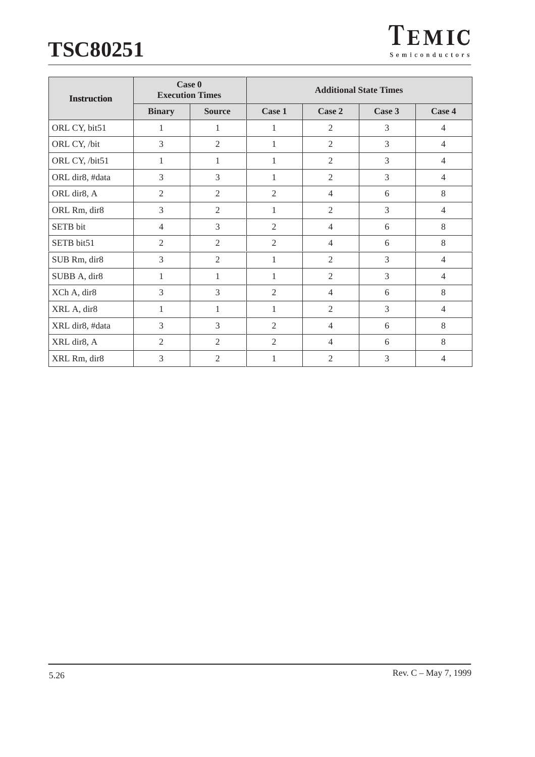| Instruction | Case 0 Execution Times | | Additional State Times | | | |
|---|---|---|---|---|---|---|
| | Binary | Source | Case 1 | Case 2 | Case 3 | Case 4 |
| ORL CY, bit51 | 1 | 1 | 1 | 2 | 3 | 4 |
| ORL CY, /bit | 3 | 2 | 1 | 2 | 3 | 4 |
| ORL CY, /bit51 | 1 | 1 | 1 | 2 | 3 | 4 |
| ORL dir8, #data | 3 | 3 | 1 | 2 | 3 | 4 |
| ORL dir8, A | 2 | 2 | 2 | 4 | 6 | 8 |
| ORL Rm, dir8 | 3 | 2 | 1 | 2 | 3 | 4 |
| SETB bit | 4 | 3 | 2 | 4 | 6 | 8 |
| SETB bit51 | 2 | 2 | 2 | 4 | 6 | 8 |
| SUB Rm, dir8 | 3 | 2 | 1 | 2 | 3 | 4 |
| SUBB A, dir8 | 1 | 1 | 1 | 2 | 3 | 4 |
| XCh A, dir8 | 3 | 3 | 2 | 4 | 6 | 8 |
| XRL A, dir8 | 1 | 1 | 1 | 2 | 3 | 4 |
| XRL dir8, #data | 3 | 3 | 2 | 4 | 6 | 8 |
| XRL dir8, A | 2 | 2 | 2 | 4 | 6 | 8 |
| XRL Rm, dir8 | 3 | 2 | 1 | 2 | 3 | 4 |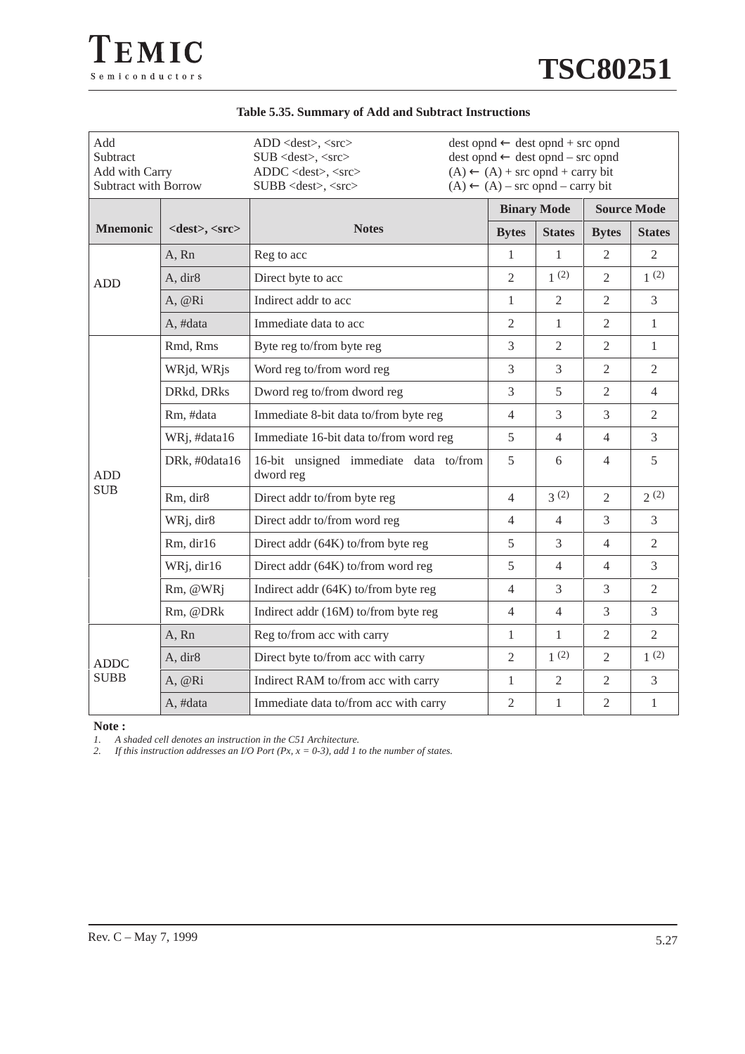**Table 5.35. Summary of Add and Subtract Instructions**

| | | | | | | |
|---|---|---|---|---|---|---|
| Add | ADD <dest>, <src> | dest opnd ← dest opnd + src opnd | | | | |
| Subtract | SUB <dest>, <src> | dest opnd ← dest opnd – src opnd | | | | |
| Add with Carry | ADDC <dest>, <src> | (A) ← (A) + src opnd + carry bit | | | | |
| Subtract with Borrow | SUBB <dest>, <src> | (A) ← (A) – src opnd – carry bit | | | | |

| Mnemonic | <dest>, <src> | Notes | Binary Mode | | Source Mode | |
|---|---|---|---|---|---|---|
| | | | Bytes | States | Bytes | States |
| ADD | A, Rn | Reg to acc | 1 | 1 | 2 | 2 |
| | A, dir8 | Direct byte to acc | 2 | 1 (2) | 2 | 1 (2) |
| | A, @Ri | Indirect addr to acc | 1 | 2 | 2 | 3 |
| | A, #data | Immediate data to acc | 2 | 1 | 2 | 1 |
| ADD SUB | Rmd, Rms | Byte reg to/from byte reg | 3 | 2 | 2 | 1 |
| | WRjd, WRjs | Word reg to/from word reg | 3 | 3 | 2 | 2 |
| | DRkd, DRks | Dword reg to/from dword reg | 3 | 5 | 2 | 4 |
| | Rm, #data | Immediate 8-bit data to/from byte reg | 4 | 3 | 3 | 2 |
| | WRj, #data16 | Immediate 16-bit data to/from word reg | 5 | 4 | 4 | 3 |
| | DRk, #0data16 | 16-bit unsigned immediate data to/from dword reg | 5 | 6 | 4 | 5 |
| | Rm, dir8 | Direct addr to/from byte reg | 4 | 3 (2) | 2 | 2 (2) |
| | WRj, dir8 | Direct addr to/from word reg | 4 | 4 | 3 | 3 |
| | Rm, dir16 | Direct addr (64K) to/from byte reg | 5 | 3 | 4 | 2 |
| | WRj, dir16 | Direct addr (64K) to/from word reg | 5 | 4 | 4 | 3 |
| | Rm, @WRj | Indirect addr (64K) to/from byte reg | 4 | 3 | 3 | 2 |
| | Rm, @DRk | Indirect addr (16M) to/from byte reg | 4 | 4 | 3 | 3 |
| ADDC SUBB | A, Rn | Reg to/from acc with carry | 1 | 1 | 2 | 2 |
| | A, dir8 | Direct byte to/from acc with carry | 2 | 1 (2) | 2 | 1 (2) |
| | A, @Ri | Indirect RAM to/from acc with carry | 1 | 2 | 2 | 3 |
| | A, #data | Immediate data to/from acc with carry | 2 | 1 | 2 | 1 |

**Note :**

1. *A shaded cell denotes an instruction in the C51 Architecture.*
2. *If this instruction addresses an I/O Port (Px, x = 0-3), add 1 to the number of states.*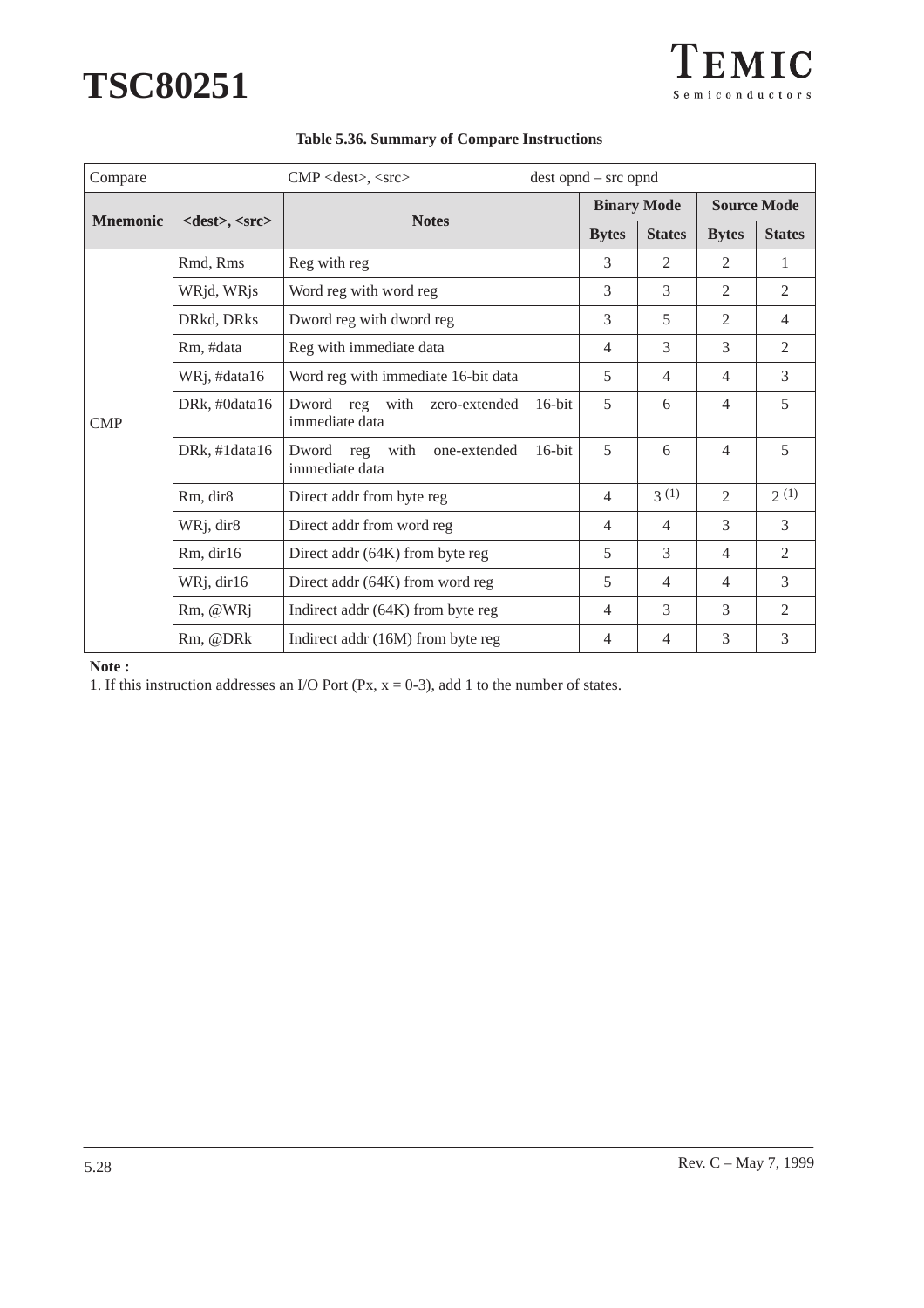**Table 5.36. Summary of Compare Instructions**

| Compare | | CMP <dest>, <src> | dest opnd – src opnd | | | |
|---|---|---|---|---|---|---|
| **Mnemonic** | **<dest>, <src>** | **Notes** | **Binary Mode** | | **Source Mode** | |
| | | | **Bytes** | **States** | **Bytes** | **States** |
| CMP | Rmd, Rms | Reg with reg | 3 | 2 | 2 | 1 |
| | WRjd, WRjs | Word reg with word reg | 3 | 3 | 2 | 2 |
| | DRkd, DRks | Dword reg with dword reg | 3 | 5 | 2 | 4 |
| | Rm, #data | Reg with immediate data | 4 | 3 | 3 | 2 |
| | WRj, #data16 | Word reg with immediate 16-bit data | 5 | 4 | 4 | 3 |
| | DRk, #0data16 | Dword reg with zero-extended 16-bit immediate data | 5 | 6 | 4 | 5 |
| | DRk, #1data16 | Dword reg with one-extended 16-bit immediate data | 5 | 6 | 4 | 5 |
| | Rm, dir8 | Direct addr from byte reg | 4 | 3 (1) | 2 | 2 (1) |
| | WRj, dir8 | Direct addr from word reg | 4 | 4 | 3 | 3 |
| | Rm, dir16 | Direct addr (64K) from byte reg | 5 | 3 | 4 | 2 |
| | WRj, dir16 | Direct addr (64K) from word reg | 5 | 4 | 4 | 3 |
| | Rm, @WRj | Indirect addr (64K) from byte reg | 4 | 3 | 3 | 2 |
| | Rm, @DRk | Indirect addr (16M) from byte reg | 4 | 4 | 3 | 3 |

**Note :**

1. If this instruction addresses an I/O Port (Px, x = 0-3), add 1 to the number of states.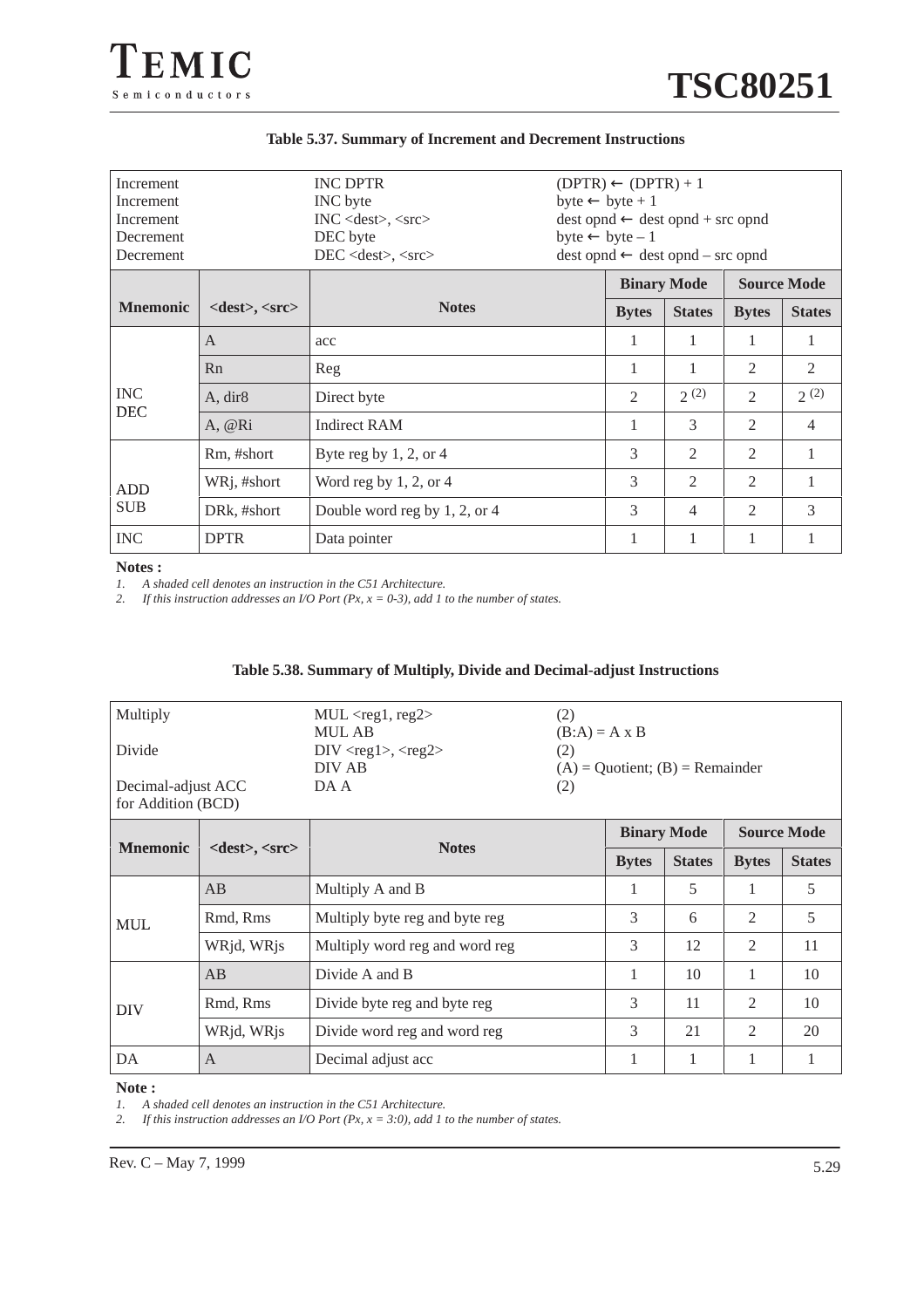**Table 5.37. Summary of Increment and Decrement Instructions**

| | | |
|---|---|---|
| Increment | INC DPTR | (DPTR) ← (DPTR) + 1 |
| Increment | INC byte | byte ← byte + 1 |
| Increment | INC <dest>, <src> | dest opnd ← dest opnd + src opnd |
| Decrement | DEC byte | byte ← byte – 1 |
| Decrement | DEC <dest>, <src> | dest opnd ← dest opnd – src opnd |

| Mnemonic | <dest>, <src> | Notes | Binary Mode | | Source Mode | |
|---|---|---|---|---|---|---|
| | | | Bytes | States | Bytes | States |
| INC DEC | A | acc | 1 | 1 | 1 | 1 |
| | Rn | Reg | 1 | 1 | 2 | 2 |
| | A, dir8 | Direct byte | 2 | 2 (2) | 2 | 2 (2) |
| | A, @Ri | Indirect RAM | 1 | 3 | 2 | 4 |
| ADD SUB | Rm, #short | Byte reg by 1, 2, or 4 | 3 | 2 | 2 | 1 |
| | WRj, #short | Word reg by 1, 2, or 4 | 3 | 2 | 2 | 1 |
| | DRk, #short | Double word reg by 1, 2, or 4 | 3 | 4 | 2 | 3 |
| INC | DPTR | Data pointer | 1 | 1 | 1 | 1 |

**Notes :**

1. *A shaded cell denotes an instruction in the C51 Architecture.*
2. *If this instruction addresses an I/O Port (Px, x = 0-3), add 1 to the number of states.*

**Table 5.38. Summary of Multiply, Divide and Decimal-adjust Instructions**

| | | |
|---|---|---|
| Multiply | MUL <reg1, reg2> | (2) |
| | MUL AB | (B:A) = A x B |
| Divide | DIV <reg1>, <reg2> | (2) |
| | DIV AB | (A) = Quotient; (B) = Remainder |
| Decimal-adjust ACC for Addition (BCD) | DA A | (2) |

| Mnemonic | <dest>, <src> | Notes | Binary Mode | | Source Mode | |
|---|---|---|---|---|---|---|
| | | | Bytes | States | Bytes | States |
| MUL | AB | Multiply A and B | 1 | 5 | 1 | 5 |
| | Rmd, Rms | Multiply byte reg and byte reg | 3 | 6 | 2 | 5 |
| | WRjd, WRjs | Multiply word reg and word reg | 3 | 12 | 2 | 11 |
| DIV | AB | Divide A and B | 1 | 10 | 1 | 10 |
| | Rmd, Rms | Divide byte reg and byte reg | 3 | 11 | 2 | 10 |
| | WRjd, WRjs | Divide word reg and word reg | 3 | 21 | 2 | 20 |
| DA | A | Decimal adjust acc | 1 | 1 | 1 | 1 |

**Note :**

1. *A shaded cell denotes an instruction in the C51 Architecture.*
2. *If this instruction addresses an I/O Port (Px, x = 3:0), add 1 to the number of states.*

Rev. C – May 7, 1999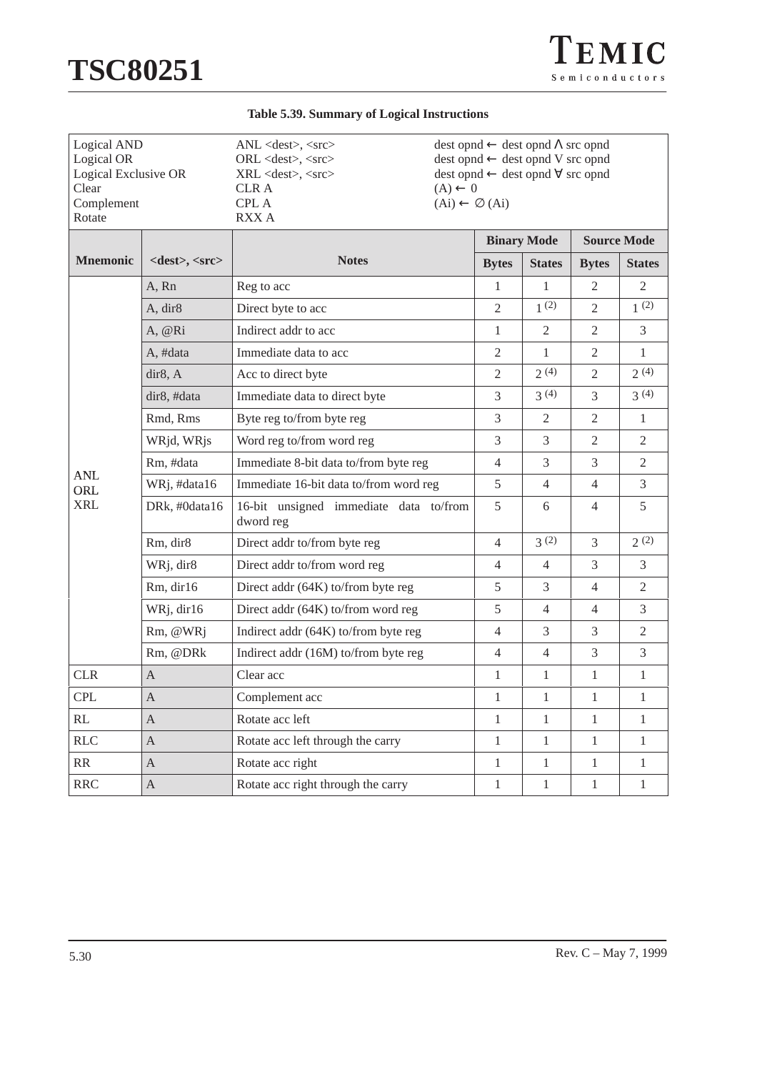**Table 5.39. Summary of Logical Instructions**

| | | | | | | |
|---|---|---|---|---|---|---|
| Logical AND<br>Logical OR<br>Logical Exclusive OR<br>Clear<br>Complement<br>Rotate | | ANL <dest>, <src><br>ORL <dest>, <src><br>XRL <dest>, <src><br>CLR A<br>CPL A<br>RXX A | dest opnd ← dest opnd Λ src opnd<br>dest opnd ← dest opnd V src opnd<br>dest opnd ← dest opnd ∀ src opnd<br>(A) ← 0<br>(Ai) ← ∅ (Ai) | | | |
| **Mnemonic** | **<dest>, <src>** | **Notes** | **Binary Mode** | | **Source Mode** | |
| | | | **Bytes** | **States** | **Bytes** | **States** |
| ANL<br>ORL<br>XRL | A, Rn | Reg to acc | 1 | 1 | 2 | 2 |
| | A, dir8 | Direct byte to acc | 2 | 1 (2) | 2 | 1 (2) |
| | A, @Ri | Indirect addr to acc | 1 | 2 | 2 | 3 |
| | A, #data | Immediate data to acc | 2 | 1 | 2 | 1 |
| | dir8, A | Acc to direct byte | 2 | 2 (4) | 2 | 2 (4) |
| | dir8, #data | Immediate data to direct byte | 3 | 3 (4) | 3 | 3 (4) |
| | Rmd, Rms | Byte reg to/from byte reg | 3 | 2 | 2 | 1 |
| | WRjd, WRjs | Word reg to/from word reg | 3 | 3 | 2 | 2 |
| | Rm, #data | Immediate 8-bit data to/from byte reg | 4 | 3 | 3 | 2 |
| | WRj, #data16 | Immediate 16-bit data to/from word reg | 5 | 4 | 4 | 3 |
| | DRk, #0data16 | 16-bit unsigned immediate data to/from dword reg | 5 | 6 | 4 | 5 |
| | Rm, dir8 | Direct addr to/from byte reg | 4 | 3 (2) | 3 | 2 (2) |
| | WRj, dir8 | Direct addr to/from word reg | 4 | 4 | 3 | 3 |
| | Rm, dir16 | Direct addr (64K) to/from byte reg | 5 | 3 | 4 | 2 |
| | WRj, dir16 | Direct addr (64K) to/from word reg | 5 | 4 | 4 | 3 |
| | Rm, @WRj | Indirect addr (64K) to/from byte reg | 4 | 3 | 3 | 2 |
| | Rm, @DRk | Indirect addr (16M) to/from byte reg | 4 | 4 | 3 | 3 |
| CLR | A | Clear acc | 1 | 1 | 1 | 1 |
| CPL | A | Complement acc | 1 | 1 | 1 | 1 |
| RL | A | Rotate acc left | 1 | 1 | 1 | 1 |
| RLC | A | Rotate acc left through the carry | 1 | 1 | 1 | 1 |
| RR | A | Rotate acc right | 1 | 1 | 1 | 1 |
| RRC | A | Rotate acc right through the carry | 1 | 1 | 1 | 1 |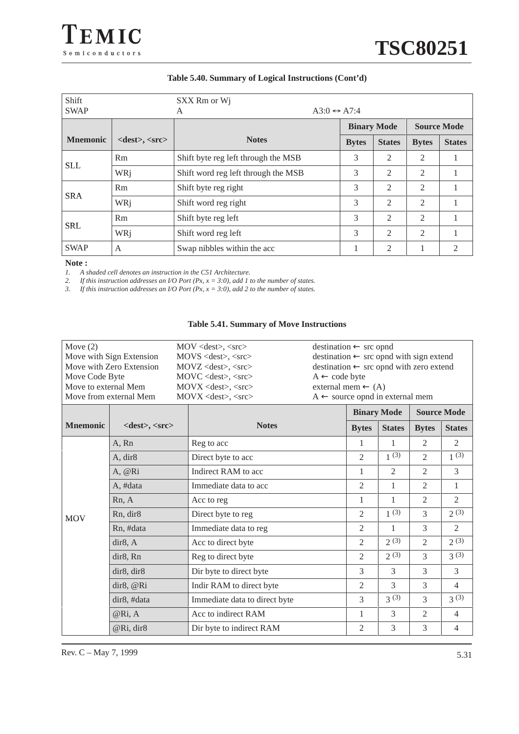**Table 5.40. Summary of Logical Instructions (Cont'd)**

| Shift<br>SWAP | SXX Rm or Wj<br>A | A3:0 ↔ A7:4 | | | | |
|---|---|---|---|---|---|---|
| | | | **Binary Mode** | | **Source Mode** | |
| **Mnemonic** | **<dest>, <src>** | **Notes** | **Bytes** | **States** | **Bytes** | **States** |
| SLL | Rm | Shift byte reg left through the MSB | 3 | 2 | 2 | 1 |
| | WRj | Shift word reg left through the MSB | 3 | 2 | 2 | 1 |
| SRA | Rm | Shift byte reg right | 3 | 2 | 2 | 1 |
| | WRj | Shift word reg right | 3 | 2 | 2 | 1 |
| SRL | Rm | Shift byte reg left | 3 | 2 | 2 | 1 |
| | WRj | Shift word reg left | 3 | 2 | 2 | 1 |
| SWAP | A | Swap nibbles within the acc | 1 | 2 | 1 | 2 |

**Note :**

1. *A shaded cell denotes an instruction in the C51 Architecture.*
2. *If this instruction addresses an I/O Port (Px, x = 3:0), add 1 to the number of states.*
3. *If this instruction addresses an I/O Port (Px, x = 3:0), add 2 to the number of states.*

**Table 5.41. Summary of Move Instructions**

| Move (2)<br>Move with Sign Extension<br>Move with Zero Extension<br>Move Code Byte<br>Move to external Mem<br>Move from external Mem | MOV <dest>, <src><br>MOVS <dest>, <src><br>MOVZ <dest>, <src><br>MOVC <dest>, <src><br>MOVX <dest>, <src><br>MOVX <dest>, <src> | destination ← src opnd<br>destination ← src opnd with sign extend<br>destination ← src opnd with zero extend<br>A ← code byte<br>external mem ← (A)<br>A ← source opnd in external mem | | | | |
|---|---|---|---|---|---|---|
| | | | **Binary Mode** | | **Source Mode** | |
| **Mnemonic** | **<dest>, <src>** | **Notes** | **Bytes** | **States** | **Bytes** | **States** |
| MOV | A, Rn | Reg to acc | 1 | 1 | 2 | 2 |
| | A, dir8 | Direct byte to acc | 2 | 1 (3) | 2 | 1 (3) |
| | A, @Ri | Indirect RAM to acc | 1 | 2 | 2 | 3 |
| | A, #data | Immediate data to acc | 2 | 1 | 2 | 1 |
| | Rn, A | Acc to reg | 1 | 1 | 2 | 2 |
| | Rn, dir8 | Direct byte to reg | 2 | 1 (3) | 3 | 2 (3) |
| | Rn, #data | Immediate data to reg | 2 | 1 | 3 | 2 |
| | dir8, A | Acc to direct byte | 2 | 2 (3) | 2 | 2 (3) |
| | dir8, Rn | Reg to direct byte | 2 | 2 (3) | 3 | 3 (3) |
| | dir8, dir8 | Dir byte to direct byte | 3 | 3 | 3 | 3 |
| | dir8, @Ri | Indir RAM to direct byte | 2 | 3 | 3 | 4 |
| | dir8, #data | Immediate data to direct byte | 3 | 3 (3) | 3 | 3 (3) |
| | @Ri, A | Acc to indirect RAM | 1 | 3 | 2 | 4 |
| | @Ri, dir8 | Dir byte to indirect RAM | 2 | 3 | 3 | 4 |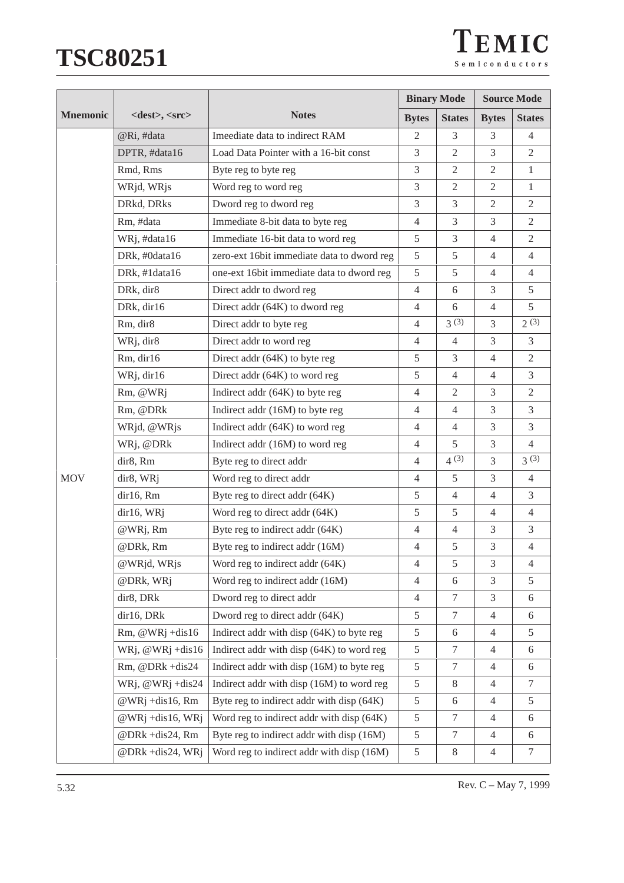| Mnemonic | <dest>, <src> | Notes | Binary Mode | | Source Mode | |
|---|---|---|---|---|---|---|
| | | | Bytes | States | Bytes | States |
| MOV | @Ri, #data | Imeediate data to indirect RAM | 2 | 3 | 3 | 4 |
| | DPTR, #data16 | Load Data Pointer with a 16-bit const | 3 | 2 | 3 | 2 |
| | Rmd, Rms | Byte reg to byte reg | 3 | 2 | 2 | 1 |
| | WRjd, WRjs | Word reg to word reg | 3 | 2 | 2 | 1 |
| | DRkd, DRks | Dword reg to dword reg | 3 | 3 | 2 | 2 |
| | Rm, #data | Immediate 8-bit data to byte reg | 4 | 3 | 3 | 2 |
| | WRj, #data16 | Immediate 16-bit data to word reg | 5 | 3 | 4 | 2 |
| | DRk, #0data16 | zero-ext 16bit immediate data to dword reg | 5 | 5 | 4 | 4 |
| | DRk, #1data16 | one-ext 16bit immediate data to dword reg | 5 | 5 | 4 | 4 |
| | DRk, dir8 | Direct addr to dword reg | 4 | 6 | 3 | 5 |
| | DRk, dir16 | Direct addr (64K) to dword reg | 4 | 6 | 4 | 5 |
| | Rm, dir8 | Direct addr to byte reg | 4 | 3 (3) | 3 | 2 (3) |
| | WRj, dir8 | Direct addr to word reg | 4 | 4 | 3 | 3 |
| | Rm, dir16 | Direct addr (64K) to byte reg | 5 | 3 | 4 | 2 |
| | WRj, dir16 | Direct addr (64K) to word reg | 5 | 4 | 4 | 3 |
| | Rm, @WRj | Indirect addr (64K) to byte reg | 4 | 2 | 3 | 2 |
| | Rm, @DRk | Indirect addr (16M) to byte reg | 4 | 4 | 3 | 3 |
| | WRjd, @WRjs | Indirect addr (64K) to word reg | 4 | 4 | 3 | 3 |
| | WRj, @DRk | Indirect addr (16M) to word reg | 4 | 5 | 3 | 4 |
| | dir8, Rm | Byte reg to direct addr | 4 | 4 (3) | 3 | 3 (3) |
| | dir8, WRj | Word reg to direct addr | 4 | 5 | 3 | 4 |
| | dir16, Rm | Byte reg to direct addr (64K) | 5 | 4 | 4 | 3 |
| | dir16, WRj | Word reg to direct addr (64K) | 5 | 5 | 4 | 4 |
| | @WRj, Rm | Byte reg to indirect addr (64K) | 4 | 4 | 3 | 3 |
| | @DRk, Rm | Byte reg to indirect addr (16M) | 4 | 5 | 3 | 4 |
| | @WRjd, WRjs | Word reg to indirect addr (64K) | 4 | 5 | 3 | 4 |
| | @DRk, WRj | Word reg to indirect addr (16M) | 4 | 6 | 3 | 5 |
| | dir8, DRk | Dword reg to direct addr | 4 | 7 | 3 | 6 |
| | dir16, DRk | Dword reg to direct addr (64K) | 5 | 7 | 4 | 6 |
| | Rm, @WRj +dis16 | Indirect addr with disp (64K) to byte reg | 5 | 6 | 4 | 5 |
| | WRj, @WRj +dis16 | Indirect addr with disp (64K) to word reg | 5 | 7 | 4 | 6 |
| | Rm, @DRk +dis24 | Indirect addr with disp (16M) to byte reg | 5 | 7 | 4 | 6 |
| | WRj, @WRj +dis24 | Indirect addr with disp (16M) to word reg | 5 | 8 | 4 | 7 |
| | @WRj +dis16, Rm | Byte reg to indirect addr with disp (64K) | 5 | 6 | 4 | 5 |
| | @WRj +dis16, WRj | Word reg to indirect addr with disp (64K) | 5 | 7 | 4 | 6 |
| | @DRk +dis24, Rm | Byte reg to indirect addr with disp (16M) | 5 | 7 | 4 | 6 |
| | @DRk +dis24, WRj | Word reg to indirect addr with disp (16M) | 5 | 8 | 4 | 7 |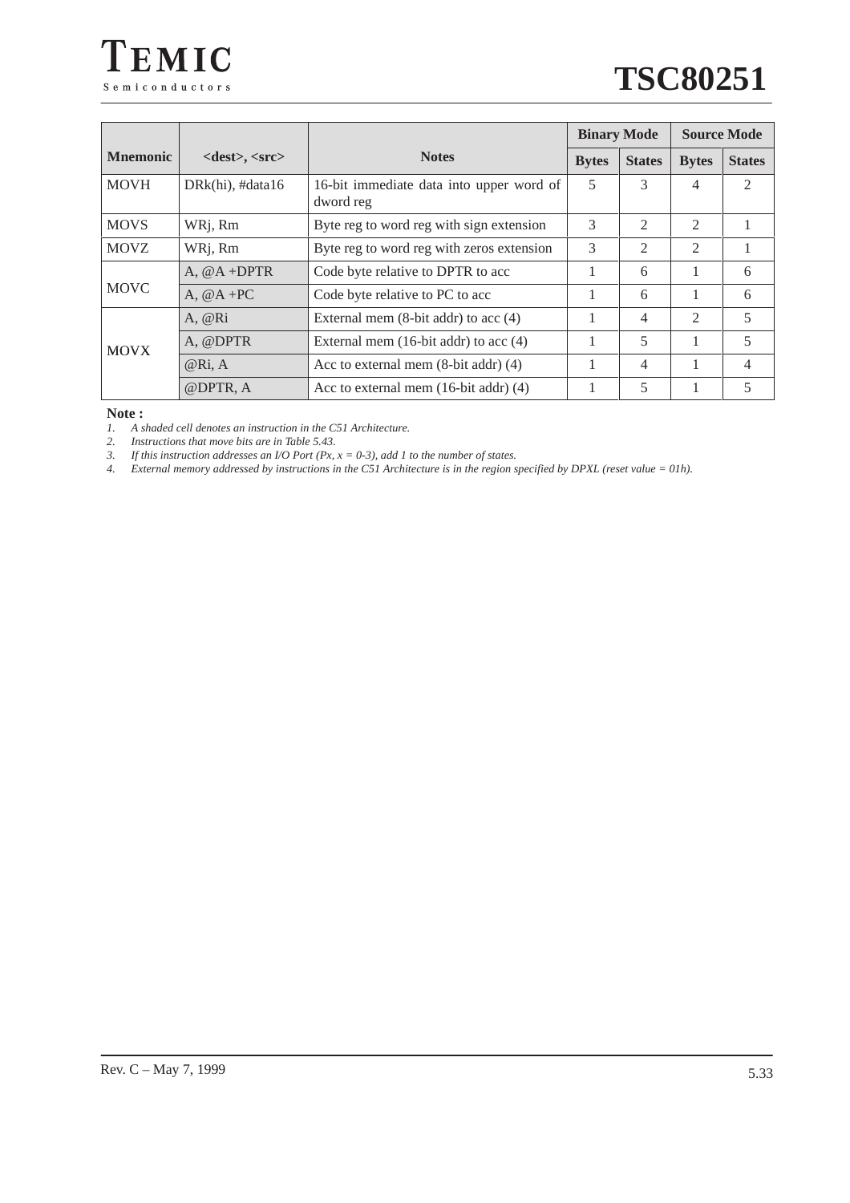| Mnemonic | <dest>, <src> | Notes | Binary Mode | | Source Mode | |
|---|---|---|---|---|---|---|
| | | | Bytes | States | Bytes | States |
| MOVH | DRk(hi), #data16 | 16-bit immediate data into upper word of dword reg | 5 | 3 | 4 | 2 |
| MOVS | WRj, Rm | Byte reg to word reg with sign extension | 3 | 2 | 2 | 1 |
| MOVZ | WRj, Rm | Byte reg to word reg with zeros extension | 3 | 2 | 2 | 1 |
| MOVC | A, @A +DPTR | Code byte relative to DPTR to acc | 1 | 6 | 1 | 6 |
| | A, @A +PC | Code byte relative to PC to acc | 1 | 6 | 1 | 6 |
| MOVX | A, @Ri | External mem (8-bit addr) to acc (4) | 1 | 4 | 2 | 5 |
| | A, @DPTR | External mem (16-bit addr) to acc (4) | 1 | 5 | 1 | 5 |
| | @Ri, A | Acc to external mem (8-bit addr) (4) | 1 | 4 | 1 | 4 |
| | @DPTR, A | Acc to external mem (16-bit addr) (4) | 1 | 5 | 1 | 5 |

**Note :**

1. *A shaded cell denotes an instruction in the C51 Architecture.*
2. *Instructions that move bits are in Table 5.43.*
3. *If this instruction addresses an I/O Port (Px, x = 0-3), add 1 to the number of states.*
4. *External memory addressed by instructions in the C51 Architecture is in the region specified by DPXL (reset value = 01h).*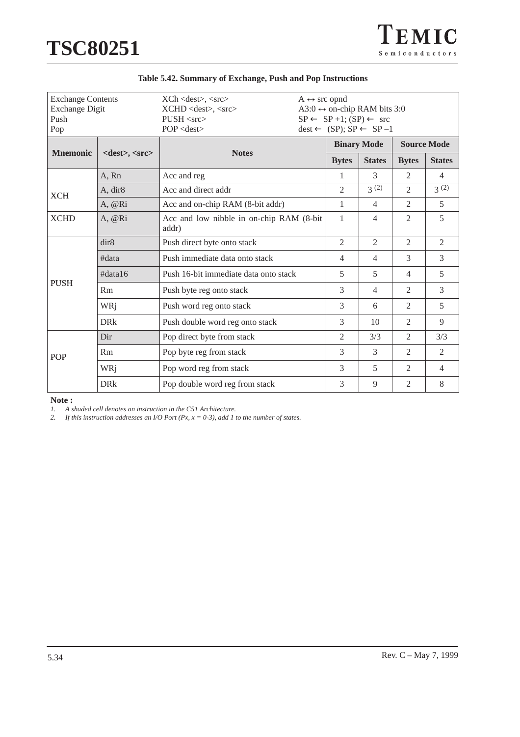**Table 5.42. Summary of Exchange, Push and Pop Instructions**

| Exchange Contents | XCh <dest>, <src> | A ↔ src opnd |
|---|---|---|
| Exchange Digit | XCHD <dest>, <src> | A3:0 ↔ on-chip RAM bits 3:0 |
| Push | PUSH <src> | SP ← SP +1; (SP) ← src |
| Pop | POP <dest> | dest ← (SP); SP ← SP –1 |

| Mnemonic | <dest>, <src> | Notes | Binary Mode | | Source Mode | |
|---|---|---|---|---|---|---|
| | | | Bytes | States | Bytes | States |
| XCH | A, Rn | Acc and reg | 1 | 3 | 2 | 4 |
| | A, dir8 | Acc and direct addr | 2 | 3 (2) | 2 | 3 (2) |
| | A, @Ri | Acc and on-chip RAM (8-bit addr) | 1 | 4 | 2 | 5 |
| XCHD | A, @Ri | Acc and low nibble in on-chip RAM (8-bit addr) | 1 | 4 | 2 | 5 |
| PUSH | dir8 | Push direct byte onto stack | 2 | 2 | 2 | 2 |
| | #data | Push immediate data onto stack | 4 | 4 | 3 | 3 |
| | #data16 | Push 16-bit immediate data onto stack | 5 | 5 | 4 | 5 |
| | Rm | Push byte reg onto stack | 3 | 4 | 2 | 3 |
| | WRj | Push word reg onto stack | 3 | 6 | 2 | 5 |
| | DRk | Push double word reg onto stack | 3 | 10 | 2 | 9 |
| POP | Dir | Pop direct byte from stack | 2 | 3/3 | 2 | 3/3 |
| | Rm | Pop byte reg from stack | 3 | 3 | 2 | 2 |
| | WRj | Pop word reg from stack | 3 | 5 | 2 | 4 |
| | DRk | Pop double word reg from stack | 3 | 9 | 2 | 8 |

**Note :**

1. *A shaded cell denotes an instruction in the C51 Architecture.*
2. *If this instruction addresses an I/O Port (Px, x = 0-3), add 1 to the number of states.*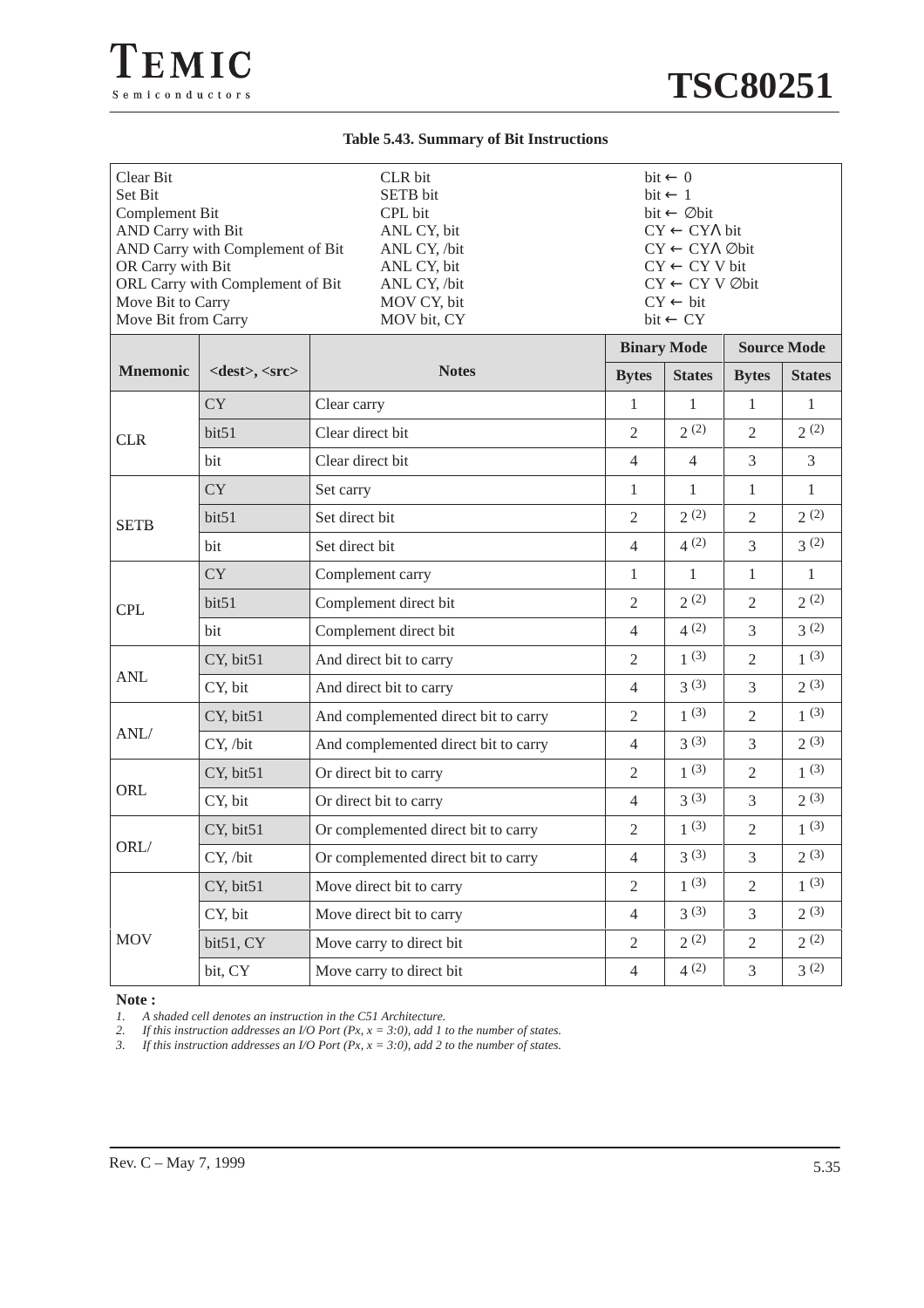**Table 5.43. Summary of Bit Instructions**

| | | |
|---|---|---|
| Clear Bit | CLR bit | bit ← 0 |
| Set Bit | SETB bit | bit ← 1 |
| Complement Bit | CPL bit | bit ← ∅bit |
| AND Carry with Bit | ANL CY, bit | CY ← CYΛ bit |
| AND Carry with Complement of Bit | ANL CY, /bit | CY ← CYΛ ∅bit |
| OR Carry with Bit | ANL CY, bit | CY ← CY V bit |
| ORL Carry with Complement of Bit | ANL CY, /bit | CY ← CY V ∅bit |
| Move Bit to Carry | MOV CY, bit | CY ← bit |
| Move Bit from Carry | MOV bit, CY | bit ← CY |

| Mnemonic | <dest>, <src> | Notes | Binary Mode | | Source Mode | |
|---|---|---|---|---|---|---|
| | | | Bytes | States | Bytes | States |
| CLR | CY | Clear carry | 1 | 1 | 1 | 1 |
| | bit51 | Clear direct bit | 2 | 2 (2) | 2 | 2 (2) |
| | bit | Clear direct bit | 4 | 4 | 3 | 3 |
| SETB | CY | Set carry | 1 | 1 | 1 | 1 |
| | bit51 | Set direct bit | 2 | 2 (2) | 2 | 2 (2) |
| | bit | Set direct bit | 4 | 4 (2) | 3 | 3 (2) |
| CPL | CY | Complement carry | 1 | 1 | 1 | 1 |
| | bit51 | Complement direct bit | 2 | 2 (2) | 2 | 2 (2) |
| | bit | Complement direct bit | 4 | 4 (2) | 3 | 3 (2) |
| ANL | CY, bit51 | And direct bit to carry | 2 | 1 (3) | 2 | 1 (3) |
| | CY, bit | And direct bit to carry | 4 | 3 (3) | 3 | 2 (3) |
| ANL/ | CY, bit51 | And complemented direct bit to carry | 2 | 1 (3) | 2 | 1 (3) |
| | CY, /bit | And complemented direct bit to carry | 4 | 3 (3) | 3 | 2 (3) |
| ORL | CY, bit51 | Or direct bit to carry | 2 | 1 (3) | 2 | 1 (3) |
| | CY, bit | Or direct bit to carry | 4 | 3 (3) | 3 | 2 (3) |
| ORL/ | CY, bit51 | Or complemented direct bit to carry | 2 | 1 (3) | 2 | 1 (3) |
| | CY, /bit | Or complemented direct bit to carry | 4 | 3 (3) | 3 | 2 (3) |
| MOV | CY, bit51 | Move direct bit to carry | 2 | 1 (3) | 2 | 1 (3) |
| | CY, bit | Move direct bit to carry | 4 | 3 (3) | 3 | 2 (3) |
| | bit51, CY | Move carry to direct bit | 2 | 2 (2) | 2 | 2 (2) |
| | bit, CY | Move carry to direct bit | 4 | 4 (2) | 3 | 3 (2) |

**Note :**

1. *A shaded cell denotes an instruction in the C51 Architecture.*
2. *If this instruction addresses an I/O Port (Px, x = 3:0), add 1 to the number of states.*
3. *If this instruction addresses an I/O Port (Px, x = 3:0), add 2 to the number of states.*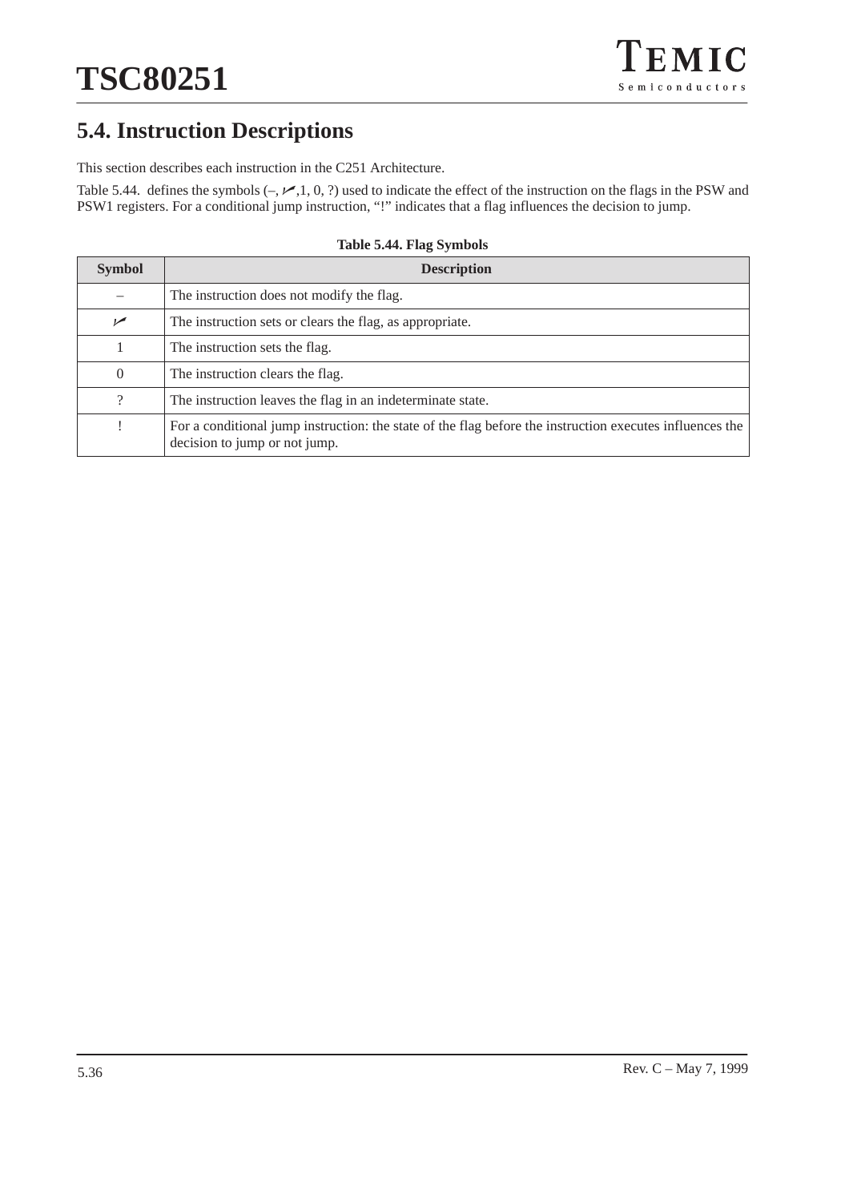## 5.4. Instruction Descriptions

This section describes each instruction in the C251 Architecture.

Table 5.44. defines the symbols (–, ✓,1, 0, ?) used to indicate the effect of the instruction on the flags in the PSW and PSW1 registers. For a conditional jump instruction, "!" indicates that a flag influences the decision to jump.

**Table 5.44. Flag Symbols**

| Symbol | Description |
|---|---|
| – | The instruction does not modify the flag. |
| ✓ | The instruction sets or clears the flag, as appropriate. |
| 1 | The instruction sets the flag. |
| 0 | The instruction clears the flag. |
| ? | The instruction leaves the flag in an indeterminate state. |
| ! | For a conditional jump instruction: the state of the flag before the instruction executes influences the decision to jump or not jump. |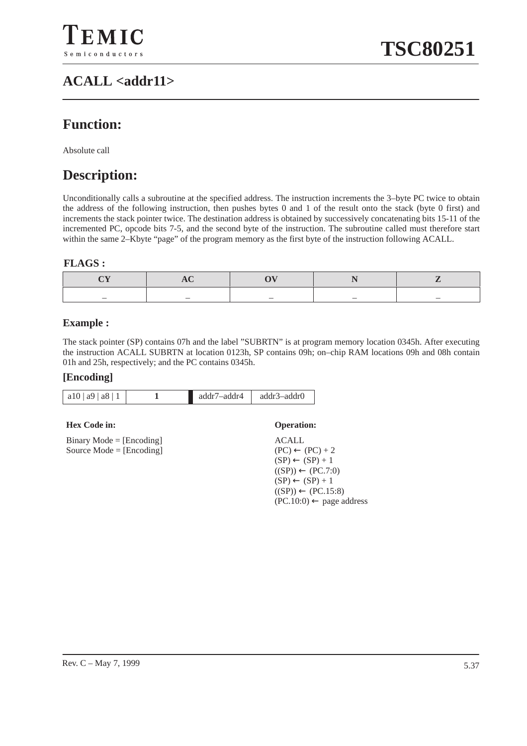# ACALL <addr11>

## Function:

Absolute call

## Description:

Unconditionally calls a subroutine at the specified address. The instruction increments the 3–byte PC twice to obtain the address of the following instruction, then pushes bytes 0 and 1 of the result onto the stack (byte 0 first) and increments the stack pointer twice. The destination address is obtained by successively concatenating bits 15-11 of the incremented PC, opcode bits 7-5, and the second byte of the instruction. The subroutine called must therefore start within the same 2–Kbyte "page" of the program memory as the first byte of the instruction following ACALL.

**FLAGS :**

| CY | AC | OV | N | Z |
|---|---|---|---|---|
| – | – | – | – | – |

### Example :

The stack pointer (SP) contains 07h and the label "SUBRTN" is at program memory location 0345h. After executing the instruction ACALL SUBRTN at location 0123h, SP contains 09h; on–chip RAM locations 09h and 08h contain 01h and 25h, respectively; and the PC contains 0345h.

### [Encoding]

| a10 \| a9 \| a8 \| 1 | 1 | addr7–addr4 | addr3–addr0 |
|---|---|---|---|

**Hex Code in:**

Binary Mode = [Encoding]
Source Mode = [Encoding]

**Operation:**

ACALL
(PC) ← (PC) + 2
(SP) ← (SP) + 1
((SP)) ← (PC.7:0)
(SP) ← (SP) + 1
((SP)) ← (PC.15:8)
(PC.10:0) ← page address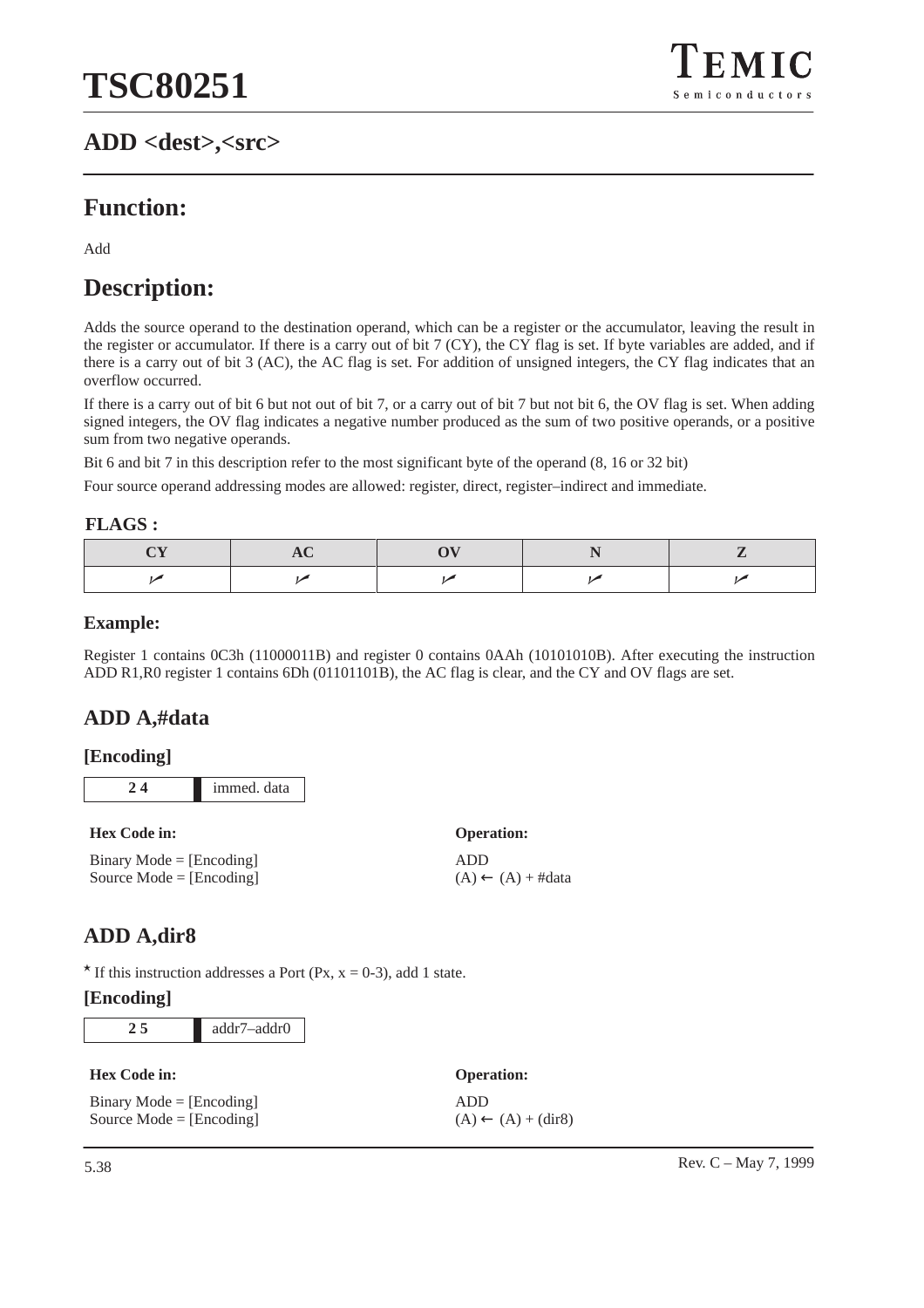## ADD <dest>,<src>

## Function:

Add

## Description:

Adds the source operand to the destination operand, which can be a register or the accumulator, leaving the result in the register or accumulator. If there is a carry out of bit 7 (CY), the CY flag is set. If byte variables are added, and if there is a carry out of bit 3 (AC), the AC flag is set. For addition of unsigned integers, the CY flag indicates that an overflow occurred.

If there is a carry out of bit 6 but not out of bit 7, or a carry out of bit 7 but not bit 6, the OV flag is set. When adding signed integers, the OV flag indicates a negative number produced as the sum of two positive operands, or a positive sum from two negative operands.

Bit 6 and bit 7 in this description refer to the most significant byte of the operand (8, 16 or 32 bit)

Four source operand addressing modes are allowed: register, direct, register–indirect and immediate.

**FLAGS :**

| CY | AC | OV | N | Z |
|---|---|---|---|---|
| ✓ | ✓ | ✓ | ✓ | ✓ |

### Example:

Register 1 contains 0C3h (11000011B) and register 0 contains 0AAh (10101010B). After executing the instruction ADD R1,R0 register 1 contains 6Dh (01101101B), the AC flag is clear, and the CY and OV flags are set.

## ADD A,#data

### [Encoding]

| 2 4 | immed. data |
|---|---|

**Hex Code in:**

Binary Mode = [Encoding]
Source Mode = [Encoding]

**Operation:**

ADD
(A) ← (A) + #data

## ADD A,dir8

* If this instruction addresses a Port (Px, x = 0-3), add 1 state.

### [Encoding]

| 2 5 | addr7–addr0 |
|---|---|

**Hex Code in:**

Binary Mode = [Encoding]
Source Mode = [Encoding]

**Operation:**

ADD
(A) ← (A) + (dir8)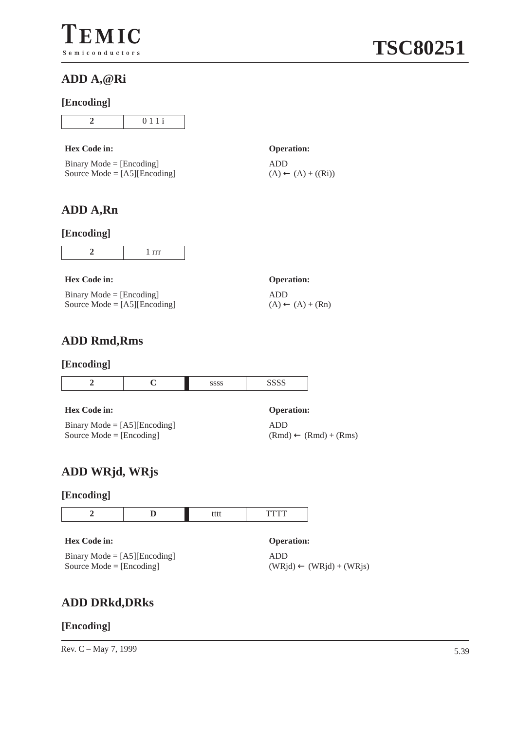## ADD A,@Ri

### [Encoding]

| 2 | 0 1 1 i |
|---|---|

**Hex Code in:**

Binary Mode = [Encoding]
Source Mode = [A5][Encoding]

**Operation:**

ADD
(A) ← (A) + ((Ri))

## ADD A,Rn

### [Encoding]

| 2 | 1 rrr |
|---|---|

**Hex Code in:**

Binary Mode = [Encoding]
Source Mode = [A5][Encoding]

**Operation:**

ADD
(A) ← (A) + (Rn)

## ADD Rmd,Rms

### [Encoding]

| 2 | C | ssss | SSSS |
|---|---|---|---|

**Hex Code in:**

Binary Mode = [A5][Encoding]
Source Mode = [Encoding]

**Operation:**

ADD
(Rmd) ← (Rmd) + (Rms)

## ADD WRjd, WRjs

### [Encoding]

| 2 | D | tttt | TTTT |
|---|---|---|---|

**Hex Code in:**

Binary Mode = [A5][Encoding]
Source Mode = [Encoding]

**Operation:**

ADD
(WRjd) ← (WRjd) + (WRjs)

## ADD DRkd,DRks

### [Encoding]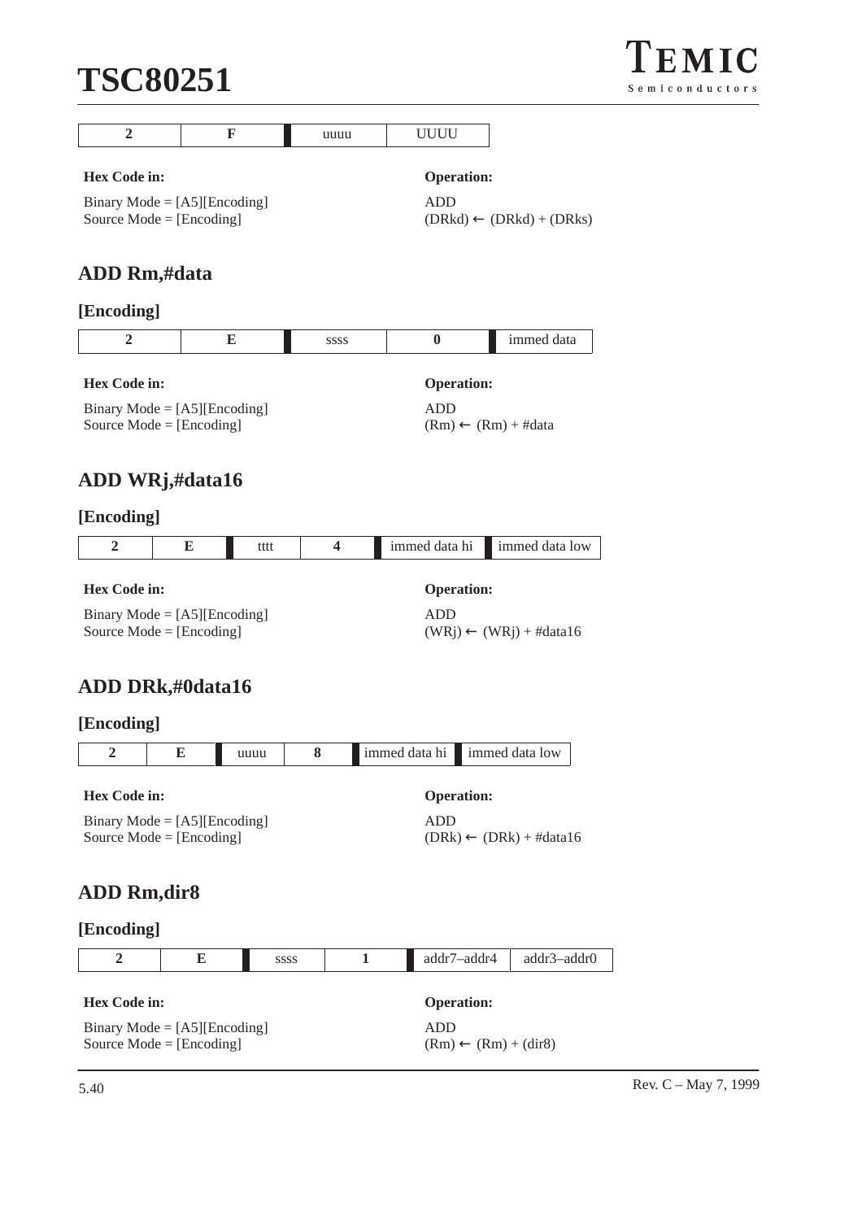| 2 | F | uuuu | UUUU |
|---|---|---|---|

**Hex Code in:**

Binary Mode = [A5][Encoding]
Source Mode = [Encoding]

**Operation:**

ADD
(DRkd) ← (DRkd) + (DRks)

## ADD Rm,#data

### [Encoding]

| 2 | E | ssss | 0 | immed data |
|---|---|---|---|---|

**Hex Code in:**

Binary Mode = [A5][Encoding]
Source Mode = [Encoding]

**Operation:**

ADD
(Rm) ← (Rm) + #data

## ADD WRj,#data16

### [Encoding]

| 2 | E | tttt | 4 | immed data hi | immed data low |
|---|---|---|---|---|---|

**Hex Code in:**

Binary Mode = [A5][Encoding]
Source Mode = [Encoding]

**Operation:**

ADD
(WRj) ← (WRj) + #data16

## ADD DRk,#0data16

### [Encoding]

| 2 | E | uuuu | 8 | immed data hi | immed data low |
|---|---|---|---|---|---|

**Hex Code in:**

Binary Mode = [A5][Encoding]
Source Mode = [Encoding]

**Operation:**

ADD
(DRk) ← (DRk) + #data16

## ADD Rm,dir8

### [Encoding]

| 2 | E | ssss | 1 | addr7–addr4 | addr3–addr0 |
|---|---|---|---|---|---|

**Hex Code in:**

Binary Mode = [A5][Encoding]
Source Mode = [Encoding]

**Operation:**

ADD
(Rm) ← (Rm) + (dir8)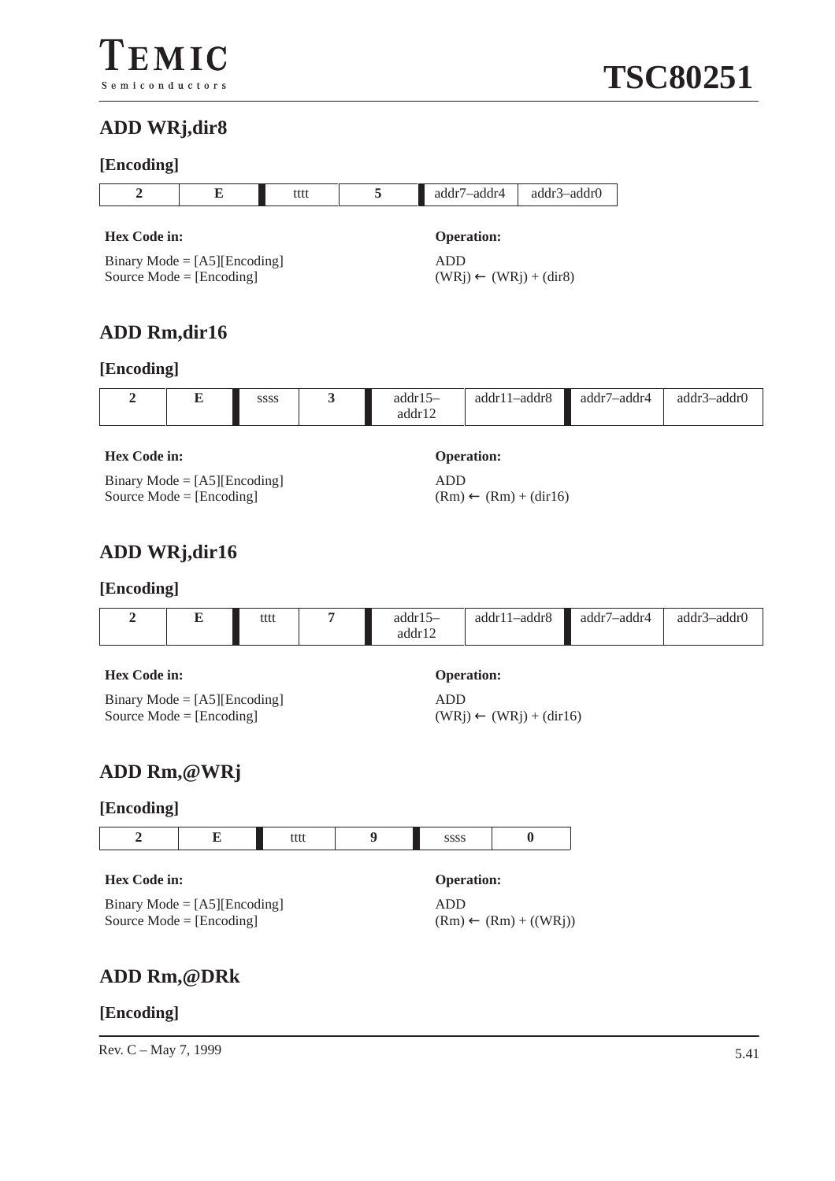## ADD WRj,dir8

### [Encoding]

| 2 | E | tttt | 5 | addr7–addr4 | addr3–addr0 |
|---|---|---|---|---|---|

**Hex Code in:**

Binary Mode = [A5][Encoding]
Source Mode = [Encoding]

**Operation:**

ADD
(WRj) ← (WRj) + (dir8)

## ADD Rm,dir16

### [Encoding]

| 2 | E | ssss | 3 | addr15–addr12 | addr11–addr8 | addr7–addr4 | addr3–addr0 |
|---|---|---|---|---|---|---|---|

**Hex Code in:**

Binary Mode = [A5][Encoding]
Source Mode = [Encoding]

**Operation:**

ADD
(Rm) ← (Rm) + (dir16)

## ADD WRj,dir16

### [Encoding]

| 2 | E | tttt | 7 | addr15–addr12 | addr11–addr8 | addr7–addr4 | addr3–addr0 |
|---|---|---|---|---|---|---|---|

**Hex Code in:**

Binary Mode = [A5][Encoding]
Source Mode = [Encoding]

**Operation:**

ADD
(WRj) ← (WRj) + (dir16)

## ADD Rm,@WRj

### [Encoding]

| 2 | E | tttt | 9 | ssss | 0 |
|---|---|---|---|---|---|

**Hex Code in:**

Binary Mode = [A5][Encoding]
Source Mode = [Encoding]

**Operation:**

ADD
(Rm) ← (Rm) + ((WRj))

## ADD Rm,@DRk

### [Encoding]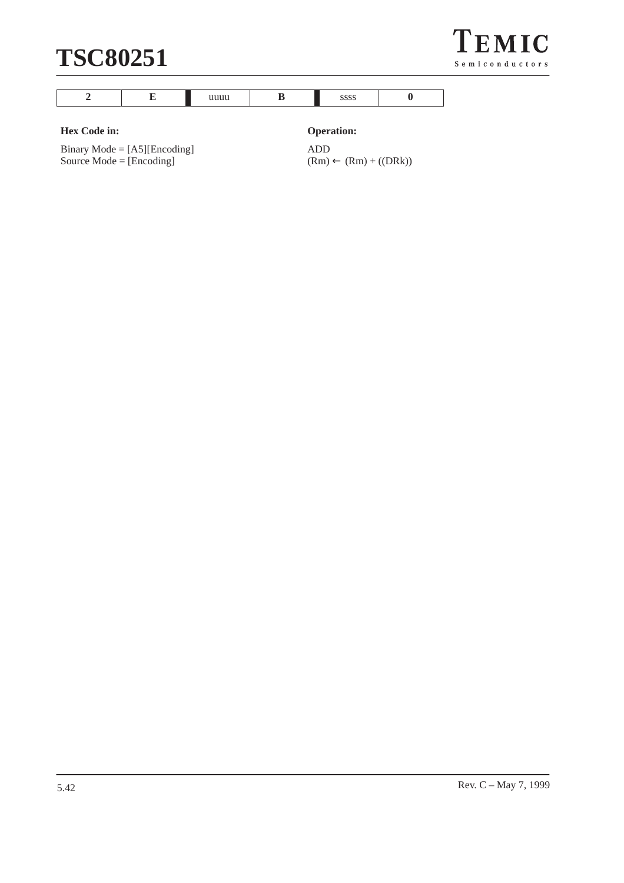| 2 | E | uuuu | B | ssss | 0 |
|---|---|---|---|---|---|

**Hex Code in:**

Binary Mode = [A5][Encoding]
Source Mode = [Encoding]

**Operation:**

ADD
(Rm) ← (Rm) + ((DRk))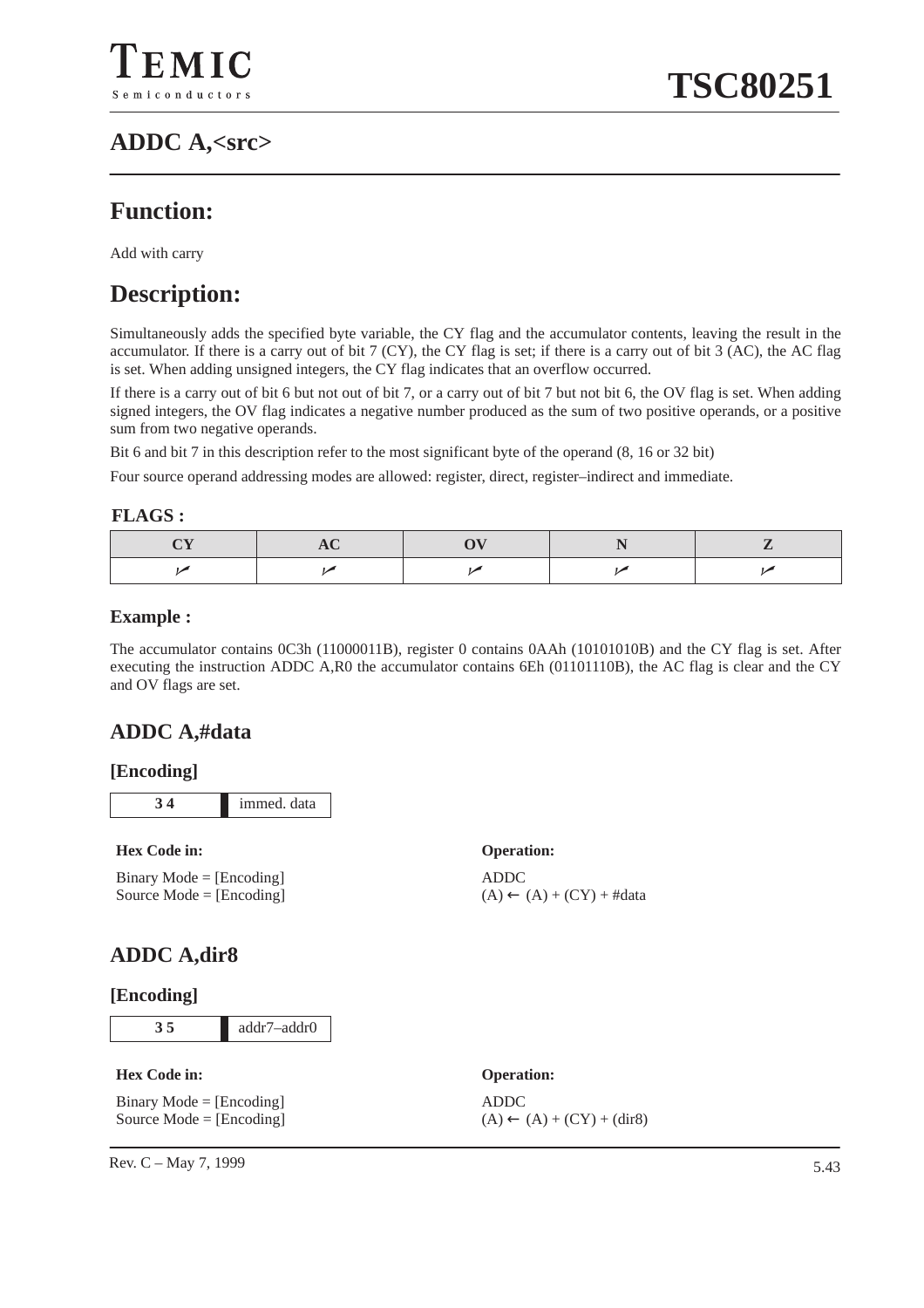## ADDC A,<src>

## Function:

Add with carry

## Description:

Simultaneously adds the specified byte variable, the CY flag and the accumulator contents, leaving the result in the accumulator. If there is a carry out of bit 7 (CY), the CY flag is set; if there is a carry out of bit 3 (AC), the AC flag is set. When adding unsigned integers, the CY flag indicates that an overflow occurred.

If there is a carry out of bit 6 but not out of bit 7, or a carry out of bit 7 but not bit 6, the OV flag is set. When adding signed integers, the OV flag indicates a negative number produced as the sum of two positive operands, or a positive sum from two negative operands.

Bit 6 and bit 7 in this description refer to the most significant byte of the operand (8, 16 or 32 bit)

Four source operand addressing modes are allowed: register, direct, register–indirect and immediate.

**FLAGS :**

| CY | AC | OV | N | Z |
|---|---|---|---|---|
| ✓ | ✓ | ✓ | ✓ | ✓ |

**Example :**

The accumulator contains 0C3h (11000011B), register 0 contains 0AAh (10101010B) and the CY flag is set. After executing the instruction ADDC A,R0 the accumulator contains 6Eh (01101110B), the AC flag is clear and the CY and OV flags are set.

### ADDC A,#data

**[Encoding]**

| 3 4 | immed. data |
|---|---|

**Hex Code in:**

Binary Mode = [Encoding]
Source Mode = [Encoding]

**Operation:**

ADDC
(A) ← (A) + (CY) + #data

### ADDC A,dir8

**[Encoding]**

| 3 5 | addr7–addr0 |
|---|---|

**Hex Code in:**

Binary Mode = [Encoding]
Source Mode = [Encoding]

**Operation:**

ADDC
(A) ← (A) + (CY) + (dir8)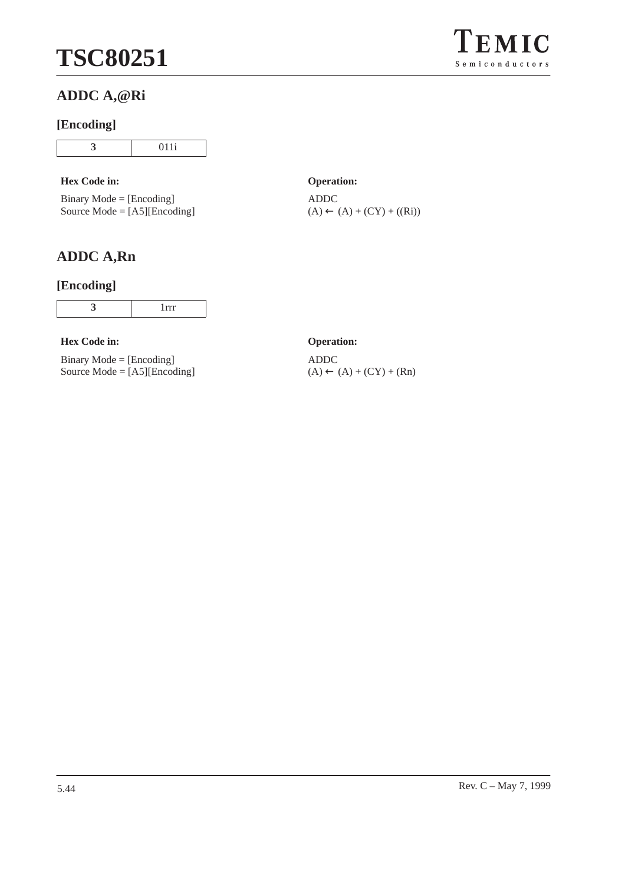## ADDC A,@Ri

### [Encoding]

| 3 | 011i |
|---|---|

**Hex Code in:**

Binary Mode = [Encoding]
Source Mode = [A5][Encoding]

**Operation:**

ADDC
(A) ← (A) + (CY) + ((Ri))

## ADDC A,Rn

### [Encoding]

| 3 | 1rrr |
|---|---|

**Hex Code in:**

Binary Mode = [Encoding]
Source Mode = [A5][Encoding]

**Operation:**

ADDC
(A) ← (A) + (CY) + (Rn)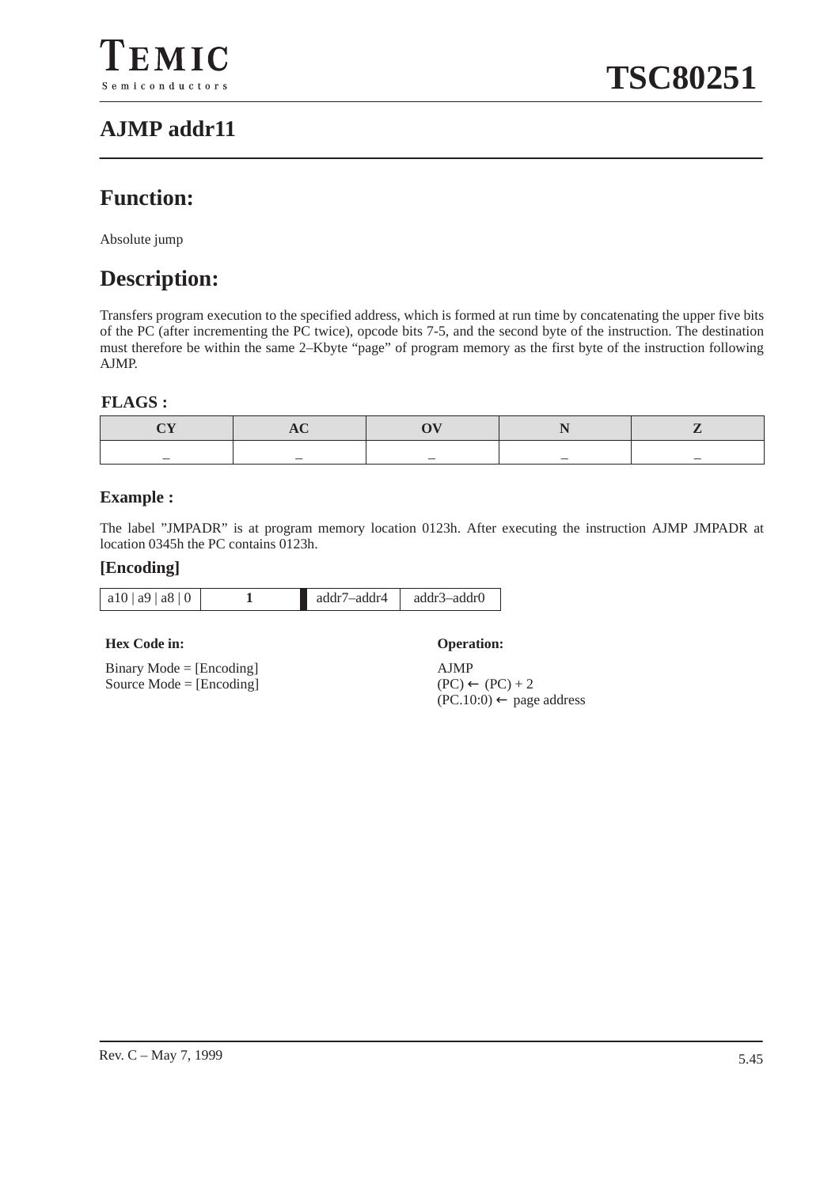# AJMP addr11

## Function:

Absolute jump

## Description:

Transfers program execution to the specified address, which is formed at run time by concatenating the upper five bits of the PC (after incrementing the PC twice), opcode bits 7-5, and the second byte of the instruction. The destination must therefore be within the same 2–Kbyte "page" of program memory as the first byte of the instruction following AJMP.

### FLAGS :

| CY | AC | OV | N | Z |
|---|---|---|---|---|
| – | – | – | – | – |

### Example :

The label "JMPADR" is at program memory location 0123h. After executing the instruction AJMP JMPADR at location 0345h the PC contains 0123h.

### [Encoding]

| a10 &#124; a9 &#124; a8 &#124; 0 | 1 | addr7–addr4 | addr3–addr0 |
|---|---|---|---|

**Hex Code in:**

Binary Mode = [Encoding]
Source Mode = [Encoding]

**Operation:**

AJMP
(PC) ← (PC) + 2
(PC.10:0) ← page address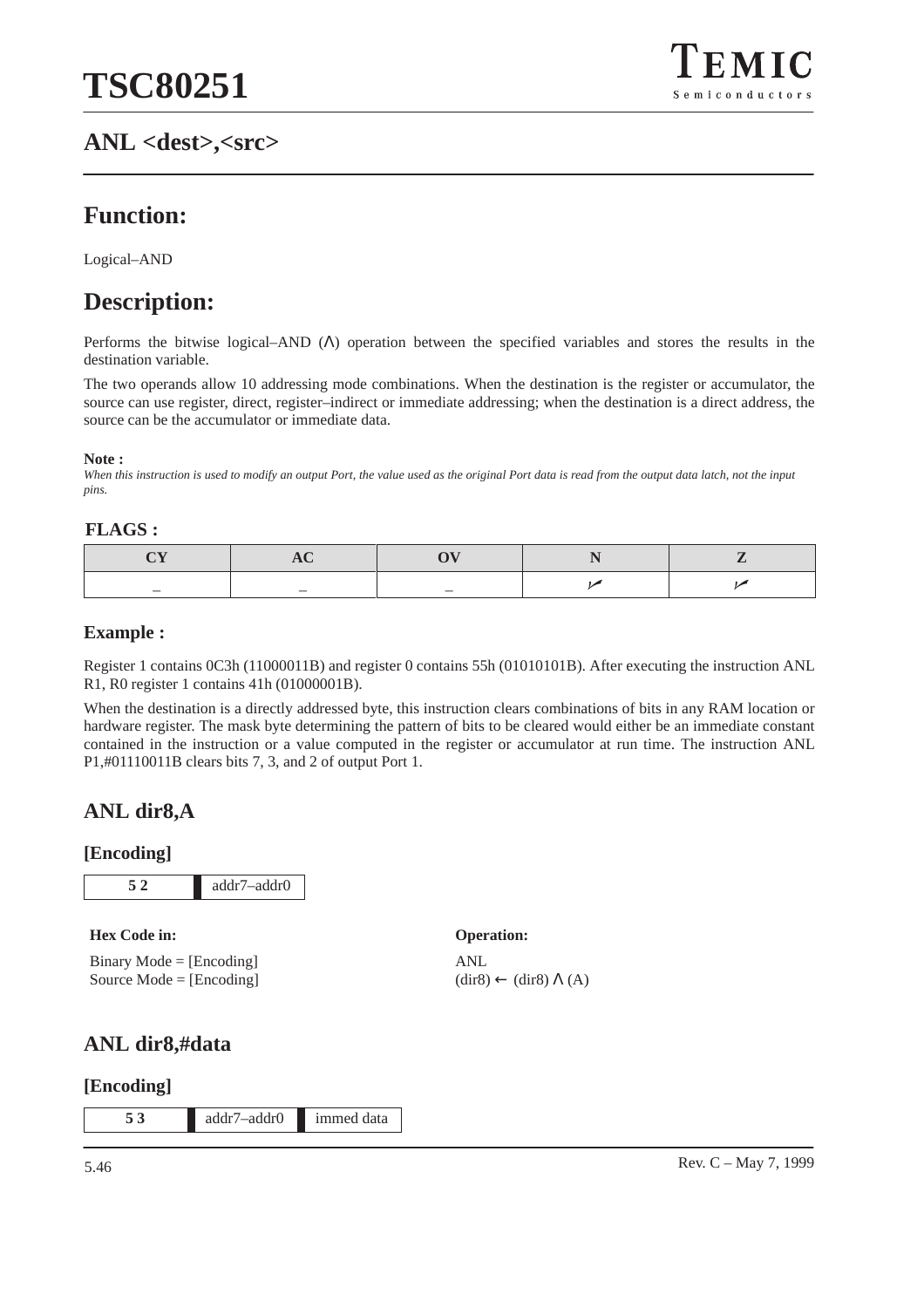## ANL <dest>,<src>

## Function:

Logical–AND

## Description:

Performs the bitwise logical–AND (Λ) operation between the specified variables and stores the results in the destination variable.

The two operands allow 10 addressing mode combinations. When the destination is the register or accumulator, the source can use register, direct, register–indirect or immediate addressing; when the destination is a direct address, the source can be the accumulator or immediate data.

**Note :**
*When this instruction is used to modify an output Port, the value used as the original Port data is read from the output data latch, not the input pins.*

**FLAGS :**

| CY | AC | OV | N | Z |
|---|---|---|---|---|
| – | – | – | ✓ | ✓ |

**Example :**

Register 1 contains 0C3h (11000011B) and register 0 contains 55h (01010101B). After executing the instruction ANL R1, R0 register 1 contains 41h (01000001B).

When the destination is a directly addressed byte, this instruction clears combinations of bits in any RAM location or hardware register. The mask byte determining the pattern of bits to be cleared would either be an immediate constant contained in the instruction or a value computed in the register or accumulator at run time. The instruction ANL P1,#01110011B clears bits 7, 3, and 2 of output Port 1.

### ANL dir8,A

**[Encoding]**

| 5 2 | addr7–addr0 |
|---|---|

**Hex Code in:**

Binary Mode = [Encoding]
Source Mode = [Encoding]

**Operation:**

ANL
(dir8) ← (dir8) Λ (A)

### ANL dir8,#data

**[Encoding]**

| 5 3 | addr7–addr0 | immed data |
|---|---|---|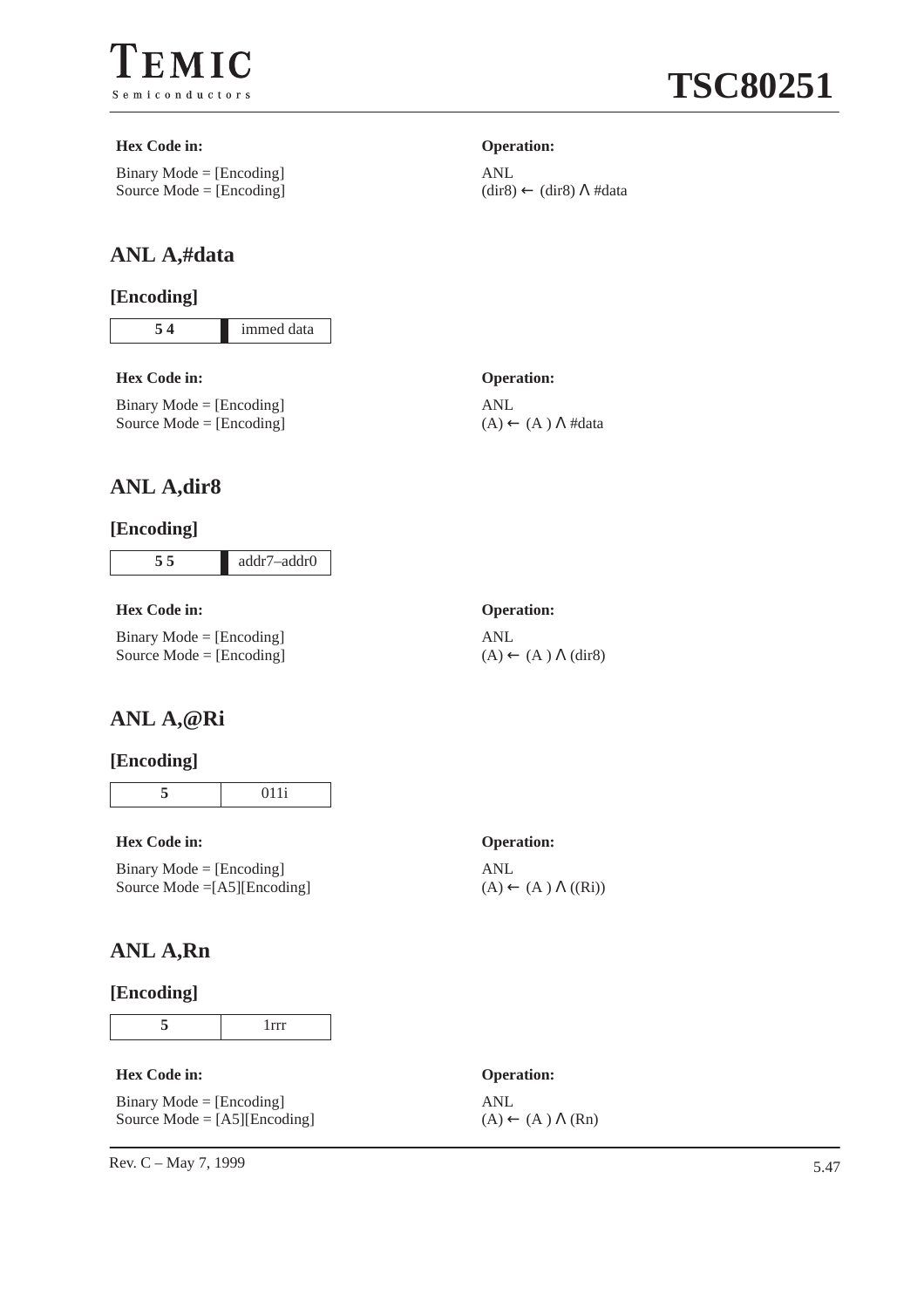**Hex Code in:**

Binary Mode = [Encoding]
Source Mode = [Encoding]

**Operation:**

ANL
(dir8) ← (dir8) ∧ #data

## ANL A,#data

### [Encoding]

| 5 4 | immed data |
|---|---|

**Hex Code in:**

Binary Mode = [Encoding]
Source Mode = [Encoding]

**Operation:**

ANL
(A) ← (A ) ∧ #data

## ANL A,dir8

### [Encoding]

| 5 5 | addr7–addr0 |
|---|---|

**Hex Code in:**

Binary Mode = [Encoding]
Source Mode = [Encoding]

**Operation:**

ANL
(A) ← (A ) ∧ (dir8)

## ANL A,@Ri

### [Encoding]

| 5 | 011i |
|---|---|

**Hex Code in:**

Binary Mode = [Encoding]
Source Mode =[A5][Encoding]

**Operation:**

ANL
(A) ← (A ) ∧ ((Ri))

## ANL A,Rn

### [Encoding]

| 5 | 1rrr |
|---|---|

**Hex Code in:**

Binary Mode = [Encoding]
Source Mode = [A5][Encoding]

**Operation:**

ANL
(A) ← (A ) ∧ (Rn)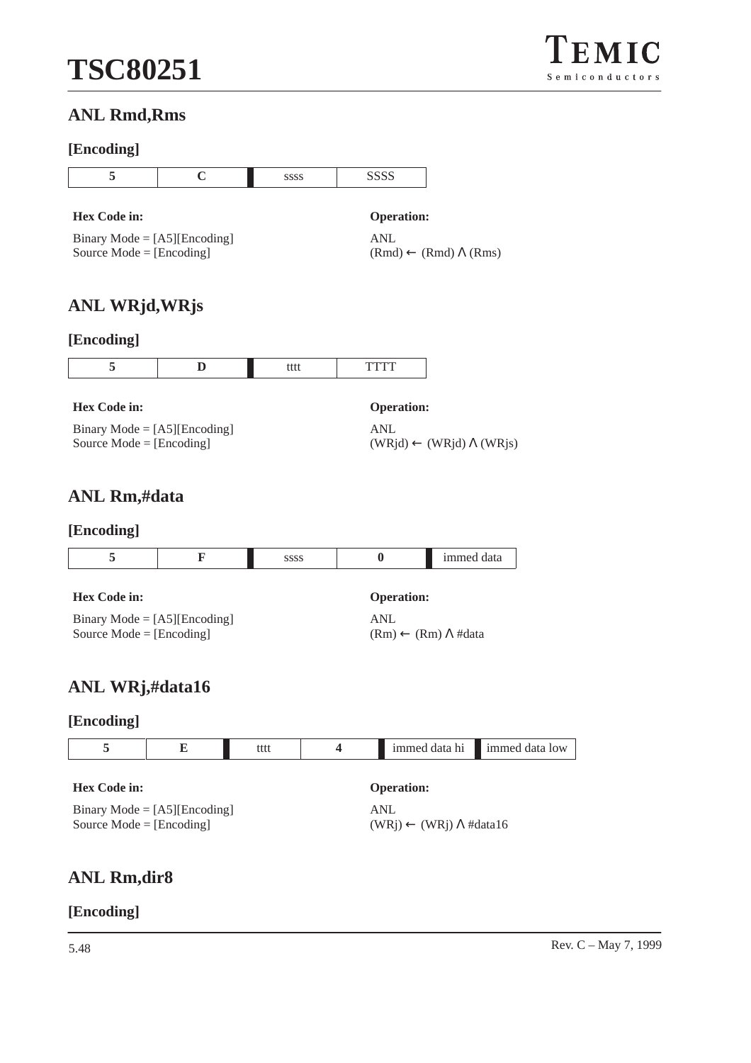## ANL Rmd,Rms

### [Encoding]

| 5 | C | ssss | SSSS |
|---|---|---|---|

**Hex Code in:**

Binary Mode = [A5][Encoding]
Source Mode = [Encoding]

**Operation:**

ANL
(Rmd) ← (Rmd) Λ (Rms)

## ANL WRjd,WRjs

### [Encoding]

| 5 | D | tttt | TTTT |
|---|---|---|---|

**Hex Code in:**

Binary Mode = [A5][Encoding]
Source Mode = [Encoding]

**Operation:**

ANL
(WRjd) ← (WRjd) Λ (WRjs)

## ANL Rm,#data

### [Encoding]

| 5 | F | ssss | 0 | immed data |
|---|---|---|---|---|

**Hex Code in:**

Binary Mode = [A5][Encoding]
Source Mode = [Encoding]

**Operation:**

ANL
(Rm) ← (Rm) Λ #data

## ANL WRj,#data16

### [Encoding]

| 5 | E | tttt | 4 | immed data hi | immed data low |
|---|---|---|---|---|---|

**Hex Code in:**

Binary Mode = [A5][Encoding]
Source Mode = [Encoding]

**Operation:**

ANL
(WRj) ← (WRj) Λ #data16

## ANL Rm,dir8

### [Encoding]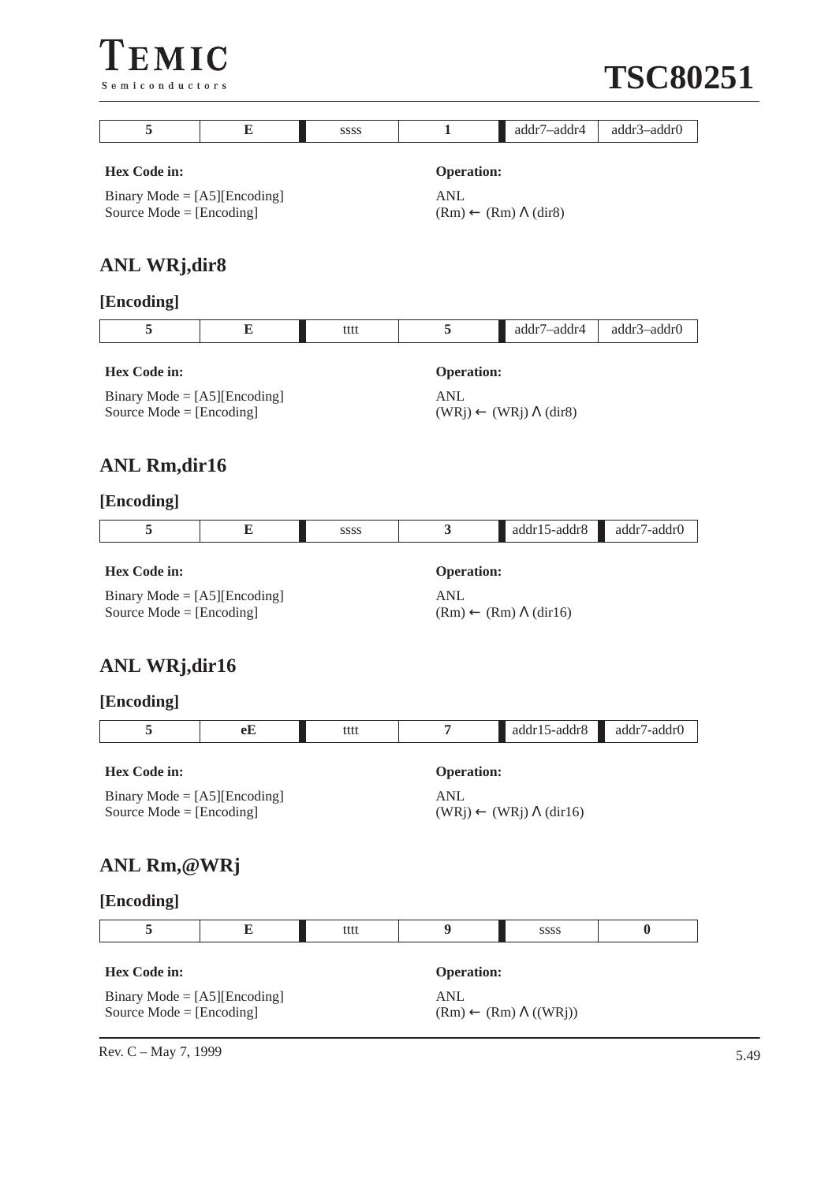| 5 | E | ssss | 1 | addr7–addr4 | addr3–addr0 |
|---|---|---|---|---|---|

**Hex Code in:**

Binary Mode = [A5][Encoding]
Source Mode = [Encoding]

**Operation:**

ANL
(Rm) ← (Rm) ∧ (dir8)

## ANL WRj,dir8

**[Encoding]**

| 5 | E | tttt | 5 | addr7–addr4 | addr3–addr0 |
|---|---|---|---|---|---|

**Hex Code in:**

Binary Mode = [A5][Encoding]
Source Mode = [Encoding]

**Operation:**

ANL
(WRj) ← (WRj) ∧ (dir8)

## ANL Rm,dir16

**[Encoding]**

| 5 | E | ssss | 3 | addr15-addr8 | addr7-addr0 |
|---|---|---|---|---|---|

**Hex Code in:**

Binary Mode = [A5][Encoding]
Source Mode = [Encoding]

**Operation:**

ANL
(Rm) ← (Rm) ∧ (dir16)

## ANL WRj,dir16

**[Encoding]**

| 5 | eE | tttt | 7 | addr15-addr8 | addr7-addr0 |
|---|---|---|---|---|---|

**Hex Code in:**

Binary Mode = [A5][Encoding]
Source Mode = [Encoding]

**Operation:**

ANL
(WRj) ← (WRj) ∧ (dir16)

## ANL Rm,@WRj

**[Encoding]**

| 5 | E | tttt | 9 | ssss | 0 |
|---|---|---|---|---|---|

**Hex Code in:**

Binary Mode = [A5][Encoding]
Source Mode = [Encoding]

**Operation:**

ANL
(Rm) ← (Rm) ∧ ((WRj))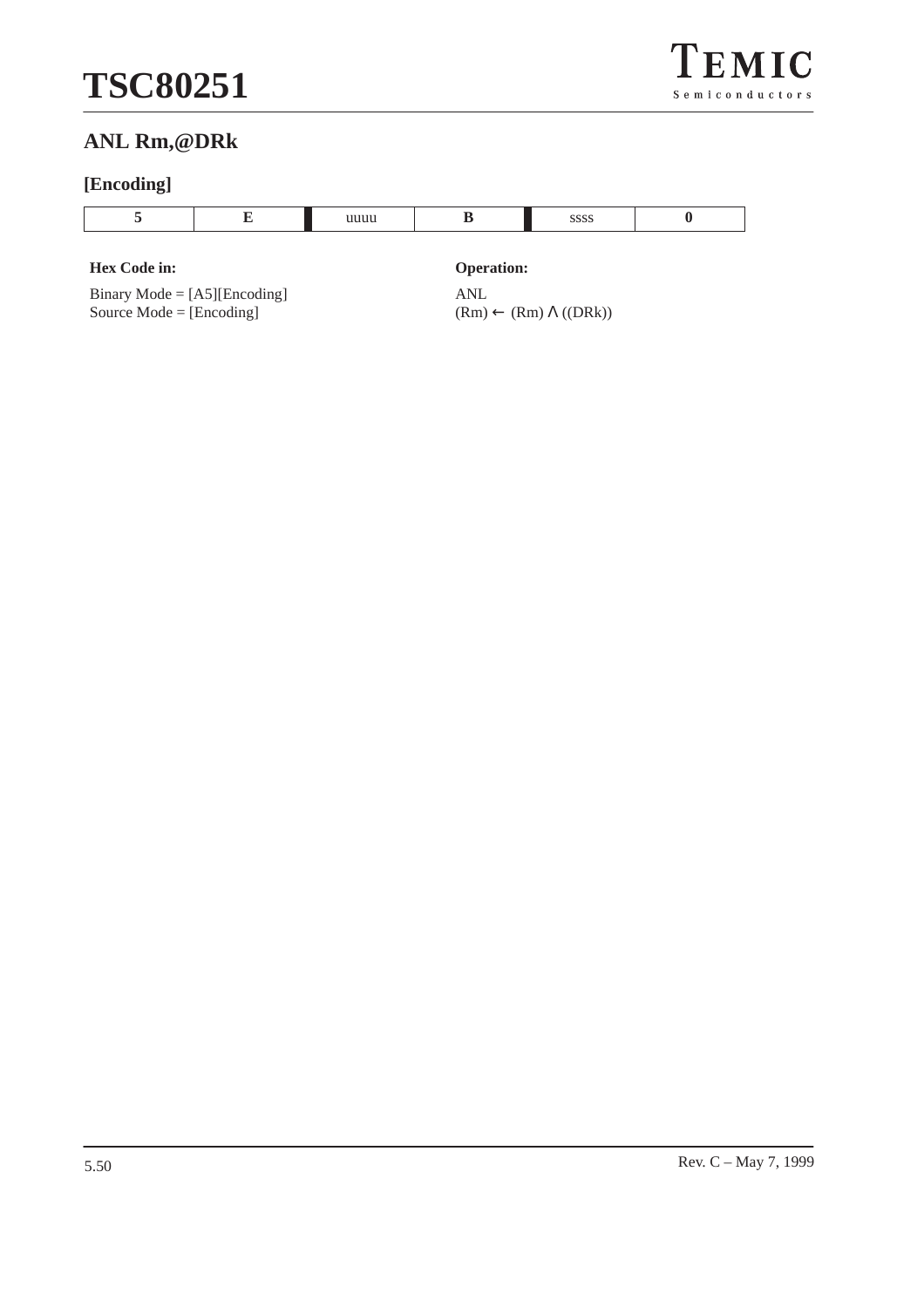## ANL Rm,@DRk

### [Encoding]

| 5 | E | uuuu | B | ssss | 0 |
|---|---|---|---|---|---|

**Hex Code in:**

Binary Mode = [A5][Encoding]
Source Mode = [Encoding]

**Operation:**

ANL
$(Rm) \leftarrow (Rm) \wedge ((DRk))$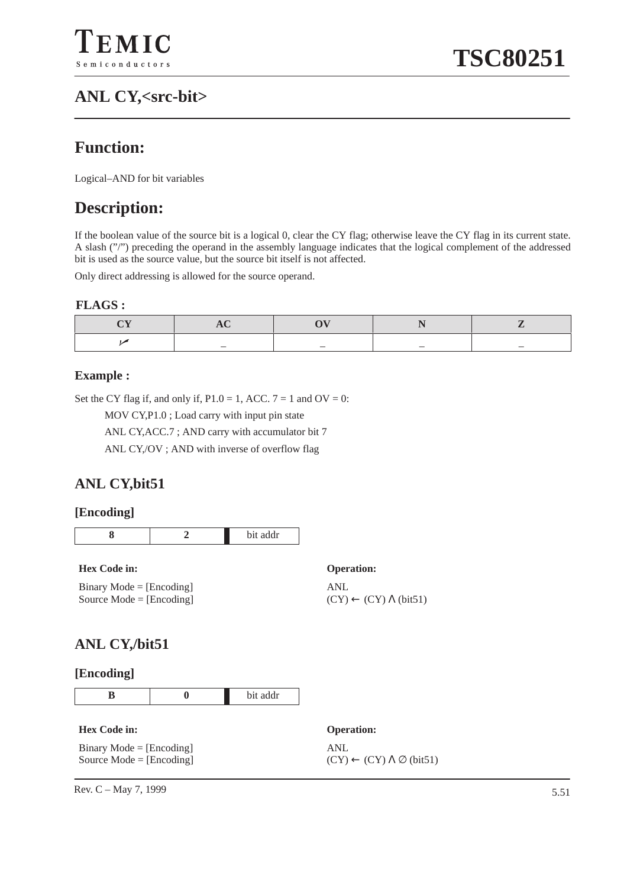## ANL CY,<src-bit>

## Function:

Logical–AND for bit variables

## Description:

If the boolean value of the source bit is a logical 0, clear the CY flag; otherwise leave the CY flag in its current state. A slash (”/”) preceding the operand in the assembly language indicates that the logical complement of the addressed bit is used as the source value, but the source bit itself is not affected.

Only direct addressing is allowed for the source operand.

**FLAGS :**

| CY | AC | OV | N | Z |
|---|---|---|---|---|
| ✓ | – | – | – | – |

**Example :**

Set the CY flag if, and only if, P1.0 = 1, ACC. 7 = 1 and OV = 0:

```
MOV CY,P1.0 ; Load carry with input pin state
ANL CY,ACC.7 ; AND carry with accumulator bit 7
ANL CY,/OV ; AND with inverse of overflow flag
```

## ANL CY,bit51

**[Encoding]**

| 8 | 2 | bit addr |
|---|---|---|

**Hex Code in:**

Binary Mode = [Encoding]
Source Mode = [Encoding]

**Operation:**

ANL
$(CY) \leftarrow (CY) \land (bit51)$

## ANL CY,/bit51

**[Encoding]**

| B | 0 | bit addr |
|---|---|---|

**Hex Code in:**

Binary Mode = [Encoding]
Source Mode = [Encoding]

**Operation:**

ANL
$(CY) \leftarrow (CY) \land \varnothing (bit51)$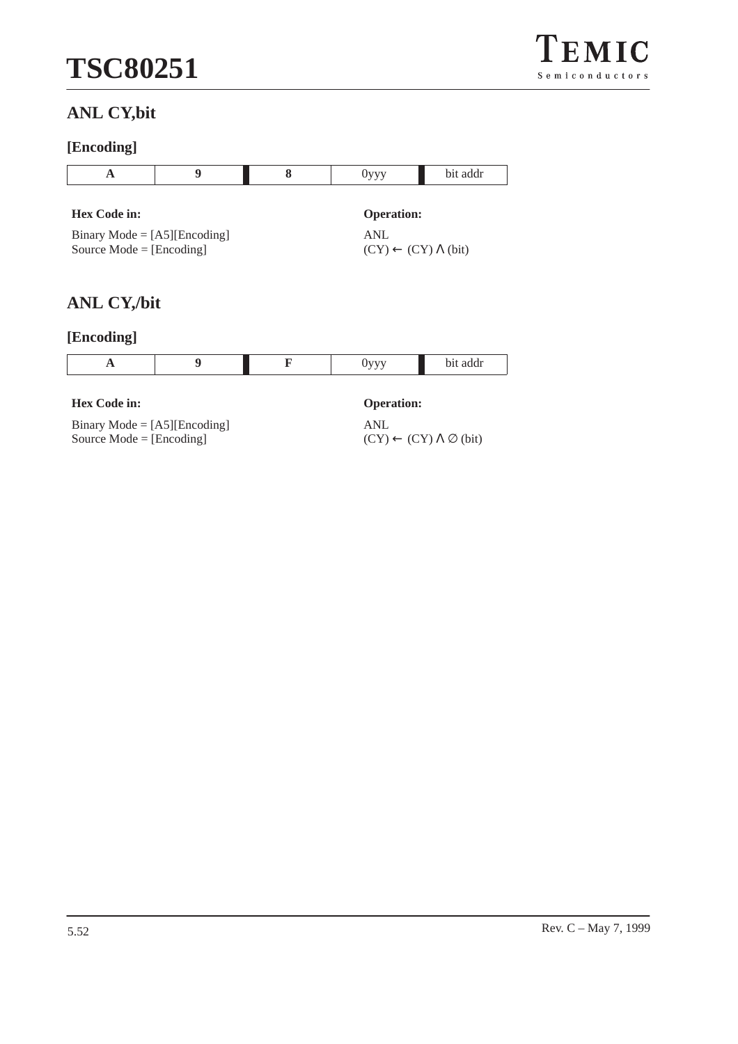## ANL CY,bit

### [Encoding]

| A | 9 | 8 | 0yyy | bit addr |
|---|---|---|---|---|

**Hex Code in:**

Binary Mode = [A5][Encoding]
Source Mode = [Encoding]

**Operation:**

ANL
$(CY) \leftarrow (CY) \wedge (bit)$

## ANL CY,/bit

### [Encoding]

| A | 9 | F | 0yyy | bit addr |
|---|---|---|---|---|

**Hex Code in:**

Binary Mode = [A5][Encoding]
Source Mode = [Encoding]

**Operation:**

ANL
$(CY) \leftarrow (CY) \wedge \emptyset (bit)$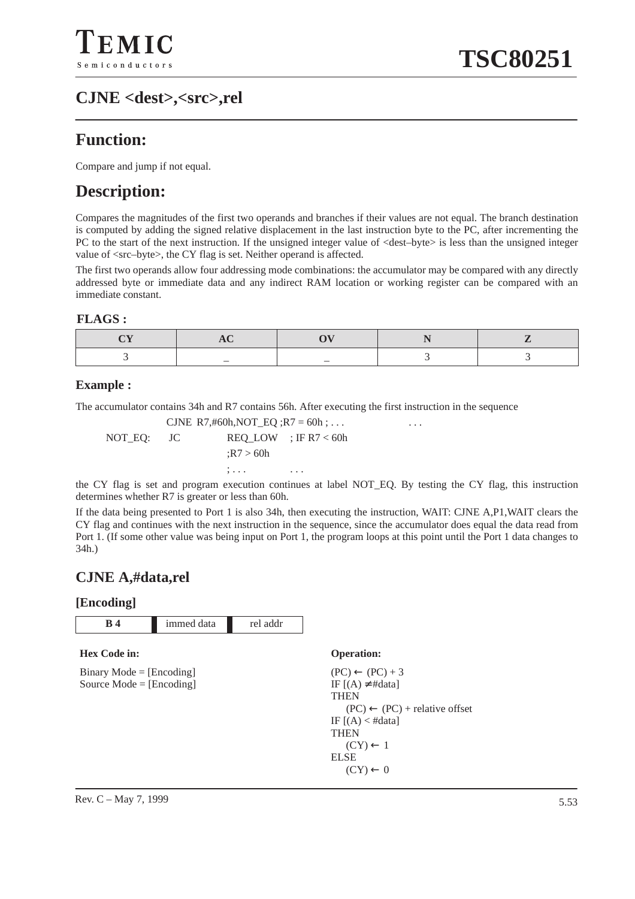## CJNE <dest>,<src>,rel

## Function:

Compare and jump if not equal.

## Description:

Compares the magnitudes of the first two operands and branches if their values are not equal. The branch destination is computed by adding the signed relative displacement in the last instruction byte to the PC, after incrementing the PC to the start of the next instruction. If the unsigned integer value of <dest–byte> is less than the unsigned integer value of <src–byte>, the CY flag is set. Neither operand is affected.

The first two operands allow four addressing mode combinations: the accumulator may be compared with any directly addressed byte or immediate data and any indirect RAM location or working register can be compared with an immediate constant.

**FLAGS :**

| CY | AC | OV | N | Z |
|---|---|---|---|---|
| 3 | – | – | 3 | 3 |

**Example :**

The accumulator contains 34h and R7 contains 56h. After executing the first instruction in the sequence

```
            CJNE  R7,#60h,NOT_EQ ;R7 = 60h ; . . .          . . .
NOT_EQ:     JC        REQ_LOW    ; IF R7 < 60h
                      ;R7 > 60h
                      ; . . .         . . .
```

the CY flag is set and program execution continues at label NOT_EQ. By testing the CY flag, this instruction determines whether R7 is greater or less than 60h.

If the data being presented to Port 1 is also 34h, then executing the instruction, WAIT: CJNE A,P1,WAIT clears the CY flag and continues with the next instruction in the sequence, since the accumulator does equal the data read from Port 1. (If some other value was being input on Port 1, the program loops at this point until the Port 1 data changes to 34h.)

## CJNE A,#data,rel

**[Encoding]**

| B 4 | immed data | rel addr |
|---|---|---|

**Hex Code in:**

Binary Mode = [Encoding]
Source Mode = [Encoding]

**Operation:**

(PC) ← (PC) + 3
IF [(A) ≠ #data]
THEN
  (PC) ← (PC) + relative offset
IF [(A) < #data]
THEN
  (CY) ← 1
ELSE
  (CY) ← 0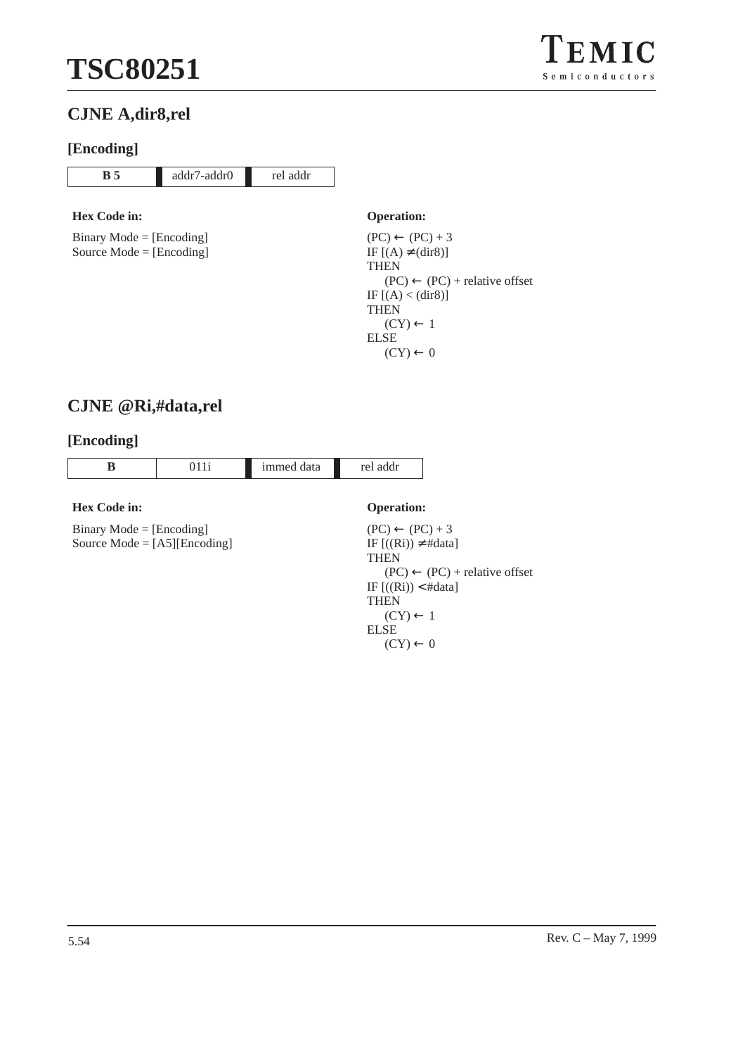## CJNE A,dir8,rel

### [Encoding]

| B 5 | addr7-addr0 | rel addr |
|---|---|---|

**Hex Code in:**

Binary Mode = [Encoding]
Source Mode = [Encoding]

**Operation:**

(PC) ← (PC) + 3
IF [(A) ≠ (dir8)]
THEN
  (PC) ← (PC) + relative offset
IF [(A) < (dir8)]
THEN
  (CY) ← 1
ELSE
  (CY) ← 0

## CJNE @Ri,#data,rel

### [Encoding]

| B | 011i | immed data | rel addr |
|---|---|---|---|

**Hex Code in:**

Binary Mode = [Encoding]
Source Mode = [A5][Encoding]

**Operation:**

(PC) ← (PC) + 3
IF [((Ri)) ≠ #data]
THEN
  (PC) ← (PC) + relative offset
IF [((Ri)) < #data]
THEN
  (CY) ← 1
ELSE
  (CY) ← 0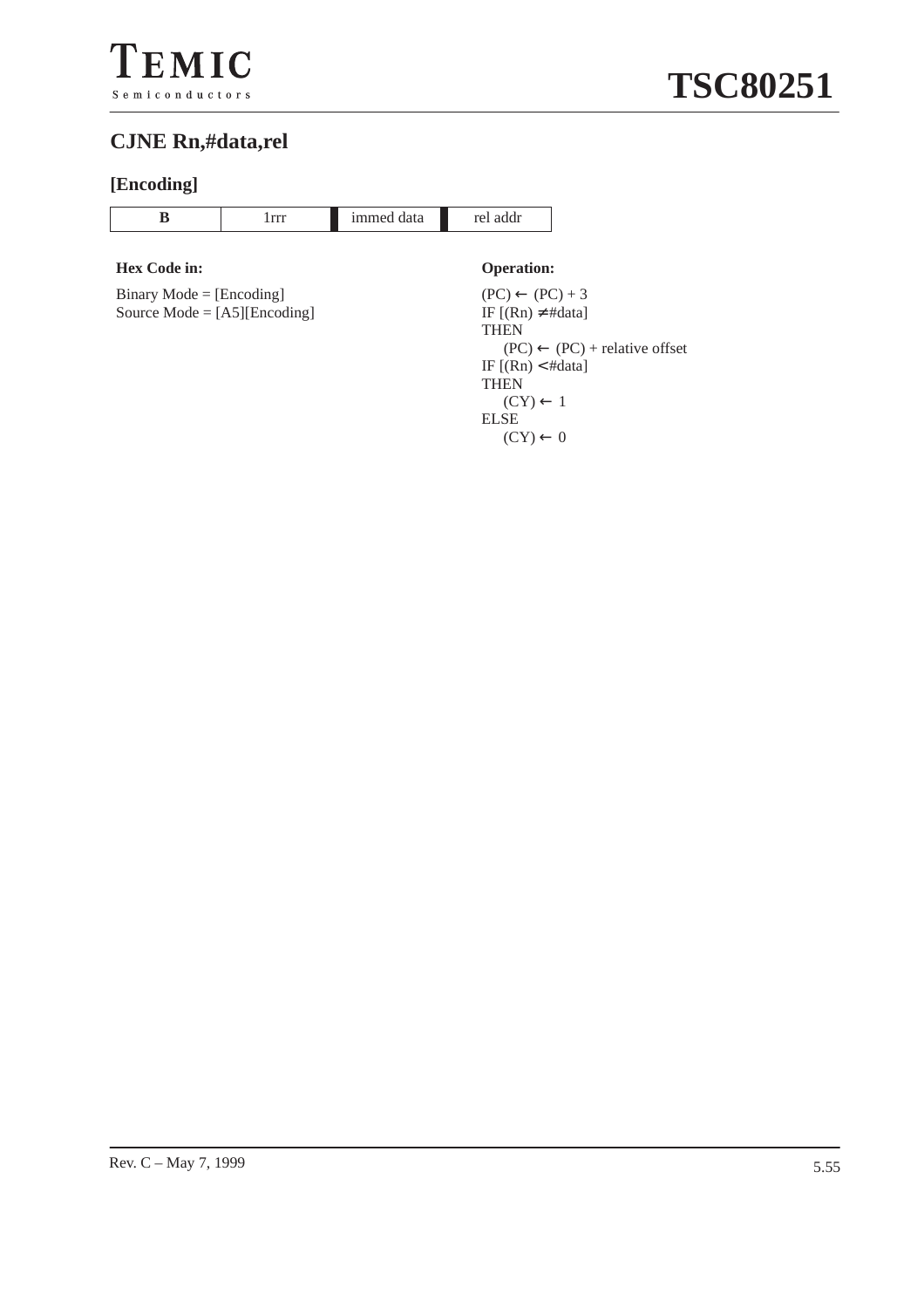## CJNE Rn,#data,rel

### [Encoding]

| B | 1rrr | immed data | rel addr |
|---|---|---|---|

**Hex Code in:**

Binary Mode = [Encoding]
Source Mode = [A5][Encoding]

**Operation:**

(PC) ← (PC) + 3
IF [(Rn) ≠ #data]
THEN
  (PC) ← (PC) + relative offset
IF [(Rn) < #data]
THEN
  (CY) ← 1
ELSE
  (CY) ← 0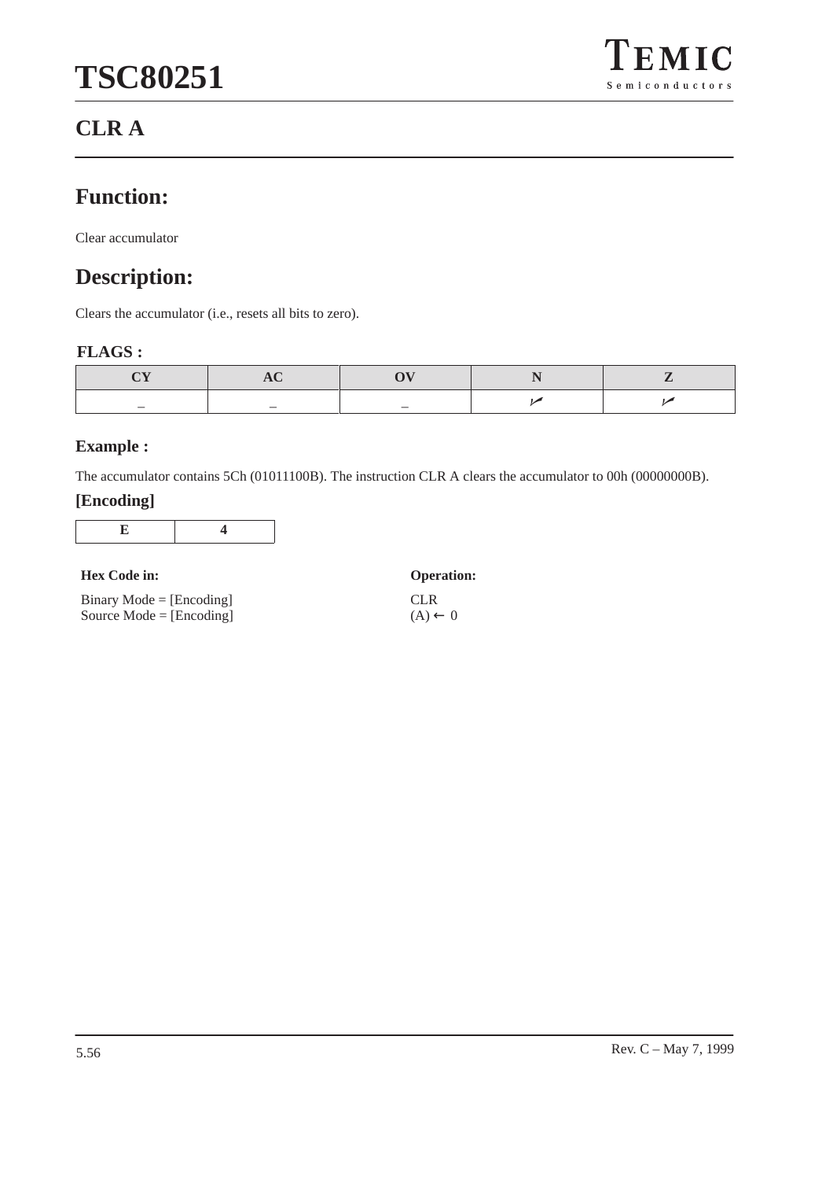# CLR A

## Function:

Clear accumulator

## Description:

Clears the accumulator (i.e., resets all bits to zero).

### FLAGS :

| CY | AC | OV | N | Z |
|---|---|---|---|---|
| – | – | – | ✓ | ✓ |

### Example :

The accumulator contains 5Ch (01011100B). The instruction CLR A clears the accumulator to 00h (00000000B).

### [Encoding]

| E | 4 |
|---|---|

**Hex Code in:**

Binary Mode = [Encoding]
Source Mode = [Encoding]

**Operation:**

CLR
(A) ← 0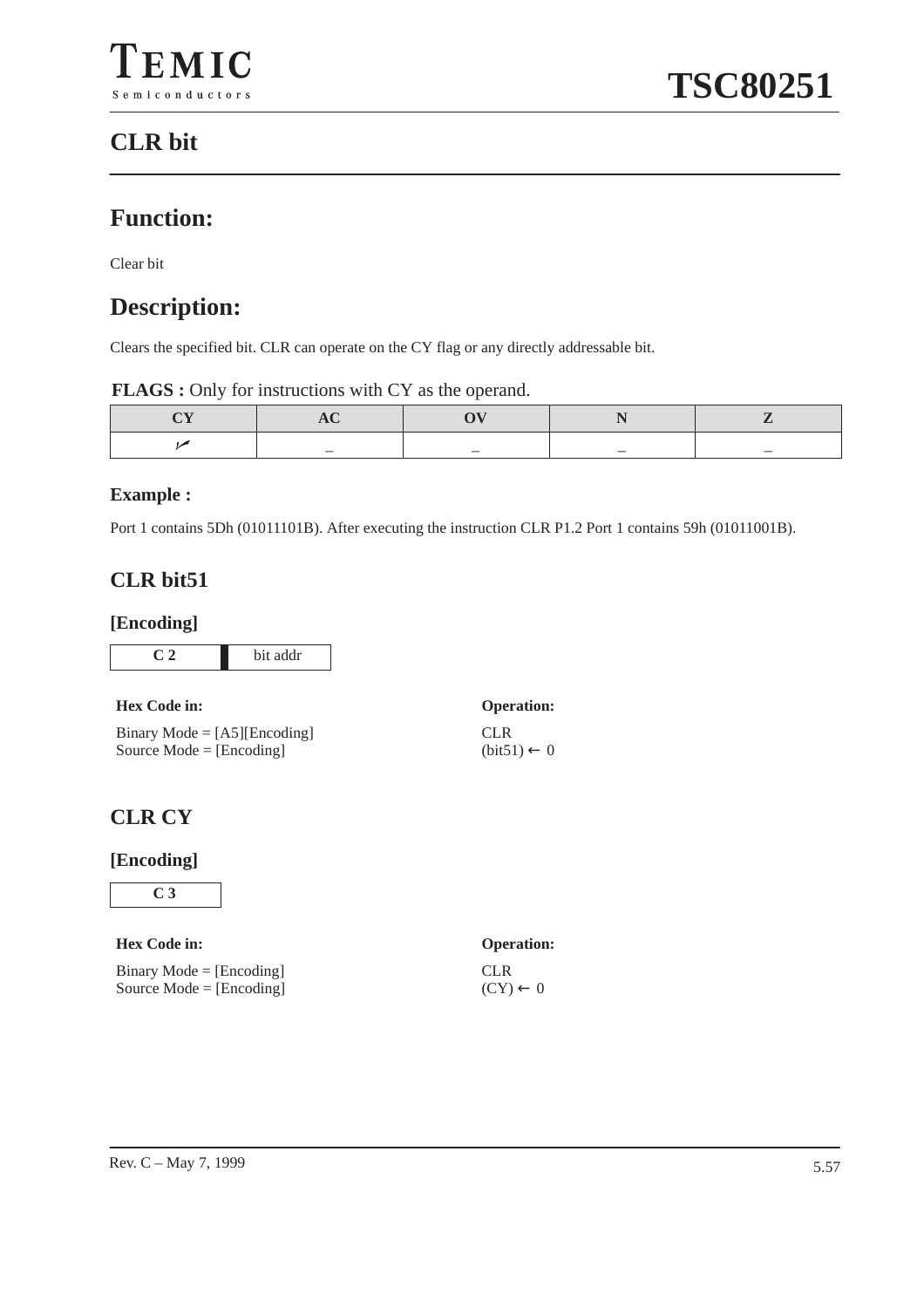# CLR bit

## Function:

Clear bit

## Description:

Clears the specified bit. CLR can operate on the CY flag or any directly addressable bit.

**FLAGS :** Only for instructions with CY as the operand.

| CY | AC | OV | N | Z |
|---|---|---|---|---|
| ✓ | – | – | – | – |

### Example :

Port 1 contains 5Dh (01011101B). After executing the instruction CLR P1.2 Port 1 contains 59h (01011001B).

## CLR bit51

### [Encoding]

| C 2 | bit addr |
|---|---|

**Hex Code in:**

Binary Mode = [A5][Encoding]
Source Mode = [Encoding]

**Operation:**

CLR
(bit51) ← 0

## CLR CY

### [Encoding]

| C 3 |
|---|

**Hex Code in:**

Binary Mode = [Encoding]
Source Mode = [Encoding]

**Operation:**

CLR
(CY) ← 0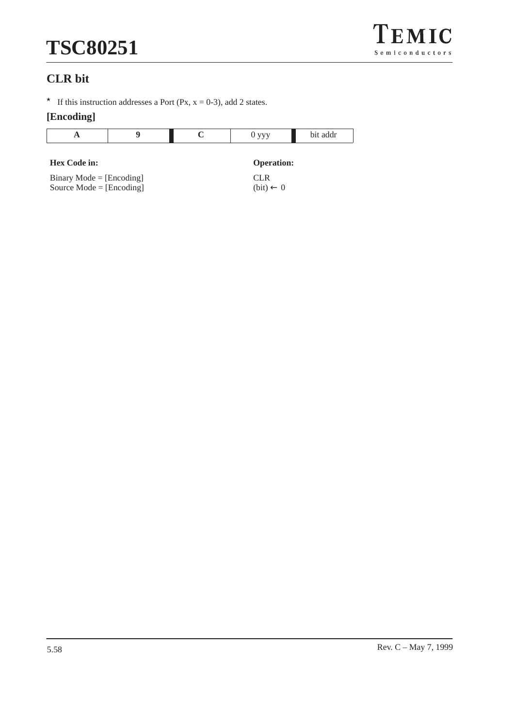## CLR bit

\* If this instruction addresses a Port (Px, x = 0-3), add 2 states.

### [Encoding]

| A | 9 | C | 0 yyy | bit addr |
|---|---|---|---|---|

**Hex Code in:**

Binary Mode = [Encoding]
Source Mode = [Encoding]

**Operation:**

CLR
(bit) ← 0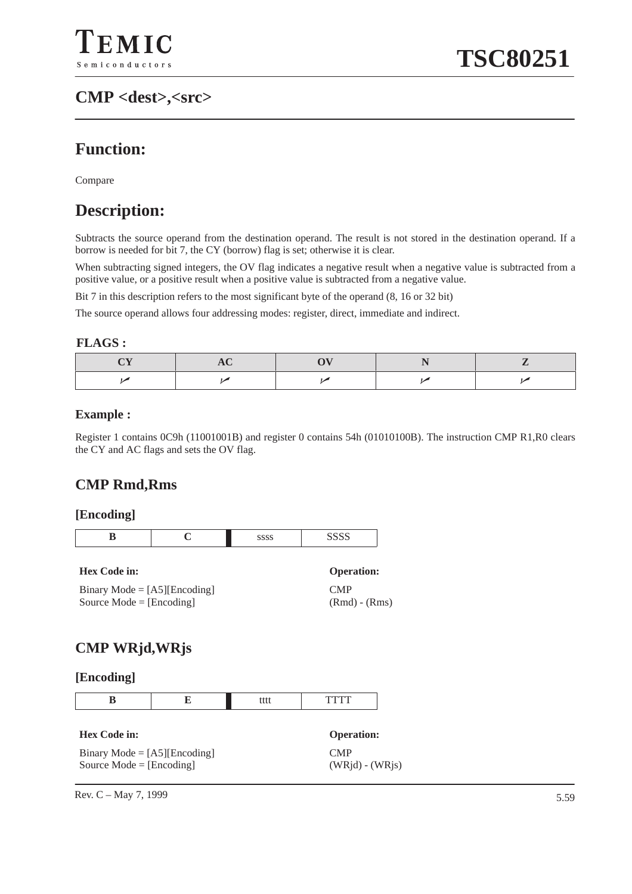# CMP <dest>,<src>

## Function:

Compare

## Description:

Subtracts the source operand from the destination operand. The result is not stored in the destination operand. If a borrow is needed for bit 7, the CY (borrow) flag is set; otherwise it is clear.

When subtracting signed integers, the OV flag indicates a negative result when a negative value is subtracted from a positive value, or a positive result when a positive value is subtracted from a negative value.

Bit 7 in this description refers to the most significant byte of the operand (8, 16 or 32 bit)

The source operand allows four addressing modes: register, direct, immediate and indirect.

**FLAGS :**

| CY | AC | OV | N | Z |
|---|---|---|---|---|
| ✓ | ✓ | ✓ | ✓ | ✓ |

**Example :**

Register 1 contains 0C9h (11001001B) and register 0 contains 54h (01010100B). The instruction CMP R1,R0 clears the CY and AC flags and sets the OV flag.

## CMP Rmd,Rms

**[Encoding]**

| B | C | ssss | SSSS |
|---|---|---|---|

**Hex Code in:**

Binary Mode = [A5][Encoding]
Source Mode = [Encoding]

**Operation:**

CMP
(Rmd) - (Rms)

## CMP WRjd,WRjs

**[Encoding]**

| B | E | tttt | TTTT |
|---|---|---|---|

**Hex Code in:**

Binary Mode = [A5][Encoding]
Source Mode = [Encoding]

**Operation:**

CMP
(WRjd) - (WRjs)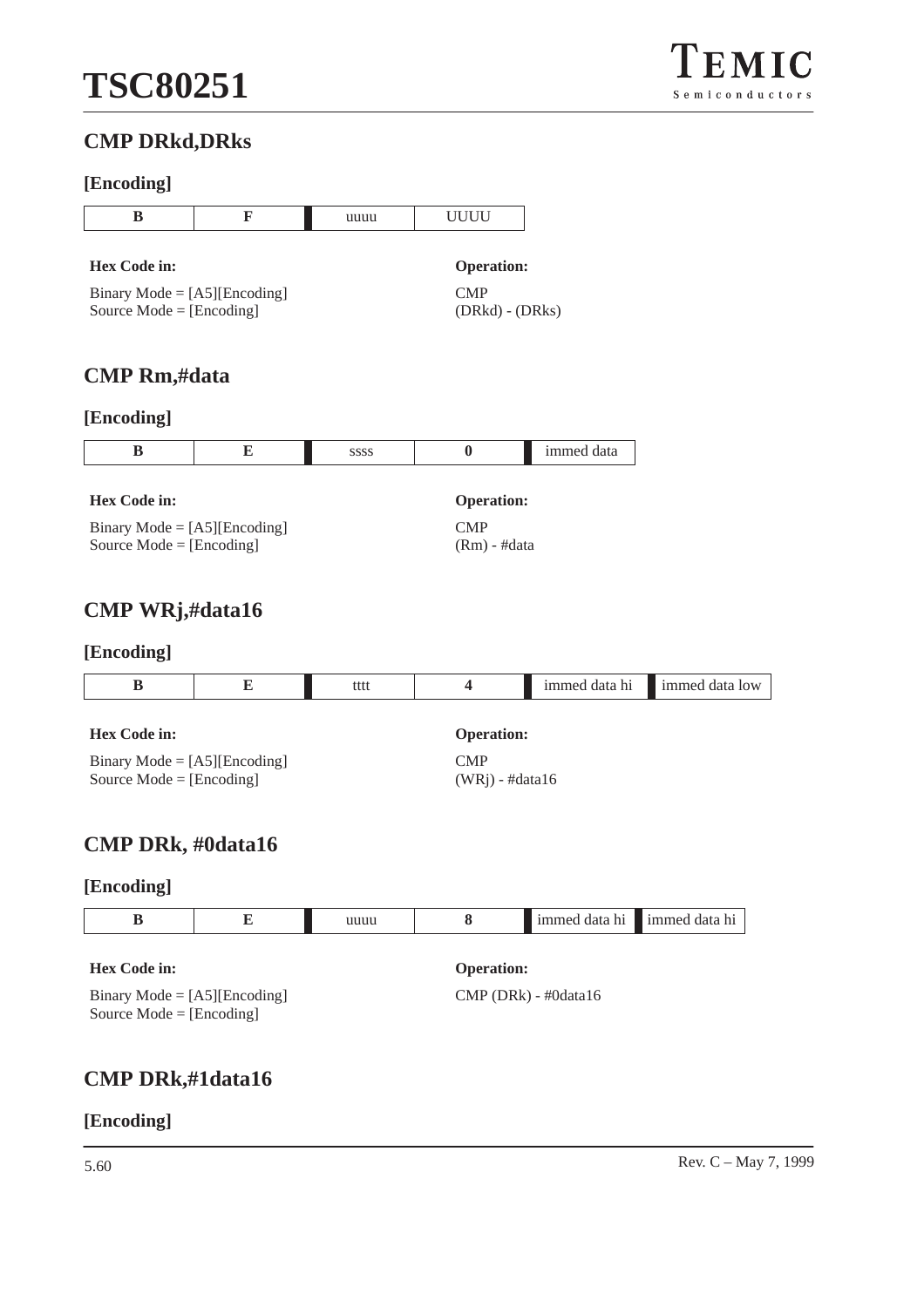## CMP DRkd,DRks

### [Encoding]

| B | F | uuuu | UUUU |
|---|---|---|---|

**Hex Code in:**

Binary Mode = [A5][Encoding]
Source Mode = [Encoding]

**Operation:**

CMP
(DRkd) - (DRks)

## CMP Rm,#data

### [Encoding]

| B | E | ssss | 0 | immed data |
|---|---|---|---|---|

**Hex Code in:**

Binary Mode = [A5][Encoding]
Source Mode = [Encoding]

**Operation:**

CMP
(Rm) - #data

## CMP WRj,#data16

### [Encoding]

| B | E | tttt | 4 | immed data hi | immed data low |
|---|---|---|---|---|---|

**Hex Code in:**

Binary Mode = [A5][Encoding]
Source Mode = [Encoding]

**Operation:**

CMP
(WRj) - #data16

## CMP DRk, #0data16

### [Encoding]

| B | E | uuuu | 8 | immed data hi | immed data hi |
|---|---|---|---|---|---|

**Hex Code in:**

Binary Mode = [A5][Encoding]
Source Mode = [Encoding]

**Operation:**

CMP (DRk) - #0data16

## CMP DRk,#1data16

### [Encoding]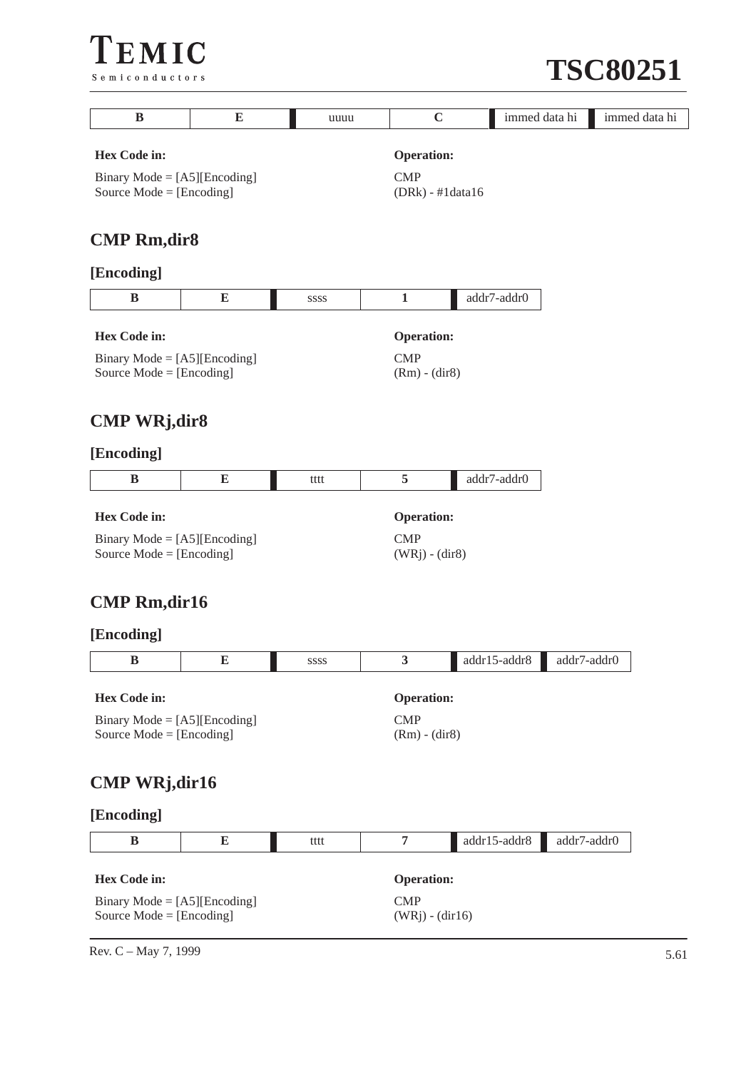| B | E | uuuu | C | immed data hi | immed data hi |
|---|---|---|---|---|---|

**Hex Code in:**

Binary Mode = [A5][Encoding]
Source Mode = [Encoding]

**Operation:**

CMP
(DRk) - #1data16

## CMP Rm,dir8

### [Encoding]

| B | E | ssss | 1 | addr7-addr0 |
|---|---|---|---|---|

**Hex Code in:**

Binary Mode = [A5][Encoding]
Source Mode = [Encoding]

**Operation:**

CMP
(Rm) - (dir8)

## CMP WRj,dir8

### [Encoding]

| B | E | tttt | 5 | addr7-addr0 |
|---|---|---|---|---|

**Hex Code in:**

Binary Mode = [A5][Encoding]
Source Mode = [Encoding]

**Operation:**

CMP
(WRj) - (dir8)

## CMP Rm,dir16

### [Encoding]

| B | E | ssss | 3 | addr15-addr8 | addr7-addr0 |
|---|---|---|---|---|---|

**Hex Code in:**

Binary Mode = [A5][Encoding]
Source Mode = [Encoding]

**Operation:**

CMP
(Rm) - (dir8)

## CMP WRj,dir16

### [Encoding]

| B | E | tttt | 7 | addr15-addr8 | addr7-addr0 |
|---|---|---|---|---|---|

**Hex Code in:**

Binary Mode = [A5][Encoding]
Source Mode = [Encoding]

**Operation:**

CMP
(WRj) - (dir16)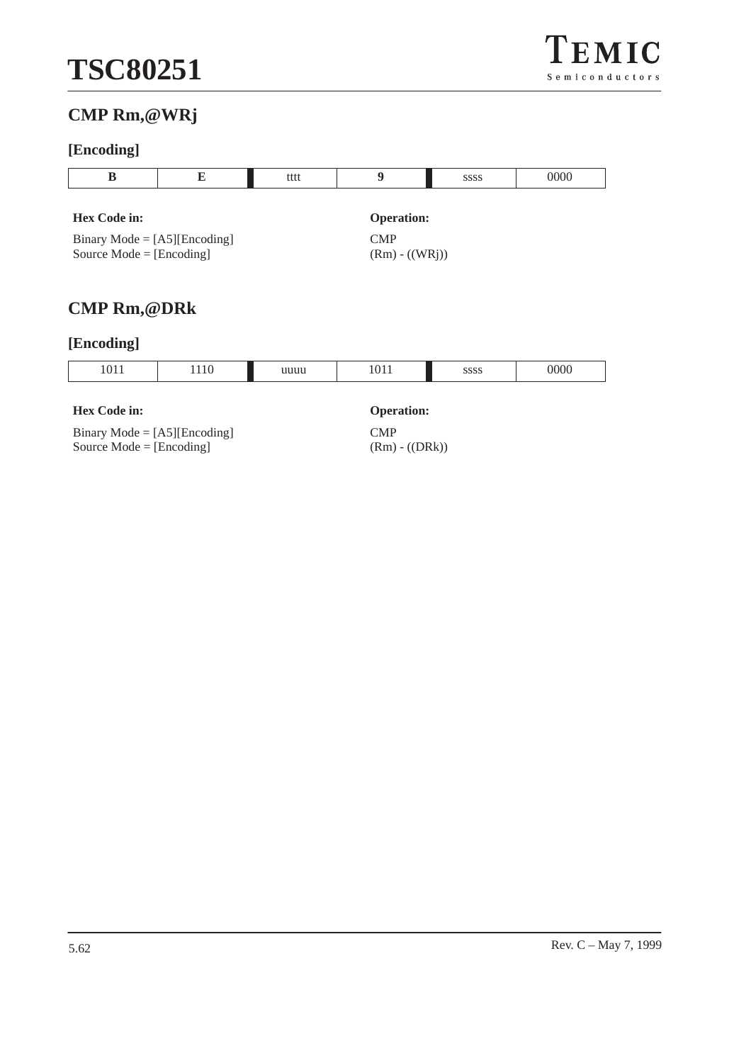## CMP Rm,@WRj

### [Encoding]

| B | E | tttt | 9 | ssss | 0000 |
|---|---|---|---|---|---|

**Hex Code in:**

Binary Mode = [A5][Encoding]
Source Mode = [Encoding]

**Operation:**

CMP
(Rm) - ((WRj))

## CMP Rm,@DRk

### [Encoding]

| 1011 | 1110 | uuuu | 1011 | ssss | 0000 |
|---|---|---|---|---|---|

**Hex Code in:**

Binary Mode = [A5][Encoding]
Source Mode = [Encoding]

**Operation:**

CMP
(Rm) - ((DRk))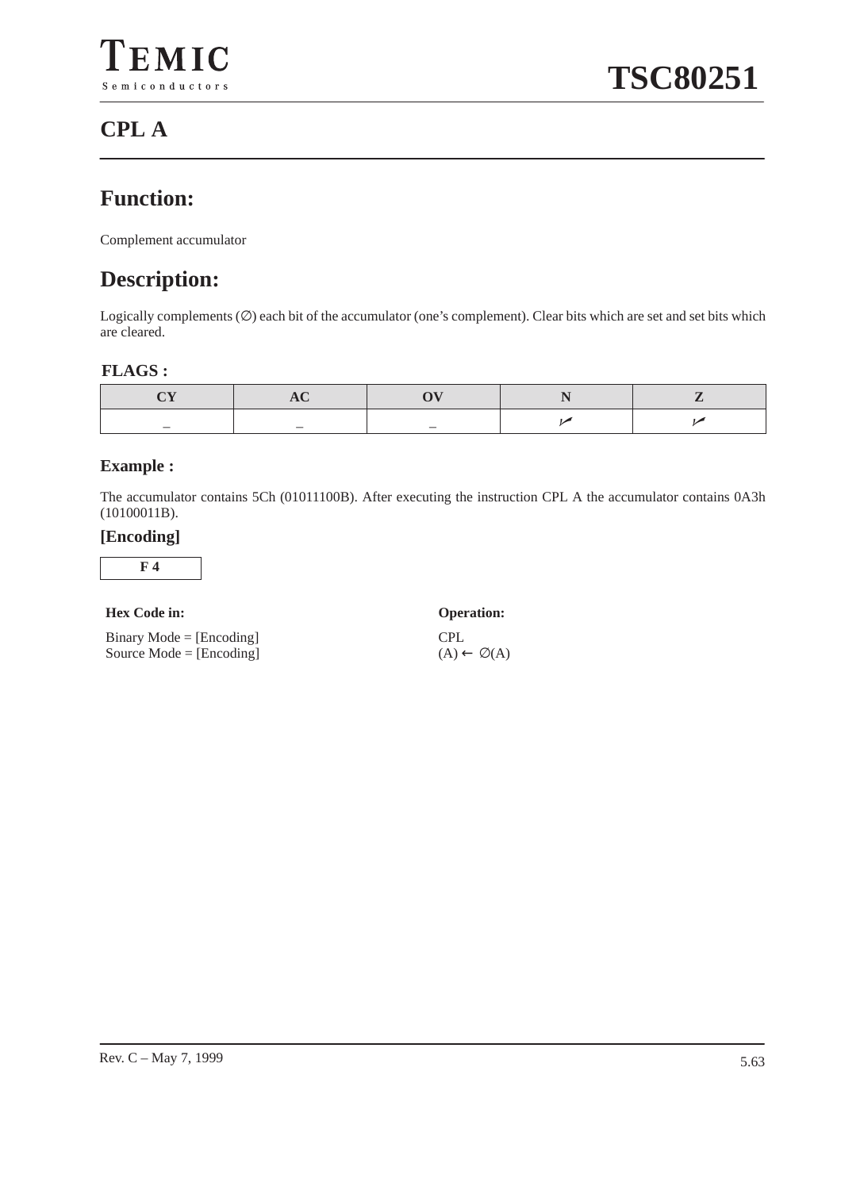# CPL A

## Function:

Complement accumulator

## Description:

Logically complements (∅) each bit of the accumulator (one's complement). Clear bits which are set and set bits which are cleared.

**FLAGS :**

| CY | AC | OV | N | Z |
|---|---|---|---|---|
| – | – | – | ✓ | ✓ |

**Example :**

The accumulator contains 5Ch (01011100B). After executing the instruction CPL A the accumulator contains 0A3h (10100011B).

**[Encoding]**

| F 4 |
|---|

**Hex Code in:**

Binary Mode = [Encoding]
Source Mode = [Encoding]

**Operation:**

CPL
(A) ← ∅(A)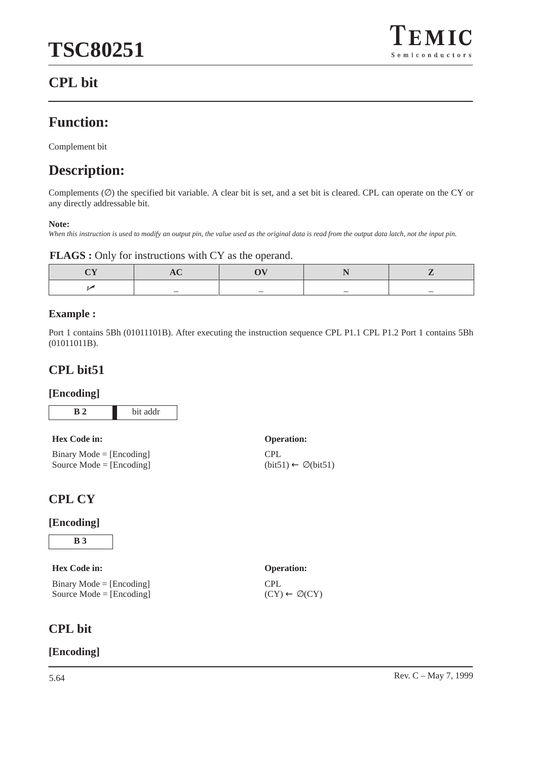## CPL bit

## Function:

Complement bit

## Description:

Complements (∅) the specified bit variable. A clear bit is set, and a set bit is cleared. CPL can operate on the CY or any directly addressable bit.

**Note:**
*When this instruction is used to modify an output pin, the value used as the original data is read from the output data latch, not the input pin.*

**FLAGS :** Only for instructions with CY as the operand.

| CY | AC | OV | N | Z |
|---|---|---|---|---|
| ✓ | – | – | – | – |

### Example :

Port 1 contains 5Bh (01011101B). After executing the instruction sequence CPL P1.1 CPL P1.2 Port 1 contains 5Bh (01011011B).

## CPL bit51

### [Encoding]

| B 2 | bit addr |
|---|---|

**Hex Code in:**

Binary Mode = [Encoding]
Source Mode = [Encoding]

**Operation:**

CPL
(bit51) ← ∅(bit51)

## CPL CY

### [Encoding]

| B 3 |
|---|

**Hex Code in:**

Binary Mode = [Encoding]
Source Mode = [Encoding]

**Operation:**

CPL
(CY) ← ∅(CY)

## CPL bit

### [Encoding]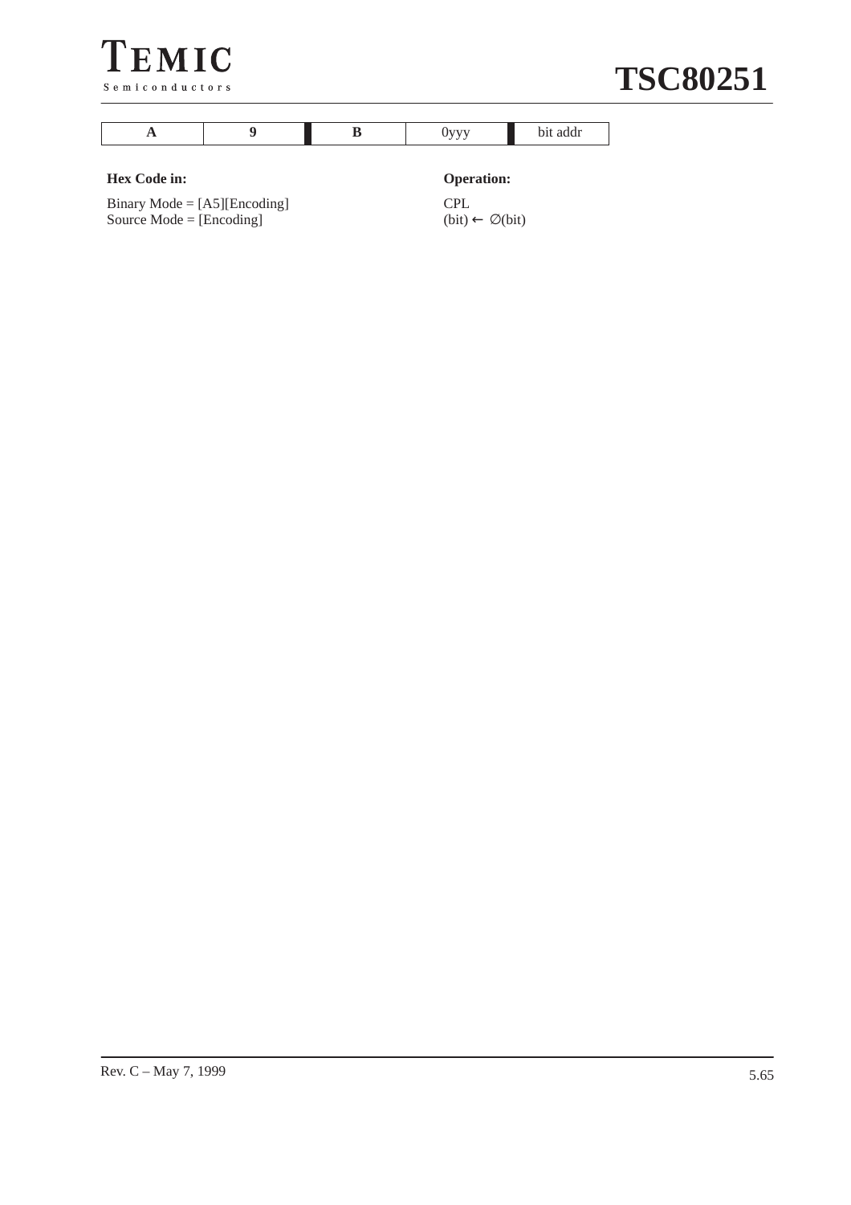| A | 9 | B | 0yyy | bit addr |
|---|---|---|---|---|

**Hex Code in:**

Binary Mode = [A5][Encoding]
Source Mode = [Encoding]

**Operation:**

CPL
(bit) ← ∅(bit)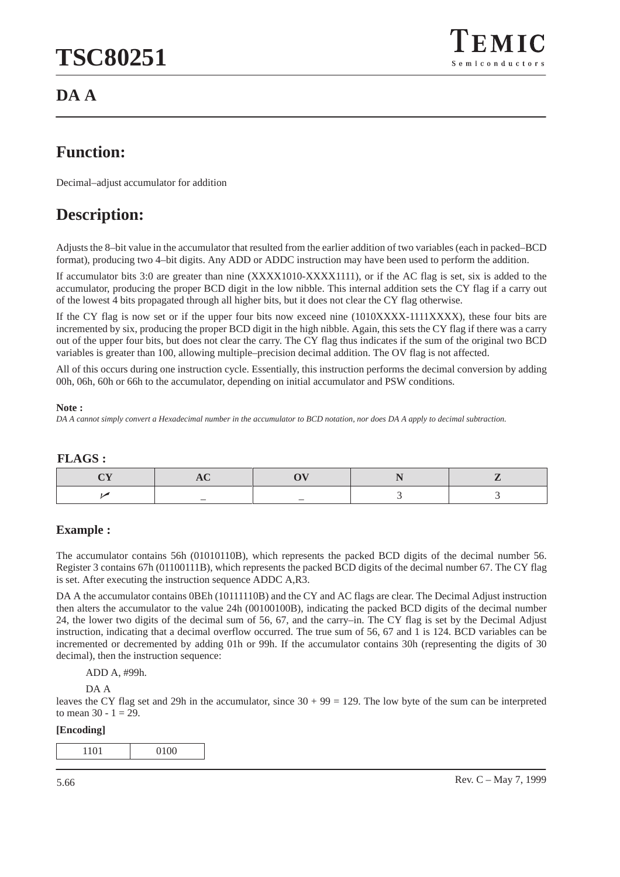## DA A

## Function:

Decimal–adjust accumulator for addition

## Description:

Adjusts the 8–bit value in the accumulator that resulted from the earlier addition of two variables (each in packed–BCD format), producing two 4–bit digits. Any ADD or ADDC instruction may have been used to perform the addition.

If accumulator bits 3:0 are greater than nine (XXXX1010-XXXX1111), or if the AC flag is set, six is added to the accumulator, producing the proper BCD digit in the low nibble. This internal addition sets the CY flag if a carry out of the lowest 4 bits propagated through all higher bits, but it does not clear the CY flag otherwise.

If the CY flag is now set or if the upper four bits now exceed nine (1010XXXX-1111XXXX), these four bits are incremented by six, producing the proper BCD digit in the high nibble. Again, this sets the CY flag if there was a carry out of the upper four bits, but does not clear the carry. The CY flag thus indicates if the sum of the original two BCD variables is greater than 100, allowing multiple–precision decimal addition. The OV flag is not affected.

All of this occurs during one instruction cycle. Essentially, this instruction performs the decimal conversion by adding 00h, 06h, 60h or 66h to the accumulator, depending on initial accumulator and PSW conditions.

**Note :**
*DA A cannot simply convert a Hexadecimal number in the accumulator to BCD notation, nor does DA A apply to decimal subtraction.*

### FLAGS :

| CY | AC | OV | N | Z |
|---|---|---|---|---|
| ✓ | – | – | 3 | 3 |

### Example :

The accumulator contains 56h (01010110B), which represents the packed BCD digits of the decimal number 56. Register 3 contains 67h (01100111B), which represents the packed BCD digits of the decimal number 67. The CY flag is set. After executing the instruction sequence ADDC A,R3.

DA A the accumulator contains 0BEh (10111110B) and the CY and AC flags are clear. The Decimal Adjust instruction then alters the accumulator to the value 24h (00100100B), indicating the packed BCD digits of the decimal number 24, the lower two digits of the decimal sum of 56, 67, and the carry–in. The CY flag is set by the Decimal Adjust instruction, indicating that a decimal overflow occurred. The true sum of 56, 67 and 1 is 124. BCD variables can be incremented or decremented by adding 01h or 99h. If the accumulator contains 30h (representing the digits of 30 decimal), then the instruction sequence:

```
ADD A, #99h.
DA A
```

leaves the CY flag set and 29h in the accumulator, since 30 + 99 = 129. The low byte of the sum can be interpreted to mean 30 - 1 = 29.

**[Encoding]**

| 1101 | 0100 |
|---|---|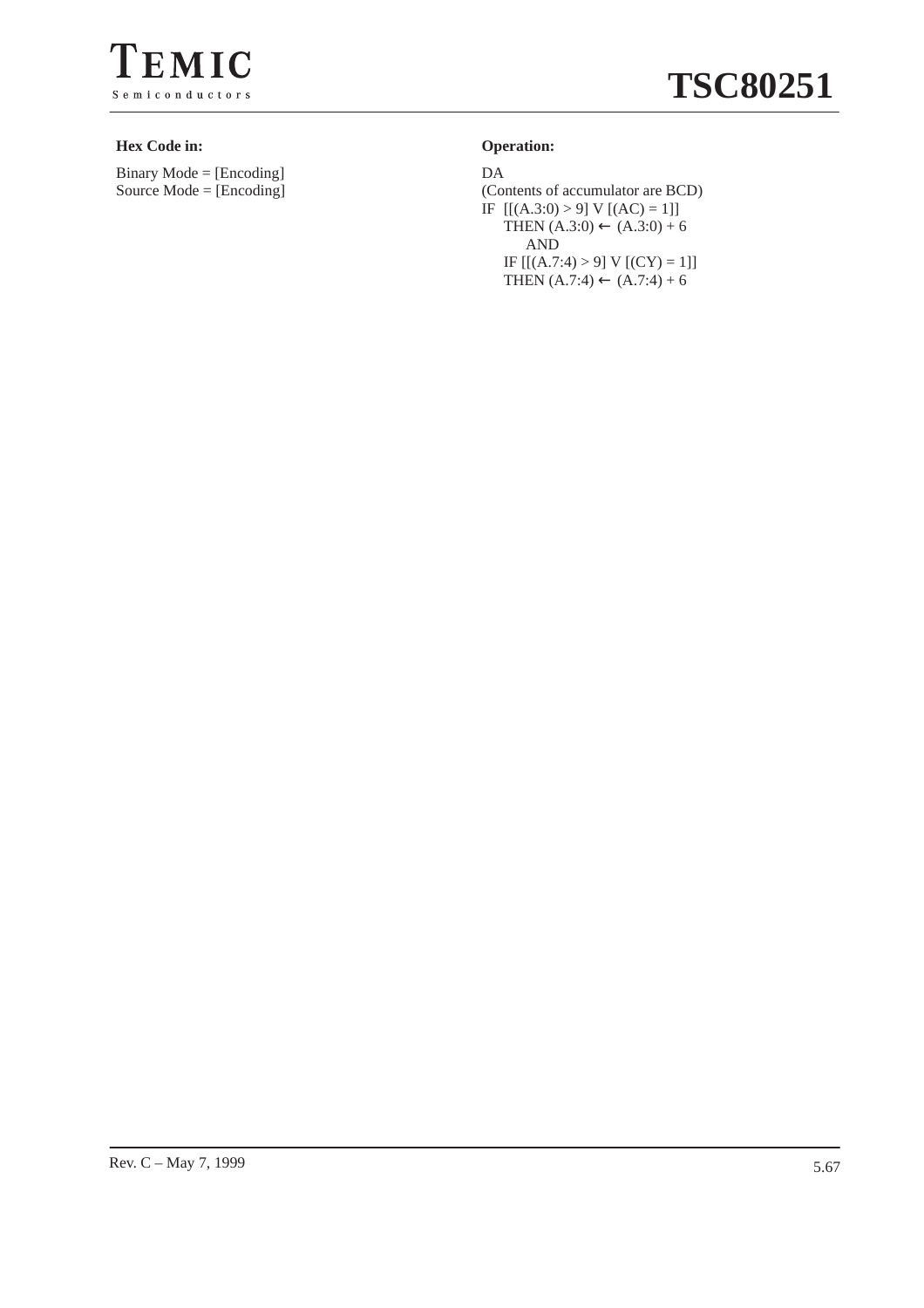**Hex Code in:**

Binary Mode = [Encoding]
Source Mode = [Encoding]

**Operation:**

DA
(Contents of accumulator are BCD)
IF $[[(A.3:0) > 9] \vee [(AC) = 1]]$
  THEN $(A.3:0) \leftarrow (A.3:0) + 6$
    AND
  IF $[[(A.7:4) > 9] \vee [(CY) = 1]]$
  THEN $(A.7:4) \leftarrow (A.7:4) + 6$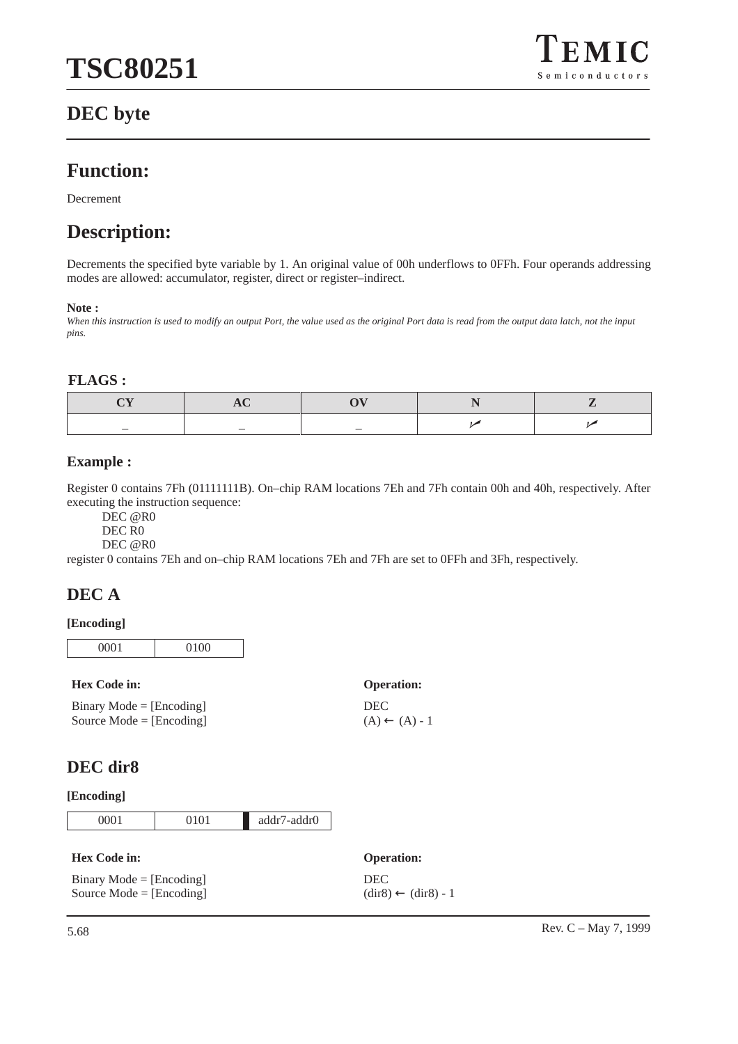## DEC byte

## Function:

Decrement

## Description:

Decrements the specified byte variable by 1. An original value of 00h underflows to 0FFh. Four operands addressing modes are allowed: accumulator, register, direct or register–indirect.

**Note :**

*When this instruction is used to modify an output Port, the value used as the original Port data is read from the output data latch, not the input pins.*

**FLAGS :**

| CY | AC | OV | N | Z |
|---|---|---|---|---|
| – | – | – | ✓ | ✓ |

**Example :**

Register 0 contains 7Fh (01111111B). On–chip RAM locations 7Eh and 7Fh contain 00h and 40h, respectively. After executing the instruction sequence:

```
DEC @R0
DEC R0
DEC @R0
```

register 0 contains 7Eh and on–chip RAM locations 7Eh and 7Fh are set to 0FFh and 3Fh, respectively.

### DEC A

**[Encoding]**

| 0001 | 0100 |
|---|---|

**Hex Code in:**

Binary Mode = [Encoding]
Source Mode = [Encoding]

**Operation:**

DEC
(A) ← (A) - 1

### DEC dir8

**[Encoding]**

| 0001 | 0101 | addr7-addr0 |
|---|---|---|

**Hex Code in:**

Binary Mode = [Encoding]
Source Mode = [Encoding]

**Operation:**

DEC
(dir8) ← (dir8) - 1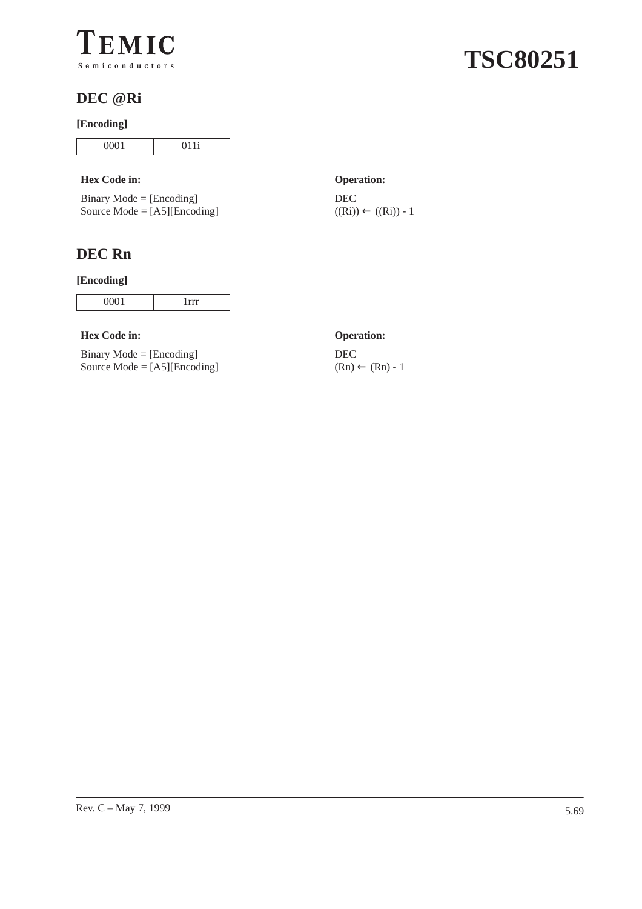## DEC @Ri

**[Encoding]**

| 0001 | 011i |
|---|---|

**Hex Code in:**

Binary Mode = [Encoding]
Source Mode = [A5][Encoding]

**Operation:**

DEC
((Ri)) ← ((Ri)) - 1

## DEC Rn

**[Encoding]**

| 0001 | 1rrr |
|---|---|

**Hex Code in:**

Binary Mode = [Encoding]
Source Mode = [A5][Encoding]

**Operation:**

DEC
(Rn) ← (Rn) - 1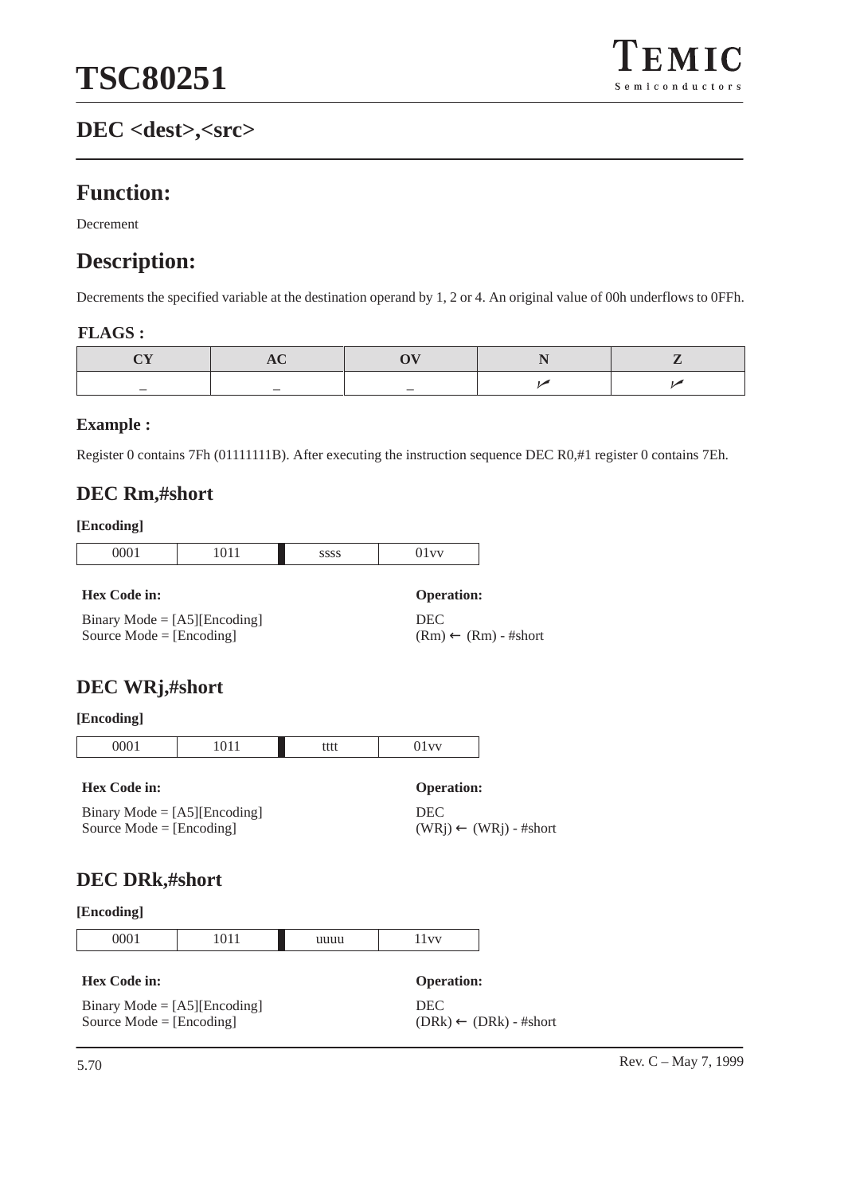## DEC <dest>,<src>

## Function:

Decrement

## Description:

Decrements the specified variable at the destination operand by 1, 2 or 4. An original value of 00h underflows to 0FFh.

**FLAGS :**

| CY | AC | OV | N | Z |
|---|---|---|---|---|
| – | – | – | ✓ | ✓ |

**Example :**

Register 0 contains 7Fh (01111111B). After executing the instruction sequence DEC R0,#1 register 0 contains 7Eh.

### DEC Rm,#short

**[Encoding]**

| 0001 | 1011 | ssss | 01vv |
|---|---|---|---|

**Hex Code in:**

Binary Mode = [A5][Encoding]
Source Mode = [Encoding]

**Operation:**

DEC
(Rm) ← (Rm) - #short

### DEC WRj,#short

**[Encoding]**

| 0001 | 1011 | tttt | 01vv |
|---|---|---|---|

**Hex Code in:**

Binary Mode = [A5][Encoding]
Source Mode = [Encoding]

**Operation:**

DEC
(WRj) ← (WRj) - #short

### DEC DRk,#short

**[Encoding]**

| 0001 | 1011 | uuuu | 11vv |
|---|---|---|---|

**Hex Code in:**

Binary Mode = [A5][Encoding]
Source Mode = [Encoding]

**Operation:**

DEC
(DRk) ← (DRk) - #short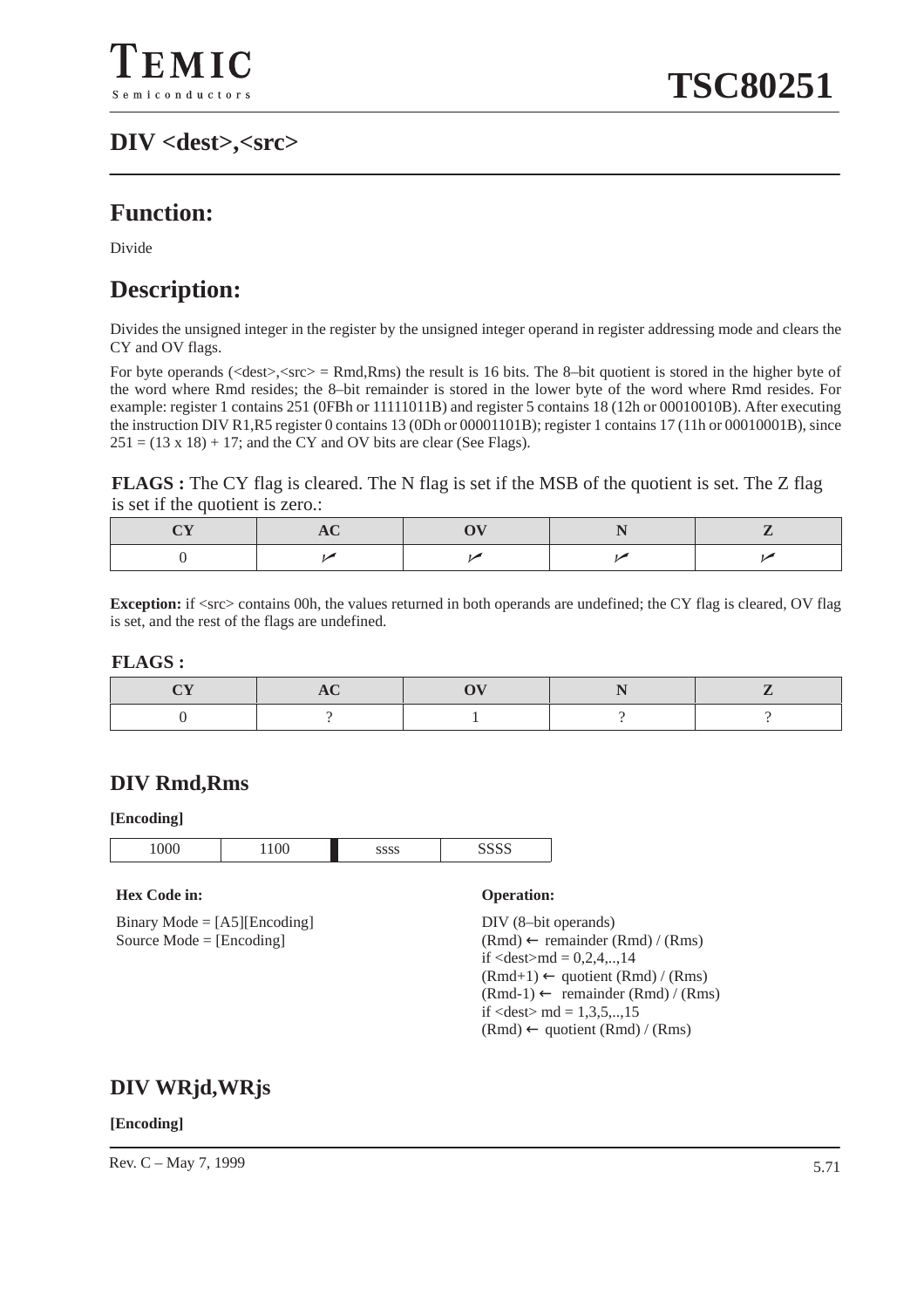## DIV <dest>,<src>

## Function:

Divide

## Description:

Divides the unsigned integer in the register by the unsigned integer operand in register addressing mode and clears the CY and OV flags.

For byte operands (<dest>,<src> = Rmd,Rms) the result is 16 bits. The 8–bit quotient is stored in the higher byte of the word where Rmd resides; the 8–bit remainder is stored in the lower byte of the word where Rmd resides. For example: register 1 contains 251 (0FBh or 11111011B) and register 5 contains 18 (12h or 00010010B). After executing the instruction DIV R1,R5 register 0 contains 13 (0Dh or 00001101B); register 1 contains 17 (11h or 00010001B), since 251 = (13 x 18) + 17; and the CY and OV bits are clear (See Flags).

**FLAGS :** The CY flag is cleared. The N flag is set if the MSB of the quotient is set. The Z flag is set if the quotient is zero.:

| CY | AC | OV | N | Z |
|---|---|---|---|---|
| 0 | ✓ | ✓ | ✓ | ✓ |

**Exception:** if <src> contains 00h, the values returned in both operands are undefined; the CY flag is cleared, OV flag is set, and the rest of the flags are undefined.

**FLAGS :**

| CY | AC | OV | N | Z |
|---|---|---|---|---|
| 0 | ? | 1 | ? | ? |

### DIV Rmd,Rms

**[Encoding]**

| 1000 | 1100 | ssss | SSSS |
|---|---|---|---|

**Hex Code in:**

Binary Mode = [A5][Encoding]
Source Mode = [Encoding]

**Operation:**

DIV (8–bit operands)
(Rmd) ← remainder (Rmd) / (Rms)
if <dest>md = 0,2,4,..,14
(Rmd+1) ← quotient (Rmd) / (Rms)
(Rmd-1) ← remainder (Rmd) / (Rms)
if <dest> md = 1,3,5,..,15
(Rmd) ← quotient (Rmd) / (Rms)

### DIV WRjd,WRjs

**[Encoding]**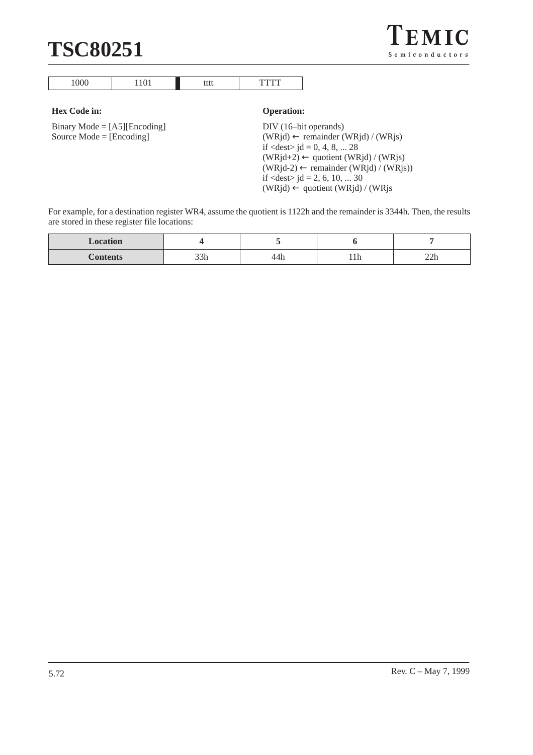| 1000 | 1101 | tttt | TTTT |
|---|---|---|---|

**Hex Code in:**

Binary Mode = [A5][Encoding]
Source Mode = [Encoding]

**Operation:**

DIV (16–bit operands)
(WRjd) ← remainder (WRjd) / (WRjs)
if <dest> jd = 0, 4, 8, ... 28
(WRjd+2) ← quotient (WRjd) / (WRjs)
(WRjd-2) ← remainder (WRjd) / (WRjs))
if <dest> jd = 2, 6, 10, ... 30
(WRjd) ← quotient (WRjd) / (WRjs

For example, for a destination register WR4, assume the quotient is 1122h and the remainder is 3344h. Then, the results are stored in these register file locations:

| **Location** | **4** | **5** | **6** | **7** |
|---|---|---|---|---|
| **Contents** | 33h | 44h | 11h | 22h |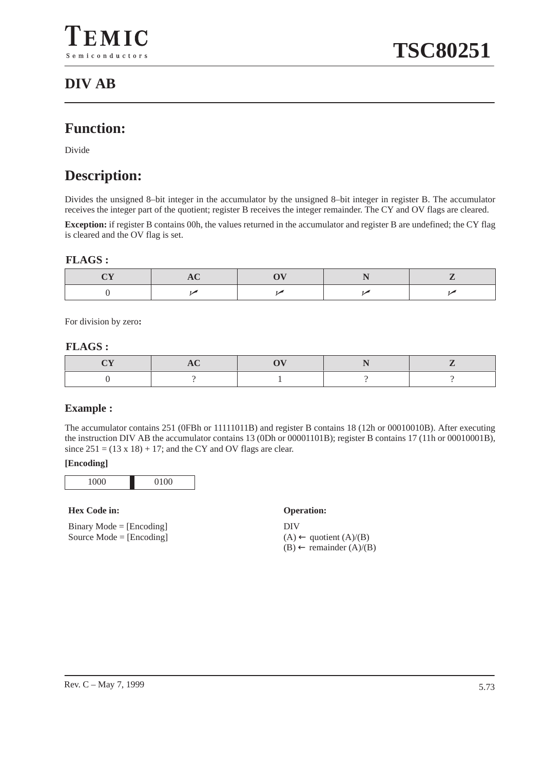## DIV AB

## Function:

Divide

## Description:

Divides the unsigned 8–bit integer in the accumulator by the unsigned 8–bit integer in register B. The accumulator receives the integer part of the quotient; register B receives the integer remainder. The CY and OV flags are cleared.

**Exception:** if register B contains 00h, the values returned in the accumulator and register B are undefined; the CY flag is cleared and the OV flag is set.

**FLAGS :**

| CY | AC | OV | N | Z |
| --- | --- | --- | --- | --- |
| 0 | ✓ | ✓ | ✓ | ✓ |

For division by zero**:**

**FLAGS :**

| CY | AC | OV | N | Z |
| --- | --- | --- | --- | --- |
| 0 | ? | 1 | ? | ? |

### Example :

The accumulator contains 251 (0FBh or 11111011B) and register B contains 18 (12h or 00010010B). After executing the instruction DIV AB the accumulator contains 13 (0Dh or 00001101B); register B contains 17 (11h or 00010001B), since 251 = (13 x 18) + 17; and the CY and OV flags are clear.

**[Encoding]**

| 1000 | 0100 |
| --- | --- |

**Hex Code in:**

Binary Mode = [Encoding]
Source Mode = [Encoding]

**Operation:**

DIV
(A) ← quotient (A)/(B)
(B) ← remainder (A)/(B)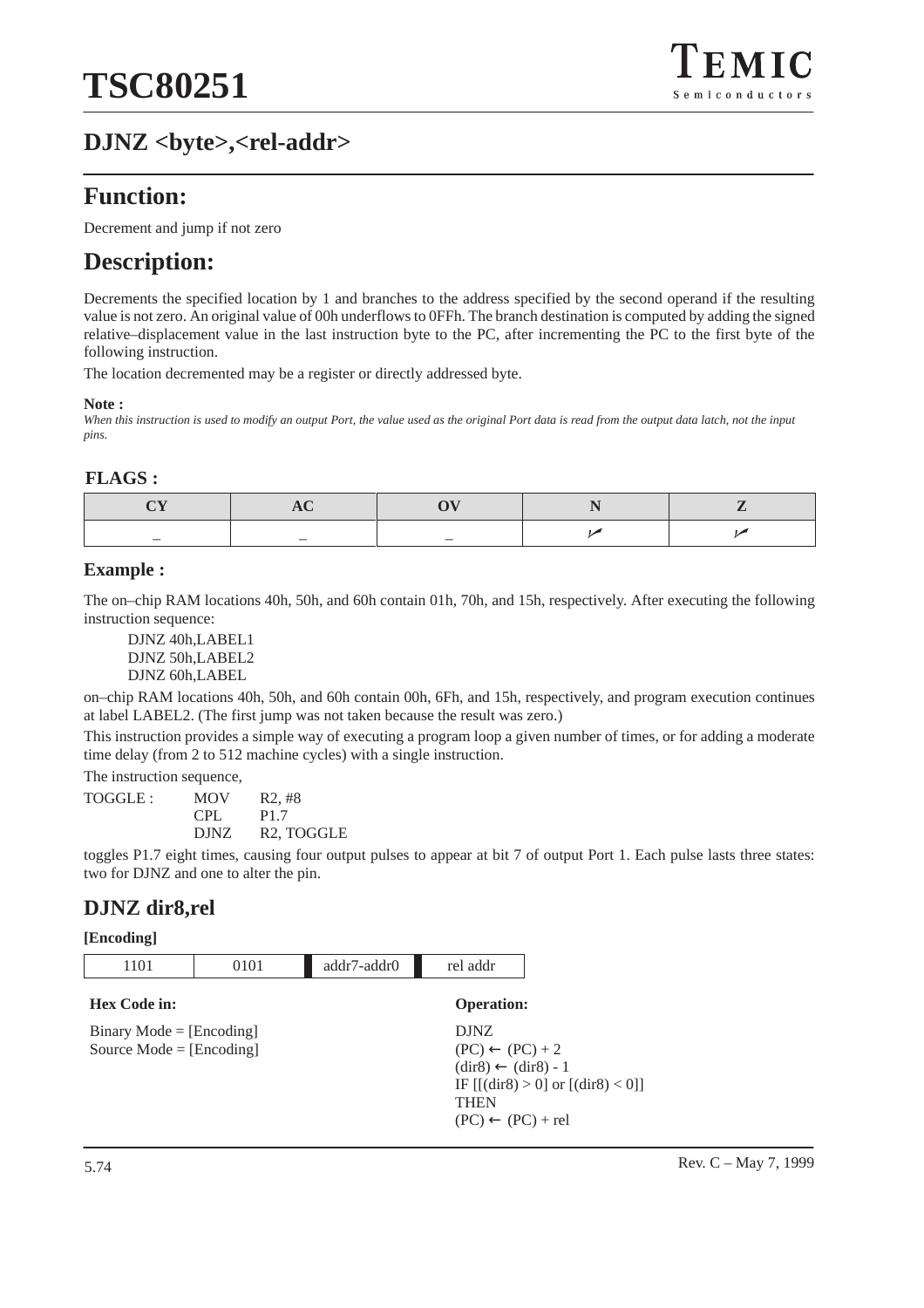## DJNZ <byte>,<rel-addr>

## Function:

Decrement and jump if not zero

## Description:

Decrements the specified location by 1 and branches to the address specified by the second operand if the resulting value is not zero. An original value of 00h underflows to 0FFh. The branch destination is computed by adding the signed relative–displacement value in the last instruction byte to the PC, after incrementing the PC to the first byte of the following instruction.

The location decremented may be a register or directly addressed byte.

**Note :**
*When this instruction is used to modify an output Port, the value used as the original Port data is read from the output data latch, not the input pins.*

### FLAGS :

| CY | AC | OV | N | Z |
|---|---|---|---|---|
| – | – | – | ✓ | ✓ |

### Example :

The on–chip RAM locations 40h, 50h, and 60h contain 01h, 70h, and 15h, respectively. After executing the following instruction sequence:

```
DJNZ 40h,LABEL1
DJNZ 50h,LABEL2
DJNZ 60h,LABEL
```

on–chip RAM locations 40h, 50h, and 60h contain 00h, 6Fh, and 15h, respectively, and program execution continues at label LABEL2. (The first jump was not taken because the result was zero.)

This instruction provides a simple way of executing a program loop a given number of times, or for adding a moderate time delay (from 2 to 512 machine cycles) with a single instruction.

The instruction sequence,

```
TOGGLE :    MOV     R2, #8
            CPL     P1.7
            DJNZ    R2, TOGGLE
```

toggles P1.7 eight times, causing four output pulses to appear at bit 7 of output Port 1. Each pulse lasts three states: two for DJNZ and one to alter the pin.

## DJNZ dir8,rel

**[Encoding]**

| 1101 | 0101 | addr7-addr0 | rel addr |
|---|---|---|---|

**Hex Code in:**

Binary Mode = [Encoding]
Source Mode = [Encoding]

**Operation:**

DJNZ
(PC) ← (PC) + 2
(dir8) ← (dir8) - 1
IF [[(dir8) > 0] or [(dir8) < 0]]
THEN
(PC) ← (PC) + rel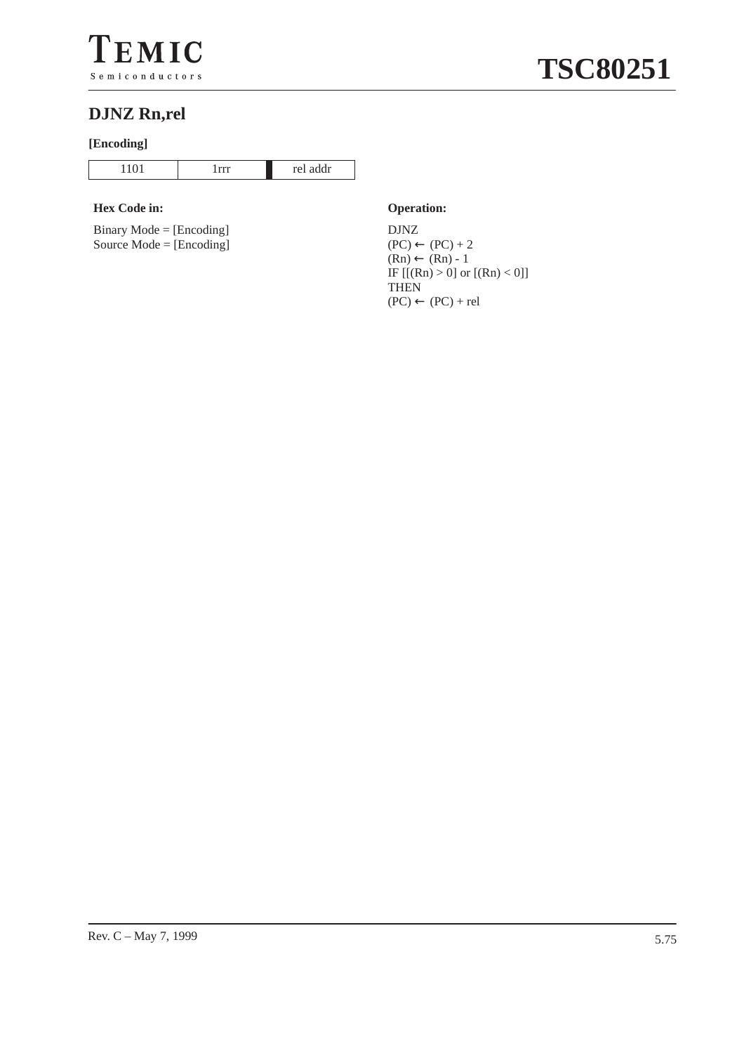## DJNZ Rn,rel

**[Encoding]**

| 1101 | 1rrr | rel addr |
|---|---|---|

**Hex Code in:**

Binary Mode = [Encoding]
Source Mode = [Encoding]

**Operation:**

DJNZ
(PC) ← (PC) + 2
(Rn) ← (Rn) - 1
IF [[(Rn) > 0] or [(Rn) < 0]]
THEN
(PC) ← (PC) + rel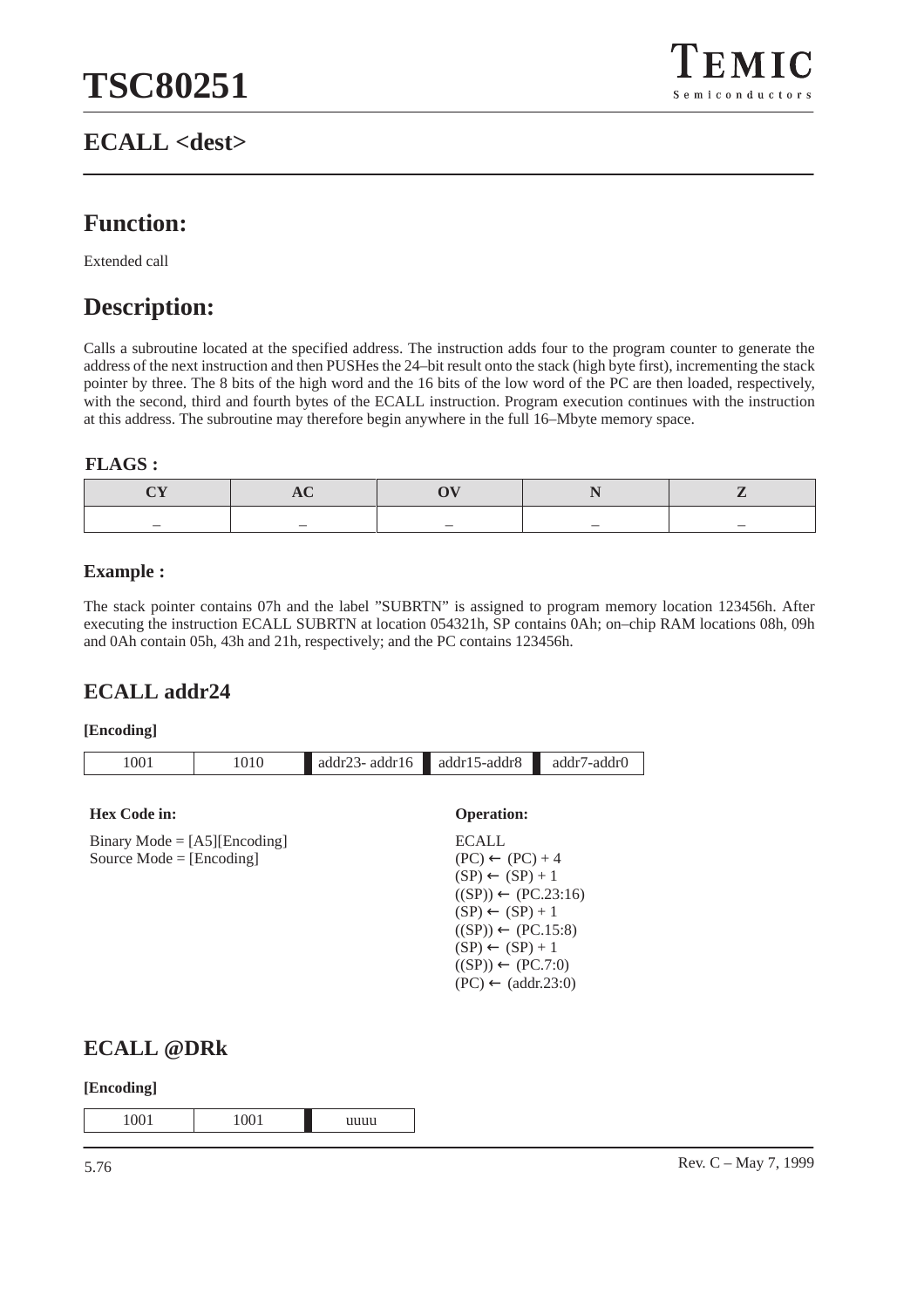## ECALL <dest>

## Function:

Extended call

## Description:

Calls a subroutine located at the specified address. The instruction adds four to the program counter to generate the address of the next instruction and then PUSHes the 24–bit result onto the stack (high byte first), incrementing the stack pointer by three. The 8 bits of the high word and the 16 bits of the low word of the PC are then loaded, respectively, with the second, third and fourth bytes of the ECALL instruction. Program execution continues with the instruction at this address. The subroutine may therefore begin anywhere in the full 16–Mbyte memory space.

### FLAGS :

| CY | AC | OV | N | Z |
|---|---|---|---|---|
| – | – | – | – | – |

### Example :

The stack pointer contains 07h and the label ”SUBRTN” is assigned to program memory location 123456h. After executing the instruction ECALL SUBRTN at location 054321h, SP contains 0Ah; on–chip RAM locations 08h, 09h and 0Ah contain 05h, 43h and 21h, respectively; and the PC contains 123456h.

## ECALL addr24

**[Encoding]**

| 1001 | 1010 | addr23- addr16 | addr15-addr8 | addr7-addr0 |
|---|---|---|---|---|

**Hex Code in:**

Binary Mode = [A5][Encoding]
Source Mode = [Encoding]

**Operation:**

ECALL
(PC) ← (PC) + 4
(SP) ← (SP) + 1
((SP)) ← (PC.23:16)
(SP) ← (SP) + 1
((SP)) ← (PC.15:8)
(SP) ← (SP) + 1
((SP)) ← (PC.7:0)
(PC) ← (addr.23:0)

## ECALL @DRk

**[Encoding]**

| 1001 | 1001 | uuuu |
|---|---|---|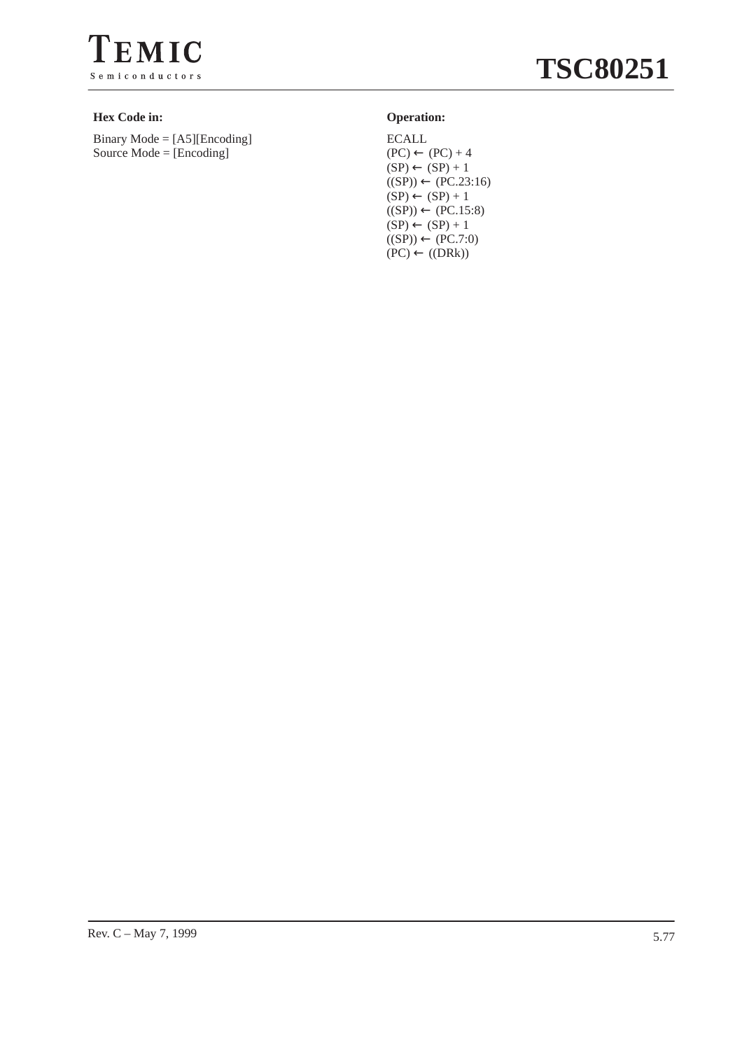**Hex Code in:**

Binary Mode = [A5][Encoding]
Source Mode = [Encoding]

**Operation:**

ECALL
(PC) ← (PC) + 4
(SP) ← (SP) + 1
((SP)) ← (PC.23:16)
(SP) ← (SP) + 1
((SP)) ← (PC.15:8)
(SP) ← (SP) + 1
((SP)) ← (PC.7:0)
(PC) ← ((DRk))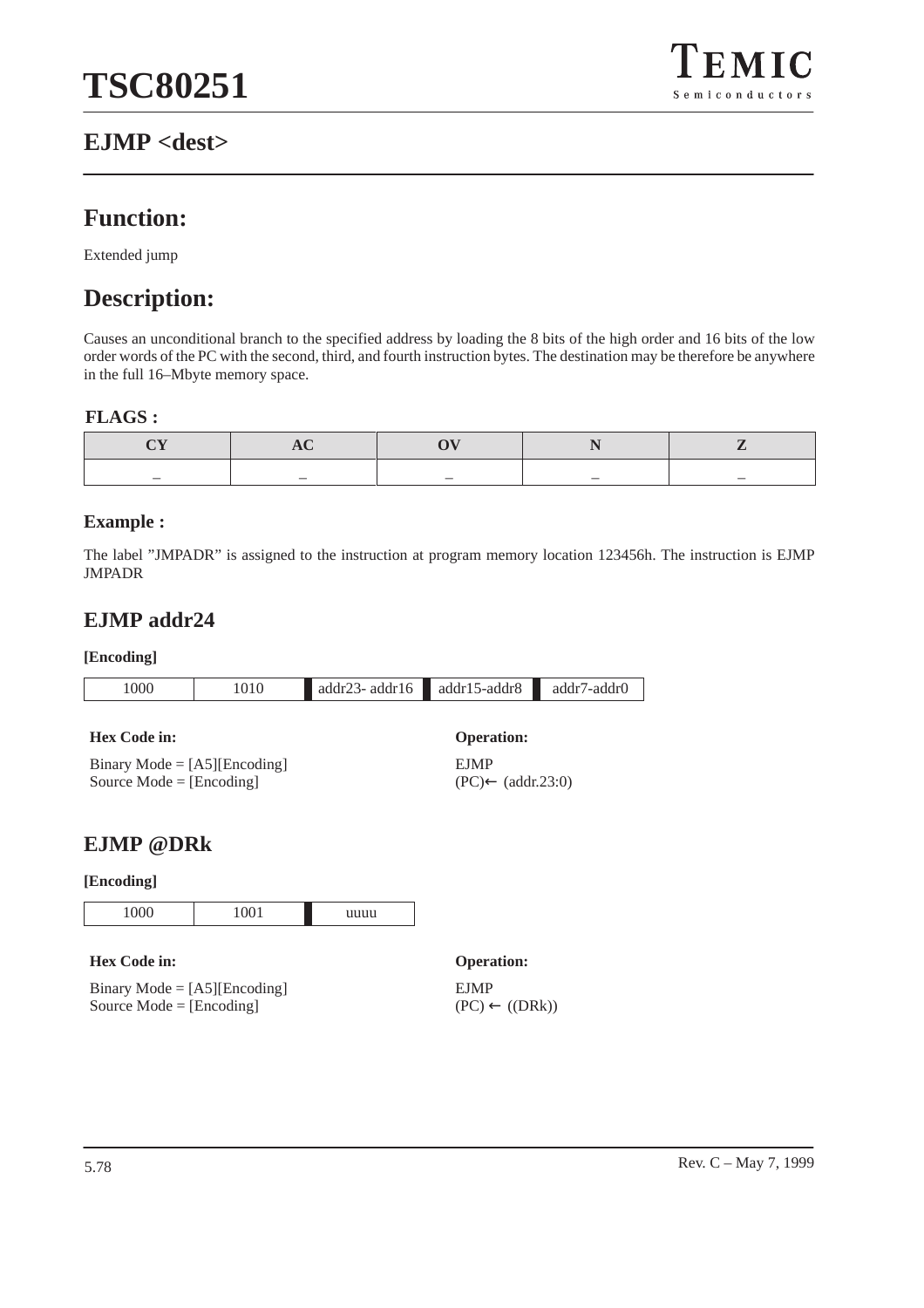## EJMP <dest>

# Function:

Extended jump

# Description:

Causes an unconditional branch to the specified address by loading the 8 bits of the high order and 16 bits of the low order words of the PC with the second, third, and fourth instruction bytes. The destination may be therefore be anywhere in the full 16–Mbyte memory space.

### FLAGS :

| CY | AC | OV | N | Z |
|---|---|---|---|---|
| – | – | – | – | – |

### Example :

The label ”JMPADR” is assigned to the instruction at program memory location 123456h. The instruction is EJMP JMPADR

## EJMP addr24

**[Encoding]**

| 1000 | 1010 | addr23- addr16 | addr15-addr8 | addr7-addr0 |
|---|---|---|---|---|

**Hex Code in:**

Binary Mode = [A5][Encoding]
Source Mode = [Encoding]

**Operation:**

EJMP
(PC)← (addr.23:0)

## EJMP @DRk

**[Encoding]**

| 1000 | 1001 | uuuu |
|---|---|---|

**Hex Code in:**

Binary Mode = [A5][Encoding]
Source Mode = [Encoding]

**Operation:**

EJMP
(PC) ← ((DRk))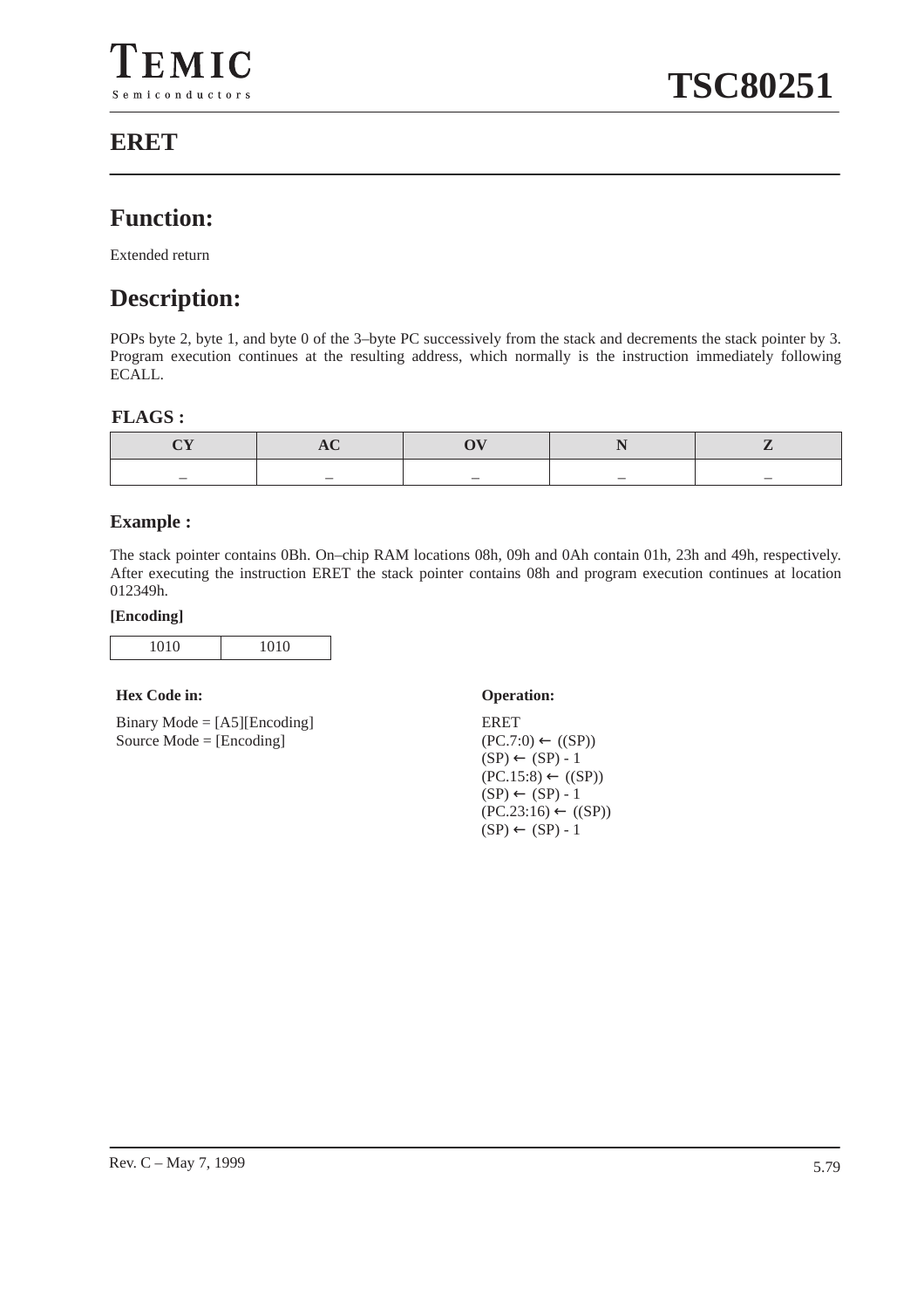# ERET

## Function:

Extended return

## Description:

POPs byte 2, byte 1, and byte 0 of the 3–byte PC successively from the stack and decrements the stack pointer by 3. Program execution continues at the resulting address, which normally is the instruction immediately following ECALL.

### FLAGS :

| CY | AC | OV | N | Z |
|---|---|---|---|---|
| – | – | – | – | – |

### Example :

The stack pointer contains 0Bh. On–chip RAM locations 08h, 09h and 0Ah contain 01h, 23h and 49h, respectively. After executing the instruction ERET the stack pointer contains 08h and program execution continues at location 012349h.

**[Encoding]**

| 1010 | 1010 |
|---|---|

**Hex Code in:**

Binary Mode = [A5][Encoding]
Source Mode = [Encoding]

**Operation:**

ERET
(PC.7:0) ← ((SP))
(SP) ← (SP) - 1
(PC.15:8) ← ((SP))
(SP) ← (SP) - 1
(PC.23:16) ← ((SP))
(SP) ← (SP) - 1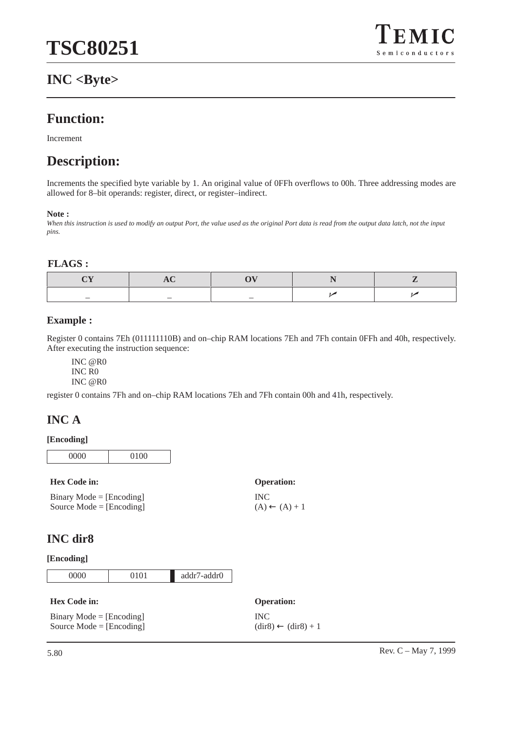# INC <Byte>

## Function:

Increment

## Description:

Increments the specified byte variable by 1. An original value of 0FFh overflows to 00h. Three addressing modes are allowed for 8–bit operands: register, direct, or register–indirect.

**Note :**

*When this instruction is used to modify an output Port, the value used as the original Port data is read from the output data latch, not the input pins.*

**FLAGS :**

| CY | AC | OV | N | Z |
|---|---|---|---|---|
| – | – | – | ✓ | ✓ |

**Example :**

Register 0 contains 7Eh (011111110B) and on–chip RAM locations 7Eh and 7Fh contain 0FFh and 40h, respectively. After executing the instruction sequence:

```
INC @R0
INC R0
INC @R0
```

register 0 contains 7Fh and on–chip RAM locations 7Eh and 7Fh contain 00h and 41h, respectively.

## INC A

**[Encoding]**

| 0000 | 0100 |
|---|---|

**Hex Code in:**

Binary Mode = [Encoding]
Source Mode = [Encoding]

**Operation:**

INC
(A) ← (A) + 1

## INC dir8

**[Encoding]**

| 0000 | 0101 | addr7-addr0 |
|---|---|---|

**Hex Code in:**

Binary Mode = [Encoding]
Source Mode = [Encoding]

**Operation:**

INC
(dir8) ← (dir8) + 1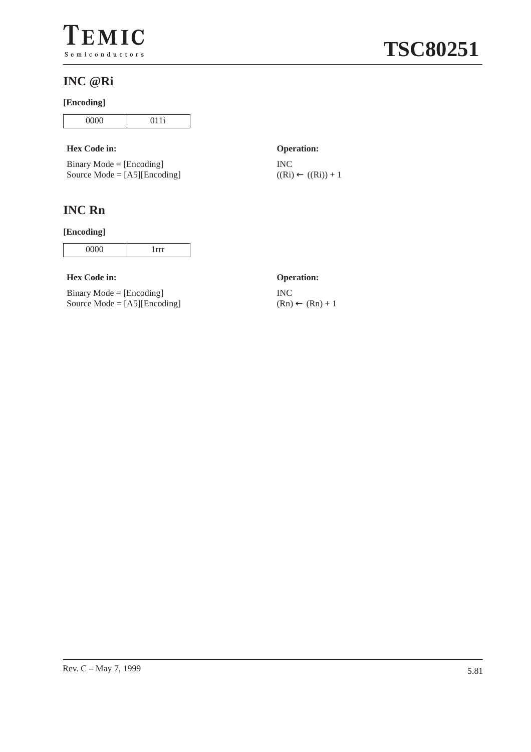## INC @Ri

**[Encoding]**

| 0000 | 011i |
|---|---|

**Hex Code in:**

Binary Mode = [Encoding]
Source Mode = [A5][Encoding]

**Operation:**

INC
((Ri) ← ((Ri)) + 1

## INC Rn

**[Encoding]**

| 0000 | 1rrr |
|---|---|

**Hex Code in:**

Binary Mode = [Encoding]
Source Mode = [A5][Encoding]

**Operation:**

INC
(Rn) ← (Rn) + 1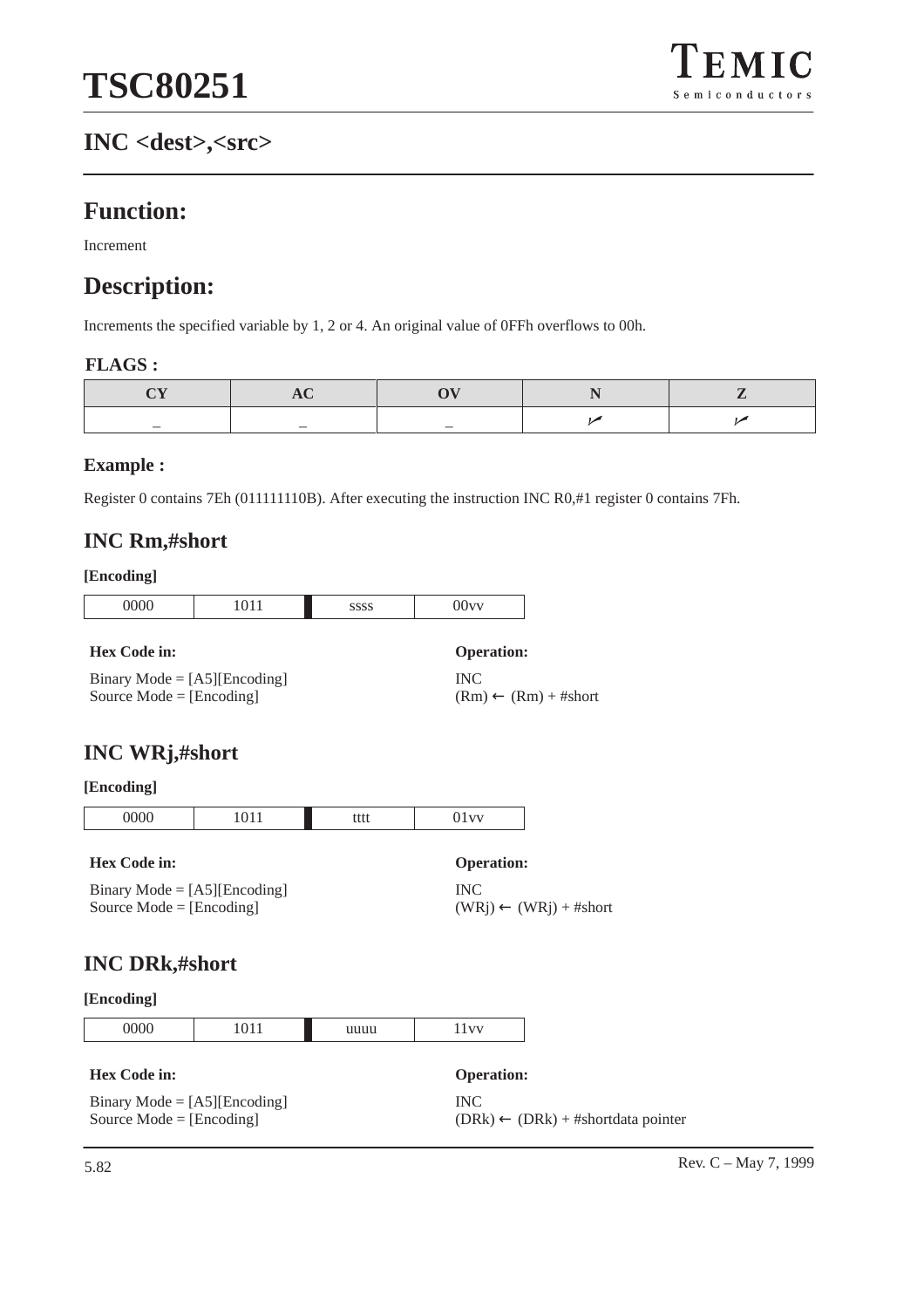## INC <dest>,<src>

## Function:

Increment

## Description:

Increments the specified variable by 1, 2 or 4. An original value of 0FFh overflows to 00h.

### FLAGS :

| CY | AC | OV | N | Z |
|---|---|---|---|---|
| – | – | – | ✓ | ✓ |

### Example :

Register 0 contains 7Eh (011111110B). After executing the instruction INC R0,#1 register 0 contains 7Fh.

## INC Rm,#short

**[Encoding]**

| 0000 | 1011 | ssss | 00vv |
|---|---|---|---|

**Hex Code in:**

Binary Mode = [A5][Encoding]
Source Mode = [Encoding]

**Operation:**

INC
(Rm) ← (Rm) + #short

## INC WRj,#short

**[Encoding]**

| 0000 | 1011 | tttt | 01vv |
|---|---|---|---|

**Hex Code in:**

Binary Mode = [A5][Encoding]
Source Mode = [Encoding]

**Operation:**

INC
(WRj) ← (WRj) + #short

## INC DRk,#short

**[Encoding]**

| 0000 | 1011 | uuuu | 11vv |
|---|---|---|---|

**Hex Code in:**

Binary Mode = [A5][Encoding]
Source Mode = [Encoding]

**Operation:**

INC
(DRk) ← (DRk) + #shortdata pointer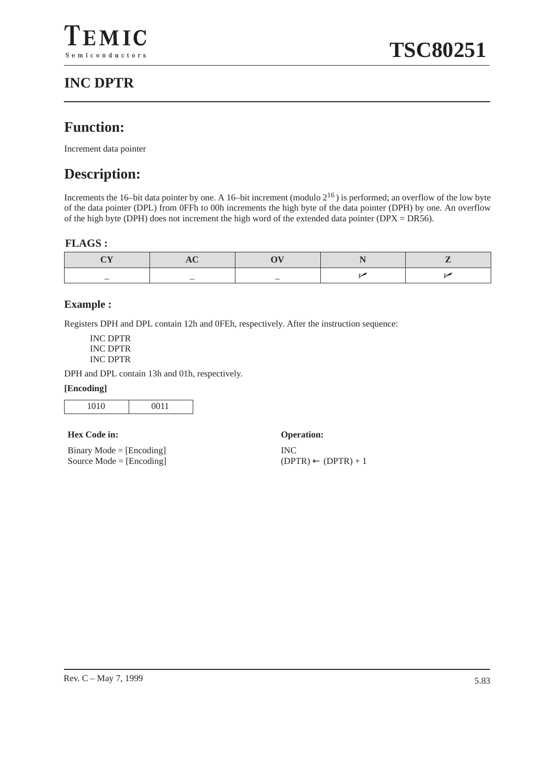# INC DPTR

## Function:

Increment data pointer

## Description:

Increments the 16–bit data pointer by one. A 16–bit increment (modulo $2^{16}$) is performed; an overflow of the low byte of the data pointer (DPL) from 0FFh to 00h increments the high byte of the data pointer (DPH) by one. An overflow of the high byte (DPH) does not increment the high word of the extended data pointer (DPX = DR56).

### FLAGS :

| CY | AC | OV | N | Z |
|---|---|---|---|---|
| – | – | – | ✓ | ✓ |

### Example :

Registers DPH and DPL contain 12h and 0FEh, respectively. After the instruction sequence:

```
INC DPTR
INC DPTR
INC DPTR
```

DPH and DPL contain 13h and 01h, respectively.

**[Encoding]**

| 1010 | 0011 |
|---|---|

**Hex Code in:**

Binary Mode = [Encoding]
Source Mode = [Encoding]

**Operation:**

INC
(DPTR) ← (DPTR) + 1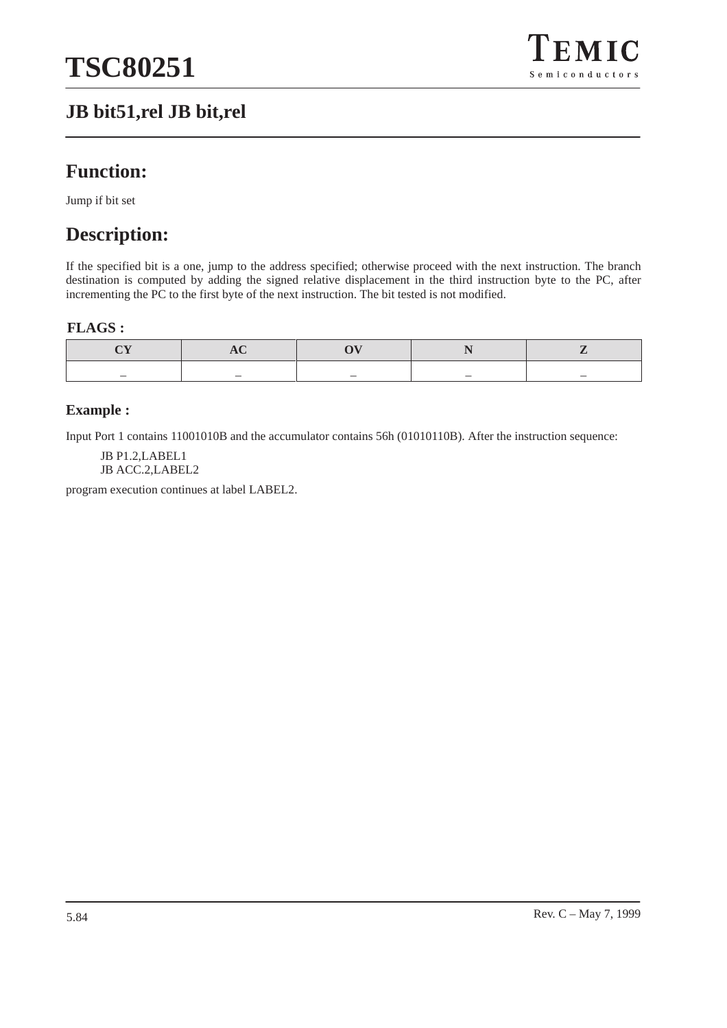## JB bit51,rel JB bit,rel

## Function:

Jump if bit set

## Description:

If the specified bit is a one, jump to the address specified; otherwise proceed with the next instruction. The branch destination is computed by adding the signed relative displacement in the third instruction byte to the PC, after incrementing the PC to the first byte of the next instruction. The bit tested is not modified.

### FLAGS :

| CY | AC | OV | N | Z |
| --- | --- | --- | --- | --- |
| – | – | – | – | – |

### Example :

Input Port 1 contains 11001010B and the accumulator contains 56h (01010110B). After the instruction sequence:

```
JB P1.2,LABEL1
JB ACC.2,LABEL2
```

program execution continues at label LABEL2.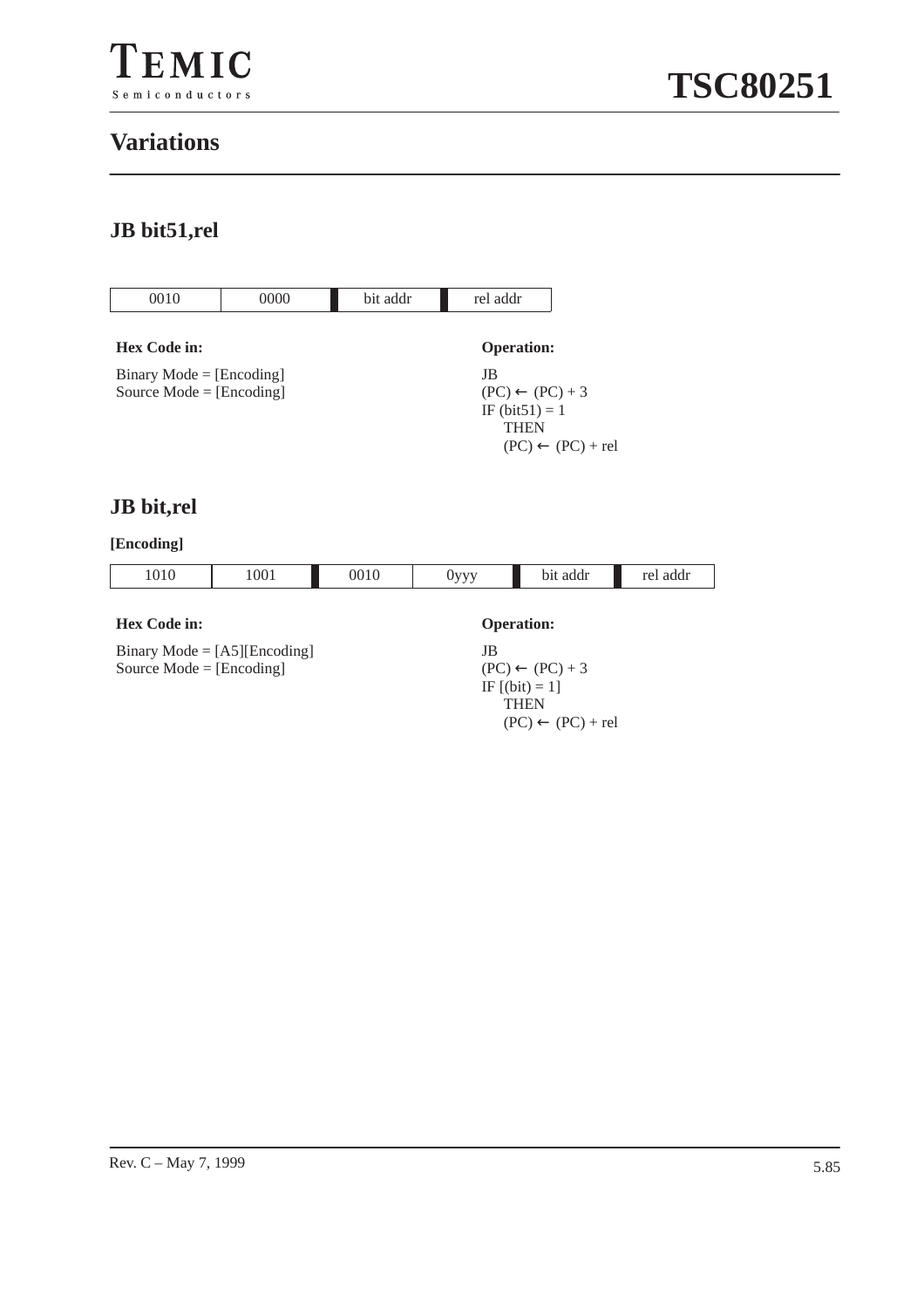## Variations

### JB bit51,rel

| 0010 | 0000 | bit addr | rel addr |
|---|---|---|---|

**Hex Code in:**

Binary Mode = [Encoding]
Source Mode = [Encoding]

**Operation:**

JB
(PC) ← (PC) + 3
IF (bit51) = 1
 THEN
 (PC) ← (PC) + rel

### JB bit,rel

**[Encoding]**

| 1010 | 1001 | 0010 | 0yyy | bit addr | rel addr |
|---|---|---|---|---|---|

**Hex Code in:**

Binary Mode = [A5][Encoding]
Source Mode = [Encoding]

**Operation:**

JB
(PC) ← (PC) + 3
IF [(bit) = 1]
 THEN
 (PC) ← (PC) + rel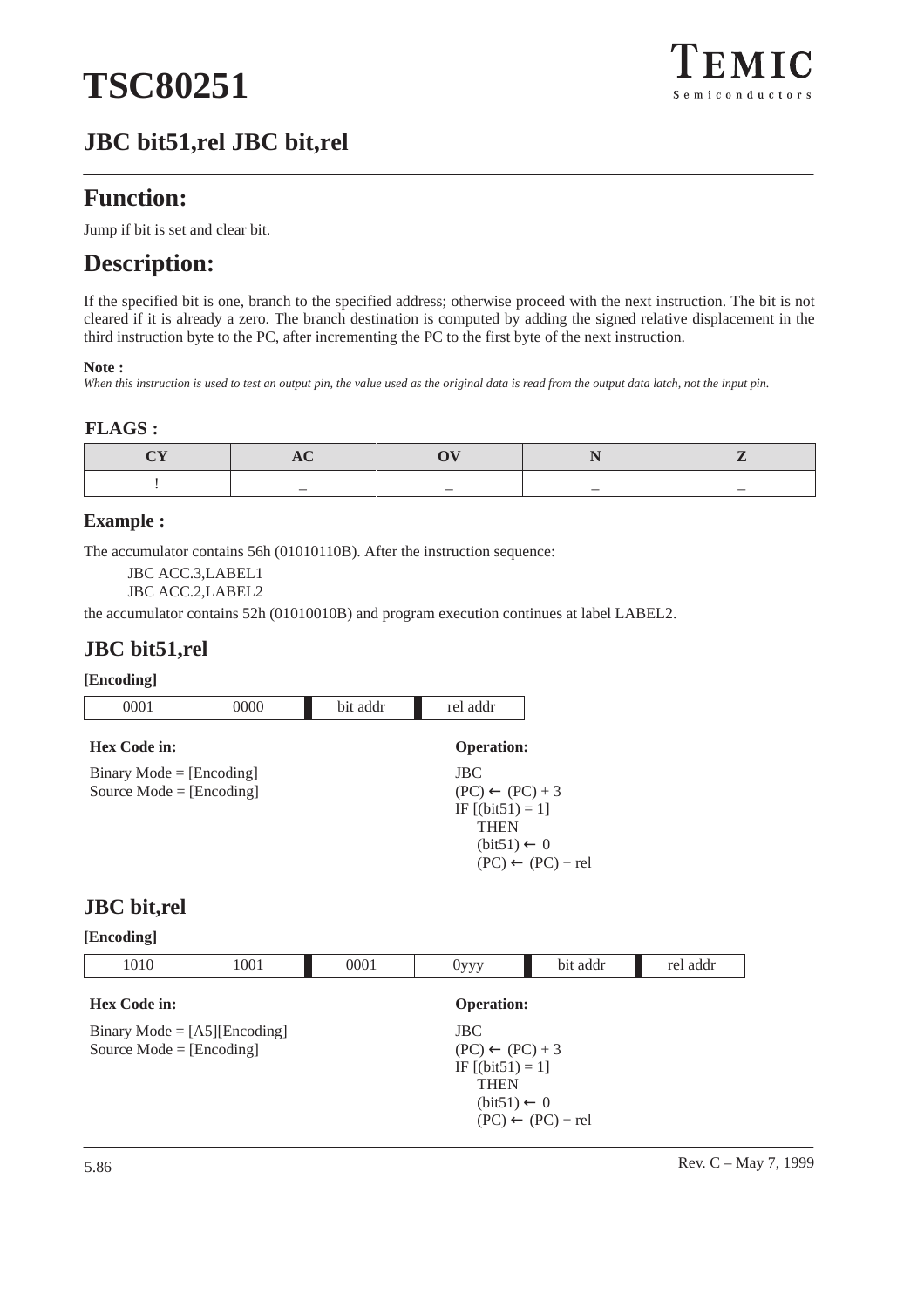# JBC bit51,rel JBC bit,rel

## Function:

Jump if bit is set and clear bit.

## Description:

If the specified bit is one, branch to the specified address; otherwise proceed with the next instruction. The bit is not cleared if it is already a zero. The branch destination is computed by adding the signed relative displacement in the third instruction byte to the PC, after incrementing the PC to the first byte of the next instruction.

**Note :**
*When this instruction is used to test an output pin, the value used as the original data is read from the output data latch, not the input pin.*

### FLAGS :

| CY | AC | OV | N | Z |
|---|---|---|---|---|
| ! | – | – | – | – |

### Example :

The accumulator contains 56h (01010110B). After the instruction sequence:

JBC ACC.3,LABEL1
JBC ACC.2,LABEL2

the accumulator contains 52h (01010010B) and program execution continues at label LABEL2.

## JBC bit51,rel

**[Encoding]**

| 0001 | 0000 | bit addr | rel addr |
|---|---|---|---|

**Hex Code in:**

Binary Mode = [Encoding]
Source Mode = [Encoding]

**Operation:**

JBC
(PC) ← (PC) + 3
IF [(bit51) = 1]
  THEN
  (bit51) ← 0
  (PC) ← (PC) + rel

## JBC bit,rel

**[Encoding]**

| 1010 | 1001 | 0001 | 0yyy | bit addr | rel addr |
|---|---|---|---|---|---|

**Hex Code in:**

Binary Mode = [A5][Encoding]
Source Mode = [Encoding]

**Operation:**

JBC
(PC) ← (PC) + 3
IF [(bit51) = 1]
  THEN
  (bit51) ← 0
  (PC) ← (PC) + rel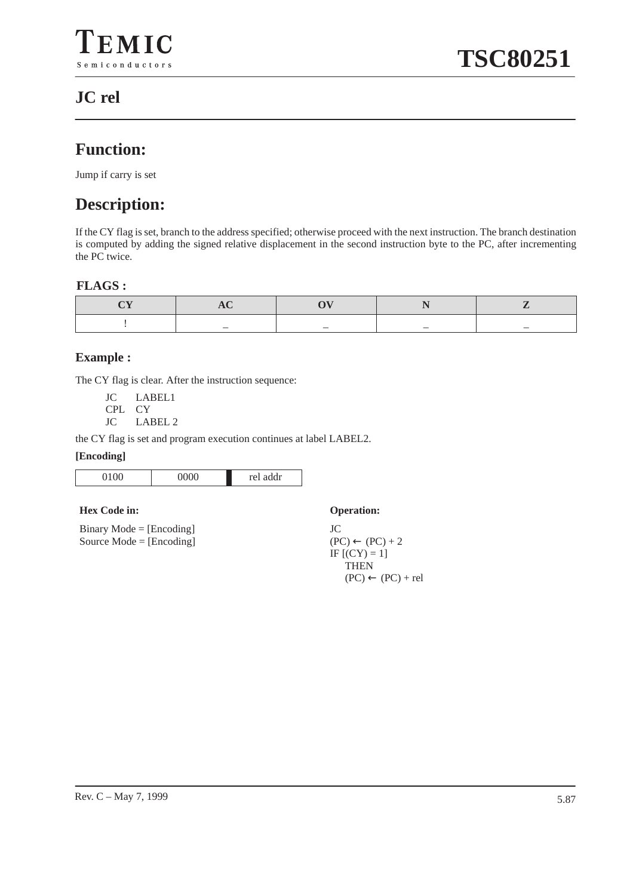# JC rel

## Function:

Jump if carry is set

## Description:

If the CY flag is set, branch to the address specified; otherwise proceed with the next instruction. The branch destination is computed by adding the signed relative displacement in the second instruction byte to the PC, after incrementing the PC twice.

### FLAGS :

| CY | AC | OV | N | Z |
|---|---|---|---|---|
| ! | – | – | – | – |

### Example :

The CY flag is clear. After the instruction sequence:

```
JC    LABEL1
CPL   CY
JC    LABEL 2
```

the CY flag is set and program execution continues at label LABEL2.

**[Encoding]**

| 0100 | 0000 | rel addr |
|---|---|---|

**Hex Code in:**

Binary Mode = [Encoding]
Source Mode = [Encoding]

**Operation:**

JC
(PC) ← (PC) + 2
IF [(CY) = 1]
    THEN
    (PC) ← (PC) + rel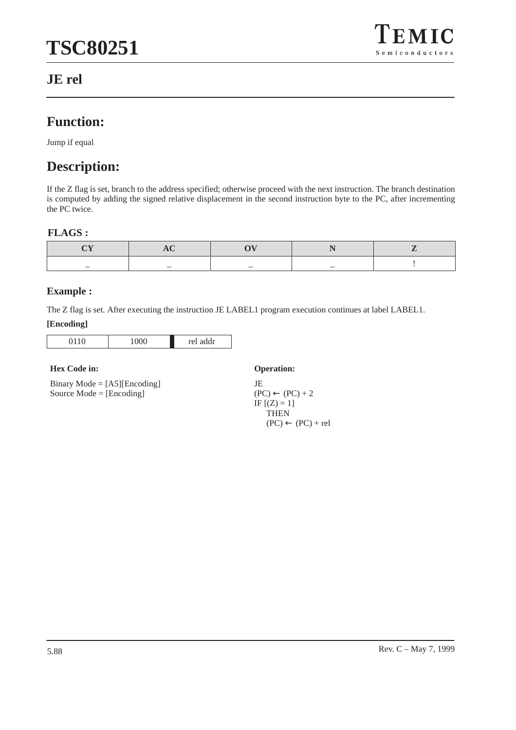# JE rel

## Function:

Jump if equal

## Description:

If the Z flag is set, branch to the address specified; otherwise proceed with the next instruction. The branch destination is computed by adding the signed relative displacement in the second instruction byte to the PC, after incrementing the PC twice.

### FLAGS :

| CY | AC | OV | N | Z |
|---|---|---|---|---|
| – | – | – | – | ! |

### Example :

The Z flag is set. After executing the instruction JE LABEL1 program execution continues at label LABEL1.

**[Encoding]**

| 0110 | 1000 | rel addr |
|---|---|---|

**Hex Code in:**

Binary Mode = [A5][Encoding]
Source Mode = [Encoding]

**Operation:**

JE
(PC) ← (PC) + 2
IF [(Z) = 1]
  THEN
  (PC) ← (PC) + rel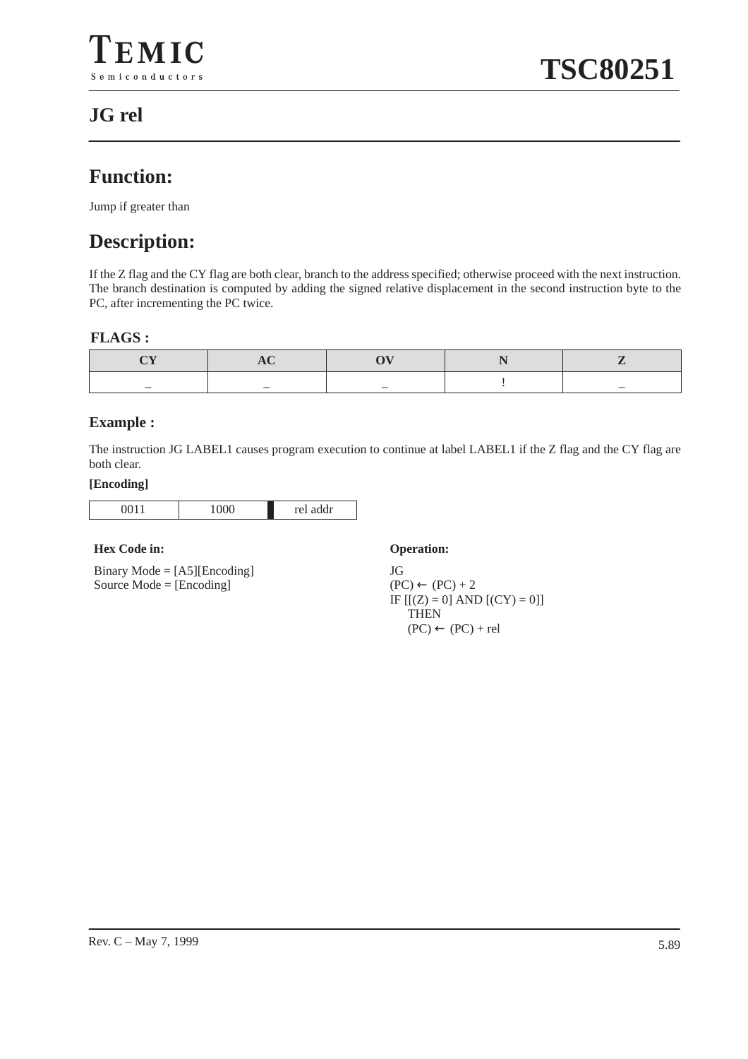## JG rel

## Function:

Jump if greater than

## Description:

If the Z flag and the CY flag are both clear, branch to the address specified; otherwise proceed with the next instruction. The branch destination is computed by adding the signed relative displacement in the second instruction byte to the PC, after incrementing the PC twice.

### FLAGS :

| CY | AC | OV | N | Z |
|---|---|---|---|---|
| – | – | – | ! | – |

### Example :

The instruction JG LABEL1 causes program execution to continue at label LABEL1 if the Z flag and the CY flag are both clear.

**[Encoding]**

| 0011 | 1000 | rel addr |
|---|---|---|

**Hex Code in:**

Binary Mode = [A5][Encoding]
Source Mode = [Encoding]

**Operation:**

JG
(PC) ← (PC) + 2
IF [[(Z) = 0] AND [(CY) = 0]]
  THEN
  (PC) ← (PC) + rel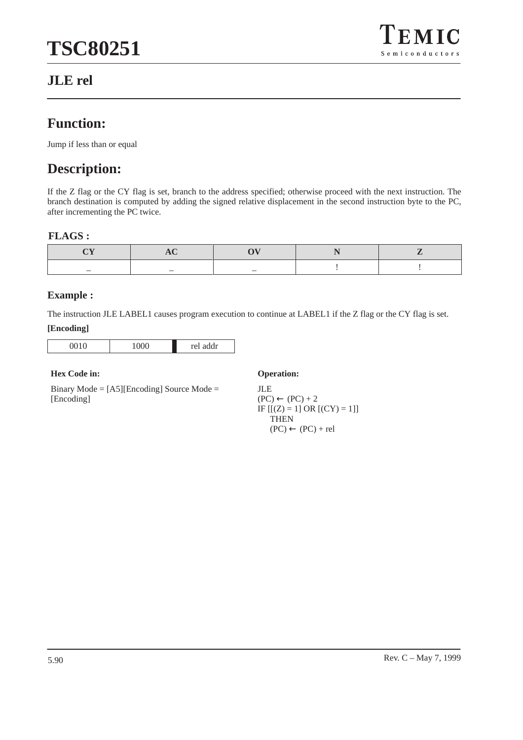## JLE rel

# Function:

Jump if less than or equal

# Description:

If the Z flag or the CY flag is set, branch to the address specified; otherwise proceed with the next instruction. The branch destination is computed by adding the signed relative displacement in the second instruction byte to the PC, after incrementing the PC twice.

### FLAGS :

| CY | AC | OV | N | Z |
|---|---|---|---|---|
| – | – | – | ! | ! |

### Example :

The instruction JLE LABEL1 causes program execution to continue at LABEL1 if the Z flag or the CY flag is set.

**[Encoding]**

| 0010 | 1000 | rel addr |
|---|---|---|

**Hex Code in:**

Binary Mode = [A5][Encoding] Source Mode = [Encoding]

**Operation:**

JLE
(PC) ← (PC) + 2
IF [[(Z) = 1] OR [(CY) = 1]]
  THEN
  (PC) ← (PC) + rel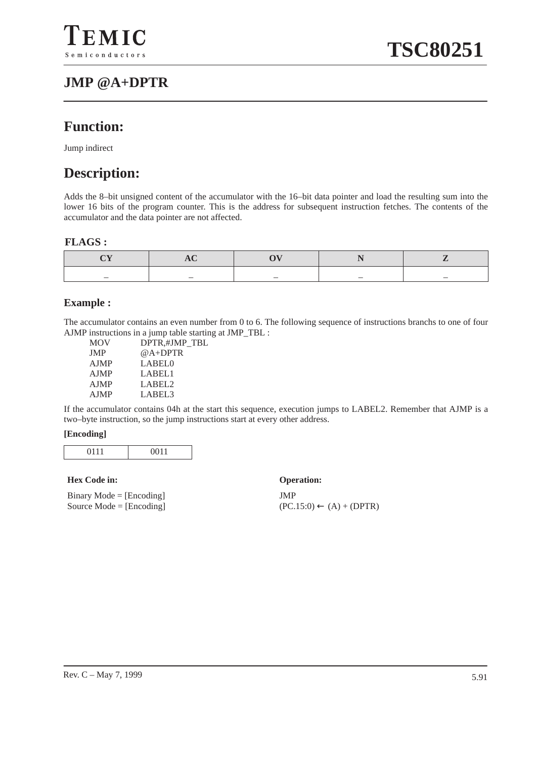# JMP @A+DPTR

## Function:

Jump indirect

## Description:

Adds the 8–bit unsigned content of the accumulator with the 16–bit data pointer and load the resulting sum into the lower 16 bits of the program counter. This is the address for subsequent instruction fetches. The contents of the accumulator and the data pointer are not affected.

### FLAGS :

| CY | AC | OV | N | Z |
|---|---|---|---|---|
| – | – | – | – | – |

### Example :

The accumulator contains an even number from 0 to 6. The following sequence of instructions branchs to one of four AJMP instructions in a jump table starting at JMP_TBL :

```
MOV     DPTR,#JMP_TBL
JMP     @A+DPTR
AJMP    LABEL0
AJMP    LABEL1
AJMP    LABEL2
AJMP    LABEL3
```

If the accumulator contains 04h at the start this sequence, execution jumps to LABEL2. Remember that AJMP is a two–byte instruction, so the jump instructions start at every other address.

**[Encoding]**

| 0111 | 0011 |
|---|---|

**Hex Code in:**

Binary Mode = [Encoding]
Source Mode = [Encoding]

**Operation:**

JMP
(PC.15:0) ← (A) + (DPTR)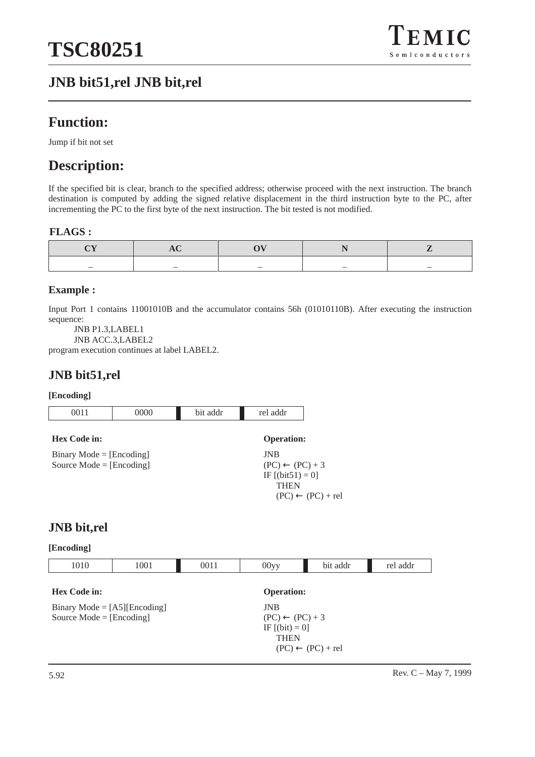# JNB bit51,rel JNB bit,rel

## Function:

Jump if bit not set

## Description:

If the specified bit is clear, branch to the specified address; otherwise proceed with the next instruction. The branch destination is computed by adding the signed relative displacement in the third instruction byte to the PC, after incrementing the PC to the first byte of the next instruction. The bit tested is not modified.

### FLAGS :

| CY | AC | OV | N | Z |
|---|---|---|---|---|
| – | – | – | – | – |

### Example :

Input Port 1 contains 11001010B and the accumulator contains 56h (01010110B). After executing the instruction sequence:

```
JNB P1.3,LABEL1
JNB ACC.3,LABEL2
```

program execution continues at label LABEL2.

## JNB bit51,rel

**[Encoding]**

| 0011 | 0000 | bit addr | rel addr |
|---|---|---|---|

**Hex Code in:**

Binary Mode = [Encoding]
Source Mode = [Encoding]

**Operation:**

JNB
(PC) ← (PC) + 3
IF [(bit51) = 0]
THEN
(PC) ← (PC) + rel

## JNB bit,rel

**[Encoding]**

| 1010 | 1001 | 0011 | 00yy | bit addr | rel addr |
|---|---|---|---|---|---|

**Hex Code in:**

Binary Mode = [A5][Encoding]
Source Mode = [Encoding]

**Operation:**

JNB
(PC) ← (PC) + 3
IF [(bit) = 0]
THEN
(PC) ← (PC) + rel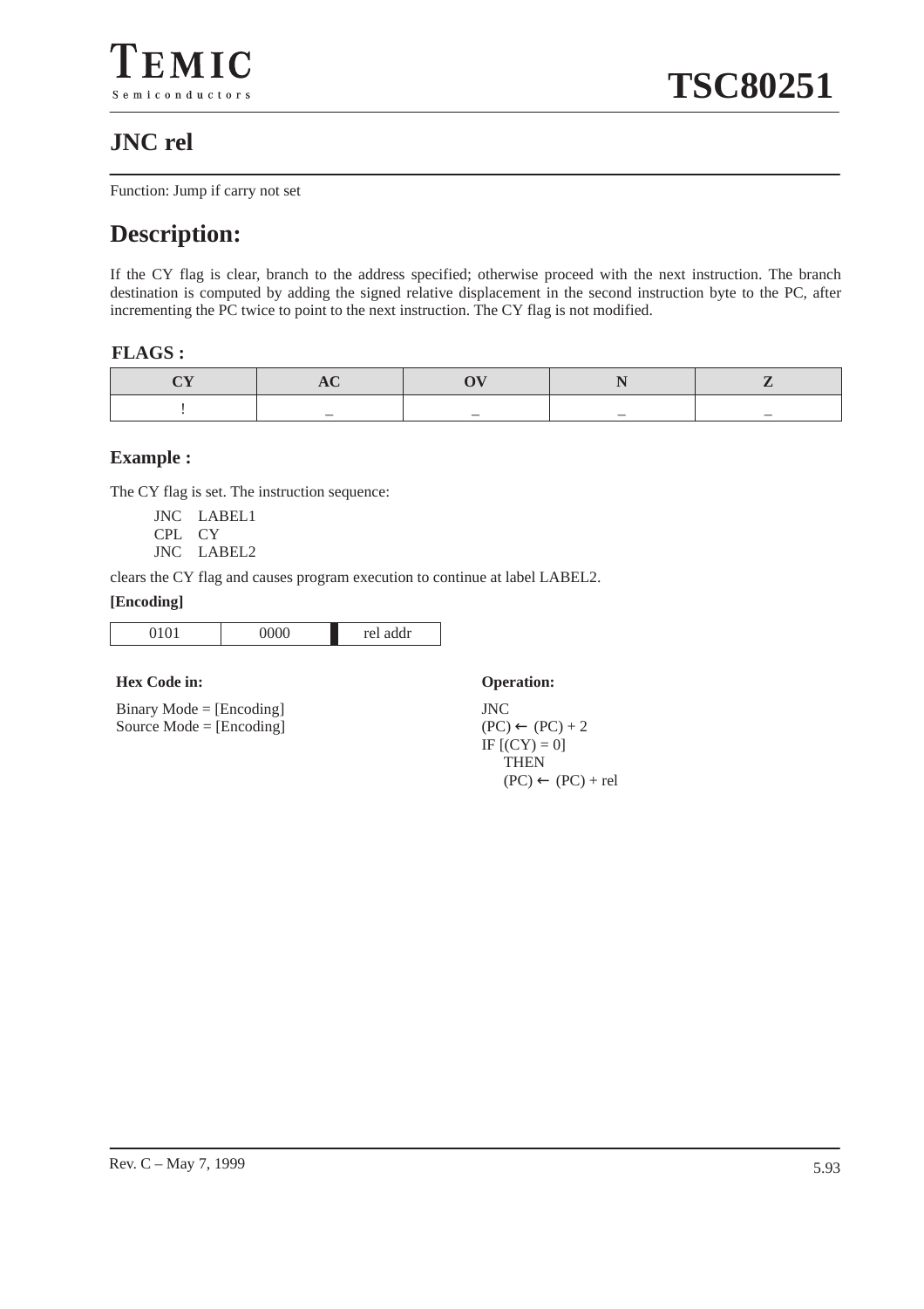# JNC rel

Function: Jump if carry not set

## Description:

If the CY flag is clear, branch to the address specified; otherwise proceed with the next instruction. The branch destination is computed by adding the signed relative displacement in the second instruction byte to the PC, after incrementing the PC twice to point to the next instruction. The CY flag is not modified.

### FLAGS :

| CY | AC | OV | N | Z |
|---|---|---|---|---|
| ! | – | – | – | – |

### Example :

The CY flag is set. The instruction sequence:

```
JNC   LABEL1
CPL   CY
JNC   LABEL2
```

clears the CY flag and causes program execution to continue at label LABEL2.

**[Encoding]**

| 0101 | 0000 | rel addr |
|---|---|---|

**Hex Code in:**

Binary Mode = [Encoding]
Source Mode = [Encoding]

**Operation:**

JNC
(PC) ← (PC) + 2
IF [(CY) = 0]
  THEN
  (PC) ← (PC) + rel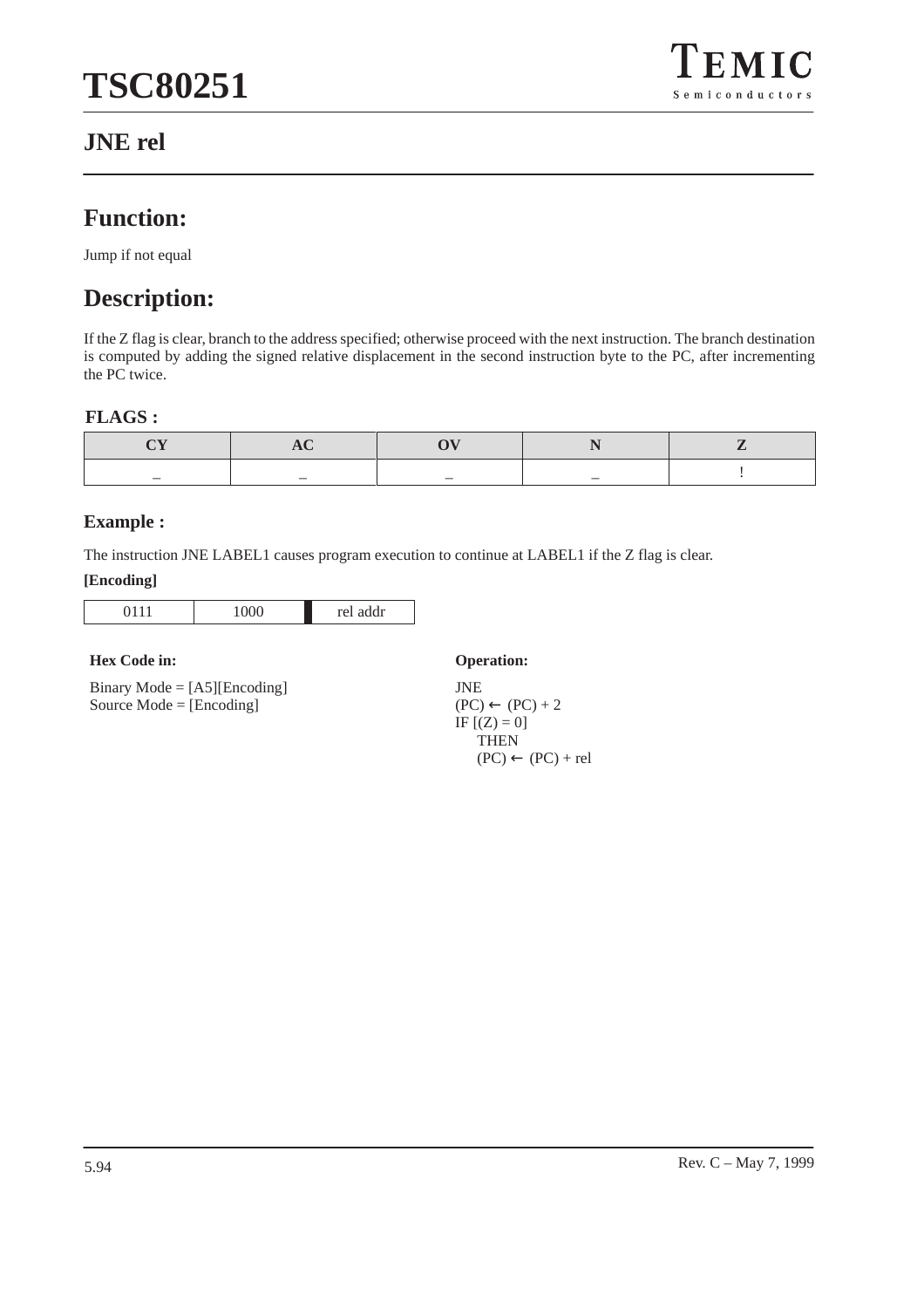## JNE rel

# Function:

Jump if not equal

# Description:

If the Z flag is clear, branch to the address specified; otherwise proceed with the next instruction. The branch destination is computed by adding the signed relative displacement in the second instruction byte to the PC, after incrementing the PC twice.

### FLAGS :

| CY | AC | OV | N | Z |
|---|---|---|---|---|
| – | – | – | – | ! |

### Example :

The instruction JNE LABEL1 causes program execution to continue at LABEL1 if the Z flag is clear.

**[Encoding]**

| 0111 | 1000 | rel addr |
|---|---|---|

**Hex Code in:**

Binary Mode = [A5][Encoding]
Source Mode = [Encoding]

**Operation:**

JNE
(PC) ← (PC) + 2
IF [(Z) = 0]
THEN
(PC) ← (PC) + rel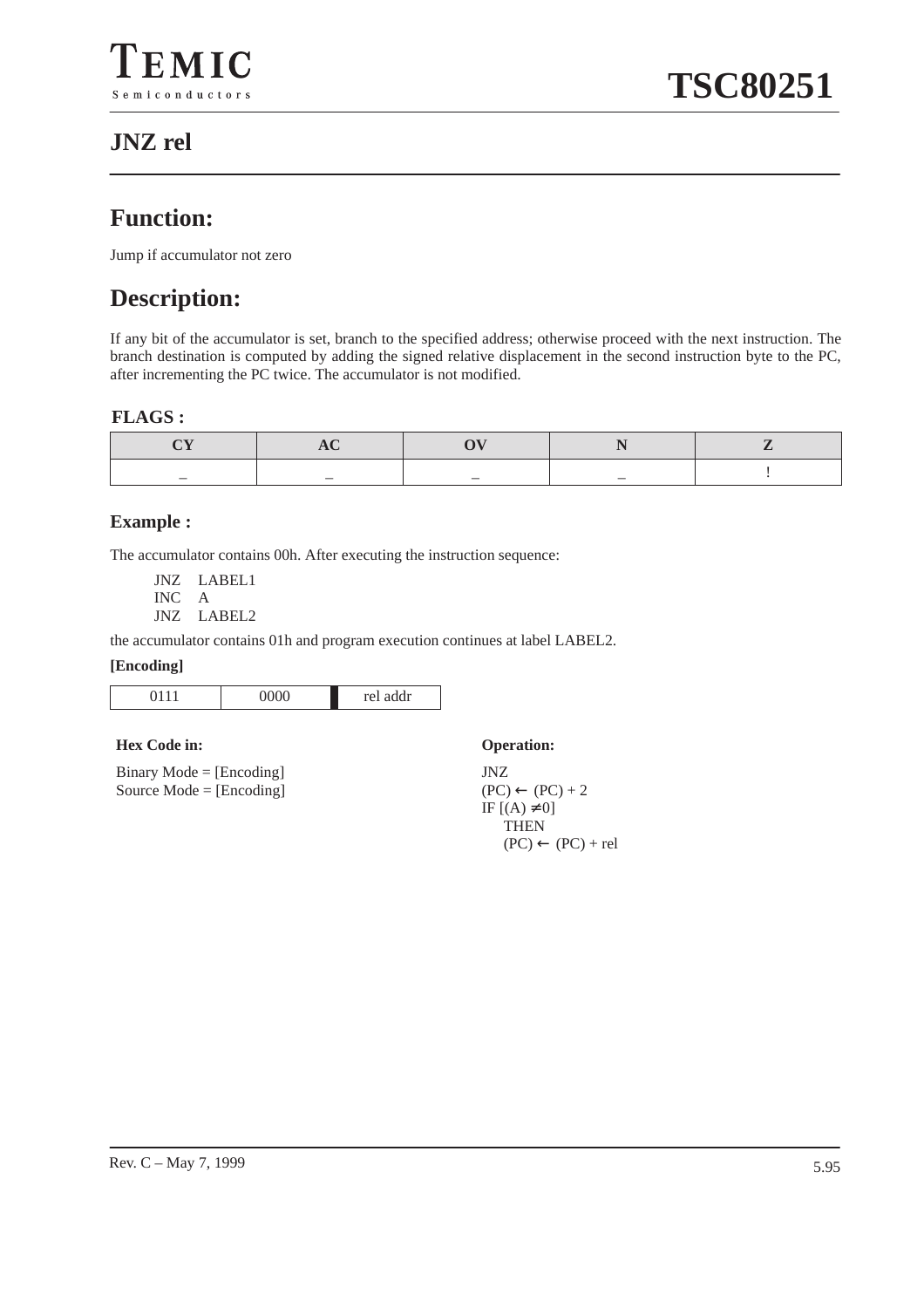## JNZ rel

## Function:

Jump if accumulator not zero

## Description:

If any bit of the accumulator is set, branch to the specified address; otherwise proceed with the next instruction. The branch destination is computed by adding the signed relative displacement in the second instruction byte to the PC, after incrementing the PC twice. The accumulator is not modified.

### FLAGS :

| CY | AC | OV | N | Z |
|---|---|---|---|---|
| – | – | – | – | ! |

### Example :

The accumulator contains 00h. After executing the instruction sequence:

```
JNZ   LABEL1
INC   A
JNZ   LABEL2
```

the accumulator contains 01h and program execution continues at label LABEL2.

**[Encoding]**

| 0111 | 0000 | rel addr |
|---|---|---|

**Hex Code in:**

Binary Mode = [Encoding]
Source Mode = [Encoding]

**Operation:**

JNZ
(PC) ← (PC) + 2
IF [(A) ≠ 0]
  THEN
  (PC) ← (PC) + rel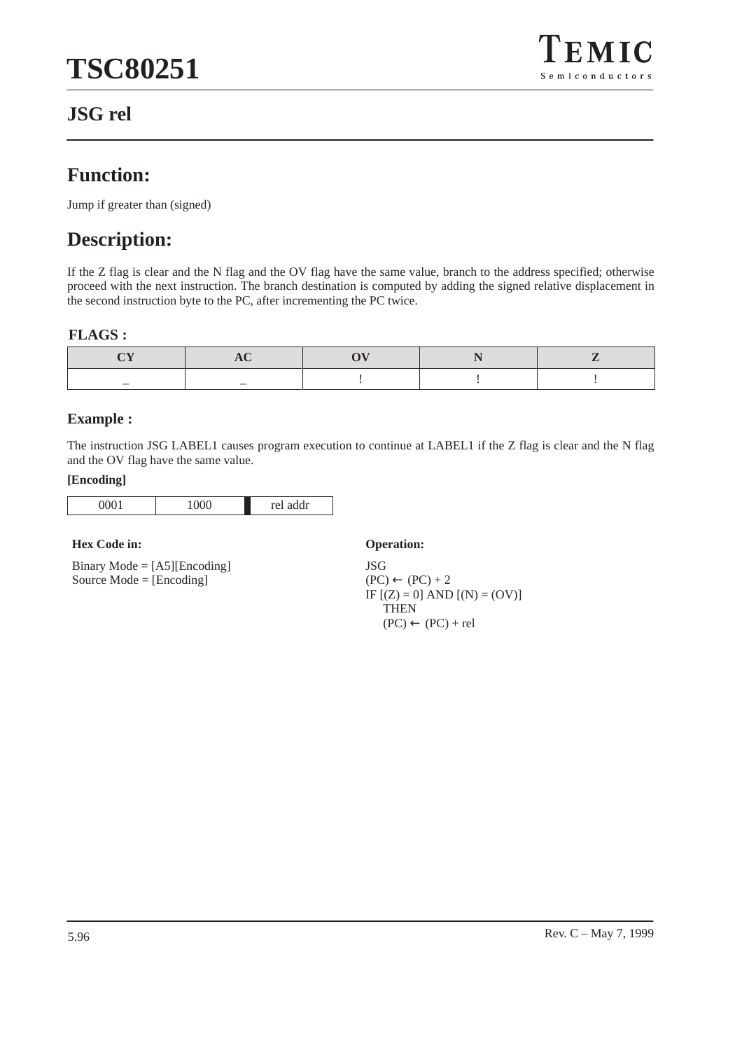# JSG rel

## Function:

Jump if greater than (signed)

## Description:

If the Z flag is clear and the N flag and the OV flag have the same value, branch to the address specified; otherwise proceed with the next instruction. The branch destination is computed by adding the signed relative displacement in the second instruction byte to the PC, after incrementing the PC twice.

### FLAGS :

| CY | AC | OV | N | Z |
| --- | --- | --- | --- | --- |
| – | – | ! | ! | ! |

### Example :

The instruction JSG LABEL1 causes program execution to continue at LABEL1 if the Z flag is clear and the N flag and the OV flag have the same value.

**[Encoding]**

| 0001 | 1000 | rel addr |
| --- | --- | --- |

**Hex Code in:**

Binary Mode = [A5][Encoding]
Source Mode = [Encoding]

**Operation:**

JSG
(PC) ← (PC) + 2
IF [(Z) = 0] AND [(N) = (OV)]
  THEN
  (PC) ← (PC) + rel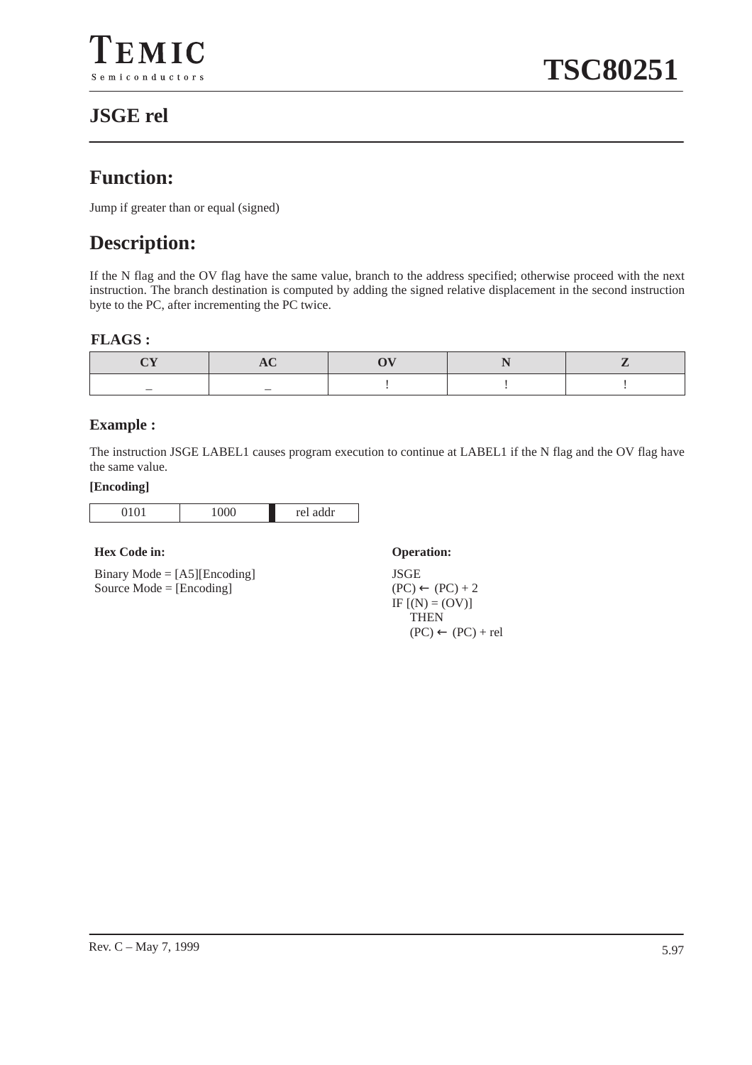# JSGE rel

## Function:

Jump if greater than or equal (signed)

## Description:

If the N flag and the OV flag have the same value, branch to the address specified; otherwise proceed with the next instruction. The branch destination is computed by adding the signed relative displacement in the second instruction byte to the PC, after incrementing the PC twice.

### FLAGS :

| CY | AC | OV | N | Z |
|---|---|---|---|---|
| – | – | ! | ! | ! |

### Example :

The instruction JSGE LABEL1 causes program execution to continue at LABEL1 if the N flag and the OV flag have the same value.

**[Encoding]**

| 0101 | 1000 | rel addr |
|---|---|---|

**Hex Code in:**

Binary Mode = [A5][Encoding]
Source Mode = [Encoding]

**Operation:**

JSGE
(PC) ← (PC) + 2
IF [(N) = (OV)]
  THEN
  (PC) ← (PC) + rel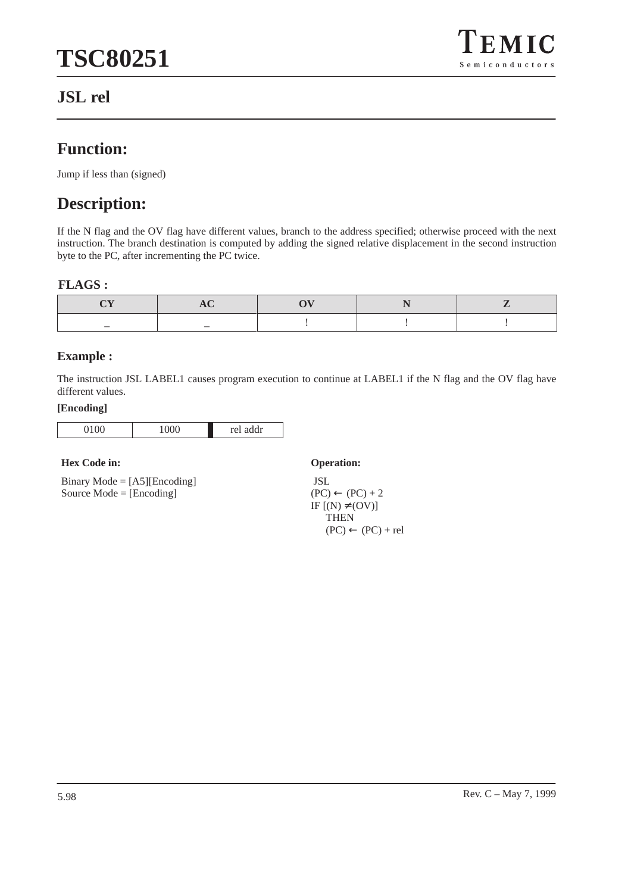## JSL rel

# Function:

Jump if less than (signed)

# Description:

If the N flag and the OV flag have different values, branch to the address specified; otherwise proceed with the next instruction. The branch destination is computed by adding the signed relative displacement in the second instruction byte to the PC, after incrementing the PC twice.

### FLAGS :

| CY | AC | OV | N | Z |
|---|---|---|---|---|
| – | – | ! | ! | ! |

### Example :

The instruction JSL LABEL1 causes program execution to continue at LABEL1 if the N flag and the OV flag have different values.

**[Encoding]**

| 0100 | 1000 | rel addr |
|---|---|---|

**Hex Code in:**

Binary Mode = [A5][Encoding]
Source Mode = [Encoding]

**Operation:**

JSL
(PC) ← (PC) + 2
IF [(N) ≠ (OV)]
THEN
(PC) ← (PC) + rel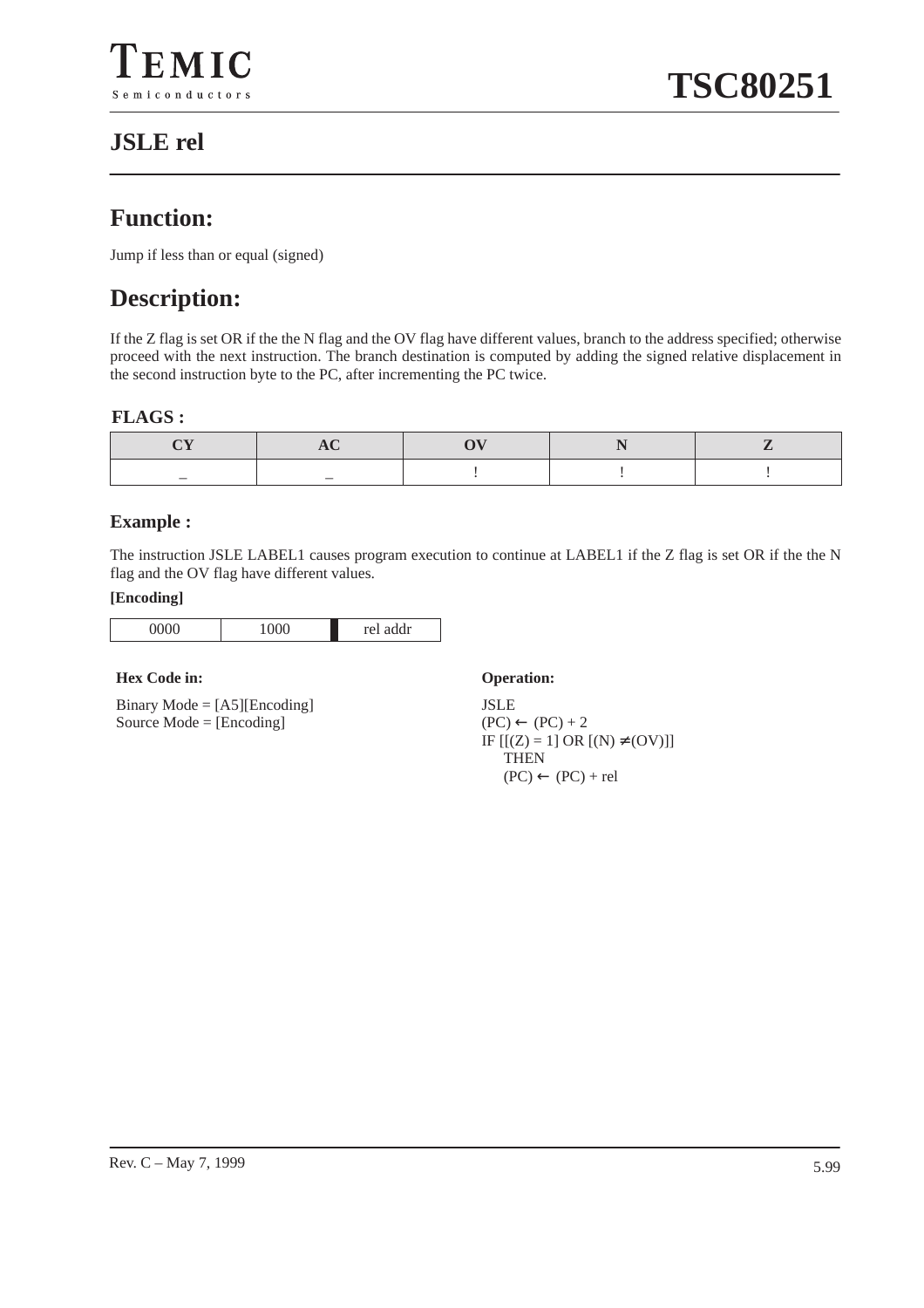## JSLE rel

## Function:

Jump if less than or equal (signed)

## Description:

If the Z flag is set OR if the the N flag and the OV flag have different values, branch to the address specified; otherwise proceed with the next instruction. The branch destination is computed by adding the signed relative displacement in the second instruction byte to the PC, after incrementing the PC twice.

### FLAGS :

| CY | AC | OV | N | Z |
|---|---|---|---|---|
| – | – | ! | ! | ! |

### Example :

The instruction JSLE LABEL1 causes program execution to continue at LABEL1 if the Z flag is set OR if the the N flag and the OV flag have different values.

**[Encoding]**

| 0000 | 1000 | rel addr |
|---|---|---|

**Hex Code in:**

Binary Mode = [A5][Encoding]
Source Mode = [Encoding]

**Operation:**

JSLE
(PC) ← (PC) + 2
IF [[(Z) = 1] OR [(N) ≠ (OV)]]
  THEN
  (PC) ← (PC) + rel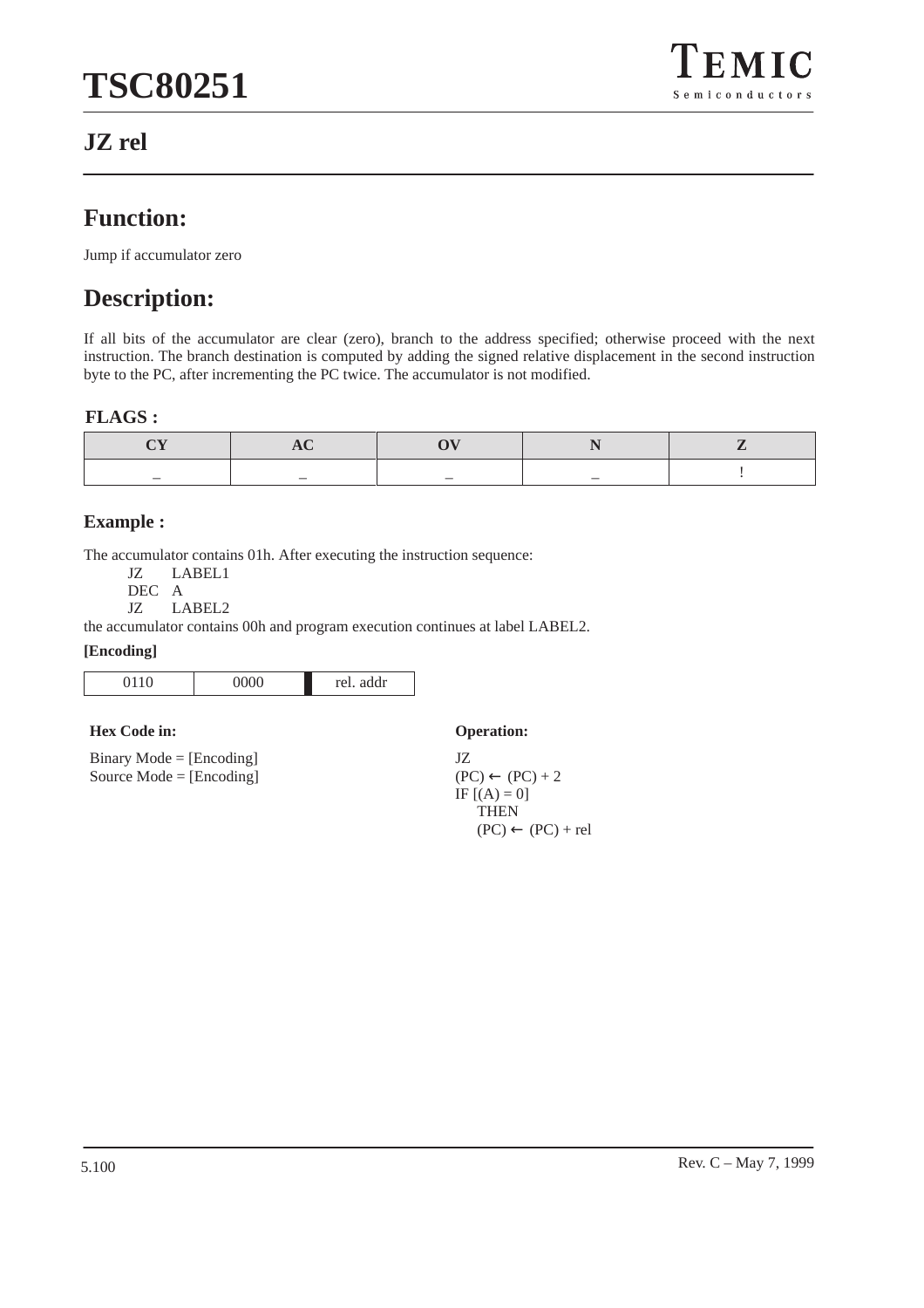## JZ rel

## Function:

Jump if accumulator zero

## Description:

If all bits of the accumulator are clear (zero), branch to the address specified; otherwise proceed with the next instruction. The branch destination is computed by adding the signed relative displacement in the second instruction byte to the PC, after incrementing the PC twice. The accumulator is not modified.

### FLAGS :

| CY | AC | OV | N | Z |
|---|---|---|---|---|
| – | – | – | – | ! |

### Example :

The accumulator contains 01h. After executing the instruction sequence:

```
JZ    LABEL1
DEC   A
JZ    LABEL2
```

the accumulator contains 00h and program execution continues at label LABEL2.

**[Encoding]**

| 0110 | 0000 | rel. addr |
|---|---|---|

**Hex Code in:**

Binary Mode = [Encoding]
Source Mode = [Encoding]

**Operation:**

JZ
(PC) ← (PC) + 2
IF [(A) = 0]
  THEN
  (PC) ← (PC) + rel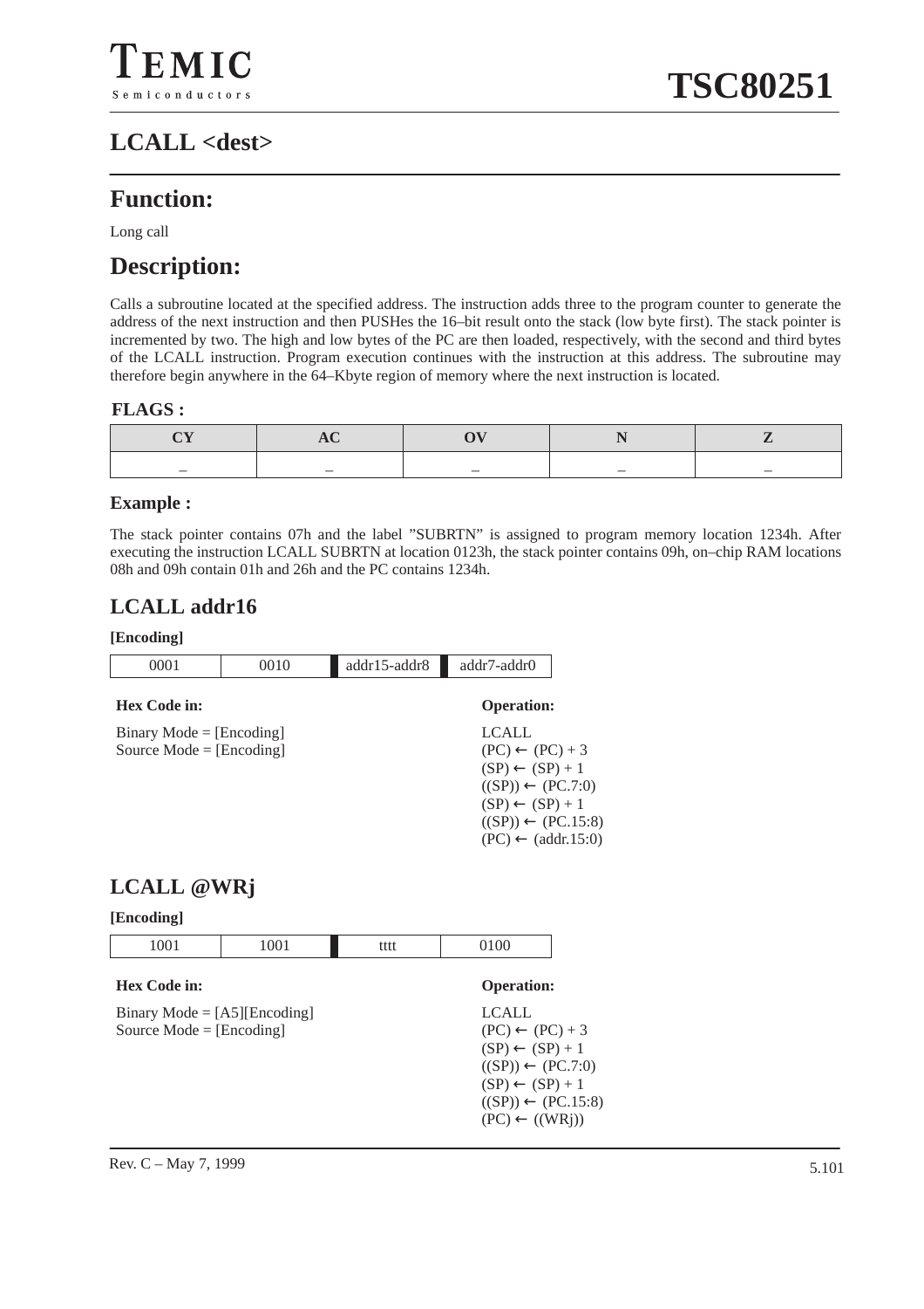## LCALL <dest>

## Function:

Long call

## Description:

Calls a subroutine located at the specified address. The instruction adds three to the program counter to generate the address of the next instruction and then PUSHes the 16–bit result onto the stack (low byte first). The stack pointer is incremented by two. The high and low bytes of the PC are then loaded, respectively, with the second and third bytes of the LCALL instruction. Program execution continues with the instruction at this address. The subroutine may therefore begin anywhere in the 64–Kbyte region of memory where the next instruction is located.

**FLAGS :**

| CY | AC | OV | N | Z |
|---|---|---|---|---|
| – | – | – | – | – |

**Example :**

The stack pointer contains 07h and the label ”SUBRTN” is assigned to program memory location 1234h. After executing the instruction LCALL SUBRTN at location 0123h, the stack pointer contains 09h, on–chip RAM locations 08h and 09h contain 01h and 26h and the PC contains 1234h.

## LCALL addr16

**[Encoding]**

| 0001 | 0010 | addr15-addr8 | addr7-addr0 |
|---|---|---|---|

**Hex Code in:**

Binary Mode = [Encoding]
Source Mode = [Encoding]

**Operation:**

LCALL
(PC) ← (PC) + 3
(SP) ← (SP) + 1
((SP)) ← (PC.7:0)
(SP) ← (SP) + 1
((SP)) ← (PC.15:8)
(PC) ← (addr.15:0)

## LCALL @WRj

**[Encoding]**

| 1001 | 1001 | tttt | 0100 |
|---|---|---|---|

**Hex Code in:**

Binary Mode = [A5][Encoding]
Source Mode = [Encoding]

**Operation:**

LCALL
(PC) ← (PC) + 3
(SP) ← (SP) + 1
((SP)) ← (PC.7:0)
(SP) ← (SP) + 1
((SP)) ← (PC.15:8)
(PC) ← ((WRj))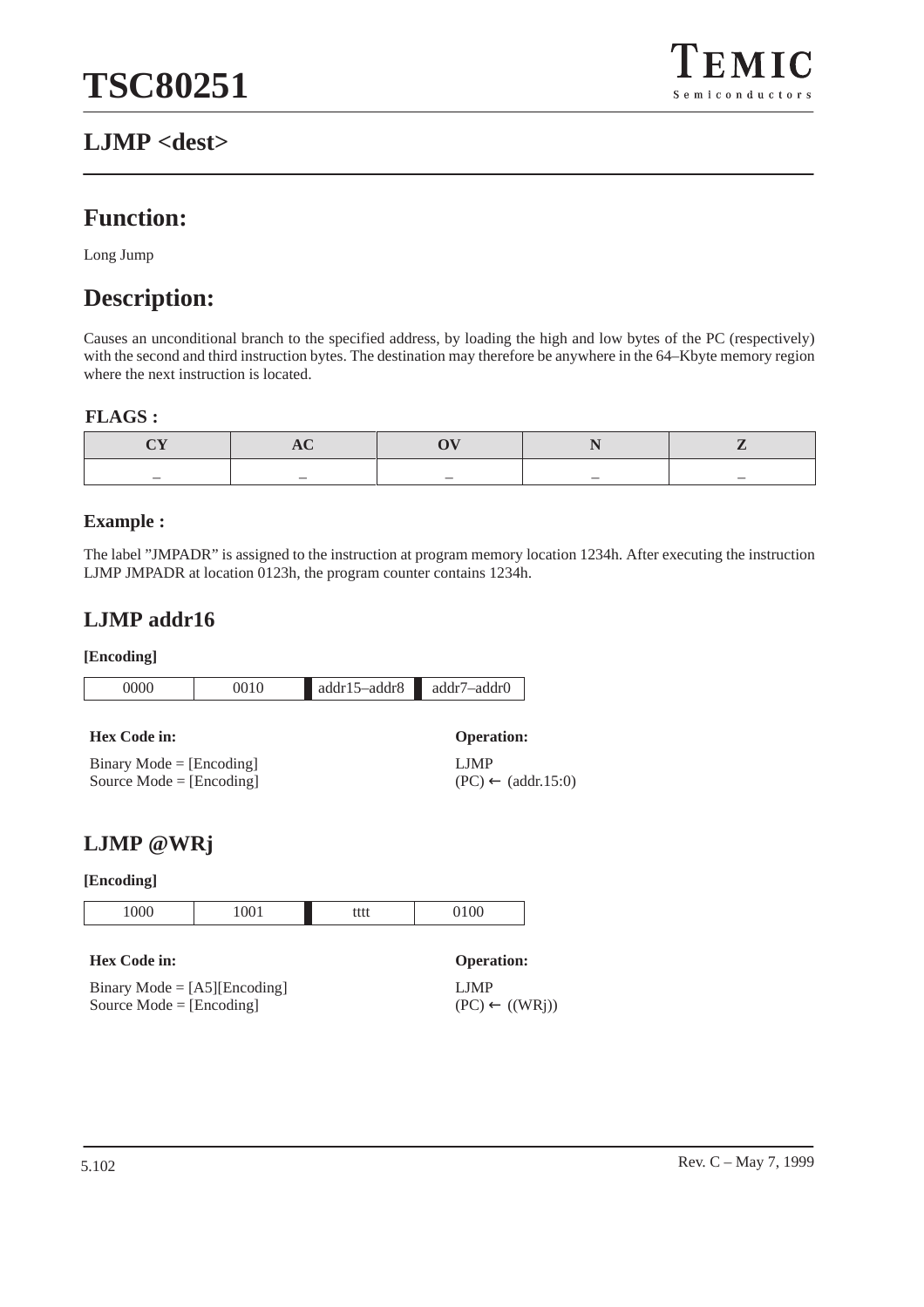## LJMP <dest>

## Function:

Long Jump

## Description:

Causes an unconditional branch to the specified address, by loading the high and low bytes of the PC (respectively) with the second and third instruction bytes. The destination may therefore be anywhere in the 64–Kbyte memory region where the next instruction is located.

### FLAGS :

| CY | AC | OV | N | Z |
|---|---|---|---|---|
| – | – | – | – | – |

### Example :

The label ”JMPADR” is assigned to the instruction at program memory location 1234h. After executing the instruction LJMP JMPADR at location 0123h, the program counter contains 1234h.

## LJMP addr16

**[Encoding]**

| 0000 | 0010 | addr15–addr8 | addr7–addr0 |
|---|---|---|---|

**Hex Code in:**

Binary Mode = [Encoding]
Source Mode = [Encoding]

**Operation:**

LJMP
(PC) ← (addr.15:0)

## LJMP @WRj

**[Encoding]**

| 1000 | 1001 | tttt | 0100 |
|---|---|---|---|

**Hex Code in:**

Binary Mode = [A5][Encoding]
Source Mode = [Encoding]

**Operation:**

LJMP
(PC) ← ((WRj))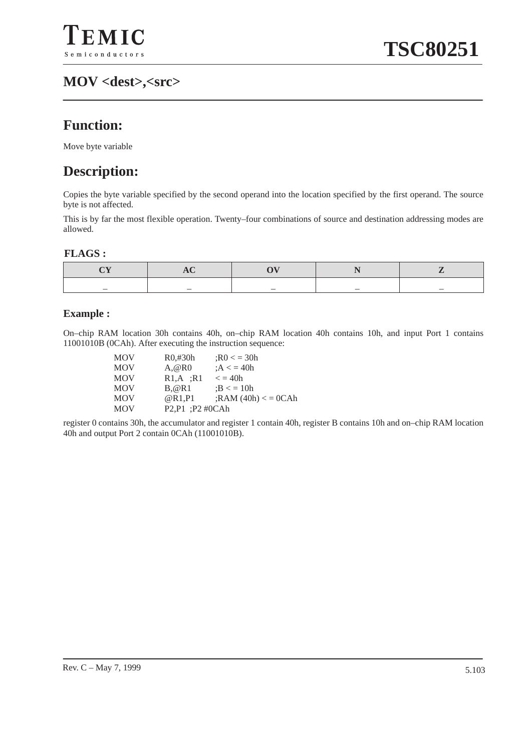## MOV <dest>,<src>

## Function:

Move byte variable

## Description:

Copies the byte variable specified by the second operand into the location specified by the first operand. The source byte is not affected.

This is by far the most flexible operation. Twenty–four combinations of source and destination addressing modes are allowed.

### FLAGS :

| CY | AC | OV | N | Z |
|---|---|---|---|---|
| – | – | – | – | – |

### Example :

On–chip RAM location 30h contains 40h, on–chip RAM location 40h contains 10h, and input Port 1 contains 11001010B (0CAh). After executing the instruction sequence:

```
MOV     R0,#30h     ;R0 < = 30h
MOV     A,@R0       ;A < = 40h
MOV     R1,A  ;R1   < = 40h
MOV     B,@R1       ;B < = 10h
MOV     @R1,P1      ;RAM (40h) < = 0CAh
MOV     P2,P1  ;P2 #0CAh
```

register 0 contains 30h, the accumulator and register 1 contain 40h, register B contains 10h and on–chip RAM location 40h and output Port 2 contain 0CAh (11001010B).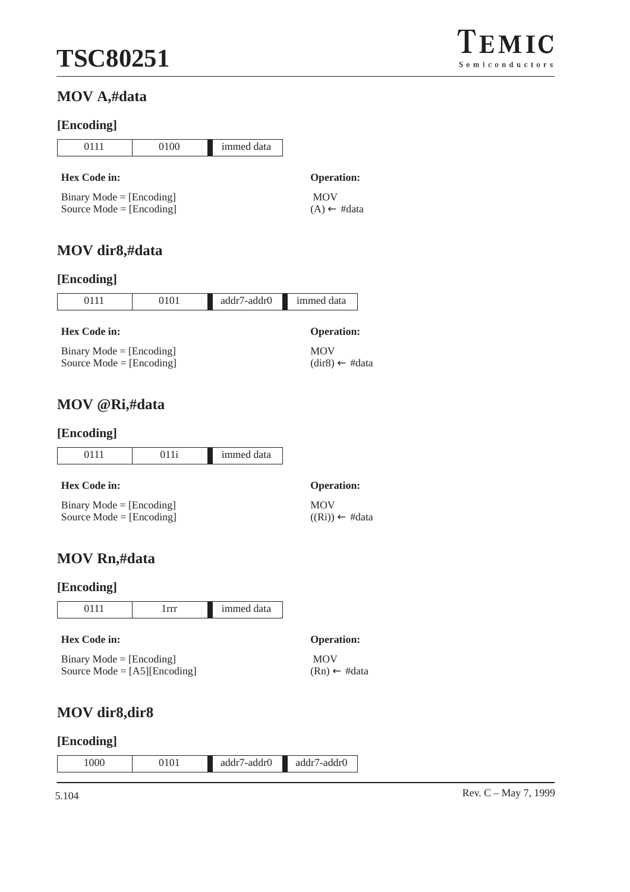## MOV A,#data

### [Encoding]

| 0111 | 0100 | immed data |
|---|---|---|

**Hex Code in:**

Binary Mode = [Encoding]
Source Mode = [Encoding]

**Operation:**

MOV
(A) ← #data

## MOV dir8,#data

### [Encoding]

| 0111 | 0101 | addr7-addr0 | immed data |
|---|---|---|---|

**Hex Code in:**

Binary Mode = [Encoding]
Source Mode = [Encoding]

**Operation:**

MOV
(dir8) ← #data

## MOV @Ri,#data

### [Encoding]

| 0111 | 011i | immed data |
|---|---|---|

**Hex Code in:**

Binary Mode = [Encoding]
Source Mode = [Encoding]

**Operation:**

MOV
((Ri)) ← #data

## MOV Rn,#data

### [Encoding]

| 0111 | 1rrr | immed data |
|---|---|---|

**Hex Code in:**

Binary Mode = [Encoding]
Source Mode = [A5][Encoding]

**Operation:**

MOV
(Rn) ← #data

## MOV dir8,dir8

### [Encoding]

| 1000 | 0101 | addr7-addr0 | addr7-addr0 |
|---|---|---|---|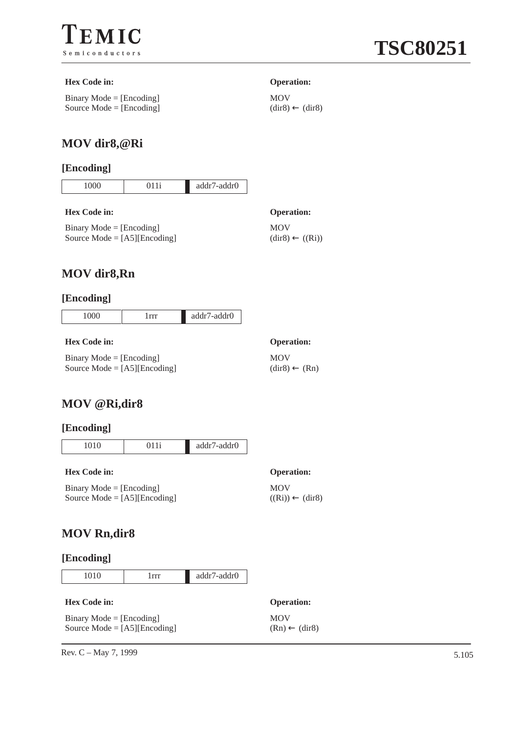**Hex Code in:**

Binary Mode = [Encoding]
Source Mode = [Encoding]

**Operation:**

MOV
(dir8) ← (dir8)

## MOV dir8,@Ri

### [Encoding]

| 1000 | 011i | addr7-addr0 |
|---|---|---|

**Hex Code in:**

Binary Mode = [Encoding]
Source Mode = [A5][Encoding]

**Operation:**

MOV
(dir8) ← ((Ri))

## MOV dir8,Rn

### [Encoding]

| 1000 | 1rrr | addr7-addr0 |
|---|---|---|

**Hex Code in:**

Binary Mode = [Encoding]
Source Mode = [A5][Encoding]

**Operation:**

MOV
(dir8) ← (Rn)

## MOV @Ri,dir8

### [Encoding]

| 1010 | 011i | addr7-addr0 |
|---|---|---|

**Hex Code in:**

Binary Mode = [Encoding]
Source Mode = [A5][Encoding]

**Operation:**

MOV
((Ri)) ← (dir8)

## MOV Rn,dir8

### [Encoding]

| 1010 | 1rrr | addr7-addr0 |
|---|---|---|

**Hex Code in:**

Binary Mode = [Encoding]
Source Mode = [A5][Encoding]

**Operation:**

MOV
(Rn) ← (dir8)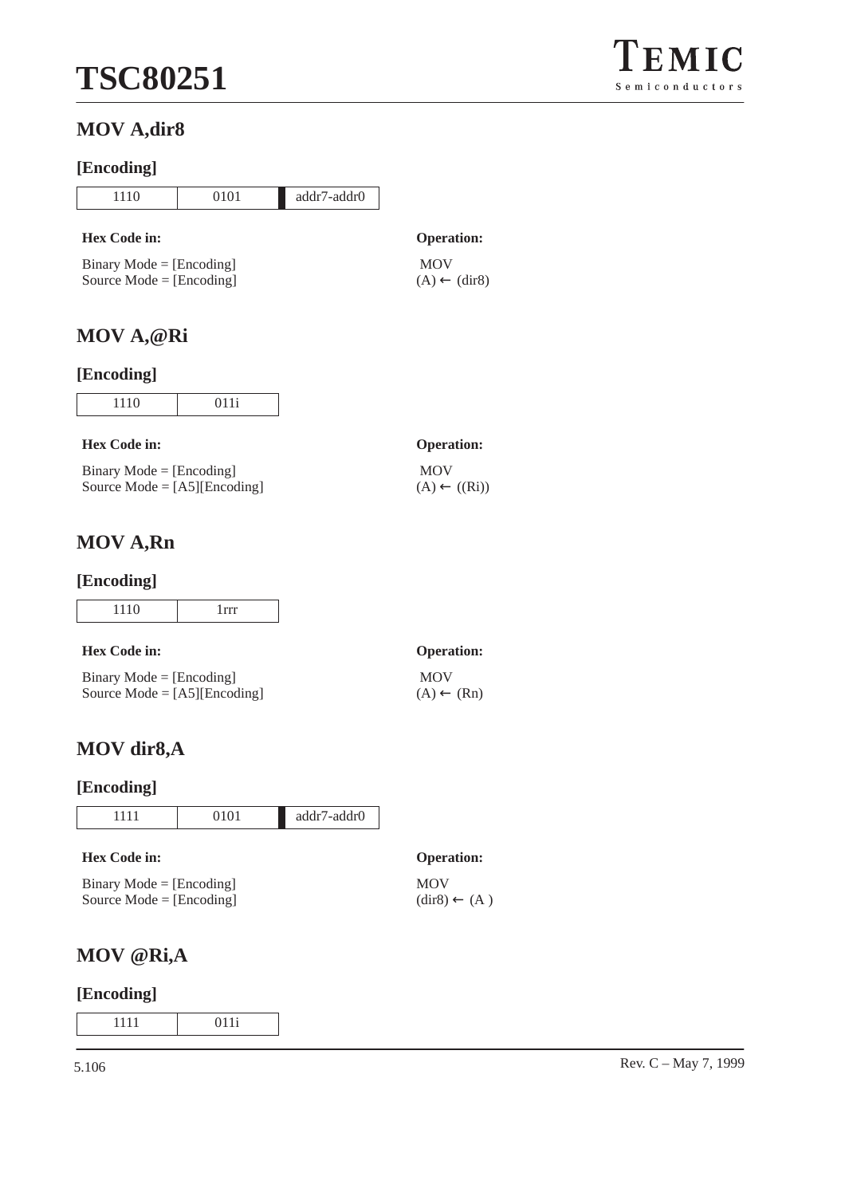## MOV A,dir8

### [Encoding]

| 1110 | 0101 | addr7-addr0 |
|---|---|---|

**Hex Code in:**

Binary Mode = [Encoding]
Source Mode = [Encoding]

**Operation:**

MOV
(A) ← (dir8)

## MOV A,@Ri

### [Encoding]

| 1110 | 011i |
|---|---|

**Hex Code in:**

Binary Mode = [Encoding]
Source Mode = [A5][Encoding]

**Operation:**

MOV
(A) ← ((Ri))

## MOV A,Rn

### [Encoding]

| 1110 | 1rrr |
|---|---|

**Hex Code in:**

Binary Mode = [Encoding]
Source Mode = [A5][Encoding]

**Operation:**

MOV
(A) ← (Rn)

## MOV dir8,A

### [Encoding]

| 1111 | 0101 | addr7-addr0 |
|---|---|---|

**Hex Code in:**

Binary Mode = [Encoding]
Source Mode = [Encoding]

**Operation:**

MOV
(dir8) ← (A )

## MOV @Ri,A

### [Encoding]

| 1111 | 011i |
|---|---|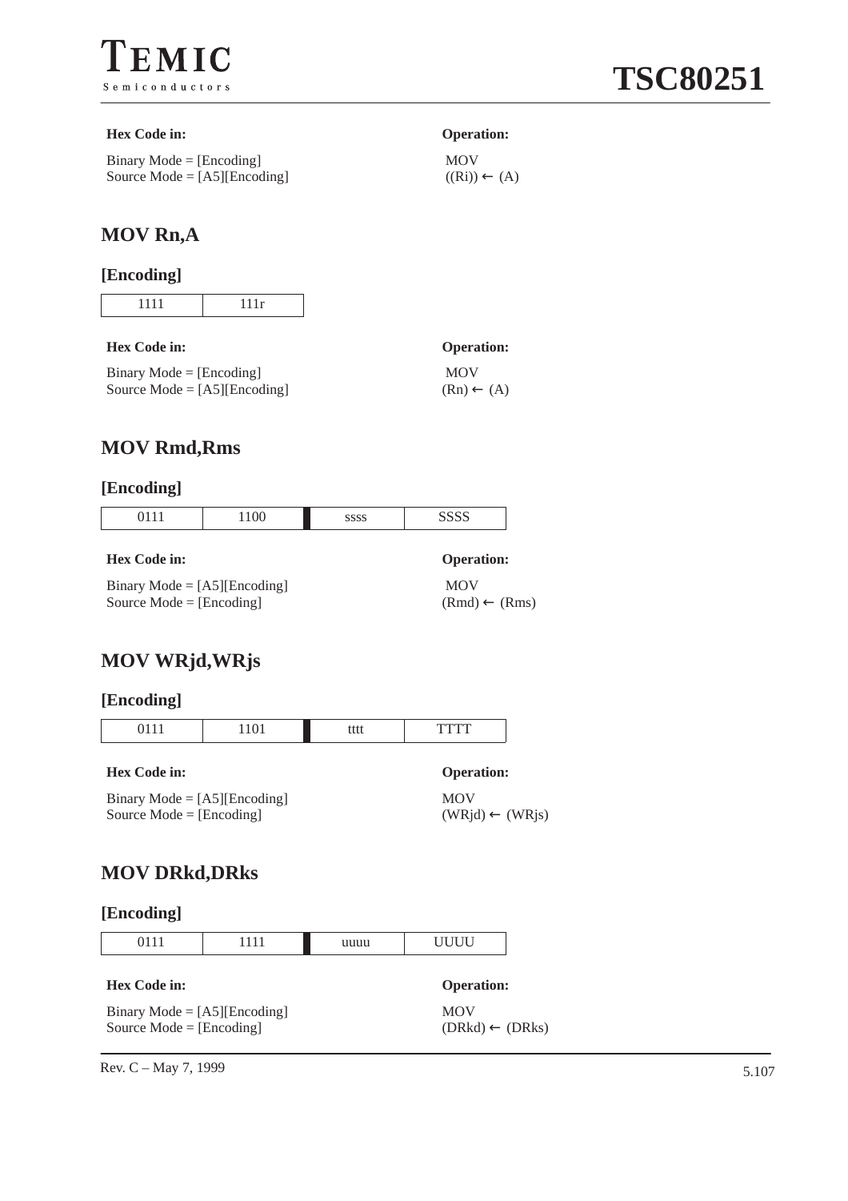| Hex Code in: | Operation: |
|---|---|
| Binary Mode = [Encoding] | MOV |
| Source Mode = [A5][Encoding] | ((Ri)) ← (A) |

## MOV Rn,A

### [Encoding]

| 1111 | 111r |
|---|---|

| Hex Code in: | Operation: |
|---|---|
| Binary Mode = [Encoding] | MOV |
| Source Mode = [A5][Encoding] | (Rn) ← (A) |

## MOV Rmd,Rms

### [Encoding]

| 0111 | 1100 | ssss | SSSS |
|---|---|---|---|

| Hex Code in: | Operation: |
|---|---|
| Binary Mode = [A5][Encoding] | MOV |
| Source Mode = [Encoding] | (Rmd) ← (Rms) |

## MOV WRjd,WRjs

### [Encoding]

| 0111 | 1101 | tttt | TTTT |
|---|---|---|---|

| Hex Code in: | Operation: |
|---|---|
| Binary Mode = [A5][Encoding] | MOV |
| Source Mode = [Encoding] | (WRjd) ← (WRjs) |

## MOV DRkd,DRks

### [Encoding]

| 0111 | 1111 | uuuu | UUUU |
|---|---|---|---|

| Hex Code in: | Operation: |
|---|---|
| Binary Mode = [A5][Encoding] | MOV |
| Source Mode = [Encoding] | (DRkd) ← (DRks) |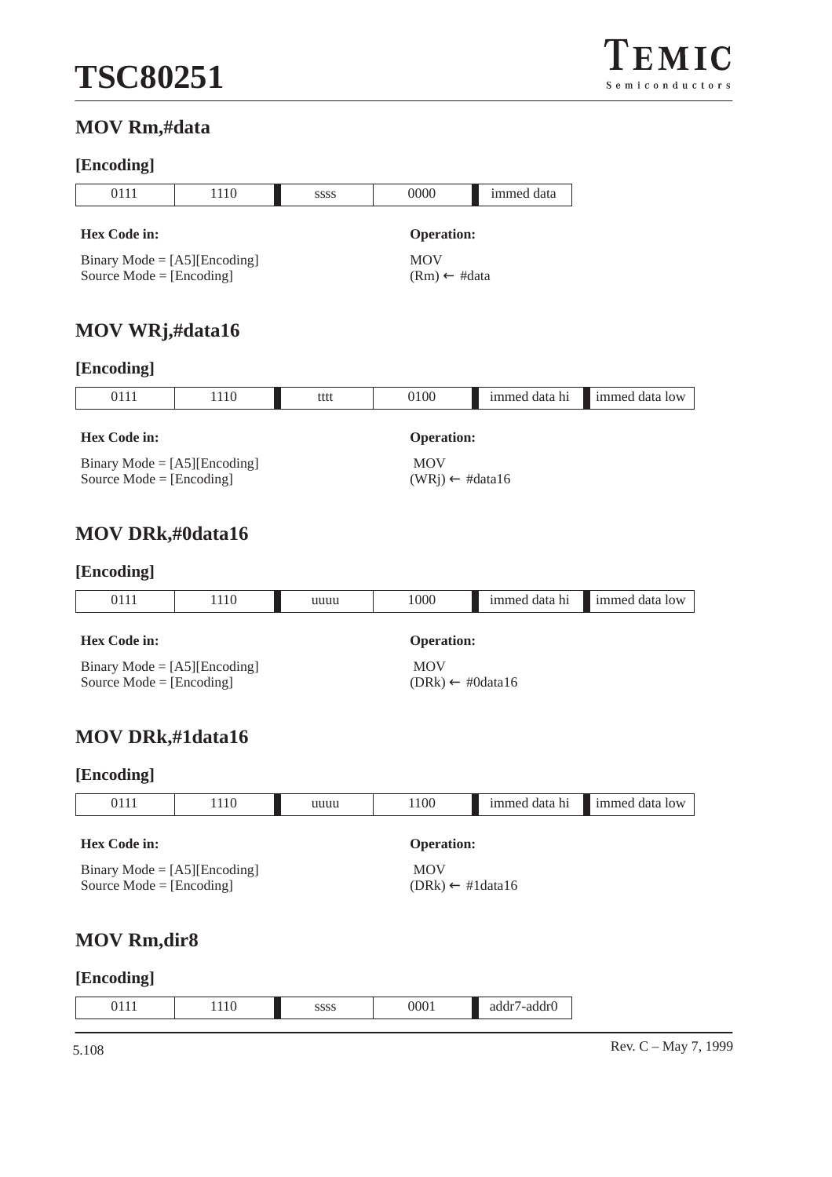## MOV Rm,#data

### [Encoding]

| 0111 | 1110 | ssss | 0000 | immed data |
|---|---|---|---|---|

**Hex Code in:**

Binary Mode = [A5][Encoding]
Source Mode = [Encoding]

**Operation:**

MOV
(Rm) ← #data

## MOV WRj,#data16

### [Encoding]

| 0111 | 1110 | tttt | 0100 | immed data hi | immed data low |
|---|---|---|---|---|---|

**Hex Code in:**

Binary Mode = [A5][Encoding]
Source Mode = [Encoding]

**Operation:**

MOV
(WRj) ← #data16

## MOV DRk,#0data16

### [Encoding]

| 0111 | 1110 | uuuu | 1000 | immed data hi | immed data low |
|---|---|---|---|---|---|

**Hex Code in:**

Binary Mode = [A5][Encoding]
Source Mode = [Encoding]

**Operation:**

MOV
(DRk) ← #0data16

## MOV DRk,#1data16

### [Encoding]

| 0111 | 1110 | uuuu | 1100 | immed data hi | immed data low |
|---|---|---|---|---|---|

**Hex Code in:**

Binary Mode = [A5][Encoding]
Source Mode = [Encoding]

**Operation:**

MOV
(DRk) ← #1data16

## MOV Rm,dir8

### [Encoding]

| 0111 | 1110 | ssss | 0001 | addr7-addr0 |
|---|---|---|---|---|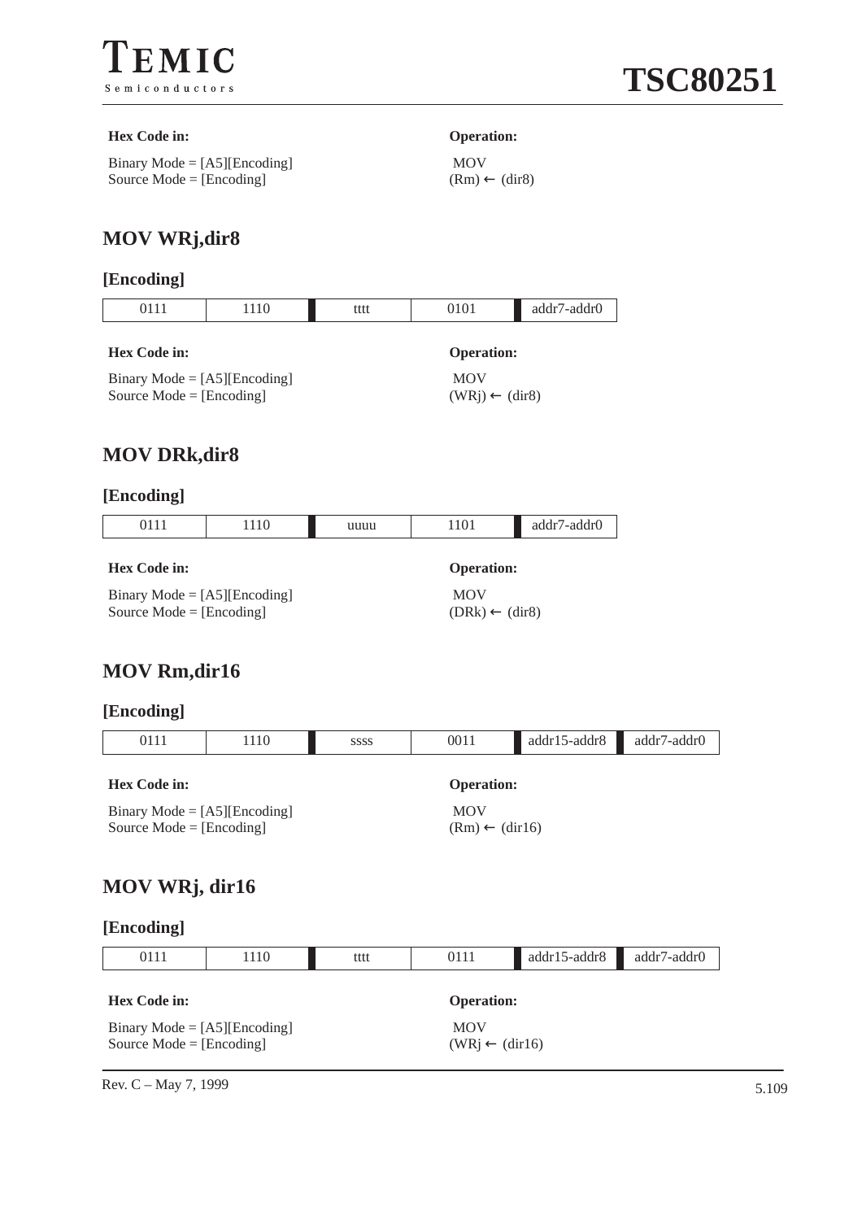**Hex Code in:**

Binary Mode = [A5][Encoding]
Source Mode = [Encoding]

**Operation:**

MOV
(Rm) ← (dir8)

## MOV WRj,dir8

### [Encoding]

| 0111 | 1110 | tttt | 0101 | addr7-addr0 |
|---|---|---|---|---|

**Hex Code in:**

Binary Mode = [A5][Encoding]
Source Mode = [Encoding]

**Operation:**

MOV
(WRj) ← (dir8)

## MOV DRk,dir8

### [Encoding]

| 0111 | 1110 | uuuu | 1101 | addr7-addr0 |
|---|---|---|---|---|

**Hex Code in:**

Binary Mode = [A5][Encoding]
Source Mode = [Encoding]

**Operation:**

MOV
(DRk) ← (dir8)

## MOV Rm,dir16

### [Encoding]

| 0111 | 1110 | ssss | 0011 | addr15-addr8 | addr7-addr0 |
|---|---|---|---|---|---|

**Hex Code in:**

Binary Mode = [A5][Encoding]
Source Mode = [Encoding]

**Operation:**

MOV
(Rm) ← (dir16)

## MOV WRj, dir16

### [Encoding]

| 0111 | 1110 | tttt | 0111 | addr15-addr8 | addr7-addr0 |
|---|---|---|---|---|---|

**Hex Code in:**

Binary Mode = [A5][Encoding]
Source Mode = [Encoding]

**Operation:**

MOV
(WRj ← (dir16)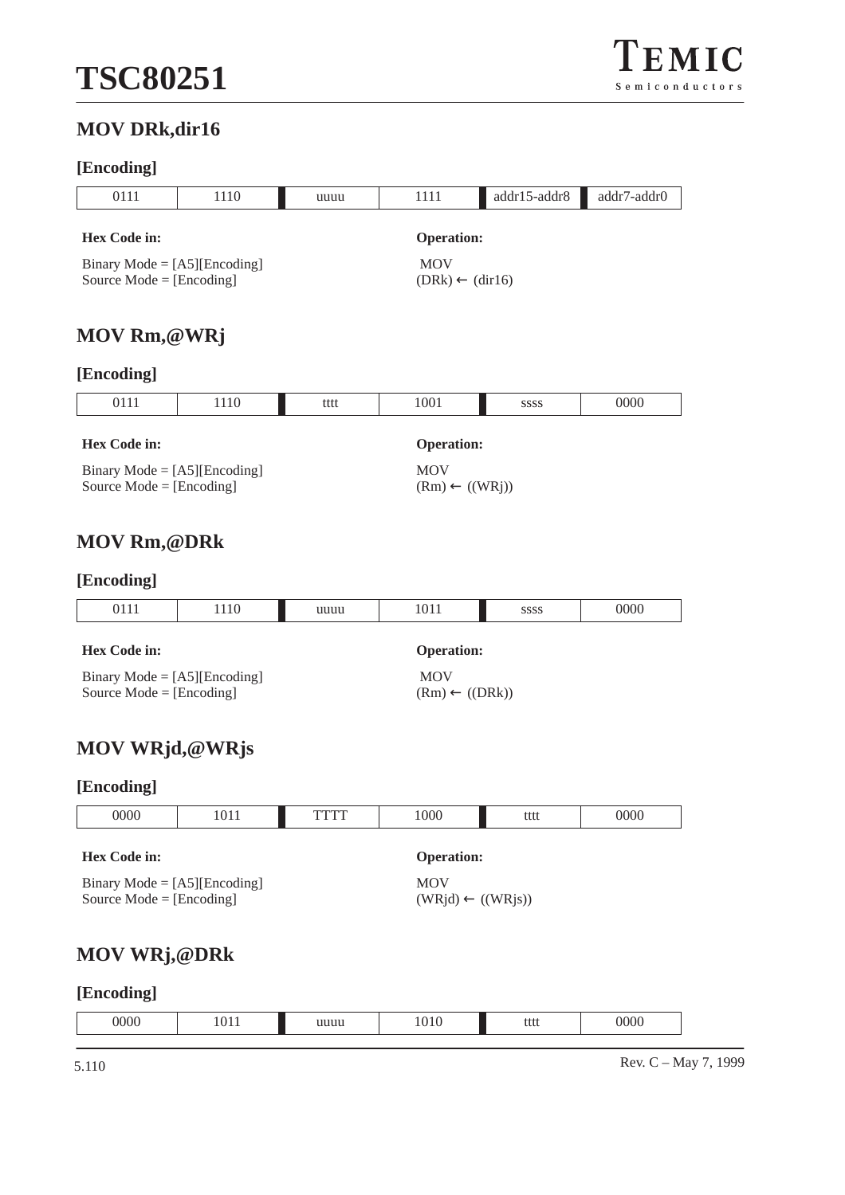## MOV DRk,dir16

### [Encoding]

| 0111 | 1110 | uuuu | 1111 | addr15-addr8 | addr7-addr0 |
|---|---|---|---|---|---|

**Hex Code in:**

Binary Mode = [A5][Encoding]
Source Mode = [Encoding]

**Operation:**

MOV
(DRk) ← (dir16)

## MOV Rm,@WRj

### [Encoding]

| 0111 | 1110 | tttt | 1001 | ssss | 0000 |
|---|---|---|---|---|---|

**Hex Code in:**

Binary Mode = [A5][Encoding]
Source Mode = [Encoding]

**Operation:**

MOV
(Rm) ← ((WRj))

## MOV Rm,@DRk

### [Encoding]

| 0111 | 1110 | uuuu | 1011 | ssss | 0000 |
|---|---|---|---|---|---|

**Hex Code in:**

Binary Mode = [A5][Encoding]
Source Mode = [Encoding]

**Operation:**

MOV
(Rm) ← ((DRk))

## MOV WRjd,@WRjs

### [Encoding]

| 0000 | 1011 | TTTT | 1000 | tttt | 0000 |
|---|---|---|---|---|---|

**Hex Code in:**

Binary Mode = [A5][Encoding]
Source Mode = [Encoding]

**Operation:**

MOV
(WRjd) ← ((WRjs))

## MOV WRj,@DRk

### [Encoding]

| 0000 | 1011 | uuuu | 1010 | tttt | 0000 |
|---|---|---|---|---|---|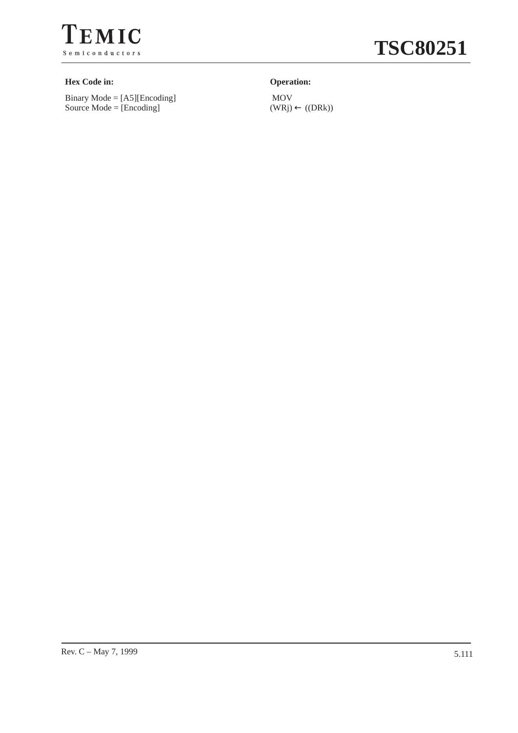**Hex Code in:**

Binary Mode = [A5][Encoding]
Source Mode = [Encoding]

**Operation:**

MOV
(WRj) ← ((DRk))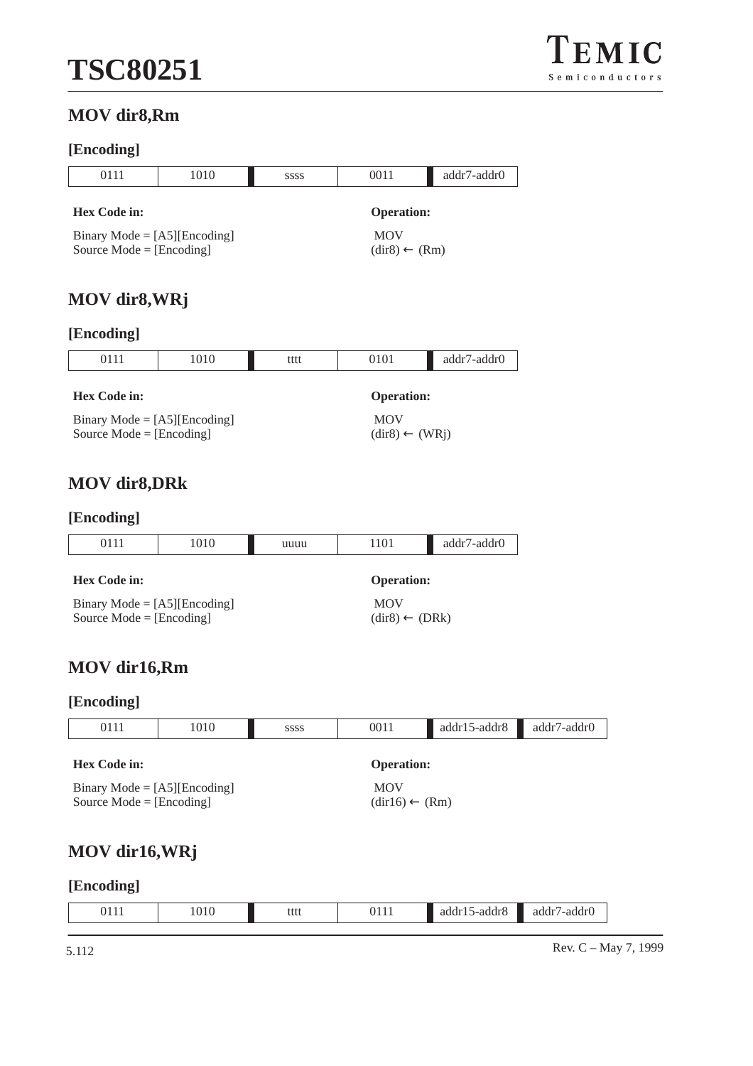## MOV dir8,Rm

### [Encoding]

| 0111 | 1010 | ssss | 0011 | addr7-addr0 |
|---|---|---|---|---|

**Hex Code in:**

Binary Mode = [A5][Encoding]
Source Mode = [Encoding]

**Operation:**

MOV
(dir8) ← (Rm)

## MOV dir8,WRj

### [Encoding]

| 0111 | 1010 | tttt | 0101 | addr7-addr0 |
|---|---|---|---|---|

**Hex Code in:**

Binary Mode = [A5][Encoding]
Source Mode = [Encoding]

**Operation:**

MOV
(dir8) ← (WRj)

## MOV dir8,DRk

### [Encoding]

| 0111 | 1010 | uuuu | 1101 | addr7-addr0 |
|---|---|---|---|---|

**Hex Code in:**

Binary Mode = [A5][Encoding]
Source Mode = [Encoding]

**Operation:**

MOV
(dir8) ← (DRk)

## MOV dir16,Rm

### [Encoding]

| 0111 | 1010 | ssss | 0011 | addr15-addr8 | addr7-addr0 |
|---|---|---|---|---|---|

**Hex Code in:**

Binary Mode = [A5][Encoding]
Source Mode = [Encoding]

**Operation:**

MOV
(dir16) ← (Rm)

## MOV dir16,WRj

### [Encoding]

| 0111 | 1010 | tttt | 0111 | addr15-addr8 | addr7-addr0 |
|---|---|---|---|---|---|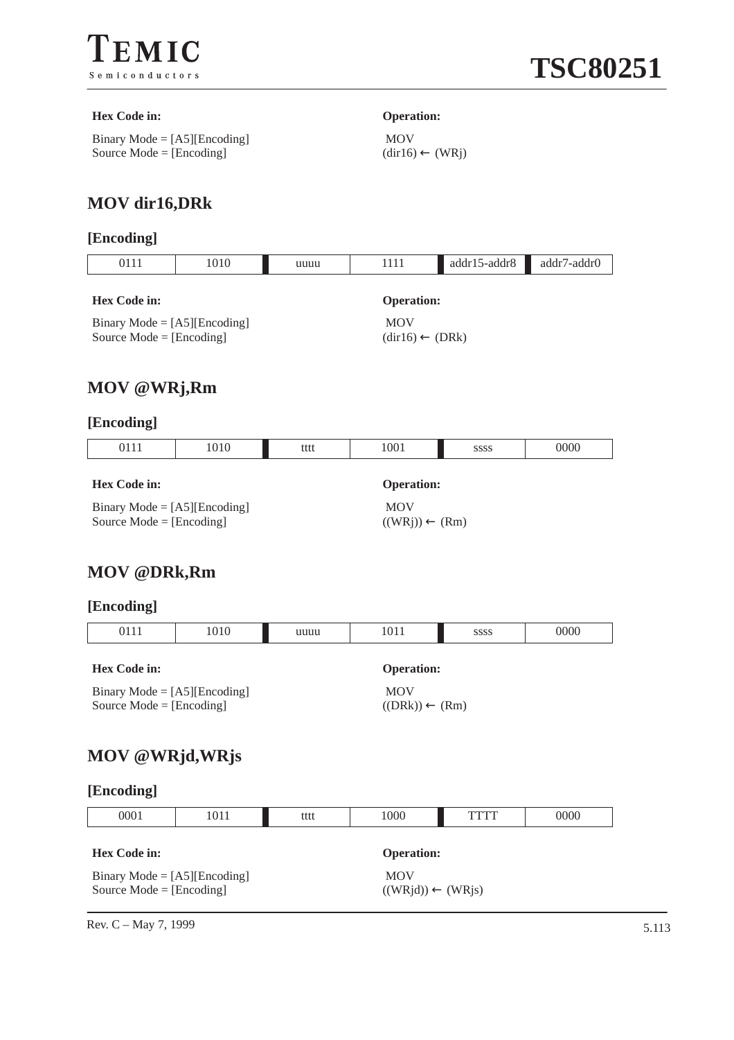**Hex Code in:**

Binary Mode = [A5][Encoding]
Source Mode = [Encoding]

**Operation:**

MOV
(dir16) ← (WRj)

## MOV dir16,DRk

**[Encoding]**

| 0111 | 1010 | uuuu | 1111 | addr15-addr8 | addr7-addr0 |
|---|---|---|---|---|---|

**Hex Code in:**

Binary Mode = [A5][Encoding]
Source Mode = [Encoding]

**Operation:**

MOV
(dir16) ← (DRk)

## MOV @WRj,Rm

**[Encoding]**

| 0111 | 1010 | tttt | 1001 | ssss | 0000 |
|---|---|---|---|---|---|

**Hex Code in:**

Binary Mode = [A5][Encoding]
Source Mode = [Encoding]

**Operation:**

MOV
((WRj)) ← (Rm)

## MOV @DRk,Rm

**[Encoding]**

| 0111 | 1010 | uuuu | 1011 | ssss | 0000 |
|---|---|---|---|---|---|

**Hex Code in:**

Binary Mode = [A5][Encoding]
Source Mode = [Encoding]

**Operation:**

MOV
((DRk)) ← (Rm)

## MOV @WRjd,WRjs

**[Encoding]**

| 0001 | 1011 | tttt | 1000 | TTTT | 0000 |
|---|---|---|---|---|---|

**Hex Code in:**

Binary Mode = [A5][Encoding]
Source Mode = [Encoding]

**Operation:**

MOV
((WRjd)) ← (WRjs)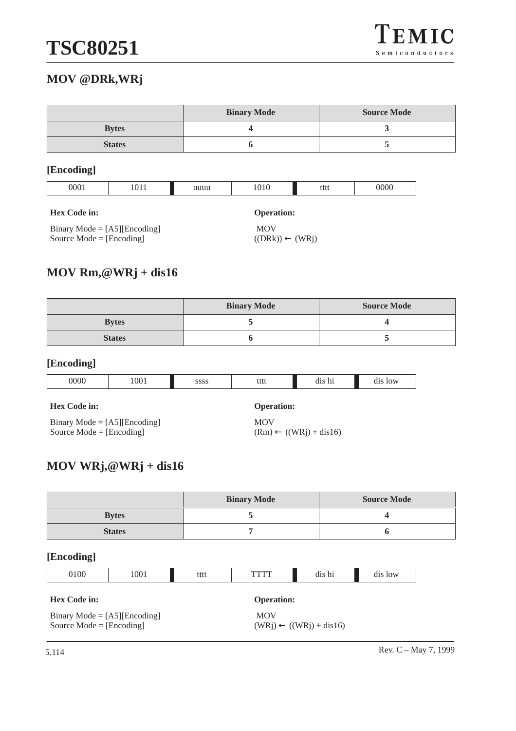## MOV @DRk,WRj

| | Binary Mode | Source Mode |
|---|---|---|
| **Bytes** | 4 | 3 |
| **States** | 6 | 5 |

**[Encoding]**

| 0001 | 1011 | uuuu | 1010 | tttt | 0000 |
|---|---|---|---|---|---|

**Hex Code in:**

Binary Mode = [A5][Encoding]
Source Mode = [Encoding]

**Operation:**

MOV
((DRk)) ← (WRj)

## MOV Rm,@WRj + dis16

| | Binary Mode | Source Mode |
|---|---|---|
| **Bytes** | 5 | 4 |
| **States** | 6 | 5 |

**[Encoding]**

| 0000 | 1001 | ssss | tttt | dis hi | dis low |
|---|---|---|---|---|---|

**Hex Code in:**

Binary Mode = [A5][Encoding]
Source Mode = [Encoding]

**Operation:**

MOV
(Rm) ← ((WRj) + dis16)

## MOV WRj,@WRj + dis16

| | Binary Mode | Source Mode |
|---|---|---|
| **Bytes** | 5 | 4 |
| **States** | 7 | 6 |

**[Encoding]**

| 0100 | 1001 | tttt | TTTT | dis hi | dis low |
|---|---|---|---|---|---|

**Hex Code in:**

Binary Mode = [A5][Encoding]
Source Mode = [Encoding]

**Operation:**

MOV
(WRj) ← ((WRj) + dis16)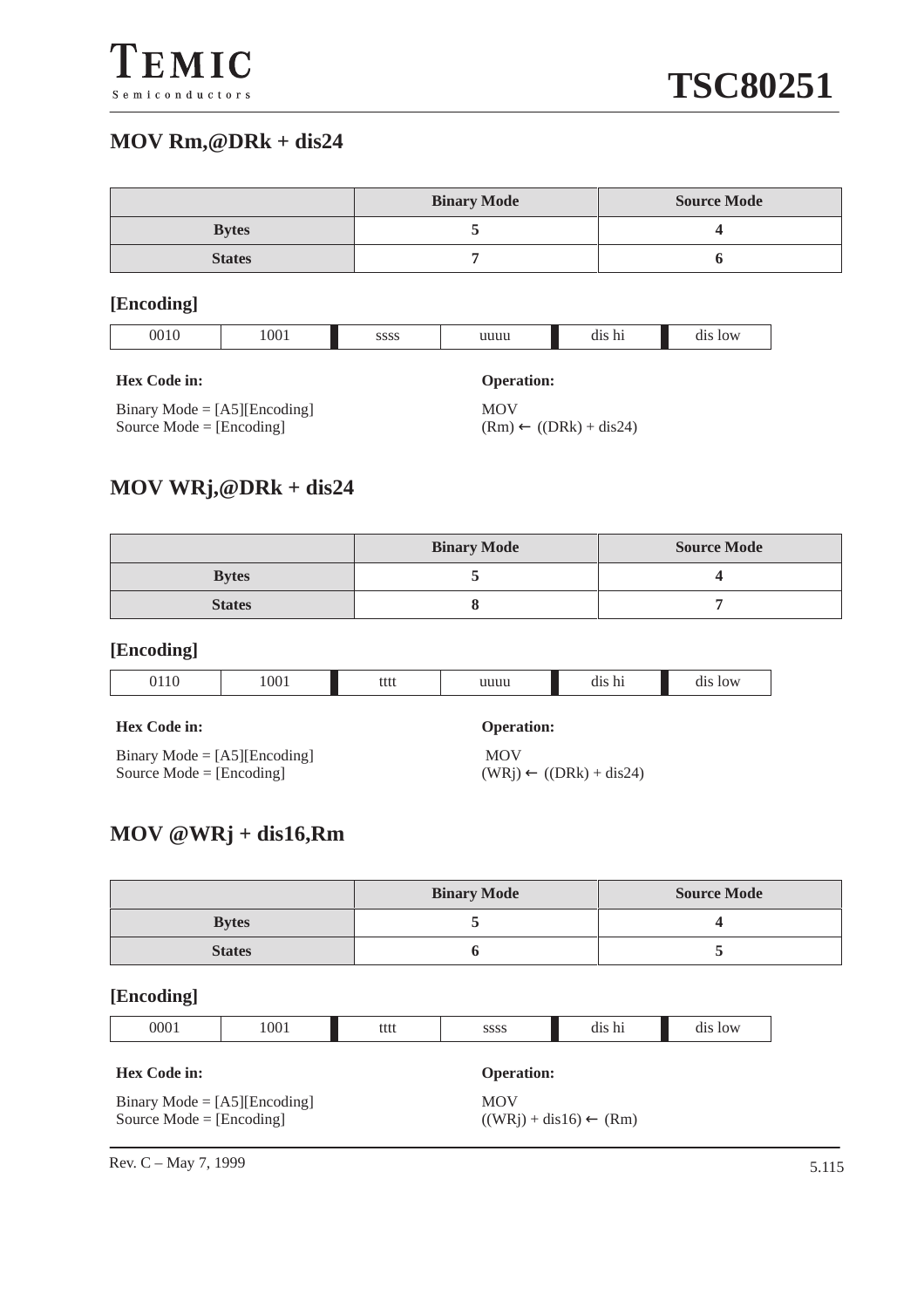## MOV Rm,@DRk + dis24

| | Binary Mode | Source Mode |
|---|---|---|
| **Bytes** | 5 | 4 |
| **States** | 7 | 6 |

**[Encoding]**

| 0010 | 1001 | ssss | uuuu | dis hi | dis low |
|---|---|---|---|---|---|

**Hex Code in:**

Binary Mode = [A5][Encoding]
Source Mode = [Encoding]

**Operation:**

MOV
(Rm) ← ((DRk) + dis24)

## MOV WRj,@DRk + dis24

| | Binary Mode | Source Mode |
|---|---|---|
| **Bytes** | 5 | 4 |
| **States** | 8 | 7 |

**[Encoding]**

| 0110 | 1001 | tttt | uuuu | dis hi | dis low |
|---|---|---|---|---|---|

**Hex Code in:**

Binary Mode = [A5][Encoding]
Source Mode = [Encoding]

**Operation:**

MOV
(WRj) ← ((DRk) + dis24)

## MOV @WRj + dis16,Rm

| | Binary Mode | Source Mode |
|---|---|---|
| **Bytes** | 5 | 4 |
| **States** | 6 | 5 |

**[Encoding]**

| 0001 | 1001 | tttt | ssss | dis hi | dis low |
|---|---|---|---|---|---|

**Hex Code in:**

Binary Mode = [A5][Encoding]
Source Mode = [Encoding]

**Operation:**

MOV
((WRj) + dis16) ← (Rm)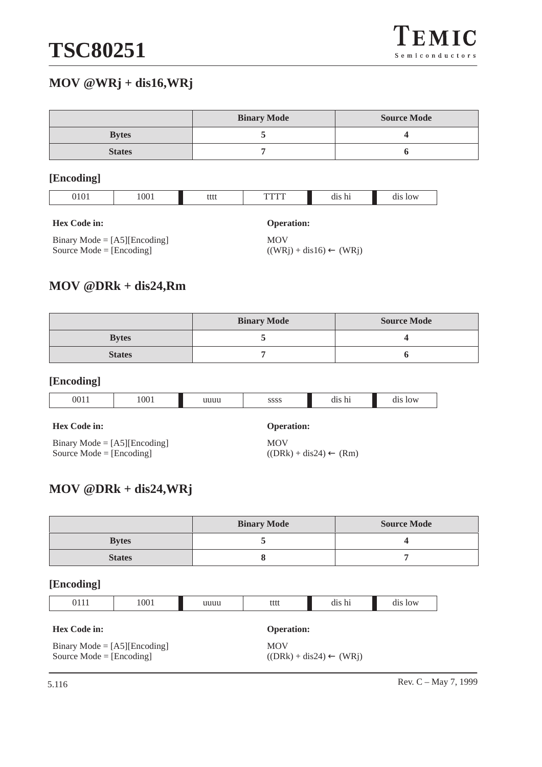## MOV @WRj + dis16,WRj

| | Binary Mode | Source Mode |
|---|---|---|
| **Bytes** | 5 | 4 |
| **States** | 7 | 6 |

### [Encoding]

| 0101 | 1001 | tttt | TTTT | dis hi | dis low |
|---|---|---|---|---|---|

**Hex Code in:**

Binary Mode = [A5][Encoding]
Source Mode = [Encoding]

**Operation:**

MOV
((WRj) + dis16) ← (WRj)

## MOV @DRk + dis24,Rm

| | Binary Mode | Source Mode |
|---|---|---|
| **Bytes** | 5 | 4 |
| **States** | 7 | 6 |

### [Encoding]

| 0011 | 1001 | uuuu | ssss | dis hi | dis low |
|---|---|---|---|---|---|

**Hex Code in:**

Binary Mode = [A5][Encoding]
Source Mode = [Encoding]

**Operation:**

MOV
((DRk) + dis24) ← (Rm)

## MOV @DRk + dis24,WRj

| | Binary Mode | Source Mode |
|---|---|---|
| **Bytes** | 5 | 4 |
| **States** | 8 | 7 |

### [Encoding]

| 0111 | 1001 | uuuu | tttt | dis hi | dis low |
|---|---|---|---|---|---|

**Hex Code in:**

Binary Mode = [A5][Encoding]
Source Mode = [Encoding]

**Operation:**

MOV
((DRk) + dis24) ← (WRj)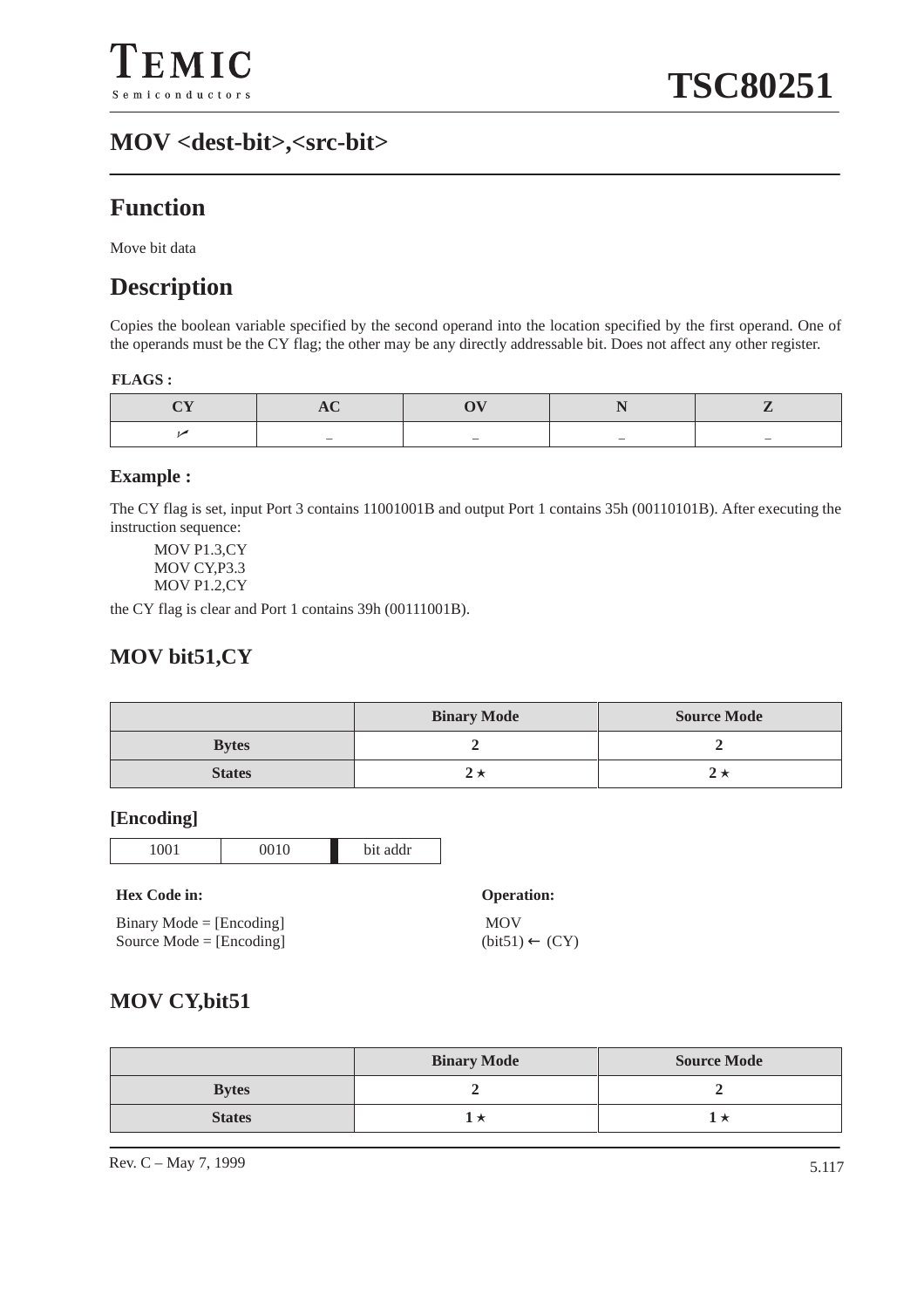# MOV <dest-bit>,<src-bit>

## Function

Move bit data

## Description

Copies the boolean variable specified by the second operand into the location specified by the first operand. One of the operands must be the CY flag; the other may be any directly addressable bit. Does not affect any other register.

**FLAGS :**

| CY | AC | OV | N | Z |
|---|---|---|---|---|
| ✓ | – | – | – | – |

### Example :

The CY flag is set, input Port 3 contains 11001001B and output Port 1 contains 35h (00110101B). After executing the instruction sequence:

```
MOV P1.3,CY
MOV CY,P3.3
MOV P1.2,CY
```

the CY flag is clear and Port 1 contains 39h (00111001B).

## MOV bit51,CY

| | Binary Mode | Source Mode |
|---|---|---|
| **Bytes** | 2 | 2 |
| **States** | 2 ⋆ | 2 ⋆ |

### [Encoding]

| 1001 | 0010 | bit addr |
|---|---|---|

**Hex Code in:**

Binary Mode = [Encoding]
Source Mode = [Encoding]

**Operation:**

MOV
(bit51) ← (CY)

## MOV CY,bit51

| | Binary Mode | Source Mode |
|---|---|---|
| **Bytes** | 2 | 2 |
| **States** | 1 ⋆ | 1 ⋆ |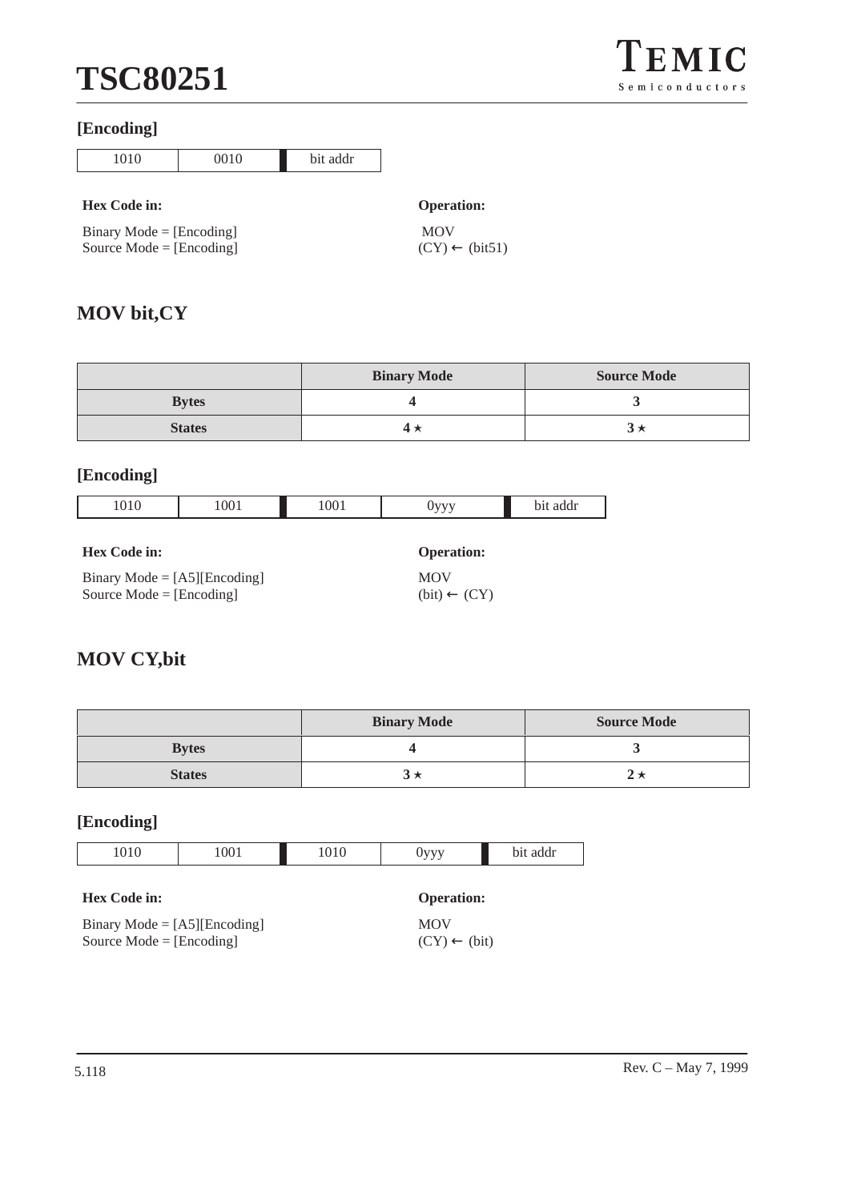**[Encoding]**

| 1010 | 0010 | bit addr |
|---|---|---|

**Hex Code in:**

Binary Mode = [Encoding]
Source Mode = [Encoding]

**Operation:**

MOV
(CY) ← (bit51)

## MOV bit,CY

| | Binary Mode | Source Mode |
|---|---|---|
| **Bytes** | 4 | 3 |
| **States** | 4 ⋆ | 3 ⋆ |

**[Encoding]**

| 1010 | 1001 | 1001 | 0yyy | bit addr |
|---|---|---|---|---|

**Hex Code in:**

Binary Mode = [A5][Encoding]
Source Mode = [Encoding]

**Operation:**

MOV
(bit) ← (CY)

## MOV CY,bit

| | Binary Mode | Source Mode |
|---|---|---|
| **Bytes** | 4 | 3 |
| **States** | 3 ⋆ | 2 ⋆ |

**[Encoding]**

| 1010 | 1001 | 1010 | 0yyy | bit addr |
|---|---|---|---|---|

**Hex Code in:**

Binary Mode = [A5][Encoding]
Source Mode = [Encoding]

**Operation:**

MOV
(CY) ← (bit)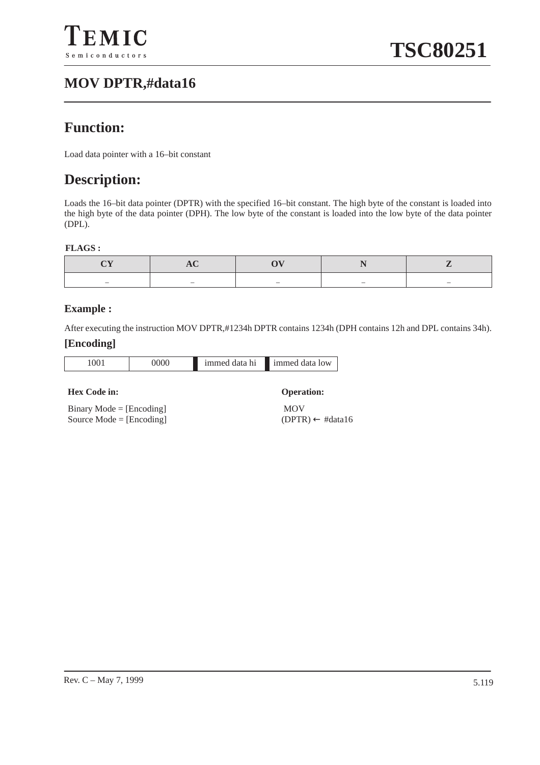# MOV DPTR,#data16

## Function:

Load data pointer with a 16–bit constant

## Description:

Loads the 16–bit data pointer (DPTR) with the specified 16–bit constant. The high byte of the constant is loaded into the high byte of the data pointer (DPH). The low byte of the constant is loaded into the low byte of the data pointer (DPL).

**FLAGS :**

| CY | AC | OV | N | Z |
|---|---|---|---|---|
| – | – | – | – | – |

### Example :

After executing the instruction MOV DPTR,#1234h DPTR contains 1234h (DPH contains 12h and DPL contains 34h).

### [Encoding]

| 1001 | 0000 | immed data hi | immed data low |
|---|---|---|---|

**Hex Code in:**

Binary Mode = [Encoding]
Source Mode = [Encoding]

**Operation:**

MOV
(DPTR) ← #data16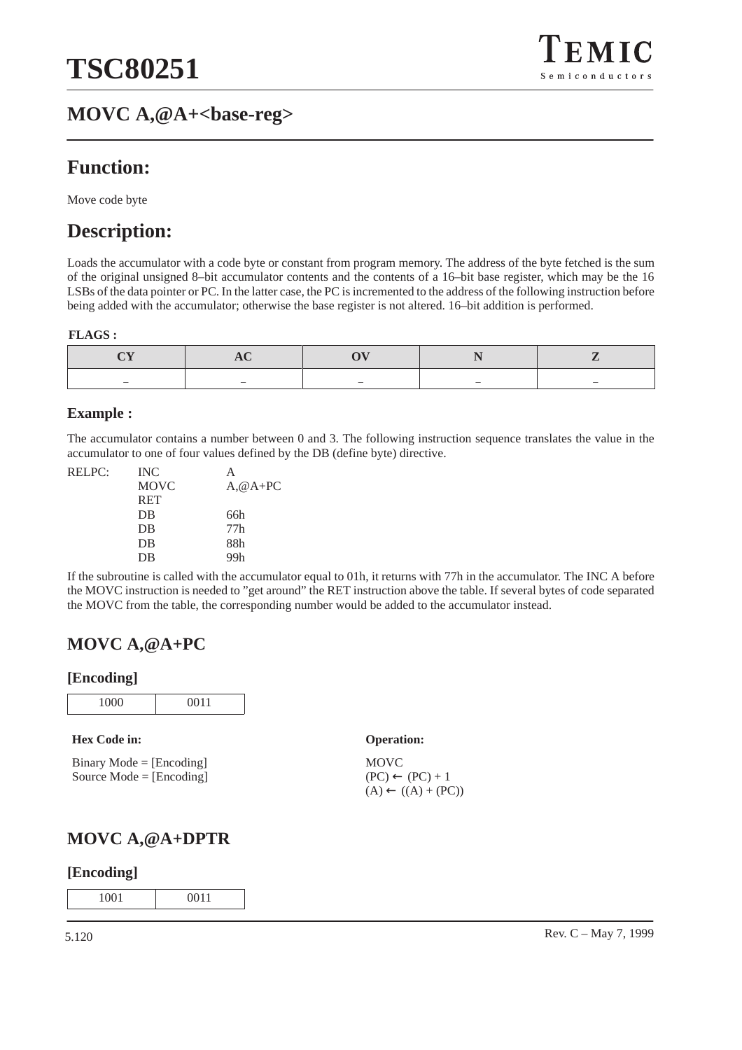## MOVC A,@A+<base-reg>

## Function:

Move code byte

## Description:

Loads the accumulator with a code byte or constant from program memory. The address of the byte fetched is the sum of the original unsigned 8–bit accumulator contents and the contents of a 16–bit base register, which may be the 16 LSBs of the data pointer or PC. In the latter case, the PC is incremented to the address of the following instruction before being added with the accumulator; otherwise the base register is not altered. 16–bit addition is performed.

**FLAGS :**

| CY | AC | OV | N | Z |
|---|---|---|---|---|
| – | – | – | – | – |

### Example :

The accumulator contains a number between 0 and 3. The following instruction sequence translates the value in the accumulator to one of four values defined by the DB (define byte) directive.

```
RELPC:  INC     A
        MOVC    A,@A+PC
        RET
        DB      66h
        DB      77h
        DB      88h
        DB      99h
```

If the subroutine is called with the accumulator equal to 01h, it returns with 77h in the accumulator. The INC A before the MOVC instruction is needed to "get around" the RET instruction above the table. If several bytes of code separated the MOVC from the table, the corresponding number would be added to the accumulator instead.

## MOVC A,@A+PC

### [Encoding]

| 1000 | 0011 |
|---|---|

**Hex Code in:**

Binary Mode = [Encoding]
Source Mode = [Encoding]

**Operation:**

MOVC
(PC) ← (PC) + 1
(A) ← ((A) + (PC))

## MOVC A,@A+DPTR

### [Encoding]

| 1001 | 0011 |
|---|---|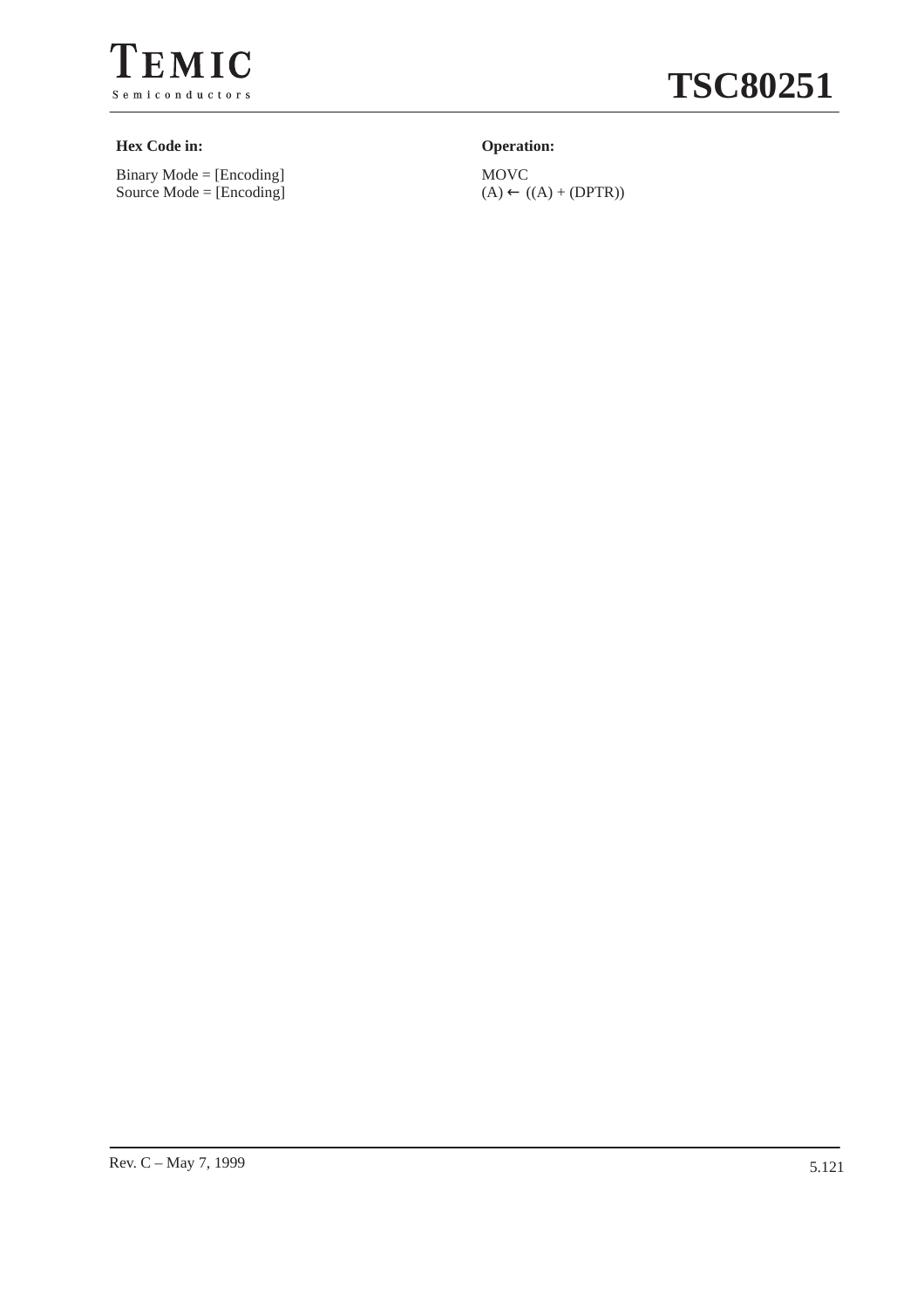**Hex Code in:**

Binary Mode = [Encoding]
Source Mode = [Encoding]

**Operation:**

MOVC
$(A) \leftarrow ((A) + (DPTR))$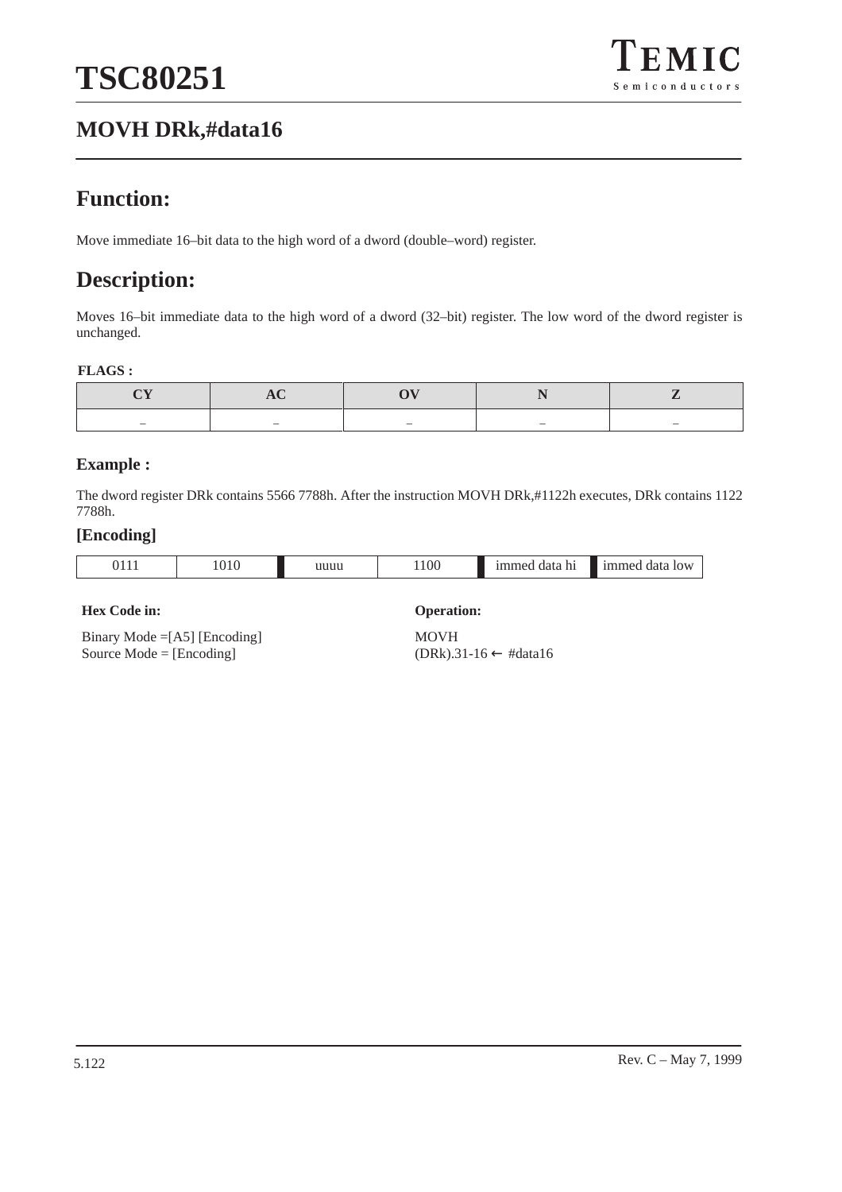## MOVH DRk,#data16

## Function:

Move immediate 16–bit data to the high word of a dword (double–word) register.

## Description:

Moves 16–bit immediate data to the high word of a dword (32–bit) register. The low word of the dword register is unchanged.

**FLAGS :**

| CY | AC | OV | N | Z |
|---|---|---|---|---|
| – | – | – | – | – |

### Example :

The dword register DRk contains 5566 7788h. After the instruction MOVH DRk,#1122h executes, DRk contains 1122 7788h.

### [Encoding]

| 0111 | 1010 | uuuu | 1100 | immed data hi | immed data low |
|---|---|---|---|---|---|

**Hex Code in:**

Binary Mode =[A5] [Encoding]
Source Mode = [Encoding]

**Operation:**

MOVH
(DRk).31-16 ← #data16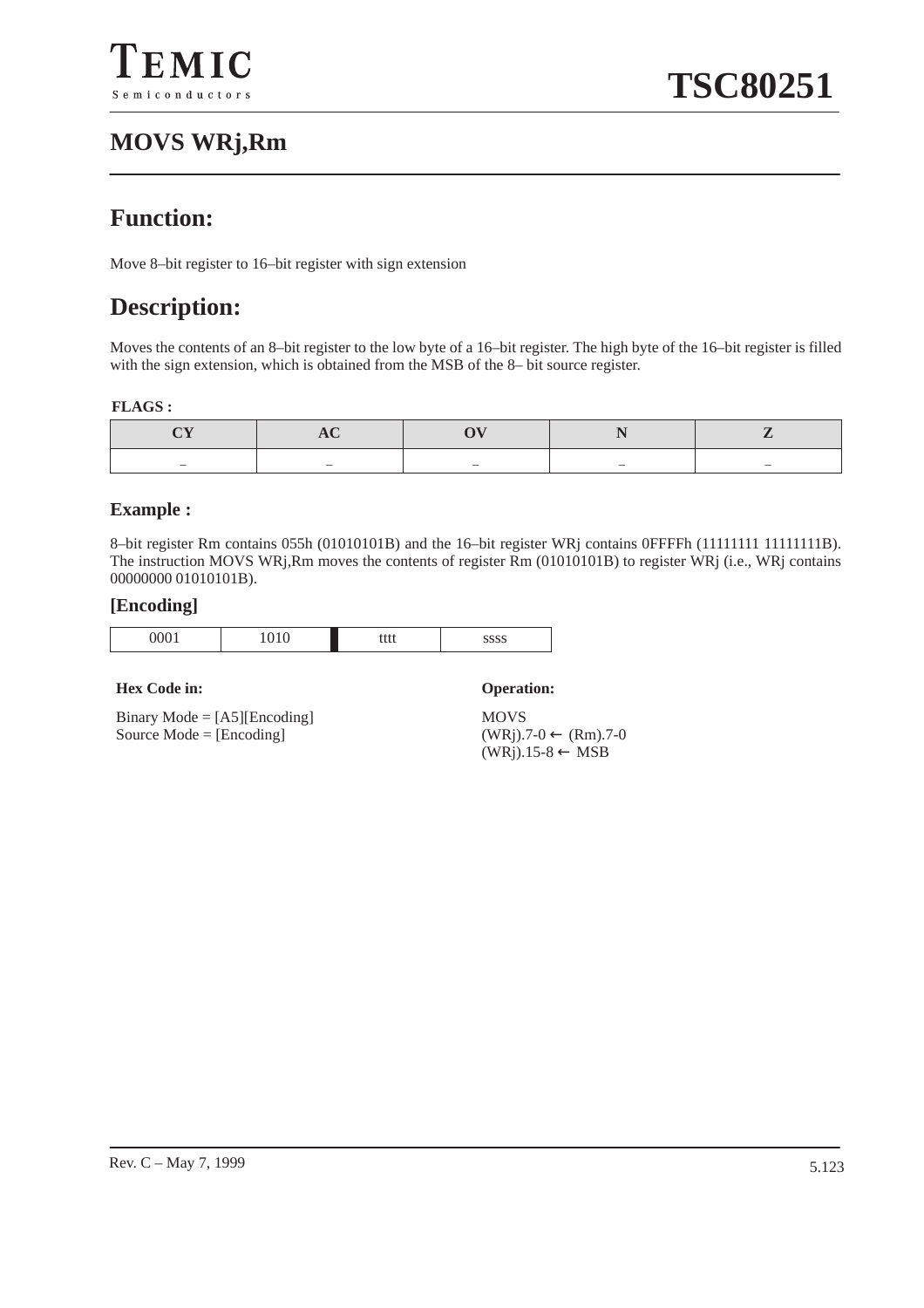# MOVS WRj,Rm

## Function:

Move 8–bit register to 16–bit register with sign extension

## Description:

Moves the contents of an 8–bit register to the low byte of a 16–bit register. The high byte of the 16–bit register is filled with the sign extension, which is obtained from the MSB of the 8– bit source register.

**FLAGS :**

| CY | AC | OV | N | Z |
|---|---|---|---|---|
| – | – | – | – | – |

### Example :

8–bit register Rm contains 055h (01010101B) and the 16–bit register WRj contains 0FFFFh (11111111 11111111B). The instruction MOVS WRj,Rm moves the contents of register Rm (01010101B) to register WRj (i.e., WRj contains 00000000 01010101B).

### [Encoding]

| 0001 | 1010 | tttt | ssss |
|---|---|---|---|

**Hex Code in:**

Binary Mode = [A5][Encoding]
Source Mode = [Encoding]

**Operation:**

MOVS
(WRj).7-0 ← (Rm).7-0
(WRj).15-8 ← MSB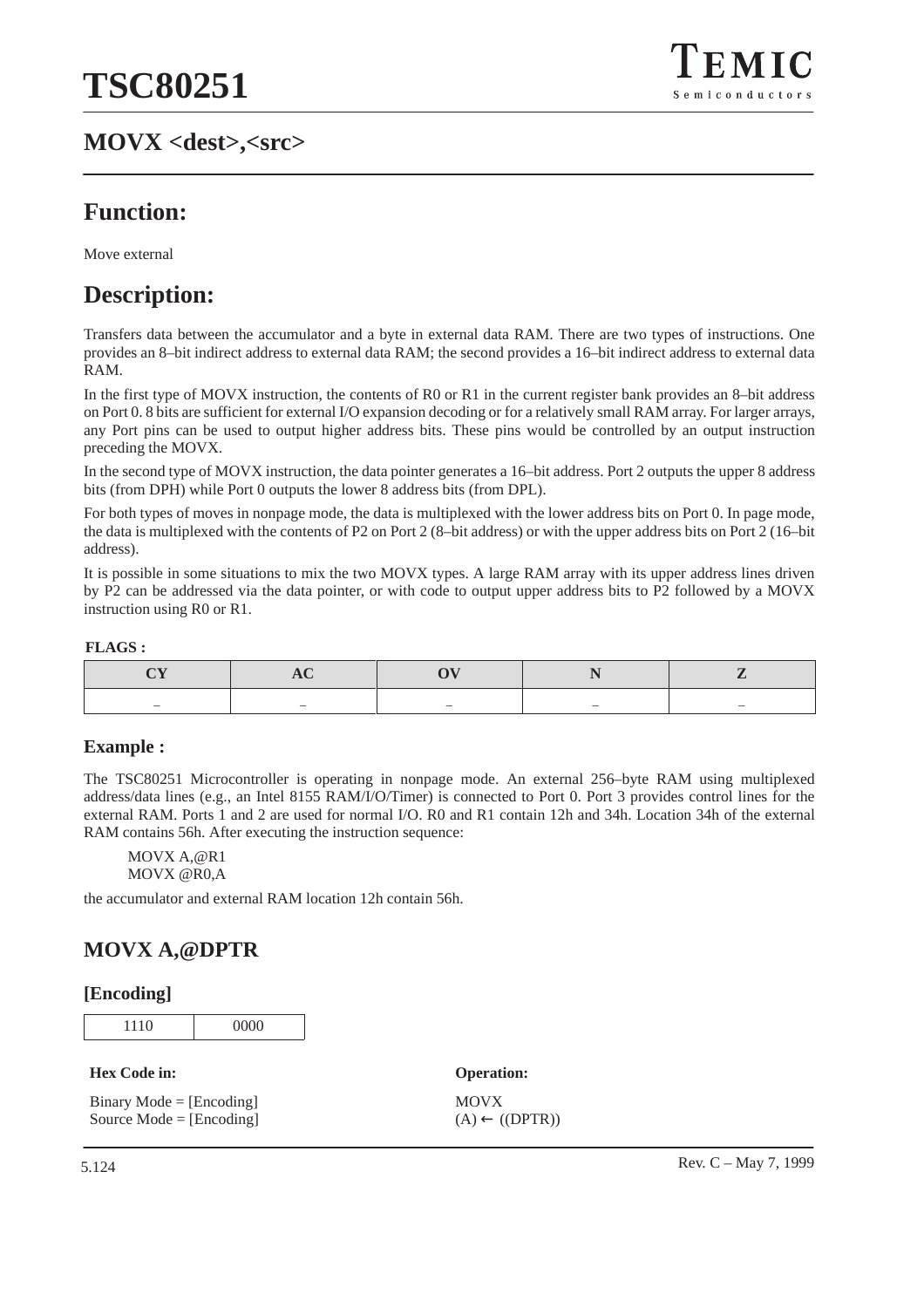## MOVX <dest>,<src>

## Function:

Move external

## Description:

Transfers data between the accumulator and a byte in external data RAM. There are two types of instructions. One provides an 8–bit indirect address to external data RAM; the second provides a 16–bit indirect address to external data RAM.

In the first type of MOVX instruction, the contents of R0 or R1 in the current register bank provides an 8–bit address on Port 0. 8 bits are sufficient for external I/O expansion decoding or for a relatively small RAM array. For larger arrays, any Port pins can be used to output higher address bits. These pins would be controlled by an output instruction preceding the MOVX.

In the second type of MOVX instruction, the data pointer generates a 16–bit address. Port 2 outputs the upper 8 address bits (from DPH) while Port 0 outputs the lower 8 address bits (from DPL).

For both types of moves in nonpage mode, the data is multiplexed with the lower address bits on Port 0. In page mode, the data is multiplexed with the contents of P2 on Port 2 (8–bit address) or with the upper address bits on Port 2 (16–bit address).

It is possible in some situations to mix the two MOVX types. A large RAM array with its upper address lines driven by P2 can be addressed via the data pointer, or with code to output upper address bits to P2 followed by a MOVX instruction using R0 or R1.

**FLAGS :**

| CY | AC | OV | N | Z |
|---|---|---|---|---|
| – | – | – | – | – |

### Example :

The TSC80251 Microcontroller is operating in nonpage mode. An external 256–byte RAM using multiplexed address/data lines (e.g., an Intel 8155 RAM/I/O/Timer) is connected to Port 0. Port 3 provides control lines for the external RAM. Ports 1 and 2 are used for normal I/O. R0 and R1 contain 12h and 34h. Location 34h of the external RAM contains 56h. After executing the instruction sequence:

```
MOVX A,@R1
MOVX @R0,A
```

the accumulator and external RAM location 12h contain 56h.

## MOVX A,@DPTR

### [Encoding]

| 1110 | 0000 |
|---|---|

**Hex Code in:**

Binary Mode = [Encoding]
Source Mode = [Encoding]

**Operation:**

MOVX
(A) ← ((DPTR))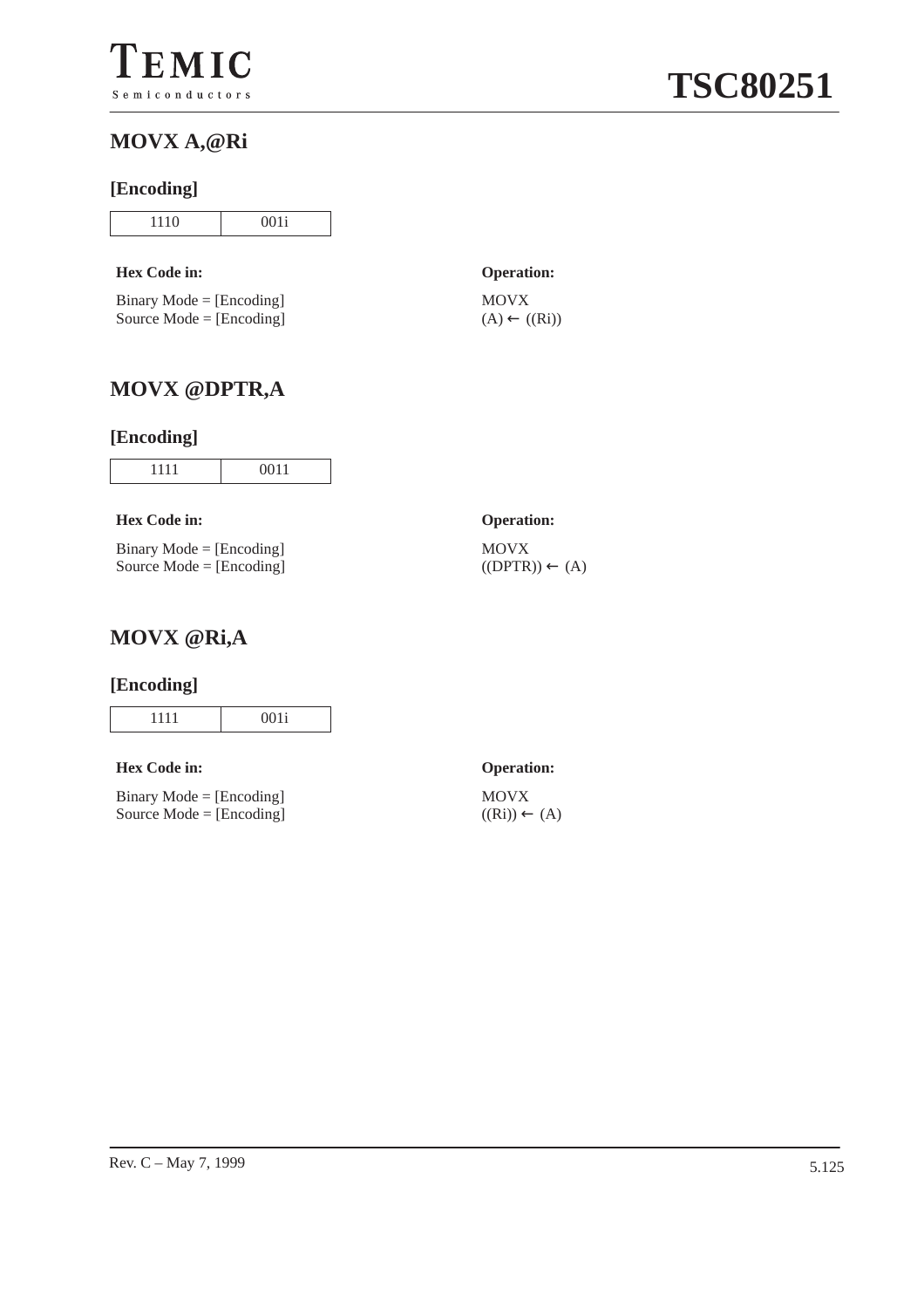## MOVX A,@Ri

### [Encoding]

| 1110 | 001i |
|---|---|

**Hex Code in:**

Binary Mode = [Encoding]
Source Mode = [Encoding]

**Operation:**

MOVX
(A) ← ((Ri))

## MOVX @DPTR,A

### [Encoding]

| 1111 | 0011 |
|---|---|

**Hex Code in:**

Binary Mode = [Encoding]
Source Mode = [Encoding]

**Operation:**

MOVX
((DPTR)) ← (A)

## MOVX @Ri,A

### [Encoding]

| 1111 | 001i |
|---|---|

**Hex Code in:**

Binary Mode = [Encoding]
Source Mode = [Encoding]

**Operation:**

MOVX
((Ri)) ← (A)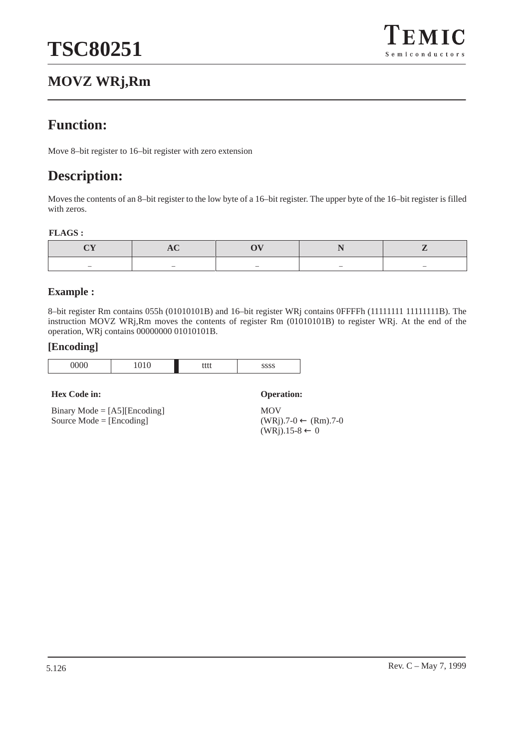# MOVZ WRj,Rm

## Function:

Move 8–bit register to 16–bit register with zero extension

## Description:

Moves the contents of an 8–bit register to the low byte of a 16–bit register. The upper byte of the 16–bit register is filled with zeros.

**FLAGS :**

| CY | AC | OV | N | Z |
|---|---|---|---|---|
| – | – | – | – | – |

### Example :

8–bit register Rm contains 055h (01010101B) and 16–bit register WRj contains 0FFFFh (11111111 11111111B). The instruction MOVZ WRj,Rm moves the contents of register Rm (01010101B) to register WRj. At the end of the operation, WRj contains 00000000 01010101B.

### [Encoding]

| 0000 | 1010 | tttt | ssss |
|---|---|---|---|

**Hex Code in:**

Binary Mode = [A5][Encoding]
Source Mode = [Encoding]

**Operation:**

MOV
(WRj).7-0 ← (Rm).7-0
(WRj).15-8 ← 0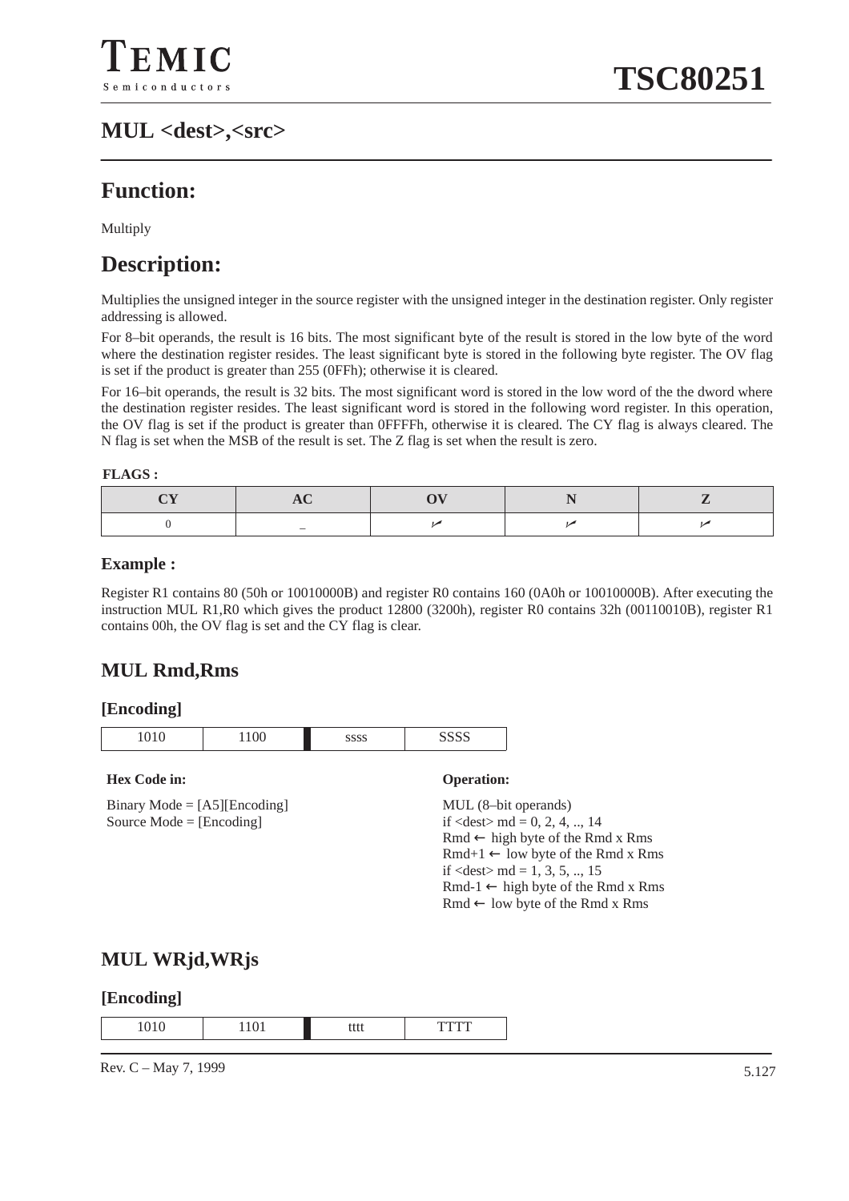## MUL <dest>,<src>

# Function:

Multiply

# Description:

Multiplies the unsigned integer in the source register with the unsigned integer in the destination register. Only register addressing is allowed.

For 8–bit operands, the result is 16 bits. The most significant byte of the result is stored in the low byte of the word where the destination register resides. The least significant byte is stored in the following byte register. The OV flag is set if the product is greater than 255 (0FFh); otherwise it is cleared.

For 16–bit operands, the result is 32 bits. The most significant word is stored in the low word of the the dword where the destination register resides. The least significant word is stored in the following word register. In this operation, the OV flag is set if the product is greater than 0FFFFh, otherwise it is cleared. The CY flag is always cleared. The N flag is set when the MSB of the result is set. The Z flag is set when the result is zero.

**FLAGS :**

| CY | AC | OV | N | Z |
|---|---|---|---|---|
| 0 | – | ✓ | ✓ | ✓ |

### Example :

Register R1 contains 80 (50h or 10010000B) and register R0 contains 160 (0A0h or 10010000B). After executing the instruction MUL R1,R0 which gives the product 12800 (3200h), register R0 contains 32h (00110010B), register R1 contains 00h, the OV flag is set and the CY flag is clear.

## MUL Rmd,Rms

### [Encoding]

| 1010 | 1100 | ssss | SSSS |
|---|---|---|---|

**Hex Code in:**

Binary Mode = [A5][Encoding]
Source Mode = [Encoding]

**Operation:**

MUL (8–bit operands)
if <dest> md = 0, 2, 4, .., 14
Rmd ← high byte of the Rmd x Rms
Rmd+1 ← low byte of the Rmd x Rms
if <dest> md = 1, 3, 5, .., 15
Rmd-1 ← high byte of the Rmd x Rms
Rmd ← low byte of the Rmd x Rms

## MUL WRjd,WRjs

### [Encoding]

| 1010 | 1101 | tttt | TTTT |
|---|---|---|---|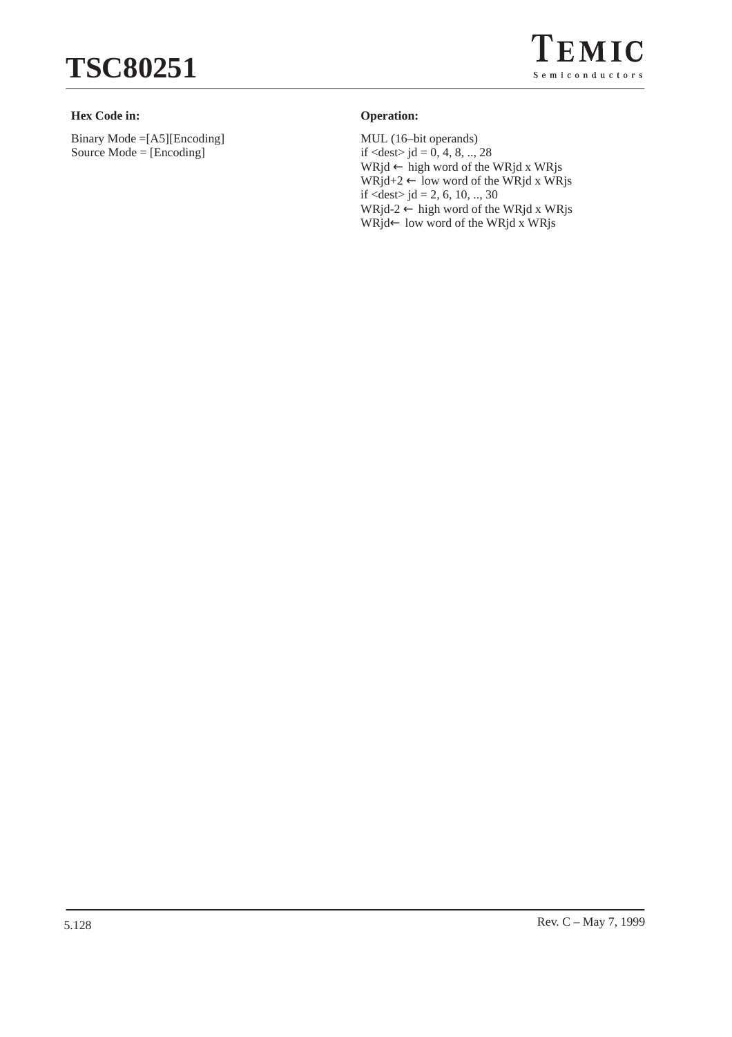**Hex Code in:**

Binary Mode =[A5][Encoding]
Source Mode = [Encoding]

**Operation:**

MUL (16–bit operands)
if <dest> jd = 0, 4, 8, .., 28
WRjd ← high word of the WRjd x WRjs
WRjd+2 ← low word of the WRjd x WRjs
if <dest> jd = 2, 6, 10, .., 30
WRjd-2 ← high word of the WRjd x WRjs
WRjd← low word of the WRjd x WRjs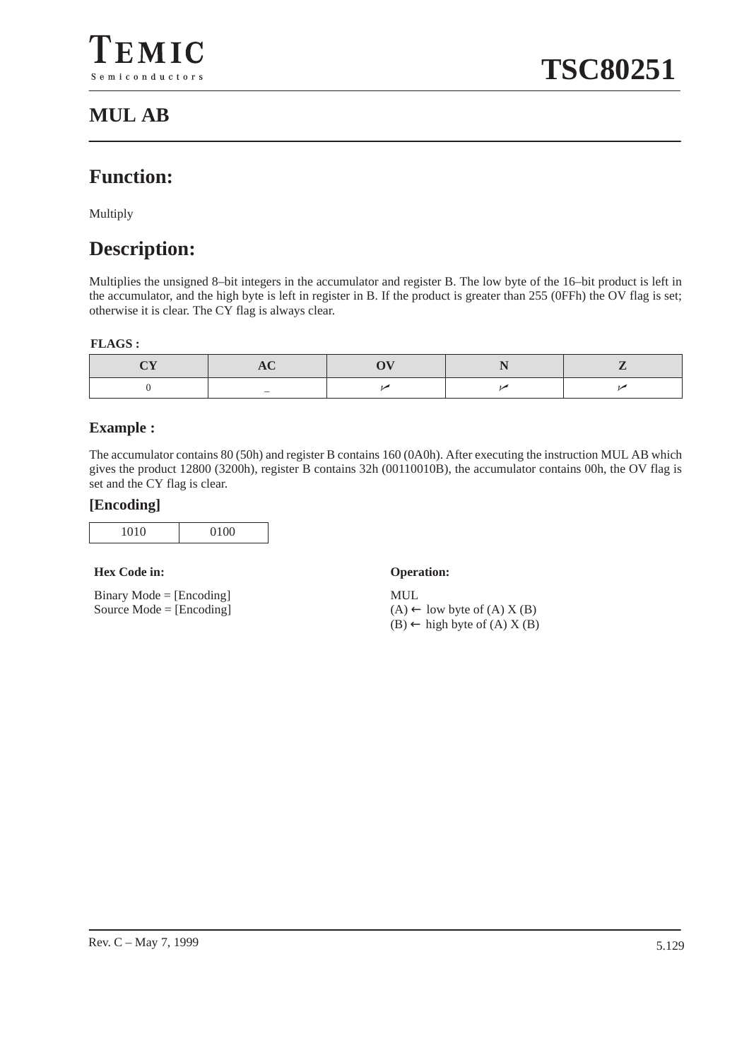# MUL AB

## Function:

Multiply

## Description:

Multiplies the unsigned 8–bit integers in the accumulator and register B. The low byte of the 16–bit product is left in the accumulator, and the high byte is left in register in B. If the product is greater than 255 (0FFh) the OV flag is set; otherwise it is clear. The CY flag is always clear.

**FLAGS :**

| CY | AC | OV | N | Z |
|---|---|---|---|---|
| 0 | – | ✓ | ✓ | ✓ |

### Example :

The accumulator contains 80 (50h) and register B contains 160 (0A0h). After executing the instruction MUL AB which gives the product 12800 (3200h), register B contains 32h (00110010B), the accumulator contains 00h, the OV flag is set and the CY flag is clear.

### [Encoding]

| 1010 | 0100 |
|---|---|

**Hex Code in:**

Binary Mode = [Encoding]
Source Mode = [Encoding]

**Operation:**

MUL
(A) ← low byte of (A) X (B)
(B) ← high byte of (A) X (B)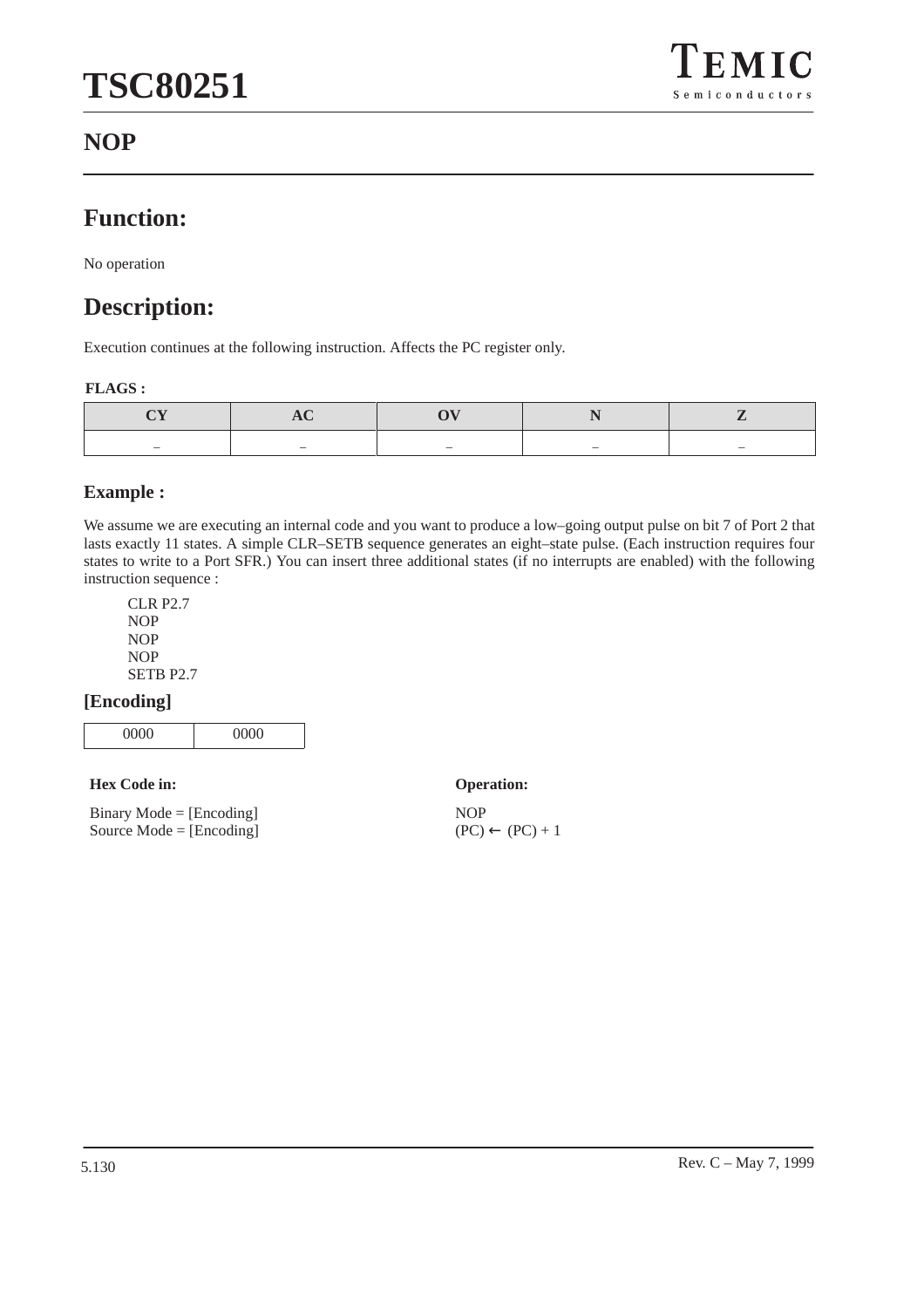# NOP

## Function:

No operation

## Description:

Execution continues at the following instruction. Affects the PC register only.

**FLAGS :**

| CY | AC | OV | N | Z |
|---|---|---|---|---|
| – | – | – | – | – |

### Example :

We assume we are executing an internal code and you want to produce a low–going output pulse on bit 7 of Port 2 that lasts exactly 11 states. A simple CLR–SETB sequence generates an eight–state pulse. (Each instruction requires four states to write to a Port SFR.) You can insert three additional states (if no interrupts are enabled) with the following instruction sequence :

```
CLR P2.7
NOP
NOP
NOP
SETB P2.7
```

### [Encoding]

| 0000 | 0000 |
|---|---|

**Hex Code in:**

Binary Mode = [Encoding]
Source Mode = [Encoding]

**Operation:**

NOP
(PC) ← (PC) + 1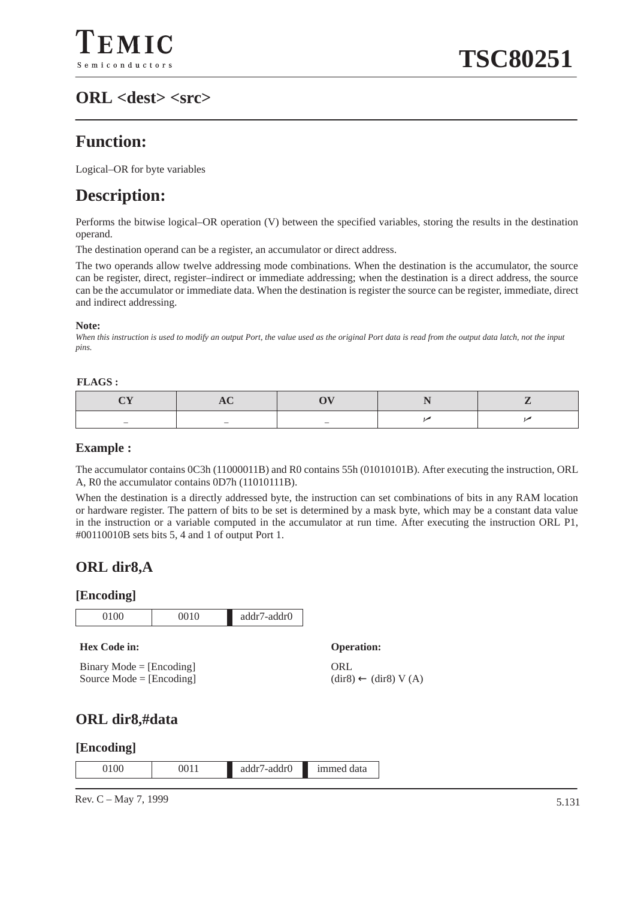## ORL <dest> <src>

## Function:

Logical–OR for byte variables

## Description:

Performs the bitwise logical–OR operation (V) between the specified variables, storing the results in the destination operand.

The destination operand can be a register, an accumulator or direct address.

The two operands allow twelve addressing mode combinations. When the destination is the accumulator, the source can be register, direct, register–indirect or immediate addressing; when the destination is a direct address, the source can be the accumulator or immediate data. When the destination is register the source can be register, immediate, direct and indirect addressing.

**Note:**
*When this instruction is used to modify an output Port, the value used as the original Port data is read from the output data latch, not the input pins.*

**FLAGS :**

| CY | AC | OV | N | Z |
|---|---|---|---|---|
| – | – | – | ✓ | ✓ |

### Example :

The accumulator contains 0C3h (11000011B) and R0 contains 55h (01010101B). After executing the instruction, ORL A, R0 the accumulator contains 0D7h (11010111B).

When the destination is a directly addressed byte, the instruction can set combinations of bits in any RAM location or hardware register. The pattern of bits to be set is determined by a mask byte, which may be a constant data value in the instruction or a variable computed in the accumulator at run time. After executing the instruction ORL P1, #00110010B sets bits 5, 4 and 1 of output Port 1.

## ORL dir8,A

### [Encoding]

| 0100 | 0010 | addr7-addr0 |
|---|---|---|

**Hex Code in:**

Binary Mode = [Encoding]
Source Mode = [Encoding]

**Operation:**

ORL
(dir8) ← (dir8) V (A)

## ORL dir8,#data

### [Encoding]

| 0100 | 0011 | addr7-addr0 | immed data |
|---|---|---|---|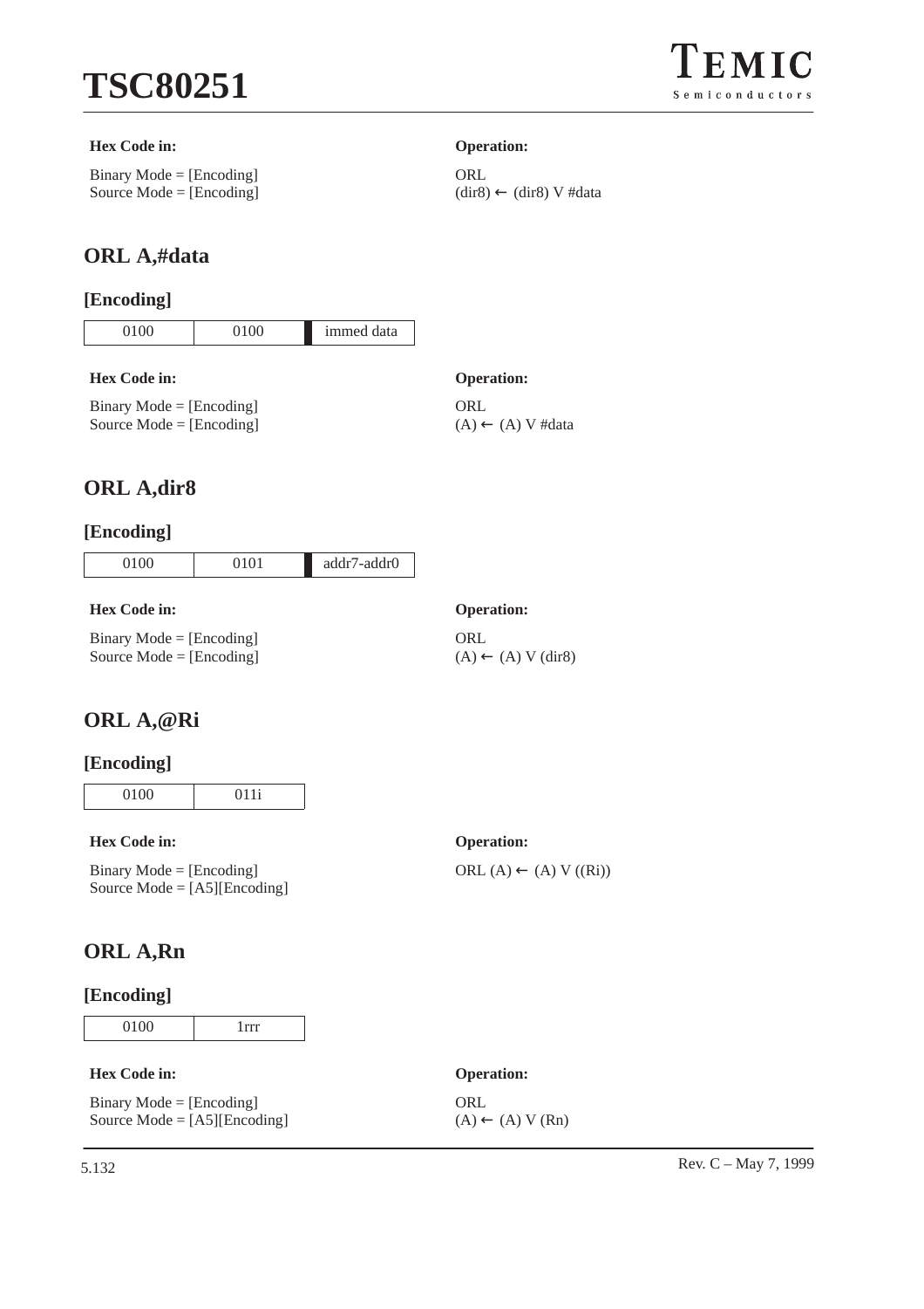**Hex Code in:**

Binary Mode = [Encoding]
Source Mode = [Encoding]

**Operation:**

ORL
(dir8) ← (dir8) V #data

## ORL A,#data

### [Encoding]

| 0100 | 0100 | immed data |
|---|---|---|

**Hex Code in:**

Binary Mode = [Encoding]
Source Mode = [Encoding]

**Operation:**

ORL
(A) ← (A) V #data

## ORL A,dir8

### [Encoding]

| 0100 | 0101 | addr7-addr0 |
|---|---|---|

**Hex Code in:**

Binary Mode = [Encoding]
Source Mode = [Encoding]

**Operation:**

ORL
(A) ← (A) V (dir8)

## ORL A,@Ri

### [Encoding]

| 0100 | 011i |
|---|---|

**Hex Code in:**

Binary Mode = [Encoding]
Source Mode = [A5][Encoding]

**Operation:**

ORL (A) ← (A) V ((Ri))

## ORL A,Rn

### [Encoding]

| 0100 | 1rrr |
|---|---|

**Hex Code in:**

Binary Mode = [Encoding]
Source Mode = [A5][Encoding]

**Operation:**

ORL
(A) ← (A) V (Rn)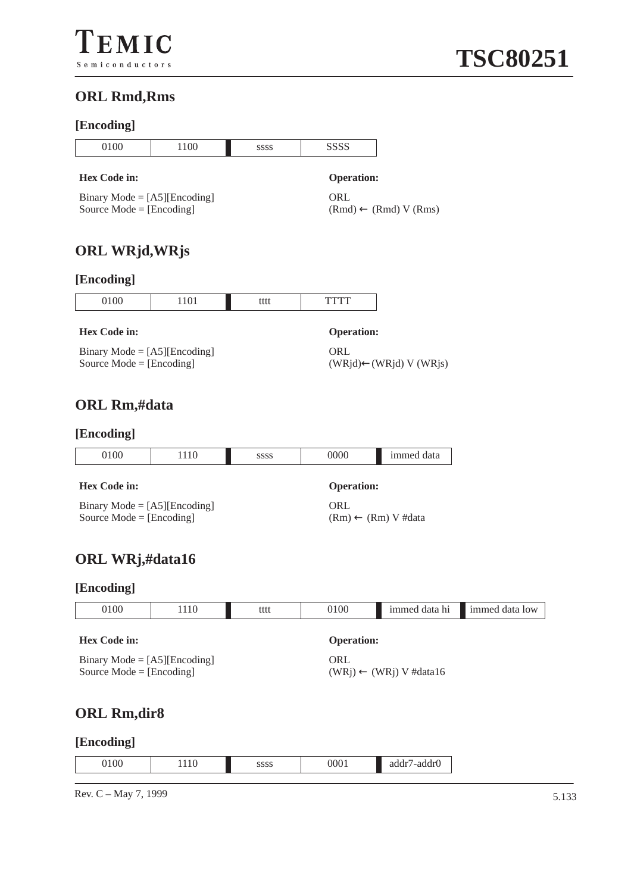## ORL Rmd,Rms

### [Encoding]

| 0100 | 1100 | ssss | SSSS |
|---|---|---|---|

**Hex Code in:**

Binary Mode = [A5][Encoding]
Source Mode = [Encoding]

**Operation:**

ORL
(Rmd) ← (Rmd) V (Rms)

## ORL WRjd,WRjs

### [Encoding]

| 0100 | 1101 | tttt | TTTT |
|---|---|---|---|

**Hex Code in:**

Binary Mode = [A5][Encoding]
Source Mode = [Encoding]

**Operation:**

ORL
(WRjd)← (WRjd) V (WRjs)

## ORL Rm,#data

### [Encoding]

| 0100 | 1110 | ssss | 0000 | immed data |
|---|---|---|---|---|

**Hex Code in:**

Binary Mode = [A5][Encoding]
Source Mode = [Encoding]

**Operation:**

ORL
(Rm) ← (Rm) V #data

## ORL WRj,#data16

### [Encoding]

| 0100 | 1110 | tttt | 0100 | immed data hi | immed data low |
|---|---|---|---|---|---|

**Hex Code in:**

Binary Mode = [A5][Encoding]
Source Mode = [Encoding]

**Operation:**

ORL
(WRj) ← (WRj) V #data16

## ORL Rm,dir8

### [Encoding]

| 0100 | 1110 | ssss | 0001 | addr7-addr0 |
|---|---|---|---|---|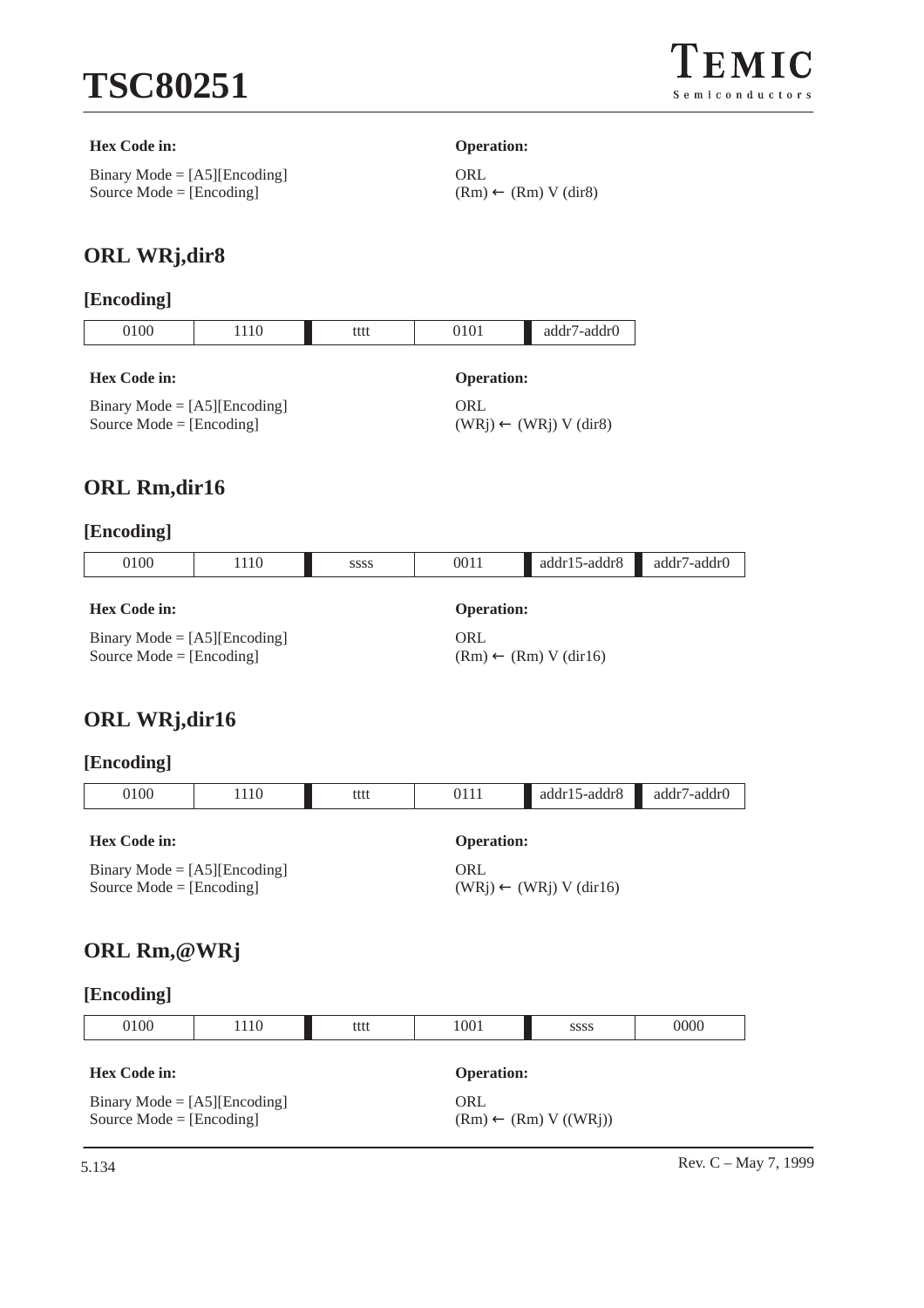**Hex Code in:**

Binary Mode = [A5][Encoding]
Source Mode = [Encoding]

**Operation:**

ORL
(Rm) ← (Rm) V (dir8)

## ORL WRj,dir8

### [Encoding]

| 0100 | 1110 | tttt | 0101 | addr7-addr0 |
|---|---|---|---|---|

**Hex Code in:**

Binary Mode = [A5][Encoding]
Source Mode = [Encoding]

**Operation:**

ORL
(WRj) ← (WRj) V (dir8)

## ORL Rm,dir16

### [Encoding]

| 0100 | 1110 | ssss | 0011 | addr15-addr8 | addr7-addr0 |
|---|---|---|---|---|---|

**Hex Code in:**

Binary Mode = [A5][Encoding]
Source Mode = [Encoding]

**Operation:**

ORL
(Rm) ← (Rm) V (dir16)

## ORL WRj,dir16

### [Encoding]

| 0100 | 1110 | tttt | 0111 | addr15-addr8 | addr7-addr0 |
|---|---|---|---|---|---|

**Hex Code in:**

Binary Mode = [A5][Encoding]
Source Mode = [Encoding]

**Operation:**

ORL
(WRj) ← (WRj) V (dir16)

## ORL Rm,@WRj

### [Encoding]

| 0100 | 1110 | tttt | 1001 | ssss | 0000 |
|---|---|---|---|---|---|

**Hex Code in:**

Binary Mode = [A5][Encoding]
Source Mode = [Encoding]

**Operation:**

ORL
(Rm) ← (Rm) V ((WRj))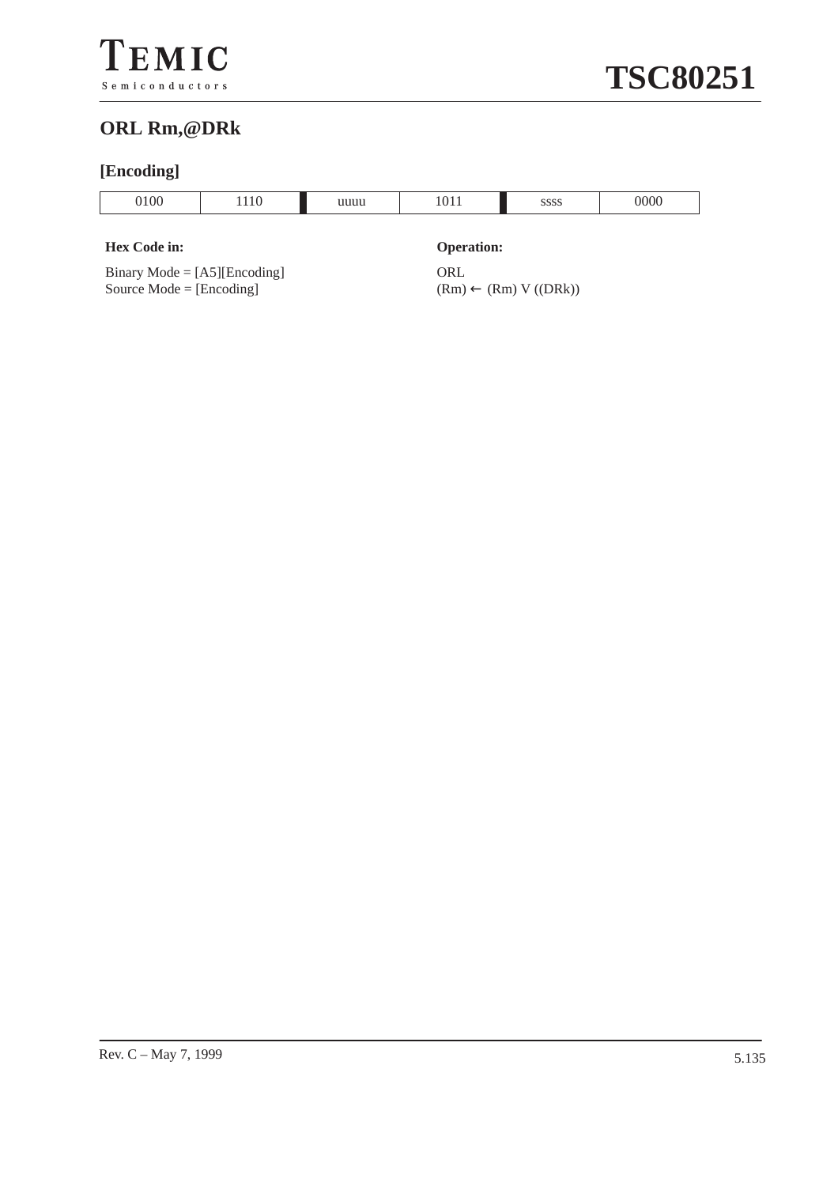## ORL Rm,@DRk

### [Encoding]

| 0100 | 1110 | uuuu | 1011 | ssss | 0000 |
|---|---|---|---|---|---|

**Hex Code in:**

Binary Mode = [A5][Encoding]
Source Mode = [Encoding]

**Operation:**

ORL
(Rm) ← (Rm) V ((DRk))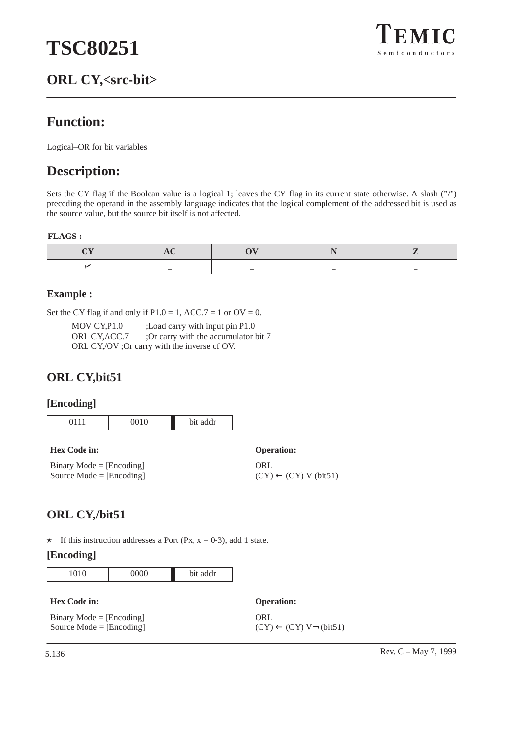## ORL CY,<src-bit>

# Function:

Logical–OR for bit variables

# Description:

Sets the CY flag if the Boolean value is a logical 1; leaves the CY flag in its current state otherwise. A slash (”/”) preceding the operand in the assembly language indicates that the logical complement of the addressed bit is used as the source value, but the source bit itself is not affected.

**FLAGS :**

| CY | AC | OV | N | Z |
|---|---|---|---|---|
| ✓ | – | – | – | – |

### Example :

Set the CY flag if and only if P1.0 = 1, ACC.7 = 1 or OV = 0.

```
MOV CY,P1.0      ;Load carry with input pin P1.0
ORL CY,ACC.7     ;Or carry with the accumulator bit 7
ORL CY,/OV ;Or carry with the inverse of OV.
```

## ORL CY,bit51

### [Encoding]

| 0111 | 0010 | bit addr |
|---|---|---|

**Hex Code in:**

Binary Mode = [Encoding]
Source Mode = [Encoding]

**Operation:**

ORL
(CY) ← (CY) V (bit51)

## ORL CY,/bit51

⋆ If this instruction addresses a Port (Px, x = 0-3), add 1 state.

### [Encoding]

| 1010 | 0000 | bit addr |
|---|---|---|

**Hex Code in:**

Binary Mode = [Encoding]
Source Mode = [Encoding]

**Operation:**

ORL
(CY) ← (CY) V ¬ (bit51)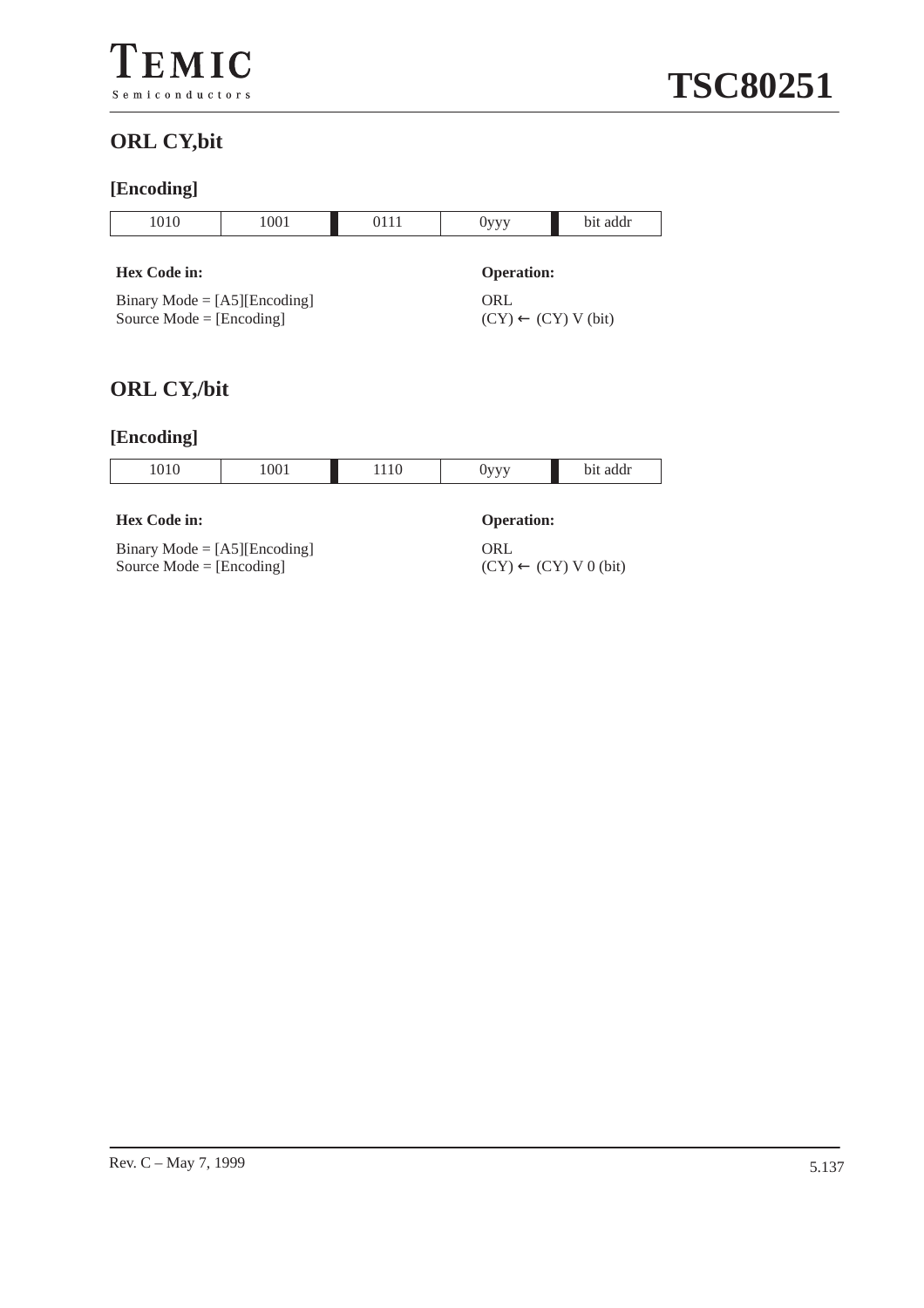## ORL CY,bit

### [Encoding]

| 1010 | 1001 | 0111 | 0yyy | bit addr |
|---|---|---|---|---|

**Hex Code in:**

Binary Mode = [A5][Encoding]
Source Mode = [Encoding]

**Operation:**

ORL
(CY) ← (CY) V (bit)

## ORL CY,/bit

### [Encoding]

| 1010 | 1001 | 1110 | 0yyy | bit addr |
|---|---|---|---|---|

**Hex Code in:**

Binary Mode = [A5][Encoding]
Source Mode = [Encoding]

**Operation:**

ORL
(CY) ← (CY) V 0 (bit)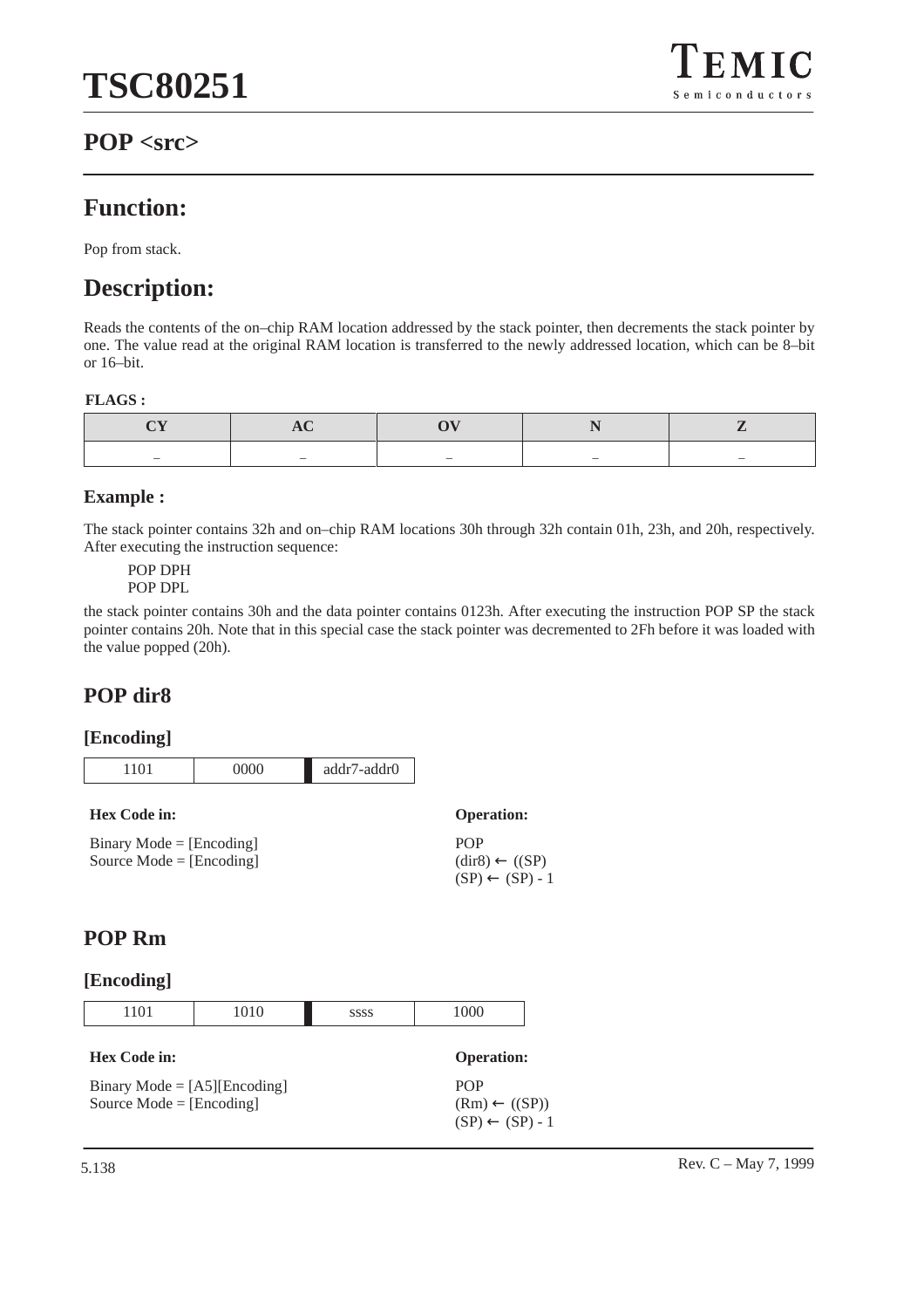## POP <src>

## Function:

Pop from stack.

## Description:

Reads the contents of the on–chip RAM location addressed by the stack pointer, then decrements the stack pointer by one. The value read at the original RAM location is transferred to the newly addressed location, which can be 8–bit or 16–bit.

**FLAGS :**

| CY | AC | OV | N | Z |
|---|---|---|---|---|
| – | – | – | – | – |

### Example :

The stack pointer contains 32h and on–chip RAM locations 30h through 32h contain 01h, 23h, and 20h, respectively. After executing the instruction sequence:

```
POP DPH
POP DPL
```

the stack pointer contains 30h and the data pointer contains 0123h. After executing the instruction POP SP the stack pointer contains 20h. Note that in this special case the stack pointer was decremented to 2Fh before it was loaded with the value popped (20h).

## POP dir8

### [Encoding]

| 1101 | 0000 | addr7-addr0 |
|---|---|---|

**Hex Code in:**

Binary Mode = [Encoding]
Source Mode = [Encoding]

**Operation:**

POP
(dir8) ← ((SP)
(SP) ← (SP) - 1

## POP Rm

### [Encoding]

| 1101 | 1010 | ssss | 1000 |
|---|---|---|---|

**Hex Code in:**

Binary Mode = [A5][Encoding]
Source Mode = [Encoding]

**Operation:**

POP
(Rm) ← ((SP))
(SP) ← (SP) - 1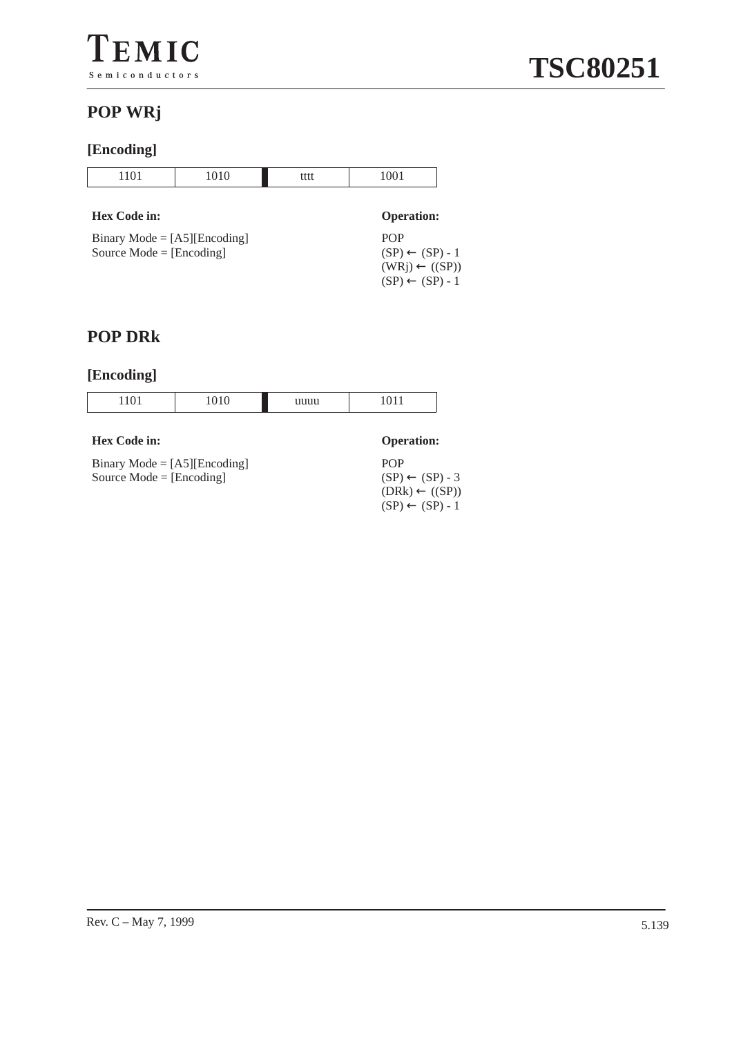## POP WRj

### [Encoding]

| 1101 | 1010 | tttt | 1001 |
|---|---|---|---|

**Hex Code in:**

Binary Mode = [A5][Encoding]
Source Mode = [Encoding]

**Operation:**

POP
(SP) ← (SP) - 1
(WRj) ← ((SP))
(SP) ← (SP) - 1

## POP DRk

### [Encoding]

| 1101 | 1010 | uuuu | 1011 |
|---|---|---|---|

**Hex Code in:**

Binary Mode = [A5][Encoding]
Source Mode = [Encoding]

**Operation:**

POP
(SP) ← (SP) - 3
(DRk) ← ((SP))
(SP) ← (SP) - 1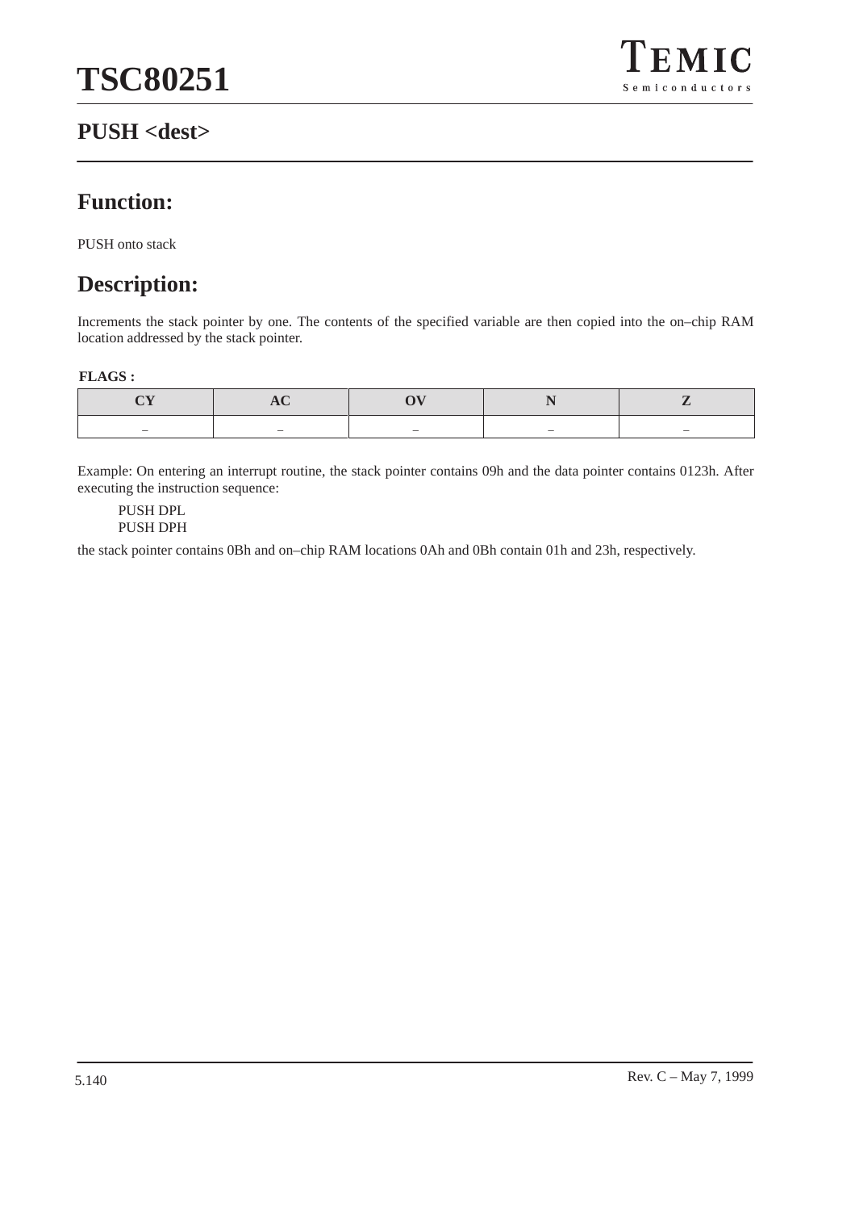## PUSH <dest>

## Function:

PUSH onto stack

## Description:

Increments the stack pointer by one. The contents of the specified variable are then copied into the on–chip RAM location addressed by the stack pointer.

**FLAGS :**

| CY | AC | OV | N | Z |
|---|---|---|---|---|
| – | – | – | – | – |

Example: On entering an interrupt routine, the stack pointer contains 09h and the data pointer contains 0123h. After executing the instruction sequence:

```
PUSH DPL
PUSH DPH
```

the stack pointer contains 0Bh and on–chip RAM locations 0Ah and 0Bh contain 01h and 23h, respectively.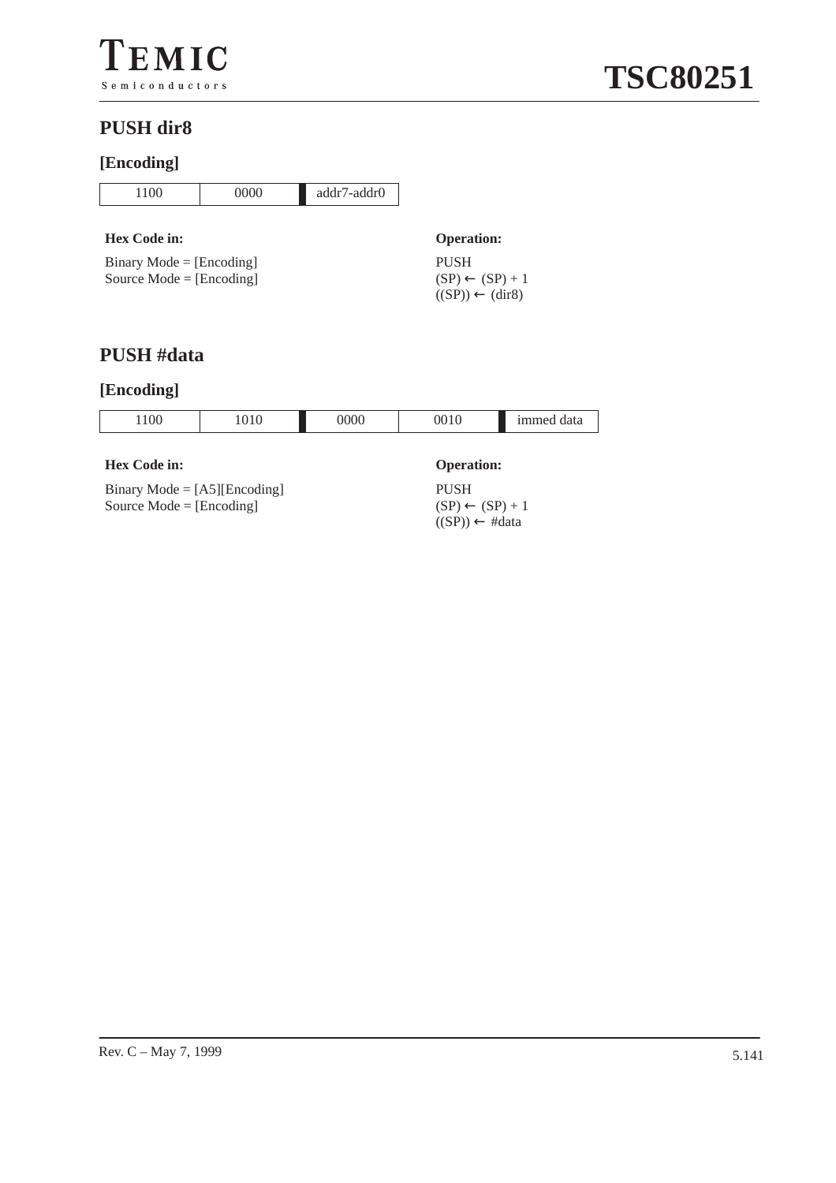## PUSH dir8

### [Encoding]

| 1100 | 0000 | addr7-addr0 |
|---|---|---|

**Hex Code in:**

Binary Mode = [Encoding]
Source Mode = [Encoding]

**Operation:**

PUSH
(SP) ← (SP) + 1
((SP)) ← (dir8)

## PUSH #data

### [Encoding]

| 1100 | 1010 | 0000 | 0010 | immed data |
|---|---|---|---|---|

**Hex Code in:**

Binary Mode = [A5][Encoding]
Source Mode = [Encoding]

**Operation:**

PUSH
(SP) ← (SP) + 1
((SP)) ← #data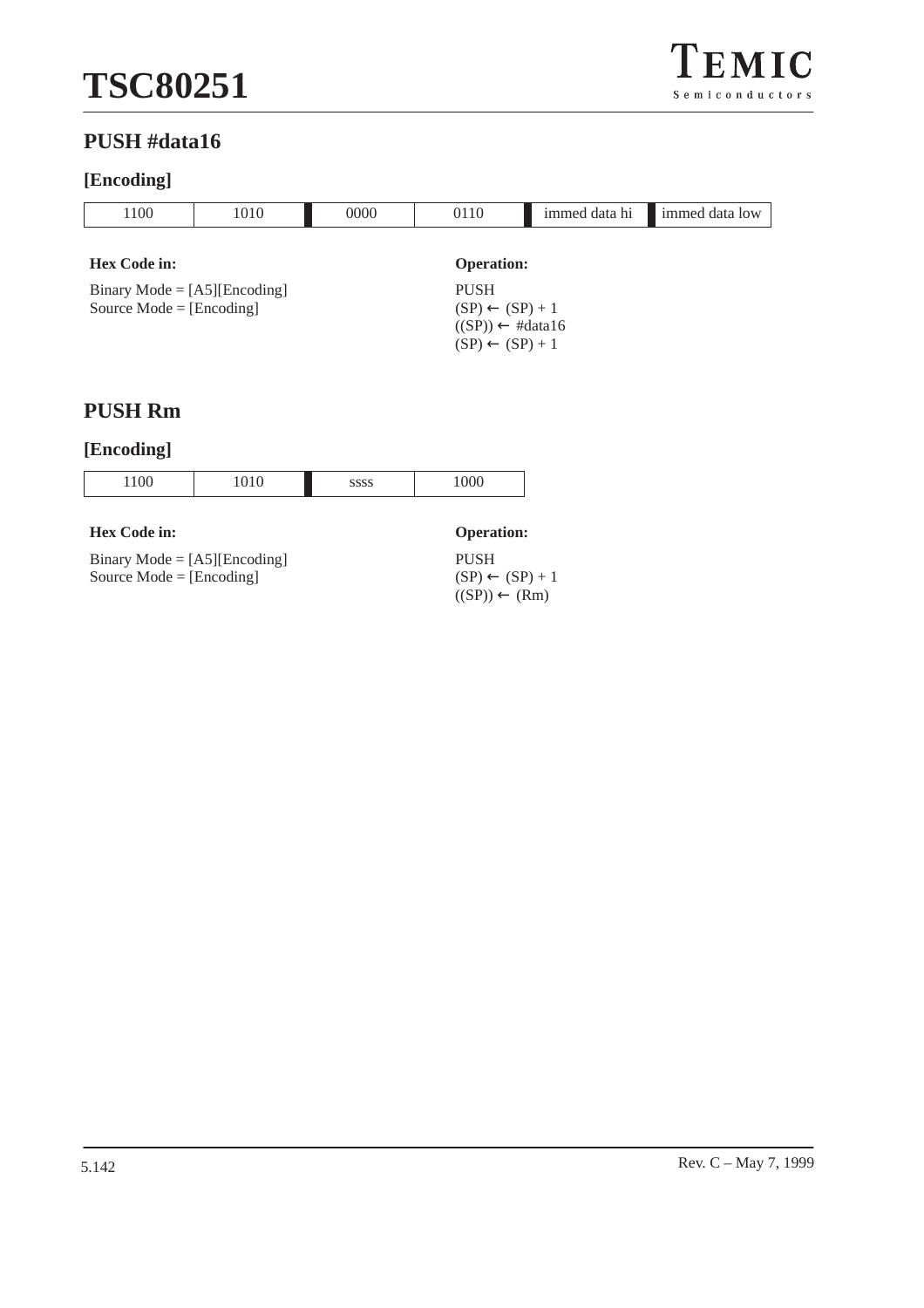## PUSH #data16

### [Encoding]

| 1100 | 1010 | 0000 | 0110 | immed data hi | immed data low |
|---|---|---|---|---|---|

**Hex Code in:**

Binary Mode = [A5][Encoding]
Source Mode = [Encoding]

**Operation:**

PUSH
(SP) ← (SP) + 1
((SP)) ← #data16
(SP) ← (SP) + 1

## PUSH Rm

### [Encoding]

| 1100 | 1010 | ssss | 1000 |
|---|---|---|---|

**Hex Code in:**

Binary Mode = [A5][Encoding]
Source Mode = [Encoding]

**Operation:**

PUSH
(SP) ← (SP) + 1
((SP)) ← (Rm)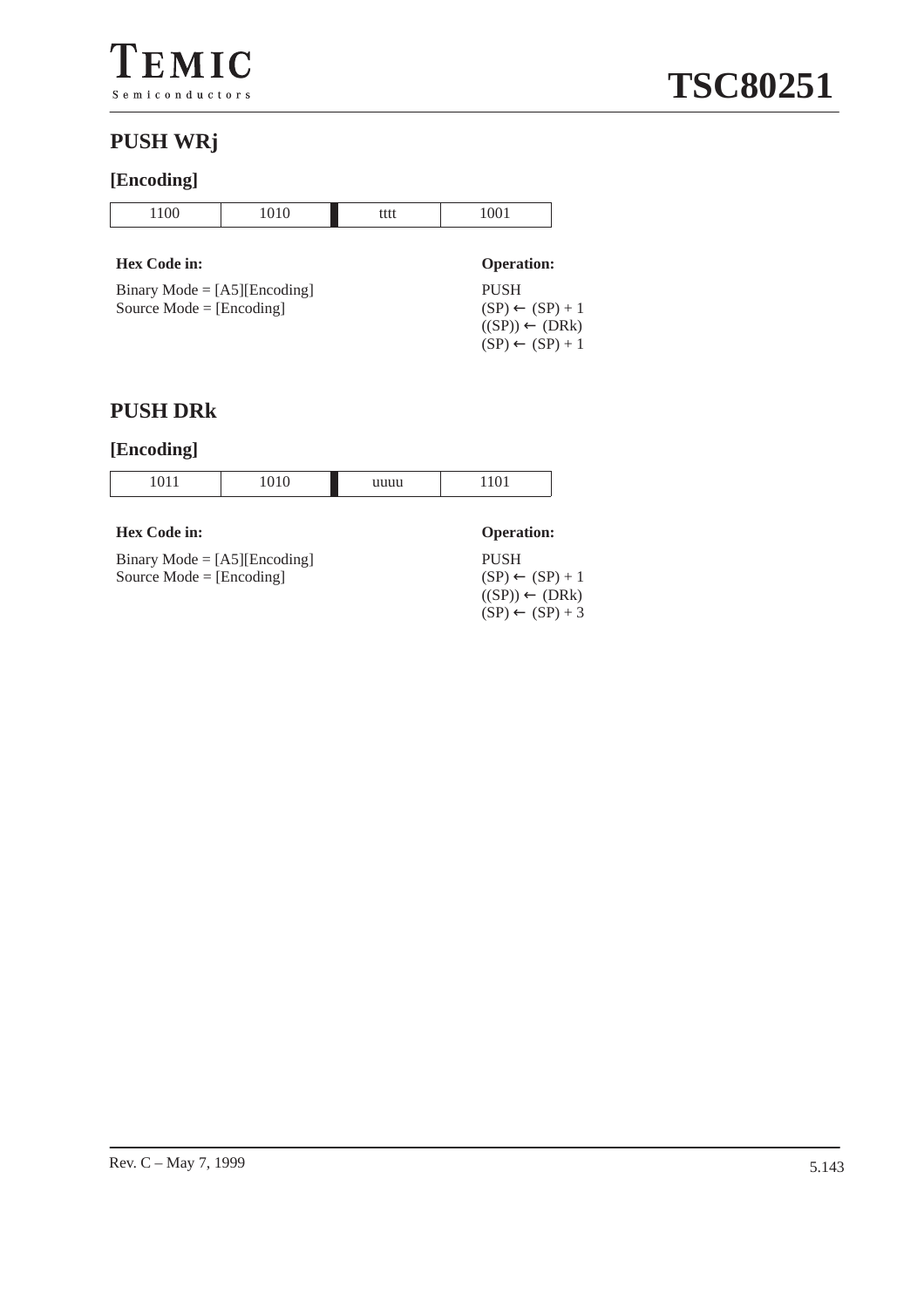## PUSH WRj

### [Encoding]

| 1100 | 1010 | tttt | 1001 |
|---|---|---|---|

**Hex Code in:**

Binary Mode = [A5][Encoding]
Source Mode = [Encoding]

**Operation:**

PUSH
(SP) ← (SP) + 1
((SP)) ← (DRk)
(SP) ← (SP) + 1

## PUSH DRk

### [Encoding]

| 1011 | 1010 | uuuu | 1101 |
|---|---|---|---|

**Hex Code in:**

Binary Mode = [A5][Encoding]
Source Mode = [Encoding]

**Operation:**

PUSH
(SP) ← (SP) + 1
((SP)) ← (DRk)
(SP) ← (SP) + 3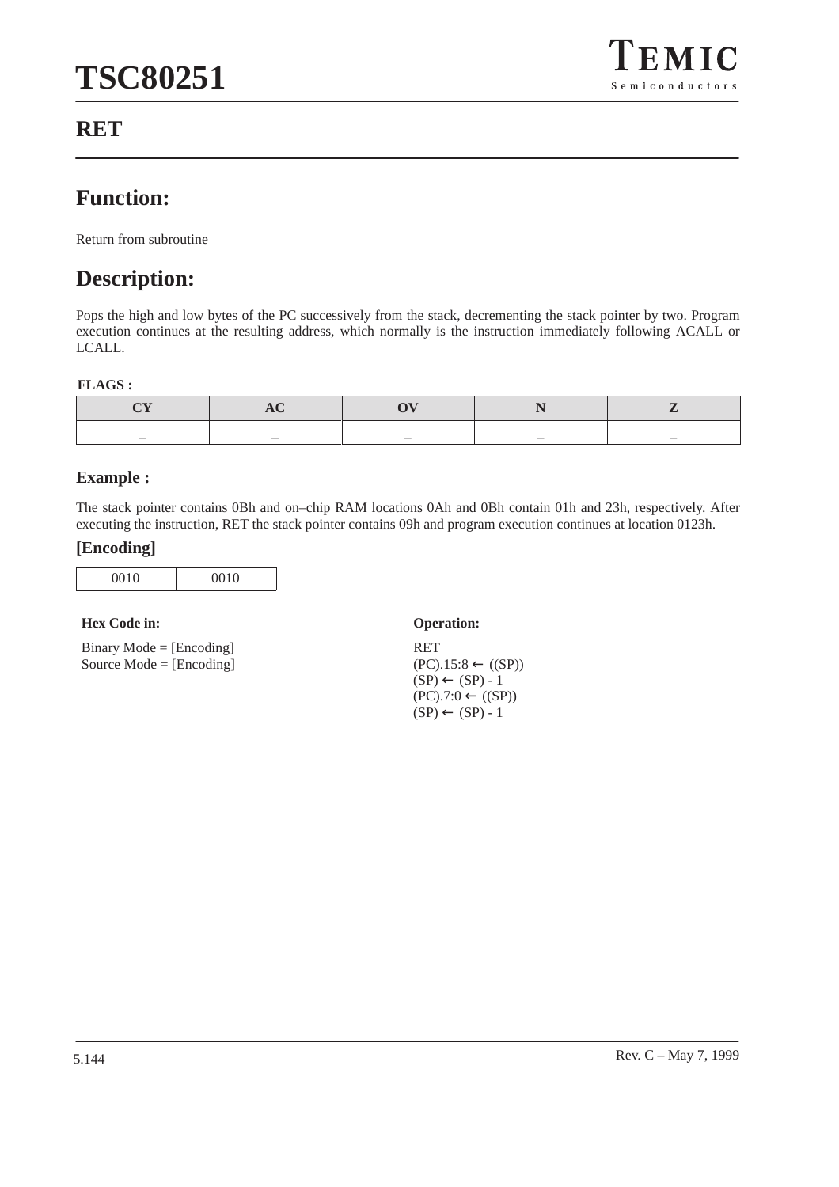## RET

## Function:

Return from subroutine

## Description:

Pops the high and low bytes of the PC successively from the stack, decrementing the stack pointer by two. Program execution continues at the resulting address, which normally is the instruction immediately following ACALL or LCALL.

**FLAGS :**

| CY | AC | OV | N | Z |
|---|---|---|---|---|
| – | – | – | – | – |

### Example :

The stack pointer contains 0Bh and on–chip RAM locations 0Ah and 0Bh contain 01h and 23h, respectively. After executing the instruction, RET the stack pointer contains 09h and program execution continues at location 0123h.

### [Encoding]

| 0010 | 0010 |
|---|---|

**Hex Code in:**

Binary Mode = [Encoding]
Source Mode = [Encoding]

**Operation:**

RET
(PC).15:8 ← ((SP))
(SP) ← (SP) - 1
(PC).7:0 ← ((SP))
(SP) ← (SP) - 1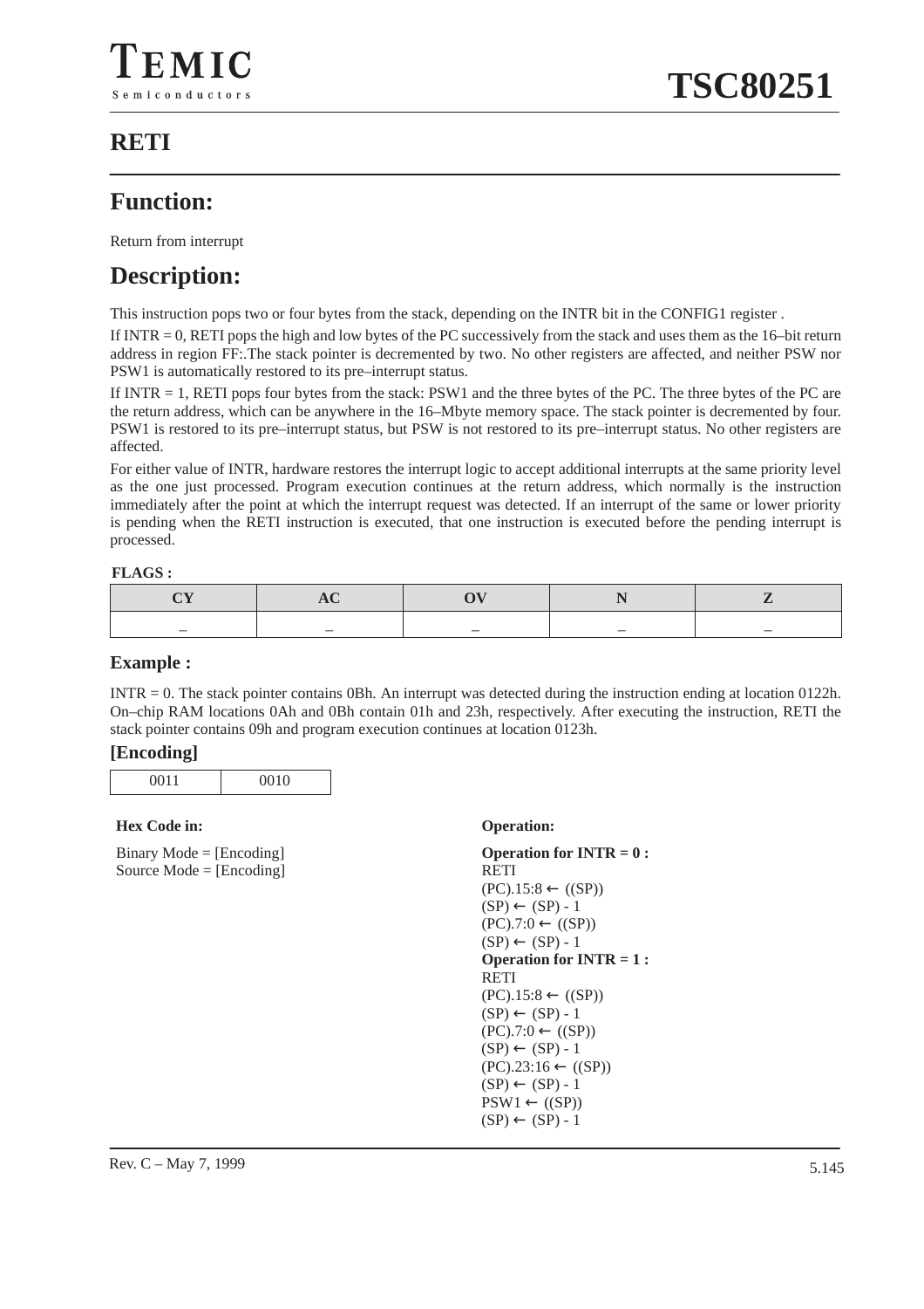## RETI

## Function:

Return from interrupt

## Description:

This instruction pops two or four bytes from the stack, depending on the INTR bit in the CONFIG1 register .

If INTR = 0, RETI pops the high and low bytes of the PC successively from the stack and uses them as the 16–bit return address in region FF:.The stack pointer is decremented by two. No other registers are affected, and neither PSW nor PSW1 is automatically restored to its pre–interrupt status.

If INTR = 1, RETI pops four bytes from the stack: PSW1 and the three bytes of the PC. The three bytes of the PC are the return address, which can be anywhere in the 16–Mbyte memory space. The stack pointer is decremented by four. PSW1 is restored to its pre–interrupt status, but PSW is not restored to its pre–interrupt status. No other registers are affected.

For either value of INTR, hardware restores the interrupt logic to accept additional interrupts at the same priority level as the one just processed. Program execution continues at the return address, which normally is the instruction immediately after the point at which the interrupt request was detected. If an interrupt of the same or lower priority is pending when the RETI instruction is executed, that one instruction is executed before the pending interrupt is processed.

**FLAGS :**

| CY | AC | OV | N | Z |
|---|---|---|---|---|
| – | – | – | – | – |

### Example :

INTR = 0. The stack pointer contains 0Bh. An interrupt was detected during the instruction ending at location 0122h. On–chip RAM locations 0Ah and 0Bh contain 01h and 23h, respectively. After executing the instruction, RETI the stack pointer contains 09h and program execution continues at location 0123h.

### [Encoding]

| 0011 | 0010 |
|---|---|

**Hex Code in:**

Binary Mode = [Encoding]
Source Mode = [Encoding]

**Operation:**

**Operation for INTR = 0 :**
RETI
(PC).15:8 ← ((SP))
(SP) ← (SP) - 1
(PC).7:0 ← ((SP))
(SP) ← (SP) - 1

**Operation for INTR = 1 :**
RETI
(PC).15:8 ← ((SP))
(SP) ← (SP) - 1
(PC).7:0 ← ((SP))
(SP) ← (SP) - 1
(PC).23:16 ← ((SP))
(SP) ← (SP) - 1
PSW1 ← ((SP))
(SP) ← (SP) - 1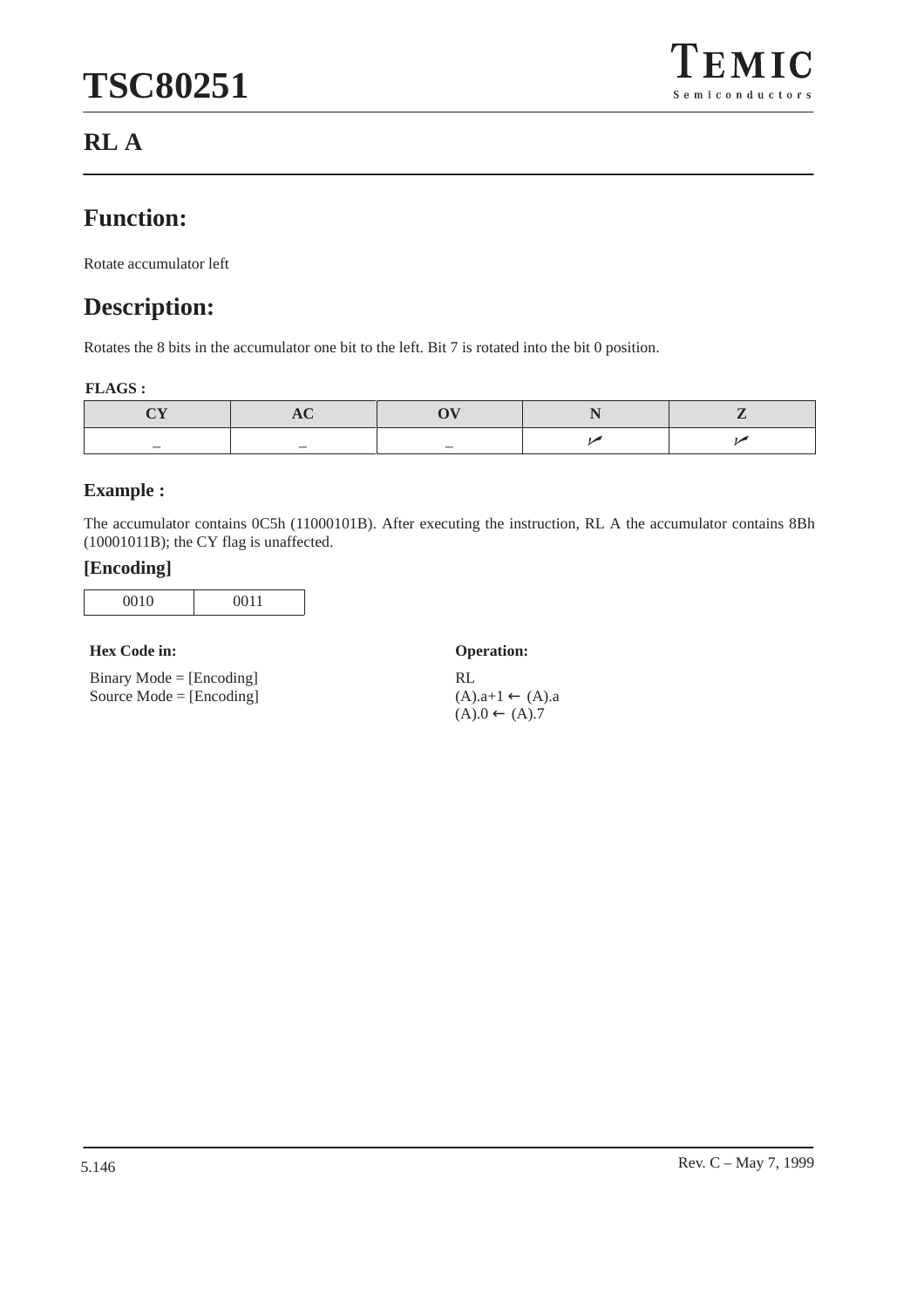## RL A

## Function:

Rotate accumulator left

## Description:

Rotates the 8 bits in the accumulator one bit to the left. Bit 7 is rotated into the bit 0 position.

**FLAGS :**

| CY | AC | OV | N | Z |
|---|---|---|---|---|
| – | – | – | ✓ | ✓ |

### Example :

The accumulator contains 0C5h (11000101B). After executing the instruction, RL A the accumulator contains 8Bh (10001011B); the CY flag is unaffected.

### [Encoding]

| 0010 | 0011 |
|---|---|

**Hex Code in:**

Binary Mode = [Encoding]
Source Mode = [Encoding]

**Operation:**

RL
(A).a+1 ← (A).a
(A).0 ← (A).7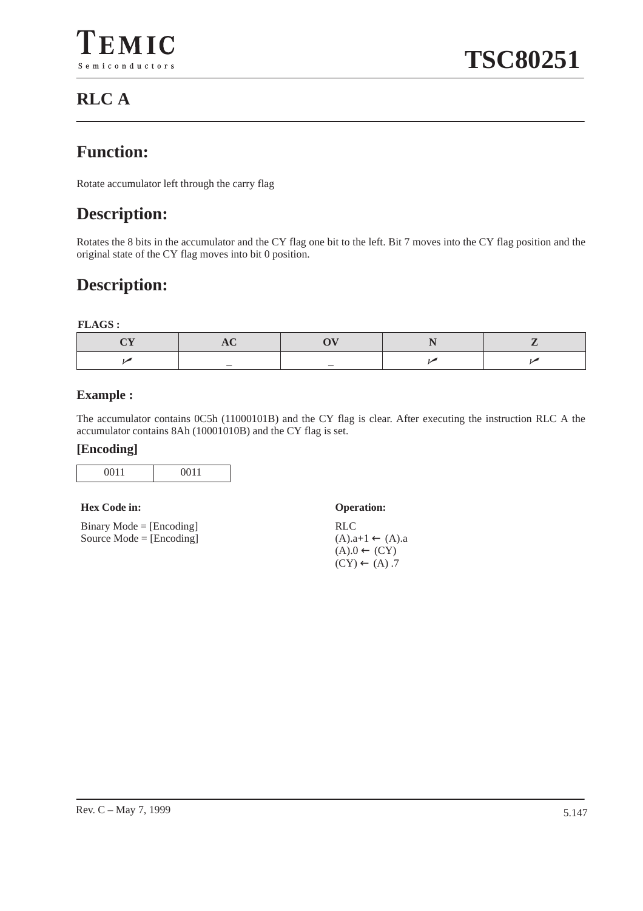# RLC A

## Function:

Rotate accumulator left through the carry flag

## Description:

Rotates the 8 bits in the accumulator and the CY flag one bit to the left. Bit 7 moves into the CY flag position and the original state of the CY flag moves into bit 0 position.

## Description:

**FLAGS :**

| CY | AC | OV | N | Z |
|---|---|---|---|---|
| ✓ | – | – | ✓ | ✓ |

### Example :

The accumulator contains 0C5h (11000101B) and the CY flag is clear. After executing the instruction RLC A the accumulator contains 8Ah (10001010B) and the CY flag is set.

### [Encoding]

| 0011 | 0011 |
|---|---|

**Hex Code in:**

Binary Mode = [Encoding]
Source Mode = [Encoding]

**Operation:**

RLC
(A).a+1 ← (A).a
(A).0 ← (CY)
(CY) ← (A) .7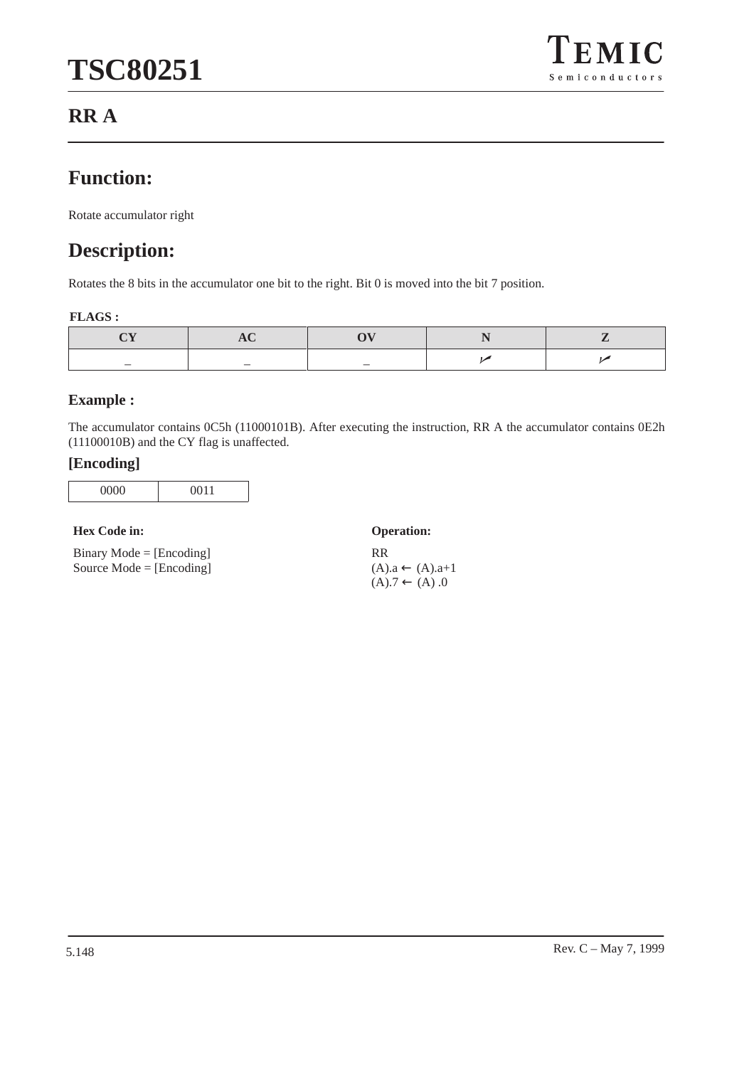# RR A

## Function:

Rotate accumulator right

## Description:

Rotates the 8 bits in the accumulator one bit to the right. Bit 0 is moved into the bit 7 position.

**FLAGS :**

| CY | AC | OV | N | Z |
|---|---|---|---|---|
| – | – | – | ✓ | ✓ |

### Example :

The accumulator contains 0C5h (11000101B). After executing the instruction, RR A the accumulator contains 0E2h (11100010B) and the CY flag is unaffected.

### [Encoding]

| 0000 | 0011 |
|---|---|

**Hex Code in:**

Binary Mode = [Encoding]
Source Mode = [Encoding]

**Operation:**

RR
(A).a ← (A).a+1
(A).7 ← (A) .0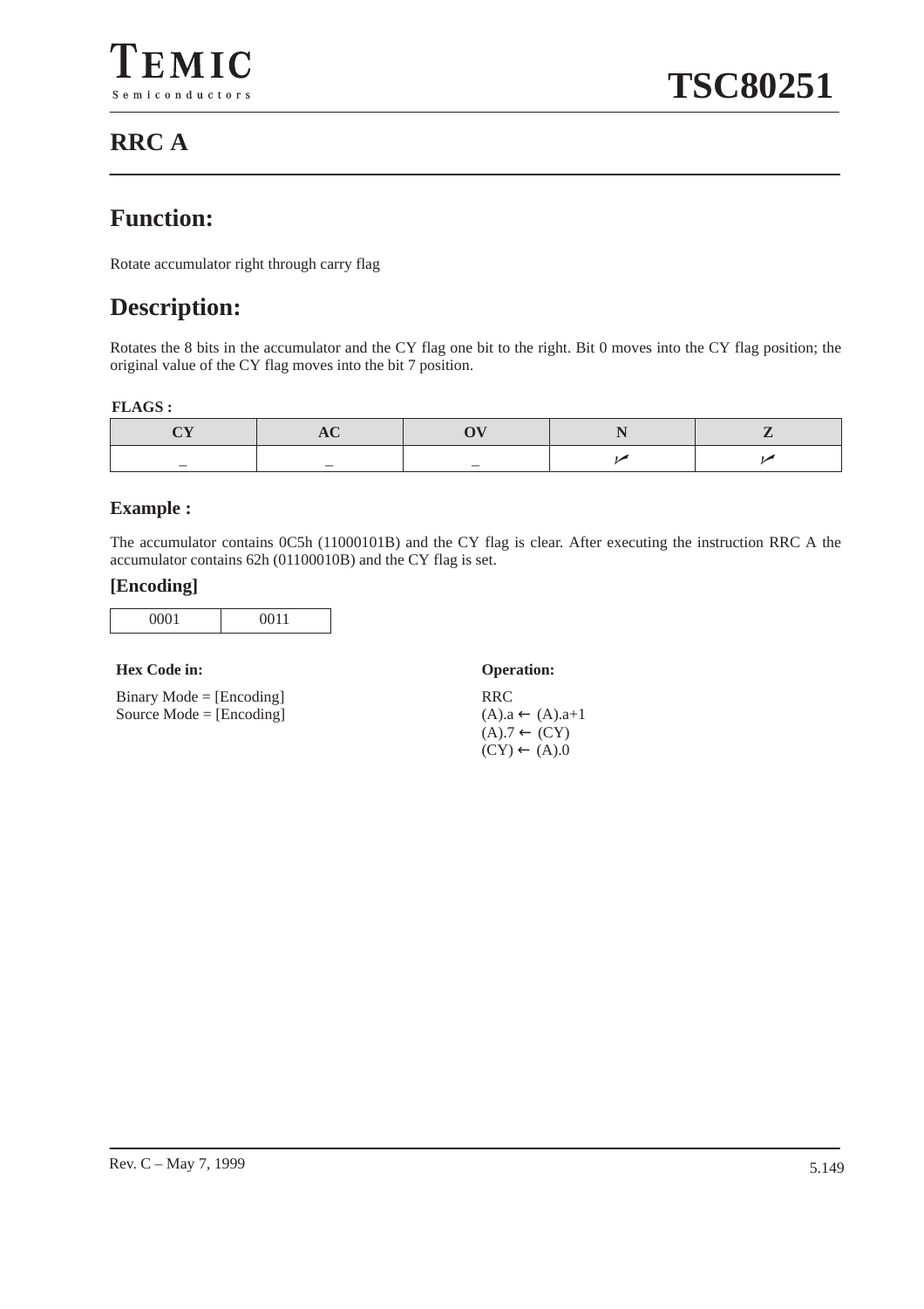## RRC A

## Function:

Rotate accumulator right through carry flag

## Description:

Rotates the 8 bits in the accumulator and the CY flag one bit to the right. Bit 0 moves into the CY flag position; the original value of the CY flag moves into the bit 7 position.

**FLAGS :**

| CY | AC | OV | N | Z |
|---|---|---|---|---|
| – | – | – | ✓ | ✓ |

### Example :

The accumulator contains 0C5h (11000101B) and the CY flag is clear. After executing the instruction RRC A the accumulator contains 62h (01100010B) and the CY flag is set.

### [Encoding]

| 0001 | 0011 |
|---|---|

**Hex Code in:**

Binary Mode = [Encoding]
Source Mode = [Encoding]

**Operation:**

RRC
(A).a ← (A).a+1
(A).7 ← (CY)
(CY) ← (A).0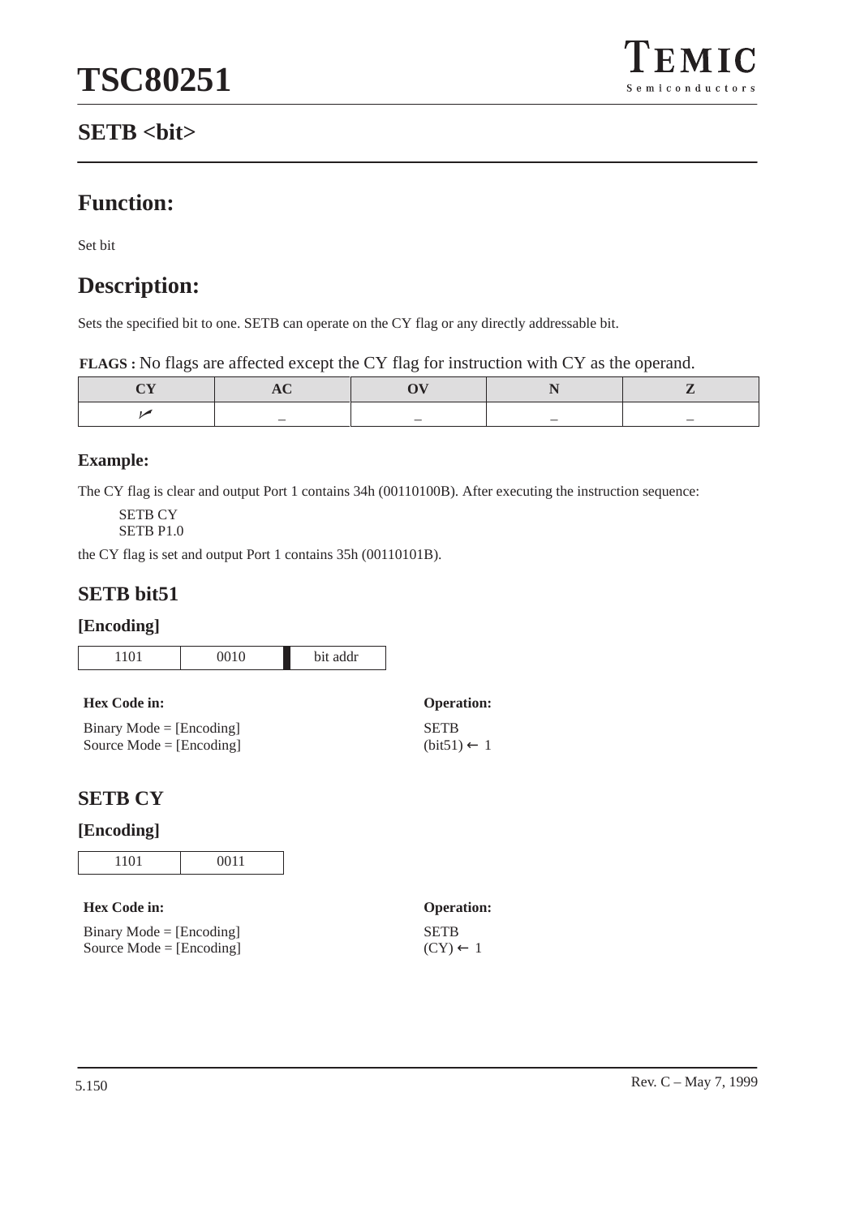## SETB <bit>

# Function:

Set bit

# Description:

Sets the specified bit to one. SETB can operate on the CY flag or any directly addressable bit.

**FLAGS :** No flags are affected except the CY flag for instruction with CY as the operand.

| CY | AC | OV | N | Z |
|---|---|---|---|---|
| ✓ | – | – | – | – |

### Example:

The CY flag is clear and output Port 1 contains 34h (00110100B). After executing the instruction sequence:

```
SETB CY
SETB P1.0
```

the CY flag is set and output Port 1 contains 35h (00110101B).

## SETB bit51

### [Encoding]

| 1101 | 0010 | bit addr |
|---|---|---|

**Hex Code in:**

Binary Mode = [Encoding]
Source Mode = [Encoding]

**Operation:**

SETB
(bit51) ← 1

## SETB CY

### [Encoding]

| 1101 | 0011 |
|---|---|

**Hex Code in:**

Binary Mode = [Encoding]
Source Mode = [Encoding]

**Operation:**

SETB
(CY) ← 1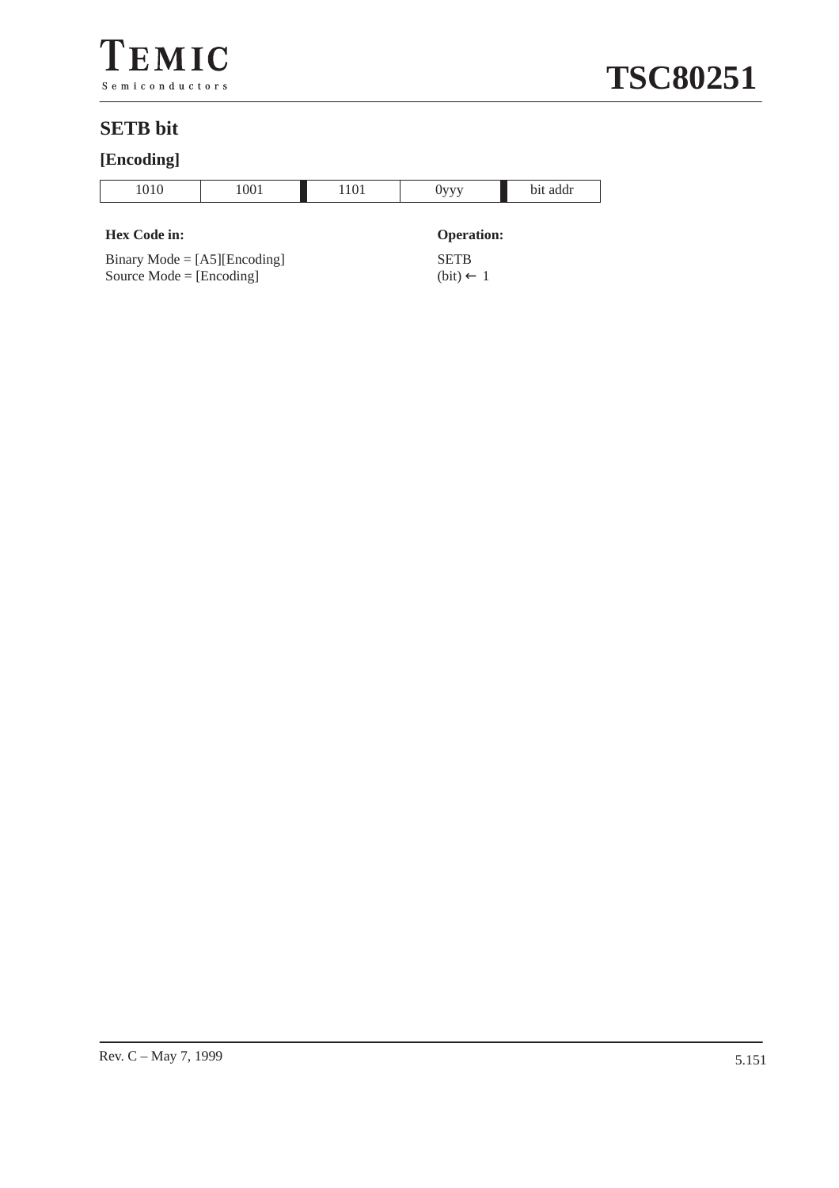## SETB bit

### [Encoding]

| 1010 | 1001 | 1101 | 0yyy | bit addr |
|---|---|---|---|---|

**Hex Code in:**

Binary Mode = [A5][Encoding]
Source Mode = [Encoding]

**Operation:**

SETB
(bit) ← 1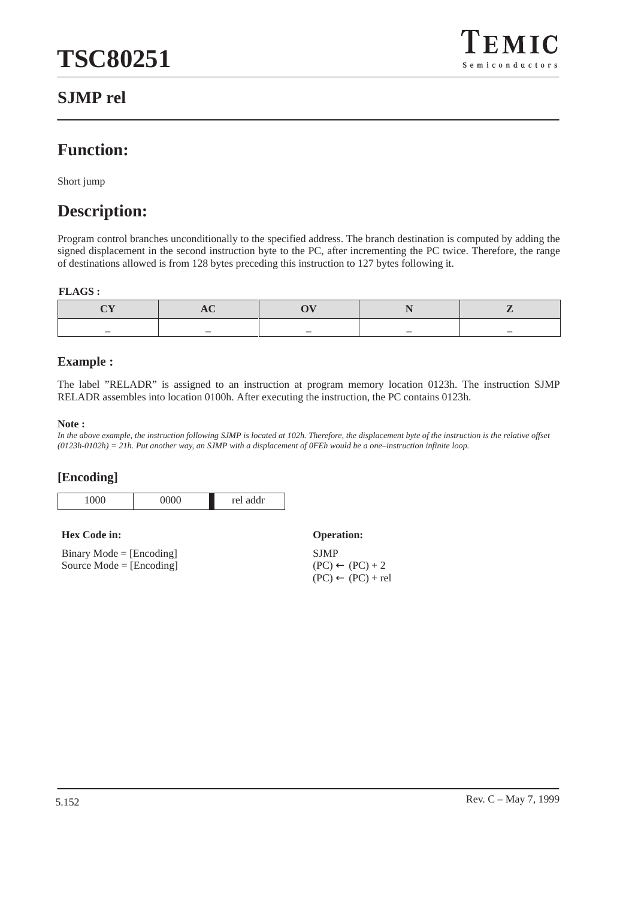## SJMP rel

## Function:

Short jump

## Description:

Program control branches unconditionally to the specified address. The branch destination is computed by adding the signed displacement in the second instruction byte to the PC, after incrementing the PC twice. Therefore, the range of destinations allowed is from 128 bytes preceding this instruction to 127 bytes following it.

**FLAGS :**

| CY | AC | OV | N | Z |
|---|---|---|---|---|
| – | – | – | – | – |

### Example :

The label ”RELADR” is assigned to an instruction at program memory location 0123h. The instruction SJMP RELADR assembles into location 0100h. After executing the instruction, the PC contains 0123h.

**Note :**

*In the above example, the instruction following SJMP is located at 102h. Therefore, the displacement byte of the instruction is the relative offset (0123h-0102h) = 21h. Put another way, an SJMP with a displacement of 0FEh would be a one–instruction infinite loop.*

### [Encoding]

| 1000 | 0000 | rel addr |
|---|---|---|

**Hex Code in:**

Binary Mode = [Encoding]
Source Mode = [Encoding]

**Operation:**

SJMP
(PC) ← (PC) + 2
(PC) ← (PC) + rel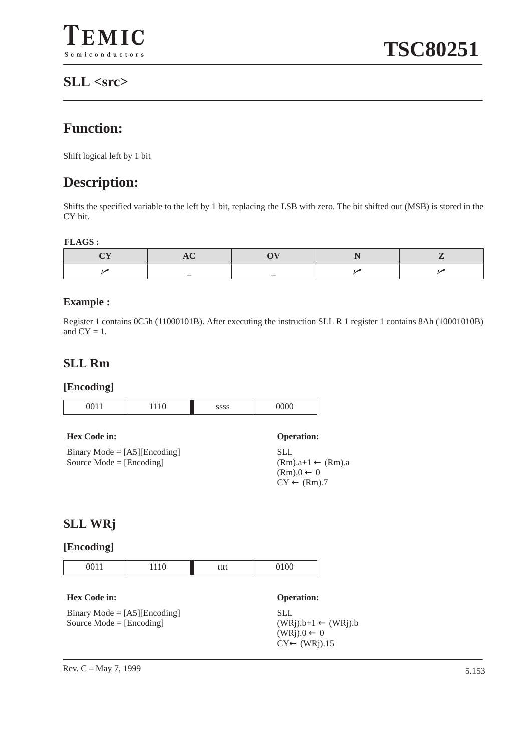## SLL <src>

# Function:

Shift logical left by 1 bit

# Description:

Shifts the specified variable to the left by 1 bit, replacing the LSB with zero. The bit shifted out (MSB) is stored in the CY bit.

**FLAGS :**

| CY | AC | OV | N | Z |
|---|---|---|---|---|
| ✓ | – | – | ✓ | ✓ |

### Example :

Register 1 contains 0C5h (11000101B). After executing the instruction SLL R 1 register 1 contains 8Ah (10001010B) and CY = 1.

## SLL Rm

### [Encoding]

| 0011 | 1110 | ssss | 0000 |
|---|---|---|---|

**Hex Code in:**

Binary Mode = [A5][Encoding]
Source Mode = [Encoding]

**Operation:**

SLL
(Rm).a+1 ← (Rm).a
(Rm).0 ← 0
CY ← (Rm).7

## SLL WRj

### [Encoding]

| 0011 | 1110 | tttt | 0100 |
|---|---|---|---|

**Hex Code in:**

Binary Mode = [A5][Encoding]
Source Mode = [Encoding]

**Operation:**

SLL
(WRj).b+1 ← (WRj).b
(WRj).0 ← 0
CY← (WRj).15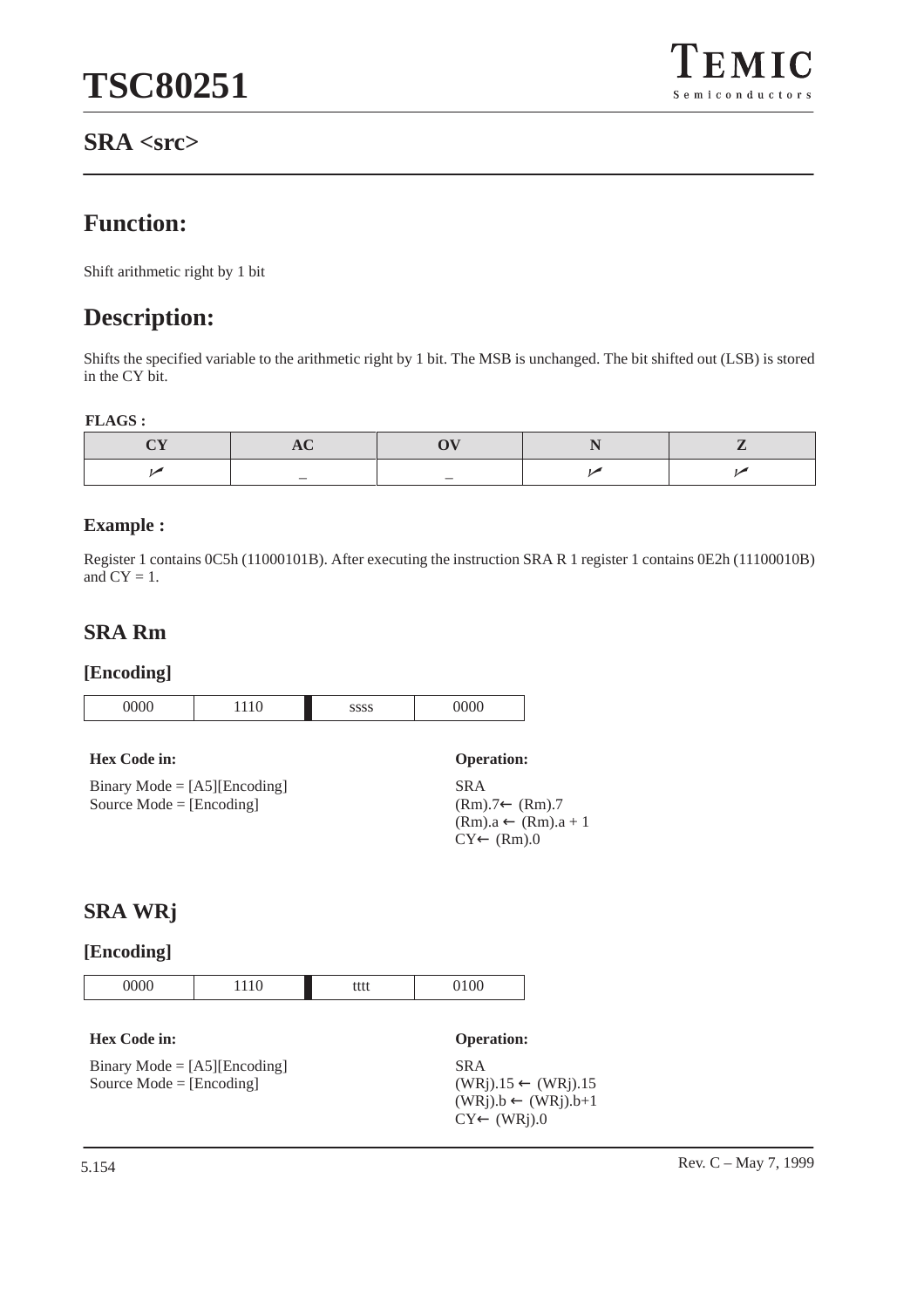## SRA <src>

## Function:

Shift arithmetic right by 1 bit

## Description:

Shifts the specified variable to the arithmetic right by 1 bit. The MSB is unchanged. The bit shifted out (LSB) is stored in the CY bit.

**FLAGS :**

| CY | AC | OV | N | Z |
|---|---|---|---|---|
| ✓ | – | – | ✓ | ✓ |

### Example :

Register 1 contains 0C5h (11000101B). After executing the instruction SRA R 1 register 1 contains 0E2h (11100010B) and CY = 1.

## SRA Rm

### [Encoding]

| 0000 | 1110 | ssss | 0000 |
|---|---|---|---|

**Hex Code in:**

Binary Mode = [A5][Encoding]
Source Mode = [Encoding]

**Operation:**

SRA
(Rm).7← (Rm).7
(Rm).a ← (Rm).a + 1
CY← (Rm).0

## SRA WRj

### [Encoding]

| 0000 | 1110 | tttt | 0100 |
|---|---|---|---|

**Hex Code in:**

Binary Mode = [A5][Encoding]
Source Mode = [Encoding]

**Operation:**

SRA
(WRj).15 ← (WRj).15
(WRj).b ← (WRj).b+1
CY← (WRj).0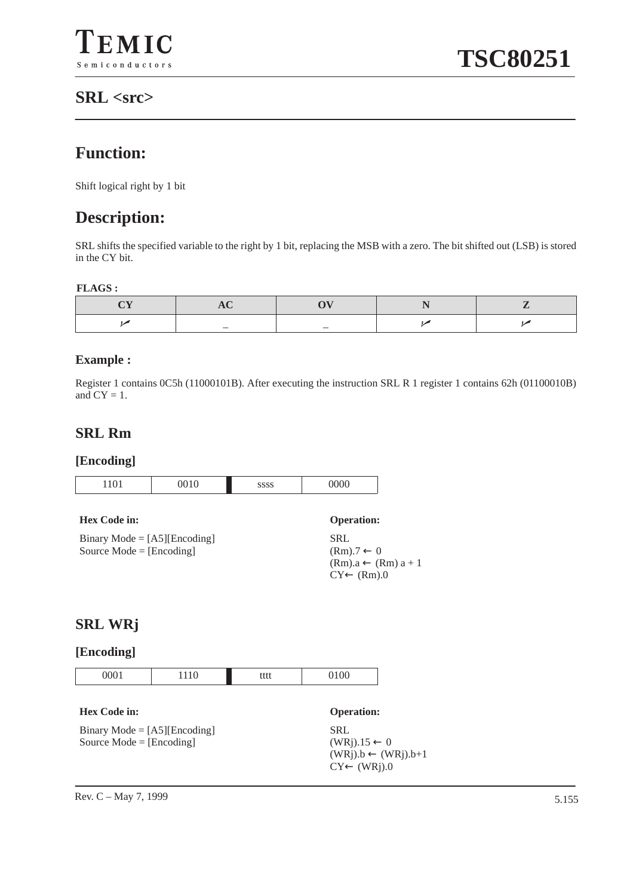## SRL <src>

# Function:

Shift logical right by 1 bit

# Description:

SRL shifts the specified variable to the right by 1 bit, replacing the MSB with a zero. The bit shifted out (LSB) is stored in the CY bit.

**FLAGS :**

| CY | AC | OV | N | Z |
|---|---|---|---|---|
| ✓ | – | – | ✓ | ✓ |

### Example :

Register 1 contains 0C5h (11000101B). After executing the instruction SRL R 1 register 1 contains 62h (01100010B) and CY = 1.

## SRL Rm

### [Encoding]

| 1101 | 0010 | ssss | 0000 |
|---|---|---|---|

**Hex Code in:**

Binary Mode = [A5][Encoding]
Source Mode = [Encoding]

**Operation:**

SRL
(Rm).7 ← 0
(Rm).a ← (Rm) a + 1
CY← (Rm).0

## SRL WRj

### [Encoding]

| 0001 | 1110 | tttt | 0100 |
|---|---|---|---|

**Hex Code in:**

Binary Mode = [A5][Encoding]
Source Mode = [Encoding]

**Operation:**

SRL
(WRj).15 ← 0
(WRj).b ← (WRj).b+1
CY← (WRj).0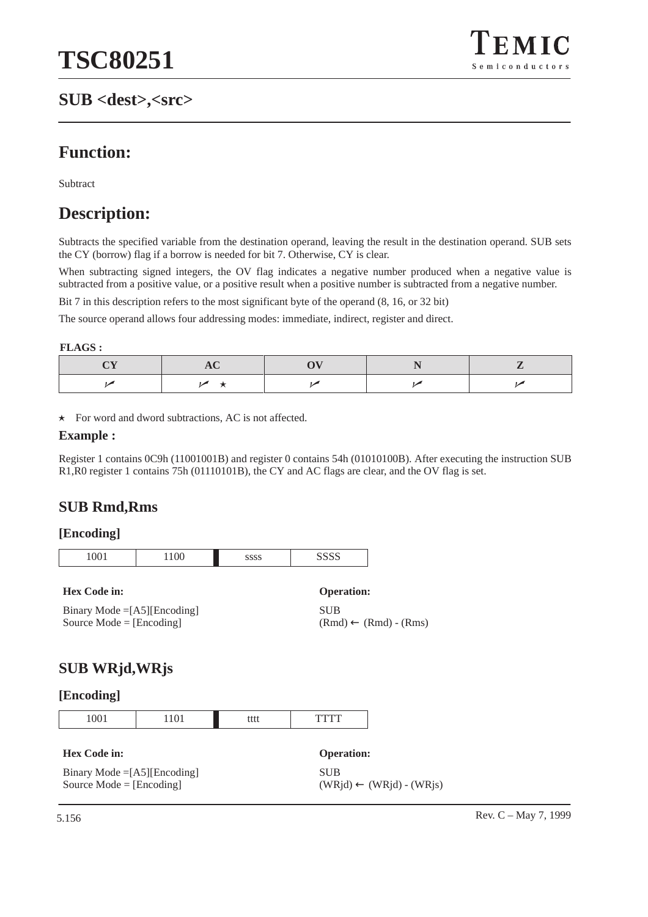## SUB <dest>,<src>

## Function:

Subtract

## Description:

Subtracts the specified variable from the destination operand, leaving the result in the destination operand. SUB sets the CY (borrow) flag if a borrow is needed for bit 7. Otherwise, CY is clear.

When subtracting signed integers, the OV flag indicates a negative number produced when a negative value is subtracted from a positive value, or a positive result when a positive number is subtracted from a negative number.

Bit 7 in this description refers to the most significant byte of the operand (8, 16, or 32 bit)

The source operand allows four addressing modes: immediate, indirect, register and direct.

**FLAGS :**

| CY | AC | OV | N | Z |
|---|---|---|---|---|
| ✓ | ✓ ⋆ | ✓ | ✓ | ✓ |

⋆ For word and dword subtractions, AC is not affected.

**Example :**

Register 1 contains 0C9h (11001001B) and register 0 contains 54h (01010100B). After executing the instruction SUB R1,R0 register 1 contains 75h (01110101B), the CY and AC flags are clear, and the OV flag is set.

### SUB Rmd,Rms

**[Encoding]**

| 1001 | 1100 | ssss | SSSS |
|---|---|---|---|

**Hex Code in:**

Binary Mode =[A5][Encoding]
Source Mode = [Encoding]

**Operation:**

SUB
(Rmd) ← (Rmd) - (Rms)

### SUB WRjd,WRjs

**[Encoding]**

| 1001 | 1101 | tttt | TTTT |
|---|---|---|---|

**Hex Code in:**

Binary Mode =[A5][Encoding]
Source Mode = [Encoding]

**Operation:**

SUB
(WRjd) ← (WRjd) - (WRjs)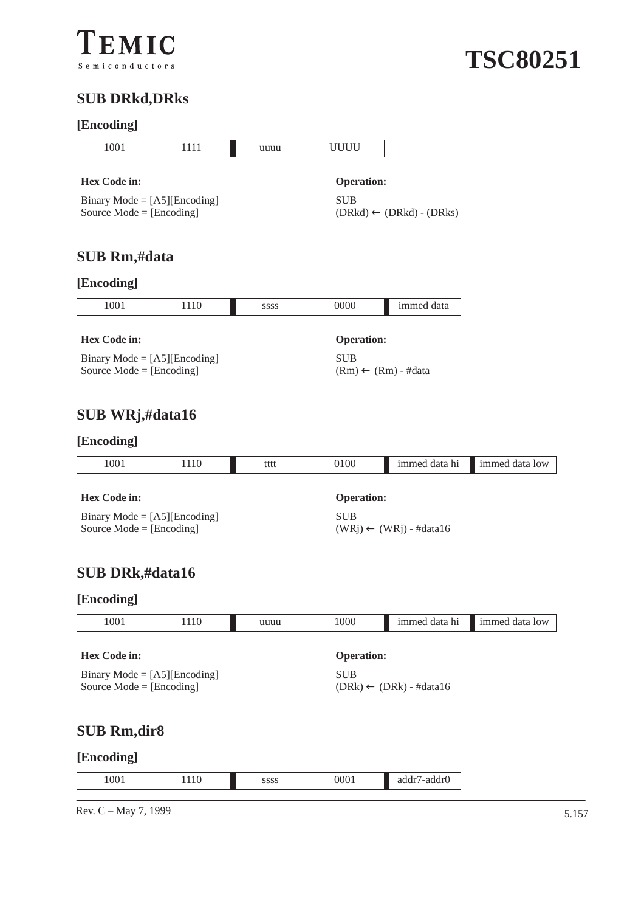## SUB DRkd,DRks

### [Encoding]

| 1001 | 1111 | uuuu | UUUU |
|---|---|---|---|

**Hex Code in:**

Binary Mode = [A5][Encoding]
Source Mode = [Encoding]

**Operation:**

SUB
(DRkd) ← (DRkd) - (DRks)

## SUB Rm,#data

### [Encoding]

| 1001 | 1110 | ssss | 0000 | immed data |
|---|---|---|---|---|

**Hex Code in:**

Binary Mode = [A5][Encoding]
Source Mode = [Encoding]

**Operation:**

SUB
(Rm) ← (Rm) - #data

## SUB WRj,#data16

### [Encoding]

| 1001 | 1110 | tttt | 0100 | immed data hi | immed data low |
|---|---|---|---|---|---|

**Hex Code in:**

Binary Mode = [A5][Encoding]
Source Mode = [Encoding]

**Operation:**

SUB
(WRj) ← (WRj) - #data16

## SUB DRk,#data16

### [Encoding]

| 1001 | 1110 | uuuu | 1000 | immed data hi | immed data low |
|---|---|---|---|---|---|

**Hex Code in:**

Binary Mode = [A5][Encoding]
Source Mode = [Encoding]

**Operation:**

SUB
(DRk) ← (DRk) - #data16

## SUB Rm,dir8

### [Encoding]

| 1001 | 1110 | ssss | 0001 | addr7-addr0 |
|---|---|---|---|---|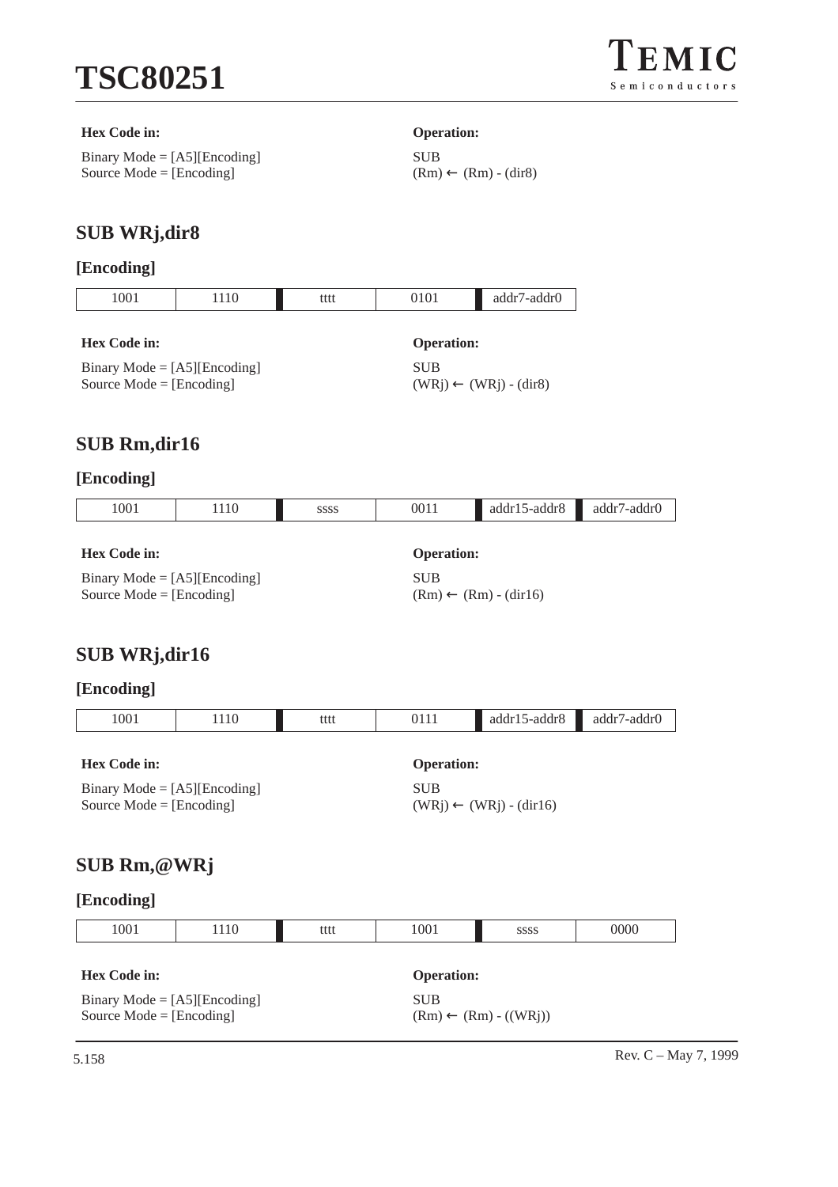| **Hex Code in:** | **Operation:** |
|---|---|
| Binary Mode = [A5][Encoding] | SUB |
| Source Mode = [Encoding] | (Rm) ← (Rm) - (dir8) |

## SUB WRj,dir8

### [Encoding]

| 1001 | 1110 | tttt | 0101 | addr7-addr0 |
|---|---|---|---|---|

| **Hex Code in:** | **Operation:** |
|---|---|
| Binary Mode = [A5][Encoding] | SUB |
| Source Mode = [Encoding] | (WRj) ← (WRj) - (dir8) |

## SUB Rm,dir16

### [Encoding]

| 1001 | 1110 | ssss | 0011 | addr15-addr8 | addr7-addr0 |
|---|---|---|---|---|---|

| **Hex Code in:** | **Operation:** |
|---|---|
| Binary Mode = [A5][Encoding] | SUB |
| Source Mode = [Encoding] | (Rm) ← (Rm) - (dir16) |

## SUB WRj,dir16

### [Encoding]

| 1001 | 1110 | tttt | 0111 | addr15-addr8 | addr7-addr0 |
|---|---|---|---|---|---|

| **Hex Code in:** | **Operation:** |
|---|---|
| Binary Mode = [A5][Encoding] | SUB |
| Source Mode = [Encoding] | (WRj) ← (WRj) - (dir16) |

## SUB Rm,@WRj

### [Encoding]

| 1001 | 1110 | tttt | 1001 | ssss | 0000 |
|---|---|---|---|---|---|

| **Hex Code in:** | **Operation:** |
|---|---|
| Binary Mode = [A5][Encoding] | SUB |
| Source Mode = [Encoding] | (Rm) ← (Rm) - ((WRj)) |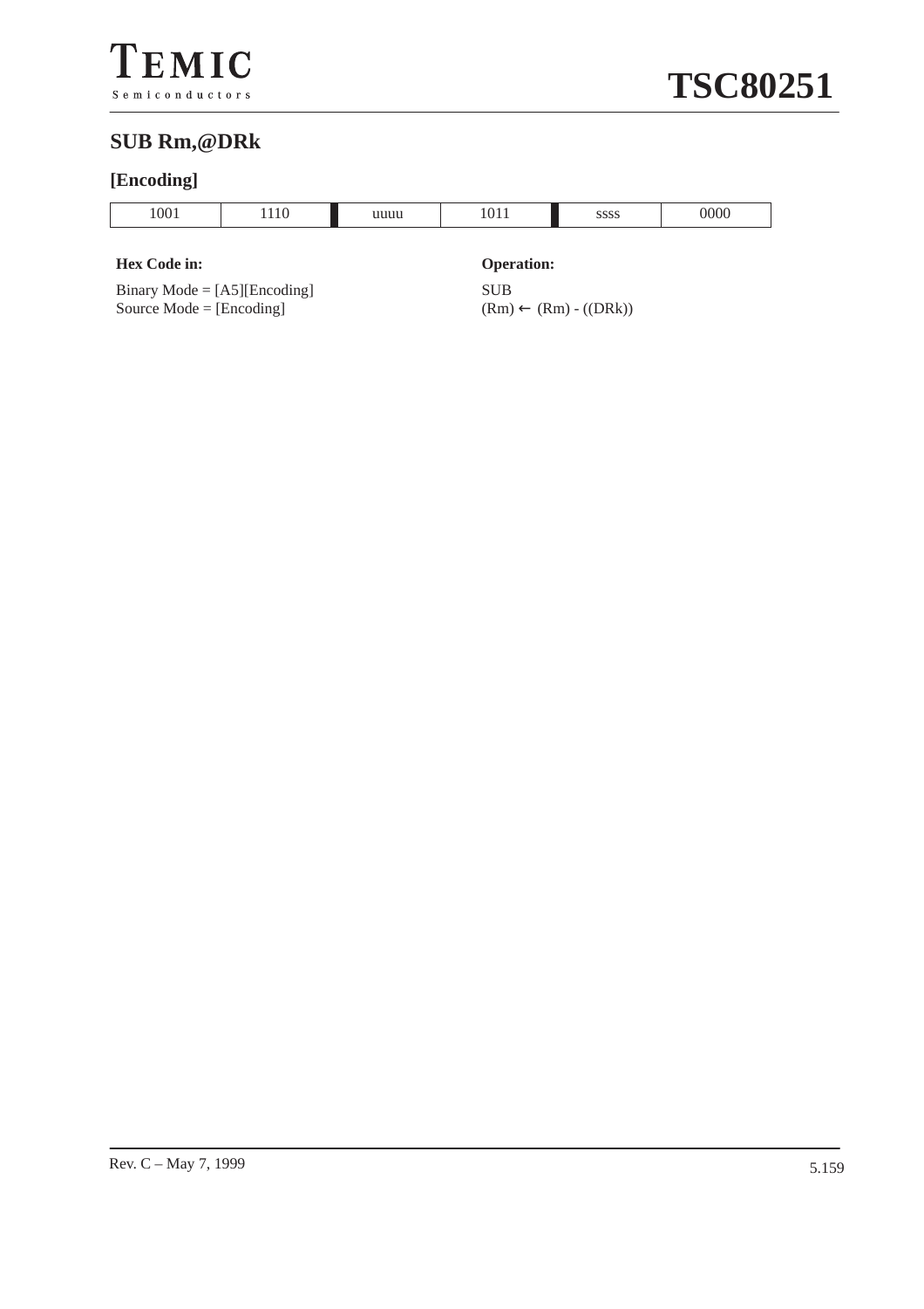## SUB Rm,@DRk

### [Encoding]

| 1001 | 1110 | uuuu | 1011 | ssss | 0000 |
|---|---|---|---|---|---|

**Hex Code in:**

Binary Mode = [A5][Encoding]
Source Mode = [Encoding]

**Operation:**

SUB
(Rm) ← (Rm) - ((DRk))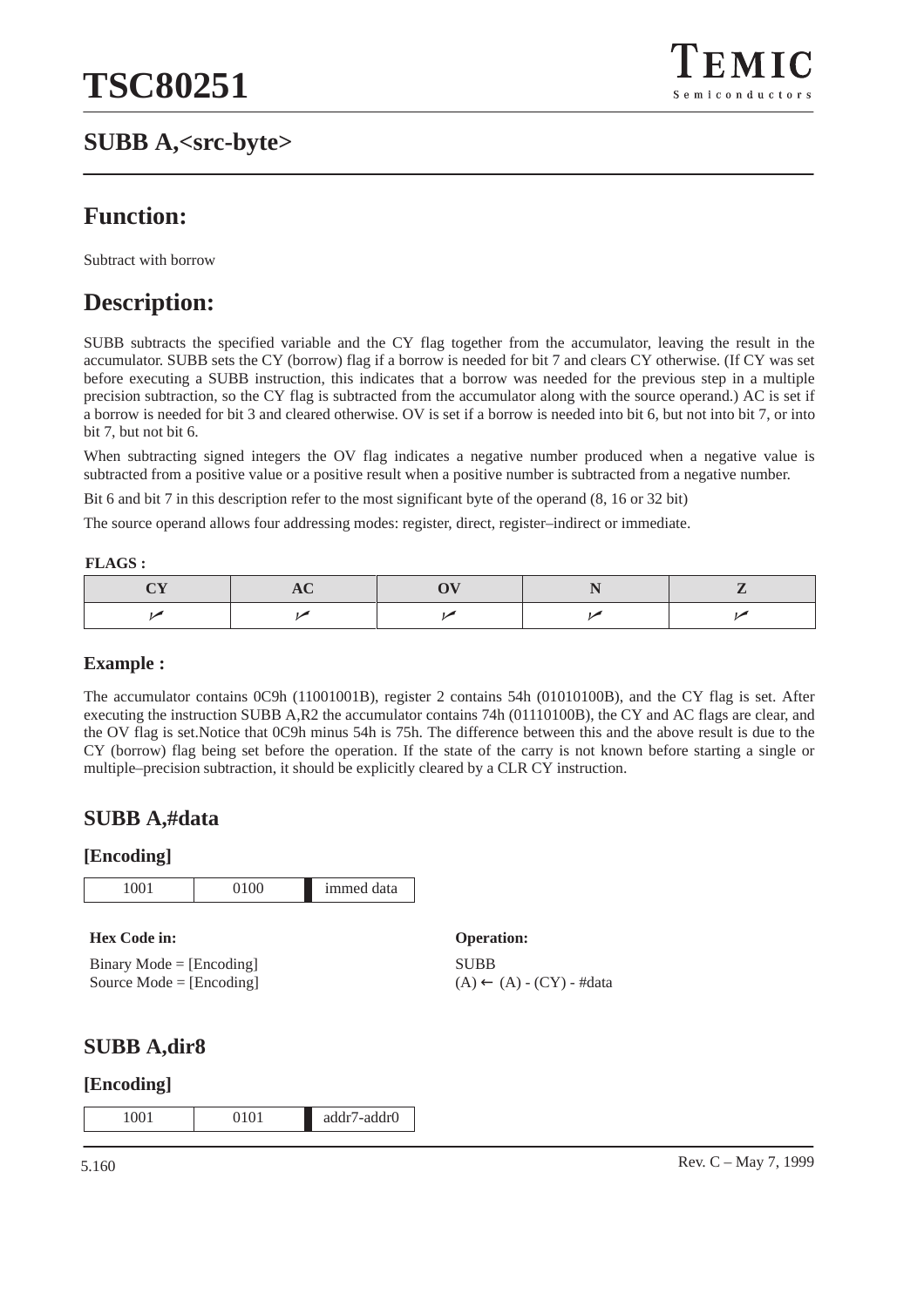## SUBB A,<src-byte>

## Function:

Subtract with borrow

## Description:

SUBB subtracts the specified variable and the CY flag together from the accumulator, leaving the result in the accumulator. SUBB sets the CY (borrow) flag if a borrow is needed for bit 7 and clears CY otherwise. (If CY was set before executing a SUBB instruction, this indicates that a borrow was needed for the previous step in a multiple precision subtraction, so the CY flag is subtracted from the accumulator along with the source operand.) AC is set if a borrow is needed for bit 3 and cleared otherwise. OV is set if a borrow is needed into bit 6, but not into bit 7, or into bit 7, but not bit 6.

When subtracting signed integers the OV flag indicates a negative number produced when a negative value is subtracted from a positive value or a positive result when a positive number is subtracted from a negative number.

Bit 6 and bit 7 in this description refer to the most significant byte of the operand (8, 16 or 32 bit)

The source operand allows four addressing modes: register, direct, register–indirect or immediate.

**FLAGS :**

| CY | AC | OV | N | Z |
|---|---|---|---|---|
| ✓ | ✓ | ✓ | ✓ | ✓ |

### Example :

The accumulator contains 0C9h (11001001B), register 2 contains 54h (01010100B), and the CY flag is set. After executing the instruction SUBB A,R2 the accumulator contains 74h (01110100B), the CY and AC flags are clear, and the OV flag is set.Notice that 0C9h minus 54h is 75h. The difference between this and the above result is due to the CY (borrow) flag being set before the operation. If the state of the carry is not known before starting a single or multiple–precision subtraction, it should be explicitly cleared by a CLR CY instruction.

## SUBB A,#data

### [Encoding]

| 1001 | 0100 | immed data |
|---|---|---|

**Hex Code in:**

Binary Mode = [Encoding]
Source Mode = [Encoding]

**Operation:**

SUBB
(A) ← (A) - (CY) - #data

## SUBB A,dir8

### [Encoding]

| 1001 | 0101 | addr7-addr0 |
|---|---|---|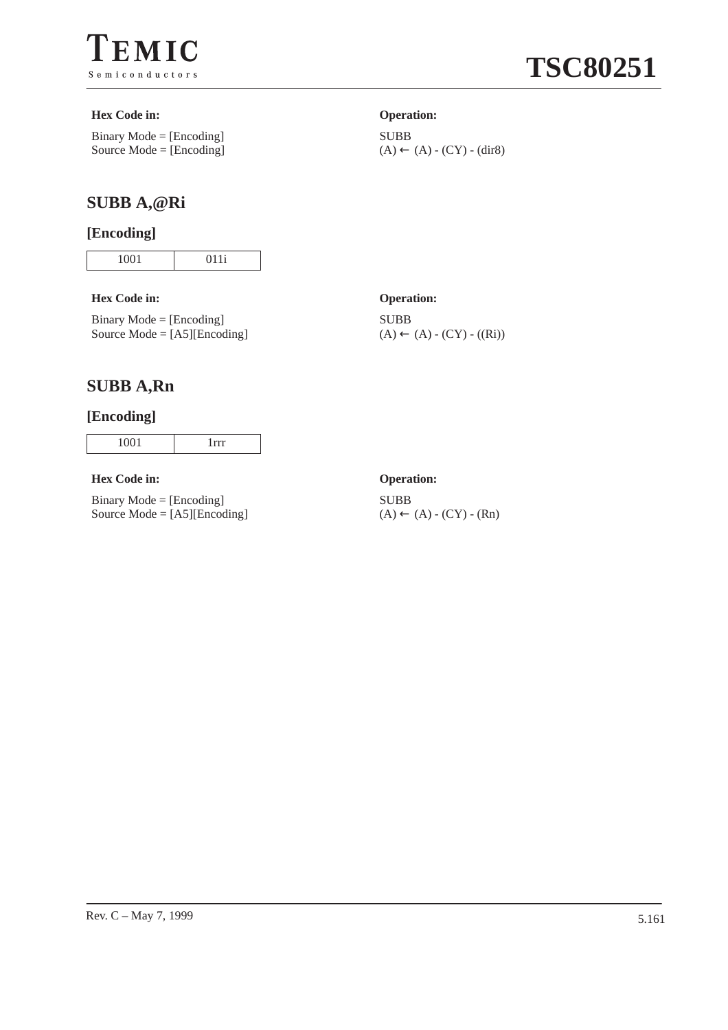**Hex Code in:**

Binary Mode = [Encoding]
Source Mode = [Encoding]

**Operation:**

SUBB
(A) ← (A) - (CY) - (dir8)

## SUBB A,@Ri

### [Encoding]

| 1001 | 011i |
|---|---|

**Hex Code in:**

Binary Mode = [Encoding]
Source Mode = [A5][Encoding]

**Operation:**

SUBB
(A) ← (A) - (CY) - ((Ri))

## SUBB A,Rn

### [Encoding]

| 1001 | 1rrr |
|---|---|

**Hex Code in:**

Binary Mode = [Encoding]
Source Mode = [A5][Encoding]

**Operation:**

SUBB
(A) ← (A) - (CY) - (Rn)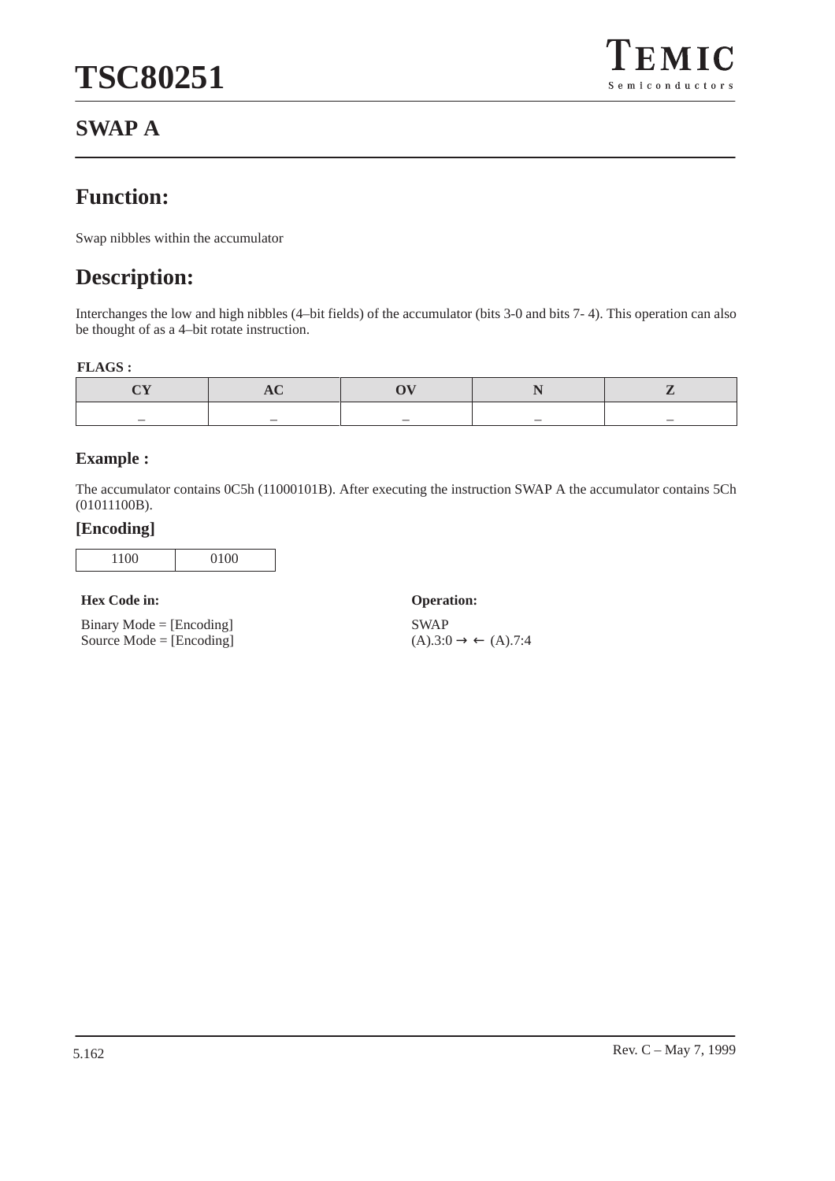## SWAP A

# Function:

Swap nibbles within the accumulator

# Description:

Interchanges the low and high nibbles (4–bit fields) of the accumulator (bits 3-0 and bits 7- 4). This operation can also be thought of as a 4–bit rotate instruction.

**FLAGS :**

| CY | AC | OV | N | Z |
|---|---|---|---|---|
| – | – | – | – | – |

### Example :

The accumulator contains 0C5h (11000101B). After executing the instruction SWAP A the accumulator contains 5Ch (01011100B).

### [Encoding]

| 1100 | 0100 |
|---|---|

**Hex Code in:**

Binary Mode = [Encoding]
Source Mode = [Encoding]

**Operation:**

SWAP
(A).3:0 → ← (A).7:4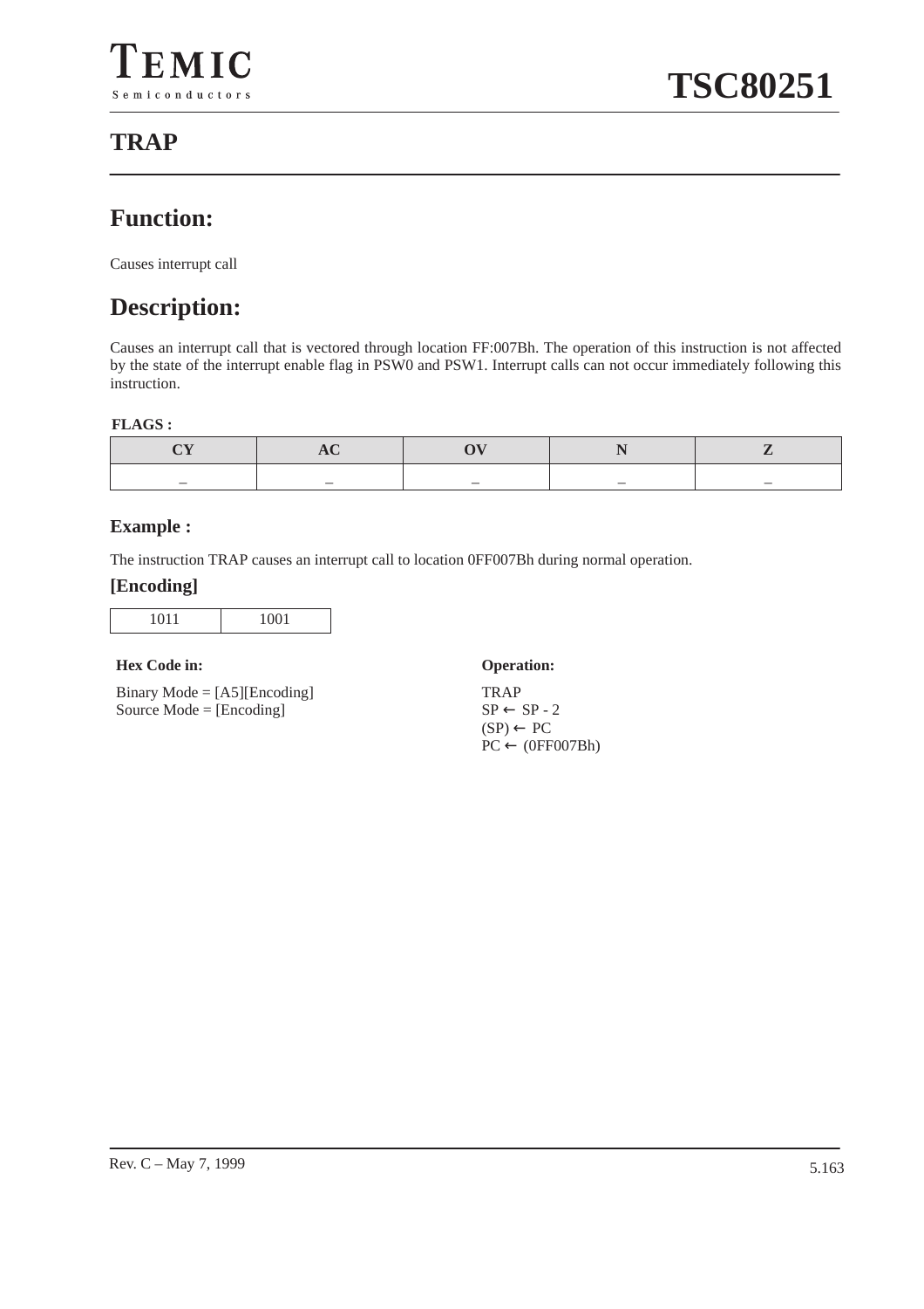## TRAP

## Function:

Causes interrupt call

## Description:

Causes an interrupt call that is vectored through location FF:007Bh. The operation of this instruction is not affected by the state of the interrupt enable flag in PSW0 and PSW1. Interrupt calls can not occur immediately following this instruction.

**FLAGS :**

| CY | AC | OV | N | Z |
|---|---|---|---|---|
| – | – | – | – | – |

### Example :

The instruction TRAP causes an interrupt call to location 0FF007Bh during normal operation.

### [Encoding]

| 1011 | 1001 |
|---|---|

**Hex Code in:**

Binary Mode = [A5][Encoding]
Source Mode = [Encoding]

**Operation:**

TRAP
SP ← SP - 2
(SP) ← PC
PC ← (0FF007Bh)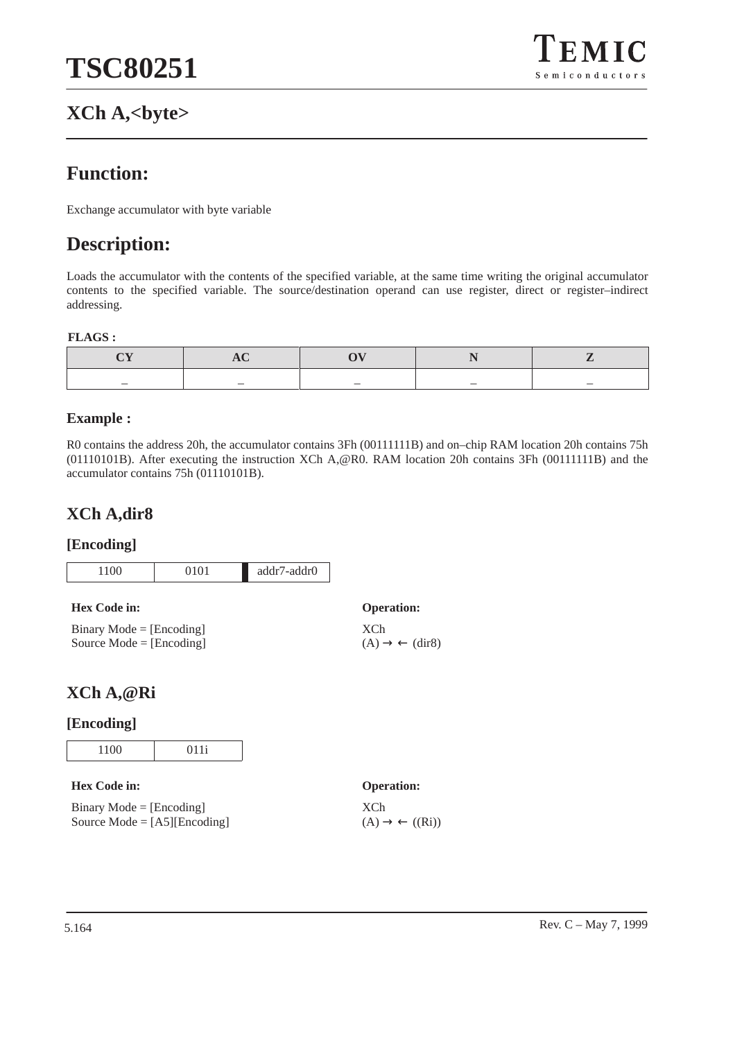## XCh A,<byte>

## Function:

Exchange accumulator with byte variable

## Description:

Loads the accumulator with the contents of the specified variable, at the same time writing the original accumulator contents to the specified variable. The source/destination operand can use register, direct or register–indirect addressing.

**FLAGS :**

| CY | AC | OV | N | Z |
|---|---|---|---|---|
| – | – | – | – | – |

### Example :

R0 contains the address 20h, the accumulator contains 3Fh (00111111B) and on–chip RAM location 20h contains 75h (01110101B). After executing the instruction XCh A,@R0. RAM location 20h contains 3Fh (00111111B) and the accumulator contains 75h (01110101B).

## XCh A,dir8

### [Encoding]

| 1100 | 0101 | addr7-addr0 |
|---|---|---|

**Hex Code in:**

Binary Mode = [Encoding]
Source Mode = [Encoding]

**Operation:**

XCh
(A) → ← (dir8)

## XCh A,@Ri

### [Encoding]

| 1100 | 011i |
|---|---|

**Hex Code in:**

Binary Mode = [Encoding]
Source Mode = [A5][Encoding]

**Operation:**

XCh
(A) → ← ((Ri))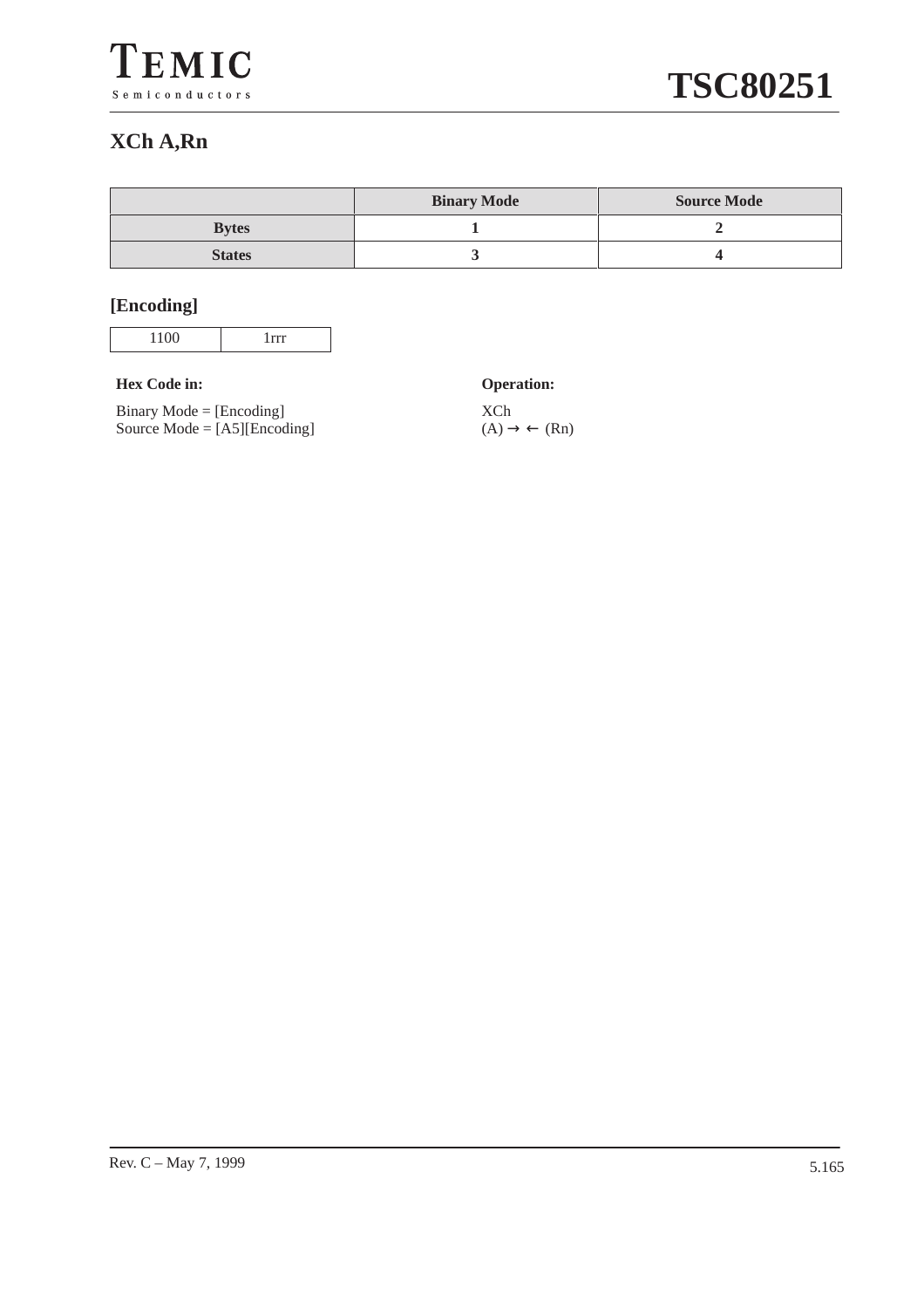## XCh A,Rn

| | Binary Mode | Source Mode |
|---|---|---|
| **Bytes** | 1 | 2 |
| **States** | 3 | 4 |

### [Encoding]

| 1100 | 1rrr |
|---|---|

**Hex Code in:**

Binary Mode = [Encoding]
Source Mode = [A5][Encoding]

**Operation:**

XCh
(A) → ← (Rn)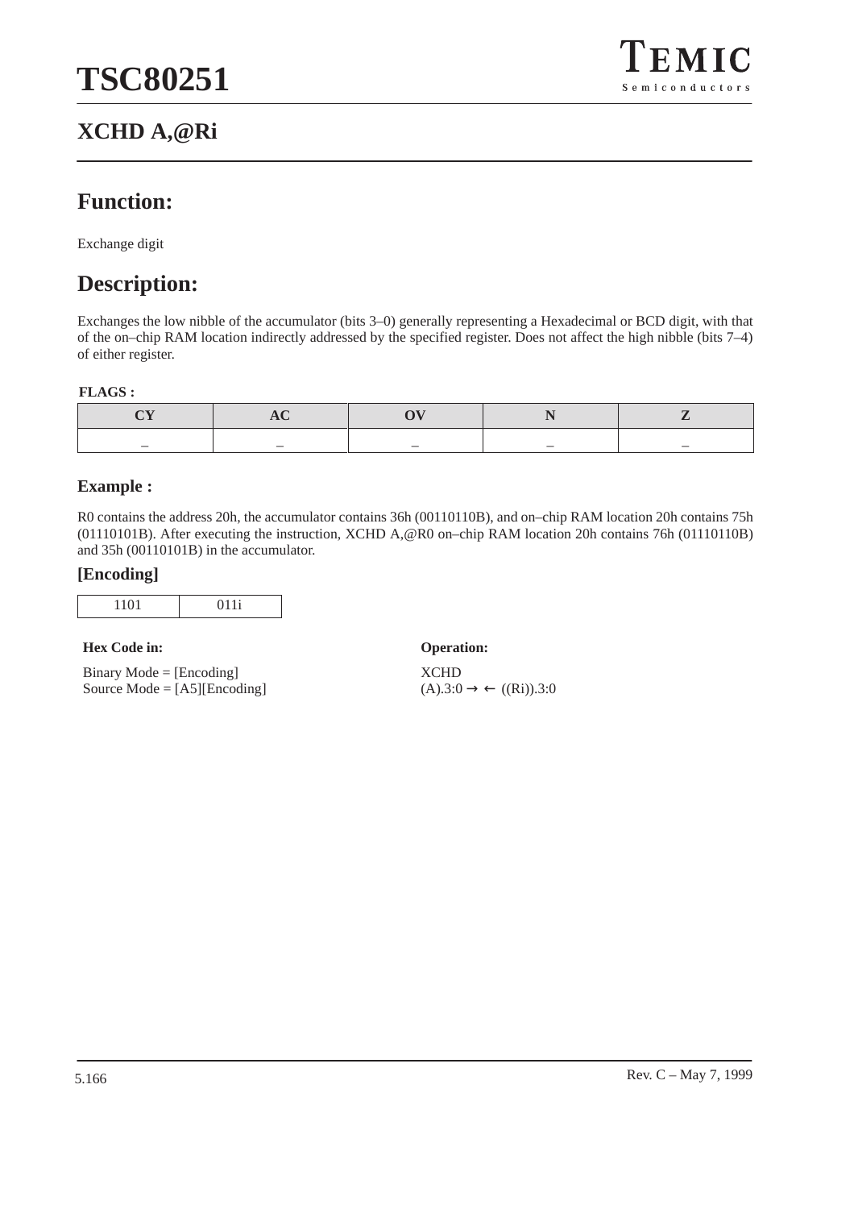## XCHD A,@Ri

## Function:

Exchange digit

## Description:

Exchanges the low nibble of the accumulator (bits 3–0) generally representing a Hexadecimal or BCD digit, with that of the on–chip RAM location indirectly addressed by the specified register. Does not affect the high nibble (bits 7–4) of either register.

**FLAGS :**

| CY | AC | OV | N | Z |
|---|---|---|---|---|
| – | – | – | – | – |

### Example :

R0 contains the address 20h, the accumulator contains 36h (00110110B), and on–chip RAM location 20h contains 75h (01110101B). After executing the instruction, XCHD A,@R0 on–chip RAM location 20h contains 76h (01110110B) and 35h (00110101B) in the accumulator.

### [Encoding]

| 1101 | 011i |
|---|---|

**Hex Code in:**

Binary Mode = [Encoding]
Source Mode = [A5][Encoding]

**Operation:**

XCHD
(A).3:0 → ← ((Ri)).3:0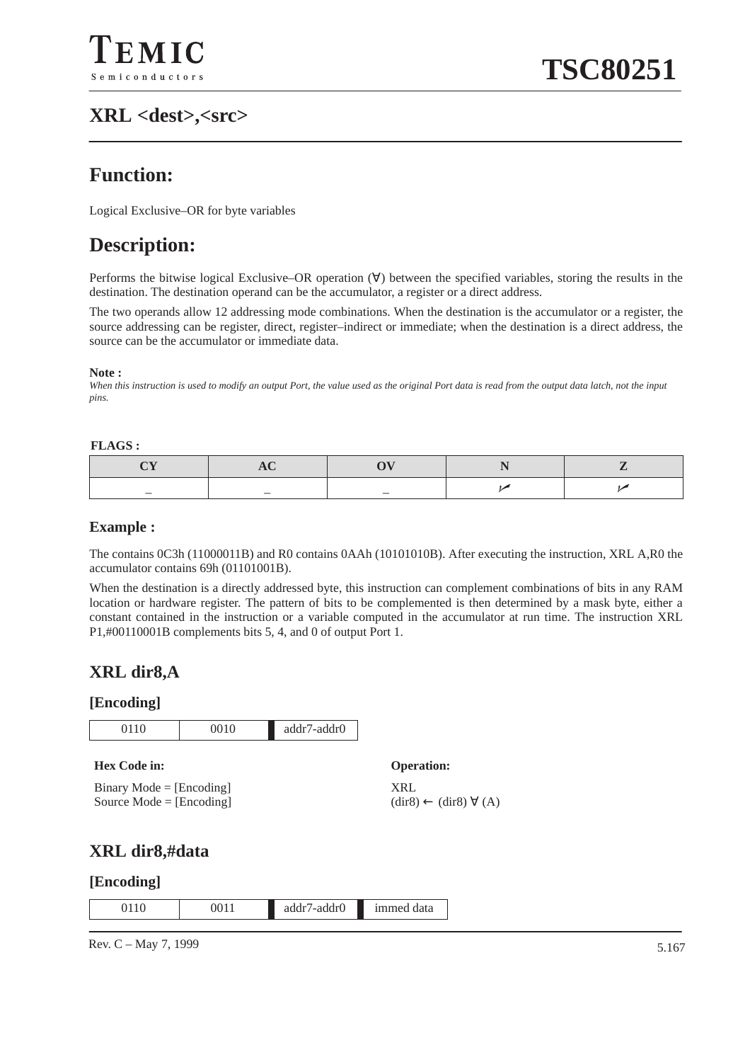## XRL <dest>,<src>

# Function:

Logical Exclusive–OR for byte variables

# Description:

Performs the bitwise logical Exclusive–OR operation (∀) between the specified variables, storing the results in the destination. The destination operand can be the accumulator, a register or a direct address.

The two operands allow 12 addressing mode combinations. When the destination is the accumulator or a register, the source addressing can be register, direct, register–indirect or immediate; when the destination is a direct address, the source can be the accumulator or immediate data.

**Note :**
*When this instruction is used to modify an output Port, the value used as the original Port data is read from the output data latch, not the input pins.*

**FLAGS :**

| CY | AC | OV | N | Z |
|---|---|---|---|---|
| – | – | – | ✓ | ✓ |

### Example :

The contains 0C3h (11000011B) and R0 contains 0AAh (10101010B). After executing the instruction, XRL A,R0 the accumulator contains 69h (01101001B).

When the destination is a directly addressed byte, this instruction can complement combinations of bits in any RAM location or hardware register. The pattern of bits to be complemented is then determined by a mask byte, either a constant contained in the instruction or a variable computed in the accumulator at run time. The instruction XRL P1,#00110001B complements bits 5, 4, and 0 of output Port 1.

## XRL dir8,A

### [Encoding]

| 0110 | 0010 | addr7-addr0 |
|---|---|---|

**Hex Code in:**

Binary Mode = [Encoding]
Source Mode = [Encoding]

**Operation:**

XRL
(dir8) ← (dir8) ∀ (A)

## XRL dir8,#data

### [Encoding]

| 0110 | 0011 | addr7-addr0 | immed data |
|---|---|---|---|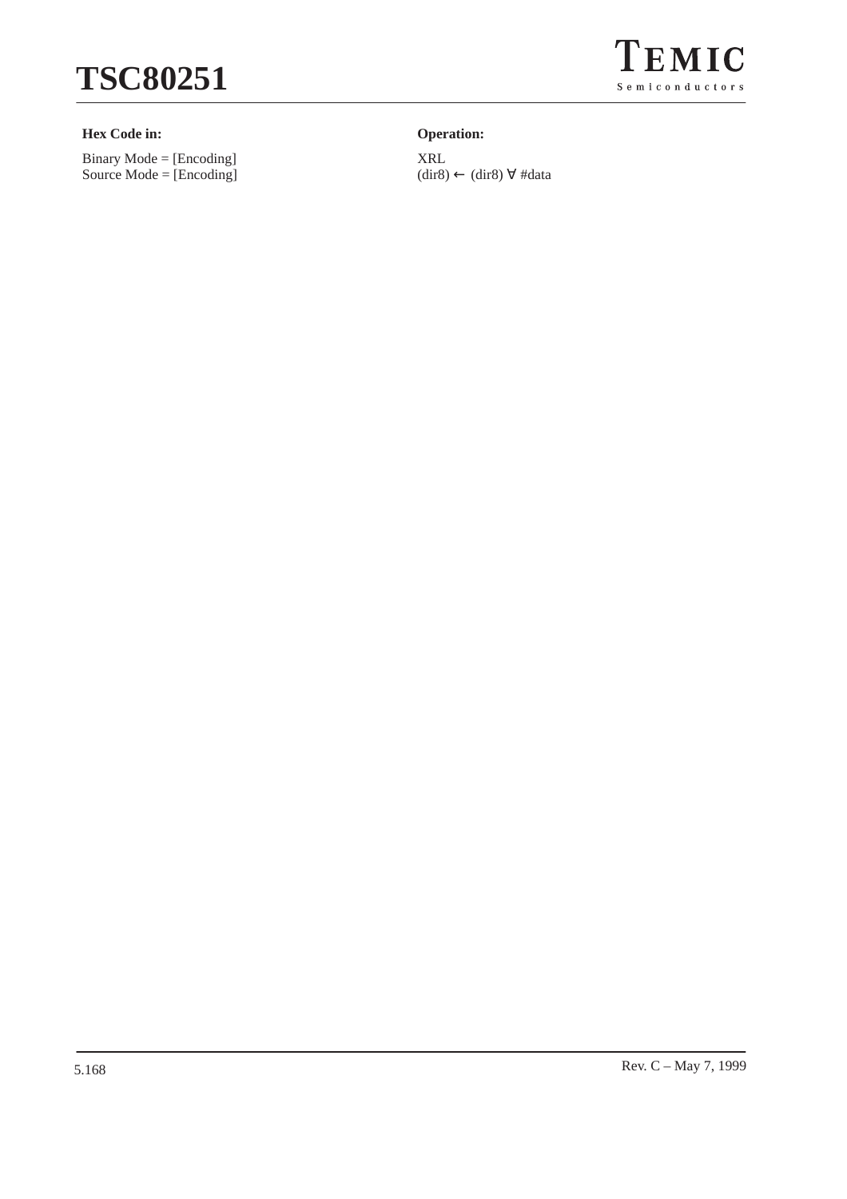**Hex Code in:**

Binary Mode = [Encoding]
Source Mode = [Encoding]

**Operation:**

XRL
(dir8) ← (dir8) ∀ #data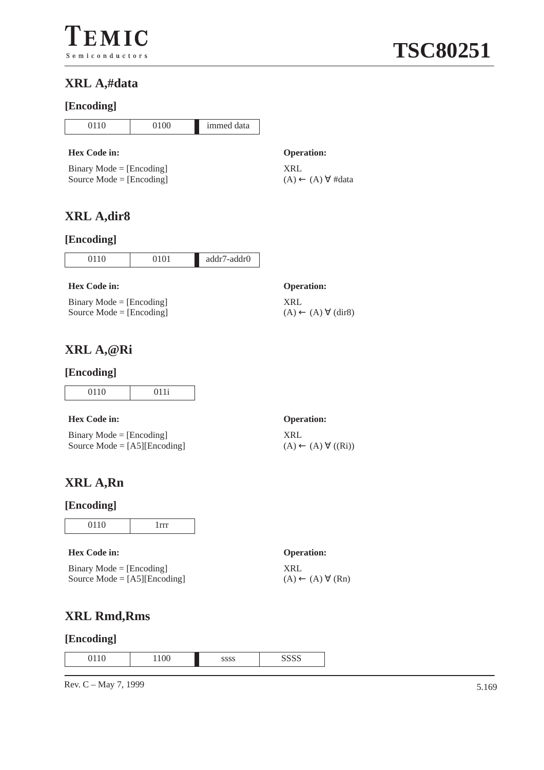## XRL A,#data

### [Encoding]

| 0110 | 0100 | immed data |
|---|---|---|

**Hex Code in:**

Binary Mode = [Encoding]
Source Mode = [Encoding]

**Operation:**

XRL
(A) ← (A) ∀ #data

## XRL A,dir8

### [Encoding]

| 0110 | 0101 | addr7-addr0 |
|---|---|---|

**Hex Code in:**

Binary Mode = [Encoding]
Source Mode = [Encoding]

**Operation:**

XRL
(A) ← (A) ∀ (dir8)

## XRL A,@Ri

### [Encoding]

| 0110 | 011i |
|---|---|

**Hex Code in:**

Binary Mode = [Encoding]
Source Mode = [A5][Encoding]

**Operation:**

XRL
(A) ← (A) ∀ ((Ri))

## XRL A,Rn

### [Encoding]

| 0110 | 1rrr |
|---|---|

**Hex Code in:**

Binary Mode = [Encoding]
Source Mode = [A5][Encoding]

**Operation:**

XRL
(A) ← (A) ∀ (Rn)

## XRL Rmd,Rms

### [Encoding]

| 0110 | 1100 | ssss | SSSS |
|---|---|---|---|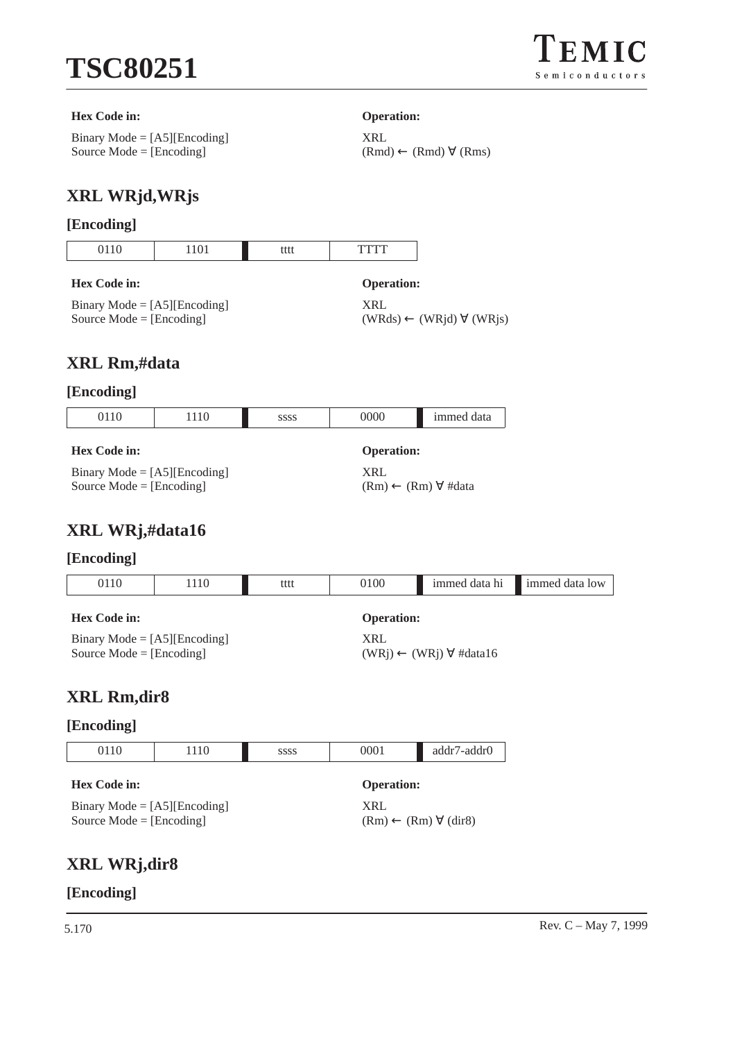**Hex Code in:**

Binary Mode = [A5][Encoding]
Source Mode = [Encoding]

**Operation:**

XRL
(Rmd) ← (Rmd) ∀ (Rms)

## XRL WRjd,WRjs

### [Encoding]

| 0110 | 1101 | tttt | TTTT |
|---|---|---|---|

**Hex Code in:**

Binary Mode = [A5][Encoding]
Source Mode = [Encoding]

**Operation:**

XRL
(WRds) ← (WRjd) ∀ (WRjs)

## XRL Rm,#data

### [Encoding]

| 0110 | 1110 | ssss | 0000 | immed data |
|---|---|---|---|---|

**Hex Code in:**

Binary Mode = [A5][Encoding]
Source Mode = [Encoding]

**Operation:**

XRL
(Rm) ← (Rm) ∀ #data

## XRL WRj,#data16

### [Encoding]

| 0110 | 1110 | tttt | 0100 | immed data hi | immed data low |
|---|---|---|---|---|---|

**Hex Code in:**

Binary Mode = [A5][Encoding]
Source Mode = [Encoding]

**Operation:**

XRL
(WRj) ← (WRj) ∀ #data16

## XRL Rm,dir8

### [Encoding]

| 0110 | 1110 | ssss | 0001 | addr7-addr0 |
|---|---|---|---|---|

**Hex Code in:**

Binary Mode = [A5][Encoding]
Source Mode = [Encoding]

**Operation:**

XRL
(Rm) ← (Rm) ∀ (dir8)

## XRL WRj,dir8

### [Encoding]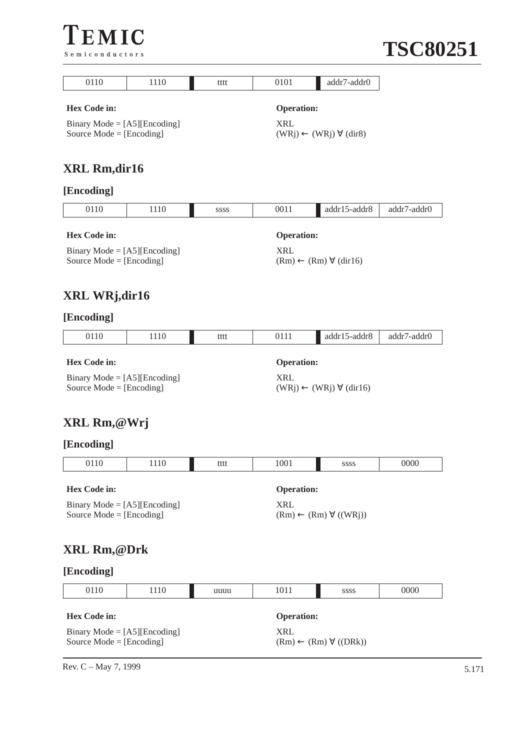| 0110 | 1110 | tttt | 0101 | addr7-addr0 |
|---|---|---|---|---|

**Hex Code in:**

Binary Mode = [A5][Encoding]
Source Mode = [Encoding]

**Operation:**

XRL
(WRj) ← (WRj) ∀ (dir8)

## XRL Rm,dir16

### [Encoding]

| 0110 | 1110 | ssss | 0011 | addr15-addr8 | addr7-addr0 |
|---|---|---|---|---|---|

**Hex Code in:**

Binary Mode = [A5][Encoding]
Source Mode = [Encoding]

**Operation:**

XRL
(Rm) ← (Rm) ∀ (dir16)

## XRL WRj,dir16

### [Encoding]

| 0110 | 1110 | tttt | 0111 | addr15-addr8 | addr7-addr0 |
|---|---|---|---|---|---|

**Hex Code in:**

Binary Mode = [A5][Encoding]
Source Mode = [Encoding]

**Operation:**

XRL
(WRj) ← (WRj) ∀ (dir16)

## XRL Rm,@Wrj

### [Encoding]

| 0110 | 1110 | tttt | 1001 | ssss | 0000 |
|---|---|---|---|---|---|

**Hex Code in:**

Binary Mode = [A5][Encoding]
Source Mode = [Encoding]

**Operation:**

XRL
(Rm) ← (Rm) ∀ ((WRj))

## XRL Rm,@Drk

### [Encoding]

| 0110 | 1110 | uuuu | 1011 | ssss | 0000 |
|---|---|---|---|---|---|

**Hex Code in:**

Binary Mode = [A5][Encoding]
Source Mode = [Encoding]

**Operation:**

XRL
(Rm) ← (Rm) ∀ ((DRk))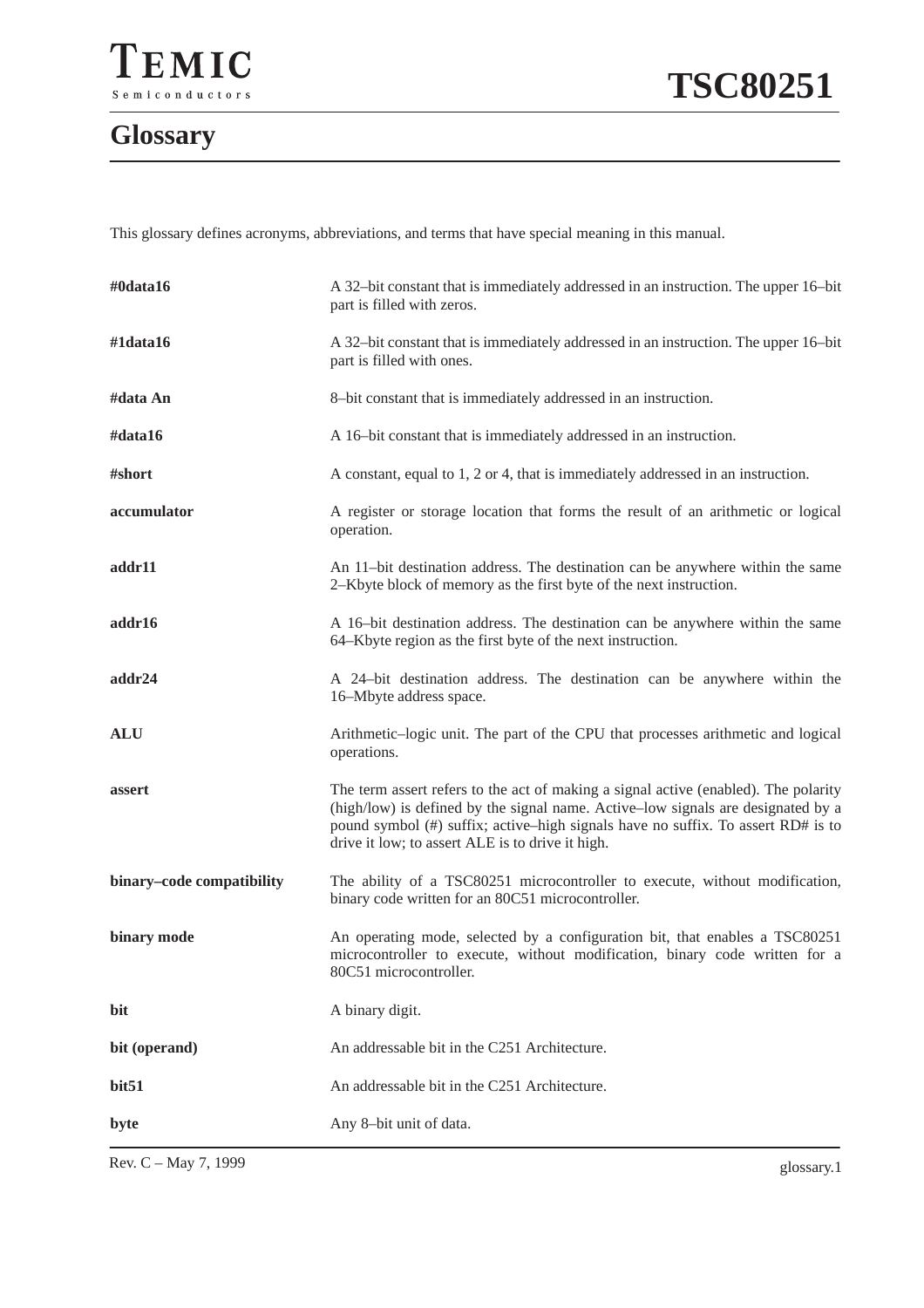# Glossary

This glossary defines acronyms, abbreviations, and terms that have special meaning in this manual.

| | |
|---|---|
| **#0data16** | A 32–bit constant that is immediately addressed in an instruction. The upper 16–bit part is filled with zeros. |
| **#1data16** | A 32–bit constant that is immediately addressed in an instruction. The upper 16–bit part is filled with ones. |
| **#data An** | 8–bit constant that is immediately addressed in an instruction. |
| **#data16** | A 16–bit constant that is immediately addressed in an instruction. |
| **#short** | A constant, equal to 1, 2 or 4, that is immediately addressed in an instruction. |
| **accumulator** | A register or storage location that forms the result of an arithmetic or logical operation. |
| **addr11** | An 11–bit destination address. The destination can be anywhere within the same 2–Kbyte block of memory as the first byte of the next instruction. |
| **addr16** | A 16–bit destination address. The destination can be anywhere within the same 64–Kbyte region as the first byte of the next instruction. |
| **addr24** | A 24–bit destination address. The destination can be anywhere within the 16–Mbyte address space. |
| **ALU** | Arithmetic–logic unit. The part of the CPU that processes arithmetic and logical operations. |
| **assert** | The term assert refers to the act of making a signal active (enabled). The polarity (high/low) is defined by the signal name. Active–low signals are designated by a pound symbol (#) suffix; active–high signals have no suffix. To assert RD# is to drive it low; to assert ALE is to drive it high. |
| **binary–code compatibility** | The ability of a TSC80251 microcontroller to execute, without modification, binary code written for an 80C51 microcontroller. |
| **binary mode** | An operating mode, selected by a configuration bit, that enables a TSC80251 microcontroller to execute, without modification, binary code written for a 80C51 microcontroller. |
| **bit** | A binary digit. |
| **bit (operand)** | An addressable bit in the C251 Architecture. |
| **bit51** | An addressable bit in the C251 Architecture. |
| **byte** | Any 8–bit unit of data. |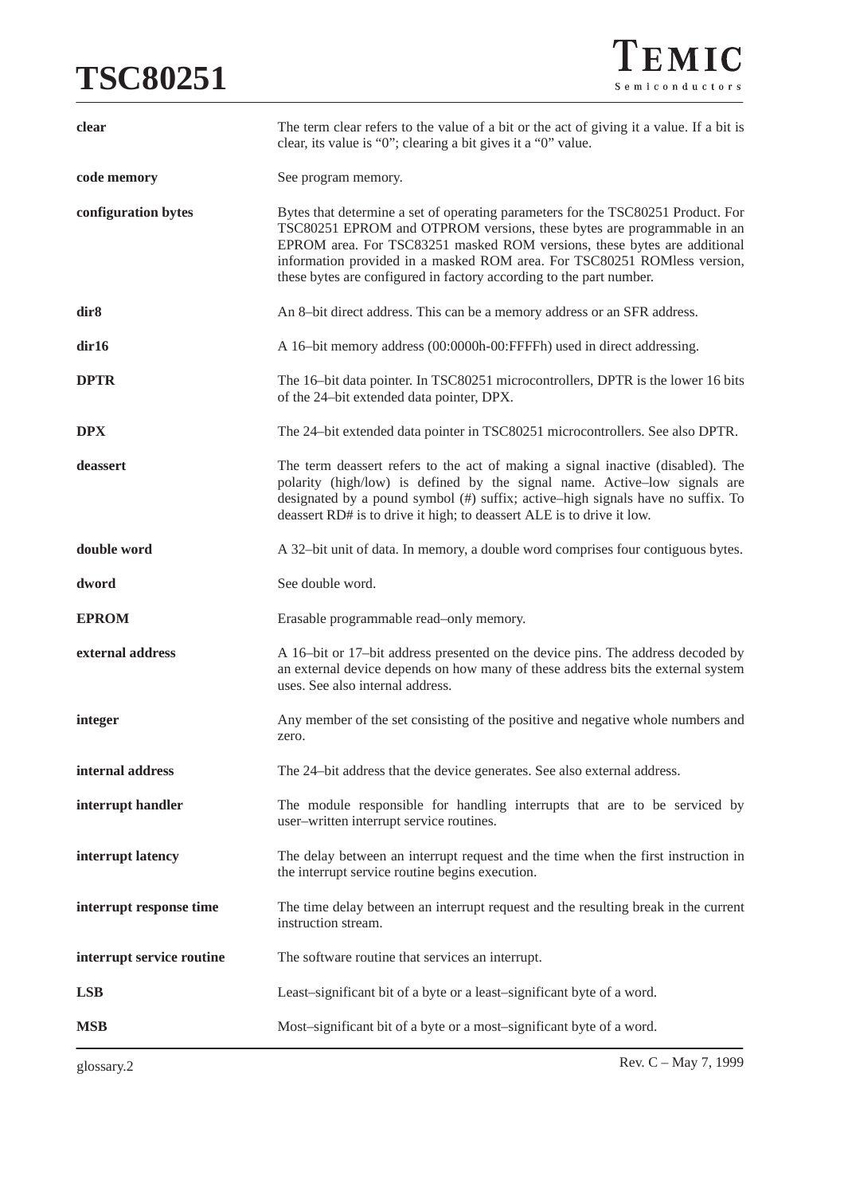**clear** — The term clear refers to the value of a bit or the act of giving it a value. If a bit is clear, its value is “0”; clearing a bit gives it a “0” value.

**code memory** — See program memory.

**configuration bytes** — Bytes that determine a set of operating parameters for the TSC80251 Product. For TSC80251 EPROM and OTPROM versions, these bytes are programmable in an EPROM area. For TSC83251 masked ROM versions, these bytes are additional information provided in a masked ROM area. For TSC80251 ROMless version, these bytes are configured in factory according to the part number.

**dir8** — An 8–bit direct address. This can be a memory address or an SFR address.

**dir16** — A 16–bit memory address (00:0000h-00:FFFFh) used in direct addressing.

**DPTR** — The 16–bit data pointer. In TSC80251 microcontrollers, DPTR is the lower 16 bits of the 24–bit extended data pointer, DPX.

**DPX** — The 24–bit extended data pointer in TSC80251 microcontrollers. See also DPTR.

**deassert** — The term deassert refers to the act of making a signal inactive (disabled). The polarity (high/low) is defined by the signal name. Active–low signals are designated by a pound symbol (#) suffix; active–high signals have no suffix. To deassert RD# is to drive it high; to deassert ALE is to drive it low.

**double word** — A 32–bit unit of data. In memory, a double word comprises four contiguous bytes.

**dword** — See double word.

**EPROM** — Erasable programmable read–only memory.

**external address** — A 16–bit or 17–bit address presented on the device pins. The address decoded by an external device depends on how many of these address bits the external system uses. See also internal address.

**integer** — Any member of the set consisting of the positive and negative whole numbers and zero.

**internal address** — The 24–bit address that the device generates. See also external address.

**interrupt handler** — The module responsible for handling interrupts that are to be serviced by user–written interrupt service routines.

**interrupt latency** — The delay between an interrupt request and the time when the first instruction in the interrupt service routine begins execution.

**interrupt response time** — The time delay between an interrupt request and the resulting break in the current instruction stream.

**interrupt service routine** — The software routine that services an interrupt.

**LSB** — Least–significant bit of a byte or a least–significant byte of a word.

**MSB** — Most–significant bit of a byte or a most–significant byte of a word.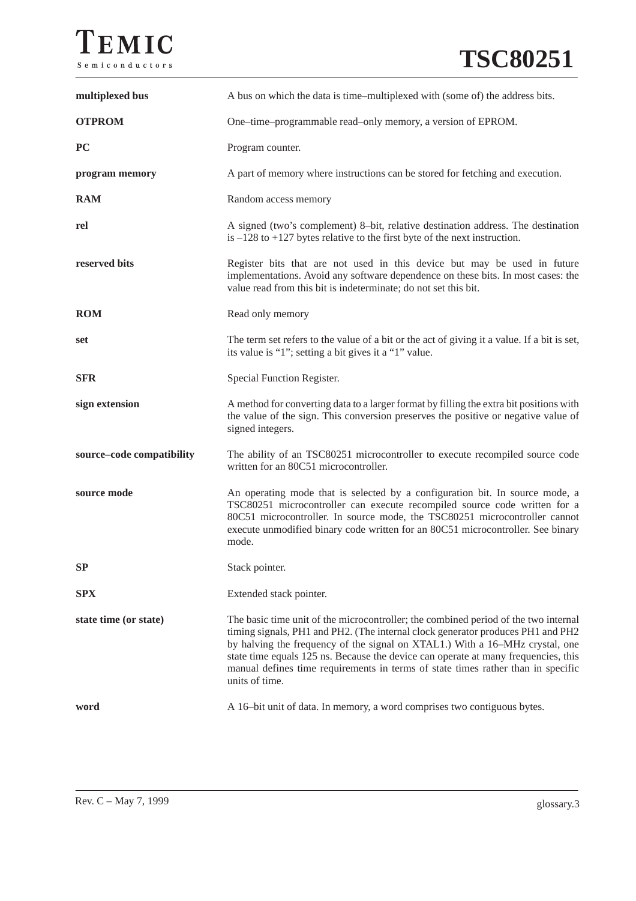| | |
|---|---|
| **multiplexed bus** | A bus on which the data is time–multiplexed with (some of) the address bits. |
| **OTPROM** | One–time–programmable read–only memory, a version of EPROM. |
| **PC** | Program counter. |
| **program memory** | A part of memory where instructions can be stored for fetching and execution. |
| **RAM** | Random access memory |
| **rel** | A signed (two's complement) 8–bit, relative destination address. The destination is –128 to +127 bytes relative to the first byte of the next instruction. |
| **reserved bits** | Register bits that are not used in this device but may be used in future implementations. Avoid any software dependence on these bits. In most cases: the value read from this bit is indeterminate; do not set this bit. |
| **ROM** | Read only memory |
| **set** | The term set refers to the value of a bit or the act of giving it a value. If a bit is set, its value is "1"; setting a bit gives it a "1" value. |
| **SFR** | Special Function Register. |
| **sign extension** | A method for converting data to a larger format by filling the extra bit positions with the value of the sign. This conversion preserves the positive or negative value of signed integers. |
| **source–code compatibility** | The ability of an TSC80251 microcontroller to execute recompiled source code written for an 80C51 microcontroller. |
| **source mode** | An operating mode that is selected by a configuration bit. In source mode, a TSC80251 microcontroller can execute recompiled source code written for a 80C51 microcontroller. In source mode, the TSC80251 microcontroller cannot execute unmodified binary code written for an 80C51 microcontroller. See binary mode. |
| **SP** | Stack pointer. |
| **SPX** | Extended stack pointer. |
| **state time (or state)** | The basic time unit of the microcontroller; the combined period of the two internal timing signals, PH1 and PH2. (The internal clock generator produces PH1 and PH2 by halving the frequency of the signal on XTAL1.) With a 16–MHz crystal, one state time equals 125 ns. Because the device can operate at many frequencies, this manual defines time requirements in terms of state times rather than in specific units of time. |
| **word** | A 16–bit unit of data. In memory, a word comprises two contiguous bytes. |